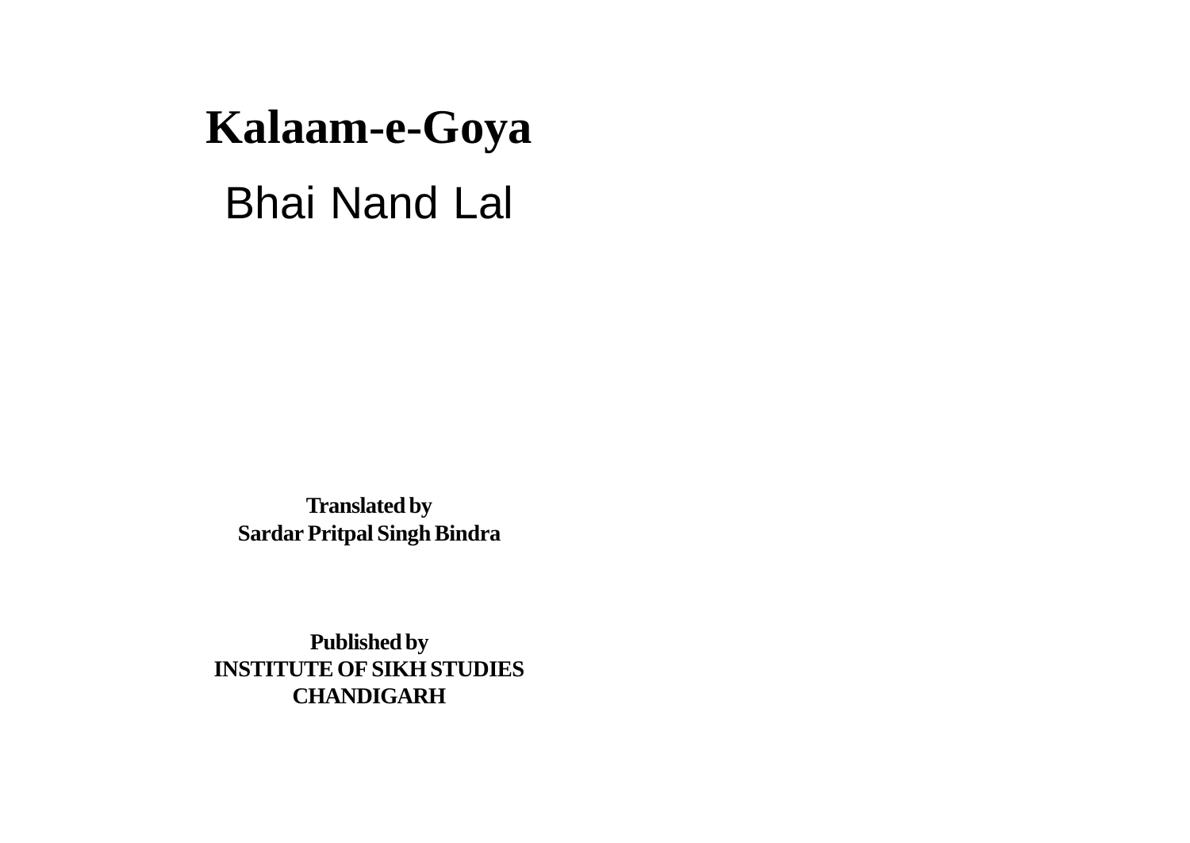# Kalaam-e-Goya

## Bhai Nand Lal

**Translated by**
**Sardar Pritpal Singh Bindra**

**Published by**
**INSTITUTE OF SIKH STUDIES**
**CHANDIGARH**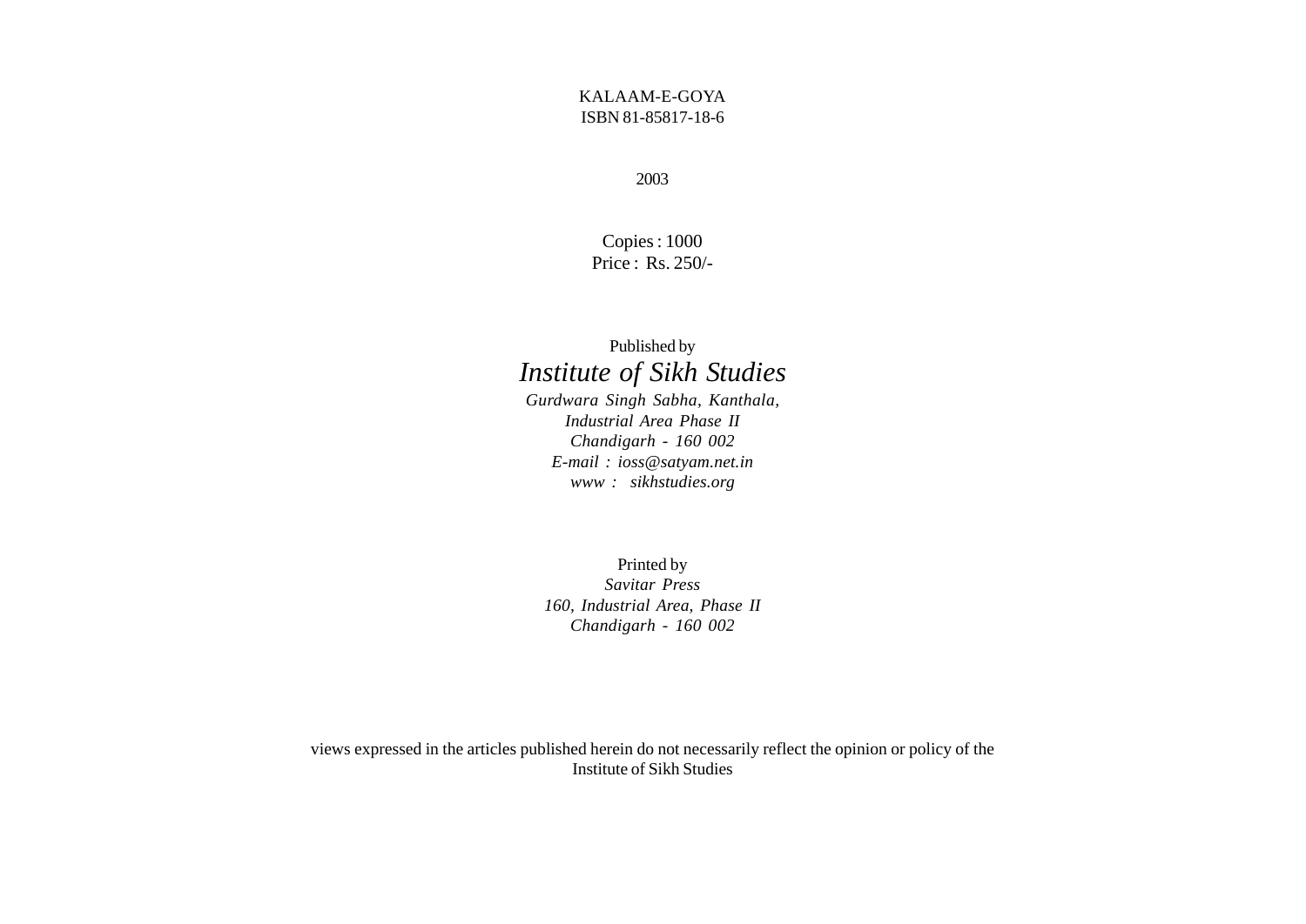KALAAM-E-GOYA
ISBN 81-85817-18-6

2003

Copies : 1000
Price : Rs. 250/-

Published by

*Institute of Sikh Studies*

*Gurdwara Singh Sabha, Kanthala,*
*Industrial Area Phase II*
*Chandigarh - 160 002*
*E-mail : ioss@satyam.net.in*
*www : sikhstudies.org*

Printed by
*Savitar Press*
*160, Industrial Area, Phase II*
*Chandigarh - 160 002*

views expressed in the articles published herein do not necessarily reflect the opinion or policy of the Institute of Sikh Studies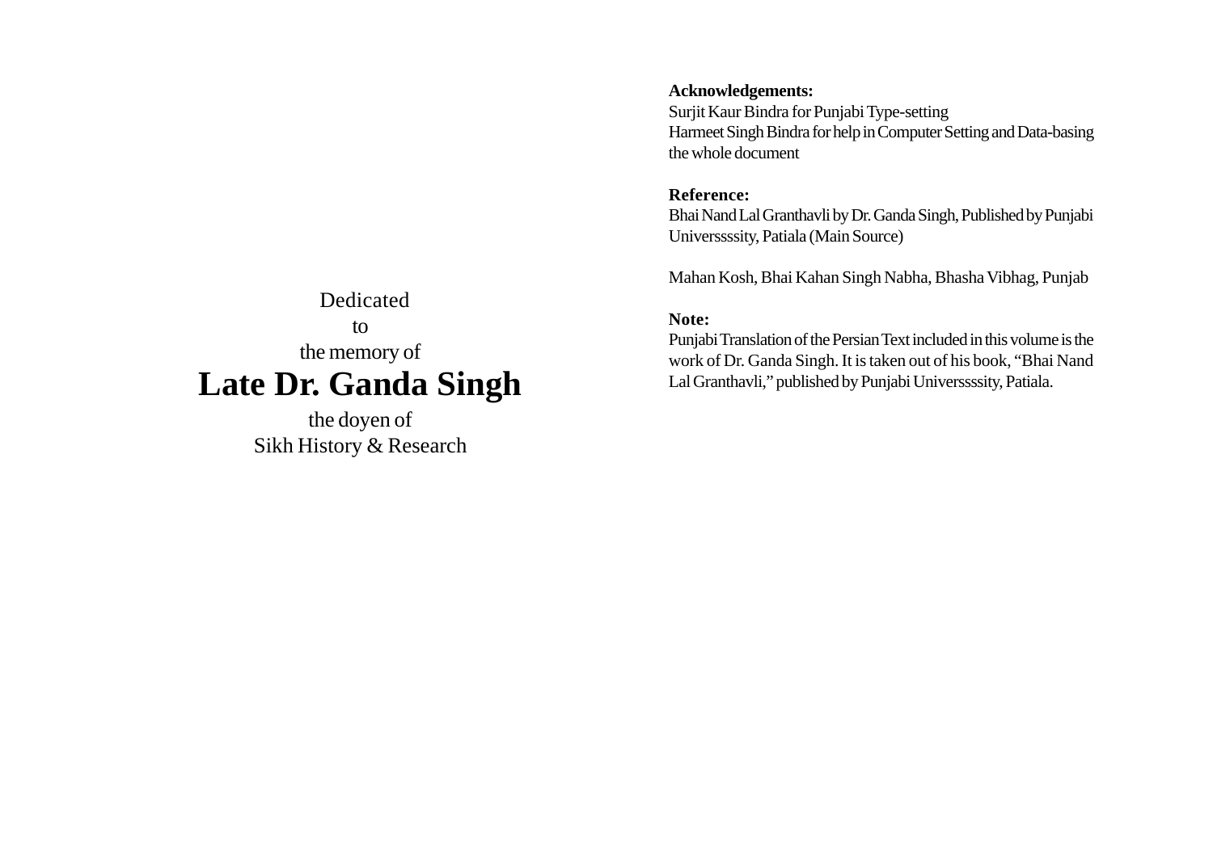Dedicated

to

the memory of

# Late Dr. Ganda Singh

the doyen of

Sikh History & Research

**Acknowledgements:**

Surjit Kaur Bindra for Punjabi Type-setting

Harmeet Singh Bindra for help in Computer Setting and Data-basing the whole document

**Reference:**

Bhai Nand Lal Granthavli by Dr. Ganda Singh, Published by Punjabi Universssity, Patiala (Main Source)

Mahan Kosh, Bhai Kahan Singh Nabha, Bhasha Vibhag, Punjab

**Note:**

Punjabi Translation of the Persian Text included in this volume is the work of Dr. Ganda Singh. It is taken out of his book, "Bhai Nand Lal Granthavli," published by Punjabi Universssity, Patiala.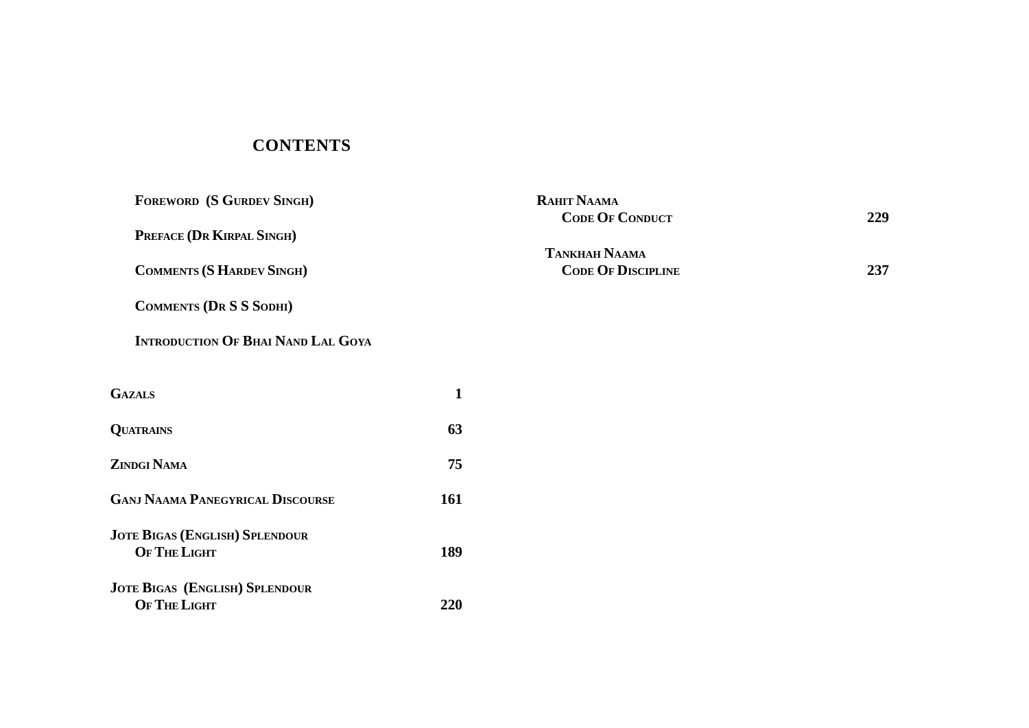# CONTENTS

**Foreword (S Gurdev Singh)**

**Preface (Dr Kirpal Singh)**

**Comments (S Hardev Singh)**

**Comments (Dr S S Sodhi)**

**Introduction Of Bhai Nand Lal Goya**

| | |
|---|---|
| **Gazals** | **1** |
| **Quatrains** | **63** |
| **Zindgi Nama** | **75** |
| **Ganj Naama Panegyrical Discourse** | **161** |
| **Jote Bigas (English) Splendour Of The Light** | **189** |
| **Jote Bigas (English) Splendour Of The Light** | **220** |
| **Rahit Naama Code Of Conduct** | **229** |
| **Tankhah Naama Code Of Discipline** | **237** |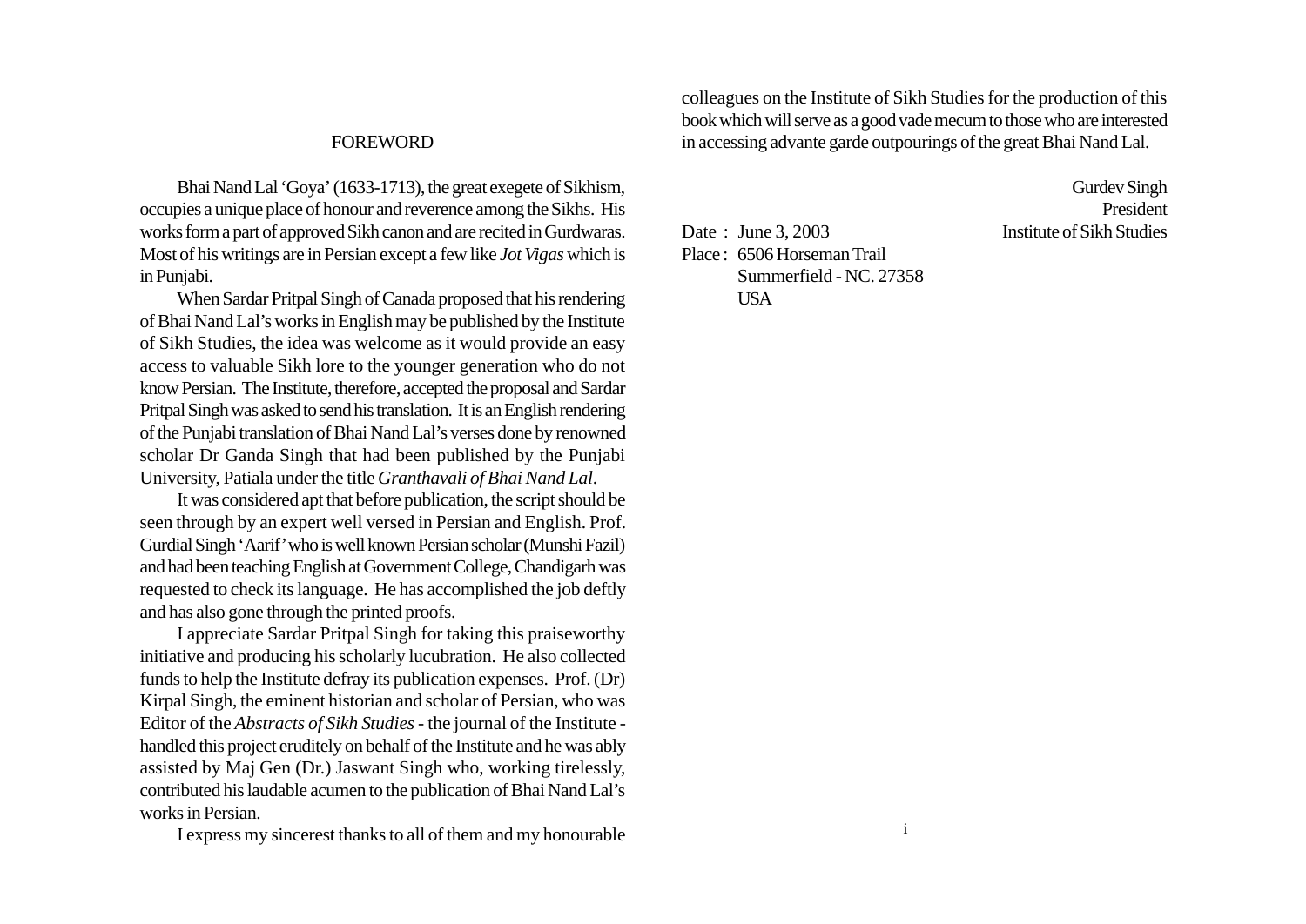# FOREWORD

Bhai Nand Lal 'Goya' (1633-1713), the great exegete of Sikhism, occupies a unique place of honour and reverence among the Sikhs. His works form a part of approved Sikh canon and are recited in Gurdwaras. Most of his writings are in Persian except a few like *Jot Vigas* which is in Punjabi.

When Sardar Pritpal Singh of Canada proposed that his rendering of Bhai Nand Lal's works in English may be published by the Institute of Sikh Studies, the idea was welcome as it would provide an easy access to valuable Sikh lore to the younger generation who do not know Persian. The Institute, therefore, accepted the proposal and Sardar Pritpal Singh was asked to send his translation. It is an English rendering of the Punjabi translation of Bhai Nand Lal's verses done by renowned scholar Dr Ganda Singh that had been published by the Punjabi University, Patiala under the title *Granthavali of Bhai Nand Lal*.

It was considered apt that before publication, the script should be seen through by an expert well versed in Persian and English. Prof. Gurdial Singh 'Aarif' who is well known Persian scholar (Munshi Fazil) and had been teaching English at Government College, Chandigarh was requested to check its language. He has accomplished the job deftly and has also gone through the printed proofs.

I appreciate Sardar Pritpal Singh for taking this praiseworthy initiative and producing his scholarly lucubration. He also collected funds to help the Institute defray its publication expenses. Prof. (Dr) Kirpal Singh, the eminent historian and scholar of Persian, who was Editor of the *Abstracts of Sikh Studies* - the journal of the Institute - handled this project eruditely on behalf of the Institute and he was ably assisted by Maj Gen (Dr.) Jaswant Singh who, working tirelessly, contributed his laudable acumen to the publication of Bhai Nand Lal's works in Persian.

I express my sincerest thanks to all of them and my honourable colleagues on the Institute of Sikh Studies for the production of this book which will serve as a good vade mecum to those who are interested in accessing advante garde outpourings of the great Bhai Nand Lal.

Gurdev Singh
President
Institute of Sikh Studies

Date : June 3, 2003
Place : 6506 Horseman Trail
Summerfield - NC. 27358
USA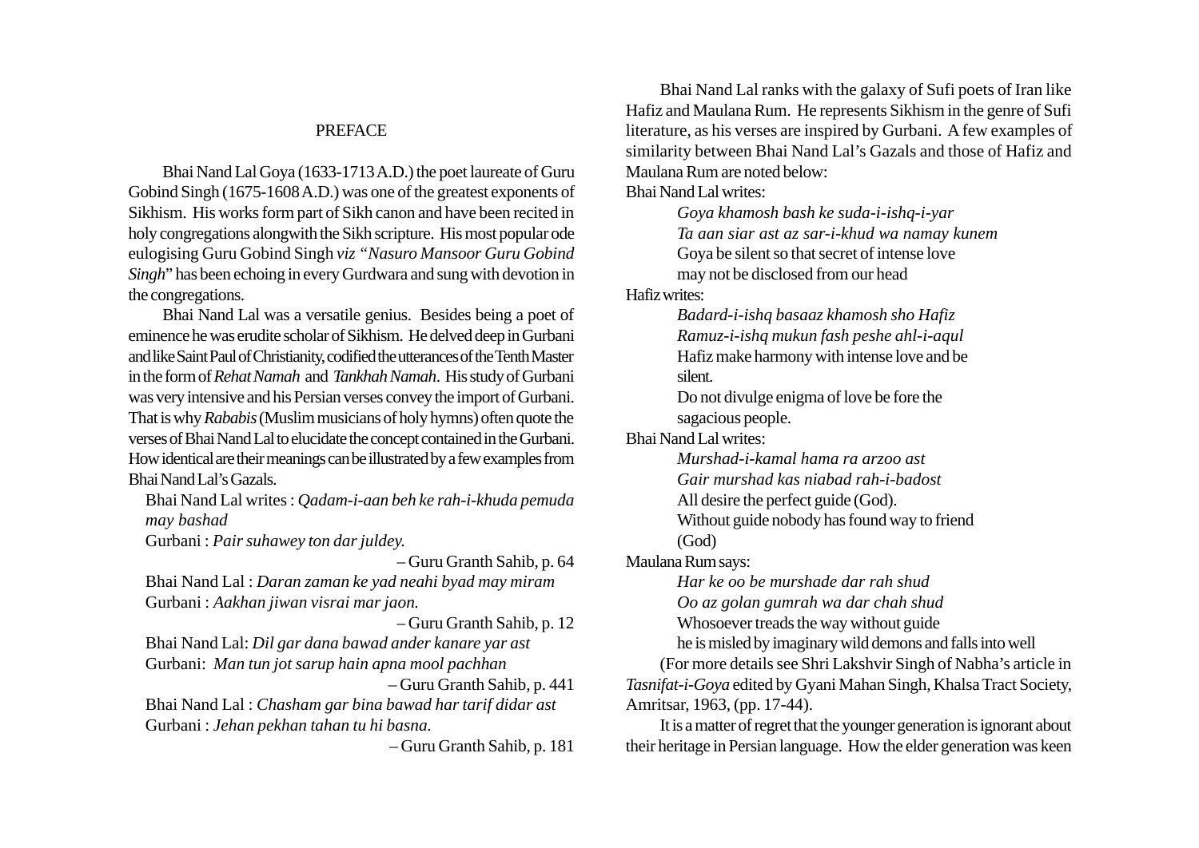# PREFACE

Bhai Nand Lal Goya (1633-1713 A.D.) the poet laureate of Guru Gobind Singh (1675-1608 A.D.) was one of the greatest exponents of Sikhism. His works form part of Sikh canon and have been recited in holy congregations alongwith the Sikh scripture. His most popular ode eulogising Guru Gobind Singh *viz "Nasuro Mansoor Guru Gobind Singh*" has been echoing in every Gurdwara and sung with devotion in the congregations.

Bhai Nand Lal was a versatile genius. Besides being a poet of eminence he was erudite scholar of Sikhism. He delved deep in Gurbani and like Saint Paul of Christianity, codified the utterances of the Tenth Master in the form of *Rehat Namah* and *Tankhah Namah*. His study of Gurbani was very intensive and his Persian verses convey the import of Gurbani. That is why *Rababis* (Muslim musicians of holy hymns) often quote the verses of Bhai Nand Lal to elucidate the concept contained in the Gurbani. How identical are their meanings can be illustrated by a few examples from Bhai Nand Lal's Gazals.

Bhai Nand Lal writes : *Qadam-i-aan beh ke rah-i-khuda pemuda may bashad*

Gurbani : *Pair suhawey ton dar juldey.*

– Guru Granth Sahib, p. 64

Bhai Nand Lal : *Daran zaman ke yad neahi byad may miram*

Gurbani : *Aakhan jiwan visrai mar jaon.*

– Guru Granth Sahib, p. 12

Bhai Nand Lal: *Dil gar dana bawad ander kanare yar ast*

Gurbani: *Man tun jot sarup hain apna mool pachhan*

– Guru Granth Sahib, p. 441

Bhai Nand Lal : *Chasham gar bina bawad har tarif didar ast*

Gurbani : *Jehan pekhan tahan tu hi basna.*

– Guru Granth Sahib, p. 181

Bhai Nand Lal ranks with the galaxy of Sufi poets of Iran like Hafiz and Maulana Rum. He represents Sikhism in the genre of Sufi literature, as his verses are inspired by Gurbani. A few examples of similarity between Bhai Nand Lal's Gazals and those of Hafiz and Maulana Rum are noted below:

Bhai Nand Lal writes:

> *Goya khamosh bash ke suda-i-ishq-i-yar*
> *Ta aan siar ast az sar-i-khud wa namay kunem*
> Goya be silent so that secret of intense love
> may not be disclosed from our head

Hafiz writes:

> *Badard-i-ishq basaaz khamosh sho Hafiz*
> *Ramuz-i-ishq mukun fash peshe ahl-i-aqul*
> Hafiz make harmony with intense love and be silent.
> Do not divulge enigma of love be fore the sagacious people.

Bhai Nand Lal writes:

> *Murshad-i-kamal hama ra arzoo ast*
> *Gair murshad kas niabad rah-i-badost*
> All desire the perfect guide (God).
> Without guide nobody has found way to friend (God)

Maulana Rum says:

> *Har ke oo be murshade dar rah shud*
> *Oo az golan gumrah wa dar chah shud*
> Whosoever treads the way without guide
> he is misled by imaginary wild demons and falls into well

(For more details see Shri Lakshvir Singh of Nabha's article in *Tasnifat-i-Goya* edited by Gyani Mahan Singh, Khalsa Tract Society, Amritsar, 1963, (pp. 17-44).

It is a matter of regret that the younger generation is ignorant about their heritage in Persian language. How the elder generation was keen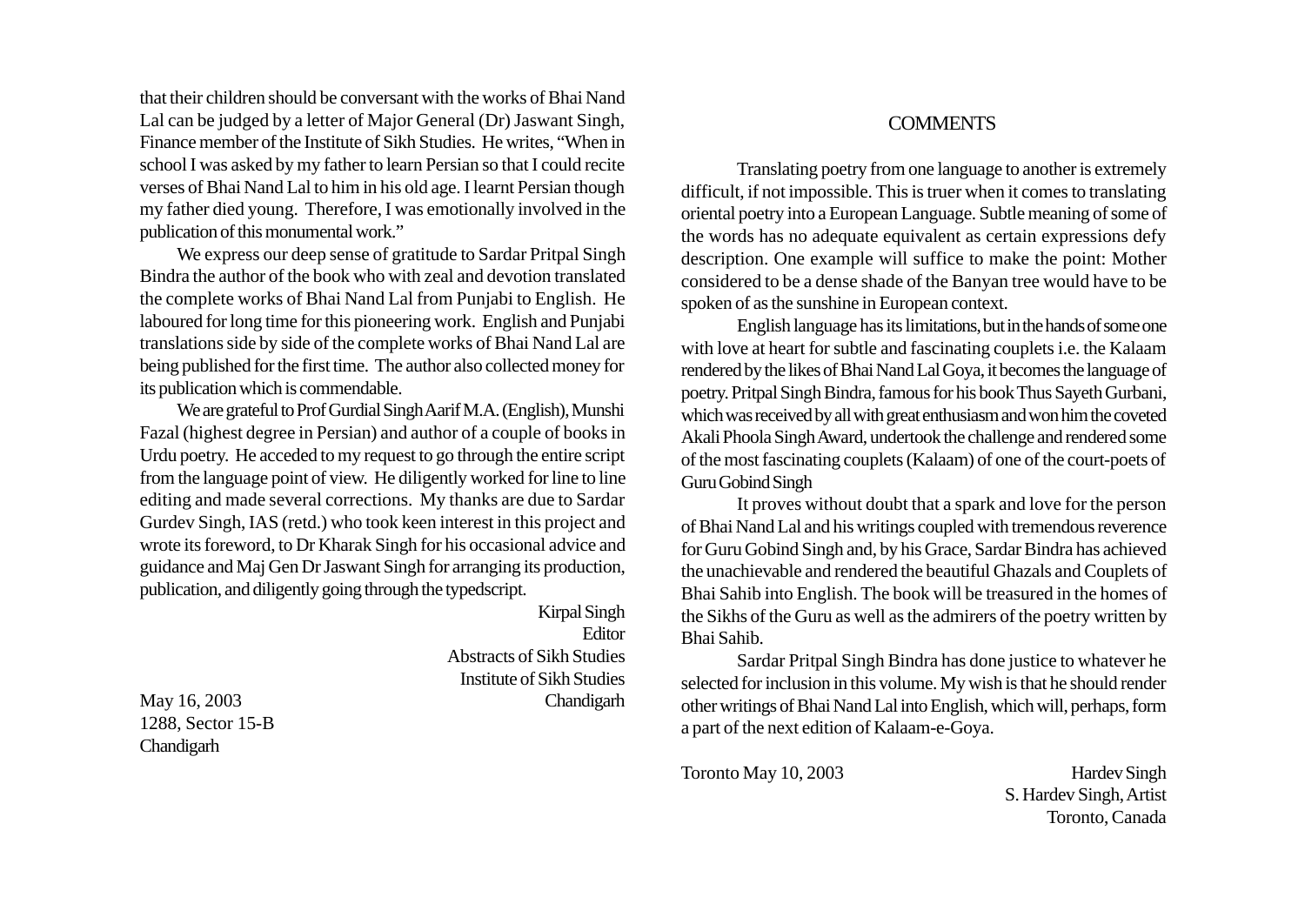that their children should be conversant with the works of Bhai Nand Lal can be judged by a letter of Major General (Dr) Jaswant Singh, Finance member of the Institute of Sikh Studies. He writes, "When in school I was asked by my father to learn Persian so that I could recite verses of Bhai Nand Lal to him in his old age. I learnt Persian though my father died young. Therefore, I was emotionally involved in the publication of this monumental work."

We express our deep sense of gratitude to Sardar Pritpal Singh Bindra the author of the book who with zeal and devotion translated the complete works of Bhai Nand Lal from Punjabi to English. He laboured for long time for this pioneering work. English and Punjabi translations side by side of the complete works of Bhai Nand Lal are being published for the first time. The author also collected money for its publication which is commendable.

We are grateful to Prof Gurdial Singh Aarif M.A. (English), Munshi Fazal (highest degree in Persian) and author of a couple of books in Urdu poetry. He acceded to my request to go through the entire script from the language point of view. He diligently worked for line to line editing and made several corrections. My thanks are due to Sardar Gurdev Singh, IAS (retd.) who took keen interest in this project and wrote its foreword, to Dr Kharak Singh for his occasional advice and guidance and Maj Gen Dr Jaswant Singh for arranging its production, publication, and diligently going through the typedscript.

Kirpal Singh
Editor
Abstracts of Sikh Studies
Institute of Sikh Studies
Chandigarh

May 16, 2003
1288, Sector 15-B
Chandigarh

## COMMENTS

Translating poetry from one language to another is extremely difficult, if not impossible. This is truer when it comes to translating oriental poetry into a European Language. Subtle meaning of some of the words has no adequate equivalent as certain expressions defy description. One example will suffice to make the point: Mother considered to be a dense shade of the Banyan tree would have to be spoken of as the sunshine in European context.

English language has its limitations, but in the hands of some one with love at heart for subtle and fascinating couplets i.e. the Kalaam rendered by the likes of Bhai Nand Lal Goya, it becomes the language of poetry. Pritpal Singh Bindra, famous for his book Thus Sayeth Gurbani, which was received by all with great enthusiasm and won him the coveted Akali Phoola Singh Award, undertook the challenge and rendered some of the most fascinating couplets (Kalaam) of one of the court-poets of Guru Gobind Singh

It proves without doubt that a spark and love for the person of Bhai Nand Lal and his writings coupled with tremendous reverence for Guru Gobind Singh and, by his Grace, Sardar Bindra has achieved the unachievable and rendered the beautiful Ghazals and Couplets of Bhai Sahib into English. The book will be treasured in the homes of the Sikhs of the Guru as well as the admirers of the poetry written by Bhai Sahib.

Sardar Pritpal Singh Bindra has done justice to whatever he selected for inclusion in this volume. My wish is that he should render other writings of Bhai Nand Lal into English, which will, perhaps, form a part of the next edition of Kalaam-e-Goya.

Toronto May 10, 2003

Hardev Singh
S. Hardev Singh, Artist
Toronto, Canada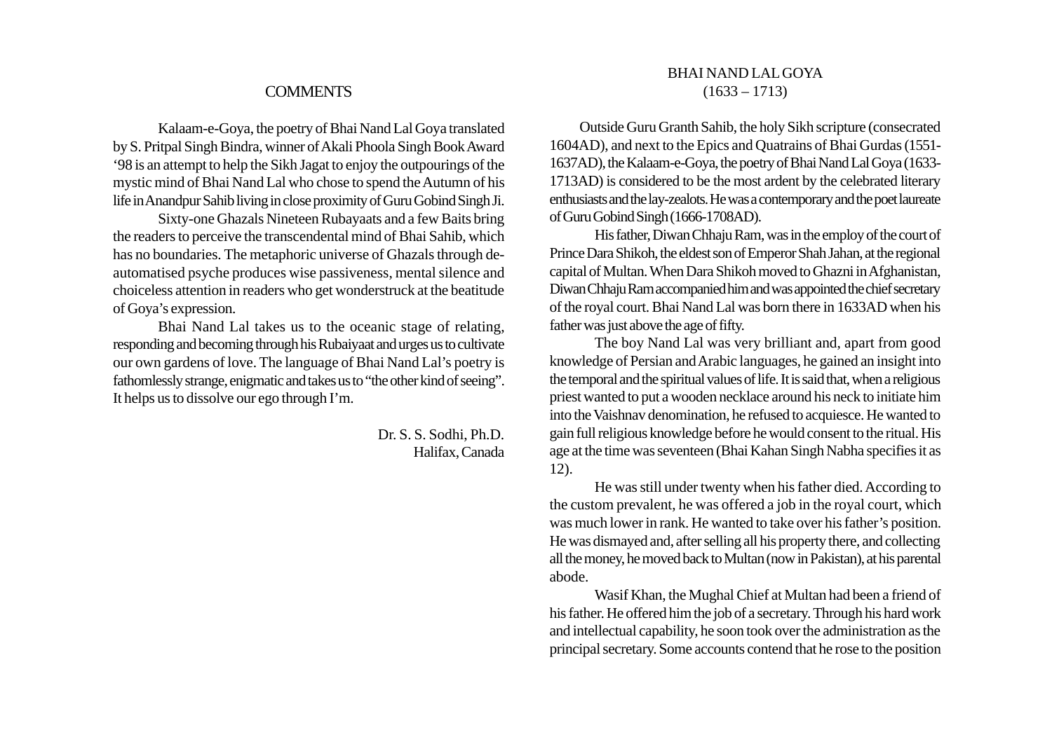## COMMENTS

Kalaam-e-Goya, the poetry of Bhai Nand Lal Goya translated by S. Pritpal Singh Bindra, winner of Akali Phoola Singh Book Award '98 is an attempt to help the Sikh Jagat to enjoy the outpourings of the mystic mind of Bhai Nand Lal who chose to spend the Autumn of his life in Anandpur Sahib living in close proximity of Guru Gobind Singh Ji.

Sixty-one Ghazals Nineteen Rubayaats and a few Baits bring the readers to perceive the transcendental mind of Bhai Sahib, which has no boundaries. The metaphoric universe of Ghazals through de-automatised psyche produces wise passiveness, mental silence and choiceless attention in readers who get wonderstruck at the beatitude of Goya's expression.

Bhai Nand Lal takes us to the oceanic stage of relating, responding and becoming through his Rubaiyaat and urges us to cultivate our own gardens of love. The language of Bhai Nand Lal's poetry is fathomlessly strange, enigmatic and takes us to "the other kind of seeing". It helps us to dissolve our ego through I'm.

Dr. S. S. Sodhi, Ph.D.
Halifax, Canada

## BHAI NAND LAL GOYA
## (1633 – 1713)

Outside Guru Granth Sahib, the holy Sikh scripture (consecrated 1604AD), and next to the Epics and Quatrains of Bhai Gurdas (1551-1637AD), the Kalaam-e-Goya, the poetry of Bhai Nand Lal Goya (1633-1713AD) is considered to be the most ardent by the celebrated literary enthusiasts and the lay-zealots. He was a contemporary and the poet laureate of Guru Gobind Singh (1666-1708AD).

His father, Diwan Chhaju Ram, was in the employ of the court of Prince Dara Shikoh, the eldest son of Emperor Shah Jahan, at the regional capital of Multan. When Dara Shikoh moved to Ghazni in Afghanistan, Diwan Chhaju Ram accompanied him and was appointed the chief secretary of the royal court. Bhai Nand Lal was born there in 1633AD when his father was just above the age of fifty.

The boy Nand Lal was very brilliant and, apart from good knowledge of Persian and Arabic languages, he gained an insight into the temporal and the spiritual values of life. It is said that, when a religious priest wanted to put a wooden necklace around his neck to initiate him into the Vaishnav denomination, he refused to acquiesce. He wanted to gain full religious knowledge before he would consent to the ritual. His age at the time was seventeen (Bhai Kahan Singh Nabha specifies it as 12).

He was still under twenty when his father died. According to the custom prevalent, he was offered a job in the royal court, which was much lower in rank. He wanted to take over his father's position. He was dismayed and, after selling all his property there, and collecting all the money, he moved back to Multan (now in Pakistan), at his parental abode.

Wasif Khan, the Mughal Chief at Multan had been a friend of his father. He offered him the job of a secretary. Through his hard work and intellectual capability, he soon took over the administration as the principal secretary. Some accounts contend that he rose to the position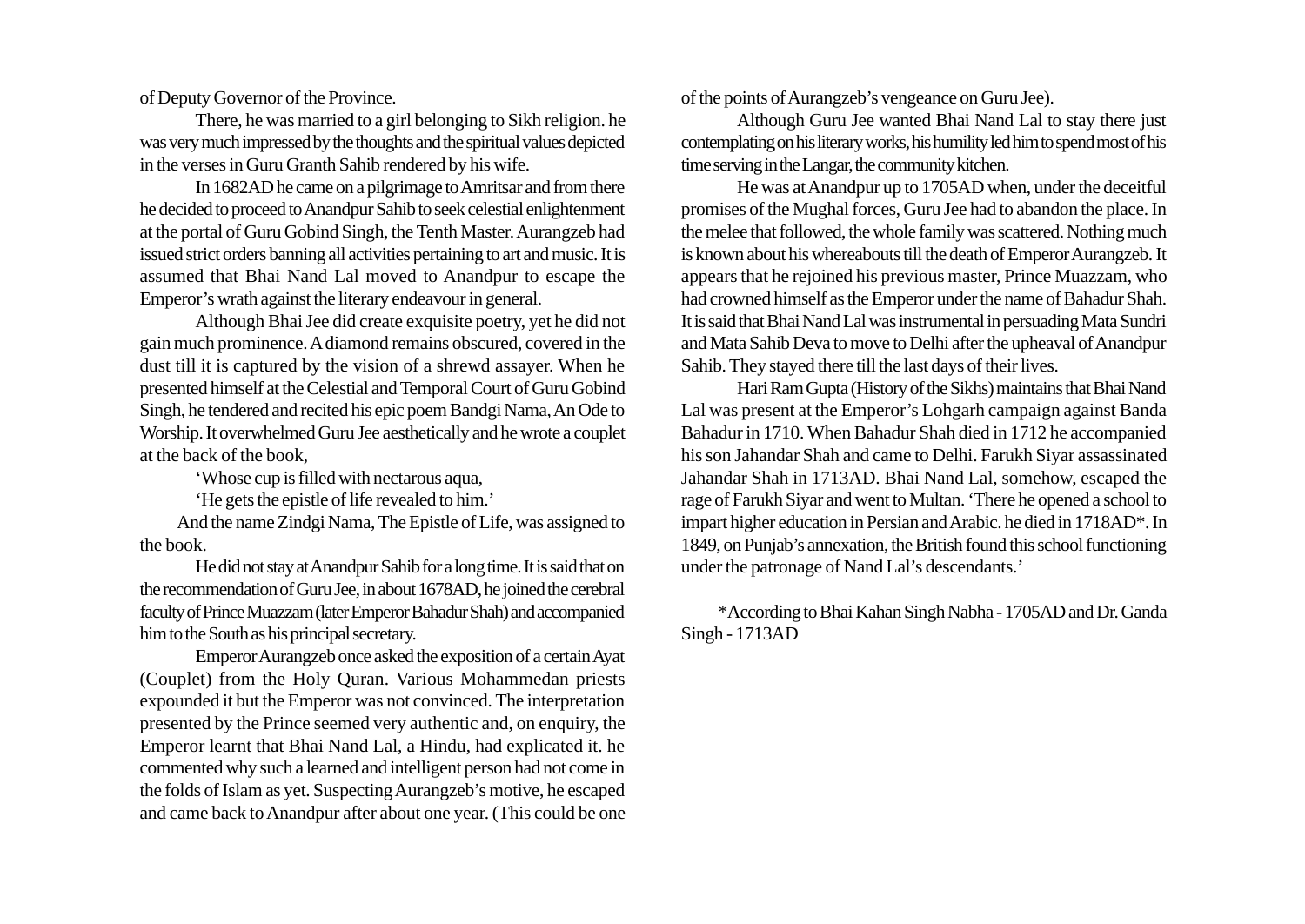of Deputy Governor of the Province.

There, he was married to a girl belonging to Sikh religion. he was very much impressed by the thoughts and the spiritual values depicted in the verses in Guru Granth Sahib rendered by his wife.

In 1682AD he came on a pilgrimage to Amritsar and from there he decided to proceed to Anandpur Sahib to seek celestial enlightenment at the portal of Guru Gobind Singh, the Tenth Master. Aurangzeb had issued strict orders banning all activities pertaining to art and music. It is assumed that Bhai Nand Lal moved to Anandpur to escape the Emperor's wrath against the literary endeavour in general.

Although Bhai Jee did create exquisite poetry, yet he did not gain much prominence. A diamond remains obscured, covered in the dust till it is captured by the vision of a shrewd assayer. When he presented himself at the Celestial and Temporal Court of Guru Gobind Singh, he tendered and recited his epic poem Bandgi Nama, An Ode to Worship. It overwhelmed Guru Jee aesthetically and he wrote a couplet at the back of the book,

'Whose cup is filled with nectarous aqua,

'He gets the epistle of life revealed to him.'

And the name Zindgi Nama, The Epistle of Life, was assigned to the book.

He did not stay at Anandpur Sahib for a long time. It is said that on the recommendation of Guru Jee, in about 1678AD, he joined the cerebral faculty of Prince Muazzam (later Emperor Bahadur Shah) and accompanied him to the South as his principal secretary.

Emperor Aurangzeb once asked the exposition of a certain Ayat (Couplet) from the Holy Quran. Various Mohammedan priests expounded it but the Emperor was not convinced. The interpretation presented by the Prince seemed very authentic and, on enquiry, the Emperor learnt that Bhai Nand Lal, a Hindu, had explicated it. he commented why such a learned and intelligent person had not come in the folds of Islam as yet. Suspecting Aurangzeb's motive, he escaped and came back to Anandpur after about one year. (This could be one of the points of Aurangzeb's vengeance on Guru Jee).

Although Guru Jee wanted Bhai Nand Lal to stay there just contemplating on his literary works, his humility led him to spend most of his time serving in the Langar, the community kitchen.

He was at Anandpur up to 1705AD when, under the deceitful promises of the Mughal forces, Guru Jee had to abandon the place. In the melee that followed, the whole family was scattered. Nothing much is known about his whereabouts till the death of Emperor Aurangzeb. It appears that he rejoined his previous master, Prince Muazzam, who had crowned himself as the Emperor under the name of Bahadur Shah. It is said that Bhai Nand Lal was instrumental in persuading Mata Sundri and Mata Sahib Deva to move to Delhi after the upheaval of Anandpur Sahib. They stayed there till the last days of their lives.

Hari Ram Gupta (History of the Sikhs) maintains that Bhai Nand Lal was present at the Emperor's Lohgarh campaign against Banda Bahadur in 1710. When Bahadur Shah died in 1712 he accompanied his son Jahandar Shah and came to Delhi. Farukh Siyar assassinated Jahandar Shah in 1713AD. Bhai Nand Lal, somehow, escaped the rage of Farukh Siyar and went to Multan. 'There he opened a school to impart higher education in Persian and Arabic. he died in 1718AD*. In 1849, on Punjab's annexation, the British found this school functioning under the patronage of Nand Lal's descendants.'

*According to Bhai Kahan Singh Nabha - 1705AD and Dr. Ganda Singh - 1713AD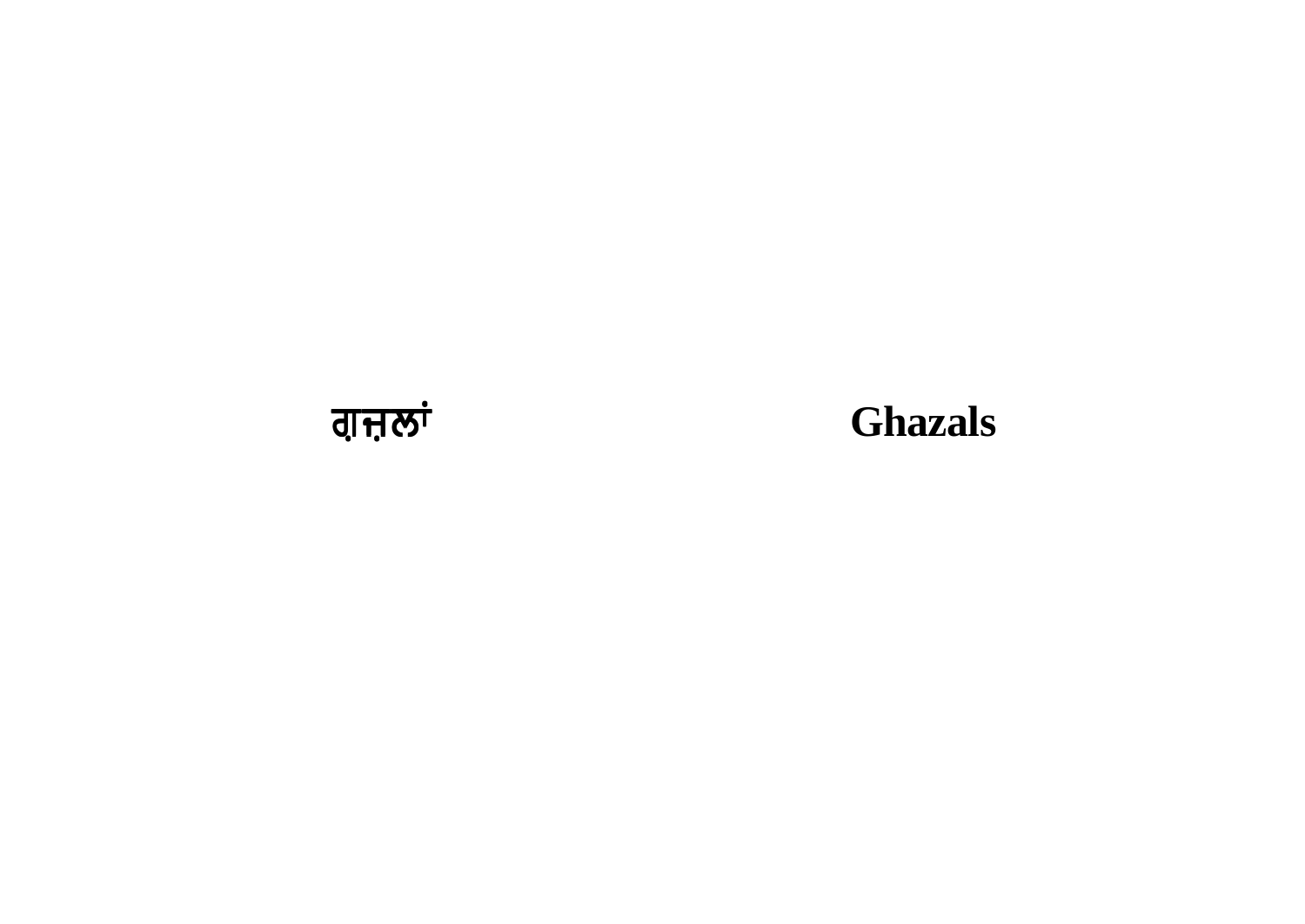# ਗ਼ਜ਼ਲਾਂ

# Ghazals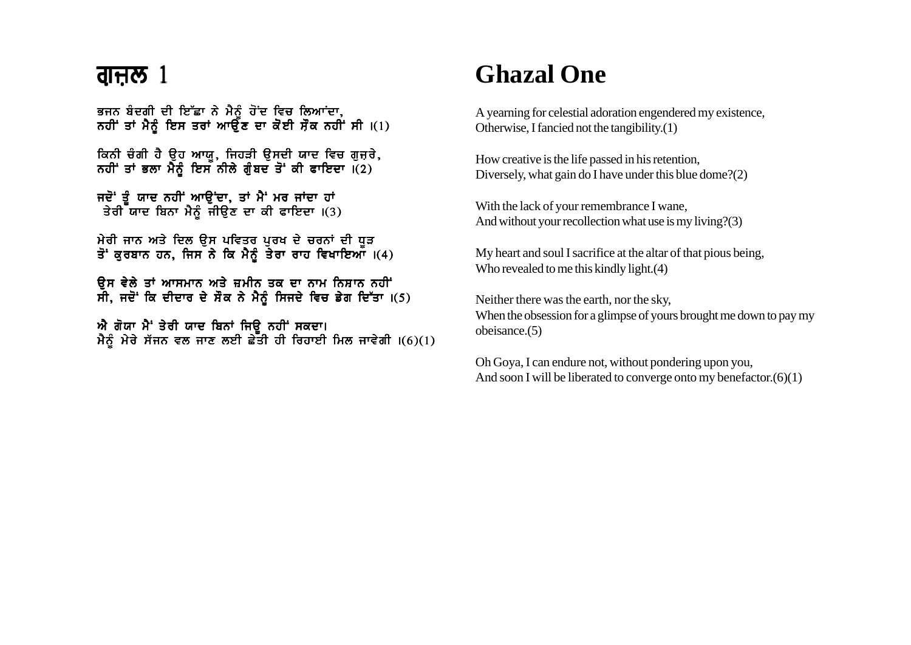# ਗ਼ਜ਼ਲ 1

ਭਜਨ ਬੰਦਗੀ ਦੀ ਇੱਛਾ ਨੇ ਮੈਨੂੰ ਹੋਂਦ ਵਿਚ ਲਿਆਂਦਾ,
ਨਹੀਂ ਤਾਂ ਮੈਨੂੰ ਇਸ ਤਰਾਂ ਆਉਣ ਦਾ ਕੋਈ ਸ਼ੌਕ ਨਹੀਂ ਸੀ ।(1)

ਕਿਨੀ ਚੰਗੀ ਹੈ ਉਹ ਆਯੂ, ਜਿਹੜੀ ਉਸਦੀ ਯਾਦ ਵਿਚ ਗੁਜ਼ਰੇ,
ਨਹੀਂ ਤਾਂ ਭਲਾ ਮੈਨੂੰ ਇਸ ਨੀਲੇ ਗੁੰਬਦ ਤੋਂ ਕੀ ਫਾਇਦਾ ।(2)

ਜਦੋਂ ਤੂੰ ਯਾਦ ਨਹੀਂ ਆਉਂਦਾ, ਤਾਂ ਮੈਂ ਮਰ ਜਾਂਦਾ ਹਾਂ
ਤੇਰੀ ਯਾਦ ਬਿਨਾ ਮੈਨੂੰ ਜੀਉਣ ਦਾ ਕੀ ਫਾਇਦਾ ।(3)

ਮੇਰੀ ਜਾਨ ਅਤੇ ਦਿਲ ਉਸ ਪਵਿਤਰ ਪੁਰਖ ਦੇ ਚਰਨਾਂ ਦੀ ਧੂੜ
ਤੋਂ ਕੁਰਬਾਨ ਹਨ, ਜਿਸ ਨੇ ਕਿ ਮੈਨੂੰ ਤੇਰਾ ਰਾਹ ਵਿਖਾਇਆ ।(4)

ਉਸ ਵੇਲੇ ਤਾਂ ਆਸਮਾਨ ਅਤੇ ਜ਼ਮੀਨ ਤਕ ਦਾ ਨਾਮ ਨਿਸ਼ਾਨ ਨਹੀਂ
ਸੀ, ਜਦੋਂ ਕਿ ਦੀਦਾਰ ਦੇ ਸ਼ੌਕ ਨੇ ਮੈਨੂੰ ਸਿਜਦੇ ਵਿਚ ਡੇਗ ਦਿੱਤਾ ।(5)

ਐ ਗੋਯਾ ਮੈਂ ਤੇਰੀ ਯਾਦ ਬਿਨਾਂ ਜਿਊ ਨਹੀਂ ਸਕਦਾ।
ਮੈਨੂੰ ਮੇਰੇ ਸੱਜਨ ਵਲ ਜਾਣ ਲਈ ਛੇਤੀ ਹੀ ਰਿਹਾਈ ਮਿਲ ਜਾਵੇਗੀ ।(6)(1)

# Ghazal One

A yearning for celestial adoration engendered my existence,
Otherwise, I fancied not the tangibility.(1)

How creative is the life passed in his retention,
Diversely, what gain do I have under this blue dome?(2)

With the lack of your remembrance I wane,
And without your recollection what use is my living?(3)

My heart and soul I sacrifice at the altar of that pious being,
Who revealed to me this kindly light.(4)

Neither there was the earth, nor the sky,
When the obsession for a glimpse of yours brought me down to pay my obeisance.(5)

Oh Goya, I can endure not, without pondering upon you,
And soon I will be liberated to converge onto my benefactor.(6)(1)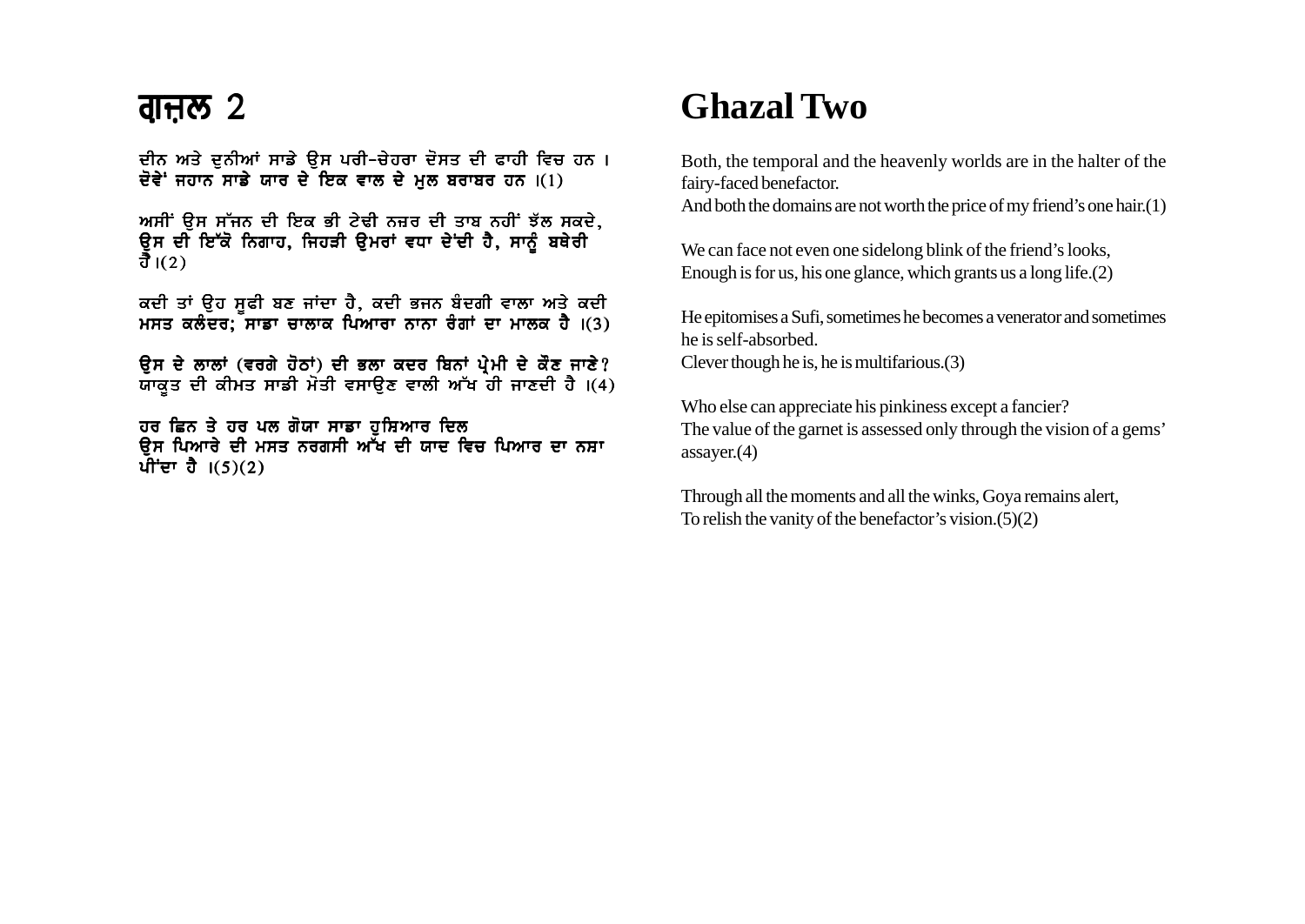# ਗ਼ਜ਼ਲ 2

ਦੀਨ ਅਤੇ ਦੁਨੀਆਂ ਸਾਡੇ ਉਸ ਪਰੀ-ਚੇਹਰਾ ਦੋਸਤ ਦੀ ਫਾਹੀ ਵਿਚ ਹਨ ।
ਦੋਵੇਂ ਜਹਾਨ ਸਾਡੇ ਯਾਰ ਦੇ ਇਕ ਵਾਲ ਦੇ ਮੁਲ ਬਰਾਬਰ ਹਨ ।(1)

ਅਸੀਂ ਉਸ ਸੱਜਨ ਦੀ ਇਕ ਭੀ ਟੇਢੀ ਨਜ਼ਰ ਦੀ ਤਾਬ ਨਹੀਂ ਝੱਲ ਸਕਦੇ,
ਉਸ ਦੀ ਇੱਕੋ ਨਿਗਾਹ, ਜਿਹੜੀ ਉਮਰਾਂ ਵਧਾ ਦੇਂਦੀ ਹੈ, ਸਾਨੂੰ ਬਥੇਰੀ ਹੈ ।(2)

ਕਦੀ ਤਾਂ ਉਹ ਸੂਫੀ ਬਣ ਜਾਂਦਾ ਹੈ, ਕਦੀ ਭਜਨ ਬੰਦਗੀ ਵਾਲਾ ਅਤੇ ਕਦੀ ਮਸਤ ਕਲੰਦਰ; ਸਾਡਾ ਚਾਲਾਕ ਪਿਆਰਾ ਨਾਨਾ ਰੰਗਾਂ ਦਾ ਮਾਲਕ ਹੈ ।(3)

ਉਸ ਦੇ ਲਾਲਾਂ (ਵਰਗੇ ਹੋਠਾਂ) ਦੀ ਭਲਾ ਕਦਰ ਬਿਨਾਂ ਪ੍ਰੇਮੀ ਦੇ ਕੌਣ ਜਾਣੇ ?
ਯਾਕੂਤ ਦੀ ਕੀਮਤ ਸਾਡੀ ਮੋਤੀ ਵਸਾਉਣ ਵਾਲੀ ਅੱਖ ਹੀ ਜਾਣਦੀ ਹੈ ।(4)

ਹਰ ਛਿਨ ਤੇ ਹਰ ਪਲ ਗੋਯਾ ਸਾਡਾ ਹੁਸ਼ਿਆਰ ਦਿਲ
ਉਸ ਪਿਆਰੇ ਦੀ ਮਸਤ ਨਰਗਸੀ ਅੱਖ ਦੀ ਯਾਦ ਵਿਚ ਪਿਆਰ ਦਾ ਨਸ਼ਾ ਪੀਂਦਾ ਹੈ ।(5)(2)

# Ghazal Two

Both, the temporal and the heavenly worlds are in the halter of the fairy-faced benefactor.
And both the domains are not worth the price of my friend's one hair.(1)

We can face not even one sidelong blink of the friend's looks,
Enough is for us, his one glance, which grants us a long life.(2)

He epitomises a Sufi, sometimes he becomes a venerator and sometimes he is self-absorbed.
Clever though he is, he is multifarious.(3)

Who else can appreciate his pinkiness except a fancier?
The value of the garnet is assessed only through the vision of a gems' assayer.(4)

Through all the moments and all the winks, Goya remains alert,
To relish the vanity of the benefactor's vision.(5)(2)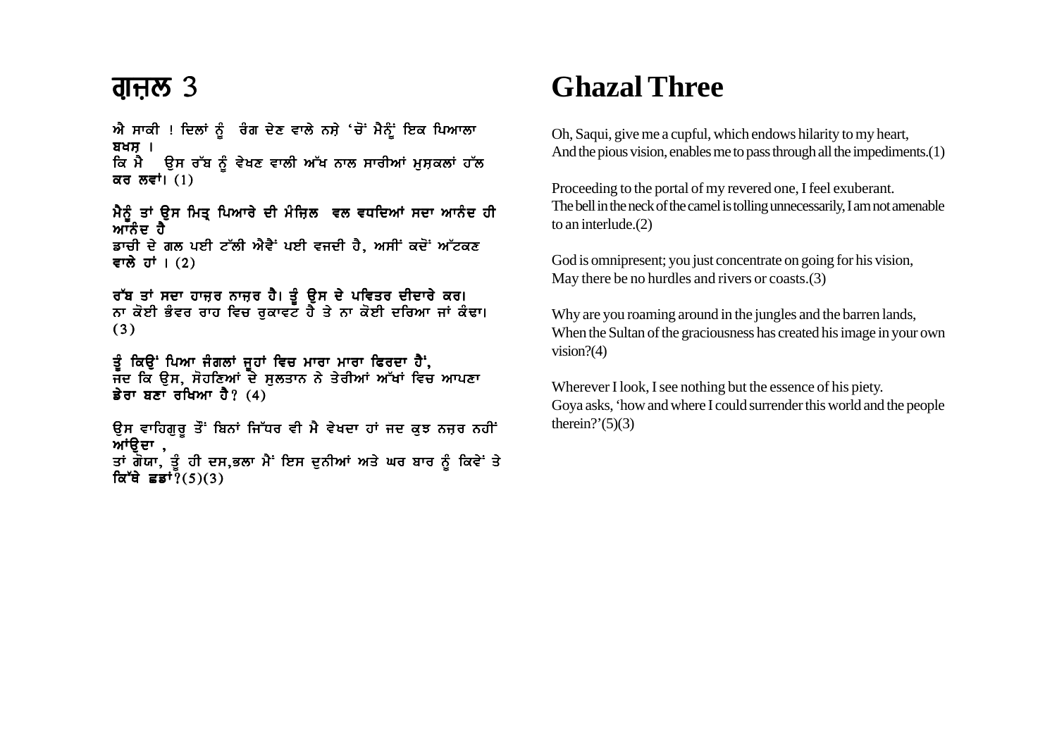# ਗ਼ਜ਼ਲ 3

ਐ ਸਾਕੀ ! ਦਿਲਾਂ ਨੂੰ ਰੰਗ ਦੇਣ ਵਾਲੇ ਨਸ਼ੇ 'ਚੋਂ ਮੈਨੂੰ ਇਕ ਪਿਆਲਾ ਬਖਸ਼ ।
ਕਿ ਮੈ ਉਸ ਰੱਬ ਨੂੰ ਵੇਖਣ ਵਾਲੀ ਅੱਖ ਨਾਲ ਸਾਰੀਆਂ ਮੁਸ਼ਕਲਾਂ ਹੱਲ ਕਰ ਲਵਾਂ। (1)

ਮੈਨੂੰ ਤਾਂ ਉਸ ਮਿਤ੍ਰ ਪਿਆਰੇ ਦੀ ਮੰਜ਼ਿਲ ਵਲ ਵਧਦਿਆਂ ਸਦਾ ਆਨੰਦ ਹੀ ਆਨੰਦ ਹੈ
ਡਾਚੀ ਦੇ ਗਲ ਪਈ ਟੱਲੀ ਐਵੈਂ ਪਈ ਵਜਦੀ ਹੈ, ਅਸੀਂ ਕਦੋਂ ਅੱਟਕਣ ਵਾਲੇ ਹਾਂ । (2)

ਰੱਬ ਤਾਂ ਸਦਾ ਹਾਜ਼ਰ ਨਾਜ਼ਰ ਹੈ। ਤੂੰ ਉਸ ਦੇ ਪਵਿਤਰ ਦੀਦਾਰੇ ਕਰ।
ਨਾ ਕੋਈ ਭੰਵਰ ਰਾਹ ਵਿਚ ਰੁਕਾਵਟ ਹੈ ਤੇ ਨਾ ਕੋਈ ਦਰਿਆ ਜਾਂ ਕੰਢਾ। (3)

ਤੂੰ ਕਿਉਂ ਪਿਆ ਜੰਗਲਾਂ ਜੂਹਾਂ ਵਿਚ ਮਾਰਾ ਮਾਰਾ ਫਿਰਦਾ ਹੈਂ,
ਜਦ ਕਿ ਉਸ, ਸੋਹਣਿਆਂ ਦੇ ਸੁਲਤਾਨ ਨੇ ਤੇਰੀਆਂ ਅੱਖਾਂ ਵਿਚ ਆਪਣਾ ਡੇਰਾ ਬਣਾ ਰਖਿਆ ਹੈ ? (4)

ਉਸ ਵਾਹਿਗੁਰੂ ਤੋਂ ਬਿਨਾਂ ਜਿੱਧਰ ਵੀ ਮੈ ਵੇਖਦਾ ਹਾਂ ਜਦ ਕੁਝ ਨਜ਼ਰ ਨਹੀਂ ਆਂਉਦਾ ,
ਤਾਂ ਗੋਯਾ, ਤੂੰ ਹੀ ਦਸ,ਭਲਾ ਮੈਂ ਇਸ ਦੁਨੀਆਂ ਅਤੇ ਘਰ ਬਾਰ ਨੂੰ ਕਿਵੇਂ ਤੇ ਕਿੱਥੇ ਛਡਾਂ?(5)(3)

# Ghazal Three

Oh, Saqui, give me a cupful, which endows hilarity to my heart,
And the pious vision, enables me to pass through all the impediments.(1)

Proceeding to the portal of my revered one, I feel exuberant.
The bell in the neck of the camel is tolling unnecessarily, I am not amenable to an interlude.(2)

God is omnipresent; you just concentrate on going for his vision,
May there be no hurdles and rivers or coasts.(3)

Why are you roaming around in the jungles and the barren lands,
When the Sultan of the graciousness has created his image in your own vision?(4)

Wherever I look, I see nothing but the essence of his piety.
Goya asks, 'how and where I could surrender this world and the people therein?'(5)(3)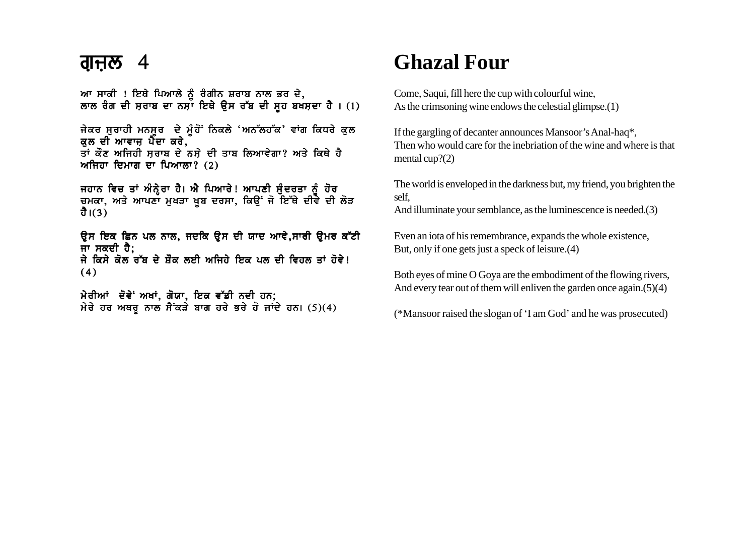# ਗ਼ਜ਼ਲ 4

ਆ ਸਾਕੀ ! ਇਥੇ ਪਿਆਲੇ ਨੂੰ ਰੰਗੀਨ ਸ਼ਰਾਬ ਨਾਲ ਭਰ ਦੇ,
ਲਾਲ ਰੰਗ ਦੀ ਸ਼ਰਾਬ ਦਾ ਨਸ਼ਾ ਇਥੇ ਉਸ ਰੱਬ ਦੀ ਸੂਹ ਬਖਸ਼ਦਾ ਹੈ । (1)

ਜੇਕਰ ਸੁਰਾਹੀ ਮਨਸੂਰ ਦੇ ਮੂੰਹੋਂ ਨਿਕਲੇ 'ਅਨੱਲਹੱਕ' ਵਾਂਗ ਕਿਧਰੇ ਕੁਲ ਕੁਲ ਦੀ ਆਵਾਜ਼ ਪੈਦਾ ਕਰੇ,
ਤਾਂ ਕੌਣ ਅਜਿਹੀ ਸ਼ਰਾਬ ਦੇ ਨਸ਼ੇ ਦੀ ਤਾਬ ਲਿਆਵੇਗਾ? ਅਤੇ ਕਿਥੇ ਹੈ ਅਜਿਹਾ ਦਿਮਾਗ ਦਾ ਪਿਆਲਾ? (2)

ਜਹਾਨ ਵਿਚ ਤਾਂ ਅੰਨ੍ਹੇਰਾ ਹੈ। ਐ ਪਿਆਰੇ! ਆਪਣੀ ਸੁੰਦਰਤਾ ਨੂੰ ਹੋਰ ਚਮਕਾ, ਅਤੇ ਆਪਣਾ ਮੁਖੜਾ ਖੂਬ ਦਰਸਾ, ਕਿਉਂ ਜੋ ਇੱਥੇ ਦੀਵੇ ਦੀ ਲੋੜ ਹੈ।(3)

ਉਸ ਇਕ ਛਿਨ ਪਲ ਨਾਲ, ਜਦਕਿ ਉਸ ਦੀ ਯਾਦ ਆਵੇ,ਸਾਰੀ ਉਮਰ ਕੱਟੀ ਜਾ ਸਕਦੀ ਹੈ;
ਜੇ ਕਿਸੇ ਕੋਲ ਰੱਬ ਦੇ ਸ਼ੌਕ ਲਈ ਅਜਿਹੇ ਇਕ ਪਲ ਦੀ ਵਿਹਲ ਤਾਂ ਹੋਵੇ! (4)

ਮੇਰੀਆਂ ਦੋਵੇਂ ਅਖਾਂ, ਗੋਯਾ, ਇਕ ਵੱਡੀ ਨਦੀ ਹਨ;
ਮੇਰੇ ਹਰ ਅਥਰੂ ਨਾਲ ਸੈਂਕੜੇ ਬਾਗ ਹਰੇ ਭਰੇ ਹੋ ਜਾਂਦੇ ਹਨ। (5)(4)

# Ghazal Four

Come, Saqui, fill here the cup with colourful wine,
As the crimsoning wine endows the celestial glimpse.(1)

If the gargling of decanter announces Mansoor's Anal-haq*,
Then who would care for the inebriation of the wine and where is that mental cup?(2)

The world is enveloped in the darkness but, my friend, you brighten the self,
And illuminate your semblance, as the luminescence is needed.(3)

Even an iota of his remembrance, expands the whole existence,
But, only if one gets just a speck of leisure.(4)

Both eyes of mine O Goya are the embodiment of the flowing rivers,
And every tear out of them will enliven the garden once again.(5)(4)

(*Mansoor raised the slogan of 'I am God' and he was prosecuted)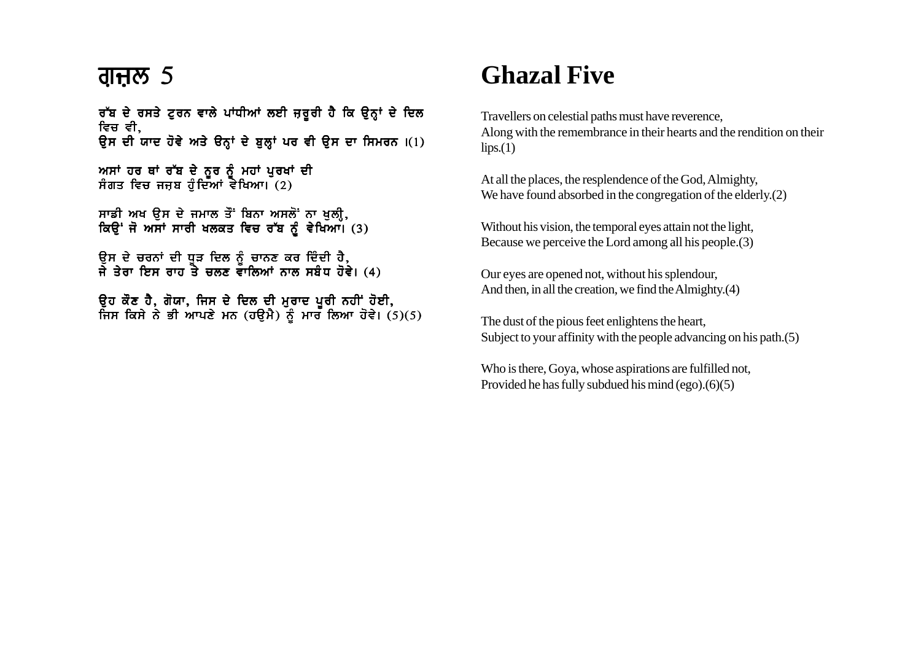# ਗ਼ਜ਼ਲ 5

ਰੱਬ ਦੇ ਰਸਤੇ ਟੁਰਨ ਵਾਲੇ ਪਾਂਧੀਆਂ ਲਈ ਜ਼ਰੂਰੀ ਹੈ ਕਿ ਉਨ੍ਹਾਂ ਦੇ ਦਿਲ ਵਿਚ ਵੀ,
ਉਸ ਦੀ ਯਾਦ ਹੋਵੇ ਅਤੇ ਉਨ੍ਹਾਂ ਦੇ ਬੁਲ੍ਹਾਂ ਪਰ ਵੀ ਉਸ ਦਾ ਸਿਮਰਨ ।(1)

ਅਸਾਂ ਹਰ ਥਾਂ ਰੱਬ ਦੇ ਨੂਰ ਨੂੰ ਮਹਾਂ ਪੁਰਖਾਂ ਦੀ
ਸੰਗਤ ਵਿਚ ਜਜ਼ਬ ਹੁੰਦਿਆਂ ਵੇਖਿਆ। (2)

ਸਾਡੀ ਅਖ ਉਸ ਦੇ ਜਮਾਲ ਤੋਂ ਬਿਨਾ ਅਸਲੋਂ ਨਾ ਖੁਲ੍ਹੀ,
ਕਿਉਂ ਜੋ ਅਸਾਂ ਸਾਰੀ ਖਲਕਤ ਵਿਚ ਰੱਬ ਨੂੰ ਵੇਖਿਆ। (3)

ਉਸ ਦੇ ਚਰਨਾਂ ਦੀ ਧੂੜ ਦਿਲ ਨੂੰ ਚਾਨਣ ਕਰ ਦਿੰਦੀ ਹੈ,
ਜੇ ਤੇਰਾ ਇਸ ਰਾਹ ਤੇ ਚਲਣ ਵਾਲਿਆਂ ਨਾਲ ਸਬੰਧ ਹੋਵੇ। (4)

ਉਹ ਕੌਣ ਹੈ, ਗੋਯਾ, ਜਿਸ ਦੇ ਦਿਲ ਦੀ ਮੁਰਾਦ ਪੂਰੀ ਨਹੀਂ ਹੋਈ,
ਜਿਸ ਕਿਸੇ ਨੇ ਭੀ ਆਪਣੇ ਮਨ (ਹਉਮੈ) ਨੂੰ ਮਾਰ ਲਿਆ ਹੋਵੇ। (5)(5)

# Ghazal Five

Travellers on celestial paths must have reverence,
Along with the remembrance in their hearts and the rendition on their lips.(1)

At all the places, the resplendence of the God, Almighty,
We have found absorbed in the congregation of the elderly.(2)

Without his vision, the temporal eyes attain not the light,
Because we perceive the Lord among all his people.(3)

Our eyes are opened not, without his splendour,
And then, in all the creation, we find the Almighty.(4)

The dust of the pious feet enlightens the heart,
Subject to your affinity with the people advancing on his path.(5)

Who is there, Goya, whose aspirations are fulfilled not,
Provided he has fully subdued his mind (ego).(6)(5)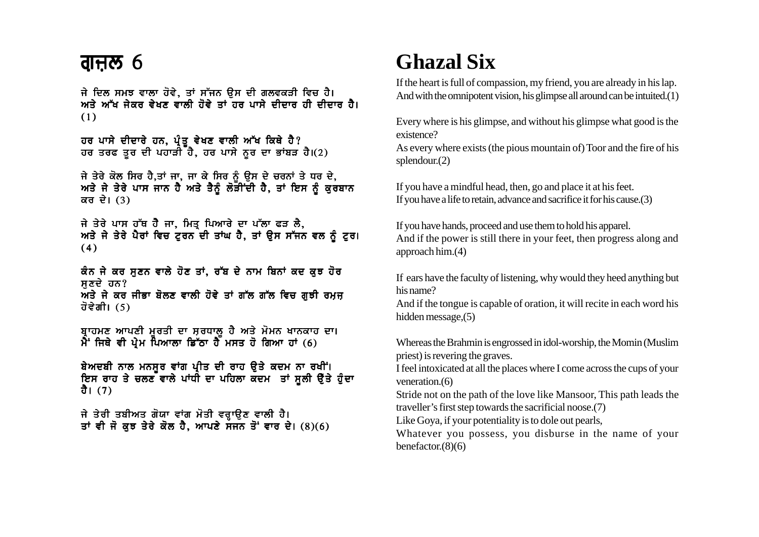# ਗ਼ਜ਼ਲ 6

ਜੇ ਦਿਲ ਸਮਝ ਵਾਲਾ ਹੋਵੇ, ਤਾਂ ਸੱਜਨ ਉਸ ਦੀ ਗਲਵਕੜੀ ਵਿਚ ਹੈ।
ਅਤੇ ਅੱਖ ਜੇਕਰ ਵੇਖਣ ਵਾਲੀ ਹੋਵੇ ਤਾਂ ਹਰ ਪਾਸੇ ਦੀਦਾਰ ਹੀ ਦੀਦਾਰ ਹੈ। (1)

ਹਰ ਪਾਸੇ ਦੀਦਾਰੇ ਹਨ, ਪ੍ਰੰਤੂ ਵੇਖਣ ਵਾਲੀ ਅੱਖ ਕਿਥੇ ਹੈ?
ਹਰ ਤਰਫ ਤੂਰ ਦੀ ਪਹਾੜੀ ਹੈ, ਹਰ ਪਾਸੇ ਨੂਰ ਦਾ ਭਾਂਬੜ ਹੈ।(2)

ਜੇ ਤੇਰੇ ਕੋਲ ਸਿਰ ਹੈ,ਤਾਂ ਜਾ, ਜਾ ਕੇ ਸਿਰ ਨੂੰ ਉਸ ਦੇ ਚਰਨਾਂ ਤੇ ਧਰ ਦੇ,
ਅਤੇ ਜੇ ਤੇਰੇ ਪਾਸ ਜਾਨ ਹੈ ਅਤੇ ਤੈਨੂੰ ਲੋੜੀਂਦੀ ਹੈ, ਤਾਂ ਇਸ ਨੂੰ ਕੁਰਬਾਨ ਕਰ ਦੇ। (3)

ਜੇ ਤੇਰੇ ਪਾਸ ਹੱਥ ਹੈ ਜਾ, ਮਿਤ੍ਰ ਪਿਆਰੇ ਦਾ ਪੱਲਾ ਫੜ ਲੈ,
ਅਤੇ ਜੇ ਤੇਰੇ ਪੈਰਾਂ ਵਿਚ ਟੁਰਨ ਦੀ ਤਾਂਘ ਹੈ, ਤਾਂ ਉਸ ਸੱਜਨ ਵਲ ਨੂੰ ਟੁਰ। (4)

ਕੰਨ ਜੇ ਕਰ ਸੁਣਨ ਵਾਲੇ ਹੋਣ ਤਾਂ, ਰੱਬ ਦੇ ਨਾਮ ਬਿਨਾਂ ਕਦ ਕੁਝ ਹੋਰ ਸੁਣਦੇ ਹਨ?
ਅਤੇ ਜੇ ਕਰ ਜੀਭਾ ਬੋਲਣ ਵਾਲੀ ਹੋਵੇ ਤਾਂ ਗੱਲ ਗੱਲ ਵਿਚ ਗੁਝੀ ਰਮਜ਼ ਹੋਵੇਗੀ। (5)

ਬ੍ਰਾਹਮਣ ਆਪਣੀ ਮੂਰਤੀ ਦਾ ਸ਼ਰਧਾਲੂ ਹੈ ਅਤੇ ਮੋਮਨ ਖਾਨਕਾਹ ਦਾ।
ਮੈਂ ਜਿਥੇ ਵੀ ਪ੍ਰੇਮ ਪਿਆਲਾ ਡਿੱਠਾ ਹੈ ਮਸਤ ਹੋ ਗਿਆ ਹਾਂ (6)

ਬੇਅਦਬੀ ਨਾਲ ਮਨਸੂਰ ਵਾਂਗ ਪ੍ਰੀਤ ਦੀ ਰਾਹ ਉਤੇ ਕਦਮ ਨਾ ਰਖੀਂ।
ਇਸ ਰਾਹ ਤੇ ਚਲਣ ਵਾਲੇ ਪਾਂਧੀ ਦਾ ਪਹਿਲਾ ਕਦਮ ਤਾਂ ਸੂਲੀ ਉੱਤੇ ਹੁੰਦਾ ਹੈ। (7)

ਜੇ ਤੇਰੀ ਤਬੀਅਤ ਗੋਯਾ ਵਾਂਗ ਮੋਤੀ ਵਰ੍ਹਾਉਣ ਵਾਲੀ ਹੈ।
ਤਾਂ ਵੀ ਜੋ ਕੁਝ ਤੇਰੇ ਕੋਲ ਹੈ, ਆਪਣੇ ਸਜਨ ਤੋਂ ਵਾਰ ਦੇ। (8)(6)

# Ghazal Six

If the heart is full of compassion, my friend, you are already in his lap.
And with the omnipotent vision, his glimpse all around can be intuited.(1)

Every where is his glimpse, and without his glimpse what good is the existence?
As every where exists (the pious mountain of) Toor and the fire of his splendour.(2)

If you have a mindful head, then, go and place it at his feet.
If you have a life to retain, advance and sacrifice it for his cause.(3)

If you have hands, proceed and use them to hold his apparel.
And if the power is still there in your feet, then progress along and approach him.(4)

If ears have the faculty of listening, why would they heed anything but his name?
And if the tongue is capable of oration, it will recite in each word his hidden message,(5)

Whereas the Brahmin is engrossed in idol-worship, the Momin (Muslim priest) is revering the graves.
I feel intoxicated at all the places where I come across the cups of your veneration.(6)

Stride not on the path of the love like Mansoor, This path leads the traveller's first step towards the sacrificial noose.(7)

Like Goya, if your potentiality is to dole out pearls,
Whatever you possess, you disburse in the name of your benefactor.(8)(6)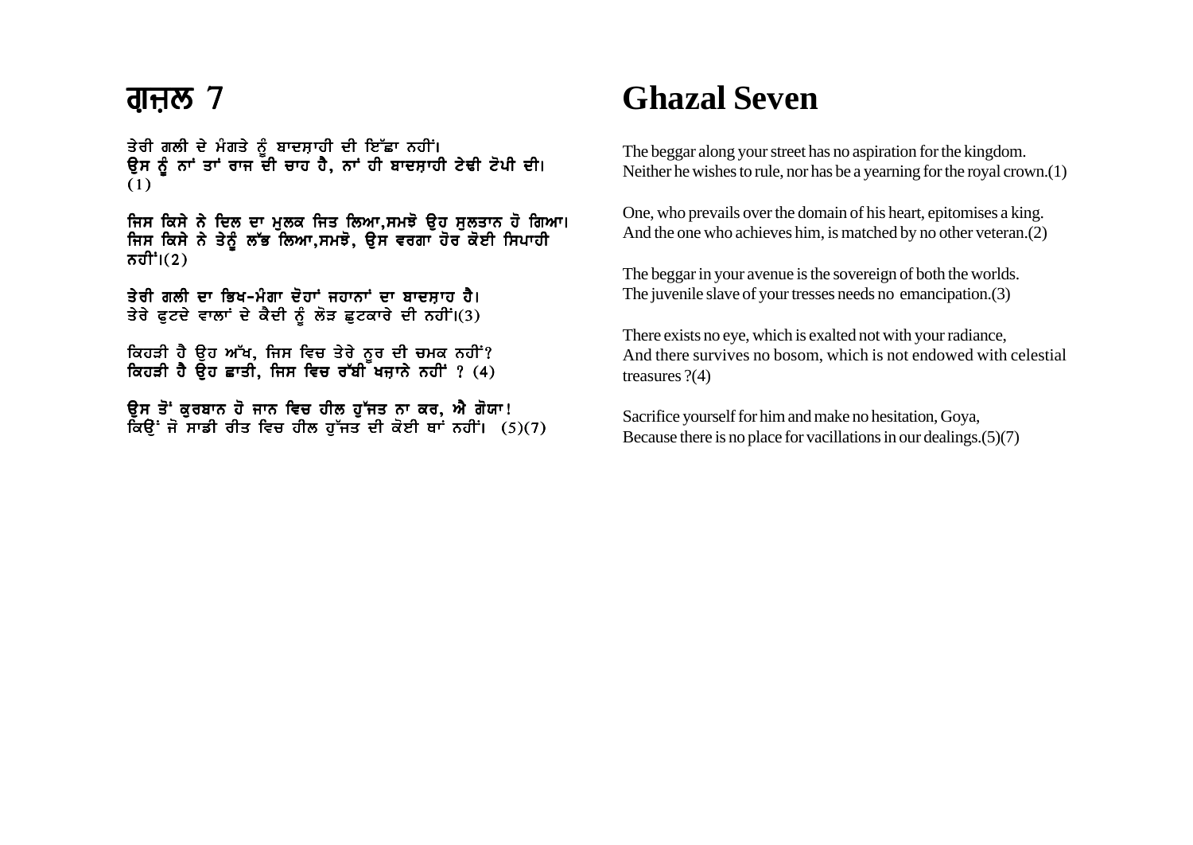# ਗ਼ਜ਼ਲ 7

ਤੇਰੀ ਗਲੀ ਦੇ ਮੰਗਤੇ ਨੂੰ ਬਾਦਸ਼ਾਹੀ ਦੀ ਇੱਛਾ ਨਹੀਂ।
ਉਸ ਨੂੰ ਨਾਂ ਤਾਂ ਰਾਜ ਦੀ ਚਾਹ ਹੈ, ਨਾਂ ਹੀ ਬਾਦਸ਼ਾਹੀ ਟੇਢੀ ਟੋਪੀ ਦੀ।
(1)

ਜਿਸ ਕਿਸੇ ਨੇ ਦਿਲ ਦਾ ਮੁਲਕ ਜਿਤ ਲਿਆ,ਸਮਝੋ ਉਹ ਸੁਲਤਾਨ ਹੋ ਗਿਆ।
ਜਿਸ ਕਿਸੇ ਨੇ ਤੇਨੂੰ ਲੱਭ ਲਿਆ,ਸਮਝੋ, ਉਸ ਵਰਗਾ ਹੋਰ ਕੋਈ ਸਿਪਾਹੀ ਨਹੀਂ।(2)

ਤੇਰੀ ਗਲੀ ਦਾ ਭਿਖ-ਮੰਗਾ ਦੋਹਾਂ ਜਹਾਨਾਂ ਦਾ ਬਾਦਸ਼ਾਹ ਹੈ।
ਤੇਰੇ ਫੁਟਦੇ ਵਾਲਾਂ ਦੇ ਕੈਦੀ ਨੂੰ ਲੋੜ ਛੁਟਕਾਰੇ ਦੀ ਨਹੀਂ।(3)

ਕਿਹੜੀ ਹੈ ਉਹ ਅੱਖ, ਜਿਸ ਵਿਚ ਤੇਰੇ ਨੂਰ ਦੀ ਚਮਕ ਨਹੀਂ?
ਕਿਹੜੀ ਹੈ ਉਹ ਛਾਤੀ, ਜਿਸ ਵਿਚ ਰੱਬੀ ਖਜ਼ਾਨੇ ਨਹੀਂ ? (4)

ਉਸ ਤੋਂ ਕੁਰਬਾਨ ਹੋ ਜਾਨ ਵਿਚ ਹੀਲ ਹੁੱਜਤ ਨਾ ਕਰ, ਐ ਗੋਯਾ!
ਕਿਉਂ ਜੋ ਸਾਡੀ ਰੀਤ ਵਿਚ ਹੀਲ ਹੁੱਜਤ ਦੀ ਕੋਈ ਥਾਂ ਨਹੀਂ। (5)(7)

# Ghazal Seven

The beggar along your street has no aspiration for the kingdom.
Neither he wishes to rule, nor has be a yearning for the royal crown.(1)

One, who prevails over the domain of his heart, epitomises a king.
And the one who achieves him, is matched by no other veteran.(2)

The beggar in your avenue is the sovereign of both the worlds.
The juvenile slave of your tresses needs no emancipation.(3)

There exists no eye, which is exalted not with your radiance,
And there survives no bosom, which is not endowed with celestial treasures ?(4)

Sacrifice yourself for him and make no hesitation, Goya,
Because there is no place for vacillations in our dealings.(5)(7)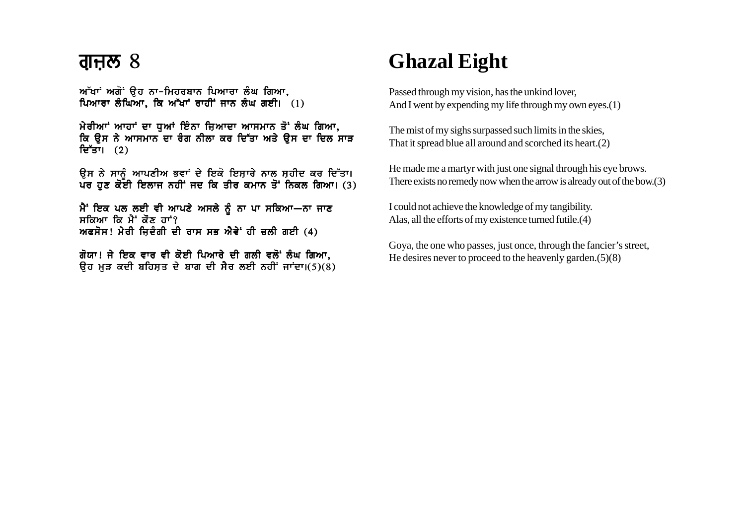## ਗ਼ਜ਼ਲ 8

ਅੱਖਾਂ ਅਗੋਂ ਉਹ ਨਾ-ਮਿਹਰਬਾਨ ਪਿਆਰਾ ਲੰਘ ਗਿਆ,
ਪਿਆਰਾ ਲੰਘਿਆ, ਕਿ ਅੱਖਾਂ ਰਾਹੀਂ ਜਾਨ ਲੰਘ ਗਈ। (1)

ਮੇਰੀਆਂ ਆਹਾਂ ਦਾ ਧੁਆਂ ਇੰਨਾ ਜ਼ਿਆਦਾ ਆਸਮਾਨ ਤੋਂ ਲੰਘ ਗਿਆ,
ਕਿ ਉਸ ਨੇ ਆਸਮਾਨ ਦਾ ਰੰਗ ਨੀਲਾ ਕਰ ਦਿੱਤਾ ਅਤੇ ਉਸ ਦਾ ਦਿਲ ਸਾੜ ਦਿੱਤਾ। (2)

ਉਸ ਨੇ ਸਾਨੂੰ ਆਪਣੀਅ ਭਵਾਂ ਦੇ ਇਕੋ ਇਸ਼ਾਰੇ ਨਾਲ ਸ਼ਹੀਦ ਕਰ ਦਿੱਤਾ।
ਪਰ ਹੁਣ ਕੋਈ ਇਲਾਜ ਨਹੀਂ ਜਦ ਕਿ ਤੀਰ ਕਮਾਨ ਤੋਂ ਨਿਕਲ ਗਿਆ। (3)

ਮੈਂ ਇਕ ਪਲ ਲਈ ਵੀ ਆਪਣੇ ਅਸਲੇ ਨੂੰ ਨਾ ਪਾ ਸਕਿਆ—ਨਾ ਜਾਣ ਸਕਿਆ ਕਿ ਮੈਂ ਕੌਣ ਹਾਂ?
ਅਫਸੋਸ! ਮੇਰੀ ਜ਼ਿੰਦਗੀ ਦੀ ਰਾਸ ਸਭ ਐਵੇਂ ਹੀ ਚਲੀ ਗਈ (4)

ਗੋਯਾ! ਜੇ ਇਕ ਵਾਰ ਵੀ ਕੋਈ ਪਿਆਰੇ ਦੀ ਗਲੀ ਵਲੋਂ ਲੰਘ ਗਿਆ,
ਉਹ ਮੁੜ ਕਦੀ ਬਹਿਸ਼ਤ ਦੇ ਬਾਗ ਦੀ ਸੈਰ ਲਈ ਨਹੀਂ ਜਾਂਦਾ।(5)(8)

## Ghazal Eight

Passed through my vision, has the unkind lover,
And I went by expending my life through my own eyes.(1)

The mist of my sighs surpassed such limits in the skies,
That it spread blue all around and scorched its heart.(2)

He made me a martyr with just one signal through his eye brows.
There exists no remedy now when the arrow is already out of the bow.(3)

I could not achieve the knowledge of my tangibility.
Alas, all the efforts of my existence turned futile.(4)

Goya, the one who passes, just once, through the fancier's street,
He desires never to proceed to the heavenly garden.(5)(8)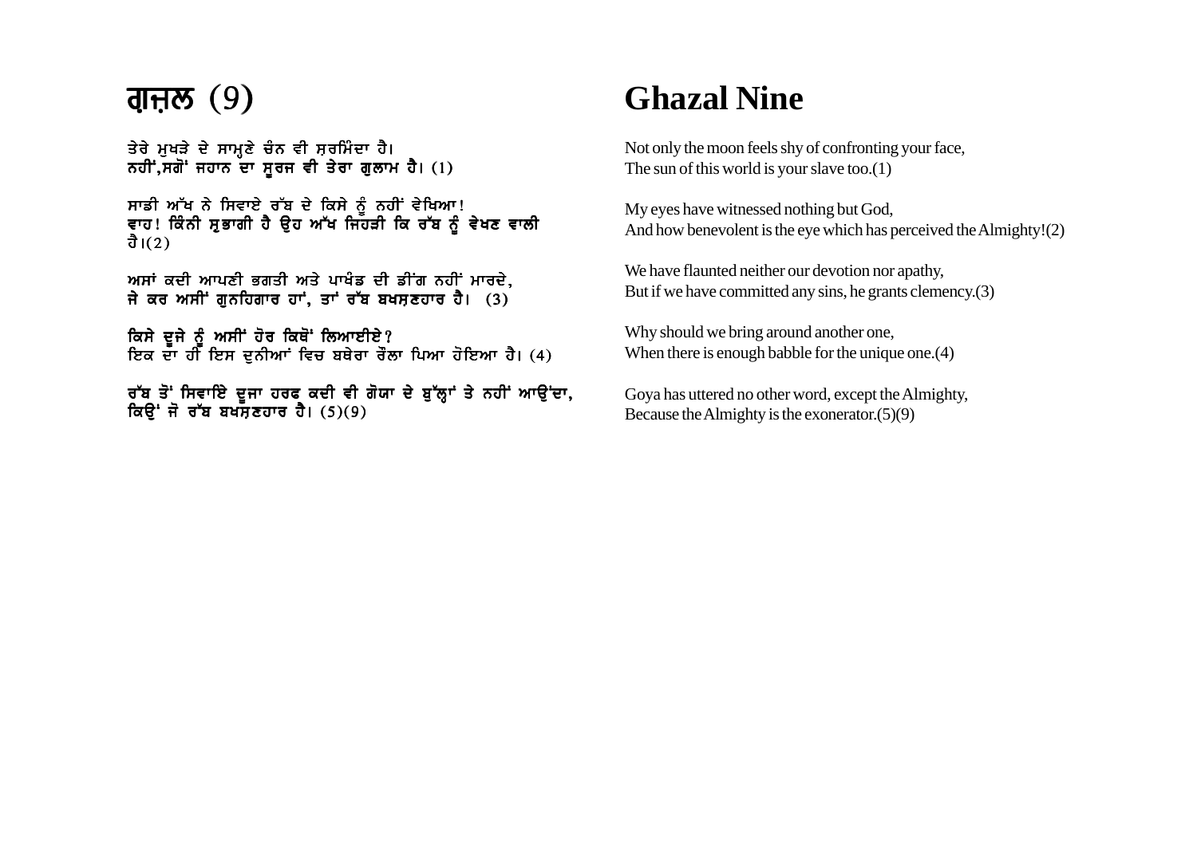# ਗ਼ਜ਼ਲ (9)

ਤੇਰੇ ਮੁਖੜੇ ਦੇ ਸਾਮ੍ਹਣੇ ਚੰਨ ਵੀ ਸ਼ਰਮਿੰਦਾ ਹੈ।
ਨਹੀਂ,ਸਗੋਂ ਜਹਾਨ ਦਾ ਸੂਰਜ ਵੀ ਤੇਰਾ ਗੁਲਾਮ ਹੈ। (1)

ਸਾਡੀ ਅੱਖ ਨੇ ਸਿਵਾਏ ਰੱਬ ਦੇ ਕਿਸੇ ਨੂੰ ਨਹੀਂ ਵੇਖਿਆ!
ਵਾਹ! ਕਿੰਨੀ ਸੁਭਾਗੀ ਹੈ ਉਹ ਅੱਖ ਜਿਹੜੀ ਕਿ ਰੱਬ ਨੂੰ ਵੇਖਣ ਵਾਲੀ ਹੈ।(2)

ਅਸਾਂ ਕਦੀ ਆਪਣੀ ਭਗਤੀ ਅਤੇ ਪਾਖੰਡ ਦੀ ਡੀਂਗ ਨਹੀਂ ਮਾਰਦੇ,
ਜੇ ਕਰ ਅਸੀਂ ਗੁਨਹਿਗਾਰ ਹਾਂ, ਤਾਂ ਰੱਬ ਬਖਸ਼ਣਹਾਰ ਹੈ। (3)

ਕਿਸੇ ਦੂਜੇ ਨੂੰ ਅਸੀਂ ਹੋਰ ਕਿਥੋਂ ਲਿਆਈਏ?
ਇਕ ਦਾ ਹੀ ਇਸ ਦੁਨੀਆਂ ਵਿਚ ਬਥੇਰਾ ਰੌਲਾ ਪਿਆ ਹੋਇਆ ਹੈ। (4)

ਰੱਬ ਤੋਂ ਸਿਵਾਇ ਦੂਜਾ ਹਰਫ ਕਦੀ ਵੀ ਗੋਯਾ ਦੇ ਬੁੱਲ੍ਹਾਂ ਤੇ ਨਹੀਂ ਆਉਂਦਾ,
ਕਿਉਂ ਜੋ ਰੱਬ ਬਖਸ਼ਣਹਾਰ ਹੈ। (5)(9)

# Ghazal Nine

Not only the moon feels shy of confronting your face,
The sun of this world is your slave too.(1)

My eyes have witnessed nothing but God,
And how benevolent is the eye which has perceived the Almighty!(2)

We have flaunted neither our devotion nor apathy,
But if we have committed any sins, he grants clemency.(3)

Why should we bring around another one,
When there is enough babble for the unique one.(4)

Goya has uttered no other word, except the Almighty,
Because the Almighty is the exonerator.(5)(9)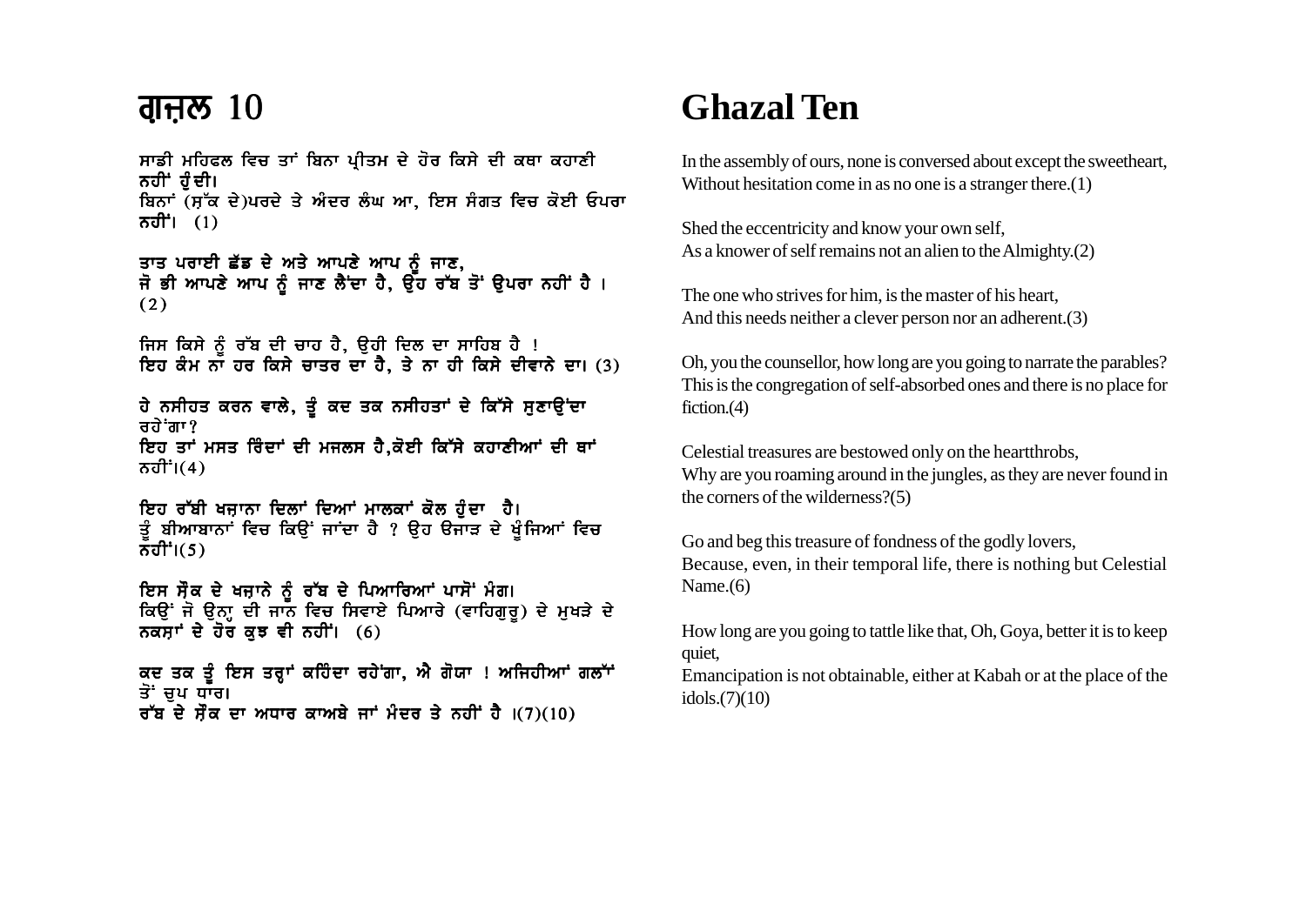# ਗ਼ਜ਼ਲ 10

ਸਾਡੀ ਮਹਿਫਲ ਵਿਚ ਤਾਂ ਬਿਨਾ ਪ੍ਰੀਤਮ ਦੇ ਹੋਰ ਕਿਸੇ ਦੀ ਕਥਾ ਕਹਾਣੀ ਨਹੀਂ ਹੁੰਦੀ।
ਬਿਨਾਂ (ਸੰਕ ਦੇ)ਪਰਦੇ ਤੇ ਅੰਦਰ ਲੰਘ ਆ, ਇਸ ਸੰਗਤ ਵਿਚ ਕੋਈ ਓਪਰਾ ਨਹੀਂ। (1)

ਤਾਤ ਪਰਾਈ ਛੱਡ ਦੇ ਅਤੇ ਆਪਣੇ ਆਪ ਨੂੰ ਜਾਣ,
ਜੋ ਭੀ ਆਪਣੇ ਆਪ ਨੂੰ ਜਾਣ ਲੈਂਦਾ ਹੈ, ਉਹ ਰੱਬ ਤੋਂ ਉਪਰਾ ਨਹੀਂ ਹੈ । (2)

ਜਿਸ ਕਿਸੇ ਨੂੰ ਰੱਬ ਦੀ ਚਾਹ ਹੈ, ਉਹੀ ਦਿਲ ਦਾ ਸਾਹਿਬ ਹੈ !
ਇਹ ਕੰਮ ਨਾ ਹਰ ਕਿਸੇ ਚਾਤਰ ਦਾ ਹੈ, ਤੇ ਨਾ ਹੀ ਕਿਸੇ ਦੀਵਾਨੇ ਦਾ। (3)

ਹੇ ਨਸੀਹਤ ਕਰਨ ਵਾਲੇ, ਤੂੰ ਕਦ ਤਕ ਨਸੀਹਤਾਂ ਦੇ ਕਿੱਸੇ ਸੁਣਾਉਂਦਾ ਰਹੇਂਗਾ?
ਇਹ ਤਾਂ ਮਸਤ ਰਿੰਦਾਂ ਦੀ ਮਜਲਸ ਹੈ,ਕੋਈ ਕਿੱਸੇ ਕਹਾਣੀਆਂ ਦੀ ਥਾਂ ਨਹੀਂ।(4)

ਇਹ ਰੱਬੀ ਖਜ਼ਾਨਾ ਦਿਲਾਂ ਦਿਆਂ ਮਾਲਕਾਂ ਕੋਲ ਹੁੰਦਾ ਹੈ।
ਤੂੰ ਬੀਆਬਾਨਾਂ ਵਿਚ ਕਿਉਂ ਜਾਂਦਾ ਹੈ ? ਉਹ ਉਜਾੜ ਦੇ ਖੂੰਜਿਆਂ ਵਿਚ ਨਹੀਂ।(5)

ਇਸ ਸ਼ੌਕ ਦੇ ਖਜ਼ਾਨੇ ਨੂੰ ਰੱਬ ਦੇ ਪਿਆਰਿਆਂ ਪਾਸੋਂ ਮੰਗ।
ਕਿਉਂ ਜੋ ਉਨ੍ਹਾਂ ਦੀ ਜਾਨ ਵਿਚ ਸਿਵਾਏ ਪਿਆਰੇ (ਵਾਹਿਗੁਰੂ) ਦੇ ਮੁਖੜੇ ਦੇ ਨਕਸ਼ਾਂ ਦੇ ਹੋਰ ਕੁਝ ਵੀ ਨਹੀਂ। (6)

ਕਦ ਤਕ ਤੂੰ ਇਸ ਤਰ੍ਹਾਂ ਕਹਿੰਦਾ ਰਹੇਂਗਾ, ਐ ਗੋਯਾ ! ਅਜਿਹੀਆਂ ਗਲੱਾਂ ਤੋਂ ਚੁਪ ਧਾਰ।
ਰੱਬ ਦੇ ਸ਼ੌਕ ਦਾ ਅਧਾਰ ਕਾਅਬੇ ਜਾਂ ਮੰਦਰ ਤੇ ਨਹੀਂ ਹੈ ।(7)(10)

# Ghazal Ten

In the assembly of ours, none is conversed about except the sweetheart,
Without hesitation come in as no one is a stranger there.(1)

Shed the eccentricity and know your own self,
As a knower of self remains not an alien to the Almighty.(2)

The one who strives for him, is the master of his heart,
And this needs neither a clever person nor an adherent.(3)

Oh, you the counsellor, how long are you going to narrate the parables?
This is the congregation of self-absorbed ones and there is no place for fiction.(4)

Celestial treasures are bestowed only on the heartthrobs,
Why are you roaming around in the jungles, as they are never found in the corners of the wilderness?(5)

Go and beg this treasure of fondness of the godly lovers,
Because, even, in their temporal life, there is nothing but Celestial Name.(6)

How long are you going to tattle like that, Oh, Goya, better it is to keep quiet,
Emancipation is not obtainable, either at Kabah or at the place of the idols.(7)(10)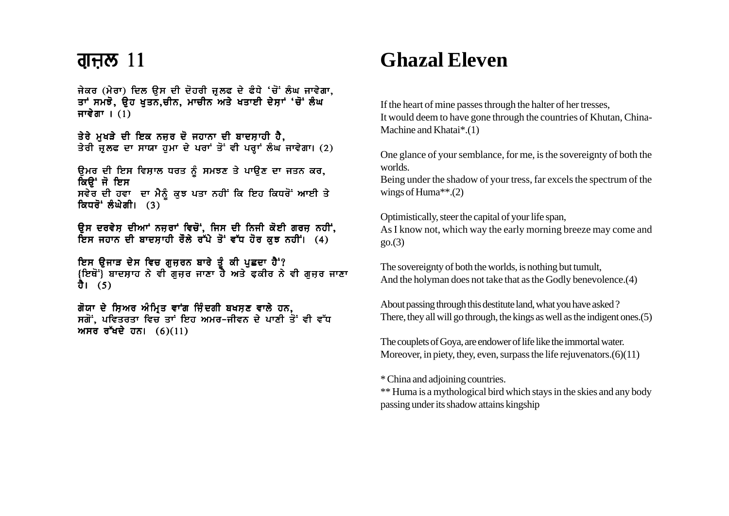## ਗ਼ਜ਼ਲ 11

ਜੇਕਰ (ਮੇਰਾ) ਦਿਲ ਉਸ ਦੀ ਦੋਹਰੀ ਜ਼ੁਲਫ ਦੇ ਫੰਧੇ 'ਚੋਂ ਲੰਘ ਜਾਵੇਗਾ,
ਤਾਂ ਸਮਝੋ, ਉਹ ਖੁਤਨ,ਚੀਨ, ਮਾਚੀਨ ਅਤੇ ਖਤਾਈ ਦੇਸ਼ਾਂ 'ਚੋਂ ਲੰਘ ਜਾਵੇਗਾ । (1)

ਤੇਰੇ ਮੁਖੜੇ ਦੀ ਇਕ ਨਜ਼ਰ ਦੋ ਜਹਾਨਾ ਦੀ ਬਾਦਸ਼ਾਹੀ ਹੈ,
ਤੇਰੀ ਜ਼ੁਲਫ ਦਾ ਸਾਯਾ ਹੁਮਾ ਦੇ ਪਰਾਂ ਤੋਂ ਵੀ ਪਰ੍ਹਾਂ ਲੰਘ ਜਾਵੇਗਾ। (2)

ਉਮਰ ਦੀ ਇਸ ਵਿਸ਼ਾਲ ਧਰਤ ਨੂੰ ਸਮਝਣ ਤੇ ਪਾਉਣ ਦਾ ਜਤਨ ਕਰ,
ਕਿਉਂ ਜੋ ਇਸ
ਸਵੇਰ ਦੀ ਹਵਾ ਦਾ ਮੈਨੂੰ ਕੁਝ ਪਤਾ ਨਹੀਂ ਕਿ ਇਹ ਕਿਧਰੋਂ ਆਈ ਤੇ ਕਿਧਰੋਂ ਲੰਘੇਗੀ। (3)

ਉਸ ਦਰਵੇਸ਼ ਦੀਆਂ ਨਜ਼ਰਾਂ ਵਿਚੋਂ, ਜਿਸ ਦੀ ਨਿਜੀ ਕੋਈ ਗਰਜ਼ ਨਹੀਂ,
ਇਸ ਜਹਾਨ ਦੀ ਬਾਦਸ਼ਾਹੀ ਰੌਲੇ ਰੱਪੇ ਤੋਂ ਵੱਧ ਹੋਰ ਕੁਝ ਨਹੀਂ। (4)

ਇਸ ਉਜਾੜ ਦੇਸ ਵਿਚ ਗੁਜ਼ਰਨ ਬਾਰੇ ਤੂੰ ਕੀ ਪੁਛਦਾ ਹੈਂ?
{ਇਥੋਂ} ਬਾਦਸ਼ਾਹ ਨੇ ਵੀ ਗੁਜ਼ਰ ਜਾਣਾ ਹੈ ਅਤੇ ਫਕੀਰ ਨੇ ਵੀ ਗੁਜ਼ਰ ਜਾਣਾ ਹੈ। (5)

ਗੋਯਾ ਦੇ ਸ਼ਿਅਰ ਅੰਮ੍ਰਿਤ ਵਾਂਗ ਜ਼ਿੰਦਗੀ ਬਖਸ਼ਣ ਵਾਲੇ ਹਨ,
ਸਗੋਂ, ਪਵਿਤਰਤਾ ਵਿਚ ਤਾਂ ਇਹ ਅਮਰ-ਜੀਵਨ ਦੇ ਪਾਣੀ ਤੋਂ ਵੀ ਵੱਧ ਅਸਰ ਰੱਖਦੇ ਹਨ। (6)(11)

## Ghazal Eleven

If the heart of mine passes through the halter of her tresses,
It would deem to have gone through the countries of Khutan, China-Machine and Khatai*.(1)

One glance of your semblance, for me, is the sovereignty of both the worlds.
Being under the shadow of your tress, far excels the spectrum of the wings of Huma**.(2)

Optimistically, steer the capital of your life span,
As I know not, which way the early morning breeze may come and go.(3)

The sovereignty of both the worlds, is nothing but tumult,
And the holyman does not take that as the Godly benevolence.(4)

About passing through this destitute land, what you have asked ?
There, they all will go through, the kings as well as the indigent ones.(5)

The couplets of Goya, are endower of life like the immortal water.
Moreover, in piety, they, even, surpass the life rejuvenators.(6)(11)

* China and adjoining countries.
** Huma is a mythological bird which stays in the skies and any body passing under its shadow attains kingship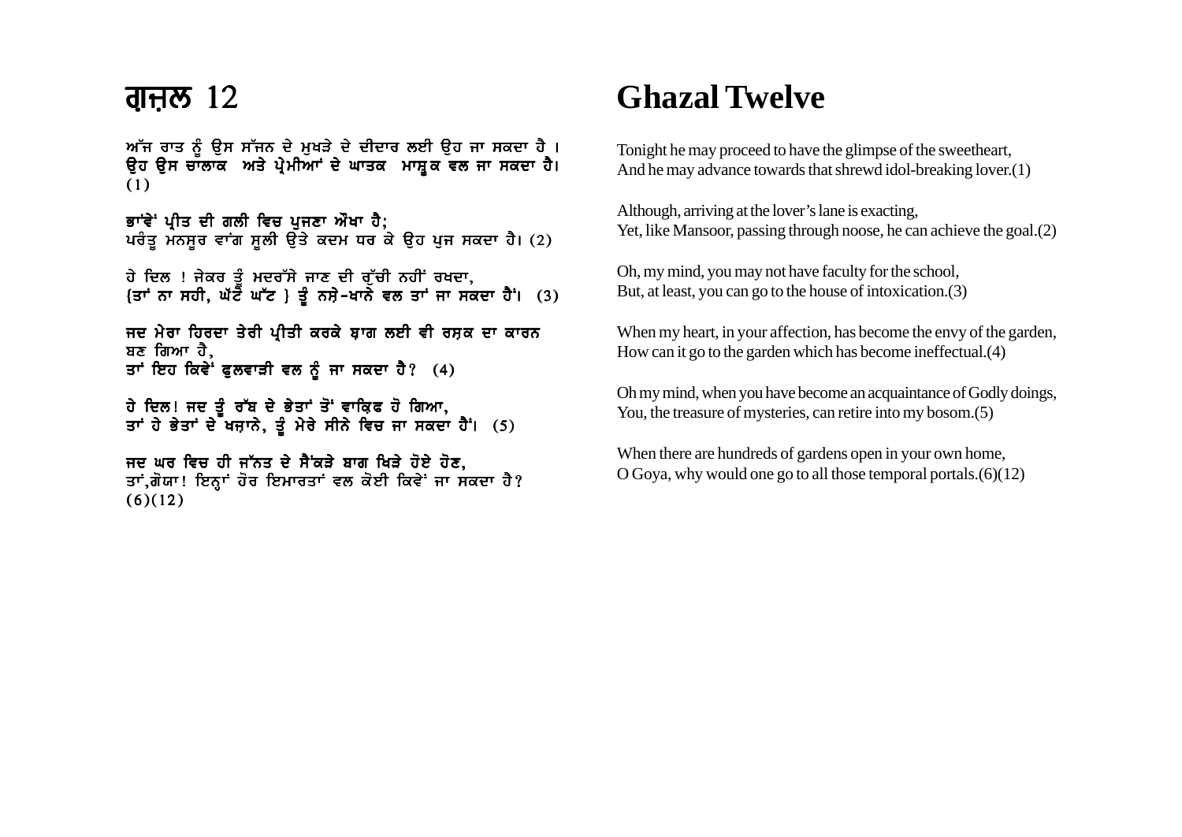# ਗ਼ਜ਼ਲ 12

ਅੱਜ ਰਾਤ ਨੂੰ ਉਸ ਸੱਜਨ ਦੇ ਮੁਖੜੇ ਦੇ ਦੀਦਾਰ ਲਈ ਉਹ ਜਾ ਸਕਦਾ ਹੈ ।
ਉਹ ਉਸ ਚਾਲਾਕ ਅਤੇ ਪ੍ਰੇਮੀਆਂ ਦੇ ਘਾਤਕ ਮਾਸ਼ੂਕ ਵਲ ਜਾ ਸਕਦਾ ਹੈ। (1)

ਭਾਂਵੇਂ ਪ੍ਰੀਤ ਦੀ ਗਲੀ ਵਿਚ ਪੁਜਣਾ ਔਖਾ ਹੈ;
ਪਰੰਤੂ ਮਨਸੂਰ ਵਾਂਗ ਸੂਲੀ ਉਤੇ ਕਦਮ ਧਰ ਕੇ ਉਹ ਪੁਜ ਸਕਦਾ ਹੈ। (2)

ਹੇ ਦਿਲ ! ਜੇਕਰ ਤੂੰ ਮਦਰੱਸੇ ਜਾਣ ਦੀ ਰੁੱਚੀ ਨਹੀਂ ਰਖਦਾ,
{ਤਾਂ ਨਾ ਸਹੀ, ਘੱਟੋ ਘੱਟ } ਤੂੰ ਨਸ਼ੇ-ਖਾਨੇ ਵਲ ਤਾਂ ਜਾ ਸਕਦਾ ਹੈਂ। (3)

ਜਦ ਮੇਰਾ ਹਿਰਦਾ ਤੇਰੀ ਪ੍ਰੀਤੀ ਕਰਕੇ ਬਾਗ ਲਈ ਵੀ ਰਸ਼ਕ ਦਾ ਕਾਰਨ ਬਣ ਗਿਆ ਹੈ,
ਤਾਂ ਇਹ ਕਿਵੇਂ ਫੁਲਵਾੜੀ ਵਲ ਨੂੰ ਜਾ ਸਕਦਾ ਹੈ ? (4)

ਹੇ ਦਿਲ! ਜਦ ਤੂੰ ਰੱਬ ਦੇ ਭੇਤਾਂ ਤੋਂ ਵਾਕਿਫ ਹੋ ਗਿਆ,
ਤਾਂ ਹੇ ਭੇਤਾਂ ਦੇ ਖਜ਼ਾਨੇ, ਤੂੰ ਮੇਰੇ ਸੀਨੇ ਵਿਚ ਜਾ ਸਕਦਾ ਹੈਂ। (5)

ਜਦ ਘਰ ਵਿਚ ਹੀ ਜੱਨਤ ਦੇ ਸੈਂਕੜੇ ਬਾਗ ਖਿੜੇ ਹੋਏ ਹੋਣ,
ਤਾਂ,ਗੋਯਾ! ਇਨ੍ਹਾਂ ਹੋਰ ਇਮਾਰਤਾਂ ਵਲ ਕੋਈ ਕਿਵੇਂ ਜਾ ਸਕਦਾ ਹੈ? (6)(12)

# Ghazal Twelve

Tonight he may proceed to have the glimpse of the sweetheart,
And he may advance towards that shrewd idol-breaking lover.(1)

Although, arriving at the lover's lane is exacting,
Yet, like Mansoor, passing through noose, he can achieve the goal.(2)

Oh, my mind, you may not have faculty for the school,
But, at least, you can go to the house of intoxication.(3)

When my heart, in your affection, has become the envy of the garden,
How can it go to the garden which has become ineffectual.(4)

Oh my mind, when you have become an acquaintance of Godly doings,
You, the treasure of mysteries, can retire into my bosom.(5)

When there are hundreds of gardens open in your own home,
O Goya, why would one go to all those temporal portals.(6)(12)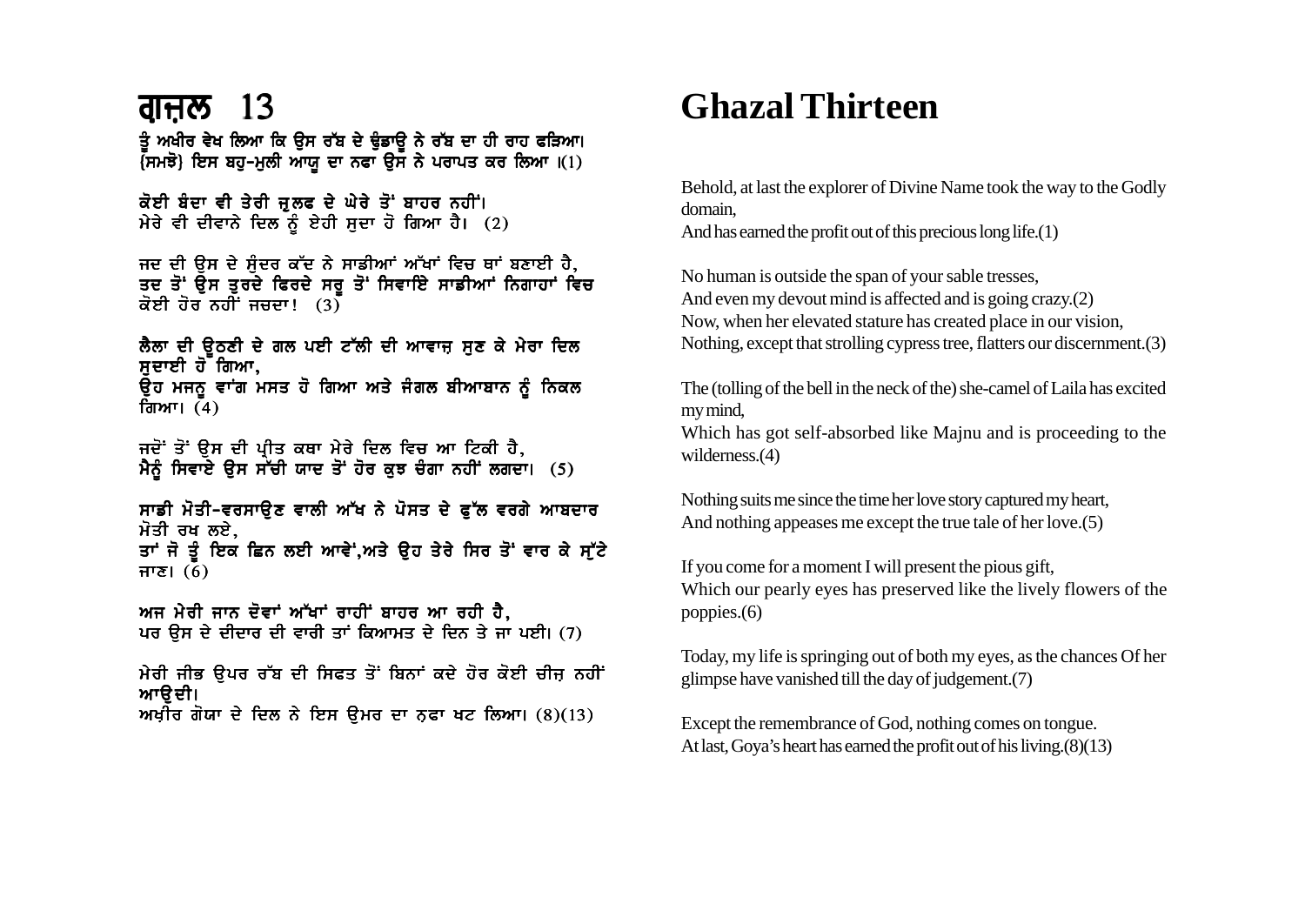# ਗ਼ਜ਼ਲ 13

ਤੂੰ ਅਖੀਰ ਵੇਖ ਲਿਆ ਕਿ ਉਸ ਰੱਬ ਦੇ ਢੂੰਡਾਊ ਨੇ ਰੱਬ ਦਾ ਹੀ ਰਾਹ ਫੜਿਆ।
(ਸਮਝੋ) ਇਸ ਬਹੁ-ਮੁਲੀ ਆਯੂ ਦਾ ਨਫਾ ਉਸ ਨੇ ਪਰਾਪਤ ਕਰ ਲਿਆ ।(1)

ਕੋਈ ਬੰਦਾ ਵੀ ਤੇਰੀ ਜ਼ੁਲਫ ਦੇ ਘੇਰੇ ਤੋਂ ਬਾਹਰ ਨਹੀਂ।
ਮੇਰੇ ਵੀ ਦੀਵਾਨੇ ਦਿਲ ਨੂੰ ਏਹੀ ਸੁਦਾ ਹੋ ਗਿਆ ਹੈ। (2)

ਜਦ ਦੀ ਉਸ ਦੇ ਸੁੰਦਰ ਕੱਦ ਨੇ ਸਾਡੀਆਂ ਅੱਖਾਂ ਵਿਚ ਥਾਂ ਬਣਾਈ ਹੈ,
ਤਦ ਤੋਂ ਉਸ ਤੁਰਦੇ ਫਿਰਦੇ ਸਰੂ ਤੋਂ ਸਿਵਾਇ ਸਾਡੀਆਂ ਨਿਗਾਹਾਂ ਵਿਚ ਕੋਈ ਹੋਰ ਨਹੀਂ ਜਚਦਾ! (3)

ਲੈਲਾ ਦੀ ਊਠਣੀ ਦੇ ਗਲ ਪਈ ਟੱਲੀ ਦੀ ਆਵਾਜ਼ ਸੁਣ ਕੇ ਮੇਰਾ ਦਿਲ ਸੁਦਾਈ ਹੋ ਗਿਆ,
ਉਹ ਮਜਨੂ ਵਾਂਗ ਮਸਤ ਹੋ ਗਿਆ ਅਤੇ ਜੰਗਲ ਬੀਆਬਾਨ ਨੂੰ ਨਿਕਲ ਗਿਆ। (4)

ਜਦੋਂ ਤੋਂ ਉਸ ਦੀ ਪ੍ਰੀਤ ਕਥਾ ਮੇਰੇ ਦਿਲ ਵਿਚ ਆ ਟਿਕੀ ਹੈ,
ਮੈਨੂੰ ਸਿਵਾਏ ਉਸ ਸੱਚੀ ਯਾਦ ਤੋਂ ਹੋਰ ਕੁਝ ਚੰਗਾ ਨਹੀਂ ਲਗਦਾ। (5)

ਸਾਡੀ ਮੋਤੀ-ਵਰਸਾਉਣ ਵਾਲੀ ਅੱਖ ਨੇ ਪੋਸਤ ਦੇ ਫੁੱਲ ਵਰਗੇ ਆਬਦਾਰ ਮੋਤੀ ਰਖ ਲਏ,
ਤਾਂ ਜੋ ਤੂੰ ਇਕ ਛਿਨ ਲਈ ਆਵੇਂ,ਅਤੇ ਉਹ ਤੇਰੇ ਸਿਰ ਤੋਂ ਵਾਰ ਕੇ ਸੁੱਟੇ ਜਾਣ। (6)

ਅਜ ਮੇਰੀ ਜਾਨ ਦੋਵਾਂ ਅੱਖਾਂ ਰਾਹੀਂ ਬਾਹਰ ਆ ਰਹੀ ਹੈ,
ਪਰ ਉਸ ਦੇ ਦੀਦਾਰ ਦੀ ਵਾਰੀ ਤਾਂ ਕਿਆਮਤ ਦੇ ਦਿਨ ਤੇ ਜਾ ਪਈ। (7)

ਮੇਰੀ ਜੀਭ ਉਪਰ ਰੱਬ ਦੀ ਸਿਫਤ ਤੋਂ ਬਿਨਾਂ ਕਦੇ ਹੋਰ ਕੋਈ ਚੀਜ਼ ਨਹੀਂ ਆਉਂਦੀ।
ਅਖ਼ੀਰ ਗੋਯਾ ਦੇ ਦਿਲ ਨੇ ਇਸ ਉਮਰ ਦਾ ਨਫ਼ਾ ਖਟ ਲਿਆ। (8)(13)

# Ghazal Thirteen

Behold, at last the explorer of Divine Name took the way to the Godly domain,
And has earned the profit out of this precious long life.(1)

No human is outside the span of your sable tresses,
And even my devout mind is affected and is going crazy.(2)
Now, when her elevated stature has created place in our vision,
Nothing, except that strolling cypress tree, flatters our discernment.(3)

The (tolling of the bell in the neck of the) she-camel of Laila has excited my mind,
Which has got self-absorbed like Majnu and is proceeding to the wilderness.(4)

Nothing suits me since the time her love story captured my heart,
And nothing appeases me except the true tale of her love.(5)

If you come for a moment I will present the pious gift,
Which our pearly eyes has preserved like the lively flowers of the poppies.(6)

Today, my life is springing out of both my eyes, as the chances Of her glimpse have vanished till the day of judgement.(7)

Except the remembrance of God, nothing comes on tongue.
At last, Goya's heart has earned the profit out of his living.(8)(13)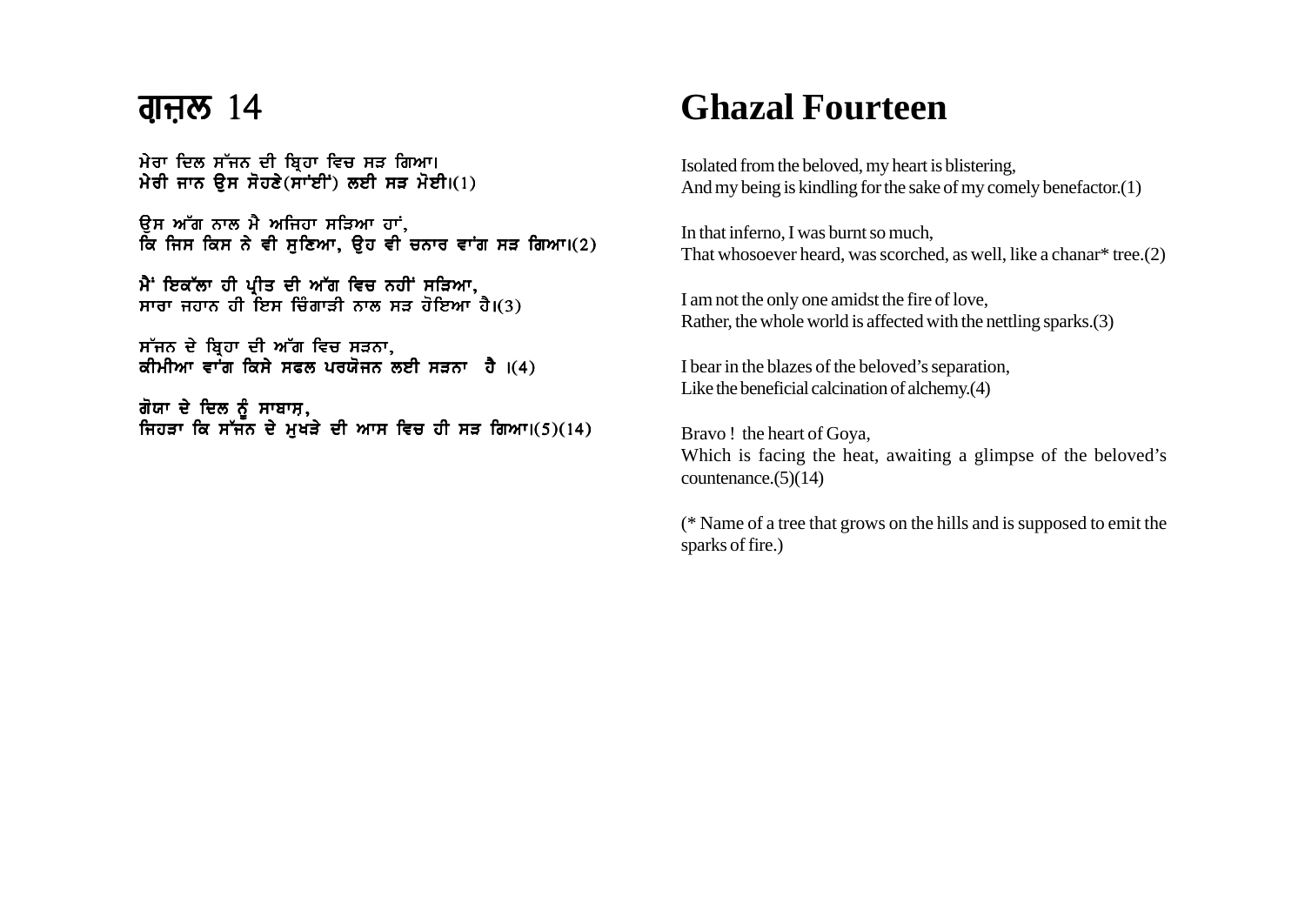# ਗ਼ਜ਼ਲ 14

ਮੇਰਾ ਦਿਲ ਸੱਜਨ ਦੀ ਬ੍ਰਿਹਾ ਵਿਚ ਸੜ ਗਿਆ।
ਮੇਰੀ ਜਾਨ ਉਸ ਸੋਹਣੇ(ਸਾਂਈਂ) ਲਈ ਸੜ ਮੋਈ।(1)

ਉਸ ਅੱਗ ਨਾਲ ਮੈ ਅਜਿਹਾ ਸੜਿਆ ਹਾਂ,
ਕਿ ਜਿਸ ਕਿਸ ਨੇ ਵੀ ਸੁਣਿਆ, ਉਹ ਵੀ ਚਨਾਰ ਵਾਂਗ ਸੜ ਗਿਆ।(2)

ਮੈਂ ਇਕੱਲਾ ਹੀ ਪ੍ਰੀਤ ਦੀ ਅੱਗ ਵਿਚ ਨਹੀਂ ਸੜਿਆ,
ਸਾਰਾ ਜਹਾਨ ਹੀ ਇਸ ਚਿੰਗਾੜੀ ਨਾਲ ਸੜ ਹੋਇਆ ਹੈ।(3)

ਸੱਜਨ ਦੇ ਬ੍ਰਿਹਾ ਦੀ ਅੱਗ ਵਿਚ ਸੜਨਾ,
ਕੀਮੀਆ ਵਾਂਗ ਕਿਸੇ ਸਫਲ ਪਰਯੋਜਨ ਲਈ ਸੜਨਾ ਹੈ ।(4)

ਗੋਯਾ ਦੇ ਦਿਲ ਨੂੰ ਸਾਬਾਸ਼,
ਜਿਹੜਾ ਕਿ ਸੱਜਨ ਦੇ ਮੁਖੜੇ ਦੀ ਆਸ ਵਿਚ ਹੀ ਸੜ ਗਿਆ।(5)(14)

# Ghazal Fourteen

Isolated from the beloved, my heart is blistering,
And my being is kindling for the sake of my comely benefactor.(1)

In that inferno, I was burnt so much,
That whosoever heard, was scorched, as well, like a chanar* tree.(2)

I am not the only one amidst the fire of love,
Rather, the whole world is affected with the nettling sparks.(3)

I bear in the blazes of the beloved's separation,
Like the beneficial calcination of alchemy.(4)

Bravo ! the heart of Goya,
Which is facing the heat, awaiting a glimpse of the beloved's countenance.(5)(14)

(* Name of a tree that grows on the hills and is supposed to emit the sparks of fire.)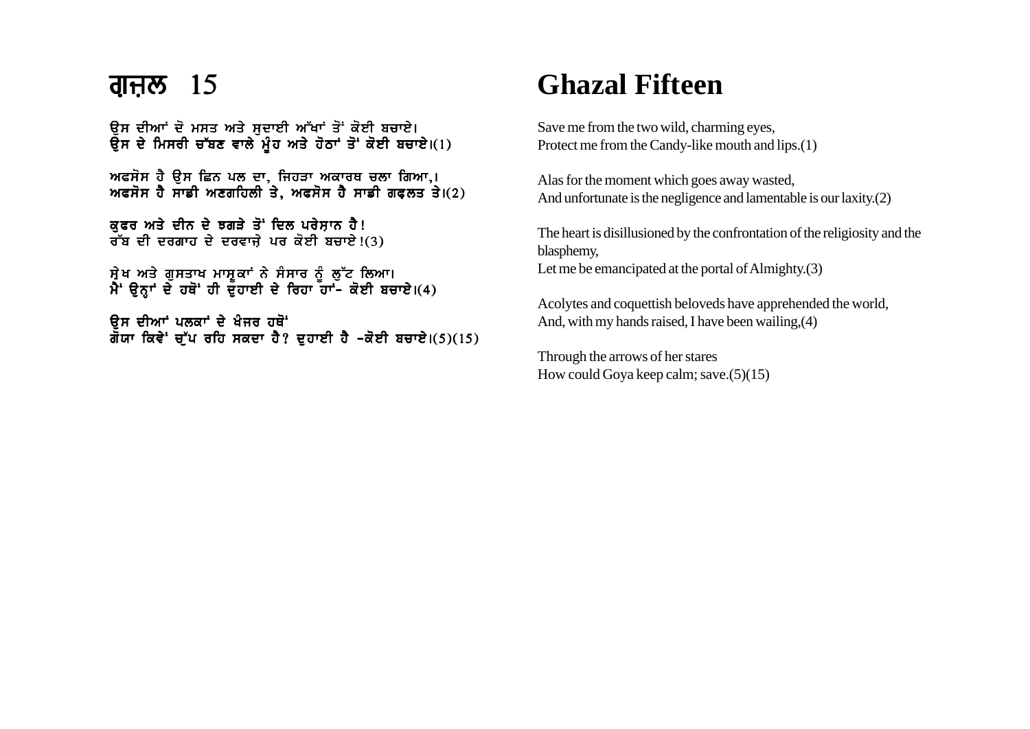# ਗ਼ਜ਼ਲ 15

ਉਸ ਦੀਆਂ ਦੋ ਮਸਤ ਅਤੇ ਸੁਦਾਈ ਅੱਖਾਂ ਤੋਂ ਕੋਈ ਬਚਾਏ।
ਉਸ ਦੇ ਮਿਸਰੀ ਚੱਬਣ ਵਾਲੇ ਮੂੰਹ ਅਤੇ ਹੋਠਾਂ ਤੋਂ ਕੋਈ ਬਚਾਏ।(1)

ਅਫਸੋਸ ਹੈ ਉਸ ਛਿਨ ਪਲ ਦਾ, ਜਿਹੜਾ ਅਕਾਰਥ ਚਲਾ ਗਿਆ,।
ਅਫਸੋਸ ਹੈ ਸਾਡੀ ਅਣਗਹਿਲੀ ਤੇ, ਅਫਸੋਸ ਹੈ ਸਾਡੀ ਗਫ਼ਲਤ ਤੇ।(2)

ਕੁਫਰ ਅਤੇ ਦੀਨ ਦੇ ਝਗੜੇ ਤੋਂ ਦਿਲ ਪਰੇਸ਼ਾਨ ਹੈ!
ਰੱਬ ਦੀ ਦਰਗਾਹ ਦੇ ਦਰਵਾਜ਼ੇ ਪਰ ਕੋਈ ਬਚਾਏ!(3)

ਸ਼ੇਖ ਅਤੇ ਗੁਸਤਾਖ ਮਾਸ਼ੂਕਾਂ ਨੇ ਸੰਸਾਰ ਨੂੰ ਲੁੱਟ ਲਿਆ।
ਮੈਂ ਉਨ੍ਹਾਂ ਦੇ ਹਥੋਂ ਹੀ ਦੁਹਾਈ ਦੇ ਰਿਹਾ ਹਾਂ- ਕੋਈ ਬਚਾਏ।(4)

ਉਸ ਦੀਆਂ ਪਲਕਾਂ ਦੇ ਖੰਜਰ ਹਥੋਂ
ਗੋਯਾ ਕਿਵੇਂ ਚੁੱਪ ਰਹਿ ਸਕਦਾ ਹੈ? ਦੁਹਾਈ ਹੈ -ਕੋਈ ਬਚਾਏ।(5)(15)

# Ghazal Fifteen

Save me from the two wild, charming eyes,
Protect me from the Candy-like mouth and lips.(1)

Alas for the moment which goes away wasted,
And unfortunate is the negligence and lamentable is our laxity.(2)

The heart is disillusioned by the confrontation of the religiosity and the blasphemy,
Let me be emancipated at the portal of Almighty.(3)

Acolytes and coquettish beloveds have apprehended the world,
And, with my hands raised, I have been wailing,(4)

Through the arrows of her stares
How could Goya keep calm; save.(5)(15)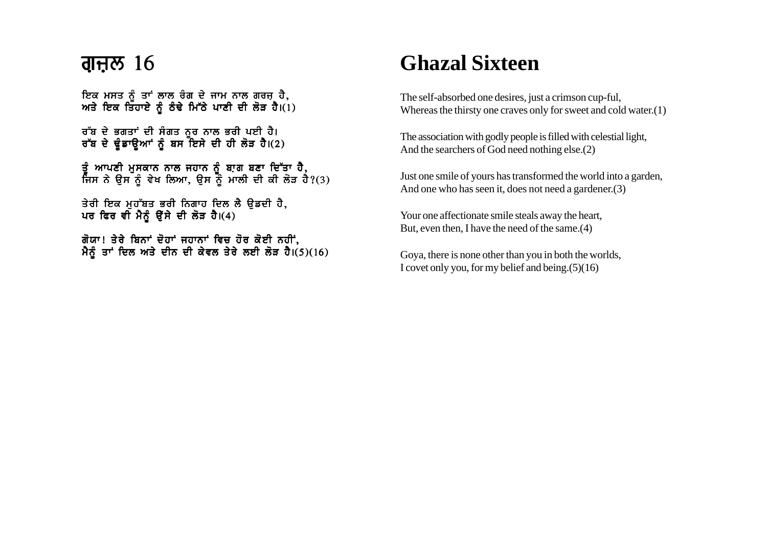# ਗ਼ਜ਼ਲ 16

ਇਕ ਮਸਤ ਨੂੰ ਤਾਂ ਲਾਲ ਰੰਗ ਦੇ ਜਾਮ ਨਾਲ ਗਰਜ਼ ਹੈ,
ਅਤੇ ਇਕ ਤਿਹਾਏ ਨੂੰ ਠੰਢੇ ਮਿੱਠੇ ਪਾਣੀ ਦੀ ਲੋੜ ਹੈ।(1)

ਰੱਬ ਦੇ ਭਗਤਾਂ ਦੀ ਸੰਗਤ ਨੂਰ ਨਾਲ ਭਰੀ ਪਈ ਹੈ।
ਰੱਬ ਦੇ ਢੂੰਡਾਊਆਂ ਨੂੰ ਬਸ ਇਸੇ ਦੀ ਹੀ ਲੋੜ ਹੈ।(2)

ਤੂੰ ਆਪਣੀ ਮੁਸਕਾਨ ਨਾਲ ਜਹਾਨ ਨੂੰ ਬਾਗ਼ ਬਣਾ ਦਿੱਤਾ ਹੈ,
ਜਿਸ ਨੇ ਉਸ ਨੂੰ ਵੇਖ ਲਿਆ, ਉਸ ਨੂੰ ਮਾਲੀ ਦੀ ਕੀ ਲੋੜ ਹੈ?(3)

ਤੇਰੀ ਇਕ ਮੁਹੱਬਤ ਭਰੀ ਨਿਗਾਹ ਦਿਲ ਲੈ ਉਡਦੀ ਹੈ,
ਪਰ ਫਿਰ ਵੀ ਮੈਨੂੰ ਉੱਸੇ ਦੀ ਲੋੜ ਹੈ।(4)

ਗੋਯਾ! ਤੇਰੇ ਬਿਨਾਂ ਦੋਹਾਂ ਜਹਾਨਾਂ ਵਿਚ ਹੋਰ ਕੋਈ ਨਹੀਂ,
ਮੈਨੂੰ ਤਾਂ ਦਿਲ ਅਤੇ ਦੀਨ ਦੀ ਕੇਵਲ ਤੇਰੇ ਲਈ ਲੋੜ ਹੈ।(5)(16)

# Ghazal Sixteen

The self-absorbed one desires, just a crimson cup-ful,
Whereas the thirsty one craves only for sweet and cold water.(1)

The association with godly people is filled with celestial light,
And the searchers of God need nothing else.(2)

Just one smile of yours has transformed the world into a garden,
And one who has seen it, does not need a gardener.(3)

Your one affectionate smile steals away the heart,
But, even then, I have the need of the same.(4)

Goya, there is none other than you in both the worlds,
I covet only you, for my belief and being.(5)(16)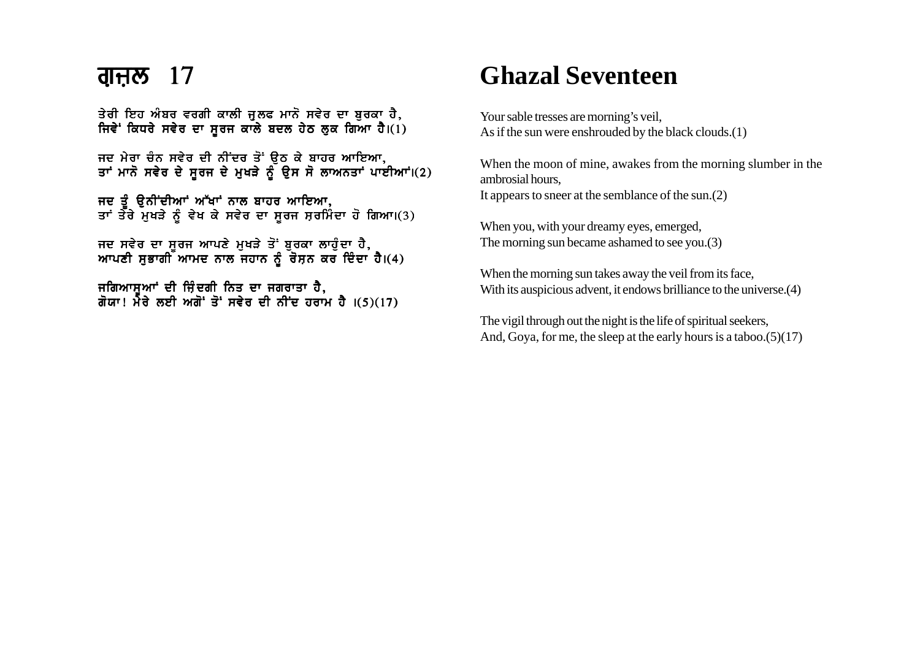# ਗ਼ਜ਼ਲ 17

ਤੇਰੀ ਇਹ ਅੰਬਰ ਵਰਗੀ ਕਾਲੀ ਜ਼ੁਲਫ ਮਾਨੋ ਸਵੇਰ ਦਾ ਬੁਰਕਾ ਹੈ,
ਜਿਵੇਂ ਕਿਧਰੇ ਸਵੇਰ ਦਾ ਸੂਰਜ ਕਾਲੇ ਬਦਲ ਹੇਠ ਲੁਕ ਗਿਆ ਹੈ।(1)

ਜਦ ਮੇਰਾ ਚੰਨ ਸਵੇਰ ਦੀ ਨੀਂਦਰ ਤੋਂ ਉਠ ਕੇ ਬਾਹਰ ਆਇਆ,
ਤਾਂ ਮਾਨੋ ਸਵੇਰ ਦੇ ਸੂਰਜ ਦੇ ਮੁਖੜੇ ਨੂੰ ਉਸ ਸੋ ਲਾਅਨਤਾਂ ਪਾਈਆਂ।(2)

ਜਦ ਤੂੰ ਉਨੀਂਦੀਆਂ ਅੱਖਾਂ ਨਾਲ ਬਾਹਰ ਆਇਆ,
ਤਾਂ ਤੇਰੇ ਮੁਖੜੇ ਨੂੰ ਵੇਖ ਕੇ ਸਵੇਰ ਦਾ ਸੂਰਜ ਸ਼ਰਮਿੰਦਾ ਹੋ ਗਿਆ।(3)

ਜਦ ਸਵੇਰ ਦਾ ਸੂਰਜ ਆਪਣੇ ਮੁਖੜੇ ਤੋਂ ਬੁਰਕਾ ਲਾਹੁੰਦਾ ਹੈ,
ਆਪਣੀ ਸੁਭਾਗੀ ਆਮਦ ਨਾਲ ਜਹਾਨ ਨੂੰ ਰੋਸ਼ਨ ਕਰ ਦਿੰਦਾ ਹੈ।(4)

ਜਗਿਆਸੂਆਂ ਦੀ ਜ਼ਿੰਦਗੀ ਨਿਤ ਦਾ ਜਗਰਾਤਾ ਹੈ,
ਗੋਯਾ! ਮੇਰੇ ਲਈ ਅਗੋਂ ਤੋਂ ਸਵੇਰ ਦੀ ਨੀਂਦ ਹਰਾਮ ਹੈ ।(5)(17)

# Ghazal Seventeen

Your sable tresses are morning's veil,
As if the sun were enshrouded by the black clouds.(1)

When the moon of mine, awakes from the morning slumber in the ambrosial hours,
It appears to sneer at the semblance of the sun.(2)

When you, with your dreamy eyes, emerged,
The morning sun became ashamed to see you.(3)

When the morning sun takes away the veil from its face,
With its auspicious advent, it endows brilliance to the universe.(4)

The vigil through out the night is the life of spiritual seekers,
And, Goya, for me, the sleep at the early hours is a taboo.(5)(17)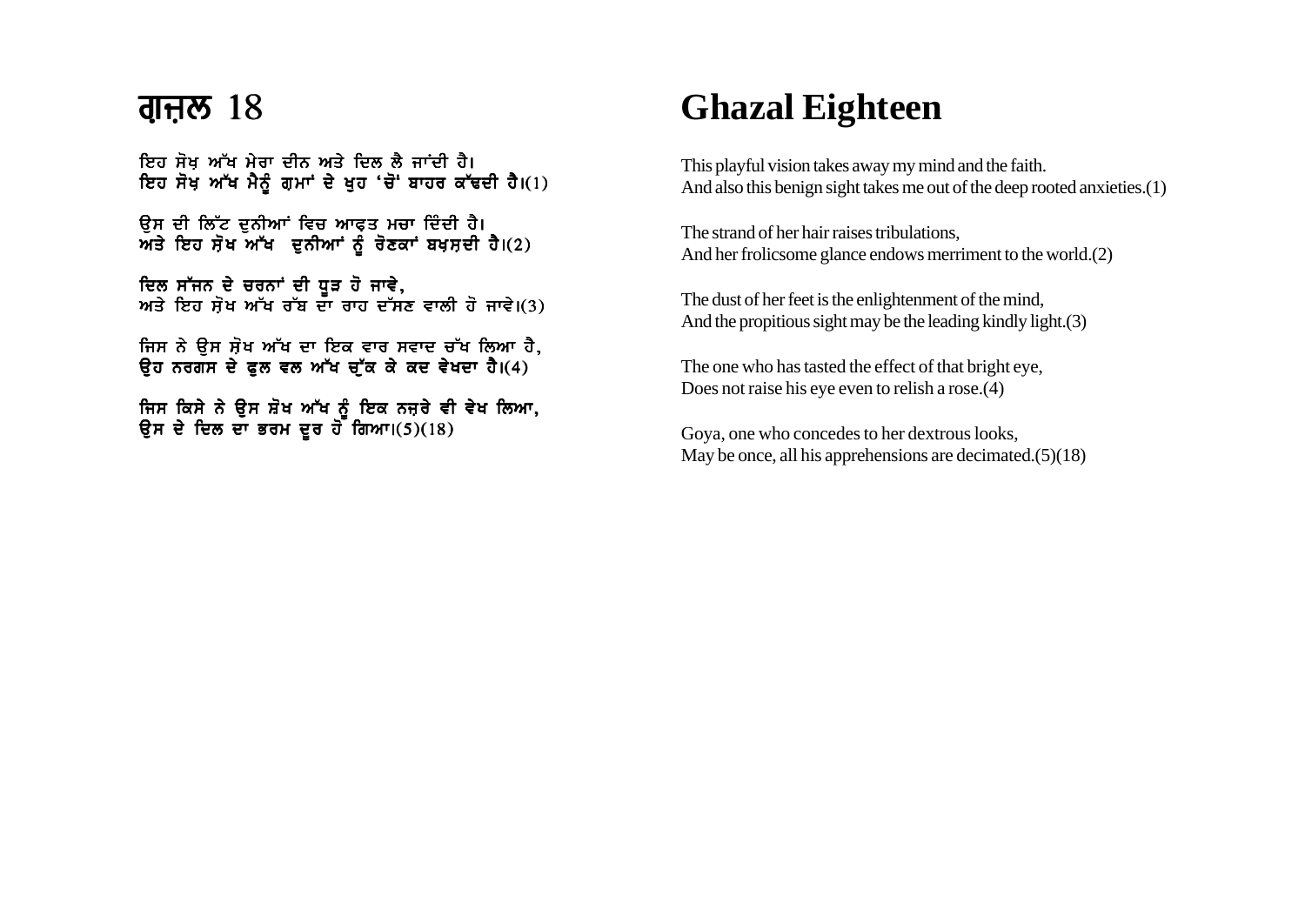# ਗ਼ਜ਼ਲ 18

ਇਹ ਸੋਖ਼ ਅੱਖ ਮੇਰਾ ਦੀਨ ਅਤੇ ਦਿਲ ਲੈ ਜਾਂਦੀ ਹੈ।
ਇਹ ਸੋਖ਼ ਅੱਖ ਮੈਨੂੰ ਗ਼ਮਾਂ ਦੇ ਖੂਹ 'ਚੋਂ ਬਾਹਰ ਕੱਢਦੀ ਹੈ।(1)

ਉਸ ਦੀ ਲਿੱਟ ਦੁਨੀਆਂ ਵਿਚ ਆਫ਼ਤ ਮਚਾ ਦਿੰਦੀ ਹੈ।
ਅਤੇ ਇਹ ਸ਼ੋਖ ਅੱਖ ਦੁਨੀਆਂ ਨੂੰ ਰੋਣਕਾਂ ਬਖ਼ਸ਼ਦੀ ਹੈ।(2)

ਦਿਲ ਸੱਜਨ ਦੇ ਚਰਨਾਂ ਦੀ ਧੂੜ ਹੋ ਜਾਵੇ,
ਅਤੇ ਇਹ ਸ਼ੋਖ ਅੱਖ ਰੱਬ ਦਾ ਰਾਹ ਦੱਸਣ ਵਾਲੀ ਹੋ ਜਾਵੇ।(3)

ਜਿਸ ਨੇ ਉਸ ਸ਼ੋਖ ਅੱਖ ਦਾ ਇਕ ਵਾਰ ਸਵਾਦ ਚੱਖ ਲਿਆ ਹੈ,
ਉਹ ਨਰਗਸ ਦੇ ਫੂਲ ਵਲ ਅੱਖ ਚੁੱਕ ਕੇ ਕਦ ਵੇਖਦਾ ਹੈ।(4)

ਜਿਸ ਕਿਸੇ ਨੇ ਉਸ ਸ਼ੋਖ ਅੱਖ ਨੂੰ ਇਕ ਨਜ਼ਰੇ ਵੀ ਵੇਖ ਲਿਆ,
ਉਸ ਦੇ ਦਿਲ ਦਾ ਭਰਮ ਦੂਰ ਹੋ ਗਿਆ।(5)(18)

# Ghazal Eighteen

This playful vision takes away my mind and the faith.
And also this benign sight takes me out of the deep rooted anxieties.(1)

The strand of her hair raises tribulations,
And her frolicsome glance endows merriment to the world.(2)

The dust of her feet is the enlightenment of the mind,
And the propitious sight may be the leading kindly light.(3)

The one who has tasted the effect of that bright eye,
Does not raise his eye even to relish a rose.(4)

Goya, one who concedes to her dextrous looks,
May be once, all his apprehensions are decimated.(5)(18)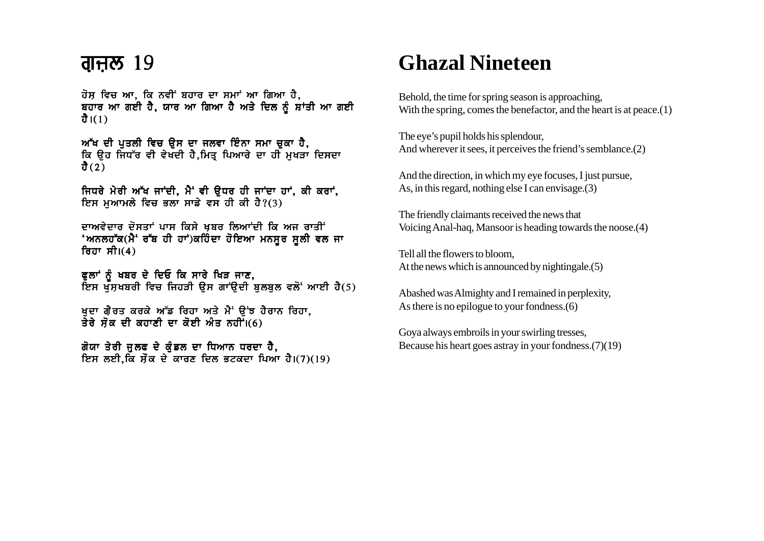# ਗ਼ਜ਼ਲ 19

ਹੋਸ਼ ਵਿਚ ਆ, ਕਿ ਨਵੀਂ ਬਹਾਰ ਦਾ ਸਮਾਂ ਆ ਗਿਆ ਹੈ,
ਬਹਾਰ ਆ ਗਈ ਹੈ, ਯਾਰ ਆ ਗਿਆ ਹੈ ਅਤੇ ਦਿਲ ਨੂੰ ਸ਼ਾਂਤੀ ਆ ਗਈ ਹੈ।(1)

ਅੱਖ ਦੀ ਪੁਤਲੀ ਵਿਚ ਉਸ ਦਾ ਜਲਵਾ ਇੰਨਾ ਸਮਾ ਚੁਕਾ ਹੈ,
ਕਿ ਉਹ ਜਿਧੱਰ ਵੀ ਵੇਖਦੀ ਹੈ,ਮਿਤ੍ਰ ਪਿਆਰੇ ਦਾ ਹੀ ਮੁਖੜਾ ਦਿਸਦਾ ਹੈ(2)

ਜਿਧਰੇ ਮੇਰੀ ਅੱਖ ਜਾਂਦੀ, ਮੈਂ ਵੀ ਉਧਰ ਹੀ ਜਾਂਦਾ ਹਾਂ, ਕੀ ਕਰਾਂ,
ਇਸ ਮੁਆਮਲੇ ਵਿਚ ਭਲਾ ਸਾਡੇ ਵਸ ਹੀ ਕੀ ਹੈ?(3)

ਦਾਅਵੇਦਾਰ ਦੋਸਤਾਂ ਪਾਸ ਕਿਸੇ ਖ਼ਬਰ ਲਿਆਂਦੀ ਕਿ ਅਜ ਰਾਤੀਂ
'ਅਨਲਹੱਕ(ਮੈਂ ਰੱਬ ਹੀ ਹਾਂ)ਕਹਿੰਦਾ ਹੋਇਆ ਮਨਸੂਰ ਸੂਲੀ ਵਲ ਜਾ ਰਿਹਾ ਸੀ।(4)

ਫੁਲਾਂ ਨੂੰ ਖਬਰ ਦੇ ਦਿਓ ਕਿ ਸਾਰੇ ਖਿੜ ਜਾਣ,
ਇਸ ਖੁਸ਼ਖਬਰੀ ਵਿਚ ਜਿਹੜੀ ਉਸ ਗਾਂਉਦੀ ਬੁਲਬੁਲ ਵਲੋਂ ਆਈ ਹੈ(5)

ਖੁਦਾ ਗ਼ੈਰਤ ਕਰਕੇ ਅੱਡ ਰਿਹਾ ਅਤੇ ਮੈਂ ਉਂਝ ਹੈਰਾਨ ਰਿਹਾ,
ਤੇਰੇ ਸ਼ੋਕ ਦੀ ਕਹਾਣੀ ਦਾ ਕੋਈ ਅੰਤ ਨਹੀਂ।(6)

ਗੋਯਾ ਤੇਰੀ ਜ਼ੁਲਫ ਦੇ ਕੁੰਡਲ ਦਾ ਧਿਆਨ ਧਰਦਾ ਹੈ,
ਇਸ ਲਈ,ਕਿ ਸ਼ੌਕ ਦੇ ਕਾਰਣ ਦਿਲ ਭਟਕਦਾ ਪਿਆ ਹੈ।(7)(19)

# Ghazal Nineteen

Behold, the time for spring season is approaching,
With the spring, comes the benefactor, and the heart is at peace.(1)

The eye's pupil holds his splendour,
And wherever it sees, it perceives the friend's semblance.(2)

And the direction, in which my eye focuses, I just pursue,
As, in this regard, nothing else I can envisage.(3)

The friendly claimants received the news that
Voicing Anal-haq, Mansoor is heading towards the noose.(4)

Tell all the flowers to bloom,
At the news which is announced by nightingale.(5)

Abashed was Almighty and I remained in perplexity,
As there is no epilogue to your fondness.(6)

Goya always embroils in your swirling tresses,
Because his heart goes astray in your fondness.(7)(19)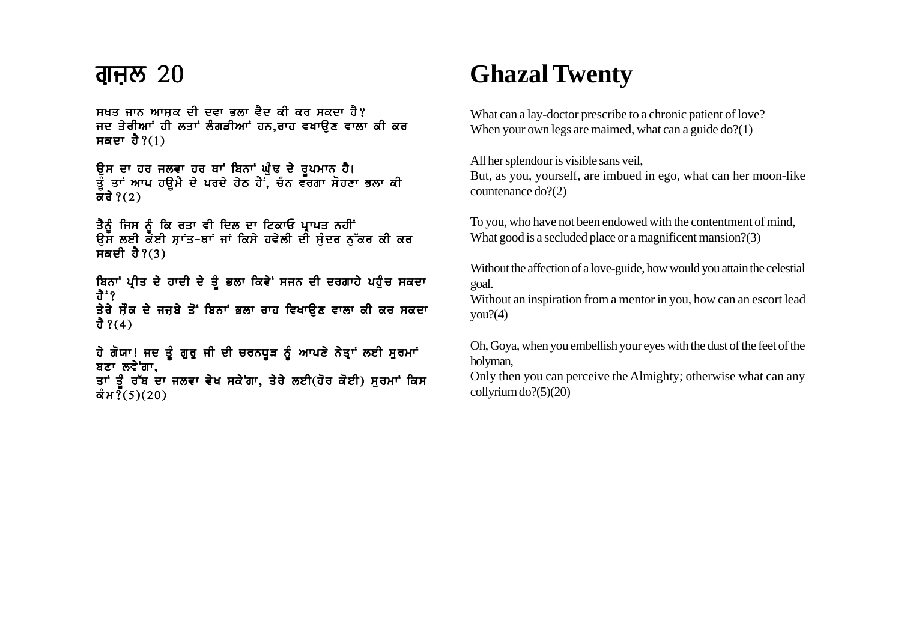# ਗ਼ਜ਼ਲ 20

ਸਖਤ ਜਾਨ ਆਸ਼ਕ ਦੀ ਦਵਾ ਭਲਾ ਵੈਦ ਕੀ ਕਰ ਸਕਦਾ ਹੈ?
ਜਦ ਤੇਰੀਆਂ ਹੀ ਲਤਾਂ ਲੰਗੜੀਆਂ ਹਨ,ਰਾਹ ਵਖਾਉਣ ਵਾਲਾ ਕੀ ਕਰ ਸਕਦਾ ਹੈ?(1)

ਉਸ ਦਾ ਹਰ ਜਲਵਾ ਹਰ ਥਾਂ ਬਿਨਾਂ ਘੁੰਢ ਦੇ ਰੂਪਮਾਨ ਹੈ।
ਤੂੰ ਤਾਂ ਆਪ ਹਉਮੈ ਦੇ ਪਰਦੇ ਹੇਠ ਹੈਂ, ਚੰਨ ਵਰਗਾ ਸੋਹਣਾ ਭਲਾ ਕੀ ਕਰੇ?(2)

ਤੈਨੂੰ ਜਿਸ ਨੂੰ ਕਿ ਰਤਾ ਵੀ ਦਿਲ ਦਾ ਟਿਕਾਓ ਪ੍ਰਾਪਤ ਨਹੀਂ
ਉਸ ਲਈ ਕੋਈ ਸ਼ਾਂਤ-ਥਾਂ ਜਾਂ ਕਿਸੇ ਹਵੇਲੀ ਦੀ ਸੁੰਦਰ ਨੁੱਕਰ ਕੀ ਕਰ ਸਕਦੀ ਹੈ?(3)

ਬਿਨਾਂ ਪ੍ਰੀਤ ਦੇ ਹਾਦੀ ਦੇ ਤੂੰ ਭਲਾ ਕਿਵੇਂ ਸਜਨ ਦੀ ਦਰਗਾਹੇ ਪਹੁੰਚ ਸਕਦਾ ਹੈਂ?
ਤੇਰੇ ਸ਼ੌਕ ਦੇ ਜਜ਼ਬੇ ਤੋਂ ਬਿਨਾਂ ਭਲਾ ਰਾਹ ਵਿਖਾਉਣ ਵਾਲਾ ਕੀ ਕਰ ਸਕਦਾ ਹੈ?(4)

ਹੇ ਗੋਯਾ! ਜਦ ਤੂੰ ਗੁਰੁ ਜੀ ਦੀ ਚਰਨਧੂੜ ਨੂੰ ਆਪਣੇ ਨੇਤ੍ਰਾਂ ਲਈ ਸੁਰਮਾਂ ਬਣਾ ਲਵੇਂਗਾ,
ਤਾਂ ਤੂੰ ਰੱਬ ਦਾ ਜਲਵਾ ਵੇਖ ਸਕੇਂਗਾ, ਤੇਰੇ ਲਈ(ਹੋਰ ਕੋਈ) ਸੁਰਮਾਂ ਕਿਸ ਕੰਮ?(5)(20)

# Ghazal Twenty

What can a lay-doctor prescribe to a chronic patient of love?
When your own legs are maimed, what can a guide do?(1)

All her splendour is visible sans veil,
But, as you, yourself, are imbued in ego, what can her moon-like countenance do?(2)

To you, who have not been endowed with the contentment of mind,
What good is a secluded place or a magnificent mansion?(3)

Without the affection of a love-guide, how would you attain the celestial goal.
Without an inspiration from a mentor in you, how can an escort lead you?(4)

Oh, Goya, when you embellish your eyes with the dust of the feet of the holyman,
Only then you can perceive the Almighty; otherwise what can any collyrium do?(5)(20)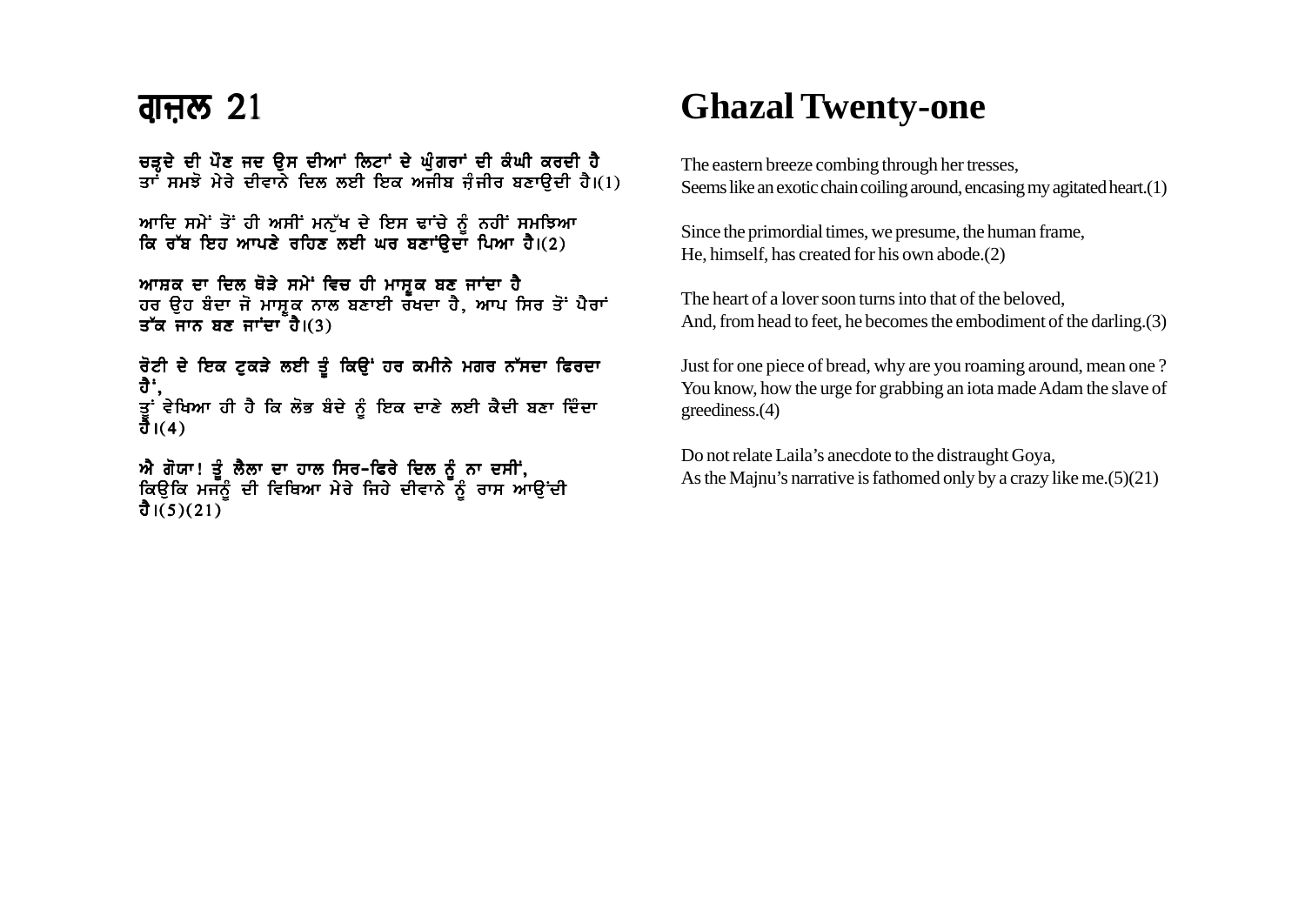# ਗ਼ਜ਼ਲ 21

ਚੜ੍ਹਦੇ ਦੀ ਪੌਣ ਜਦ ਉਸ ਦੀਆਂ ਲਿਟਾਂ ਦੇ ਘੁੰਗਰਾਂ ਦੀ ਕੰਘੀ ਕਰਦੀ ਹੈ
ਤਾਂ ਸਮਝੋ ਮੇਰੇ ਦੀਵਾਨੇ ਦਿਲ ਲਈ ਇਕ ਅਜੀਬ ਜ਼ੰਜੀਰ ਬਣਾਉਂਦੀ ਹੈ।(1)

ਆਦਿ ਸਮੇਂ ਤੋਂ ਹੀ ਅਸੀਂ ਮਨੁੱਖ ਦੇ ਇਸ ਢਾਂਚੇ ਨੂੰ ਨਹੀਂ ਸਮਝਿਆ
ਕਿ ਰੱਬ ਇਹ ਆਪਣੇ ਰਹਿਣ ਲਈ ਘਰ ਬਣਾਉਂਦਾ ਪਿਆ ਹੈ।(2)

ਆਸ਼ਕ ਦਾ ਦਿਲ ਥੋੜ੍ਹੇ ਸਮੇਂ ਵਿਚ ਹੀ ਮਾਸ਼ੂਕ ਬਣ ਜਾਂਦਾ ਹੈ
ਹਰ ਉਹ ਬੰਦਾ ਜੋ ਮਾਸ਼ੂਕ ਨਾਲ ਬਣਾਈ ਰਖਦਾ ਹੈ, ਆਪ ਸਿਰ ਤੋਂ ਪੈਰਾਂ ਤੱਕ ਜਾਨ ਬਣ ਜਾਂਦਾ ਹੈ।(3)

ਰੋਟੀ ਦੇ ਇਕ ਟੁਕੜੇ ਲਈ ਤੂੰ ਕਿਉਂ ਹਰ ਕਮੀਨੇ ਮਗਰ ਨੱਸਦਾ ਫਿਰਦਾ ਹੈਂ,
ਤੂੰ ਵੇਖਿਆ ਹੀ ਹੈ ਕਿ ਲੋਭ ਬੰਦੇ ਨੂੰ ਇਕ ਦਾਣੇ ਲਈ ਕੈਦੀ ਬਣਾ ਦਿੰਦਾ ਹੈ।(4)

ਐ ਗੋਯਾ! ਤੂੰ ਲੈਲਾ ਦਾ ਹਾਲ ਸਿਰ-ਫਿਰੇ ਦਿਲ ਨੂੰ ਨਾ ਦਸੀਂ,
ਕਿਉਂਕਿ ਮਜਨੂੰ ਦੀ ਵਿਥਿਆ ਮੇਰੇ ਜਿਹੇ ਦੀਵਾਨੇ ਨੂੰ ਰਾਸ ਆਉਂਦੀ ਹੈ।(5)(21)

# Ghazal Twenty-one

The eastern breeze combing through her tresses,
Seems like an exotic chain coiling around, encasing my agitated heart.(1)

Since the primordial times, we presume, the human frame,
He, himself, has created for his own abode.(2)

The heart of a lover soon turns into that of the beloved,
And, from head to feet, he becomes the embodiment of the darling.(3)

Just for one piece of bread, why are you roaming around, mean one ?
You know, how the urge for grabbing an iota made Adam the slave of greediness.(4)

Do not relate Laila's anecdote to the distraught Goya,
As the Majnu's narrative is fathomed only by a crazy like me.(5)(21)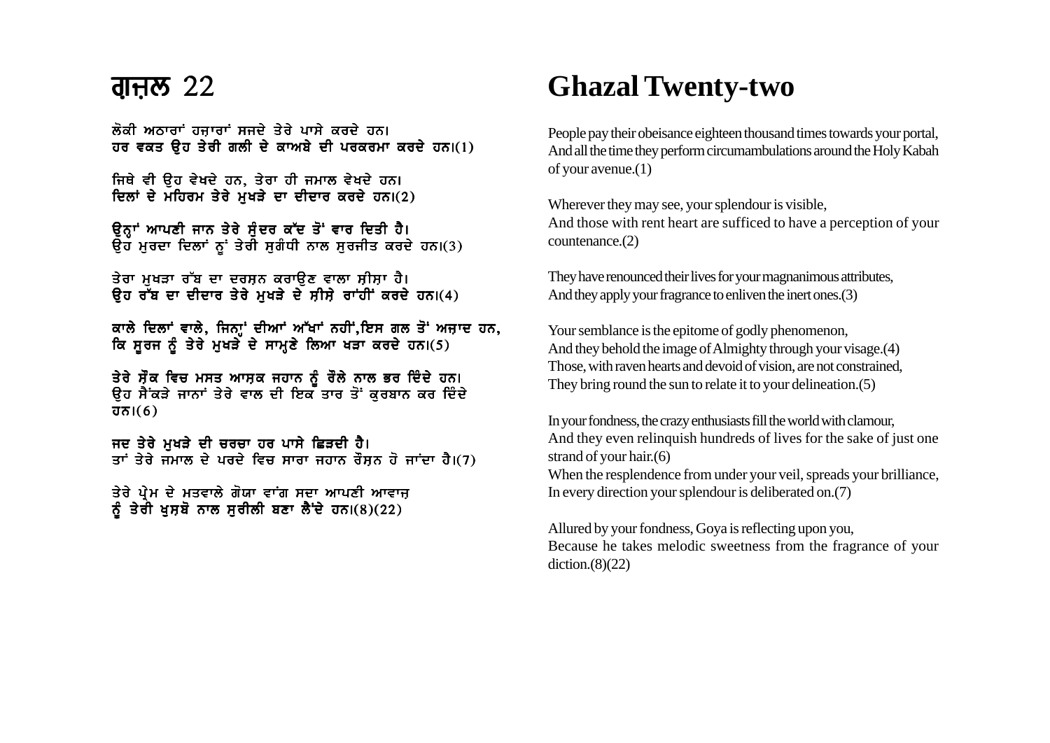# ਗ਼ਜ਼ਲ 22

ਲੋਕੀ ਅਠਾਰਾਂ ਹਜ਼ਾਰਾਂ ਸਜਦੇ ਤੇਰੇ ਪਾਸੇ ਕਰਦੇ ਹਨ।
ਹਰ ਵਕਤ ਉਹ ਤੇਰੀ ਗਲੀ ਦੇ ਕਾਅਬੇ ਦੀ ਪਰਕਰਮਾ ਕਰਦੇ ਹਨ।(1)

ਜਿਥੇ ਵੀ ਉਹ ਵੇਖਦੇ ਹਨ, ਤੇਰਾ ਹੀ ਜਮਾਲ ਵੇਖਦੇ ਹਨ।
ਦਿਲਾਂ ਦੇ ਮਹਿਰਮ ਤੇਰੇ ਮੁਖੜੇ ਦਾ ਦੀਦਾਰ ਕਰਦੇ ਹਨ।(2)

ਉਨ੍ਹਾਂ ਆਪਣੀ ਜਾਨ ਤੇਰੇ ਸੁੰਦਰ ਕੱਦ ਤੋਂ ਵਾਰ ਦਿਤੀ ਹੈ।
ਉਹ ਮੁਰਦਾ ਦਿਲਾਂ ਨੂੰ ਤੇਰੀ ਸੁਗੰਧੀ ਨਾਲ ਸੁਰਜੀਤ ਕਰਦੇ ਹਨ।(3)

ਤੇਰਾ ਮੁਖੜਾ ਰੱਬ ਦਾ ਦਰਸ਼ਨ ਕਰਾਉਣ ਵਾਲਾ ਸ਼ੀਸ਼ਾ ਹੈ।
ਉਹ ਰੱਬ ਦਾ ਦੀਦਾਰ ਤੇਰੇ ਮੁਖੜੇ ਦੇ ਸ਼ੀਸ਼ੇ ਰਾਂਹੀਂ ਕਰਦੇ ਹਨ।(4)

ਕਾਲੇ ਦਿਲਾਂ ਵਾਲੇ, ਜਿਨ੍ਹਾਂ ਦੀਆਂ ਅੱਖਾਂ ਨਹੀਂ,ਇਸ ਗਲ ਤੋਂ ਅਜ਼ਾਦ ਹਨ,
ਕਿ ਸੂਰਜ ਨੂੰ ਤੇਰੇ ਮੁਖੜੇ ਦੇ ਸਾਮ੍ਹਣੇ ਲਿਆ ਖੜਾ ਕਰਦੇ ਹਨ।(5)

ਤੇਰੇ ਸ਼ੌਕ ਵਿਚ ਮਸਤ ਆਸ਼ਕ ਜਹਾਨ ਨੂੰ ਰੌਲੇ ਨਾਲ ਭਰ ਦਿੰਦੇ ਹਨ।
ਉਹ ਸੈਂਕੜੇ ਜਾਨਾਂ ਤੇਰੇ ਵਾਲ ਦੀ ਇਕ ਤਾਰ ਤੋਂ ਕੁਰਬਾਨ ਕਰ ਦਿੰਦੇ ਹਨ।(6)

ਜਦ ਤੇਰੇ ਮੁਖੜੇ ਦੀ ਚਰਚਾ ਹਰ ਪਾਸੇ ਛਿੜਦੀ ਹੈ।
ਤਾਂ ਤੇਰੇ ਜਮਾਲ ਦੇ ਪਰਦੇ ਵਿਚ ਸਾਰਾ ਜਹਾਨ ਰੌਸ਼ਨ ਹੋ ਜਾਂਦਾ ਹੈ।(7)

ਤੇਰੇ ਪ੍ਰੇਮ ਦੇ ਮਤਵਾਲੇ ਗੋਯਾ ਵਾਂਗ ਸਦਾ ਆਪਣੀ ਆਵਾਜ਼ ਨੂੰ ਤੇਰੀ ਖੁਸ਼ਬੋ ਨਾਲ ਸੁਰੀਲੀ ਬਣਾ ਲੈਂਦੇ ਹਨ।(8)(22)

# Ghazal Twenty-two

People pay their obeisance eighteen thousand times towards your portal,
And all the time they perform circumambulations around the Holy Kabah of your avenue.(1)

Wherever they may see, your splendour is visible,
And those with rent heart are sufficed to have a perception of your countenance.(2)

They have renounced their lives for your magnanimous attributes,
And they apply your fragrance to enliven the inert ones.(3)

Your semblance is the epitome of godly phenomenon,
And they behold the image of Almighty through your visage.(4)
Those, with raven hearts and devoid of vision, are not constrained,
They bring round the sun to relate it to your delineation.(5)

In your fondness, the crazy enthusiasts fill the world with clamour,
And they even relinquish hundreds of lives for the sake of just one strand of your hair.(6)
When the resplendence from under your veil, spreads your brilliance,
In every direction your splendour is deliberated on.(7)

Allured by your fondness, Goya is reflecting upon you,
Because he takes melodic sweetness from the fragrance of your diction.(8)(22)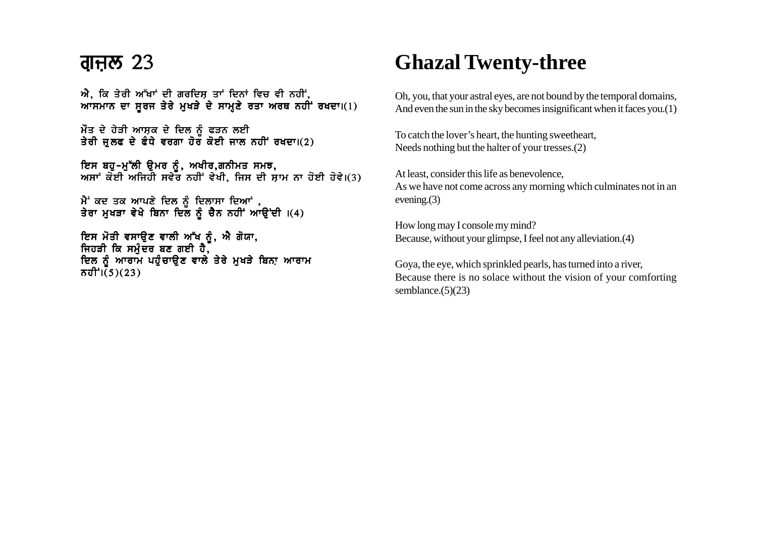# ਗ਼ਜ਼ਲ 23

ਐ, ਕਿ ਤੇਰੀ ਅੱਖਾਂ ਦੀ ਗਰਦਿਸ਼ ਤਾਂ ਦਿਨਾਂ ਵਿਚ ਵੀ ਨਹੀਂ,
ਆਸਮਾਨ ਦਾ ਸੂਰਜ ਤੇਰੇ ਮੁਖੜੇ ਦੇ ਸਾਮ੍ਹਣੇ ਰਤਾ ਅਰਥ ਨਹੀਂ ਰਖਦਾ।(1)

ਮੌਤ ਦੇ ਹੇੜੀ ਆਸ਼ਕ ਦੇ ਦਿਲ ਨੂੰ ਫੜਨ ਲਈ
ਤੇਰੀ ਜ਼ੁਲਫ ਦੇ ਫੰਧੇ ਵਰਗਾ ਹੋਰ ਕੋਈ ਜਾਲ ਨਹੀਂ ਰਖਦਾ।(2)

ਇਸ ਬਹੁ-ਮੁੱਲੀ ਉਮਰ ਨੂੰ, ਅਖੀਰ,ਗਨੀਮਤ ਸਮਝ,
ਅਸਾਂ ਕੋਈ ਅਜਿਹੀ ਸਵੇਰ ਨਹੀਂ ਵੇਖੀ, ਜਿਸ ਦੀ ਸ਼ਾਮ ਨਾ ਹੋਈ ਹੋਵੇ।(3)

ਮੈਂ ਕਦ ਤਕ ਆਪਣੇ ਦਿਲ ਨੂੰ ਦਿਲਾਸਾ ਦਿਆਂ ,
ਤੇਰਾ ਮੁਖੜਾ ਵੇਖੇ ਬਿਨਾ ਦਿਲ ਨੂੰ ਚੈਨ ਨਹੀਂ ਆਉਂਦੀ ।(4)

ਇਸ ਮੋਤੀ ਵਸਾਉਣ ਵਾਲੀ ਅੱਖ ਨੂੰ, ਐ ਗੋਯਾ,
ਜਿਹੜੀ ਕਿ ਸਮੁੰਦਰ ਬਣ ਗਈ ਹੈ,
ਦਿਲ ਨੂੰ ਆਰਾਮ ਪਹੁੰਚਾਉਣ ਵਾਲੇ ਤੇਰੇ ਮੁਖੜੇ ਬਿਨਾਂ ਆਰਾਮ ਨਹੀਂ।(5)(23)

# Ghazal Twenty-three

Oh, you, that your astral eyes, are not bound by the temporal domains,
And even the sun in the sky becomes insignificant when it faces you.(1)

To catch the lover's heart, the hunting sweetheart,
Needs nothing but the halter of your tresses.(2)

At least, consider this life as benevolence,
As we have not come across any morning which culminates not in an evening.(3)

How long may I console my mind?
Because, without your glimpse, I feel not any alleviation.(4)

Goya, the eye, which sprinkled pearls, has turned into a river,
Because there is no solace without the vision of your comforting semblance.(5)(23)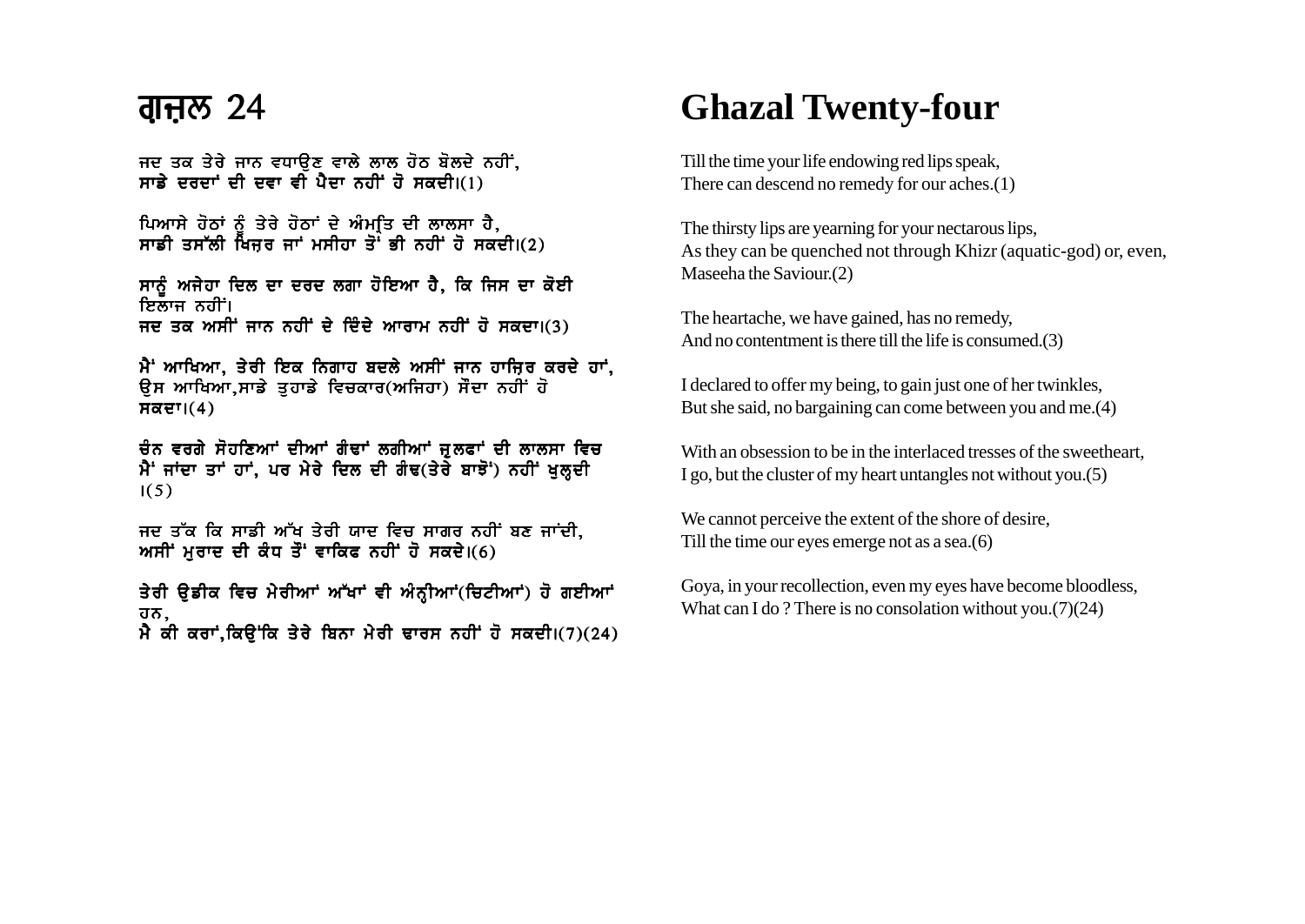# ਗ਼ਜ਼ਲ 24

ਜਦ ਤਕ ਤੇਰੇ ਜਾਨ ਵਧਾਉਣ ਵਾਲੇ ਲਾਲ ਹੋਠ ਬੋਲਦੇ ਨਹੀਂ,
ਸਾਡੇ ਦਰਦਾਂ ਦੀ ਦਵਾ ਵੀ ਪੈਦਾ ਨਹੀਂ ਹੋ ਸਕਦੀ।(1)

ਪਿਆਸੇ ਹੋਠਾਂ ਨੂੰ ਤੇਰੇ ਹੋਠਾਂ ਦੇ ਅੰਮ੍ਰਿਤ ਦੀ ਲਾਲਸਾ ਹੈ,
ਸਾਡੀ ਤਸੱਲੀ ਖ਼ਿਜ਼ਰ ਜਾਂ ਮਸੀਹਾ ਤੋਂ ਭੀ ਨਹੀਂ ਹੋ ਸਕਦੀ।(2)

ਸਾਨੂੰ ਅਜੇਹਾ ਦਿਲ ਦਾ ਦਰਦ ਲਗਾ ਹੋਇਆ ਹੈ, ਕਿ ਜਿਸ ਦਾ ਕੋਈ ਇਲਾਜ ਨਹੀਂ।
ਜਦ ਤਕ ਅਸੀਂ ਜਾਨ ਨਹੀਂ ਦੇ ਦਿੰਦੇ ਆਰਾਮ ਨਹੀਂ ਹੋ ਸਕਦਾ।(3)

ਮੈਂ ਆਖਿਆ, ਤੇਰੀ ਇਕ ਨਿਗਾਹ ਬਦਲੇ ਅਸੀਂ ਜਾਨ ਹਾਜ਼ਿਰ ਕਰਦੇ ਹਾਂ,
ਉਸ ਆਖਿਆ,ਸਾਡੇ ਤੁਹਾਡੇ ਵਿਚਕਾਰ(ਅਜਿਹਾ) ਸੌਦਾ ਨਹੀਂ ਹੋ ਸਕਦਾ।(4)

ਚੰਨ ਵਰਗੇ ਸੋਹਣਿਆਂ ਦੀਆਂ ਗੰਢਾਂ ਲਗੀਆਂ ਜ਼ੁਲਫਾਂ ਦੀ ਲਾਲਸਾ ਵਿਚ
ਮੈਂ ਜਾਂਦਾ ਤਾਂ ਹਾਂ, ਪਰ ਮੇਰੇ ਦਿਲ ਦੀ ਗੰਢ(ਤੇਰੇ ਬਾਝੋਂ) ਨਹੀਂ ਖੁਲ੍ਹਦੀ।(5)

ਜਦ ਤੱਕ ਕਿ ਸਾਡੀ ਅੱਖ ਤੇਰੀ ਯਾਦ ਵਿਚ ਸਾਗਰ ਨਹੀਂ ਬਣ ਜਾਂਦੀ,
ਅਸੀਂ ਮੁਰਾਦ ਦੀ ਕੰਧ ਤੋਂ ਵਾਕਿਫ ਨਹੀਂ ਹੋ ਸਕਦੇ।(6)

ਤੇਰੀ ਉਡੀਕ ਵਿਚ ਮੇਰੀਆਂ ਅੱਖਾਂ ਵੀ ਅੰਨ੍ਹੀਆਂ(ਚਿਟੀਆਂ) ਹੋ ਗਈਆਂ ਹਨ,
ਮੈ ਕੀ ਕਰਾਂ,ਕਿਉਂਕਿ ਤੇਰੇ ਬਿਨਾ ਮੇਰੀ ਢਾਰਸ ਨਹੀਂ ਹੋ ਸਕਦੀ।(7)(24)

# Ghazal Twenty-four

Till the time your life endowing red lips speak,
There can descend no remedy for our aches.(1)

The thirsty lips are yearning for your nectarous lips,
As they can be quenched not through Khizr (aquatic-god) or, even, Maseeha the Saviour.(2)

The heartache, we have gained, has no remedy,
And no contentment is there till the life is consumed.(3)

I declared to offer my being, to gain just one of her twinkles,
But she said, no bargaining can come between you and me.(4)

With an obsession to be in the interlaced tresses of the sweetheart,
I go, but the cluster of my heart untangles not without you.(5)

We cannot perceive the extent of the shore of desire,
Till the time our eyes emerge not as a sea.(6)

Goya, in your recollection, even my eyes have become bloodless,
What can I do ? There is no consolation without you.(7)(24)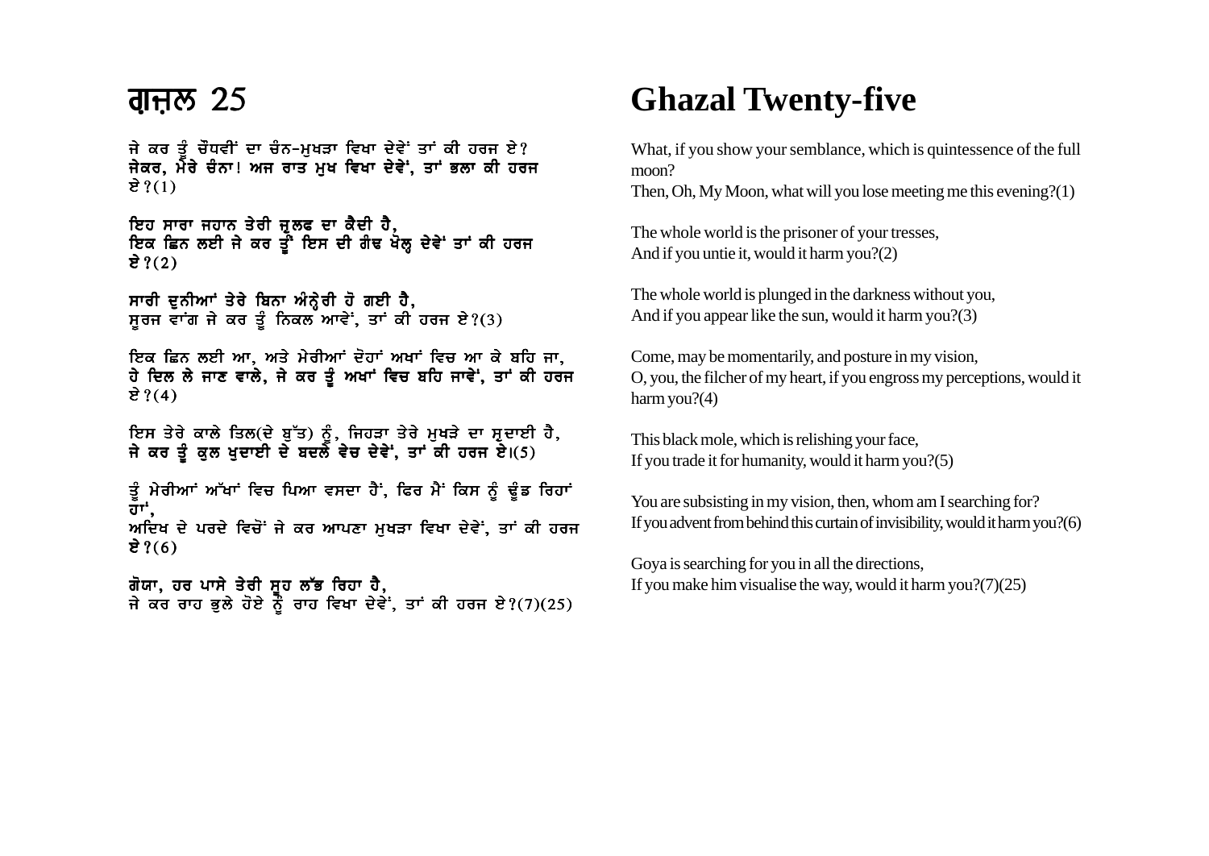# ਗ਼ਜ਼ਲ 25

ਜੇ ਕਰ ਤੂੰ ਚੌਧਵੀਂ ਦਾ ਚੰਨ-ਮੁਖੜਾ ਵਿਖਾ ਦੇਵੇਂ ਤਾਂ ਕੀ ਹਰਜ ਏ?
ਜੇਕਰ, ਮੇਰੇ ਚੰਨਾ! ਅਜ ਰਾਤ ਮੁਖ ਵਿਖਾ ਦੇਵੇਂ, ਤਾਂ ਭਲਾ ਕੀ ਹਰਜ ਏ?(1)

ਇਹ ਸਾਰਾ ਜਹਾਨ ਤੇਰੀ ਜ਼ੁਲਫ ਦਾ ਕੈਦੀ ਹੈ,
ਇਕ ਛਿਨ ਲਈ ਜੇ ਕਰ ਤੂੰ ਇਸ ਦੀ ਗੰਢ ਖੋਲ੍ਹ ਦੇਵੇਂ ਤਾਂ ਕੀ ਹਰਜ ਏ?(2)

ਸਾਰੀ ਦੁਨੀਆਂ ਤੇਰੇ ਬਿਨਾ ਅੰਨ੍ਹੇਰੀ ਹੋ ਗਈ ਹੈ,
ਸੂਰਜ ਵਾਂਗ ਜੇ ਕਰ ਤੂੰ ਨਿਕਲ ਆਵੇਂ, ਤਾਂ ਕੀ ਹਰਜ ਏ?(3)

ਇਕ ਛਿਨ ਲਈ ਆ, ਅਤੇ ਮੇਰੀਆਂ ਦੋਹਾਂ ਅਖਾਂ ਵਿਚ ਆ ਕੇ ਬਹਿ ਜਾ,
ਹੇ ਦਿਲ ਲੈ ਜਾਣ ਵਾਲੇ, ਜੇ ਕਰ ਤੂੰ ਅਖਾਂ ਵਿਚ ਬਹਿ ਜਾਵੇਂ, ਤਾਂ ਕੀ ਹਰਜ ਏ?(4)

ਇਸ ਤੇਰੇ ਕਾਲੇ ਤਿਲ(ਦੇ ਬੁੱਤ) ਨੂੰ, ਜਿਹੜਾ ਤੇਰੇ ਮੁਖੜੇ ਦਾ ਸ਼ੁਦਾਈ ਹੈ,
ਜੇ ਕਰ ਤੂੰ ਕੁਲ ਖੁਦਾਈ ਦੇ ਬਦਲੇ ਵੇਚ ਦੇਵੇਂ, ਤਾਂ ਕੀ ਹਰਜ ਏ।(5)

ਤੂੰ ਮੇਰੀਆਂ ਅੱਖਾਂ ਵਿਚ ਪਿਆ ਵਸਦਾ ਹੈਂ, ਫਿਰ ਮੈਂ ਕਿਸ ਨੂੰ ਢੂੰਡ ਰਿਹਾਂ ਹਾਂ,
ਅਦਿਖ ਦੇ ਪਰਦੇ ਵਿਚੋਂ ਜੇ ਕਰ ਆਪਣਾ ਮੁਖੜਾ ਵਿਖਾ ਦੇਵੇਂ, ਤਾਂ ਕੀ ਹਰਜ ਏ?(6)

ਗੋਯਾ, ਹਰ ਪਾਸੇ ਤੇਰੀ ਸੂਹ ਲੱਭ ਰਿਹਾ ਹੈ,
ਜੇ ਕਰ ਰਾਹ ਭੁਲੇ ਹੋਏ ਨੂੰ ਰਾਹ ਵਿਖਾ ਦੇਵੇਂ, ਤਾਂ ਕੀ ਹਰਜ ਏ?(7)(25)

# Ghazal Twenty-five

What, if you show your semblance, which is quintessence of the full moon?
Then, Oh, My Moon, what will you lose meeting me this evening?(1)

The whole world is the prisoner of your tresses,
And if you untie it, would it harm you?(2)

The whole world is plunged in the darkness without you,
And if you appear like the sun, would it harm you?(3)

Come, may be momentarily, and posture in my vision,
O, you, the filcher of my heart, if you engross my perceptions, would it harm you?(4)

This black mole, which is relishing your face,
If you trade it for humanity, would it harm you?(5)

You are subsisting in my vision, then, whom am I searching for?
If you advent from behind this curtain of invisibility, would it harm you?(6)

Goya is searching for you in all the directions,
If you make him visualise the way, would it harm you?(7)(25)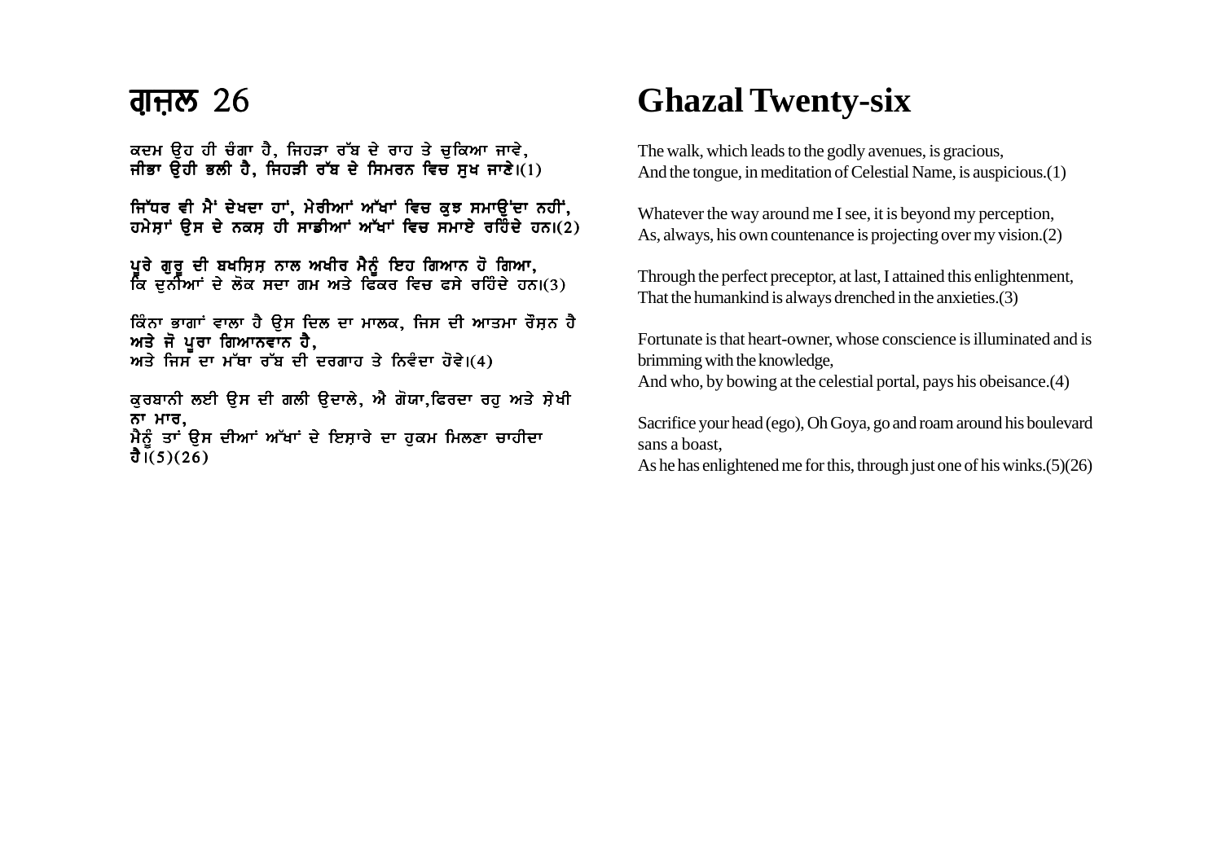# ਗ਼ਜ਼ਲ 26

ਕਦਮ ਉਹ ਹੀ ਚੰਗਾ ਹੈ, ਜਿਹੜਾ ਰੱਬ ਦੇ ਰਾਹ ਤੇ ਚੁਕਿਆ ਜਾਵੇ,
ਜੀਭਾ ਉਹੀ ਭਲੀ ਹੈ, ਜਿਹੜੀ ਰੱਬ ਦੇ ਸਿਮਰਨ ਵਿਚ ਸੁਖ ਜਾਣੇ।(1)

ਜਿੱਧਰ ਵੀ ਮੈਂ ਦੇਖਦਾ ਹਾਂ, ਮੇਰੀਆਂ ਅੱਖਾਂ ਵਿਚ ਕੁਝ ਸਮਾਉਂਦਾ ਨਹੀਂ,
ਹਮੇਸ਼ਾਂ ਉਸ ਦੇ ਨਕਸ਼ ਹੀ ਸਾਡੀਆਂ ਅੱਖਾਂ ਵਿਚ ਸਮਾਏ ਰਹਿੰਦੇ ਹਨ।(2)

ਪੂਰੇ ਗੁਰੂ ਦੀ ਬਖਸ਼ਿਸ਼ ਨਾਲ ਅਖੀਰ ਮੈਨੂੰ ਇਹ ਗਿਆਨ ਹੋ ਗਿਆ,
ਕਿ ਦੁਨੀਆਂ ਦੇ ਲੋਕ ਸਦਾ ਗਮ ਅਤੇ ਫਿਕਰ ਵਿਚ ਫਸੇ ਰਹਿੰਦੇ ਹਨ।(3)

ਕਿੰਨਾ ਭਾਗਾਂ ਵਾਲਾ ਹੈ ਉਸ ਦਿਲ ਦਾ ਮਾਲਕ, ਜਿਸ ਦੀ ਆਤਮਾ ਰੌਸ਼ਨ ਹੈ ਅਤੇ ਜੋ ਪੂਰਾ ਗਿਆਨਵਾਨ ਹੈ,
ਅਤੇ ਜਿਸ ਦਾ ਮੱਥਾ ਰੱਬ ਦੀ ਦਰਗਾਹ ਤੇ ਨਿਵੰਦਾ ਹੋਵੇ।(4)

ਕੁਰਬਾਨੀ ਲਈ ਉਸ ਦੀ ਗਲੀ ਉਦਾਲੇ, ਐ ਗੋਯਾ,ਫਿਰਦਾ ਰਹੁ ਅਤੇ ਸ਼ੇਖੀ ਨਾ ਮਾਰ,
ਮੈਨੂੰ ਤਾਂ ਉਸ ਦੀਆਂ ਅੱਖਾਂ ਦੇ ਇਸ਼ਾਰੇ ਦਾ ਹੁਕਮ ਮਿਲਣਾ ਚਾਹੀਦਾ ਹੈ।(5)(26)

# Ghazal Twenty-six

The walk, which leads to the godly avenues, is gracious,
And the tongue, in meditation of Celestial Name, is auspicious.(1)

Whatever the way around me I see, it is beyond my perception,
As, always, his own countenance is projecting over my vision.(2)

Through the perfect preceptor, at last, I attained this enlightenment,
That the humankind is always drenched in the anxieties.(3)

Fortunate is that heart-owner, whose conscience is illuminated and is brimming with the knowledge,
And who, by bowing at the celestial portal, pays his obeisance.(4)

Sacrifice your head (ego), Oh Goya, go and roam around his boulevard sans a boast,
As he has enlightened me for this, through just one of his winks.(5)(26)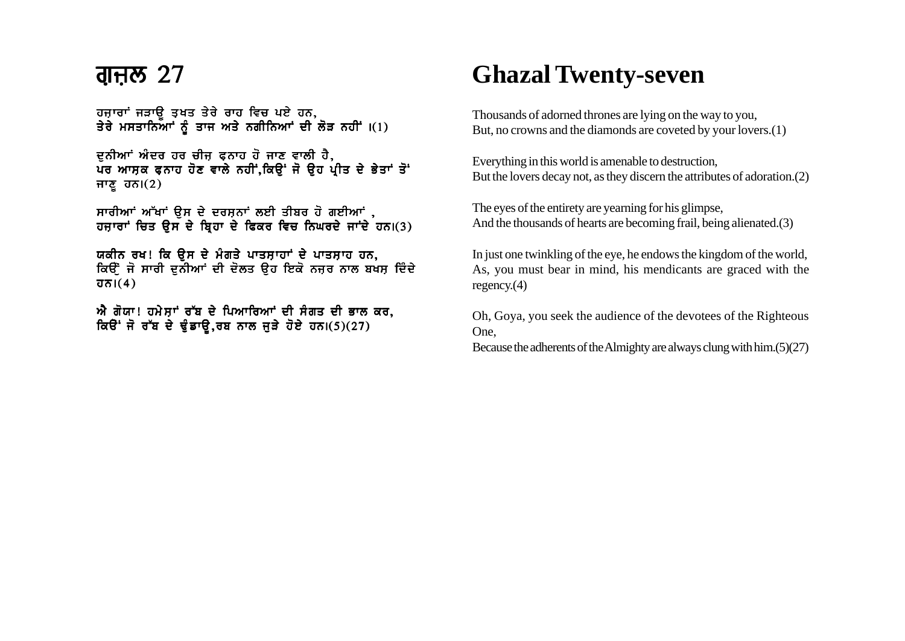# ਗ਼ਜ਼ਲ 27

ਹਜ਼ਾਰਾਂ ਜੜਾਊ ਤ਼ਖਤ ਤੇਰੇ ਰਾਹ ਵਿਚ ਪਏ ਹਨ,
ਤੇਰੇ ਮਸਤਾਨਿਆਂ ਨੂੰ ਤਾਜ ਅਤੇ ਨਗੀਨਿਆਂ ਦੀ ਲੋੜ ਨਹੀਂ ।(1)

ਦੁਨੀਆਂ ਅੰਦਰ ਹਰ ਚੀਜ਼ ਫ਼ਨਾਹ ਹੋ ਜਾਣ ਵਾਲੀ ਹੈ,
ਪਰ ਆਸ਼ਕ ਫ਼ਨਾਹ ਹੋਣ ਵਾਲੇ ਨਹੀਂ,ਕਿਉਂ ਜੋ ਉਹ ਪ੍ਰੀਤ ਦੇ ਭੇਤਾਂ ਤੋਂ ਜਾਣੂ ਹਨ।(2)

ਸਾਰੀਆਂ ਅੱਖਾਂ ਉਸ ਦੇ ਦਰਸ਼ਨਾਂ ਲਈ ਤੀਬਰ ਹੋ ਗਈਆਂ ,
ਹਜ਼ਾਰਾਂ ਚਿਤ ਉਸ ਦੇ ਬ੍ਰਿਹਾ ਦੇ ਫਿਕਰ ਵਿਚ ਨਿਘਰਦੇ ਜਾਂਦੇ ਹਨ।(3)

ਯਕੀਨ ਰਖ! ਕਿ ਉਸ ਦੇ ਮੰਗਤੇ ਪਾਤਸ਼ਾਹਾਂ ਦੇ ਪਾਤਸ਼ਾਹ ਹਨ,
ਕਿਉਂ ਜੋ ਸਾਰੀ ਦੁਨੀਆਂ ਦੀ ਦੋਲਤ ਉਹ ਇਕੋ ਨਜ਼ਰ ਨਾਲ ਬਖਸ਼ ਦਿੰਦੇ ਹਨ।(4)

ਐ ਗੋਯਾ! ਹਮੇਸ਼ਾਂ ਰੱਬ ਦੇ ਪਿਆਰਿਆਂ ਦੀ ਸੰਗਤ ਦੀ ਭਾਲ ਕਰ,
ਕਿਉਂ ਜੋ ਰੱਬ ਦੇ ਢੂੰਡਾਊ,ਰਬ ਨਾਲ ਜੁੜੇ ਹੋਏ ਹਨ।(5)(27)

# Ghazal Twenty-seven

Thousands of adorned thrones are lying on the way to you,
But, no crowns and the diamonds are coveted by your lovers.(1)

Everything in this world is amenable to destruction,
But the lovers decay not, as they discern the attributes of adoration.(2)

The eyes of the entirety are yearning for his glimpse,
And the thousands of hearts are becoming frail, being alienated.(3)

In just one twinkling of the eye, he endows the kingdom of the world,
As, you must bear in mind, his mendicants are graced with the regency.(4)

Oh, Goya, you seek the audience of the devotees of the Righteous One,
Because the adherents of the Almighty are always clung with him.(5)(27)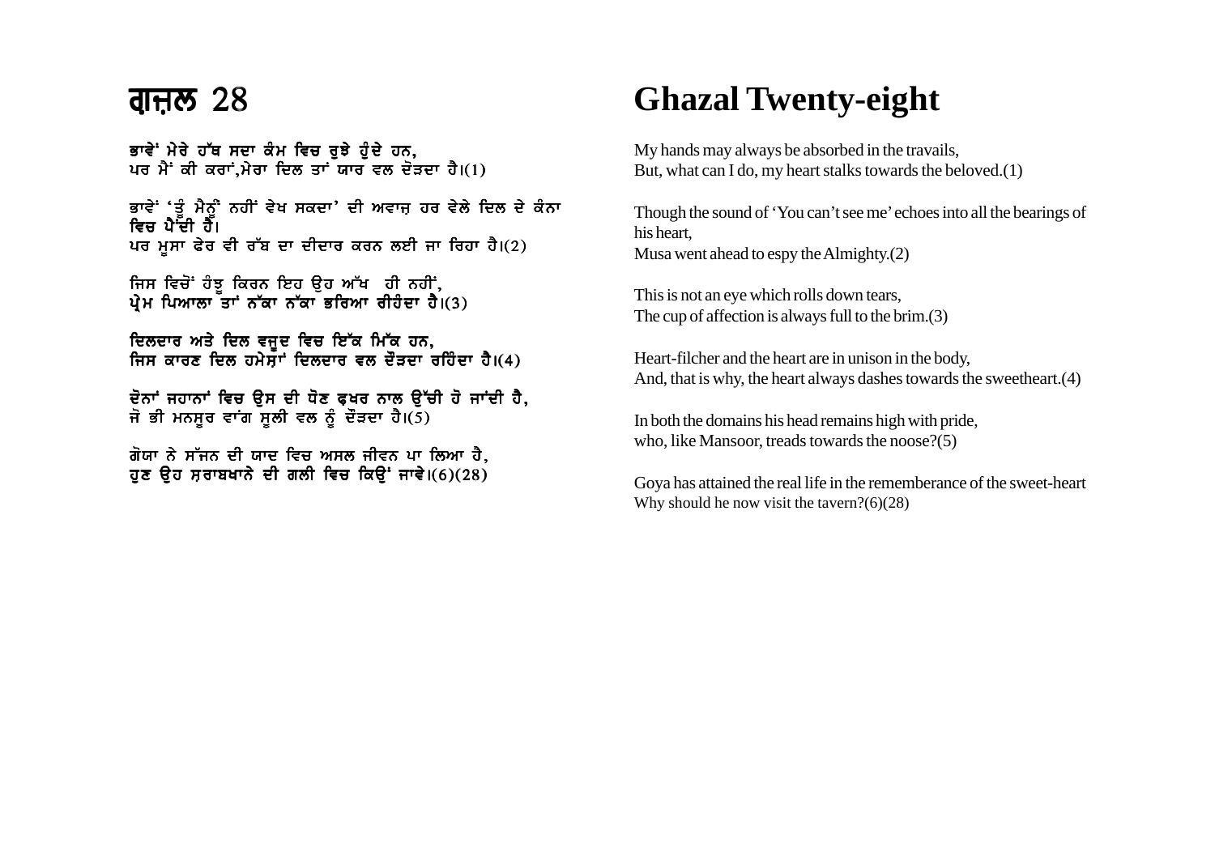# ਗ਼ਜ਼ਲ 28

**ਭਾਵੇਂ ਮੇਰੇ ਹੱਥ ਸਦਾ ਕੰਮ ਵਿਚ ਰੁਝੇ ਹੁੰਦੇ ਹਨ,**
ਪਰ ਮੈਂ ਕੀ ਕਰਾਂ,ਮੇਰਾ ਦਿਲ ਤਾਂ ਯਾਰ ਵਲ ਦੌੜਦਾ ਹੈ।(1)

ਭਾਵੇਂ 'ਤੂੰ ਮੈਨੂੰ ਨਹੀਂ ਵੇਖ ਸਕਦਾ' ਦੀ ਅਵਾਜ਼ ਹਰ ਵੇਲੇ ਦਿਲ ਦੇ ਕੰਨਾ ਵਿਚ ਪੈਂਦੀ ਹੈ।
ਪਰ ਮੂਸਾ ਫੇਰ ਵੀ ਰੱਬ ਦਾ ਦੀਦਾਰ ਕਰਨ ਲਈ ਜਾ ਰਿਹਾ ਹੈ।(2)

ਜਿਸ ਵਿਚੋਂ ਹੰਝੂ ਕਿਰਨ ਇਹ ਉਹ ਅੱਖ ਹੀ ਨਹੀਂ,
**ਪ੍ਰੇਮ ਪਿਆਲਾ ਤਾਂ ਨੱਕਾ ਨੱਕਾ ਭਰਿਆ ਰੀਹੰਦਾ ਹੈ।(3)**

**ਦਿਲਦਾਰ ਅਤੇ ਦਿਲ ਵਜੂਦ ਵਿਚ ਇੱਕ ਮਿੱਕ ਹਨ,**
**ਜਿਸ ਕਾਰਣ ਦਿਲ ਹਮੇਸ਼ਾਂ ਦਿਲਦਾਰ ਵਲ ਦੌੜਦਾ ਰਹਿੰਦਾ ਹੈ।(4)**

**ਦੋਨਾਂ ਜਹਾਨਾਂ ਵਿਚ ਉਸ ਦੀ ਧੌਣ ਫ਼ਖਰ ਨਾਲ ਉੱਚੀ ਹੋ ਜਾਂਦੀ ਹੈ,**
ਜੋ ਭੀ ਮਨਸੂਰ ਵਾਂਗ ਸੂਲੀ ਵਲ ਨੂੰ ਦੌੜਦਾ ਹੈ।(5)

ਗੋਯਾ ਨੇ ਸੱਜਨ ਦੀ ਯਾਦ ਵਿਚ ਅਸਲ ਜੀਵਨ ਪਾ ਲਿਆ ਹੈ,
**ਹੁਣ ਉਹ ਸ਼ਰਾਬਖਾਨੇ ਦੀ ਗਲੀ ਵਿਚ ਕਿਉਂ ਜਾਵੇ।(6)(28)**

# Ghazal Twenty-eight

My hands may always be absorbed in the travails,
But, what can I do, my heart stalks towards the beloved.(1)

Though the sound of 'You can't see me' echoes into all the bearings of his heart,
Musa went ahead to espy the Almighty.(2)

This is not an eye which rolls down tears,
The cup of affection is always full to the brim.(3)

Heart-filcher and the heart are in unison in the body,
And, that is why, the heart always dashes towards the sweetheart.(4)

In both the domains his head remains high with pride,
who, like Mansoor, treads towards the noose?(5)

Goya has attained the real life in the rememberance of the sweet-heart
Why should he now visit the tavern?(6)(28)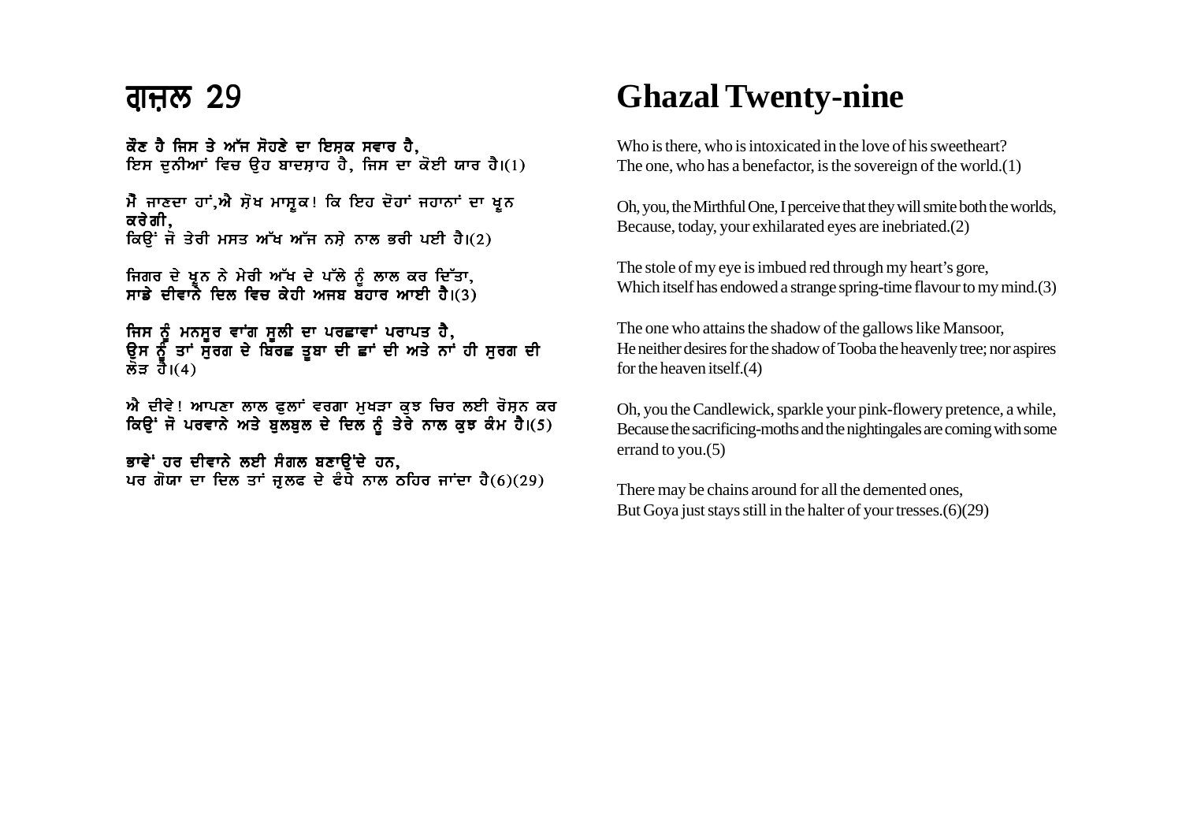# ਗ਼ਜ਼ਲ 29

ਕੌਣ ਹੈ ਜਿਸ ਤੇ ਅੱਜ ਸੋਹਣੇ ਦਾ ਇਸ਼ਕ ਸਵਾਰ ਹੈ,
ਇਸ ਦੁਨੀਆਂ ਵਿਚ ਉਹ ਬਾਦਸ਼ਾਹ ਹੈ, ਜਿਸ ਦਾ ਕੋਈ ਯਾਰ ਹੈ।(1)

ਮੈਂ ਜਾਣਦਾ ਹਾਂ,ਐ ਸ਼ੋਖ ਮਾਸ਼ੂਕ! ਕਿ ਇਹ ਦੋਹਾਂ ਜਹਾਨਾਂ ਦਾ ਖ਼ੂਨ ਕਰੇਗੀ,
ਕਿਉਂ ਜੋ ਤੇਰੀ ਮਸਤ ਅੱਖ ਅੱਜ ਨਸ਼ੇ ਨਾਲ ਭਰੀ ਪਈ ਹੈ।(2)

ਜਿਗਰ ਦੇ ਖ਼ੂਨ ਨੇ ਮੇਰੀ ਅੱਖ ਦੇ ਪੱਲੇ ਨੂੰ ਲਾਲ ਕਰ ਦਿੱਤਾ,
ਸਾਡੇ ਦੀਵਾਨੇ ਦਿਲ ਵਿਚ ਕੇਹੀ ਅਜਬ ਬਹਾਰ ਆਈ ਹੈ।(3)

ਜਿਸ ਨੂੰ ਮਨਸੂਰ ਵਾਂਗ ਸੂਲੀ ਦਾ ਪਰਛਾਵਾਂ ਪਰਾਪਤ ਹੈ,
ਉਸ ਨੂੰ ਤਾਂ ਸੁਰਗ ਦੇ ਬਿਰਛ ਤੂਬਾ ਦੀ ਛਾਂ ਦੀ ਅਤੇ ਨਾਂ ਹੀ ਸੁਰਗ ਦੀ ਲੋੜ ਹੈ।(4)

ਐ ਦੀਵੇ! ਆਪਣਾ ਲਾਲ ਫੁਲਾਂ ਵਰਗਾ ਮੁਖੜਾ ਕੁਝ ਚਿਰ ਲਈ ਰੋਸ਼ਨ ਕਰ
ਕਿਉਂ ਜੋ ਪਰਵਾਨੇ ਅਤੇ ਬੁਲਬੁਲ ਦੇ ਦਿਲ ਨੂੰ ਤੇਰੇ ਨਾਲ ਕੁਝ ਕੰਮ ਹੈ।(5)

ਭਾਵੇਂ ਹਰ ਦੀਵਾਨੇ ਲਈ ਸੰਗਲ ਬਣਾਉਂਦੇ ਹਨ,
ਪਰ ਗੋਯਾ ਦਾ ਦਿਲ ਤਾਂ ਜ਼ੁਲਫ ਦੇ ਫੰਧੇ ਨਾਲ ਠਹਿਰ ਜਾਂਦਾ ਹੈ(6)(29)

# Ghazal Twenty-nine

Who is there, who is intoxicated in the love of his sweetheart?
The one, who has a benefactor, is the sovereign of the world.(1)

Oh, you, the Mirthful One, I perceive that they will smite both the worlds,
Because, today, your exhilarated eyes are inebriated.(2)

The stole of my eye is imbued red through my heart's gore,
Which itself has endowed a strange spring-time flavour to my mind.(3)

The one who attains the shadow of the gallows like Mansoor,
He neither desires for the shadow of Tooba the heavenly tree; nor aspires for the heaven itself.(4)

Oh, you the Candlewick, sparkle your pink-flowery pretence, a while,
Because the sacrificing-moths and the nightingales are coming with some errand to you.(5)

There may be chains around for all the demented ones,
But Goya just stays still in the halter of your tresses.(6)(29)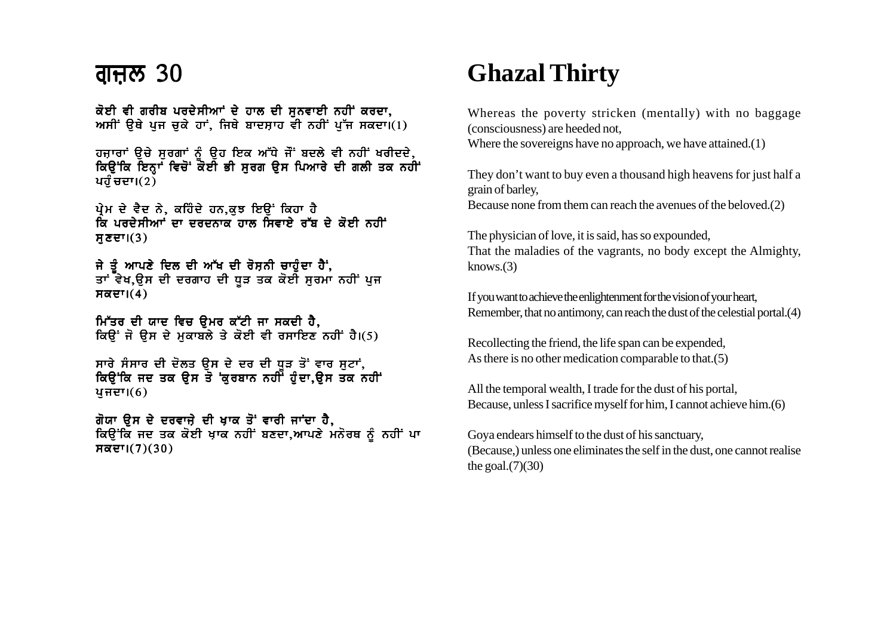# ਗ਼ਜ਼ਲ 30

ਕੋਈ ਵੀ ਗਰੀਬ ਪਰਦੇਸੀਆਂ ਦੇ ਹਾਲ ਦੀ ਸੁਨਵਾਈ ਨਹੀਂ ਕਰਦਾ,
ਅਸੀਂ ਉਥੇ ਪੁਜ ਚੁਕੇ ਹਾਂ, ਜਿਥੇ ਬਾਦਸ਼ਾਹ ਵੀ ਨਹੀਂ ਪੁੱਜ ਸਕਦਾ।(1)

ਹਜ਼ਾਰਾਂ ਉਚੇ ਸੁਰਗਾਂ ਨੂੰ ਉਹ ਇਕ ਅੱਧੇ ਜੌਂ ਬਦਲੇ ਵੀ ਨਹੀਂ ਖਰੀਦਦੇ,
ਕਿਉਂਕਿ ਇਨ੍ਹਾਂ ਵਿਚੋਂ ਕੋਈ ਭੀ ਸੁਰਗ ਉਸ ਪਿਆਰੇ ਦੀ ਗਲੀ ਤਕ ਨਹੀਂ ਪਹੁੰਚਦਾ।(2)

ਪ੍ਰੇਮ ਦੇ ਵੈਦ ਨੇ, ਕਹਿੰਦੇ ਹਨ,ਕੁਝ ਇਉਂ ਕਿਹਾ ਹੈ
ਕਿ ਪਰਦੇਸੀਆਂ ਦਾ ਦਰਦਨਾਕ ਹਾਲ ਸਿਵਾਏ ਰੱਬ ਦੇ ਕੋਈ ਨਹੀਂ ਸੁਣਦਾ।(3)

ਜੇ ਤੂੰ ਆਪਣੇ ਦਿਲ ਦੀ ਅੱਖ ਦੀ ਰੋਸ਼ਨੀ ਚਾਹੁੰਦਾ ਹੈਂ,
ਤਾਂ ਵੇਖ,ਉਸ ਦੀ ਦਰਗਾਹ ਦੀ ਧੂੜ ਤਕ ਕੋਈ ਸੁਰਮਾ ਨਹੀਂ ਪੁਜ ਸਕਦਾ।(4)

ਮਿੱਤਰ ਦੀ ਯਾਦ ਵਿਚ ਉਮਰ ਕੱਟੀ ਜਾ ਸਕਦੀ ਹੈ,
ਕਿਉਂ ਜੋ ਉਸ ਦੇ ਮੁਕਾਬਲੇ ਤੇ ਕੋਈ ਵੀ ਰਸਾਇਣ ਨਹੀਂ ਹੈ।(5)

ਸਾਰੇ ਸੰਸਾਰ ਦੀ ਦੌਲਤ ਉਸ ਦੇ ਦਰ ਦੀ ਧੂੜ ਤੋਂ ਵਾਰ ਸੁਟਾਂ,
ਕਿਉਂਕਿ ਜਦ ਤਕ ਉਸ ਤੋ 'ਕੁਰਬਾਨ ਨਹੀਂ ਹੁੰਦਾ,ਉਸ ਤਕ ਨਹੀਂ ਪੁਜਦਾ।(6)

ਗੋਯਾ ਉਸ ਦੇ ਦਰਵਾਜ਼ੇ ਦੀ ਖ਼ਾਕ ਤੋਂ ਵਾਰੀ ਜਾਂਦਾ ਹੈ,
ਕਿਉਂਕਿ ਜਦ ਤਕ ਕੋਈ ਖ਼ਾਕ ਨਹੀਂ ਬਣਦਾ,ਆਪਣੇ ਮਨੋਰਥ ਨੂੰ ਨਹੀਂ ਪਾ ਸਕਦਾ।(7)(30)

# Ghazal Thirty

Whereas the poverty stricken (mentally) with no baggage (consciousness) are heeded not,
Where the sovereigns have no approach, we have attained.(1)

They don't want to buy even a thousand high heavens for just half a grain of barley,
Because none from them can reach the avenues of the beloved.(2)

The physician of love, it is said, has so expounded,
That the maladies of the vagrants, no body except the Almighty, knows.(3)

If you want to achieve the enlightenment for the vision of your heart,
Remember, that no antimony, can reach the dust of the celestial portal.(4)

Recollecting the friend, the life span can be expended,
As there is no other medication comparable to that.(5)

All the temporal wealth, I trade for the dust of his portal,
Because, unless I sacrifice myself for him, I cannot achieve him.(6)

Goya endears himself to the dust of his sanctuary,
(Because,) unless one eliminates the self in the dust, one cannot realise the goal.(7)(30)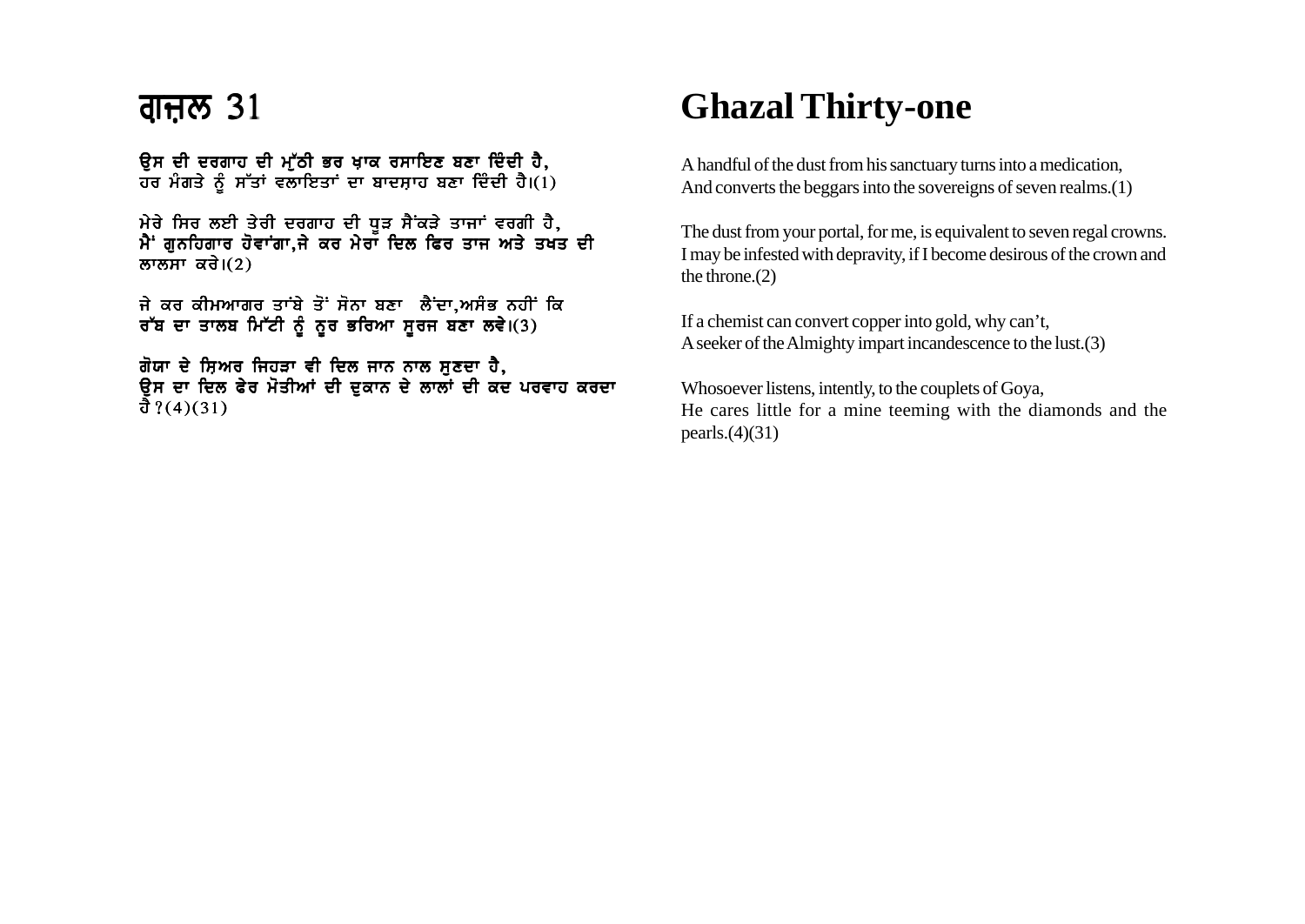# ਗ਼ਜ਼ਲ 31

ਉਸ ਦੀ ਦਰਗਾਹ ਦੀ ਮੁੱਠੀ ਭਰ ਖ਼ਾਕ ਰਸਾਇਣ ਬਣਾ ਦਿੰਦੀ ਹੈ,
ਹਰ ਮੰਗਤੇ ਨੂੰ ਸੱਤਾਂ ਵਲਾਇਤਾਂ ਦਾ ਬਾਦਸ਼ਾਹ ਬਣਾ ਦਿੰਦੀ ਹੈ।(1)

ਮੇਰੇ ਸਿਰ ਲਈ ਤੇਰੀ ਦਰਗਾਹ ਦੀ ਧੂੜ ਸੈਂਕੜੇ ਤਾਜਾਂ ਵਰਗੀ ਹੈ,
ਮੈਂ ਗੁਨਹਿਗਾਰ ਹੋਵਾਂਗਾ,ਜੇ ਕਰ ਮੇਰਾ ਦਿਲ ਫਿਰ ਤਾਜ ਅਤੇ ਤਖ਼ਤ ਦੀ ਲਾਲਸਾ ਕਰੇ।(2)

ਜੇ ਕਰ ਕੀਮਆਗਰ ਤਾਂਬੇ ਤੋਂ ਸੋਨਾ ਬਣਾ ਲੈਂਦਾ,ਅਸੰਭ ਨਹੀਂ ਕਿ
ਰੱਬ ਦਾ ਤਾਲਬ ਮਿੱਟੀ ਨੂੰ ਨੂਰ ਭਰਿਆ ਸੂਰਜ ਬਣਾ ਲਵੇ।(3)

ਗੋਯਾ ਦੇ ਸ਼ਿਅਰ ਜਿਹੜਾ ਵੀ ਦਿਲ ਜਾਨ ਨਾਲ ਸੁਣਦਾ ਹੈ,
ਉਸ ਦਾ ਦਿਲ ਫੇਰ ਮੋਤੀਆਂ ਦੀ ਦੁਕਾਨ ਦੇ ਲਾਲਾਂ ਦੀ ਕਦ ਪਰਵਾਹ ਕਰਦਾ ਹੈ ?(4)(31)

# Ghazal Thirty-one

A handful of the dust from his sanctuary turns into a medication,
And converts the beggars into the sovereigns of seven realms.(1)

The dust from your portal, for me, is equivalent to seven regal crowns.
I may be infested with depravity, if I become desirous of the crown and the throne.(2)

If a chemist can convert copper into gold, why can't,
A seeker of the Almighty impart incandescence to the lust.(3)

Whosoever listens, intently, to the couplets of Goya,
He cares little for a mine teeming with the diamonds and the pearls.(4)(31)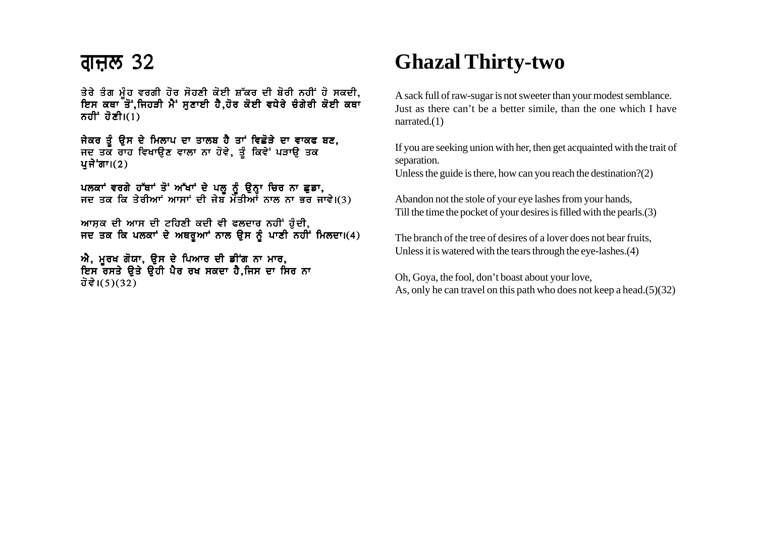# ਗ਼ਜ਼ਲ 32

ਤੇਰੇ ਤੰਗ ਮੂੰਹ ਵਰਗੀ ਹੋਰ ਸੋਹਣੀ ਕੋਈ ਸ਼ੱਕਰ ਦੀ ਬੋਰੀ ਨਹੀਂ ਹੋ ਸਕਦੀ,
ਇਸ ਕਥਾ ਤੋਂ,ਜਿਹੜੀ ਮੈਂ ਸੁਣਾਈ ਹੈ,ਹੋਰ ਕੋਈ ਵਧੇਰੇ ਚੰਗੇਰੀ ਕੋਈ ਕਥਾ ਨਹੀਂ ਹੋਣੀ।(1)

ਜੇਕਰ ਤੂੰ ਉਸ ਦੇ ਮਿਲਾਪ ਦਾ ਤਾਲਬ ਹੈ ਤਾਂ ਵਿਛੋੜੇ ਦਾ ਵਾਕਫ ਬਣ,
ਜਦ ਤਕ ਰਾਹ ਵਿਖਾਉਣ ਵਾਲਾ ਨਾ ਹੋਵੇ, ਤੂੰ ਕਿਵੇਂ ਪੜਾਉ ਤਕ ਪੁਜੇਂਗਾ।(2)

ਪਲਕਾਂ ਵਰਗੇ ਹੱਥਾਂ ਤੋਂ ਅੱਖਾਂ ਦੇ ਪਲੂ ਨੂੰ ਉਨ੍ਹਾ ਚਿਰ ਨਾ ਛਡਾ,
ਜਦ ਤਕ ਕਿ ਤੇਰੀਆਂ ਆਸਾਂ ਦੀ ਜੇਬ ਮੋਤੀਆਂ ਨਾਲ ਨਾ ਭਰ ਜਾਵੇ।(3)

ਆਸ਼ਕ ਦੀ ਆਸ ਦੀ ਟਹਿਣੀ ਕਦੀ ਵੀ ਫਲਦਾਰ ਨਹੀਂ ਹੁੰਦੀ,
ਜਦ ਤਕ ਕਿ ਪਲਕਾਂ ਦੇ ਅਥਰੂਆਂ ਨਾਲ ਉਸ ਨੂੰ ਪਾਣੀ ਨਹੀਂ ਮਿਲਦਾ।(4)

ਐ, ਮੂਰਖ ਗੋਯਾ, ਉਸ ਦੇ ਪਿਆਰ ਦੀ ਡੀਂਗ ਨਾ ਮਾਰ,
ਇਸ ਰਸਤੇ ਉਤੇ ਉਹੀ ਪੈਰ ਰਖ ਸਕਦਾ ਹੈ,ਜਿਸ ਦਾ ਸਿਰ ਨਾ ਹੋਵੇ।(5)(32)

# Ghazal Thirty-two

A sack full of raw-sugar is not sweeter than your modest semblance.
Just as there can't be a better simile, than the one which I have narrated.(1)

If you are seeking union with her, then get acquainted with the trait of separation.
Unless the guide is there, how can you reach the destination?(2)

Abandon not the stole of your eye lashes from your hands,
Till the time the pocket of your desires is filled with the pearls.(3)

The branch of the tree of desires of a lover does not bear fruits,
Unless it is watered with the tears through the eye-lashes.(4)

Oh, Goya, the fool, don't boast about your love,
As, only he can travel on this path who does not keep a head.(5)(32)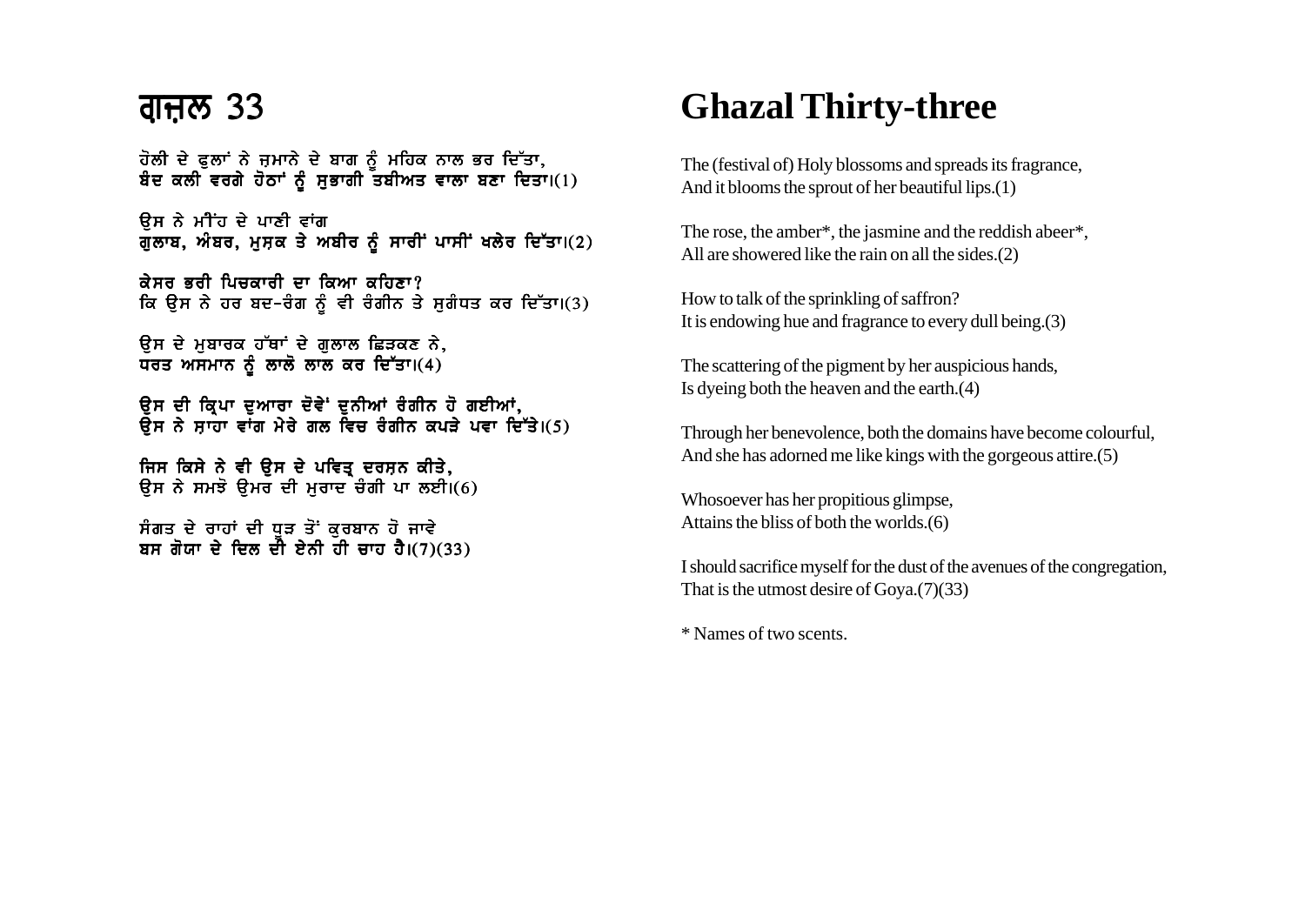# ਗ਼ਜ਼ਲ 33

ਹੋਲੀ ਦੇ ਫੁਲਾਂ ਨੇ ਜ਼ਮਾਨੇ ਦੇ ਬਾਗ ਨੂੰ ਮਹਿਕ ਨਾਲ ਭਰ ਦਿੱਤਾ,
ਬੰਦ ਕਲੀ ਵਰਗੇ ਹੋਠਾਂ ਨੂੰ ਸੁਭਾਗੀ ਤਬੀਅਤ ਵਾਲਾ ਬਣਾ ਦਿਤਾ।(1)

ਉਸ ਨੇ ਮੀਂਹ ਦੇ ਪਾਣੀ ਵਾਂਗ
ਗੁਲਾਬ, ਅੰਬਰ, ਮੁਸ਼ਕ ਤੇ ਅਬੀਰ ਨੂੰ ਸਾਰੀਂ ਪਾਸੀਂ ਖਲੇਰ ਦਿੱਤਾ।(2)

ਕੇਸਰ ਭਰੀ ਪਿਚਕਾਰੀ ਦਾ ਕਿਆ ਕਹਿਣਾ?
ਕਿ ਉਸ ਨੇ ਹਰ ਬਦ-ਰੰਗ ਨੂੰ ਵੀ ਰੰਗੀਨ ਤੇ ਸੁਗੰਧਤ ਕਰ ਦਿੱਤਾ।(3)

ਉਸ ਦੇ ਮੁਬਾਰਕ ਹੱਥਾਂ ਦੇ ਗੁਲਾਲ ਛਿੜਕਣ ਨੇ,
ਧਰਤ ਅਸਮਾਨ ਨੂੰ ਲਾਲੋ ਲਾਲ ਕਰ ਦਿੱਤਾ।(4)

ਉਸ ਦੀ ਕ੍ਰਿਪਾ ਦੁਆਰਾ ਦੋਵੇਂ ਦੁਨੀਆਂ ਰੰਗੀਨ ਹੋ ਗਈਆਂ,
ਉਸ ਨੇ ਸ਼ਾਹਾ ਵਾਂਗ ਮੇਰੇ ਗਲ ਵਿਚ ਰੰਗੀਨ ਕਪੜੇ ਪਵਾ ਦਿੱਤੇ।(5)

ਜਿਸ ਕਿਸੇ ਨੇ ਵੀ ਉਸ ਦੇ ਪਵਿਤ੍ਰ ਦਰਸ਼ਨ ਕੀਤੇ,
ਉਸ ਨੇ ਸਮਝੋ ਉਮਰ ਦੀ ਮੁਰਾਦ ਚੰਗੀ ਪਾ ਲਈ।(6)

ਸੰਗਤ ਦੇ ਰਾਹਾਂ ਦੀ ਧੂੜ ਤੋਂ ਕੁਰਬਾਨ ਹੋ ਜਾਵੇ
ਬਸ ਗੋਯਾ ਦੇ ਦਿਲ ਦੀ ਏਨੀ ਹੀ ਚਾਹ ਹੈ।(7)(33)

# Ghazal Thirty-three

The (festival of) Holy blossoms and spreads its fragrance,
And it blooms the sprout of her beautiful lips.(1)

The rose, the amber*, the jasmine and the reddish abeer*,
All are showered like the rain on all the sides.(2)

How to talk of the sprinkling of saffron?
It is endowing hue and fragrance to every dull being.(3)

The scattering of the pigment by her auspicious hands,
Is dyeing both the heaven and the earth.(4)

Through her benevolence, both the domains have become colourful,
And she has adorned me like kings with the gorgeous attire.(5)

Whosoever has her propitious glimpse,
Attains the bliss of both the worlds.(6)

I should sacrifice myself for the dust of the avenues of the congregation,
That is the utmost desire of Goya.(7)(33)

* Names of two scents.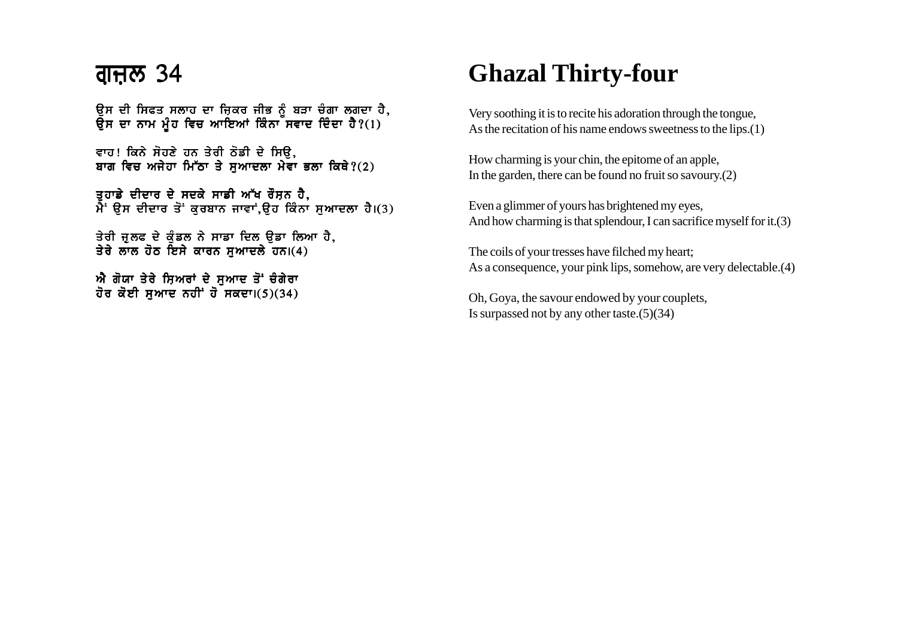# ਗ਼ਜ਼ਲ 34

ਉਸ ਦੀ ਸਿਫਤ ਸਲਾਹ ਦਾ ਜ਼ਿਕਰ ਜੀਭ ਨੂੰ ਬੜਾ ਚੰਗਾ ਲਗਦਾ ਹੈ,
ਉਸ ਦਾ ਨਾਮ ਮੂੰਹ ਵਿਚ ਆਇਆਂ ਕਿੰਨਾ ਸਵਾਦ ਦਿੰਦਾ ਹੈ?(1)

ਵਾਹ! ਕਿਨੇ ਸੋਹਣੇ ਹਨ ਤੇਰੀ ਠੋਡੀ ਦੇ ਸਿਉ,
ਬਾਗ ਵਿਚ ਅਜੇਹਾ ਮਿੱਠਾ ਤੇ ਸੁਆਦਲਾ ਮੇਵਾ ਭਲਾ ਕਿਥੇ?(2)

ਤੁਹਾਡੇ ਦੀਦਾਰ ਦੇ ਸਦਕੇ ਸਾਡੀ ਅੱਖ ਰੌਸ਼ਨ ਹੈ,
ਮੈਂ ਉਸ ਦੀਦਾਰ ਤੋਂ ਕੁਰਬਾਨ ਜਾਵਾਂ,ਉਹ ਕਿੰਨਾ ਸੁਆਦਲਾ ਹੈ।(3)

ਤੇਰੀ ਜ਼ੁਲਫ ਦੇ ਕੁੰਡਲ ਨੇ ਸਾਡਾ ਦਿਲ ਉਡਾ ਲਿਆ ਹੈ,
ਤੇਰੇ ਲਾਲ ਹੋਠ ਇਸੇ ਕਾਰਨ ਸੁਆਦਲੇ ਹਨ।(4)

ਐ ਗੋਯਾ ਤੇਰੇ ਸ਼ਿਅਰਾਂ ਦੇ ਸੁਆਦ ਤੋਂ ਚੰਗੇਰਾ
ਹੋਰ ਕੋਈ ਸੁਆਦ ਨਹੀਂ ਹੋ ਸਕਦਾ।(5)(34)

# Ghazal Thirty-four

Very soothing it is to recite his adoration through the tongue,
As the recitation of his name endows sweetness to the lips.(1)

How charming is your chin, the epitome of an apple,
In the garden, there can be found no fruit so savoury.(2)

Even a glimmer of yours has brightened my eyes,
And how charming is that splendour, I can sacrifice myself for it.(3)

The coils of your tresses have filched my heart;
As a consequence, your pink lips, somehow, are very delectable.(4)

Oh, Goya, the savour endowed by your couplets,
Is surpassed not by any other taste.(5)(34)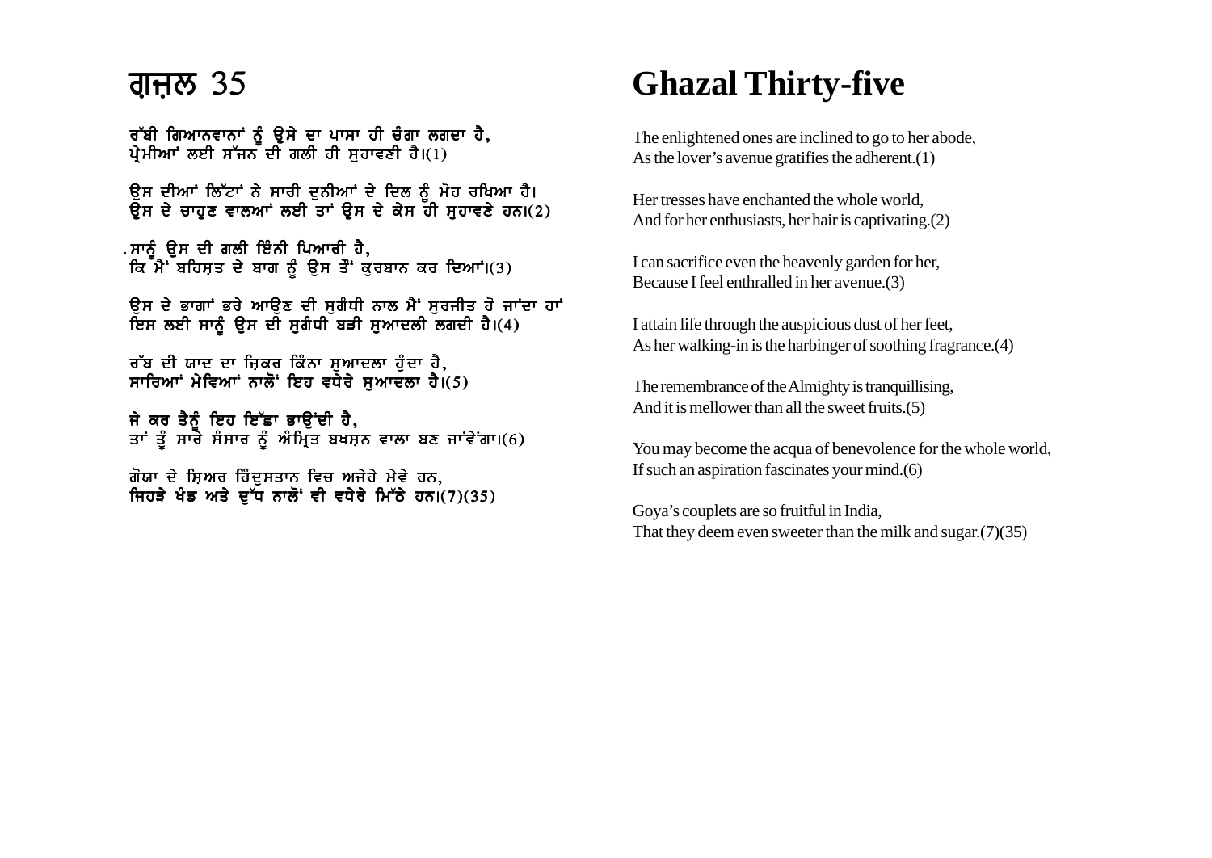# ਗ਼ਜ਼ਲ 35

ਰੱਬੀ ਗਿਆਨਵਾਨਾਂ ਨੂੰ ਉਸੇ ਦਾ ਪਾਸਾ ਹੀ ਚੰਗਾ ਲਗਦਾ ਹੈ,
ਪ੍ਰੇਮੀਆਂ ਲਈ ਸੱਜਨ ਦੀ ਗਲੀ ਹੀ ਸੁਹਾਵਣੀ ਹੈ।(1)

ਉਸ ਦੀਆਂ ਲਿੱਟਾਂ ਨੇ ਸਾਰੀ ਦੁਨੀਆਂ ਦੇ ਦਿਲ ਨੂੰ ਮੋਹ ਰਖਿਆ ਹੈ।
ਉਸ ਦੇ ਚਾਹੁਣ ਵਾਲਿਆਂ ਲਈ ਤਾਂ ਉਸ ਦੇ ਕੇਸ ਹੀ ਸੁਹਾਵਣੇ ਹਨ।(2)

ਸਾਨੂੰ ਉਸ ਦੀ ਗਲੀ ਇੰਨੀ ਪਿਆਰੀ ਹੈ,
ਕਿ ਮੈਂ ਬਹਿਸ਼ਤ ਦੇ ਬਾਗ ਨੂੰ ਉਸ ਤੋਂ ਕੁਰਬਾਨ ਕਰ ਦਿਆਂ।(3)

ਉਸ ਦੇ ਭਾਗਾਂ ਭਰੇ ਆਉਣ ਦੀ ਸੁਗੰਧੀ ਨਾਲ ਮੈਂ ਸੁਰਜੀਤ ਹੋ ਜਾਂਦਾ ਹਾਂ
ਇਸ ਲਈ ਸਾਨੂੰ ਉਸ ਦੀ ਸੁਗੰਧੀ ਬੜੀ ਸੁਆਦਲੀ ਲਗਦੀ ਹੈ।(4)

ਰੱਬ ਦੀ ਯਾਦ ਦਾ ਜ਼ਿਕਰ ਕਿੰਨਾ ਸੁਆਦਲਾ ਹੁੰਦਾ ਹੈ,
ਸਾਰਿਆਂ ਮੇਵਿਆਂ ਨਾਲੋਂ ਇਹ ਵਧੇਰੇ ਸੁਆਦਲਾ ਹੈ।(5)

ਜੇ ਕਰ ਤੈਨੂੰ ਇਹ ਇੱਛਾ ਭਾਉਂਦੀ ਹੈ,
ਤਾਂ ਤੂੰ ਸਾਰੇ ਸੰਸਾਰ ਨੂੰ ਅੰਮ੍ਰਿਤ ਬਖਸ਼ਨ ਵਾਲਾ ਬਣ ਜਾਂਵੇਂਗਾ।(6)

ਗੋਯਾ ਦੇ ਸ਼ਿਅਰ ਹਿੰਦੁਸਤਾਨ ਵਿਚ ਅਜੇਹੇ ਮੇਵੇ ਹਨ,
ਜਿਹੜੇ ਖੰਡ ਅਤੇ ਦੁੱਧ ਨਾਲੋਂ ਵੀ ਵਧੇਰੇ ਮਿੱਠੇ ਹਨ।(7)(35)

# Ghazal Thirty-five

The enlightened ones are inclined to go to her abode,
As the lover's avenue gratifies the adherent.(1)

Her tresses have enchanted the whole world,
And for her enthusiasts, her hair is captivating.(2)

I can sacrifice even the heavenly garden for her,
Because I feel enthralled in her avenue.(3)

I attain life through the auspicious dust of her feet,
As her walking-in is the harbinger of soothing fragrance.(4)

The remembrance of the Almighty is tranquillising,
And it is mellower than all the sweet fruits.(5)

You may become the acqua of benevolence for the whole world,
If such an aspiration fascinates your mind.(6)

Goya's couplets are so fruitful in India,
That they deem even sweeter than the milk and sugar.(7)(35)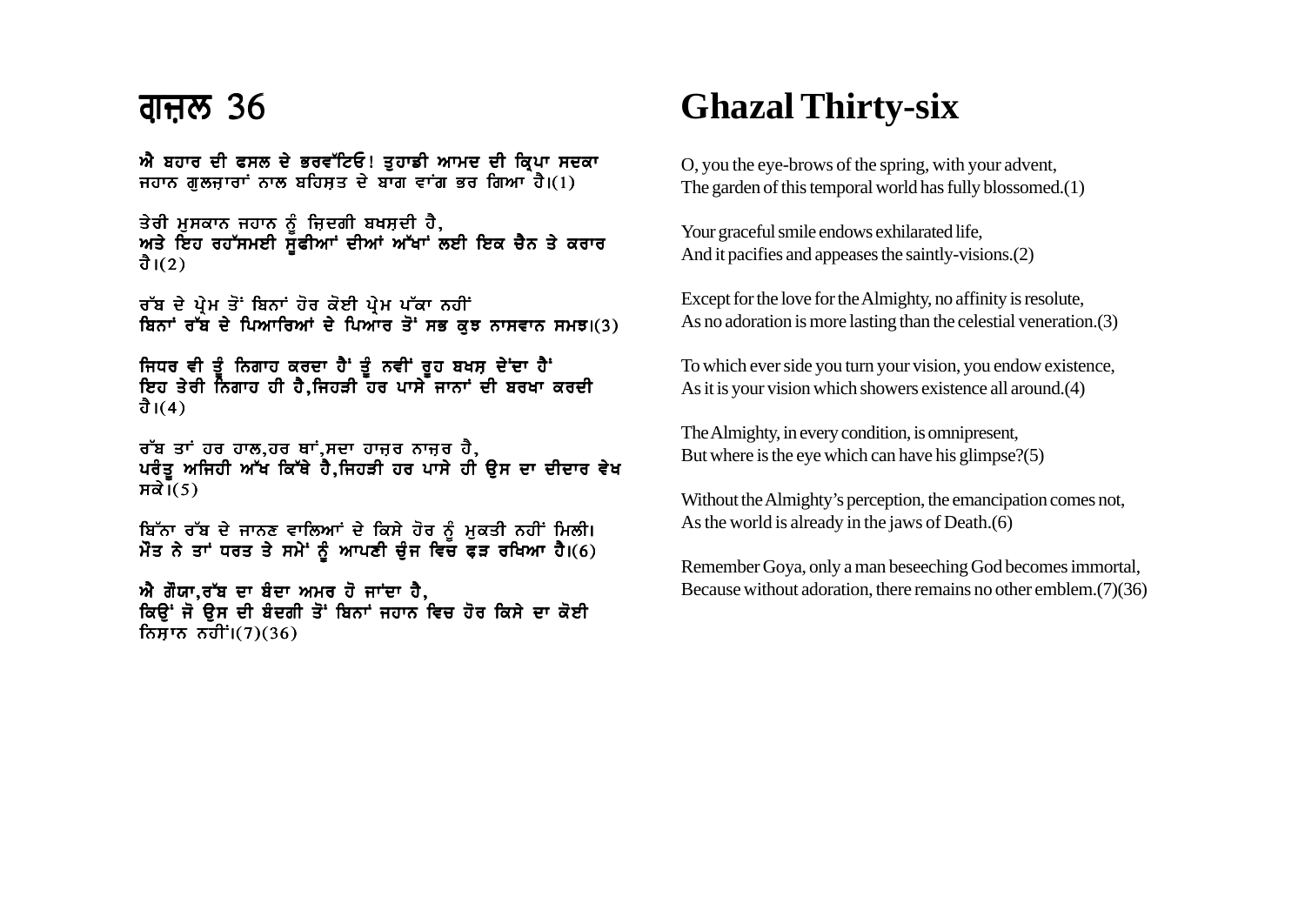# ਗ਼ਜ਼ਲ 36

ਐ ਬਹਾਰ ਦੀ ਫਸਲ ਦੇ ਭਰਵੱਟਿਓ! ਤੁਹਾਡੀ ਆਮਦ ਦੀ ਕ੍ਰਿਪਾ ਸਦਕਾ
ਜਹਾਨ ਗੁਲਜ਼ਾਰਾਂ ਨਾਲ ਬਹਿਸ਼ਤ ਦੇ ਬਾਗ ਵਾਂਗ ਭਰ ਗਿਆ ਹੈ।(1)

ਤੇਰੀ ਮੁਸਕਾਨ ਜਹਾਨ ਨੂੰ ਜ਼ਿਦਗੀ ਬਖਸ਼ਦੀ ਹੈ,
ਅਤੇ ਇਹ ਰਹੱਸਮਈ ਸੂਫੀਆਂ ਦੀਆਂ ਅੱਖਾਂ ਲਈ ਇਕ ਚੈਨ ਤੇ ਕਰਾਰ ਹੈ।(2)

ਰੱਬ ਦੇ ਪ੍ਰੇਮ ਤੋਂ ਬਿਨਾਂ ਹੋਰ ਕੋਈ ਪ੍ਰੇਮ ਪੱਕਾ ਨਹੀਂ
ਬਿਨਾਂ ਰੱਬ ਦੇ ਪਿਆਰਿਆਂ ਦੇ ਪਿਆਰ ਤੋਂ ਸਭ ਕੁਝ ਨਾਸਵਾਨ ਸਮਝ।(3)

ਜਿਧਰ ਵੀ ਤੂੰ ਨਿਗਾਹ ਕਰਦਾ ਹੈਂ ਤੂੰ ਨਵੀਂ ਰੂਹ ਬਖਸ਼ ਦੇਂਦਾ ਹੈਂ
ਇਹ ਤੇਰੀ ਨਿਗਾਹ ਹੀ ਹੈ,ਜਿਹੜੀ ਹਰ ਪਾਸੇ ਜਾਨਾਂ ਦੀ ਬਰਖਾ ਕਰਦੀ ਹੈ।(4)

ਰੱਬ ਤਾਂ ਹਰ ਹਾਲ,ਹਰ ਥਾਂ,ਸਦਾ ਹਾਜ਼ਰ ਨਾਜ਼ਰ ਹੈ,
ਪਰੰਤੂ ਅਜਿਹੀ ਅੱਖ ਕਿੱਥੇ ਹੈ,ਜਿਹੜੀ ਹਰ ਪਾਸੇ ਹੀ ਉਸ ਦਾ ਦੀਦਾਰ ਵੇਖ ਸਕੇ।(5)

ਬਿੱਨਾ ਰੱਬ ਦੇ ਜਾਨਣ ਵਾਲਿਆਂ ਦੇ ਕਿਸੇ ਹੋਰ ਨੂੰ ਮੁਕਤੀ ਨਹੀਂ ਮਿਲੀ।
ਮੌਤ ਨੇ ਤਾਂ ਧਰਤ ਤੇ ਸਮੇਂ ਨੂੰ ਆਪਣੀ ਚੁੰਜ ਵਿਚ ਫੜ ਰਖਿਆ ਹੈ।(6)

ਐ ਗੋਯਾ,ਰੱਬ ਦਾ ਬੰਦਾ ਅਮਰ ਹੋ ਜਾਂਦਾ ਹੈ,
ਕਿਉਂ ਜੋ ਉਸ ਦੀ ਬੰਦਗੀ ਤੋਂ ਬਿਨਾਂ ਜਹਾਨ ਵਿਚ ਹੋਰ ਕਿਸੇ ਦਾ ਕੋਈ ਨਿਸ਼ਾਨ ਨਹੀਂ।(7)(36)

# Ghazal Thirty-six

O, you the eye-brows of the spring, with your advent,
The garden of this temporal world has fully blossomed.(1)

Your graceful smile endows exhilarated life,
And it pacifies and appeases the saintly-visions.(2)

Except for the love for the Almighty, no affinity is resolute,
As no adoration is more lasting than the celestial veneration.(3)

To which ever side you turn your vision, you endow existence,
As it is your vision which showers existence all around.(4)

The Almighty, in every condition, is omnipresent,
But where is the eye which can have his glimpse?(5)

Without the Almighty's perception, the emancipation comes not,
As the world is already in the jaws of Death.(6)

Remember Goya, only a man beseeching God becomes immortal,
Because without adoration, there remains no other emblem.(7)(36)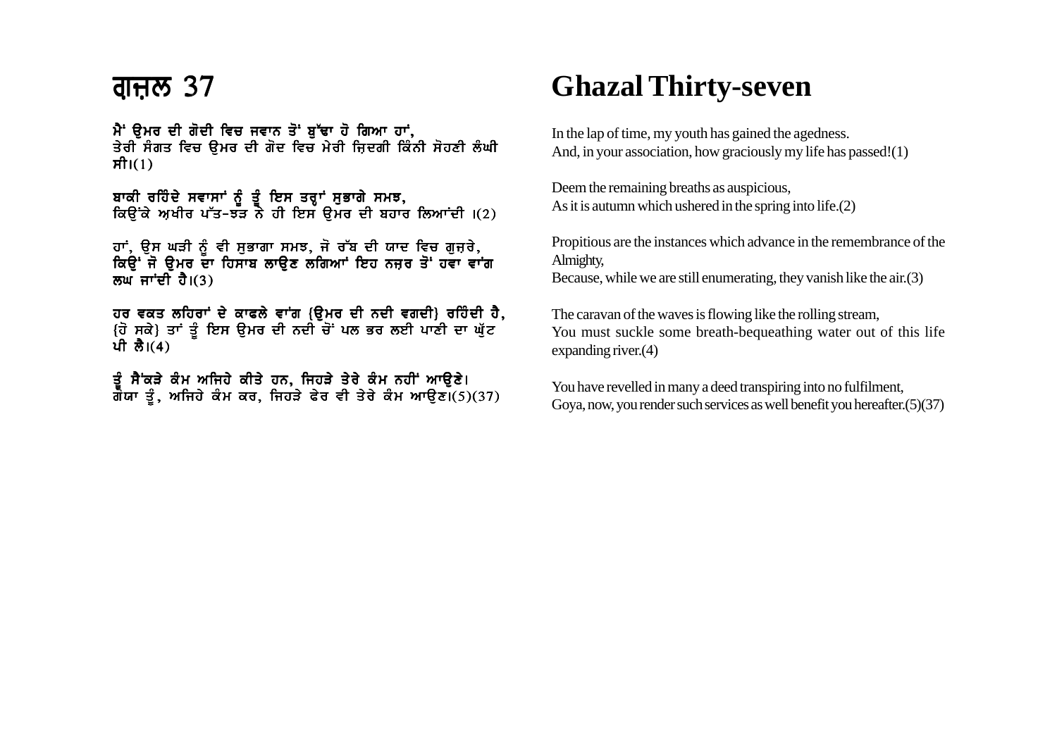# ਗ਼ਜ਼ਲ 37

ਮੈਂ ਉਮਰ ਦੀ ਗੋਦੀ ਵਿਚ ਜਵਾਨ ਤੋਂ ਬੁੱਢਾ ਹੋ ਗਿਆ ਹਾਂ,
ਤੇਰੀ ਸੰਗਤ ਵਿਚ ਉਮਰ ਦੀ ਗੋਦ ਵਿਚ ਮੇਰੀ ਜ਼ਿਦਗੀ ਕਿੰਨੀ ਸੋਹਣੀ ਲੰਘੀ ਸੀ।(1)

ਬਾਕੀ ਰਹਿੰਦੇ ਸਵਾਸਾਂ ਨੂੰ ਤੂੰ ਇਸ ਤਰ੍ਹਾਂ ਸੁਭਾਗੇ ਸਮਝ,
ਕਿਉਂਕੇ ਅਖ਼ੀਰ ਪੱਤ-ਝੜ ਨੇ ਹੀ ਇਸ ਉਮਰ ਦੀ ਬਹਾਰ ਲਿਆਂਦੀ ।(2)

ਹਾਂ, ਉਸ ਘੜੀ ਨੂੰ ਵੀ ਸੁਭਾਗਾ ਸਮਝ, ਜੋ ਰੱਬ ਦੀ ਯਾਦ ਵਿਚ ਗੁਜ਼ਰੇ,
ਕਿਉਂ ਜੋ ਉਮਰ ਦਾ ਹਿਸਾਬ ਲਾਉਣ ਲਗਿਆਂ ਇਹ ਨਜ਼ਰ ਤੋਂ ਹਵਾ ਵਾਂਗ ਲਘ ਜਾਂਦੀ ਹੈ।(3)

ਹਰ ਵਕਤ ਲਹਿਰਾਂ ਦੇ ਕਾਫਲੇ ਵਾਂਗ {ਉਮਰ ਦੀ ਨਦੀ ਵਗਦੀ} ਰਹਿੰਦੀ ਹੈ,
{ਹੋ ਸਕੇ} ਤਾਂ ਤੂੰ ਇਸ ਉਮਰ ਦੀ ਨਦੀ ਚੋਂ ਪਲ ਭਰ ਲਈ ਪਾਣੀ ਦਾ ਘੁੱਟ ਪੀ ਲੈ।(4)

ਤੂੰ ਸੈਂਕੜੇ ਕੰਮ ਅਜਿਹੇ ਕੀਤੇ ਹਨ, ਜਿਹੜੇ ਤੇਰੇ ਕੰਮ ਨਹੀਂ ਆਉਣੇ।
ਗੋਯਾ ਤੂੰ, ਅਜਿਹੇ ਕੰਮ ਕਰ, ਜਿਹੜੇ ਫੇਰ ਵੀ ਤੇਰੇ ਕੰਮ ਆਉਣ।(5)(37)

# Ghazal Thirty-seven

In the lap of time, my youth has gained the agedness.
And, in your association, how graciously my life has passed!(1)

Deem the remaining breaths as auspicious,
As it is autumn which ushered in the spring into life.(2)

Propitious are the instances which advance in the remembrance of the Almighty,
Because, while we are still enumerating, they vanish like the air.(3)

The caravan of the waves is flowing like the rolling stream,
You must suckle some breath-bequeathing water out of this life expanding river.(4)

You have revelled in many a deed transpiring into no fulfilment,
Goya, now, you render such services as well benefit you hereafter.(5)(37)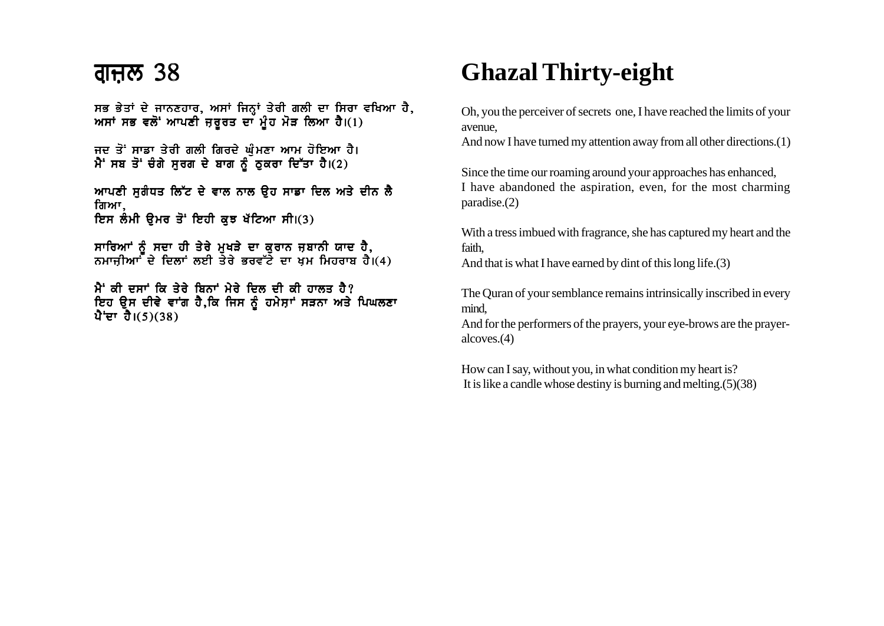# ਗ਼ਜ਼ਲ 38

ਸਭ ਭੇਤਾਂ ਦੇ ਜਾਨਣਹਾਰ, ਅਸਾਂ ਜਿਨ੍ਹਾਂ ਤੇਰੀ ਗਲੀ ਦਾ ਸਿਰਾ ਵਖਿਆ ਹੈ,
ਅਸਾਂ ਸਭ ਵਲੋਂ ਆਪਣੀ ਜ਼ਰੂਰਤ ਦਾ ਮੂੰਹ ਮੋੜ ਲਿਆ ਹੈ।(1)

ਜਦ ਤੋਂ ਸਾਡਾ ਤੇਰੀ ਗਲੀ ਗਿਰਦੇ ਘੁੰਮਣਾ ਆਮ ਹੋਇਆ ਹੈ।
ਮੈਂ ਸਬ ਤੋਂ ਚੰਗੇ ਸੁਰਗ ਦੇ ਬਾਗ ਨੂੰ ਠੁਕਰਾ ਦਿੱਤਾ ਹੈ।(2)

ਆਪਣੀ ਸੁਗੰਧਤ ਲਿੱਟ ਦੇ ਵਾਲ ਨਾਲ ਉਹ ਸਾਡਾ ਦਿਲ ਅਤੇ ਦੀਨ ਲੈ ਗਿਆ,
ਇਸ ਲੰਮੀ ਉਮਰ ਤੋਂ ਇਹੀ ਕੁਝ ਖੱਟਿਆ ਸੀ।(3)

ਸਾਰਿਆਂ ਨੂੰ ਸਦਾ ਹੀ ਤੇਰੇ ਮੁਖੜੇ ਦਾ ਕੁਰਾਨ ਜ਼ਬਾਨੀ ਯਾਦ ਹੈ,
ਨਮਾਜ਼ੀਆਂ ਦੇ ਦਿਲਾਂ ਲਈ ਤੇਰੇ ਭਰਵੱਟੇ ਦਾ ਖ਼ਮ ਮਿਹਰਾਬ ਹੈ।(4)

ਮੈਂ ਕੀ ਦਸਾਂ ਕਿ ਤੇਰੇ ਬਿਨਾਂ ਮੇਰੇ ਦਿਲ ਦੀ ਕੀ ਹਾਲਤ ਹੈ?
ਇਹ ਉਸ ਦੀਵੇ ਵਾਂਗ ਹੈ,ਕਿ ਜਿਸ ਨੂੰ ਹਮੇਸ਼ਾਂ ਸੜਨਾ ਅਤੇ ਪਿਘਲਣਾ ਪੈਂਦਾ ਹੈ।(5)(38)

# Ghazal Thirty-eight

Oh, you the perceiver of secrets one, I have reached the limits of your avenue,
And now I have turned my attention away from all other directions.(1)

Since the time our roaming around your approaches has enhanced,
I have abandoned the aspiration, even, for the most charming paradise.(2)

With a tress imbued with fragrance, she has captured my heart and the faith,
And that is what I have earned by dint of this long life.(3)

The Quran of your semblance remains intrinsically inscribed in every mind,
And for the performers of the prayers, your eye-brows are the prayer-alcoves.(4)

How can I say, without you, in what condition my heart is?
It is like a candle whose destiny is burning and melting.(5)(38)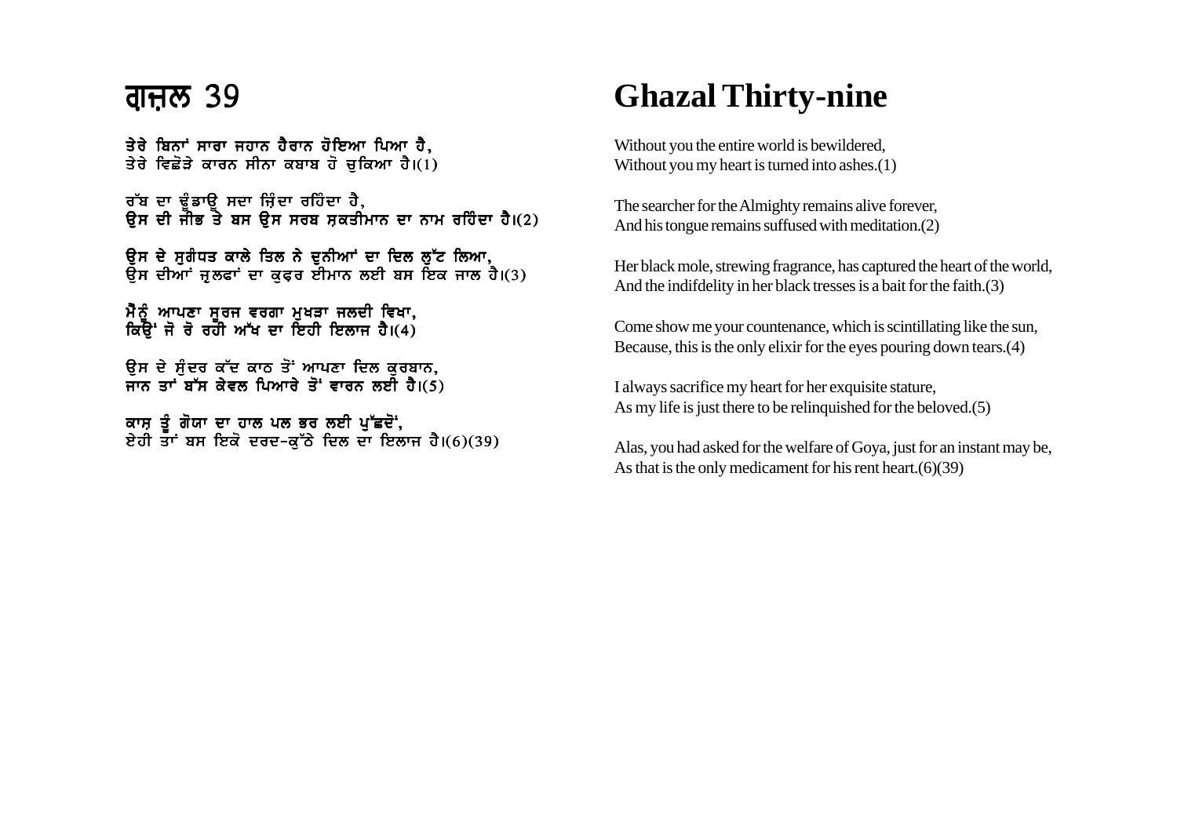# ਗ਼ਜ਼ਲ 39

ਤੇਰੇ ਬਿਨਾਂ ਸਾਰਾ ਜਹਾਨ ਹੈਰਾਨ ਹੋਇਆ ਪਿਆ ਹੈ,
ਤੇਰੇ ਵਿਛੋੜੇ ਕਾਰਨ ਸੀਨਾ ਕਬਾਬ ਹੋ ਚੁਕਿਆ ਹੈ।(1)

ਰੱਬ ਦਾ ਢੂੰਡਾਊ ਸਦਾ ਜ਼ਿੰਦਾ ਰਹਿੰਦਾ ਹੈ,
ਉਸ ਦੀ ਜੀਭ ਤੇ ਬਸ ਉਸ ਸਰਬ ਸ਼ਕਤੀਮਾਨ ਦਾ ਨਾਮ ਰਹਿੰਦਾ ਹੈ।(2)

ਉਸ ਦੇ ਸੁਗੰਧਤ ਕਾਲੇ ਤਿਲ ਨੇ ਦੁਨੀਆਂ ਦਾ ਦਿਲ ਲੁੱਟ ਲਿਆ,
ਉਸ ਦੀਆਂ ਜ਼ੁਲਫਾਂ ਦਾ ਕੁਫ਼ਰ ਈਮਾਨ ਲਈ ਬਸ ਇਕ ਜਾਲ ਹੈ।(3)

ਮੈਨੂੰ ਆਪਣਾ ਸੂਰਜ ਵਰਗਾ ਮੁਖੜਾ ਜਲਦੀ ਵਿਖਾ,
ਕਿਉਂ ਜੋ ਰੋ ਰਹੀ ਅੱਖ ਦਾ ਇਹੀ ਇਲਾਜ ਹੈ।(4)

ਉਸ ਦੇ ਸੁੰਦਰ ਕੱਦ ਕਾਠ ਤੋਂ ਆਪਣਾ ਦਿਲ ਕੁਰਬਾਨ,
ਜਾਨ ਤਾਂ ਬੱਸ ਕੇਵਲ ਪਿਆਰੇ ਤੋਂ ਵਾਰਨ ਲਈ ਹੈ।(5)

ਕਾਸ਼ ਤੂੰ ਗੋਯਾ ਦਾ ਹਾਲ ਪਲ ਭਰ ਲਈ ਪੁੱਛਦੋਂ,
ਏਹੀ ਤਾਂ ਬਸ ਇਕੋ ਦਰਦ-ਕੁੱਠੇ ਦਿਲ ਦਾ ਇਲਾਜ ਹੈ।(6)(39)

# Ghazal Thirty-nine

Without you the entire world is bewildered,
Without you my heart is turned into ashes.(1)

The searcher for the Almighty remains alive forever,
And his tongue remains suffused with meditation.(2)

Her black mole, strewing fragrance, has captured the heart of the world,
And the indifdelity in her black tresses is a bait for the faith.(3)

Come show me your countenance, which is scintillating like the sun,
Because, this is the only elixir for the eyes pouring down tears.(4)

I always sacrifice my heart for her exquisite stature,
As my life is just there to be relinquished for the beloved.(5)

Alas, you had asked for the welfare of Goya, just for an instant may be,
As that is the only medicament for his rent heart.(6)(39)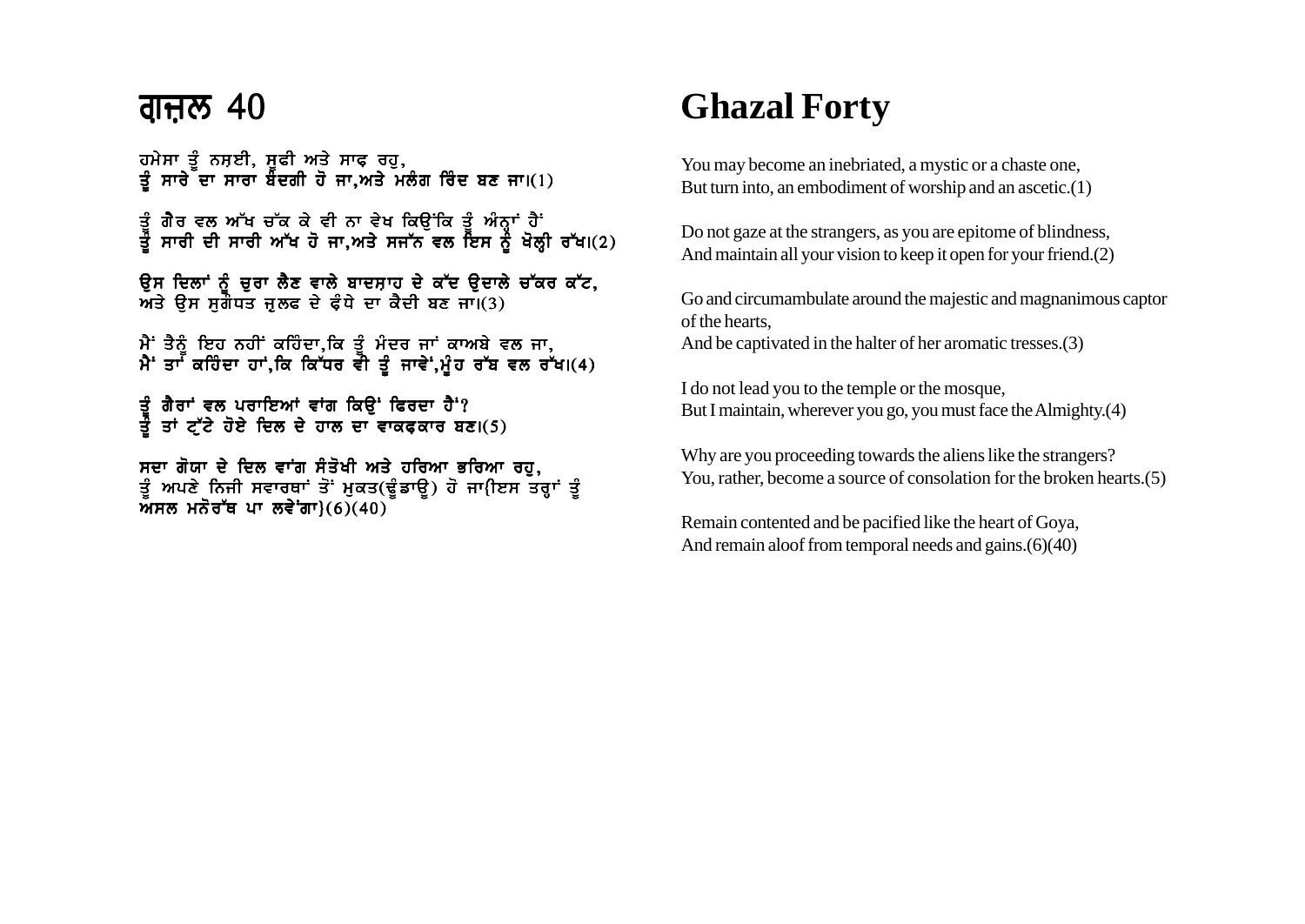# ਗ਼ਜ਼ਲ 40

ਹਮੇਸ਼ਾ ਤੂੰ ਨਸ਼ਈ, ਸੂਫੀ ਅਤੇ ਸਾਫ ਰਹੁ,
ਤੂੰ ਸਾਰੇ ਦਾ ਸਾਰਾ ਬੰਦਗੀ ਹੋ ਜਾ,ਅਤੇ ਮਲੰਗ ਰਿੰਦ ਬਣ ਜਾ।(1)

ਤੂੰ ਗੈਰ ਵਲ ਅੱਖ ਚੱਕ ਕੇ ਵੀ ਨਾ ਵੇਖ ਕਿਉਂਕਿ ਤੂੰ ਅੰਨ੍ਹਾਂ ਹੈਂ
ਤੂੰ ਸਾਰੀ ਦੀ ਸਾਰੀ ਅੱਖ ਹੋ ਜਾ,ਅਤੇ ਸਜਣ ਵਲ ਇਸ ਨੂੰ ਖੋਲ੍ਹੀ ਰੱਖ।(2)

ਉਸ ਦਿਲਾਂ ਨੂੰ ਚੁਰਾ ਲੈਣ ਵਾਲੇ ਬਾਦਸ਼ਾਹ ਦੇ ਕੱਦ ਉਦਾਲੇ ਚੱਕਰ ਕੱਟ,
ਅਤੇ ਉਸ ਸੁਗੰਧਤ ਜ਼ੁਲਫ ਦੇ ਫੰਧੇ ਦਾ ਕੈਦੀ ਬਣ ਜਾ।(3)

ਮੈਂ ਤੈਨੂੰ ਇਹ ਨਹੀਂ ਕਹਿੰਦਾ,ਕਿ ਤੂੰ ਮੰਦਰ ਜਾਂ ਕਾਅਬੇ ਵਲ ਜਾ,
ਮੈਂ ਤਾਂ ਕਹਿੰਦਾ ਹਾਂ,ਕਿ ਕਿੱਧਰ ਵੀ ਤੂੰ ਜਾਵੇਂ,ਮੂੰਹ ਰੱਬ ਵਲ ਰੱਖ।(4)

ਤੂੰ ਗੈਰਾਂ ਵਲ ਪਰਾਇਆਂ ਵਾਂਗ ਕਿਉਂ ਫਿਰਦਾ ਹੈਂ?
ਤੂੰ ਤਾਂ ਟੁੱਟੇ ਹੋਏ ਦਿਲ ਦੇ ਹਾਲ ਦਾ ਵਾਕਫਕਾਰ ਬਣ।(5)

ਸਦਾ ਗੋਯਾ ਦੇ ਦਿਲ ਵਾਂਗ ਸੰਤੋਖੀ ਅਤੇ ਹਰਿਆ ਭਰਿਆ ਰਹੁ,
ਤੂੰ ਅਪਣੇ ਨਿਜੀ ਸਵਾਰਥਾਂ ਤੋਂ ਮੁਕਤ(ਢੂੰਡਾਊ) ਹੋ ਜਾ{ਇਸ ਤਰ੍ਹਾਂ ਤੂੰ ਅਸਲ ਮਨੋਰੱਥ ਪਾ ਲਵੇਂਗਾ}(6)(40)

# Ghazal Forty

You may become an inebriated, a mystic or a chaste one,
But turn into, an embodiment of worship and an ascetic.(1)

Do not gaze at the strangers, as you are epitome of blindness,
And maintain all your vision to keep it open for your friend.(2)

Go and circumambulate around the majestic and magnanimous captor of the hearts,
And be captivated in the halter of her aromatic tresses.(3)

I do not lead you to the temple or the mosque,
But I maintain, wherever you go, you must face the Almighty.(4)

Why are you proceeding towards the aliens like the strangers?
You, rather, become a source of consolation for the broken hearts.(5)

Remain contented and be pacified like the heart of Goya,
And remain aloof from temporal needs and gains.(6)(40)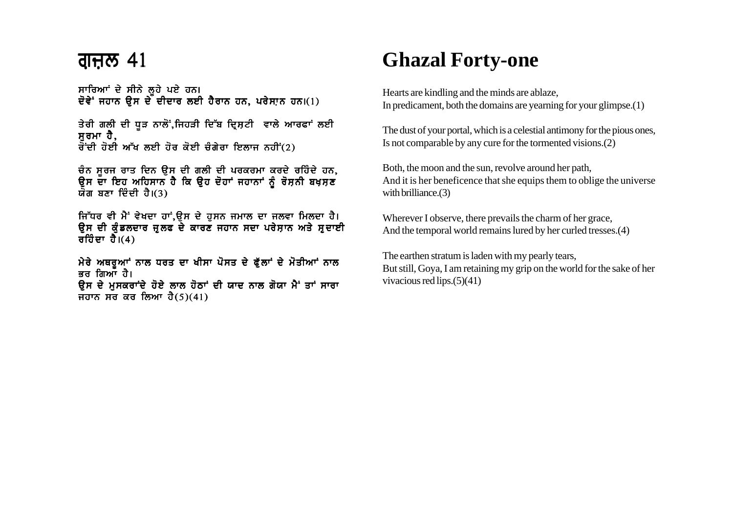# ਗ਼ਜ਼ਲ 41

ਸਾਰਿਆਂ ਦੇ ਸੀਨੇ ਲੂਹੇ ਪਏ ਹਨ।
ਦੋਵੇਂ ਜਹਾਨ ਉਸ ਦੇ ਦੀਦਾਰ ਲਈ ਹੈਰਾਨ ਹਨ, ਪਰੇਸ਼ਾਨ ਹਨ।(1)

ਤੇਰੀ ਗਲੀ ਦੀ ਧੂੜ ਨਾਲੋਂ,ਜਿਹੜੀ ਦਿੱਬ ਦ੍ਰਿਸ਼ਟੀ ਵਾਲੇ ਆਰਫਾਂ ਲਈ ਸੁਰਮਾ ਹੈ,
ਰੋਂਦੀ ਹੋਈ ਅੱਖ ਲਈ ਹੋਰ ਕੋਈ ਚੰਗੇਰਾ ਇਲਾਜ ਨਹੀਂ(2)

ਚੰਨ ਸੂਰਜ ਰਾਤ ਦਿਨ ਉਸ ਦੀ ਗਲੀ ਦੀ ਪਰਕਰਮਾ ਕਰਦੇ ਰਹਿੰਦੇ ਹਨ,
ਉਸ ਦਾ ਇਹ ਅਹਿਸਾਨ ਹੈ ਕਿ ਉਹ ਦੋਹਾਂ ਜਹਾਨਾਂ ਨੂੰ ਰੋਸ਼ਨੀ ਬਖ਼ਸ਼ਣ ਯੋਗ ਬਣਾ ਦਿੰਦੀ ਹੈ।(3)

ਜਿੱਧਰ ਵੀ ਮੈਂ ਵੇਖਦਾ ਹਾਂ,ਉਸ ਦੇ ਹੁਸਨ ਜਮਾਲ ਦਾ ਜਲਵਾ ਮਿਲਦਾ ਹੈ।
ਉਸ ਦੀ ਕੁੰਡਲਦਾਰ ਜ਼ੁਲਫ ਦੇ ਕਾਰਣ ਜਹਾਨ ਸਦਾ ਪਰੇਸ਼ਾਨ ਅਤੇ ਸ਼ੁਦਾਈ ਰਹਿੰਦਾ ਹੈ।(4)

ਮੇਰੇ ਅਥਰੂਆਂ ਨਾਲ ਧਰਤ ਦਾ ਖੀਸਾ ਪੋਸਤ ਦੇ ਫੁੱਲਾਂ ਦੇ ਮੋਤੀਆਂ ਨਾਲ ਭਰ ਗਿਆ ਹੈ।
ਉਸ ਦੇ ਮੁਸਕਰਾਂਦੇ ਹੋਏ ਲਾਲ ਹੋਠਾਂ ਦੀ ਯਾਦ ਨਾਲ ਗੋਯਾ ਮੈਂ ਤਾਂ ਸਾਰਾ ਜਹਾਨ ਸਰ ਕਰ ਲਿਆ ਹੈ(5)(41)

# Ghazal Forty-one

Hearts are kindling and the minds are ablaze,
In predicament, both the domains are yearning for your glimpse.(1)

The dust of your portal, which is a celestial antimony for the pious ones,
Is not comparable by any cure for the tormented visions.(2)

Both, the moon and the sun, revolve around her path,
And it is her beneficence that she equips them to oblige the universe with brilliance.(3)

Wherever I observe, there prevails the charm of her grace,
And the temporal world remains lured by her curled tresses.(4)

The earthen stratum is laden with my pearly tears,
But still, Goya, I am retaining my grip on the world for the sake of her vivacious red lips.(5)(41)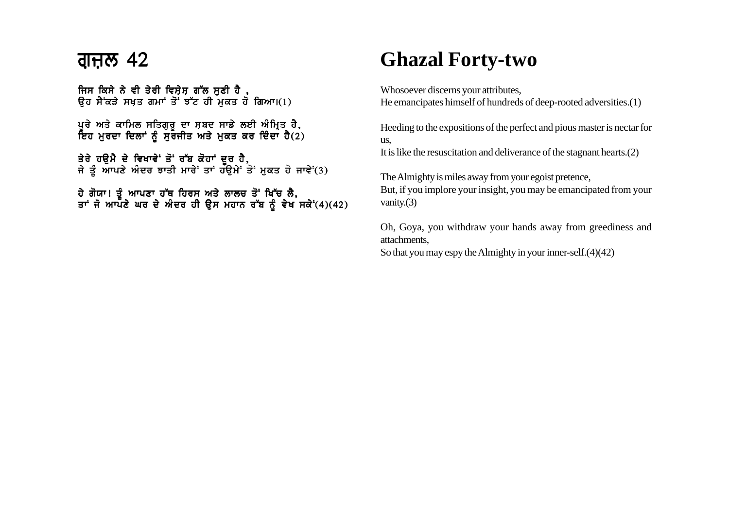# ਗ਼ਜ਼ਲ 42

ਜਿਸ ਕਿਸੇ ਨੇ ਵੀ ਤੇਰੀ ਵਿਸ਼ੇਸ਼ ਗੱਲ ਸੁਣੀ ਹੈ ,
ਉਹ ਸੈਂਕੜੇ ਸਖ਼ਤ ਗਮਾਂ ਤੋਂ ਝੱਟ ਹੀ ਮੁਕਤ ਹੋ ਗਿਆ।(1)

ਪੂਰੇ ਅਤੇ ਕਾਮਿਲ ਸਤਿਗੁਰੂ ਦਾ ਸ਼ਬਦ ਸਾਡੇ ਲਈ ਅੰਮ੍ਰਿਤ ਹੈ,
ਇਹ ਮੁਰਦਾ ਦਿਲਾਂ ਨੂੰ ਸੁਰਜੀਤ ਅਤੇ ਮੁਕਤ ਕਰ ਦਿੰਦਾ ਹੈ(2)

ਤੇਰੇ ਹਉਮੈ ਦੇ ਵਿਖਾਵੇਂ ਤੋਂ ਰੱਬ ਕੋਹਾਂ ਦੂਰ ਹੈ,
ਜੇ ਤੂੰ ਆਪਣੇ ਅੰਦਰ ਝਾਤੀ ਮਾਰੇਂ ਤਾਂ ਹਉਮੇਂ ਤੋਂ ਮੁਕਤ ਹੋ ਜਾਵੇਂ(3)

ਹੇ ਗੋਯਾ! ਤੂੰ ਆਪਣਾ ਹੱਥ ਹਿਰਸ ਅਤੇ ਲਾਲਚ ਤੋਂ ਖਿੱਚ ਲੈ,
ਤਾਂ ਜੋ ਆਪਣੇ ਘਰ ਦੇ ਅੰਦਰ ਹੀ ਉਸ ਮਹਾਨ ਰੱਬ ਨੂੰ ਵੇਖ ਸਕੇਂ(4)(42)

# Ghazal Forty-two

Whosoever discerns your attributes,
He emancipates himself of hundreds of deep-rooted adversities.(1)

Heeding to the expositions of the perfect and pious master is nectar for us,
It is like the resuscitation and deliverance of the stagnant hearts.(2)

The Almighty is miles away from your egoist pretence,
But, if you implore your insight, you may be emancipated from your vanity.(3)

Oh, Goya, you withdraw your hands away from greediness and attachments,
So that you may espy the Almighty in your inner-self.(4)(42)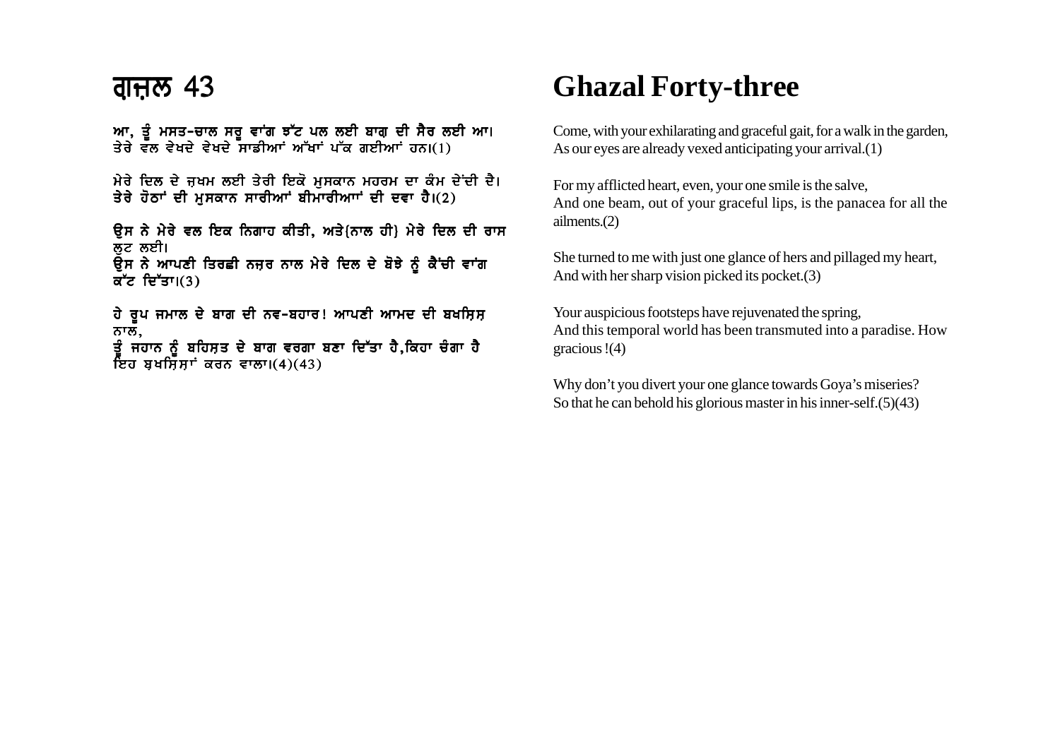# ਗ਼ਜ਼ਲ 43

ਆ, ਤੂੰ ਮਸਤ-ਚਾਲ ਸਰੂ ਵਾਂਗ ਝੱਟ ਪਲ ਲਈ ਬਾਗ਼ ਦੀ ਸੈਰ ਲਈ ਆ।
ਤੇਰੇ ਵਲ ਵੇਖਦੇ ਵੇਖਦੇ ਸਾਡੀਆਂ ਅੱਖਾਂ ਪੱਕ ਗਈਆਂ ਹਨ।(1)

ਮੇਰੇ ਦਿਲ ਦੇ ਜ਼ਖਮ ਲਈ ਤੇਰੀ ਇਕੋ ਮੁਸਕਾਨ ਮਹਰਮ ਦਾ ਕੰਮ ਦੇਂਦੀ ਹੈ।
ਤੇਰੇ ਹੋਠਾਂ ਦੀ ਮੁਸਕਾਨ ਸਾਰੀਆਂ ਬੀਮਾਰੀਆਂ ਦੀ ਦਵਾ ਹੈ।(2)

ਉਸ ਨੇ ਮੇਰੇ ਵਲ ਇਕ ਨਿਗਾਹ ਕੀਤੀ, ਅਤੇ(ਨਾਲ ਹੀ) ਮੇਰੇ ਦਿਲ ਦੀ ਰਾਸ ਲੁਟ ਲਈ।
ਉਸ ਨੇ ਆਪਣੀ ਤਿਰਛੀ ਨਜ਼ਰ ਨਾਲ ਮੇਰੇ ਦਿਲ ਦੇ ਬੋਝੇ ਨੂੰ ਕੈਂਚੀ ਵਾਂਗ ਕੱਟ ਦਿੱਤਾ।(3)

ਹੇ ਰੂਪ ਜਮਾਲ ਦੇ ਬਾਗ਼ ਦੀ ਨਵ-ਬਹਾਰ! ਆਪਣੀ ਆਮਦ ਦੀ ਬਖਸ਼ਿਸ਼ ਨਾਲ,
ਤੂੰ ਜਹਾਨ ਨੂੰ ਬਹਿਸ਼ਤ ਦੇ ਬਾਗ਼ ਵਰਗਾ ਬਣਾ ਦਿੱਤਾ ਹੈ,ਕਿਹਾ ਚੰਗਾ ਹੈ ਇਹ ਬਖਸ਼ਿਸ਼ਾਂ ਕਰਨ ਵਾਲਾ।(4)(43)

# Ghazal Forty-three

Come, with your exhilarating and graceful gait, for a walk in the garden,
As our eyes are already vexed anticipating your arrival.(1)

For my afflicted heart, even, your one smile is the salve,
And one beam, out of your graceful lips, is the panacea for all the ailments.(2)

She turned to me with just one glance of hers and pillaged my heart,
And with her sharp vision picked its pocket.(3)

Your auspicious footsteps have rejuvenated the spring,
And this temporal world has been transmuted into a paradise. How gracious !(4)

Why don't you divert your one glance towards Goya's miseries?
So that he can behold his glorious master in his inner-self.(5)(43)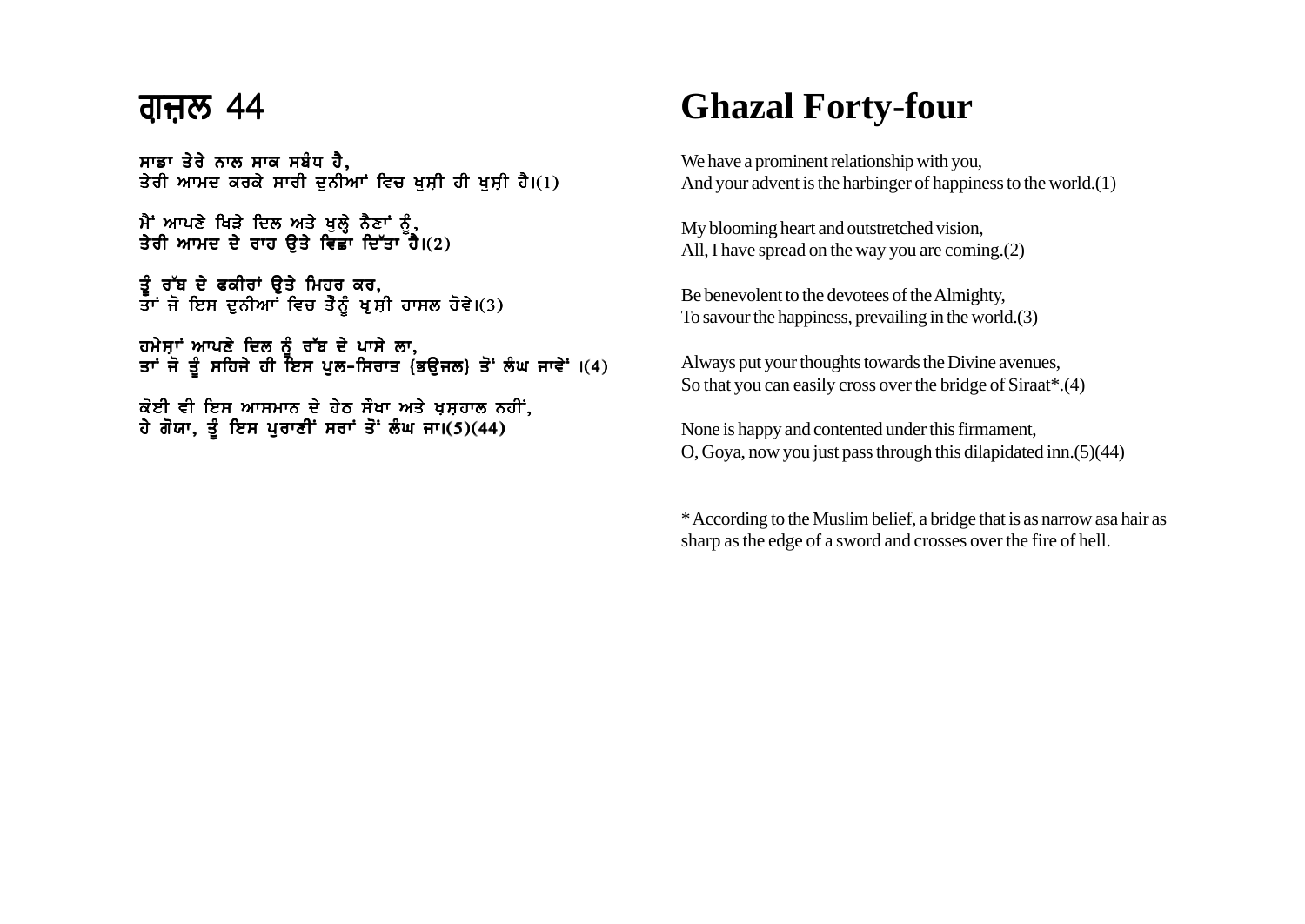# ਗ਼ਜ਼ਲ 44

ਸਾਡਾ ਤੇਰੇ ਨਾਲ ਸਾਕ ਸਬੰਧ ਹੈ,
ਤੇਰੀ ਆਮਦ ਕਰਕੇ ਸਾਰੀ ਦੁਨੀਆਂ ਵਿਚ ਖੁਸ਼ੀ ਹੀ ਖੁਸ਼ੀ ਹੈ।(1)

ਮੈਂ ਆਪਣੇ ਖਿੜੇ ਦਿਲ ਅਤੇ ਖੁਲ੍ਹੇ ਨੈਣਾਂ ਨੂੰ,
ਤੇਰੀ ਆਮਦ ਦੇ ਰਾਹ ਉਤੇ ਵਿਛਾ ਦਿੱਤਾ ਹੈ।(2)

ਤੂੰ ਰੱਬ ਦੇ ਫਕੀਰਾਂ ਉਤੇ ਮਿਹਰ ਕਰ,
ਤਾਂ ਜੋ ਇਸ ਦੁਨੀਆਂ ਵਿਚ ਤੈਨੂੰ ਖੁਸ਼ੀ ਹਾਸਲ ਹੋਵੇ।(3)

ਹਮੇਸ਼ਾਂ ਆਪਣੇ ਦਿਲ ਨੂੰ ਰੱਬ ਦੇ ਪਾਸੇ ਲਾ,
ਤਾਂ ਜੋ ਤੂੰ ਸਹਿਜੇ ਹੀ ਇਸ ਪੁਲ-ਸਿਰਾਤ (ਭਉਜਲ) ਤੋਂ ਲੰਘ ਜਾਵੇਂ ।(4)

ਕੋਈ ਵੀ ਇਸ ਆਸਮਾਨ ਦੇ ਹੇਠ ਸੌਖਾ ਅਤੇ ਖੁਸ਼ਹਾਲ ਨਹੀਂ,
ਹੇ ਗੋਯਾ, ਤੂੰ ਇਸ ਪੁਰਾਣੀ ਸਰਾਂ ਤੋਂ ਲੰਘ ਜਾ।(5)(44)

# Ghazal Forty-four

We have a prominent relationship with you,
And your advent is the harbinger of happiness to the world.(1)

My blooming heart and outstretched vision,
All, I have spread on the way you are coming.(2)

Be benevolent to the devotees of the Almighty,
To savour the happiness, prevailing in the world.(3)

Always put your thoughts towards the Divine avenues,
So that you can easily cross over the bridge of Siraat*.(4)

None is happy and contented under this firmament,
O, Goya, now you just pass through this dilapidated inn.(5)(44)

* According to the Muslim belief, a bridge that is as narrow asa hair as sharp as the edge of a sword and crosses over the fire of hell.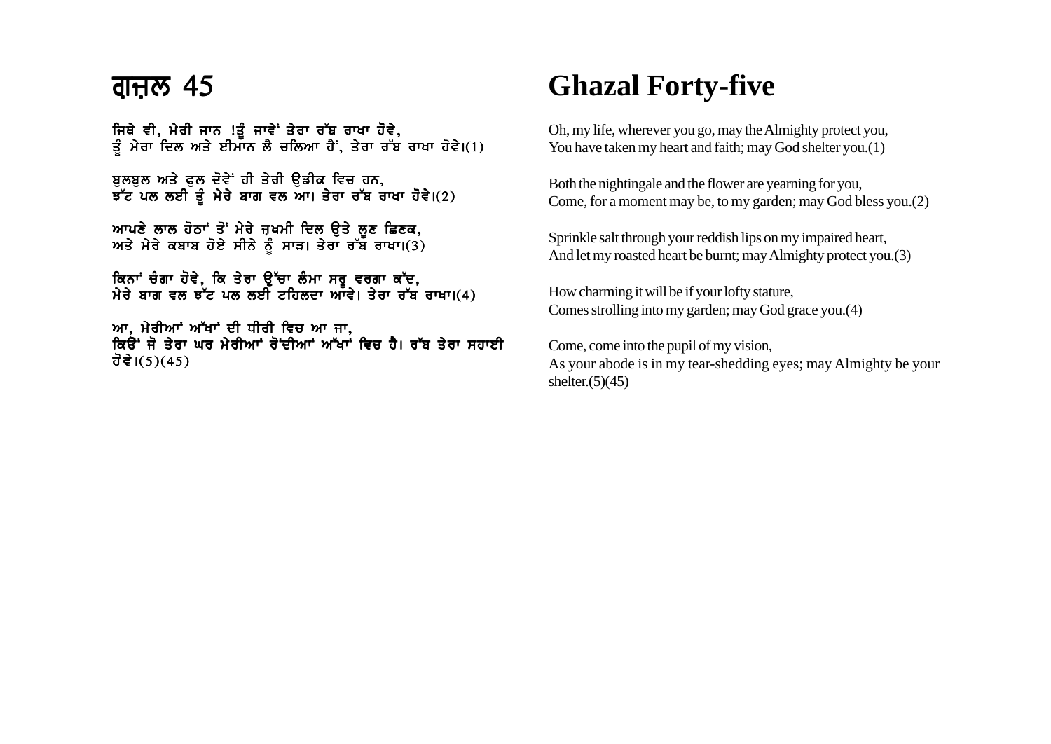# ਗ਼ਜ਼ਲ 45

ਜਿਥੇ ਵੀ, ਮੇਰੀ ਜਾਨ !ਤੂੰ ਜਾਵੇਂ ਤੇਰਾ ਰੱਬ ਰਾਖਾ ਹੋਵੇ,
ਤੂੰ ਮੇਰਾ ਦਿਲ ਅਤੇ ਈਮਾਨ ਲੈ ਚਲਿਆ ਹੈਂ, ਤੇਰਾ ਰੱਬ ਰਾਖਾ ਹੋਵੇ।(1)

ਬੁਲਬੁਲ ਅਤੇ ਫੁਲ ਦੋਵੇਂ ਹੀ ਤੇਰੀ ਉਡੀਕ ਵਿਚ ਹਨ,
ਝੱਟ ਪਲ ਲਈ ਤੂੰ ਮੇਰੇ ਬਾਗ ਵਲ ਆ। ਤੇਰਾ ਰੱਬ ਰਾਖਾ ਹੋਵੇ।(2)

ਆਪਣੇ ਲਾਲ ਹੋਠਾਂ ਤੋਂ ਮੇਰੇ ਜ਼ਖਮੀ ਦਿਲ ਉਤੇ ਲੂਣ ਛਿਣਕ,
ਅਤੇ ਮੇਰੇ ਕਬਾਬ ਹੋਏ ਸੀਨੇ ਨੂੰ ਸਾੜ। ਤੇਰਾ ਰੱਬ ਰਾਖਾ।(3)

ਕਿਨਾਂ ਚੰਗਾ ਹੋਵੇ, ਕਿ ਤੇਰਾ ਉਚਾ ਲੰਮਾ ਸਰੂ ਵਰਗਾ ਕੱਦ,
ਮੇਰੇ ਬਾਗ ਵਲ ਝੱਟ ਪਲ ਲਈ ਟਹਿਲਦਾ ਆਵੇ। ਤੇਰਾ ਰੱਬ ਰਾਖਾ।(4)

ਆ, ਮੇਰੀਆਂ ਅੱਖਾਂ ਦੀ ਧੀਰੀ ਵਿਚ ਆ ਜਾ,
ਕਿਉਂ ਜੋ ਤੇਰਾ ਘਰ ਮੇਰੀਆਂ ਰੋਂਦੀਆਂ ਅੱਖਾਂ ਵਿਚ ਹੈ। ਰੱਬ ਤੇਰਾ ਸਹਾਈ ਹੋਵੇ।(5)(45)

# Ghazal Forty-five

Oh, my life, wherever you go, may the Almighty protect you,
You have taken my heart and faith; may God shelter you.(1)

Both the nightingale and the flower are yearning for you,
Come, for a moment may be, to my garden; may God bless you.(2)

Sprinkle salt through your reddish lips on my impaired heart,
And let my roasted heart be burnt; may Almighty protect you.(3)

How charming it will be if your lofty stature,
Comes strolling into my garden; may God grace you.(4)

Come, come into the pupil of my vision,
As your abode is in my tear-shedding eyes; may Almighty be your shelter.(5)(45)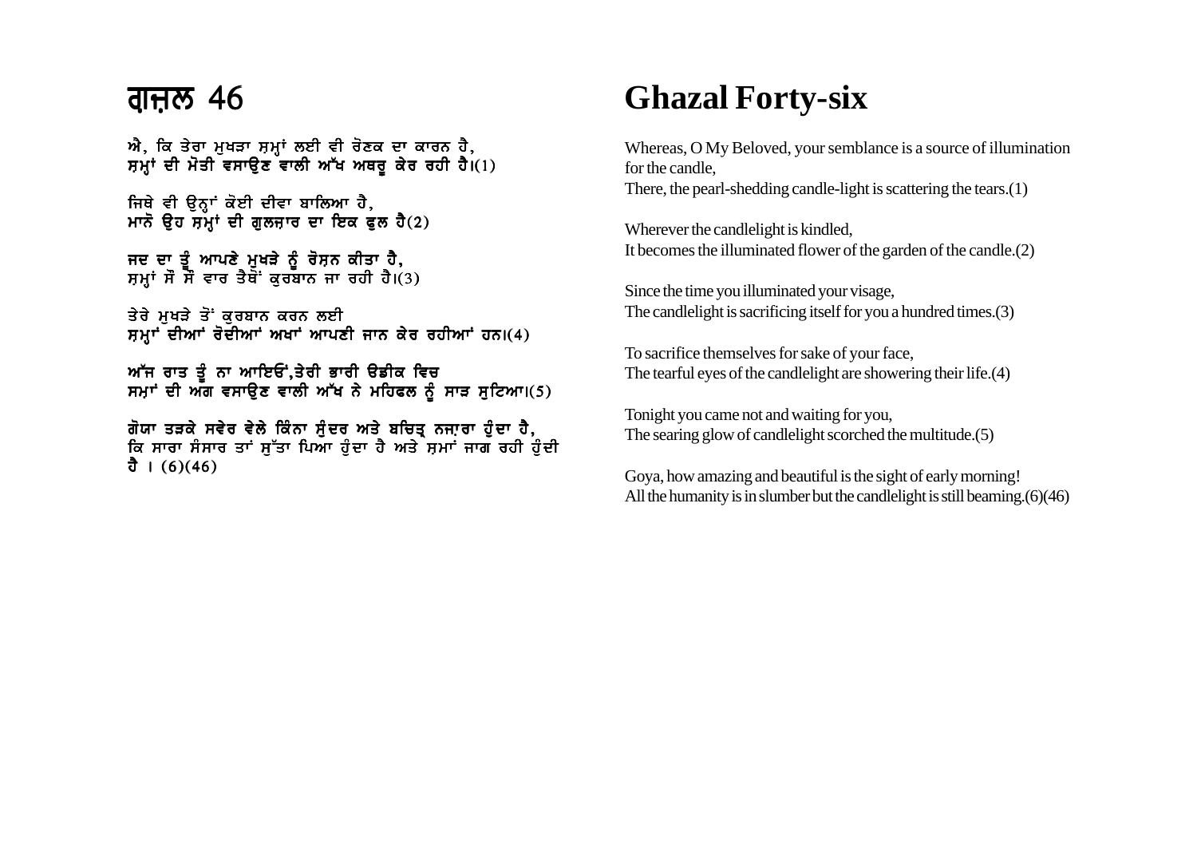# ਗ਼ਜ਼ਲ 46

ਐ, ਕਿ ਤੇਰਾ ਮੁਖੜਾ ਸ਼ਮ੍ਹਾਂ ਲਈ ਵੀ ਰੌਣਕ ਦਾ ਕਾਰਨ ਹੈ,
ਸ਼ਮ੍ਹਾਂ ਦੀ ਮੋਤੀ ਵਸਾਉਣ ਵਾਲੀ ਅੱਖ ਅਥਰੂ ਕੇਰ ਰਹੀ ਹੈ।(1)

ਜਿਥੇ ਵੀ ਉਨ੍ਹਾਂ ਕੋਈ ਦੀਵਾ ਬਾਲਿਆ ਹੈ,
ਮਾਨੋ ਉਹ ਸ਼ਮ੍ਹਾਂ ਦੀ ਗੁਲਜ਼ਾਰ ਦਾ ਇਕ ਫੁਲ ਹੈ(2)

ਜਦ ਦਾ ਤੂੰ ਆਪਣੇ ਮੁਖੜੇ ਨੂੰ ਰੋਸ਼ਨ ਕੀਤਾ ਹੈ,
ਸ਼ਮ੍ਹਾਂ ਸੌ ਸੌ ਵਾਰ ਤੈਥੋਂ ਕੁਰਬਾਨ ਜਾ ਰਹੀ ਹੈ।(3)

ਤੇਰੇ ਮੁਖੜੇ ਤੋਂ ਕੁਰਬਾਨ ਕਰਨ ਲਈ
ਸ਼ਮ੍ਹਾਂ ਦੀਆਂ ਰੋਦੀਆਂ ਅਖਾਂ ਆਪਣੀ ਜਾਨ ਕੇਰ ਰਹੀਆਂ ਹਨ।(4)

ਅੱਜ ਰਾਤ ਤੂੰ ਨਾ ਆਇਓਂ,ਤੇਰੀ ਭਾਰੀ ਉਡੀਕ ਵਿਚ
ਸਮਾਂ ਦੀ ਅਗ ਵਸਾਉਣ ਵਾਲੀ ਅੱਖ ਨੇ ਮਹਿਫਲ ਨੂੰ ਸਾੜ ਸੁਟਿਆ।(5)

ਗੋਯਾ ਤੜਕੇ ਸਵੇਰ ਵੇਲੇ ਕਿੰਨਾ ਸੁੰਦਰ ਅਤੇ ਬਚਿਤ੍ਰ ਨਜ਼ਾਰਾ ਹੁੰਦਾ ਹੈ,
ਕਿ ਸਾਰਾ ਸੰਸਾਰ ਤਾਂ ਸੁੱਤਾ ਪਿਆ ਹੁੰਦਾ ਹੈ ਅਤੇ ਸ਼ਮਾਂ ਜਾਗ ਰਹੀ ਹੁੰਦੀ ਹੈ । (6)(46)

# Ghazal Forty-six

Whereas, O My Beloved, your semblance is a source of illumination for the candle,
There, the pearl-shedding candle-light is scattering the tears.(1)

Wherever the candlelight is kindled,
It becomes the illuminated flower of the garden of the candle.(2)

Since the time you illuminated your visage,
The candlelight is sacrificing itself for you a hundred times.(3)

To sacrifice themselves for sake of your face,
The tearful eyes of the candlelight are showering their life.(4)

Tonight you came not and waiting for you,
The searing glow of candlelight scorched the multitude.(5)

Goya, how amazing and beautiful is the sight of early morning!
All the humanity is in slumber but the candlelight is still beaming.(6)(46)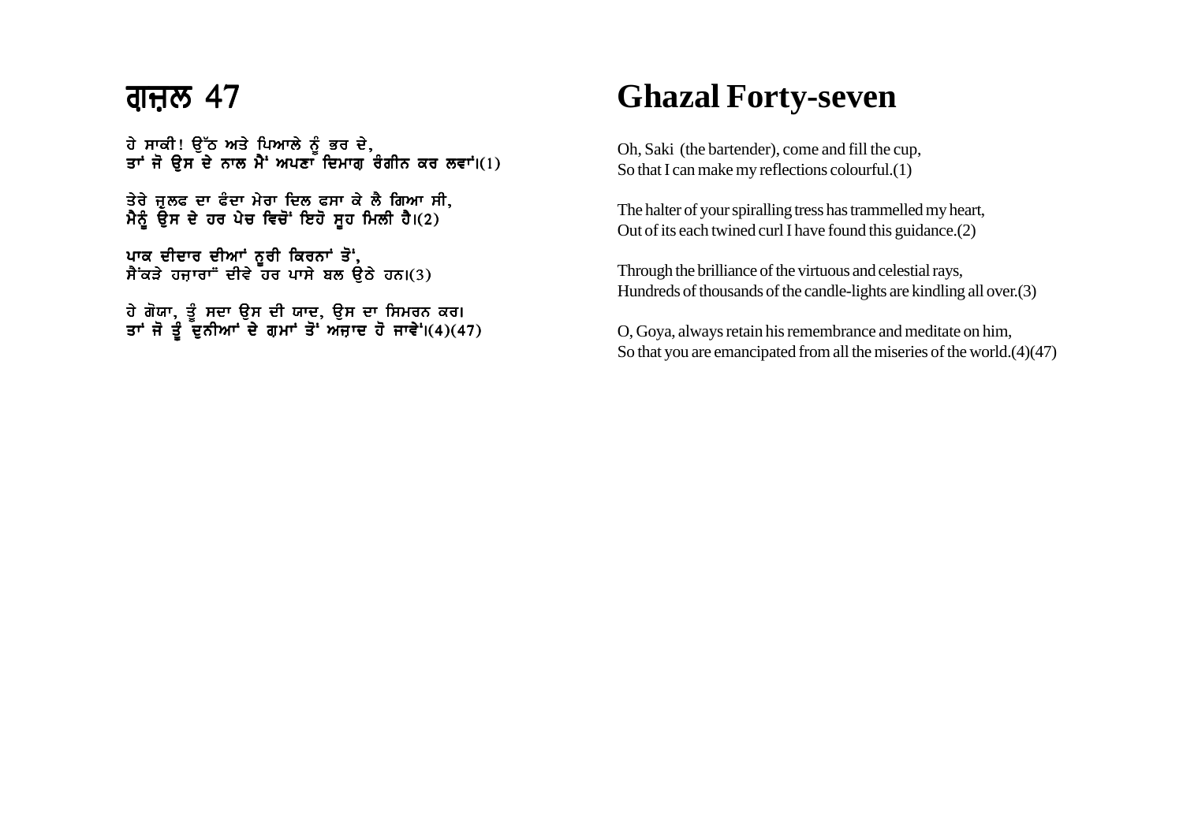# ਗ਼ਜ਼ਲ 47

ਹੇ ਸਾਕੀ! ਉੱਠ ਅਤੇ ਪਿਆਲੇ ਨੂੰ ਭਰ ਦੇ,
ਤਾਂ ਜੋ ਉਸ ਦੇ ਨਾਲ ਮੈਂ ਅਪਣਾ ਦਿਮਾਗ਼ ਰੰਗੀਨ ਕਰ ਲਵਾਂ।(1)

ਤੇਰੇ ਜ਼ੁਲਫ ਦਾ ਫੰਦਾ ਮੇਰਾ ਦਿਲ ਫਸਾ ਕੇ ਲੈ ਗਿਆ ਸੀ,
ਮੈਨੂੰ ਉਸ ਦੇ ਹਰ ਪੇਚ ਵਿਚੋਂ ਇਹੋ ਸੂਹ ਮਿਲੀ ਹੈ।(2)

ਪਾਕ ਦੀਦਾਰ ਦੀਆਂ ਨੂਰੀ ਕਿਰਨਾਂ ਤੋਂ,
ਸੈਂਕੜੇ ਹਜ਼ਾਰਾਂ ਦੀਵੇ ਹਰ ਪਾਸੇ ਬਲ ਉਠੇ ਹਨ।(3)

ਹੇ ਗੋਯਾ, ਤੂੰ ਸਦਾ ਉਸ ਦੀ ਯਾਦ, ਉਸ ਦਾ ਸਿਮਰਨ ਕਰ।
ਤਾਂ ਜੋ ਤੂੰ ਦੁਨੀਆਂ ਦੇ ਗ਼ਮਾਂ ਤੋਂ ਅਜ਼ਾਦ ਹੋ ਜਾਵੇਂ।(4)(47)

# Ghazal Forty-seven

Oh, Saki (the bartender), come and fill the cup,
So that I can make my reflections colourful.(1)

The halter of your spiralling tress has trammelled my heart,
Out of its each twined curl I have found this guidance.(2)

Through the brilliance of the virtuous and celestial rays,
Hundreds of thousands of the candle-lights are kindling all over.(3)

O, Goya, always retain his remembrance and meditate on him,
So that you are emancipated from all the miseries of the world.(4)(47)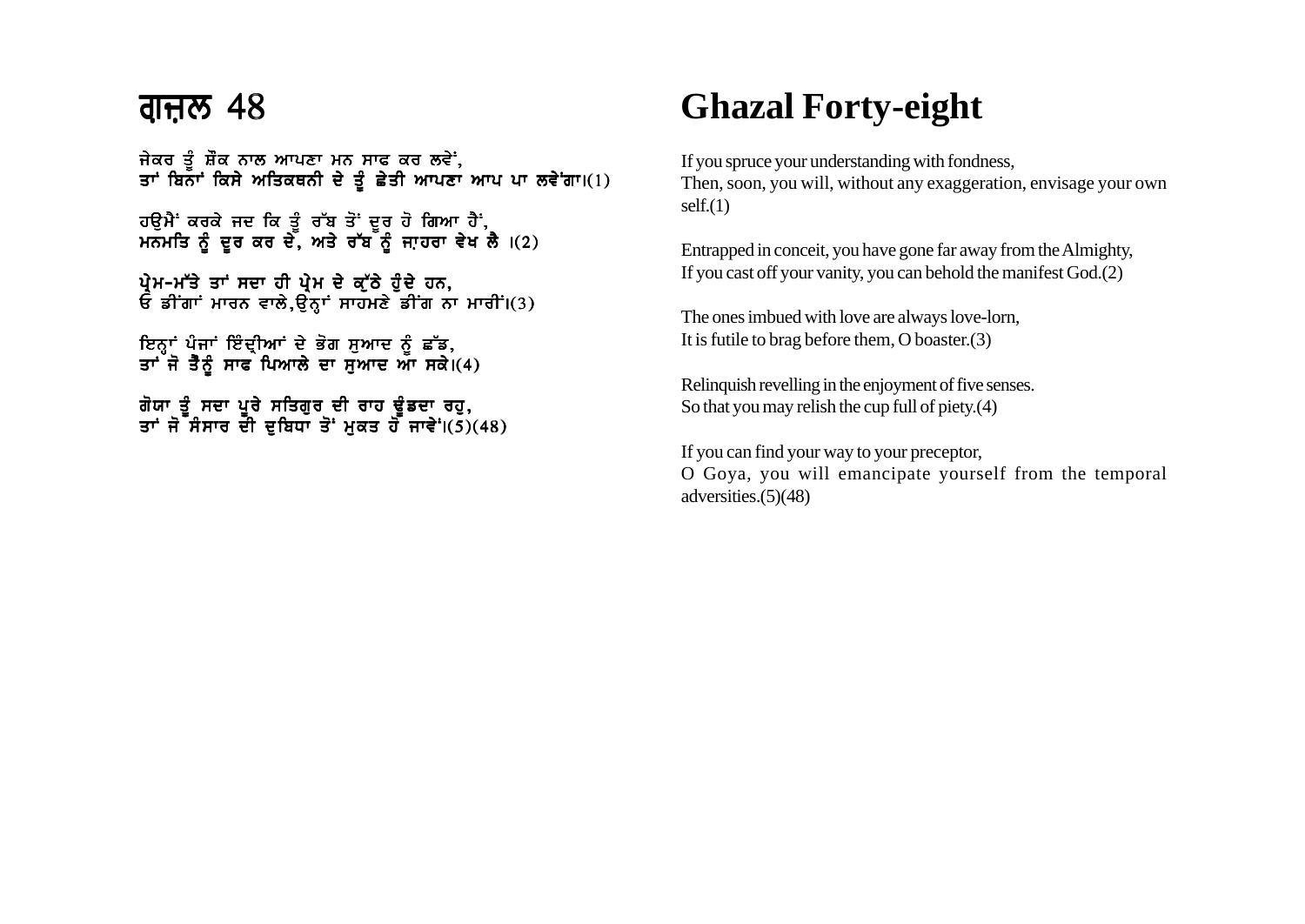# ਗ਼ਜ਼ਲ 48

ਜੇਕਰ ਤੂੰ ਸ਼ੌਕ ਨਾਲ ਆਪਣਾ ਮਨ ਸਾਫ ਕਰ ਲਵੇਂ,
ਤਾਂ ਬਿਨਾਂ ਕਿਸੇ ਅਤਿਕਥਨੀ ਦੇ ਤੂੰ ਛੇਤੀ ਆਪਣਾ ਆਪ ਪਾ ਲਵੇਂਗਾ।(1)

ਹਉਮੈਂ ਕਰਕੇ ਜਦ ਕਿ ਤੂੰ ਰੱਬ ਤੋਂ ਦੂਰ ਹੋ ਗਿਆ ਹੈਂ,
ਮਨਮਤਿ ਨੂੰ ਦੂਰ ਕਰ ਦੇ, ਅਤੇ ਰੱਬ ਨੂੰ ਜ਼ਾਹਰਾ ਵੇਖ ਲੈ ।(2)

ਪ੍ਰੇਮ-ਮੱਤੇ ਤਾਂ ਸਦਾ ਹੀ ਪ੍ਰੇਮ ਦੇ ਕੁੱਠੇ ਹੁੰਦੇ ਹਨ,
ਓ ਡੀਂਗਾਂ ਮਾਰਨ ਵਾਲੇ,ਉਨ੍ਹਾਂ ਸਾਹਮਣੇ ਡੀਂਗ ਨਾ ਮਾਰੀਂ।(3)

ਇਨ੍ਹਾਂ ਪੰਜਾਂ ਇੰਦ੍ਰੀਆਂ ਦੇ ਭੋਗ ਸੁਆਦ ਨੂੰ ਛੱਡ,
ਤਾਂ ਜੋ ਤੈਨੂੰ ਸਾਫ ਪਿਆਲੇ ਦਾ ਸੁਆਦ ਆ ਸਕੇ।(4)

ਗੋਯਾ ਤੂੰ ਸਦਾ ਪੂਰੇ ਸਤਿਗੁਰ ਦੀ ਰਾਹ ਢੂੰਡਦਾ ਰਹੁ,
ਤਾਂ ਜੋ ਸੰਸਾਰ ਦੀ ਦੁਬਿਧਾ ਤੋਂ ਮੁਕਤ ਹੋ ਜਾਵੇਂ।(5)(48)

# Ghazal Forty-eight

If you spruce your understanding with fondness,
Then, soon, you will, without any exaggeration, envisage your own self.(1)

Entrapped in conceit, you have gone far away from the Almighty,
If you cast off your vanity, you can behold the manifest God.(2)

The ones imbued with love are always love-lorn,
It is futile to brag before them, O boaster.(3)

Relinquish revelling in the enjoyment of five senses.
So that you may relish the cup full of piety.(4)

If you can find your way to your preceptor,
O Goya, you will emancipate yourself from the temporal adversities.(5)(48)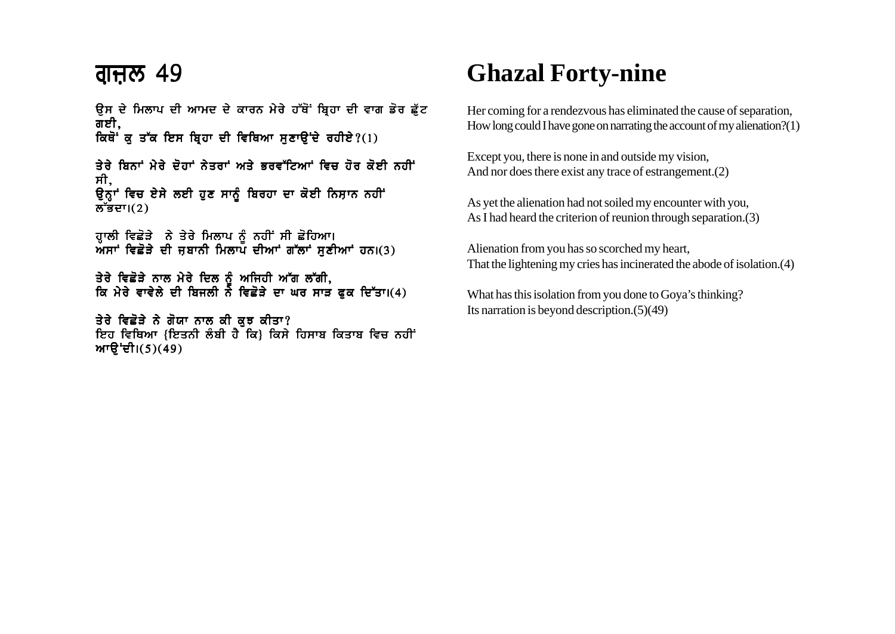# ਗ਼ਜ਼ਲ 49

ਉਸ ਦੇ ਮਿਲਾਪ ਦੀ ਆਮਦ ਦੇ ਕਾਰਨ ਮੇਰੇ ਹੱਥੋਂ ਬ੍ਰਿਹਾ ਦੀ ਵਾਗ ਡੋਰ ਛੁੱਟ ਗਈ,
ਕਿਥੋਂ ਕੁ ਤੱਕ ਇਸ ਬ੍ਰਿਹਾ ਦੀ ਵਿਥਿਆ ਸੁਣਾਉਂਦੇ ਰਹੀਏ?(1)

ਤੇਰੇ ਬਿਨਾਂ ਮੇਰੇ ਦੋਹਾਂ ਨੇਤਰਾਂ ਅਤੇ ਭਰਵੱਟਿਆਂ ਵਿਚ ਹੋਰ ਕੋਈ ਨਹੀਂ ਸੀ,
ਉਨ੍ਹਾਂ ਵਿਚ ਏਸੇ ਲਈ ਹੁਣ ਸਾਨੂੰ ਬਿਰਹਾ ਦਾ ਕੋਈ ਨਿਸ਼ਾਨ ਨਹੀਂ ਲੱਭਦਾ।(2)

ਹਾਲੀ ਵਿਛੋੜੇ ਨੇ ਤੇਰੇ ਮਿਲਾਪ ਨੂੰ ਨਹੀਂ ਸੀ ਛੋਹਿਆ।
ਅਸਾਂ ਵਿਛੋੜੇ ਦੀ ਜ਼ਬਾਨੀ ਮਿਲਾਪ ਦੀਆਂ ਗੱਲਾਂ ਸੁਣੀਆਂ ਹਨ।(3)

ਤੇਰੇ ਵਿਛੋੜੇ ਨਾਲ ਮੇਰੇ ਦਿਲ ਨੂੰ ਅਜਿਹੀ ਅੱਗ ਲੱਗੀ,
ਕਿ ਮੇਰੇ ਵਾਵੇਲੇ ਦੀ ਬਿਜਲੀ ਨੇ ਵਿਛੋੜੇ ਦਾ ਘਰ ਸਾੜ ਫੂਕ ਦਿੱਤਾ।(4)

ਤੇਰੇ ਵਿਛੋੜੇ ਨੇ ਗੋਯਾ ਨਾਲ ਕੀ ਕੁਝ ਕੀਤਾ?
ਇਹ ਵਿਥਿਆ {ਇਤਨੀ ਲੰਬੀ ਹੈ ਕਿ} ਕਿਸੇ ਹਿਸਾਬ ਕਿਤਾਬ ਵਿਚ ਨਹੀਂ ਆਉਂਦੀ।(5)(49)

# Ghazal Forty-nine

Her coming for a rendezvous has eliminated the cause of separation,
How long could I have gone on narrating the account of my alienation?(1)

Except you, there is none in and outside my vision,
And nor does there exist any trace of estrangement.(2)

As yet the alienation had not soiled my encounter with you,
As I had heard the criterion of reunion through separation.(3)

Alienation from you has so scorched my heart,
That the lightening my cries has incinerated the abode of isolation.(4)

What has this isolation from you done to Goya's thinking?
Its narration is beyond description.(5)(49)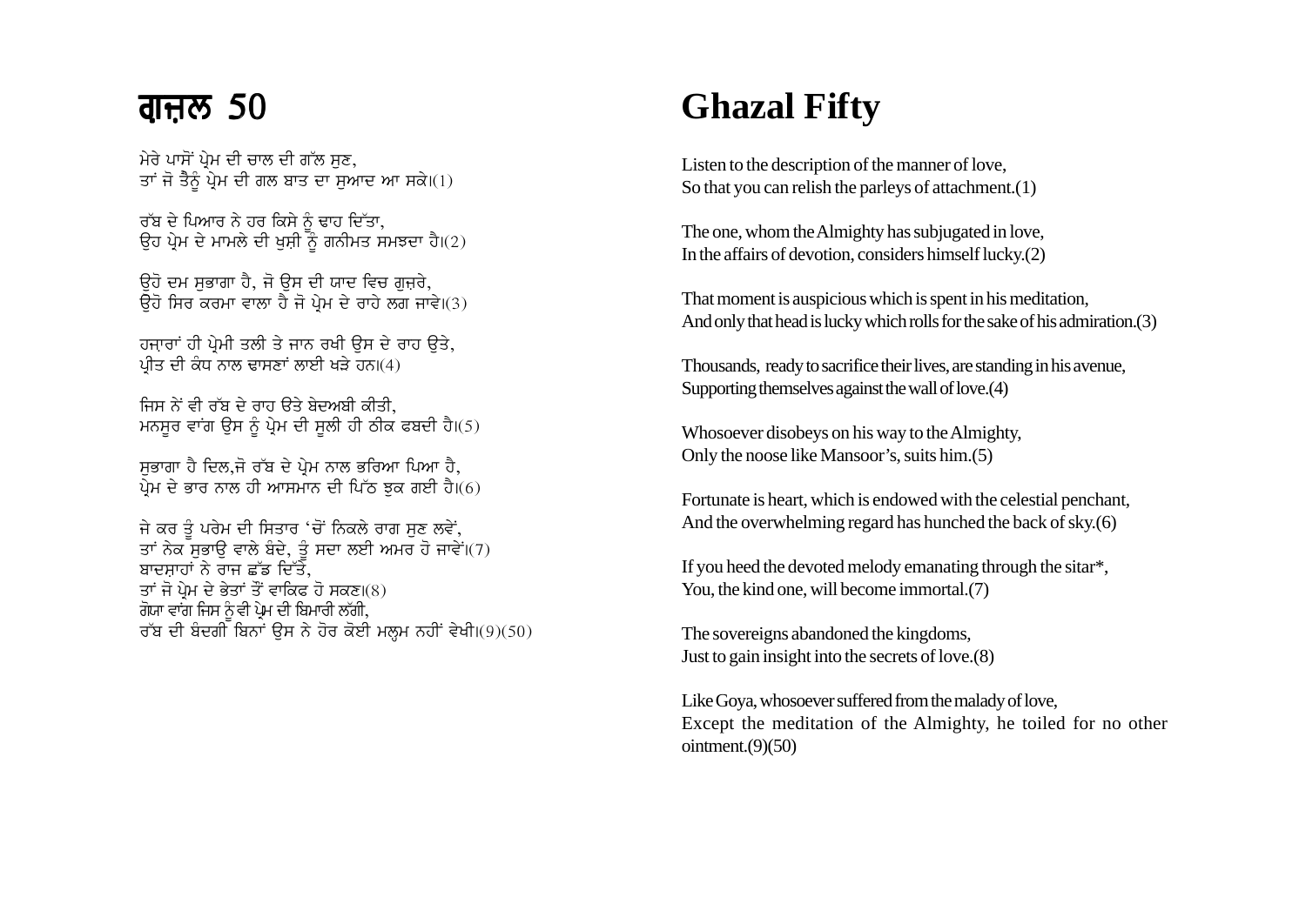# ਗ਼ਜ਼ਲ 50

ਮੇਰੇ ਪਾਸੋਂ ਪ੍ਰੇਮ ਦੀ ਚਾਲ ਦੀ ਗੱਲ ਸੁਣ,
ਤਾਂ ਜੋ ਤੈਨੂੰ ਪ੍ਰੇਮ ਦੀ ਗਲ ਬਾਤ ਦਾ ਸੁਆਦ ਆ ਸਕੇ।(1)

ਰੱਬ ਦੇ ਪਿਆਰ ਨੇ ਹਰ ਕਿਸੇ ਨੂੰ ਢਾਹ ਦਿੱਤਾ,
ਉਹ ਪ੍ਰੇਮ ਦੇ ਮਾਮਲੇ ਦੀ ਖੁਸ਼ੀ ਨੂੰ ਗਨੀਮਤ ਸਮਝਦਾ ਹੈ।(2)

ਉਹੋ ਦਮ ਸੁਭਾਗਾ ਹੈ, ਜੋ ਉਸ ਦੀ ਯਾਦ ਵਿਚ ਗੁਜ਼ਰੇ,
ਉਹੋ ਸਿਰ ਕਰਮਾ ਵਾਲਾ ਹੈ ਜੋ ਪ੍ਰੇਮ ਦੇ ਰਾਹੇ ਲਗ ਜਾਵੇ।(3)

ਹਜ਼ਾਰਾਂ ਹੀ ਪ੍ਰੇਮੀ ਤਲੀ ਤੇ ਜਾਨ ਰਖੀ ਉਸ ਦੇ ਰਾਹ ਉਤੇ,
ਪ੍ਰੀਤ ਦੀ ਕੰਧ ਨਾਲ ਢਾਸਣਾਂ ਲਾਈ ਖੜੇ ਹਨ।(4)

ਜਿਸ ਨੇਂ ਵੀ ਰੱਬ ਦੇ ਰਾਹ ਉਤੇ ਬੇਦਅਬੀ ਕੀਤੀ,
ਮਨਸੂਰ ਵਾਂਗ ਉਸ ਨੂੰ ਪ੍ਰੇਮ ਦੀ ਸੂਲੀ ਹੀ ਠੀਕ ਫਬਦੀ ਹੈ।(5)

ਸੁਭਾਗਾ ਹੈ ਦਿਲ,ਜੋ ਰੱਬ ਦੇ ਪ੍ਰੇਮ ਨਾਲ ਭਰਿਆ ਪਿਆ ਹੈ,
ਪ੍ਰੇਮ ਦੇ ਭਾਰ ਨਾਲ ਹੀ ਆਸਮਾਨ ਦੀ ਪਿੱਠ ਝੁਕ ਗਈ ਹੈ।(6)

ਜੇ ਕਰ ਤੂੰ ਪਰੇਮ ਦੀ ਸਿਤਾਰ 'ਚੋਂ ਨਿਕਲੇ ਰਾਗ ਸੁਣ ਲਵੇਂ,
ਤਾਂ ਨੇਕ ਸੁਭਾਉ ਵਾਲੇ ਬੰਦੇ, ਤੂੰ ਸਦਾ ਲਈ ਅਮਰ ਹੋ ਜਾਵੇਂ।(7)

ਬਾਦਸ਼ਾਹਾਂ ਨੇ ਰਾਜ ਛੱਡ ਦਿੱਤੇ,
ਤਾਂ ਜੋ ਪ੍ਰੇਮ ਦੇ ਭੇਤਾਂ ਤੋਂ ਵਾਕਿਫ ਹੋ ਸਕਣ।(8)

ਗੋਯਾ ਵਾਂਗ ਜਿਸ ਨੂੰ ਵੀ ਪ੍ਰੇਮ ਦੀ ਬਿਮਾਰੀ ਲੱਗੀ,
ਰੱਬ ਦੀ ਬੰਦਗੀ ਬਿਨਾਂ ਉਸ ਨੇ ਹੋਰ ਕੋਈ ਮਲ੍ਹਮ ਨਹੀਂ ਵੇਖੀ।(9)(50)

# Ghazal Fifty

Listen to the description of the manner of love,
So that you can relish the parleys of attachment.(1)

The one, whom the Almighty has subjugated in love,
In the affairs of devotion, considers himself lucky.(2)

That moment is auspicious which is spent in his meditation,
And only that head is lucky which rolls for the sake of his admiration.(3)

Thousands, ready to sacrifice their lives, are standing in his avenue,
Supporting themselves against the wall of love.(4)

Whosoever disobeys on his way to the Almighty,
Only the noose like Mansoor's, suits him.(5)

Fortunate is heart, which is endowed with the celestial penchant,
And the overwhelming regard has hunched the back of sky.(6)

If you heed the devoted melody emanating through the sitar*,
You, the kind one, will become immortal.(7)

The sovereigns abandoned the kingdoms,
Just to gain insight into the secrets of love.(8)

Like Goya, whosoever suffered from the malady of love,
Except the meditation of the Almighty, he toiled for no other ointment.(9)(50)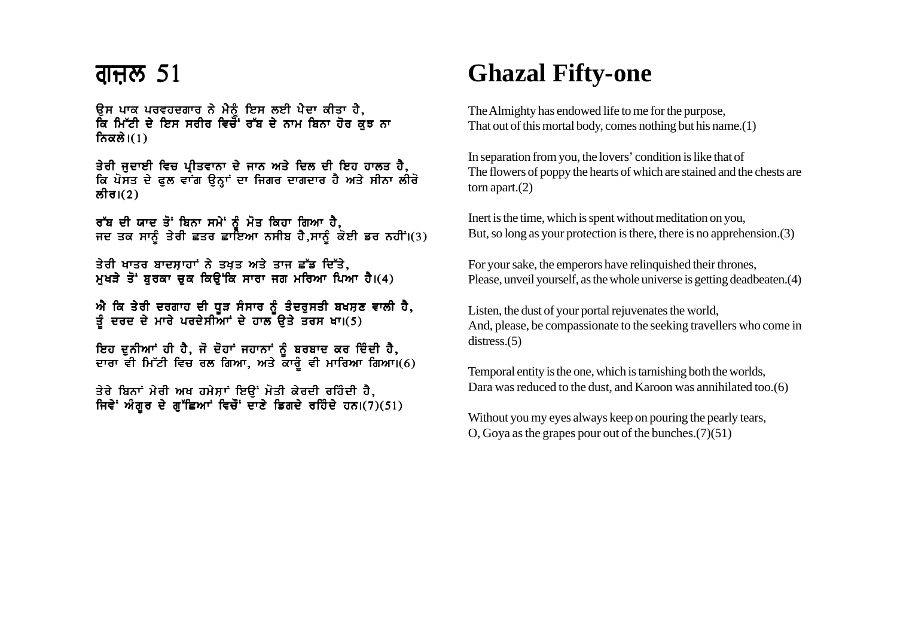# ਗ਼ਜ਼ਲ 51

ਉਸ ਪਾਕ ਪਰਵਹਦਗਾਰ ਨੇ ਮੈਨੂੰ ਇਸ ਲਈ ਪੈਦਾ ਕੀਤਾ ਹੈ,
ਕਿ ਮਿੱਟੀ ਦੇ ਇਸ ਸਰੀਰ ਵਿਚੋਂ ਰੱਬ ਦੇ ਨਾਮ ਬਿਨਾ ਹੋਰ ਕੁਝ ਨਾ ਨਿਕਲੇ।(1)

ਤੇਰੀ ਜੁਦਾਈ ਵਿਚ ਪ੍ਰੀਤਵਾਨਾ ਦੇ ਜਾਨ ਅਤੇ ਦਿਲ ਦੀ ਇਹ ਹਾਲਤ ਹੈ,
ਕਿ ਪੋਸਤ ਦੇ ਫੁਲ ਵਾਂਗ ਉਨ੍ਹਾਂ ਦਾ ਜਿਗਰ ਦਾਗਦਾਰ ਹੈ ਅਤੇ ਸੀਨਾ ਲੀਰੋ ਲੀਰ।(2)

ਰੱਬ ਦੀ ਯਾਦ ਤੋਂ ਬਿਨਾ ਸਮੇਂ ਨੂੰ ਮੌਤ ਕਿਹਾ ਗਿਆ ਹੈ,
ਜਦ ਤਕ ਸਾਨੂੰ ਤੇਰੀ ਛਤਰ ਛਾਇਆ ਨਸੀਬ ਹੈ,ਸਾਨੂੰ ਕੋਈ ਡਰ ਨਹੀਂ।(3)

ਤੇਰੀ ਖਾਤਰ ਬਾਦਸ਼ਾਹਾਂ ਨੇ ਤਖ਼ਤ ਅਤੇ ਤਾਜ ਛੱਡ ਦਿੱਤੇ,
ਮੁਖੜੇ ਤੋਂ ਬੁਰਕਾ ਚੁਕ ਕਿਉਂਕਿ ਸਾਰਾ ਜਗ ਮਰਿਆ ਪਿਆ ਹੈ।(4)

ਐ ਕਿ ਤੇਰੀ ਦਰਗਾਹ ਦੀ ਧੂੜ ਸੰਸਾਰ ਨੂੰ ਤੰਦਰੁਸਤੀ ਬਖਸ਼ਣ ਵਾਲੀ ਹੈ,
ਤੂੰ ਦਰਦ ਦੇ ਮਾਰੇ ਪਰਦੇਸੀਆਂ ਦੇ ਹਾਲ ਉਤੇ ਤਰਸ ਖਾ।(5)

ਇਹ ਦੁਨੀਆਂ ਹੀ ਹੈ, ਜੋ ਦੋਹਾਂ ਜਹਾਨਾਂ ਨੂੰ ਬਰਬਾਦ ਕਰ ਦਿੰਦੀ ਹੈ,
ਦਾਰਾ ਵੀ ਮਿੱਟੀ ਵਿਚ ਰਲ ਗਿਆ, ਅਤੇ ਕਾਰੂੰ ਵੀ ਮਾਰਿਆ ਗਿਆ।(6)

ਤੇਰੇ ਬਿਨਾਂ ਮੇਰੀ ਅਖ ਹਮੇਸ਼ਾਂ ਇਉਂ ਮੋਤੀ ਕੇਰਦੀ ਰਹਿੰਦੀ ਹੈ,
ਜਿਵੇਂ ਅੰਗੂਰ ਦੇ ਗੁੱਛਿਆਂ ਵਿਚੋਂ ਦਾਣੇ ਡਿਗਦੇ ਰਹਿੰਦੇ ਹਨ।(7)(51)

# Ghazal Fifty-one

The Almighty has endowed life to me for the purpose,
That out of this mortal body, comes nothing but his name.(1)

In separation from you, the lovers' condition is like that of
The flowers of poppy the hearts of which are stained and the chests are torn apart.(2)

Inert is the time, which is spent without meditation on you,
But, so long as your protection is there, there is no apprehension.(3)

For your sake, the emperors have relinquished their thrones,
Please, unveil yourself, as the whole universe is getting deadbeaten.(4)

Listen, the dust of your portal rejuvenates the world,
And, please, be compassionate to the seeking travellers who come in distress.(5)

Temporal entity is the one, which is tarnishing both the worlds,
Dara was reduced to the dust, and Karoon was annihilated too.(6)

Without you my eyes always keep on pouring the pearly tears,
O, Goya as the grapes pour out of the bunches.(7)(51)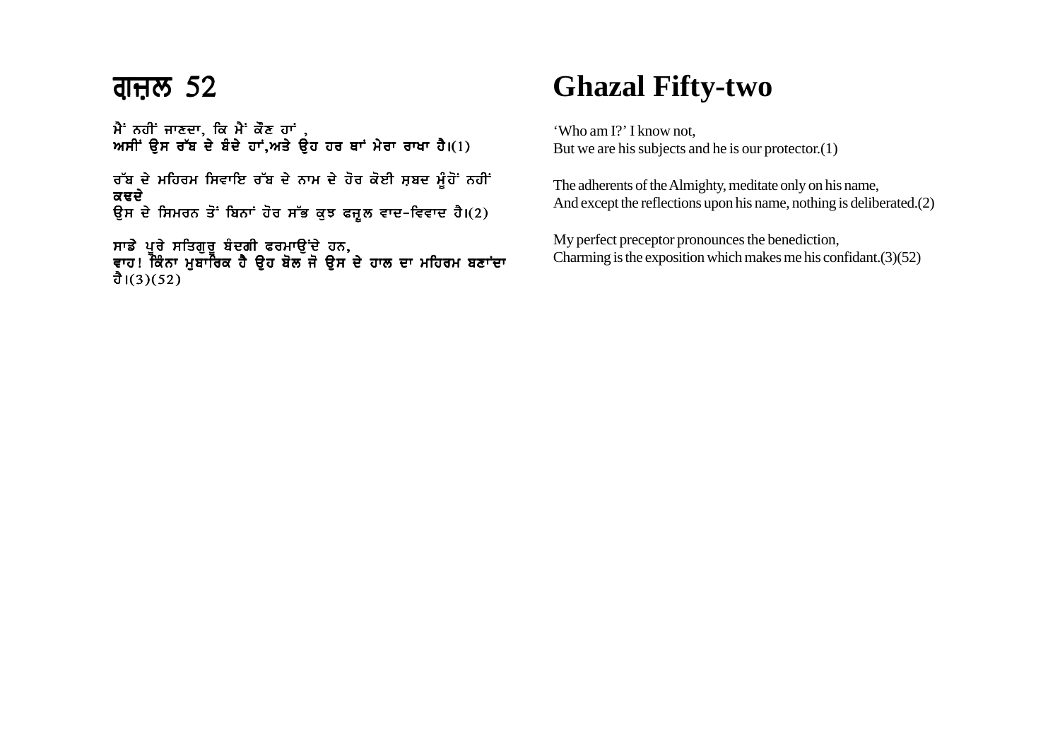# ਗ਼ਜ਼ਲ 52

ਮੈਂ ਨਹੀਂ ਜਾਣਦਾ, ਕਿ ਮੈਂ ਕੌਣ ਹਾਂ ,
**ਅਸੀਂ ਉਸ ਰੱਬ ਦੇ ਬੰਦੇ ਹਾਂ,ਅਤੇ ਉਹ ਹਰ ਥਾਂ ਮੇਰਾ ਰਾਖਾ ਹੈ।(1)**

ਰੱਬ ਦੇ ਮਹਿਰਮ ਸਿਵਾਇ ਰੱਬ ਦੇ ਨਾਮ ਦੇ ਹੋਰ ਕੋਈ ਸ਼ਬਦ ਮੂੰਹੋਂ ਨਹੀਂ ਕਢਦੇ
**ਉਸ ਦੇ ਸਿਮਰਨ ਤੋਂ ਬਿਨਾਂ ਹੋਰ ਸੱਭ ਕੁਝ ਫਜ਼ੂਲ ਵਾਦ-ਵਿਵਾਦ ਹੈ।(2)**

ਸਾਡੇ ਪੂਰੇ ਸਤਿਗੁਰੂ ਬੰਦਗੀ ਫਰਮਾਉਂਦੇ ਹਨ,
**ਵਾਹ! ਕਿੰਨਾ ਮੁਬਾਰਿਕ ਹੈ ਉਹ ਬੋਲ ਜੋ ਉਸ ਦੇ ਹਾਲ ਦਾ ਮਹਿਰਮ ਬਣਾਂਦਾ ਹੈ।(3)(52)**

# Ghazal Fifty-two

'Who am I?' I know not,
But we are his subjects and he is our protector.(1)

The adherents of the Almighty, meditate only on his name,
And except the reflections upon his name, nothing is deliberated.(2)

My perfect preceptor pronounces the benediction,
Charming is the exposition which makes me his confidant.(3)(52)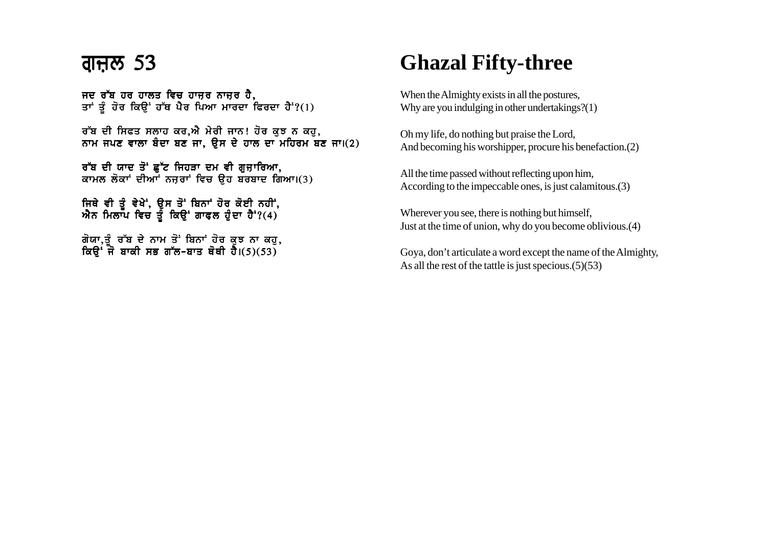# ਗ਼ਜ਼ਲ 53

ਜਦ ਰੱਬ ਹਰ ਹਾਲਤ ਵਿਚ ਹਾਜ਼ਰ ਨਾਜ਼ਰ ਹੈ,
ਤਾਂ ਤੂੰ ਹੋਰ ਕਿਉਂ ਹੱਥ ਪੈਰ ਪਿਆ ਮਾਰਦਾ ਫਿਰਦਾ ਹੈਂ?(1)

ਰੱਬ ਦੀ ਸਿਫਤ ਸਲਾਹ ਕਰ,ਐ ਮੇਰੀ ਜਾਨ! ਹੋਰ ਕੁਝ ਨ ਕਹੁ,
ਨਾਮ ਜਪਣ ਵਾਲਾ ਬੰਦਾ ਬਣ ਜਾ, ਉਸ ਦੇ ਹਾਲ ਦਾ ਮਹਿਰਮ ਬਣ ਜਾ।(2)

ਰੱਬ ਦੀ ਯਾਦ ਤੋਂ ਛੁੱਟ ਜਿਹੜਾ ਦਮ ਵੀ ਗੁਜ਼ਾਰਿਆ,
ਕਾਮਲ ਲੋਕਾਂ ਦੀਆਂ ਨਜ਼ਰਾਂ ਵਿਚ ਉਹ ਬਰਬਾਦ ਗਿਆ।(3)

ਜਿਥੇ ਵੀ ਤੂੰ ਵੇਖੇਂ, ਉਸ ਤੋਂ ਬਿਨਾਂ ਹੋਰ ਕੋਈ ਨਹੀਂ,
ਐਨ ਮਿਲਾਪ ਵਿਚ ਤੂੰ ਕਿਉਂ ਗਾਫਲ ਹੁੰਦਾ ਹੈਂ?(4)

ਗੋਯਾ,ਤੂੰ ਰੱਬ ਦੇ ਨਾਮ ਤੋਂ ਬਿਨਾਂ ਹੋਰ ਕੁਝ ਨਾ ਕਹੁ,
ਕਿਉਂ ਜੋ ਬਾਕੀ ਸਭ ਗੱਲ-ਬਾਤ ਥੋਥੀ ਹੈ।(5)(53)

# Ghazal Fifty-three

When the Almighty exists in all the postures,
Why are you indulging in other undertakings?(1)

Oh my life, do nothing but praise the Lord,
And becoming his worshipper, procure his benefaction.(2)

All the time passed without reflecting upon him,
According to the impeccable ones, is just calamitous.(3)

Wherever you see, there is nothing but himself,
Just at the time of union, why do you become oblivious.(4)

Goya, don't articulate a word except the name of the Almighty,
As all the rest of the tattle is just specious.(5)(53)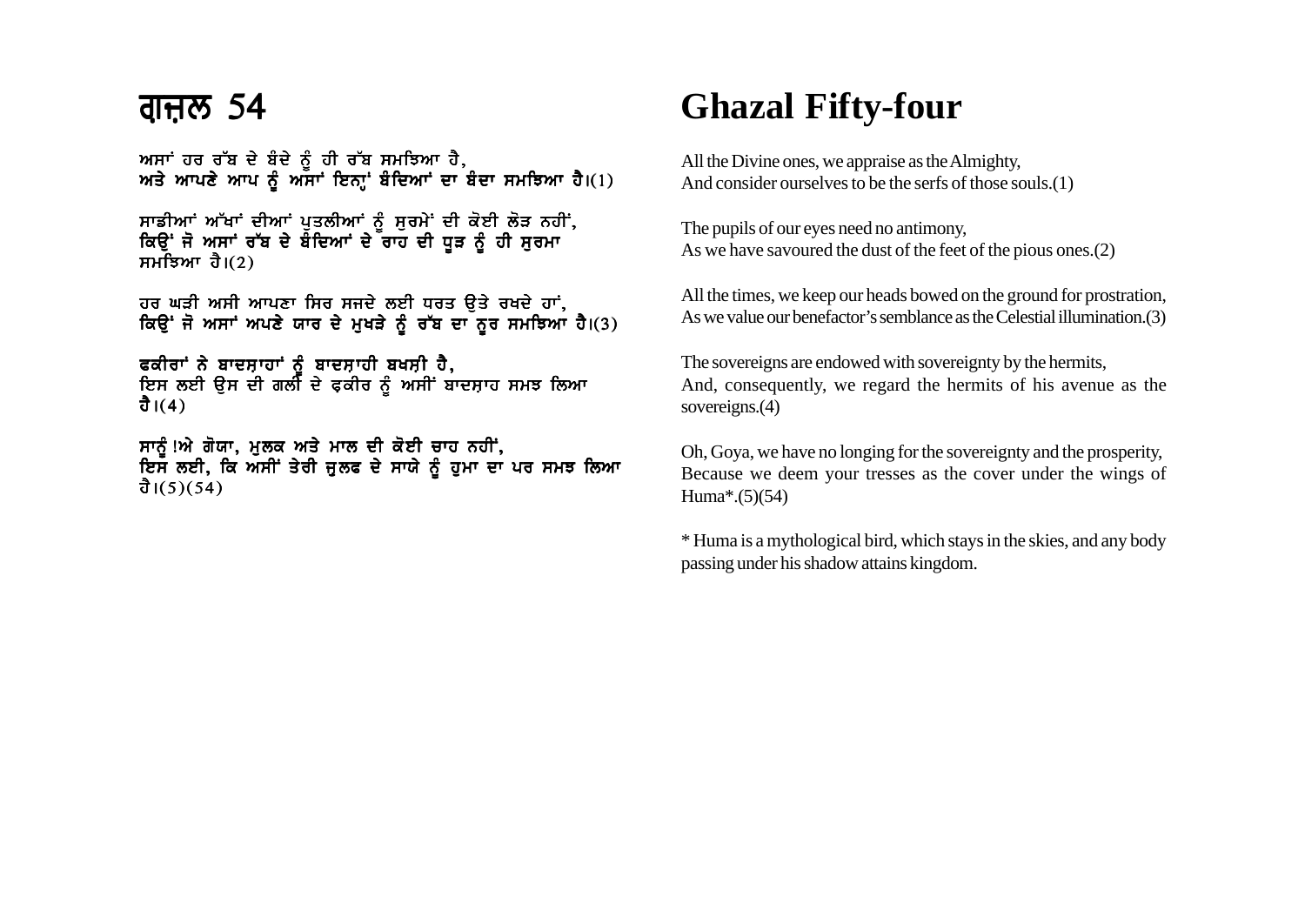# ਗ਼ਜ਼ਲ 54

ਅਸਾਂ ਹਰ ਰੱਬ ਦੇ ਬੰਦੇ ਨੂੰ ਹੀ ਰੱਬ ਸਮਝਿਆ ਹੈ,
**ਅਤੇ ਆਪਣੇ ਆਪ ਨੂੰ ਅਸਾਂ ਇਨ੍ਹਾਂ ਬੰਦਿਆਂ ਦਾ ਬੰਦਾ ਸਮਝਿਆ ਹੈ।(1)**

ਸਾਡੀਆਂ ਅੱਖਾਂ ਦੀਆਂ ਪੁਤਲੀਆਂ ਨੂੰ ਸੁਰਮੇਂ ਦੀ ਕੋਈ ਲੋੜ ਨਹੀਂ,
ਕਿਉਂ ਜੋ ਅਸਾਂ ਰੱਬ ਦੇ ਬੰਦਿਆਂ ਦੇ ਰਾਹ ਦੀ ਧੂੜ ਨੂੰ ਹੀ ਸੁਰਮਾ ਸਮਝਿਆ ਹੈ।(2)

ਹਰ ਘੜੀ ਅਸੀ ਆਪਣਾ ਸਿਰ ਸਜਦੇ ਲਈ ਧਰਤ ਉਤੇ ਰਖਦੇ ਹਾਂ,
**ਕਿਉਂ ਜੋ ਅਸਾਂ ਅਪਣੇ ਯਾਰ ਦੇ ਮੁਖੜੇ ਨੂੰ ਰੱਬ ਦਾ ਨੂਰ ਸਮਝਿਆ ਹੈ।(3)**

**ਫਕੀਰਾਂ ਨੇ ਬਾਦਸ਼ਾਹਾਂ ਨੂੰ ਬਾਦਸ਼ਾਹੀ ਬਖਸ਼ੀ ਹੈ,**
ਇਸ ਲਈ ਉਸ ਦੀ ਗਲੀ ਦੇ ਫਕੀਰ ਨੂੰ ਅਸੀਂ ਬਾਦਸ਼ਾਹ ਸਮਝ ਲਿਆ ਹੈ।(4)

**ਸਾਨੂੰ !ਐ ਗੋਯਾ, ਮੁਲਕ ਅਤੇ ਮਾਲ ਦੀ ਕੋਈ ਚਾਹ ਨਹੀਂ,**
**ਇਸ ਲਈ, ਕਿ ਅਸੀਂ ਤੇਰੀ ਜ਼ੁਲਫ ਦੇ ਸਾਯੇ ਨੂੰ ਹੁਮਾ ਦਾ ਪਰ ਸਮਝ ਲਿਆ ਹੈ।(5)(54)**

# Ghazal Fifty-four

All the Divine ones, we appraise as the Almighty,
And consider ourselves to be the serfs of those souls.(1)

The pupils of our eyes need no antimony,
As we have savoured the dust of the feet of the pious ones.(2)

All the times, we keep our heads bowed on the ground for prostration,
As we value our benefactor's semblance as the Celestial illumination.(3)

The sovereigns are endowed with sovereignty by the hermits,
And, consequently, we regard the hermits of his avenue as the sovereigns.(4)

Oh, Goya, we have no longing for the sovereignty and the prosperity,
Because we deem your tresses as the cover under the wings of Huma*.(5)(54)

* Huma is a mythological bird, which stays in the skies, and any body passing under his shadow attains kingdom.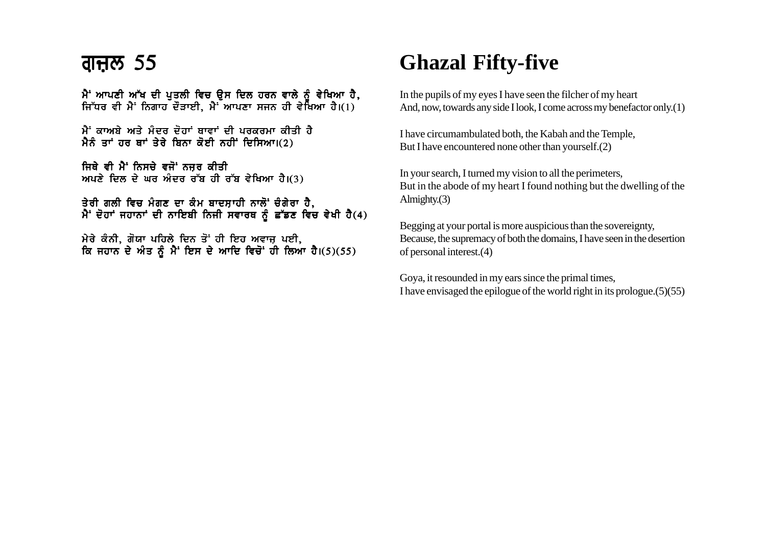# ਗ਼ਜ਼ਲ 55

ਮੈਂ ਆਪਣੀ ਅੱਖ ਦੀ ਪੁਤਲੀ ਵਿਚ ਉਸ ਦਿਲ ਹਰਨ ਵਾਲੇ ਨੂੰ ਵੇਖਿਆ ਹੈ,
ਜਿੱਧਰ ਵੀ ਮੈਂ ਨਿਗਾਹ ਦੌੜਾਈ, ਮੈਂ ਆਪਣਾ ਸਜਨ ਹੀ ਵੇਖਿਆ ਹੈ।(1)

ਮੈਂ ਕਾਅਬੇ ਅਤੇ ਮੰਦਰ ਦੋਹਾਂ ਥਾਵਾਂ ਦੀ ਪਰਕਰਮਾ ਕੀਤੀ ਹੈ
ਮੈਨੂੰ ਤਾਂ ਹਰ ਥਾਂ ਤੇਰੇ ਬਿਨਾ ਕੋਈ ਨਹੀਂ ਦਿਸਿਆ।(2)

ਜਿਥੇ ਵੀ ਮੈਂ ਨਿਸਚੇ ਵਜੋਂ ਨਜ਼ਰ ਕੀਤੀ
ਅਪਣੇ ਦਿਲ ਦੇ ਘਰ ਅੰਦਰ ਰੱਬ ਹੀ ਰੱਬ ਵੇਖਿਆ ਹੈ।(3)

ਤੇਰੀ ਗਲੀ ਵਿਚ ਮੰਗਣ ਦਾ ਕੰਮ ਬਾਦਸ਼ਾਹੀ ਨਾਲੋਂ ਚੰਗੇਰਾ ਹੈ,
ਮੈਂ ਦੋਹਾਂ ਜਹਾਨਾਂ ਦੀ ਨਾਇਬੀ ਨਿਜੀ ਸਵਾਰਥ ਨੂੰ ਛੱਡਣ ਵਿਚ ਵੇਖੀ ਹੈ(4)

ਮੇਰੇ ਕੰਨੀ, ਗੋਯਾ ਪਹਿਲੇ ਦਿਨ ਤੋਂ ਹੀ ਇਹ ਅਵਾਜ਼ ਪਈ,
ਕਿ ਜਹਾਨ ਦੇ ਅੰਤ ਨੂੰ ਮੈਂ ਇਸ ਦੇ ਆਦਿ ਵਿਚੋਂ ਹੀ ਲਿਆ ਹੈ।(5)(55)

# Ghazal Fifty-five

In the pupils of my eyes I have seen the filcher of my heart
And, now, towards any side I look, I come across my benefactor only.(1)

I have circumambulated both, the Kabah and the Temple,
But I have encountered none other than yourself.(2)

In your search, I turned my vision to all the perimeters,
But in the abode of my heart I found nothing but the dwelling of the Almighty.(3)

Begging at your portal is more auspicious than the sovereignty,
Because, the supremacy of both the domains, I have seen in the desertion of personal interest.(4)

Goya, it resounded in my ears since the primal times,
I have envisaged the epilogue of the world right in its prologue.(5)(55)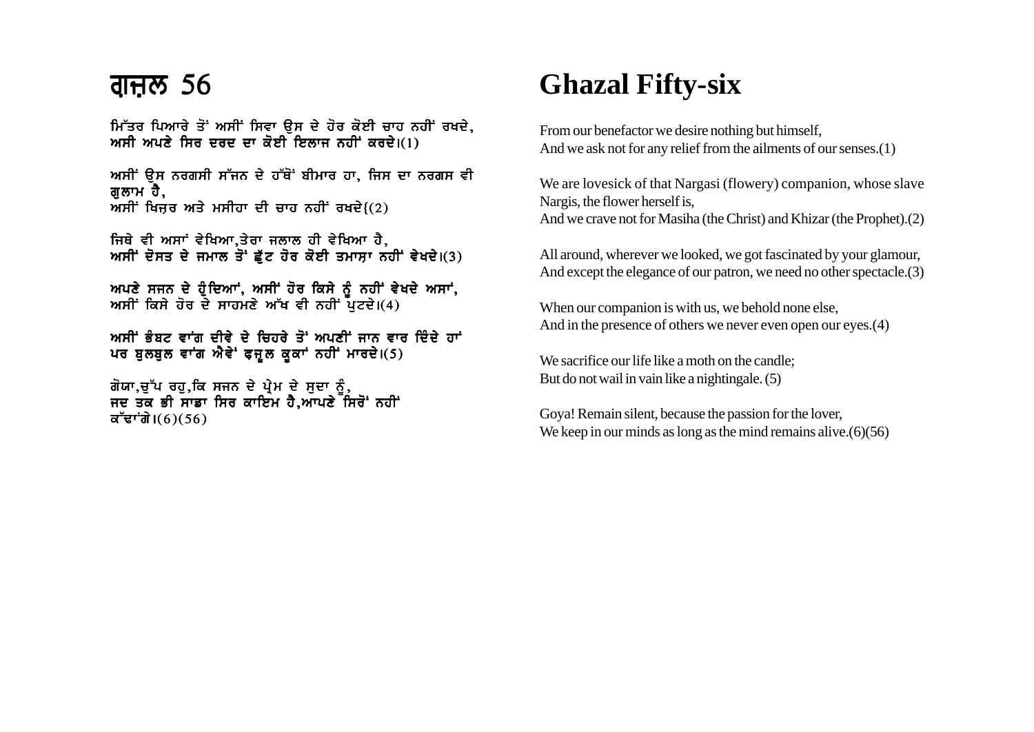# ਗ਼ਜ਼ਲ 56

**ਮਿੱਤਰ ਪਿਆਰੇ ਤੋਂ ਅਸੀਂ ਸਿਵਾ ਉਸ ਦੇ ਹੋਰ ਕੋਈ ਚਾਹ ਨਹੀਂ ਰਖਦੇ,**
**ਅਸੀ ਅਪਣੇ ਸਿਰ ਦਰਦ ਦਾ ਕੋਈ ਇਲਾਜ ਨਹੀਂ ਕਰਦੇ।(1)**

ਅਸੀਂ ਉਸ ਨਰਗਸੀ ਸੱਜਨ ਦੇ ਹੱਥੋਂ ਬੀਮਾਰ ਹਾ, ਜਿਸ ਦਾ ਨਰਗਸ ਵੀ ਗੁਲਾਮ ਹੈ,
ਅਸੀਂ ਖਿਜ਼ਰ ਅਤੇ ਮਸੀਹਾ ਦੀ ਚਾਹ ਨਹੀਂ ਰਖਦੇ{(2)

ਜਿਥੇ ਵੀ ਅਸਾਂ ਵੇਖਿਆ,ਤੇਰਾ ਜਲਾਲ ਹੀ ਵੇਖਿਆ ਹੈ,
**ਅਸੀਂ ਦੋਸਤ ਦੇ ਜਮਾਲ ਤੋਂ ਛੁੱਟ ਹੋਰ ਕੋਈ ਤਮਾਸ਼ਾ ਨਹੀਂ ਵੇਖਦੇ।(3)**

**ਅਪਣੇ ਸਜਨ ਦੇ ਹੁੰਦਿਆਂ, ਅਸੀਂ ਹੋਰ ਕਿਸੇ ਨੂੰ ਨਹੀਂ ਵੇਖਦੇ ਅਸਾਂ,**
ਅਸੀਂ ਕਿਸੇ ਹੋਰ ਦੇ ਸਾਹਮਣੇ ਅੱਖ ਵੀ ਨਹੀਂ ਪੁਟਦੇ।(4)

**ਅਸੀਂ ਭੰਬਟ ਵਾਂਗ ਦੀਵੇ ਦੇ ਚਿਹਰੇ ਤੋਂ ਅਪਣੀਂ ਜਾਨ ਵਾਰ ਦਿੰਦੇ ਹਾਂ**
**ਪਰ ਬੁਲਬੁਲ ਵਾਂਗ ਐਵੇਂ ਫਜ਼ੂਲ ਕੂਕਾਂ ਨਹੀਂ ਮਾਰਦੇ।(5)**

ਗੋਯਾ,ਚੁੱਪ ਰਹੁ,ਕਿ ਸਜਨ ਦੇ ਪ੍ਰੇਮ ਦੇ ਸੁਦਾ ਨੂੰ,
**ਜਦ ਤਕ ਭੀ ਸਾਡਾ ਸਿਰ ਕਾਇਮ ਹੈ,ਆਪਣੇ ਸਿਰੋਂ ਨਹੀਂ ਕੱਢਾਂਗੇ।(6)(56)**

# Ghazal Fifty-six

From our benefactor we desire nothing but himself,
And we ask not for any relief from the ailments of our senses.(1)

We are lovesick of that Nargasi (flowery) companion, whose slave Nargis, the flower herself is,
And we crave not for Masiha (the Christ) and Khizar (the Prophet).(2)

All around, wherever we looked, we got fascinated by your glamour,
And except the elegance of our patron, we need no other spectacle.(3)

When our companion is with us, we behold none else,
And in the presence of others we never even open our eyes.(4)

We sacrifice our life like a moth on the candle;
But do not wail in vain like a nightingale. (5)

Goya! Remain silent, because the passion for the lover,
We keep in our minds as long as the mind remains alive.(6)(56)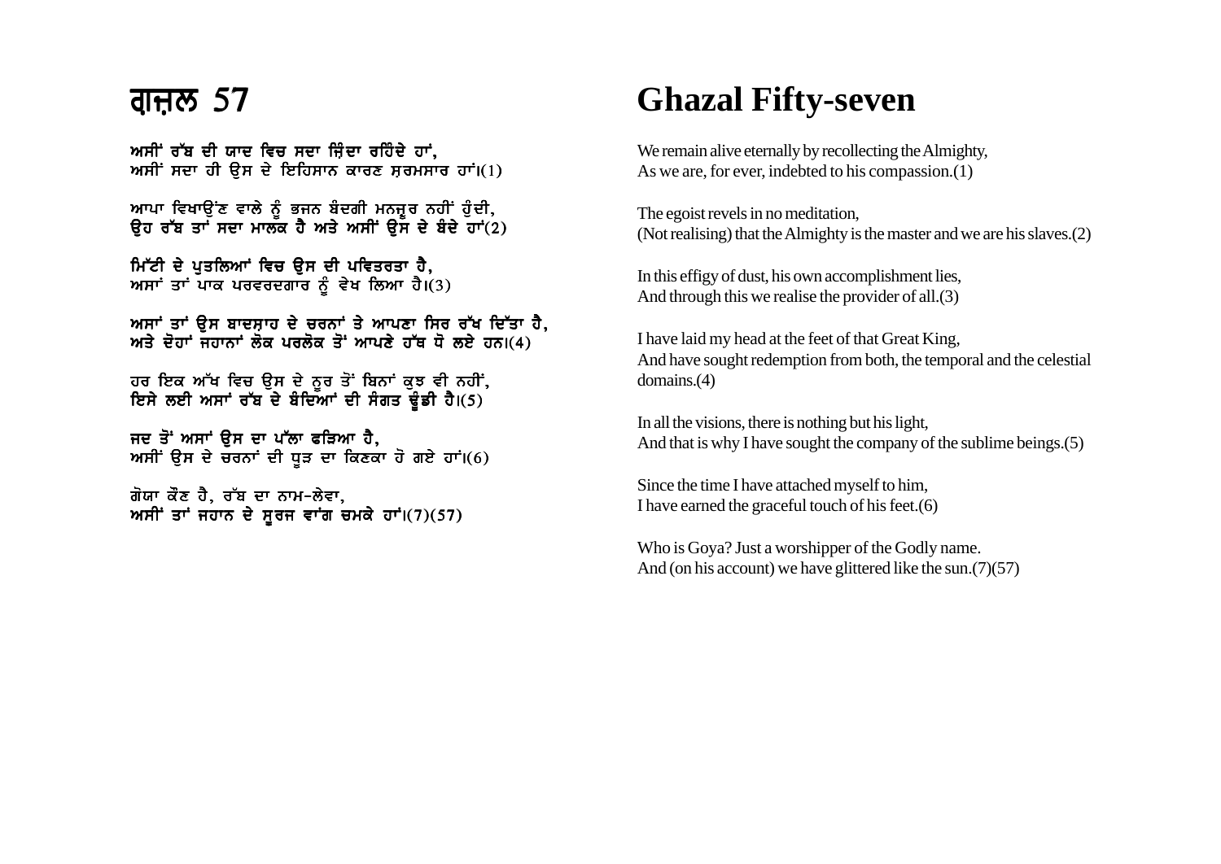# ਗ਼ਜ਼ਲ 57

ਅਸੀਂ ਰੱਬ ਦੀ ਯਾਦ ਵਿਚ ਸਦਾ ਜ਼ਿੰਦਾ ਰਹਿੰਦੇ ਹਾਂ,
ਅਸੀਂ ਸਦਾ ਹੀ ਉਸ ਦੇ ਇਹਿਸਾਨ ਕਾਰਣ ਸ਼ਰਮਸਾਰ ਹਾਂ।(1)

ਆਪਾ ਵਿਖਾਉਂਣ ਵਾਲੇ ਨੂੰ ਭਜਨ ਬੰਦਗੀ ਮਨਜ਼ੂਰ ਨਹੀਂ ਹੁੰਦੀ,
ਉਹ ਰੱਬ ਤਾਂ ਸਦਾ ਮਾਲਕ ਹੈ ਅਤੇ ਅਸੀਂ ਉਸ ਦੇ ਬੰਦੇ ਹਾਂ(2)

ਮਿੱਟੀ ਦੇ ਪੁਤਲਿਆਂ ਵਿਚ ਉਸ ਦੀ ਪਵਿਤਰਤਾ ਹੈ,
ਅਸਾਂ ਤਾਂ ਪਾਕ ਪਰਵਰਦਗਾਰ ਨੂੰ ਵੇਖ ਲਿਆ ਹੈ।(3)

ਅਸਾਂ ਤਾਂ ਉਸ ਬਾਦਸ਼ਾਹ ਦੇ ਚਰਨਾਂ ਤੇ ਆਪਣਾ ਸਿਰ ਰੱਖ ਦਿੱਤਾ ਹੈ,
ਅਤੇ ਦੋਹਾਂ ਜਹਾਨਾਂ ਲੋਕ ਪਰਲੋਕ ਤੋਂ ਆਪਣੇ ਹੱਥ ਧੋ ਲਏ ਹਨ।(4)

ਹਰ ਇਕ ਅੱਖ ਵਿਚ ਉਸ ਦੇ ਨੂਰ ਤੋਂ ਬਿਨਾਂ ਕੁਝ ਵੀ ਨਹੀਂ,
ਇਸੇ ਲਈ ਅਸਾਂ ਰੱਬ ਦੇ ਬੰਦਿਆਂ ਦੀ ਸੰਗਤ ਢੂੰਡੀ ਹੈ।(5)

ਜਦ ਤੋਂ ਅਸਾਂ ਉਸ ਦਾ ਪੱਲਾ ਫੜਿਆ ਹੈ,
ਅਸੀਂ ਉਸ ਦੇ ਚਰਨਾਂ ਦੀ ਧੂੜ ਦਾ ਕਿਣਕਾ ਹੋ ਗਏ ਹਾਂ।(6)

ਗੋਯਾ ਕੌਣ ਹੈ, ਰੱਬ ਦਾ ਨਾਮ-ਲੇਵਾ,
ਅਸੀਂ ਤਾਂ ਜਹਾਨ ਦੇ ਸੂਰਜ ਵਾਂਗ ਚਮਕੇ ਹਾਂ।(7)(57)

# Ghazal Fifty-seven

We remain alive eternally by recollecting the Almighty,
As we are, for ever, indebted to his compassion.(1)

The egoist revels in no meditation,
(Not realising) that the Almighty is the master and we are his slaves.(2)

In this effigy of dust, his own accomplishment lies,
And through this we realise the provider of all.(3)

I have laid my head at the feet of that Great King,
And have sought redemption from both, the temporal and the celestial domains.(4)

In all the visions, there is nothing but his light,
And that is why I have sought the company of the sublime beings.(5)

Since the time I have attached myself to him,
I have earned the graceful touch of his feet.(6)

Who is Goya? Just a worshipper of the Godly name.
And (on his account) we have glittered like the sun.(7)(57)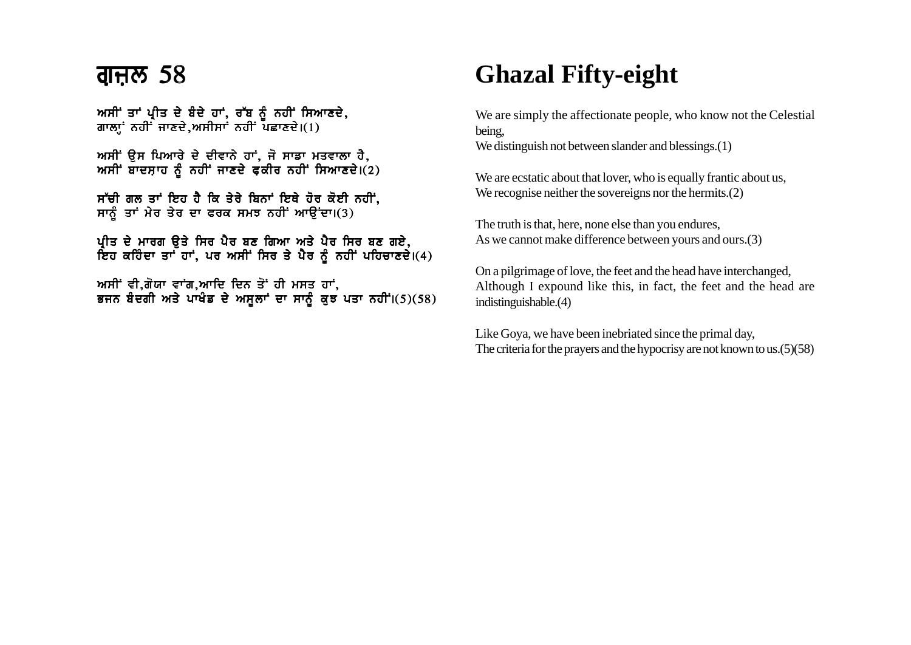# ਗ਼ਜ਼ਲ 58

ਅਸੀਂ ਤਾਂ ਪ੍ਰੀਤ ਦੇ ਬੰਦੇ ਹਾਂ, ਰੱਬ ਨੂੰ ਨਹੀਂ ਸਿਆਣਦੇ,
ਗਾਲ੍ਹਾਂ ਨਹੀਂ ਜਾਣਦੇ,ਅਸੀਸਾਂ ਨਹੀਂ ਪਛਾਣਦੇ।(1)

ਅਸੀਂ ਉਸ ਪਿਆਰੇ ਦੇ ਦੀਵਾਨੇ ਹਾਂ, ਜੋ ਸਾਡਾ ਮਤਵਾਲਾ ਹੈ,
ਅਸੀਂ ਬਾਦਸ਼ਾਹ ਨੂੰ ਨਹੀਂ ਜਾਣਦੇ ਫਕੀਰ ਨਹੀਂ ਸਿਆਣਦੇ।(2)

ਸੱਚੀ ਗਲ ਤਾਂ ਇਹ ਹੈ ਕਿ ਤੇਰੇ ਬਿਨਾਂ ਇਥੇ ਹੋਰ ਕੋਈ ਨਹੀਂ,
ਸਾਨੂੰ ਤਾਂ ਮੇਰ ਤੇਰ ਦਾ ਫਰਕ ਸਮਝ ਨਹੀਂ ਆਉਂਦਾ।(3)

ਪ੍ਰੀਤ ਦੇ ਮਾਰਗ ਉਤੇ ਸਿਰ ਪੈਰ ਬਣ ਗਿਆ ਅਤੇ ਪੈਰ ਸਿਰ ਬਣ ਗਏ,
ਇਹ ਕਹਿੰਦਾ ਤਾਂ ਹਾਂ, ਪਰ ਅਸੀਂ ਸਿਰ ਤੇ ਪੈਰ ਨੂੰ ਨਹੀਂ ਪਹਿਚਾਣਦੇ।(4)

ਅਸੀਂ ਵੀ,ਗੋਯਾ ਵਾਂਗ,ਆਦਿ ਦਿਨ ਤੋਂ ਹੀ ਮਸਤ ਹਾਂ,
ਭਜਨ ਬੰਦਗੀ ਅਤੇ ਪਾਖੰਡ ਦੇ ਅਸੂਲਾਂ ਦਾ ਸਾਨੂੰ ਕੁਝ ਪਤਾ ਨਹੀਂ।(5)(58)

# Ghazal Fifty-eight

We are simply the affectionate people, who know not the Celestial being,
We distinguish not between slander and blessings.(1)

We are ecstatic about that lover, who is equally frantic about us,
We recognise neither the sovereigns nor the hermits.(2)

The truth is that, here, none else than you endures,
As we cannot make difference between yours and ours.(3)

On a pilgrimage of love, the feet and the head have interchanged,
Although I expound like this, in fact, the feet and the head are indistinguishable.(4)

Like Goya, we have been inebriated since the primal day,
The criteria for the prayers and the hypocrisy are not known to us.(5)(58)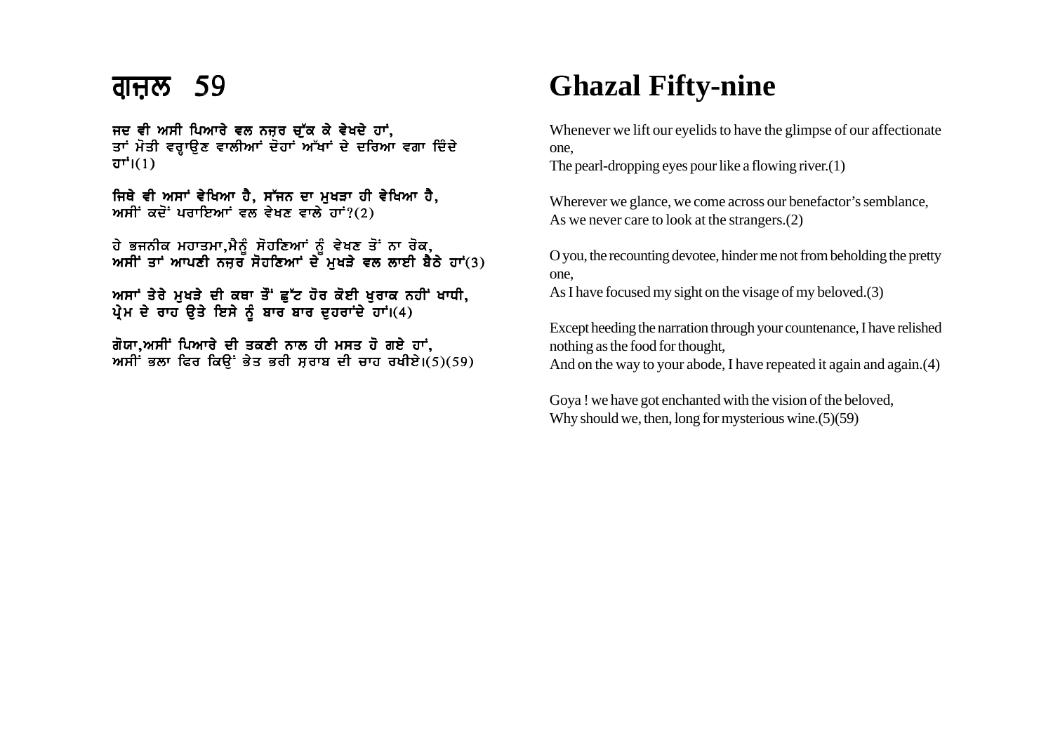# ਗ਼ਜ਼ਲ 59

ਜਦ ਵੀ ਅਸੀ ਪਿਆਰੇ ਵਲ ਨਜ਼ਰ ਚੁੱਕ ਕੇ ਵੇਖਦੇ ਹਾਂ,
ਤਾਂ ਮੋਤੀ ਵਰ੍ਹਾਉਣ ਵਾਲੀਆਂ ਦੋਹਾਂ ਅੱਖਾਂ ਦੇ ਦਰਿਆ ਵਗਾ ਦਿੰਦੇ ਹਾਂ।(1)

ਜਿਥੇ ਵੀ ਅਸਾਂ ਵੇਖਿਆ ਹੈ, ਸੱਜਨ ਦਾ ਮੁਖੜਾ ਹੀ ਵੇਖਿਆ ਹੈ,
ਅਸੀਂ ਕਦੋਂ ਪਰਾਇਆਂ ਵਲ ਵੇਖਣ ਵਾਲੇ ਹਾਂ?(2)

ਹੇ ਭਜਨੀਕ ਮਹਾਤਮਾ,ਮੈਨੂੰ ਸੋਹਣਿਆਂ ਨੂੰ ਵੇਖਣ ਤੋਂ ਨਾ ਰੋਕ,
ਅਸੀਂ ਤਾਂ ਆਪਣੀ ਨਜ਼ਰ ਸੋਹਣਿਆਂ ਦੇ ਮੁਖੜੇ ਵਲ ਲਾਈ ਬੈਠੇ ਹਾਂ(3)

ਅਸਾਂ ਤੇਰੇ ਮੁਖੜੇ ਦੀ ਕਥਾ ਤੋਂ ਛੁੱਟ ਹੋਰ ਕੋਈ ਖੁਰਾਕ ਨਹੀਂ ਖਾਧੀ,
ਪ੍ਰੇਮ ਦੇ ਰਾਹ ਉਤੇ ਇਸੇ ਨੂੰ ਬਾਰ ਬਾਰ ਦੁਹਰਾਂਦੇ ਹਾਂ।(4)

ਗੋਯਾ,ਅਸੀਂ ਪਿਆਰੇ ਦੀ ਤਕਣੀ ਨਾਲ ਹੀ ਮਸਤ ਹੋ ਗਏ ਹਾਂ,
ਅਸੀਂ ਭਲਾ ਫਿਰ ਕਿਉਂ ਭੇਤ ਭਰੀ ਸ਼ਰਾਬ ਦੀ ਚਾਹ ਰਖੀਏ।(5)(59)

# Ghazal Fifty-nine

Whenever we lift our eyelids to have the glimpse of our affectionate one,
The pearl-dropping eyes pour like a flowing river.(1)

Wherever we glance, we come across our benefactor's semblance,
As we never care to look at the strangers.(2)

O you, the recounting devotee, hinder me not from beholding the pretty one,
As I have focused my sight on the visage of my beloved.(3)

Except heeding the narration through your countenance, I have relished nothing as the food for thought,
And on the way to your abode, I have repeated it again and again.(4)

Goya ! we have got enchanted with the vision of the beloved,
Why should we, then, long for mysterious wine.(5)(59)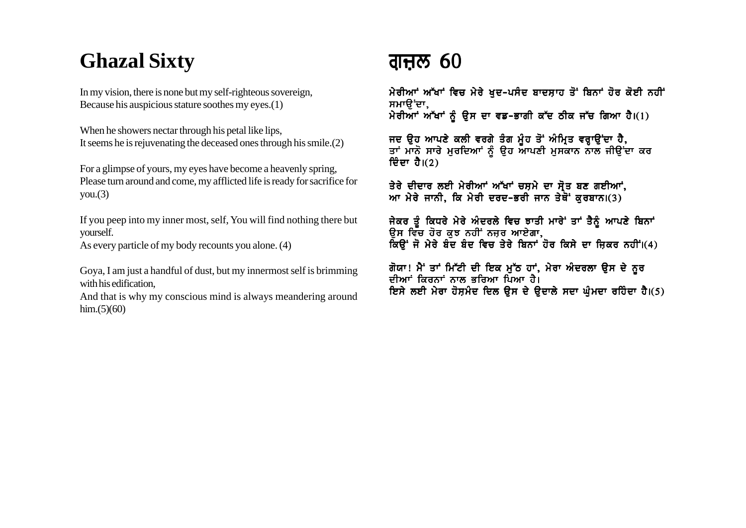# Ghazal Sixty

In my vision, there is none but my self-righteous sovereign,
Because his auspicious stature soothes my eyes.(1)

When he showers nectar through his petal like lips,
It seems he is rejuvenating the deceased ones through his smile.(2)

For a glimpse of yours, my eyes have become a heavenly spring,
Please turn around and come, my afflicted life is ready for sacrifice for you.(3)

If you peep into my inner most, self, You will find nothing there but yourself.
As every particle of my body recounts you alone. (4)

Goya, I am just a handful of dust, but my innermost self is brimming with his edification,
And that is why my conscious mind is always meandering around him.(5)(60)

# ਗ਼ਜ਼ਲ 60

ਮੇਰੀਆਂ ਅੱਖਾਂ ਵਿਚ ਮੇਰੇ ਖ਼ੁਦ-ਪਸੰਦ ਬਾਦਸ਼ਾਹ ਤੋਂ ਬਿਨਾਂ ਹੋਰ ਕੋਈ ਨਹੀਂ ਸਮਾਉਂਦਾ,
ਮੇਰੀਆਂ ਅੱਖਾਂ ਨੂੰ ਉਸ ਦਾ ਵਡ-ਭਾਗੀ ਕੱਦ ਠੀਕ ਜੱਚ ਗਿਆ ਹੈ।(1)

ਜਦ ਉਹ ਆਪਣੇ ਕਲੀ ਵਰਗੇ ਤੰਗ ਮੂੰਹ ਤੋਂ ਅੰਮ੍ਰਿਤ ਵਰ੍ਹਾਉਂਦਾ ਹੈ,
ਤਾਂ ਮਾਨੋ ਸਾਰੇ ਮੁਰਦਿਆਂ ਨੂੰ ਉਹ ਆਪਣੀ ਮੁਸਕਾਨ ਨਾਲ ਜੀਉਂਦਾ ਕਰ ਦਿੰਦਾ ਹੈ।(2)

ਤੇਰੇ ਦੀਦਾਰ ਲਈ ਮੇਰੀਆਂ ਅੱਖਾਂ ਚਸ਼ਮੇ ਦਾ ਸ੍ਰੋਤ ਬਣ ਗਈਆਂ,
ਆ ਮੇਰੇ ਜਾਨੀ, ਕਿ ਮੇਰੀ ਦਰਦ-ਭਰੀ ਜਾਨ ਤੇਥੋਂ ਕੁਰਬਾਨ।(3)

ਜੇਕਰ ਤੂੰ ਕਿਧਰੇ ਮੇਰੇ ਅੰਦਰਲੇ ਵਿਚ ਝਾਤੀ ਮਾਰੇਂ ਤਾਂ ਤੈਨੂੰ ਆਪਣੇ ਬਿਨਾਂ ਉਸ ਵਿਚ ਹੋਰ ਕੁਝ ਨਹੀਂ ਨਜ਼ਰ ਆਏਗਾ,
ਕਿਉਂ ਜੋ ਮੇਰੇ ਬੰਦ ਬੰਦ ਵਿਚ ਤੇਰੇ ਬਿਨਾਂ ਹੋਰ ਕਿਸੇ ਦਾ ਜ਼ਿਕਰ ਨਹੀਂ।(4)

ਗੋਯਾ! ਮੈਂ ਤਾਂ ਮਿੱਟੀ ਦੀ ਇਕ ਮੁੱਠ ਹਾਂ, ਮੇਰਾ ਅੰਦਰਲਾ ਉਸ ਦੇ ਨੂਰ ਦੀਆਂ ਕਿਰਨਾਂ ਨਾਲ ਭਰਿਆ ਪਿਆ ਹੈ।
ਇਸੇ ਲਈ ਮੇਰਾ ਹੋਸ਼ਮੰਦ ਦਿਲ ਉਸ ਦੇ ਉਦਾਲੇ ਸਦਾ ਘੁੰਮਦਾ ਰਹਿੰਦਾ ਹੈ।(5)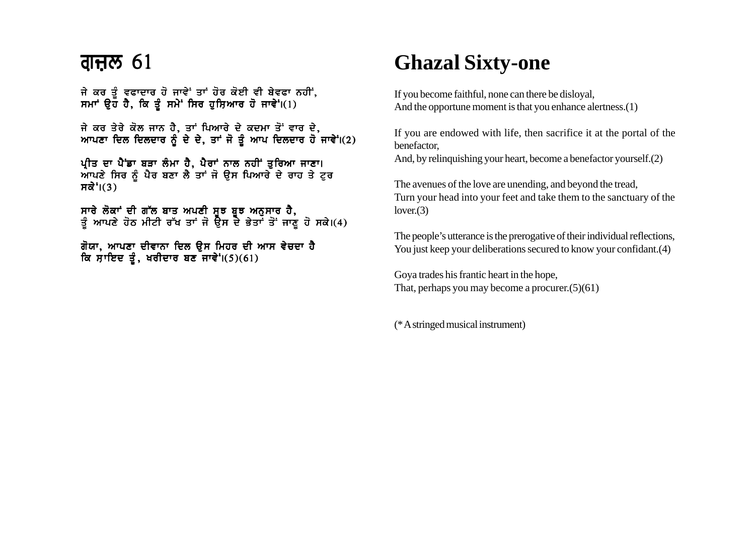# ਗ਼ਜ਼ਲ 61

ਜੇ ਕਰ ਤੂੰ ਵਫਾਦਾਰ ਹੋ ਜਾਵੇਂ ਤਾਂ ਹੋਰ ਕੋਈ ਵੀ ਬੇਵਫਾ ਨਹੀਂ,
ਸਮਾਂ ਉਹ ਹੈ, ਕਿ ਤੂੰ ਸਮੇਂ ਸਿਰ ਹੁਸ਼ਿਆਰ ਹੋ ਜਾਵੇਂ।(1)

ਜੇ ਕਰ ਤੇਰੇ ਕੋਲ ਜਾਨ ਹੈ, ਤਾਂ ਪਿਆਰੇ ਦੇ ਕਦਮਾ ਤੋਂ ਵਾਰ ਦੇ,
ਆਪਣਾ ਦਿਲ ਦਿਲਦਾਰ ਨੂੰ ਦੇ ਦੇ, ਤਾਂ ਜੋ ਤੂੰ ਆਪ ਦਿਲਦਾਰ ਹੋ ਜਾਵੇਂ।(2)

ਪ੍ਰੀਤ ਦਾ ਪੈਂਡਾ ਬੜਾ ਲੰਮਾ ਹੈ, ਪੈਰਾਂ ਨਾਲ ਨਹੀਂ ਤੁਰਿਆ ਜਾਣਾ।
ਆਪਣੇ ਸਿਰ ਨੂੰ ਪੈਰ ਬਣਾ ਲੈ ਤਾਂ ਜੋ ਉਸ ਪਿਆਰੇ ਦੇ ਰਾਹ ਤੇ ਟੁਰ ਸਕੇਂ।(3)

ਸਾਰੇ ਲੋਕਾਂ ਦੀ ਗੱਲ ਬਾਤ ਅਪਣੀ ਸੂਝ ਬੂਝ ਅਨੁਸਾਰ ਹੈ,
ਤੂੰ ਆਪਣੇ ਹੋਠ ਮੀਟੀ ਰੱਖ ਤਾਂ ਜੋ ਉਸ ਦੇ ਭੇਤਾਂ ਤੋਂ ਜਾਣੂ ਹੋ ਸਕੇ।(4)

ਗੋਯਾ, ਆਪਣਾ ਦੀਵਾਨਾ ਦਿਲ ਉਸ ਮਿਹਰ ਦੀ ਆਸ ਵੇਚਦਾ ਹੈ
ਕਿ ਸ਼ਾਇਦ ਤੂੰ, ਖਰੀਦਾਰ ਬਣ ਜਾਵੇਂ।(5)(61)

# Ghazal Sixty-one

If you become faithful, none can there be disloyal,
And the opportune moment is that you enhance alertness.(1)

If you are endowed with life, then sacrifice it at the portal of the benefactor,
And, by relinquishing your heart, become a benefactor yourself.(2)

The avenues of the love are unending, and beyond the tread,
Turn your head into your feet and take them to the sanctuary of the lover.(3)

The people's utterance is the prerogative of their individual reflections,
You just keep your deliberations secured to know your confidant.(4)

Goya trades his frantic heart in the hope,
That, perhaps you may become a procurer.(5)(61)

(* A stringed musical instrument)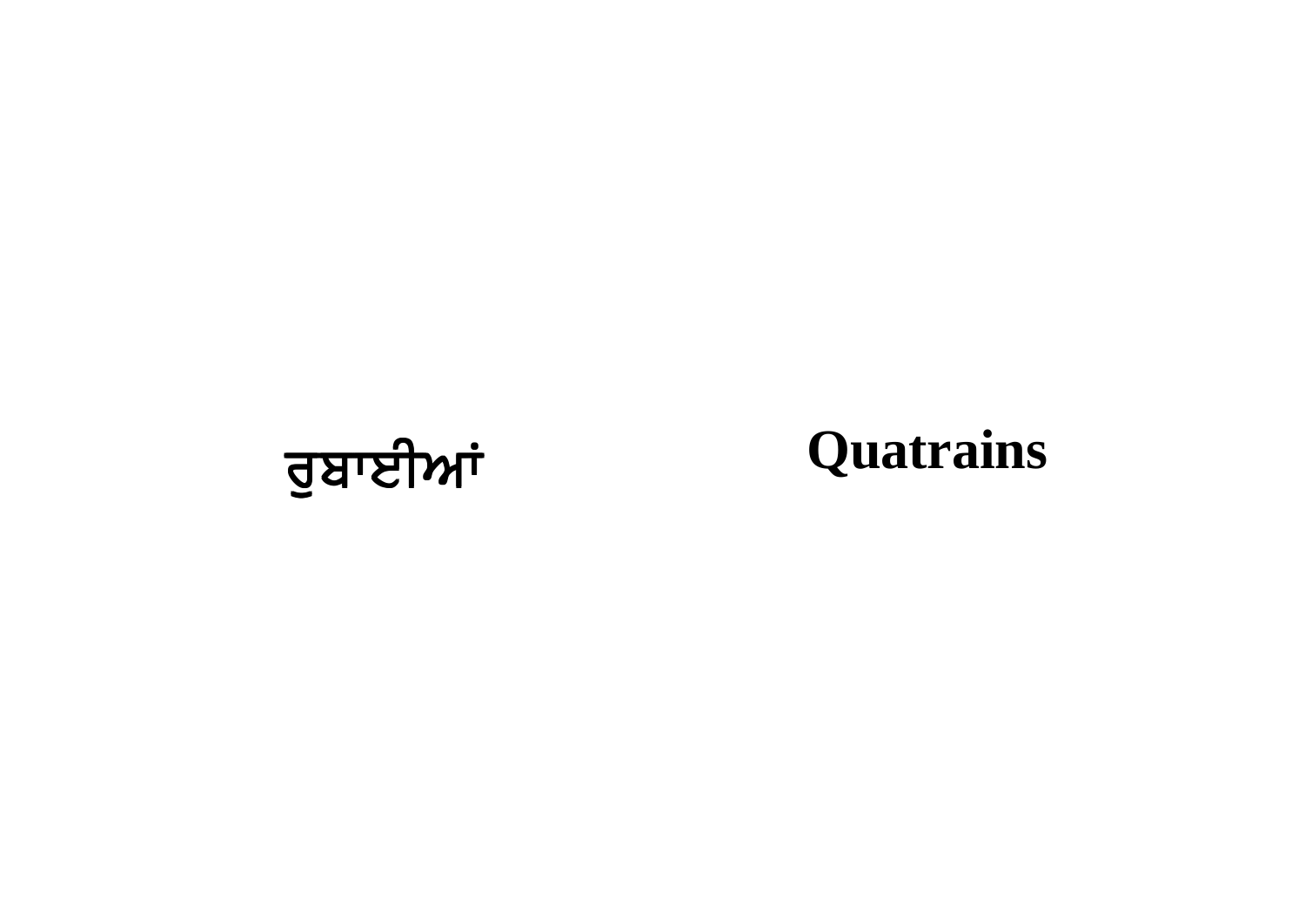# ਰੁਬਾਈਆਂ

# Quatrains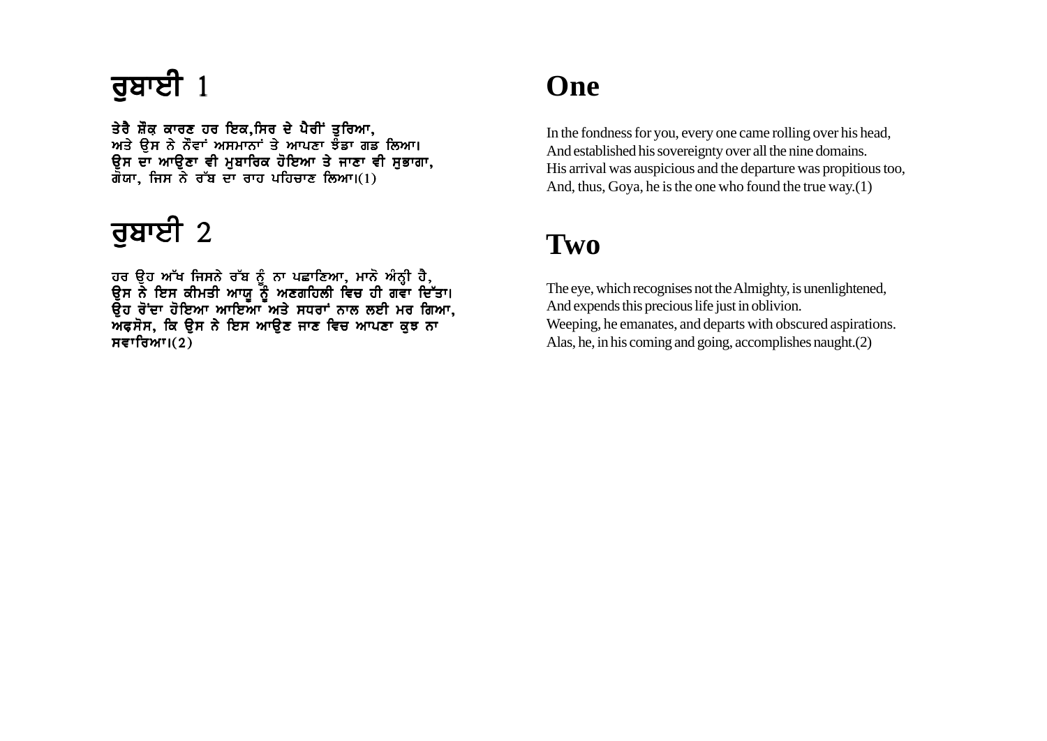## ਰੁਬਾਈ 1

ਤੇਰੈ ਸ਼ੌਕ਼ ਕਾਰਣ ਹਰ ਇਕ,ਸਿਰ ਦੇ ਪੈਰੀਂ ਤੁਰਿਆ,
ਅਤੇ ਉਸ ਨੇ ਨੌਂਵਾਂ ਅਸਮਾਨਾਂ ਤੇ ਆਪਣਾ ਝੰਡਾ ਗਡ ਲਿਆ।
ਉਸ ਦਾ ਆਉਣਾ ਵੀ ਮੁਬਾਰਿਕ ਹੋਇਆ ਤੇ ਜਾਣਾ ਵੀ ਸੁਭਾਗਾ,
ਗੋਯਾ, ਜਿਸ ਨੇ ਰੱਬ ਦਾ ਰਾਹ ਪਹਿਚਾਣ ਲਿਆ।(1)

## One

In the fondness for you, every one came rolling over his head,
And established his sovereignty over all the nine domains.
His arrival was auspicious and the departure was propitious too,
And, thus, Goya, he is the one who found the true way.(1)

## ਰੁਬਾਈ 2

ਹਰ ਉਹ ਅੱਖ ਜਿਸਨੇ ਰੱਬ ਨੂੰ ਨਾ ਪਛਾਣਿਆ, ਮਾਨੋ ਅੰਨ੍ਹੀ ਹੈ,
ਉਸ ਨੇ ਇਸ ਕੀਮਤੀ ਆਯੂ ਨੂੰ ਅਣਗਹਿਲੀ ਵਿਚ ਹੀ ਗਵਾ ਦਿੱਤਾ।
ਉਹ ਰੋਂਦਾ ਹੋਇਆ ਆਇਆ ਅਤੇ ਸਧਰਾਂ ਨਾਲ ਲਈ ਮਰ ਗਿਆ,
ਅਫਸੋਸ, ਕਿ ਉਸ ਨੇ ਇਸ ਆਉਣ ਜਾਣ ਵਿਚ ਆਪਣਾ ਕੁਝ ਨਾ ਸਵਾਰਿਆ।(2)

## Two

The eye, which recognises not the Almighty, is unenlightened,
And expends this precious life just in oblivion.
Weeping, he emanates, and departs with obscured aspirations.
Alas, he, in his coming and going, accomplishes naught.(2)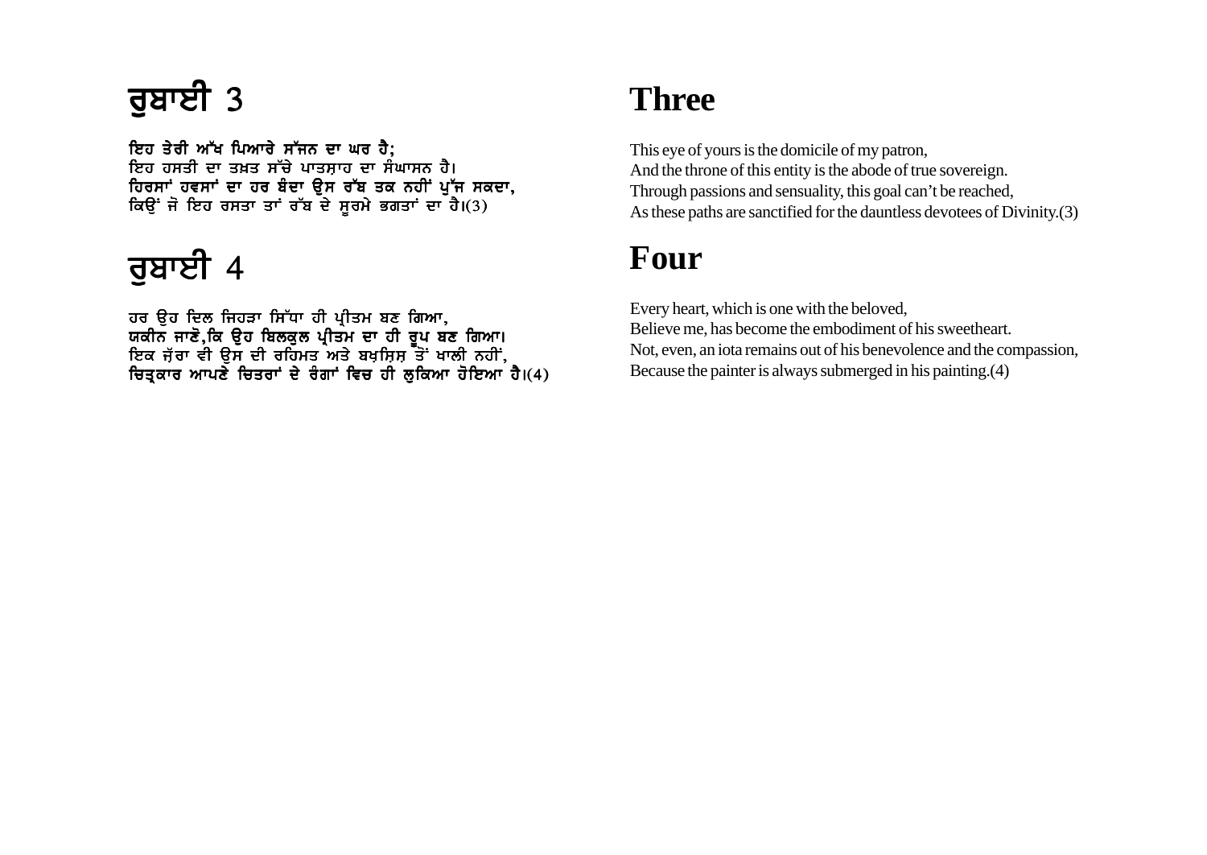## ਰੁਬਾਈ 3

ਇਹ ਤੇਰੀ ਅੱਖ ਪਿਆਰੇ ਸੱਜਨ ਦਾ ਘਰ ਹੈ;
ਇਹ ਹਸਤੀ ਦਾ ਤਖ਼ਤ ਸੱਚੇ ਪਾਤਸ਼ਾਹ ਦਾ ਸੰਘਾਸਨ ਹੈ।
ਹਿਰਸਾਂ ਹਵਸਾਂ ਦਾ ਹਰ ਬੰਦਾ ਉਸ ਰੱਬ ਤਕ ਨਹੀਂ ਪੁੱਜ ਸਕਦਾ,
ਕਿਉਂ ਜੋ ਇਹ ਰਸਤਾ ਤਾਂ ਰੱਬ ਦੇ ਸੂਰਮੇ ਭਗਤਾਂ ਦਾ ਹੈ।(3)

## ਰੁਬਾਈ 4

ਹਰ ਉਹ ਦਿਲ ਜਿਹੜਾ ਸਿੱਧਾ ਹੀ ਪ੍ਰੀਤਮ ਬਣ ਗਿਆ,
ਯਕੀਨ ਜਾਣੋ,ਕਿ ਉਹ ਬਿਲਕੁਲ ਪ੍ਰੀਤਮ ਦਾ ਹੀ ਰੂਪ ਬਣ ਗਿਆ।
ਇਕ ਜ਼ੱਰਾ ਵੀ ਉਸ ਦੀ ਰਹਿਮਤ ਅਤੇ ਬਖ਼ਸ਼ਿਸ਼ ਤੋਂ ਖਾਲੀ ਨਹੀਂ,
ਚਿਤ੍ਰਕਾਰ ਆਪਣੇ ਚਿਤਰਾਂ ਦੇ ਰੰਗਾਂ ਵਿਚ ਹੀ ਲੁਕਿਆ ਹੋਇਆ ਹੈ।(4)

## Three

This eye of yours is the domicile of my patron,
And the throne of this entity is the abode of true sovereign.
Through passions and sensuality, this goal can't be reached,
As these paths are sanctified for the dauntless devotees of Divinity.(3)

## Four

Every heart, which is one with the beloved,
Believe me, has become the embodiment of his sweetheart.
Not, even, an iota remains out of his benevolence and the compassion,
Because the painter is always submerged in his painting.(4)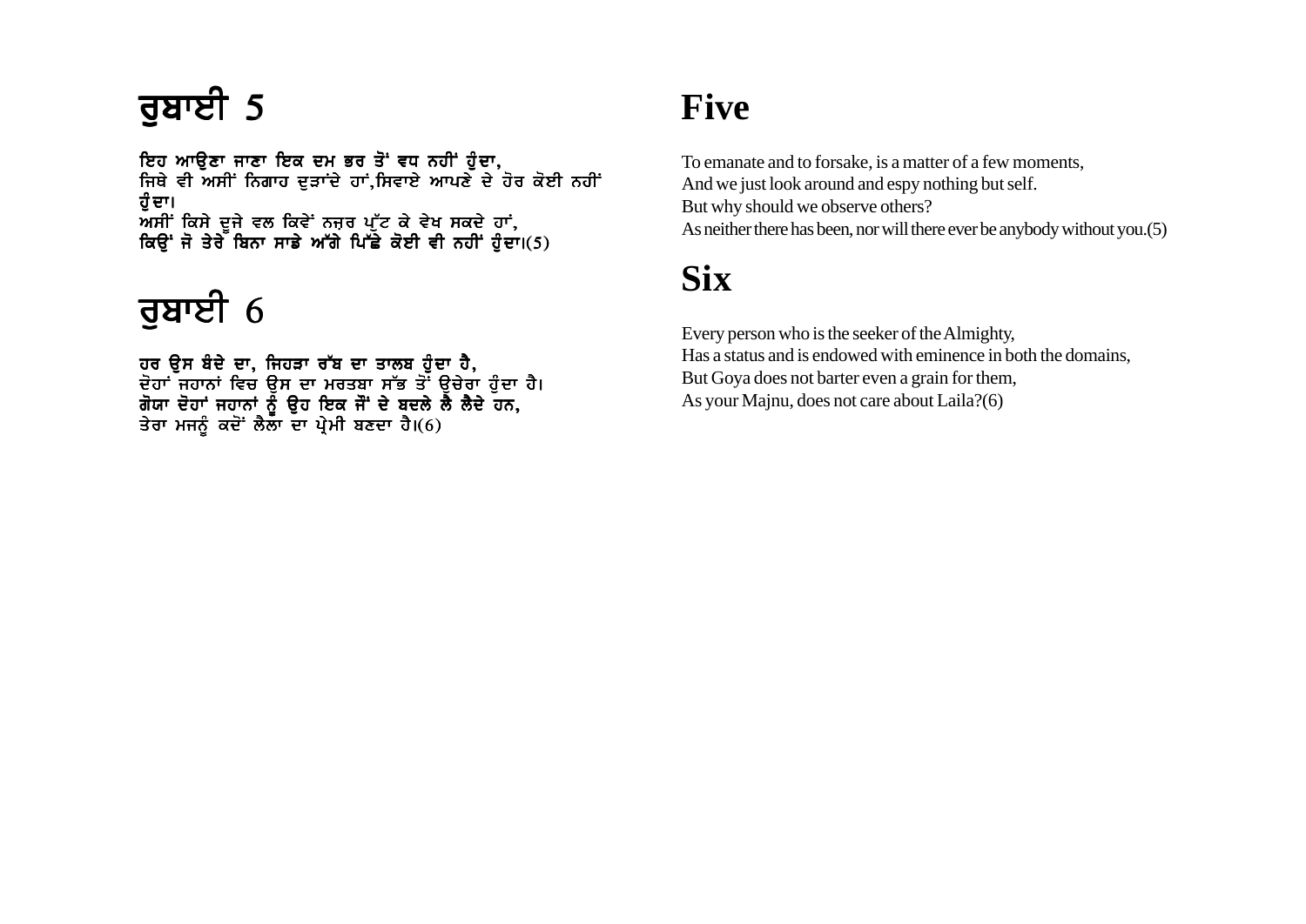## ਰੁਬਾਈ 5

ਇਹ ਆਉਣਾ ਜਾਣਾ ਇਕ ਦਮ ਭਰ ਤੋਂ ਵਧ ਨਹੀਂ ਹੁੰਦਾ,
ਜਿਥੇ ਵੀ ਅਸੀਂ ਨਿਗਾਹ ਦੁੜਾਂਦੇ ਹਾਂ,ਸਿਵਾਏ ਆਪਣੇ ਦੇ ਹੋਰ ਕੋਈ ਨਹੀਂ ਹੁੰਦਾ।
ਅਸੀਂ ਕਿਸੇ ਦੂਜੇ ਵਲ ਕਿਵੇਂ ਨਜ਼ਰ ਪੁੱਟ ਕੇ ਵੇਖ ਸਕਦੇ ਹਾਂ,
ਕਿਉਂ ਜੋ ਤੇਰੇ ਬਿਨਾ ਸਾਡੇ ਅੱਗੇ ਪਿੱਛੇ ਕੋਈ ਵੀ ਨਹੀਂ ਹੁੰਦਾ।(5)

## ਰੁਬਾਈ 6

ਹਰ ਉਸ ਬੰਦੇ ਦਾ, ਜਿਹੜਾ ਰੱਬ ਦਾ ਤਾਲਬ ਹੁੰਦਾ ਹੈ,
ਦੋਹਾਂ ਜਹਾਨਾਂ ਵਿਚ ਉਸ ਦਾ ਮਰਤਬਾ ਸੱਭ ਤੋਂ ਉਚੇਰਾ ਹੁੰਦਾ ਹੈ।
ਗੋਯਾ ਦੋਹਾਂ ਜਹਾਨਾਂ ਨੂੰ ਉਹ ਇਕ ਜੌਂ ਦੇ ਬਦਲੇ ਲੈ ਲੈਂਦੇ ਹਨ,
ਤੇਰਾ ਮਜਨੂੰ ਕਦੋਂ ਲੈਲਾ ਦਾ ਪ੍ਰੇਮੀ ਬਣਦਾ ਹੈ।(6)

## Five

To emanate and to forsake, is a matter of a few moments,
And we just look around and espy nothing but self.
But why should we observe others?
As neither there has been, nor will there ever be anybody without you.(5)

## Six

Every person who is the seeker of the Almighty,
Has a status and is endowed with eminence in both the domains,
But Goya does not barter even a grain for them,
As your Majnu, does not care about Laila?(6)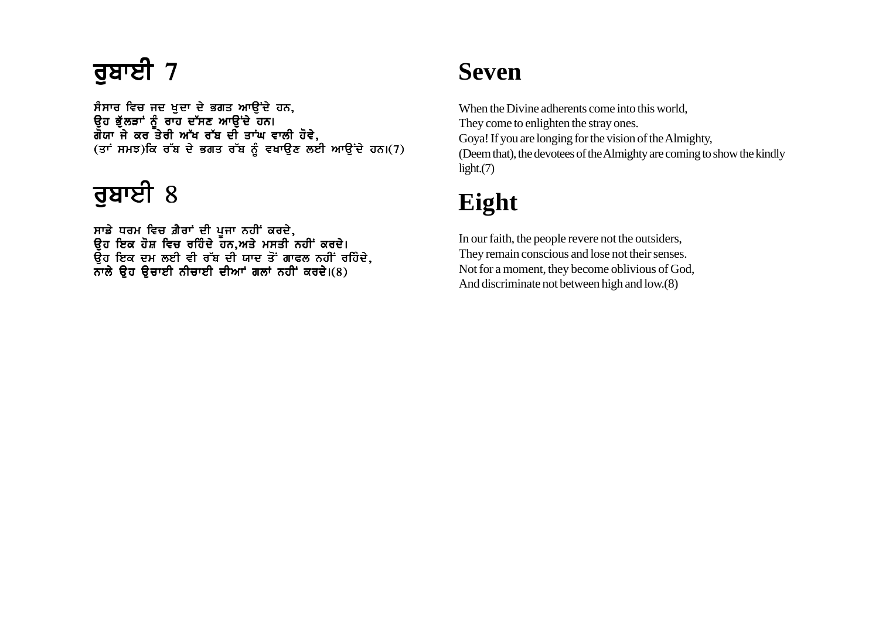## ਰੁਬਾਈ 7

ਸੰਸਾਰ ਵਿਚ ਜਦ ਖੁਦਾ ਦੇ ਭਗਤ ਆਉਂਦੇ ਹਨ,
ਉਹ ਭੁੱਲੜਾਂ ਨੂੰ ਰਾਹ ਦੱਸਣ ਆਉਂਦੇ ਹਨ।
ਗੋਯਾ ਜੇ ਕਰ ਤੇਰੀ ਅੱਖ ਰੱਬ ਦੀ ਤਾਂਘ ਵਾਲੀ ਹੋਵੇ,
(ਤਾਂ ਸਮਝ)ਕਿ ਰੱਬ ਦੇ ਭਗਤ ਰੱਬ ਨੂੰ ਵਖਾਉਣ ਲਈ ਆਉਂਦੇ ਹਨ।(7)

## Seven

When the Divine adherents come into this world,
They come to enlighten the stray ones.
Goya! If you are longing for the vision of the Almighty,
(Deem that), the devotees of the Almighty are coming to show the kindly light.(7)

## ਰੁਬਾਈ 8

ਸਾਡੇ ਧਰਮ ਵਿਚ ਗ਼ੈਰਾਂ ਦੀ ਪੂਜਾ ਨਹੀਂ ਕਰਦੇ,
ਉਹ ਇਕ ਹੋਸ਼ ਵਿਚ ਰਹਿੰਦੇ ਹਨ,ਅਤੇ ਮਸਤੀ ਨਹੀਂ ਕਰਦੇ।
ਉਹ ਇਕ ਦਮ ਲਈ ਵੀ ਰੱਬ ਦੀ ਯਾਦ ਤੋਂ ਗਾਫਲ ਨਹੀਂ ਰਹਿੰਦੇ,
ਨਾਲੇ ਉਹ ਉਚਾਈ ਨੀਚਾਈ ਦੀਆਂ ਗਲਾਂ ਨਹੀਂ ਕਰਦੇ।(8)

## Eight

In our faith, the people revere not the outsiders,
They remain conscious and lose not their senses.
Not for a moment, they become oblivious of God,
And discriminate not between high and low.(8)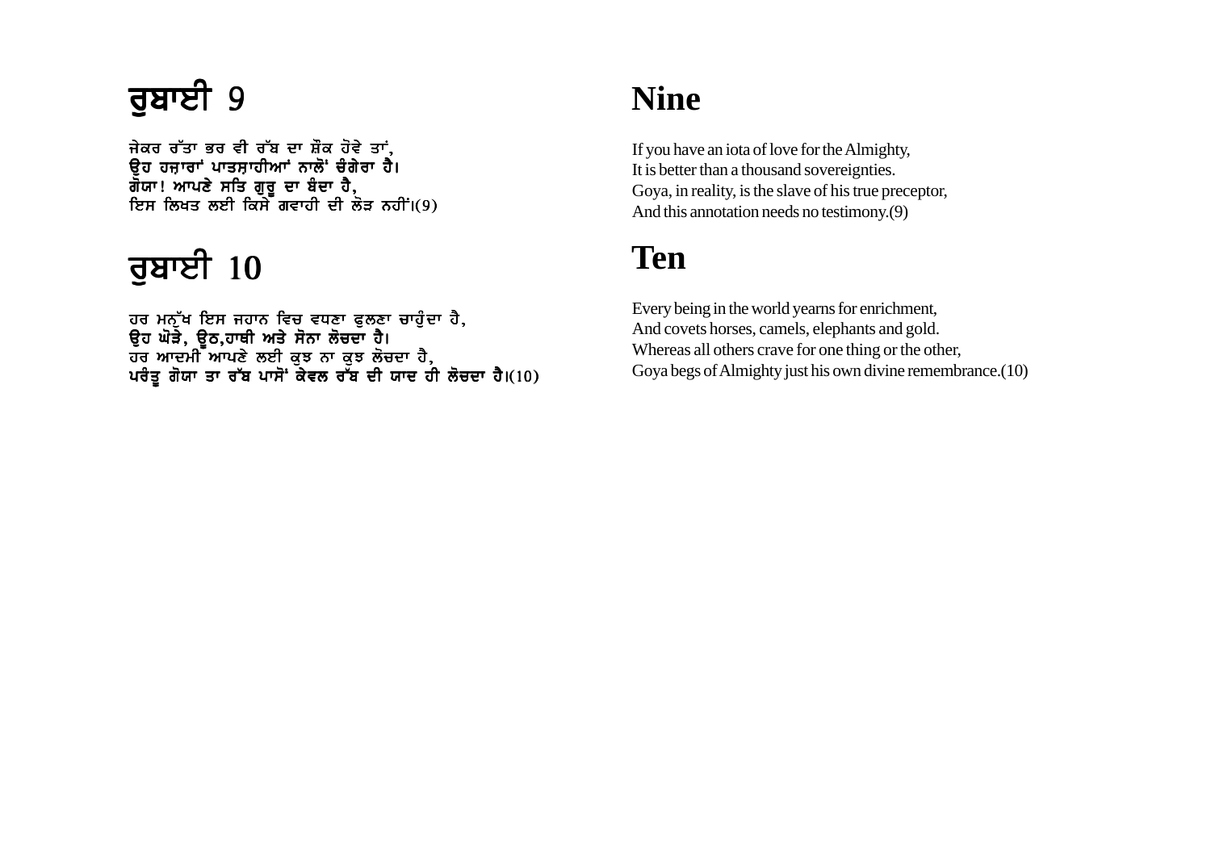## ਰੁਬਾਈ 9

ਜੇਕਰ ਰੱਤਾ ਭਰ ਵੀ ਰੱਬ ਦਾ ਸ਼ੌਕ ਹੋਵੇ ਤਾਂ,
ਉਹ ਹਜ਼ਾਰਾਂ ਪਾਤਸ਼ਾਹੀਆਂ ਨਾਲੋਂ ਚੰਗੇਰਾ ਹੈ।
ਗੋਯਾ! ਆਪਣੇ ਸਤਿ ਗੁਰੂ ਦਾ ਬੰਦਾ ਹੈ,
ਇਸ ਲਿਖਤ ਲਈ ਕਿਸੇ ਗਵਾਹੀ ਦੀ ਲੋੜ ਨਹੀਂ।(9)

## Nine

If you have an iota of love for the Almighty,
It is better than a thousand sovereignties.
Goya, in reality, is the slave of his true preceptor,
And this annotation needs no testimony.(9)

## ਰੁਬਾਈ 10

ਹਰ ਮਨੁੱਖ ਇਸ ਜਹਾਨ ਵਿਚ ਵਧਣਾ ਫੁਲਣਾ ਚਾਹੁੰਦਾ ਹੈ,
ਉਹ ਘੋੜੇ, ਊਠ,ਹਾਥੀ ਅਤੇ ਸੋਨਾ ਲੋਚਦਾ ਹੈ।
ਹਰ ਆਦਮੀ ਆਪਣੇ ਲਈ ਕੁਝ ਨਾ ਕੁਝ ਲੋਚਦਾ ਹੈ,
ਪਰੰਤੂ ਗੋਯਾ ਤਾ ਰੱਬ ਪਾਸੋਂ ਕੇਵਲ ਰੱਬ ਦੀ ਯਾਦ ਹੀ ਲੋਚਦਾ ਹੈ।(10)

## Ten

Every being in the world yearns for enrichment,
And covets horses, camels, elephants and gold.
Whereas all others crave for one thing or the other,
Goya begs of Almighty just his own divine remembrance.(10)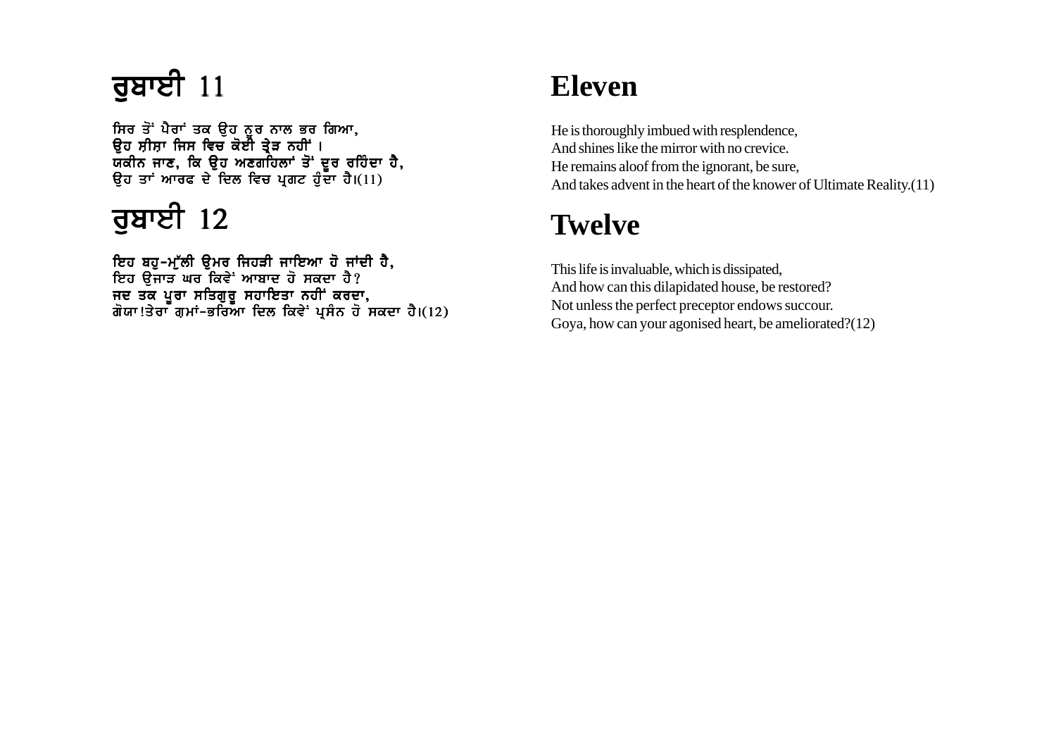## ਰੁਬਾਈ 11

ਸਿਰ ਤੋਂ ਪੈਰਾਂ ਤਕ ਉਹ ਨੂਰ ਨਾਲ ਭਰ ਗਿਆ,
ਉਹ ਸ਼ੀਸ਼ਾ ਜਿਸ ਵਿਚ ਕੋਈ ਤ੍ਰੇੜ ਨਹੀਂ ।
ਯਕੀਨ ਜਾਣ, ਕਿ ਉਹ ਅਣਗਹਿਲਾਂ ਤੋਂ ਦੂਰ ਰਹਿੰਦਾ ਹੈ,
ਉਹ ਤਾਂ ਆਰਫ ਦੇ ਦਿਲ ਵਿਚ ਪ੍ਰਗਟ ਹੁੰਦਾ ਹੈ।(11)

## ਰੁਬਾਈ 12

ਇਹ ਬਹੁ-ਮੁੱਲੀ ਉਮਰ ਜਿਹੜੀ ਜਾਇਆ ਹੋ ਜਾਂਦੀ ਹੈ,
ਇਹ ਉਜਾੜ ਘਰ ਕਿਵੇਂ ਆਬਾਦ ਹੋ ਸਕਦਾ ਹੈ?
ਜਦ ਤਕ ਪੂਰਾ ਸਤਿਗੁਰੂ ਸਹਾਇਤਾ ਨਹੀਂ ਕਰਦਾ,
ਗੋਯਾ!ਤੇਰਾ ਗ਼ਮਾਂ-ਭਰਿਆ ਦਿਲ ਕਿਵੇਂ ਪ੍ਰਸੰਨ ਹੋ ਸਕਦਾ ਹੈ।(12)

## Eleven

He is thoroughly imbued with resplendence,
And shines like the mirror with no crevice.
He remains aloof from the ignorant, be sure,
And takes advent in the heart of the knower of Ultimate Reality.(11)

## Twelve

This life is invaluable, which is dissipated,
And how can this dilapidated house, be restored?
Not unless the perfect preceptor endows succour.
Goya, how can your agonised heart, be ameliorated?(12)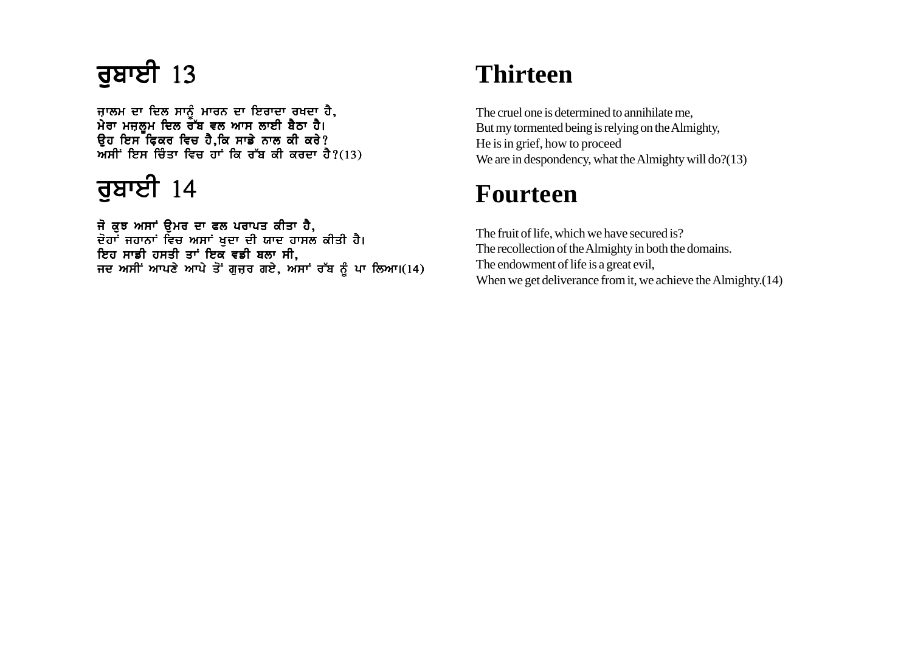## ਰੁਬਾਈ 13

ਜ਼ਾਲਮ ਦਾ ਦਿਲ ਸਾਨੂੰ ਮਾਰਨ ਦਾ ਇਰਾਦਾ ਰਖਦਾ ਹੈ,
ਮੇਰਾ ਮਜ਼ਲੂਮ ਦਿਲ ਰੱਬ ਵਲ ਆਸ ਲਾਈ ਬੈਠਾ ਹੈ।
ਉਹ ਇਸ ਫ਼ਿਕਰ ਵਿਚ ਹੈ,ਕਿ ਸਾਡੇ ਨਾਲ ਕੀ ਕਰੇ?
ਅਸੀਂ ਇਸ ਚਿੰਤਾ ਵਿਚ ਹਾਂ ਕਿ ਰੱਬ ਕੀ ਕਰਦਾ ਹੈ?(13)

## ਰੁਬਾਈ 14

ਜੋ ਕੁਝ ਅਸਾਂ ਉਮਰ ਦਾ ਫਲ ਪਰਾਪਤ ਕੀਤਾ ਹੈ,
ਦੋਹਾਂ ਜਹਾਨਾਂ ਵਿਚ ਅਸਾਂ ਖੁਦਾ ਦੀ ਯਾਦ ਹਾਸਲ ਕੀਤੀ ਹੈ।
ਇਹ ਸਾਡੀ ਹਸਤੀ ਤਾਂ ਇਕ ਵਡੀ ਬਲਾ ਸੀ,
ਜਦ ਅਸੀਂ ਆਪਣੇ ਆਪੇ ਤੋਂ ਗੁਜ਼ਰ ਗਏ, ਅਸਾਂ ਰੱਬ ਨੂੰ ਪਾ ਲਿਆ।(14)

## Thirteen

The cruel one is determined to annihilate me,
But my tormented being is relying on the Almighty,
He is in grief, how to proceed
We are in despondency, what the Almighty will do?(13)

## Fourteen

The fruit of life, which we have secured is?
The recollection of the Almighty in both the domains.
The endowment of life is a great evil,
When we get deliverance from it, we achieve the Almighty.(14)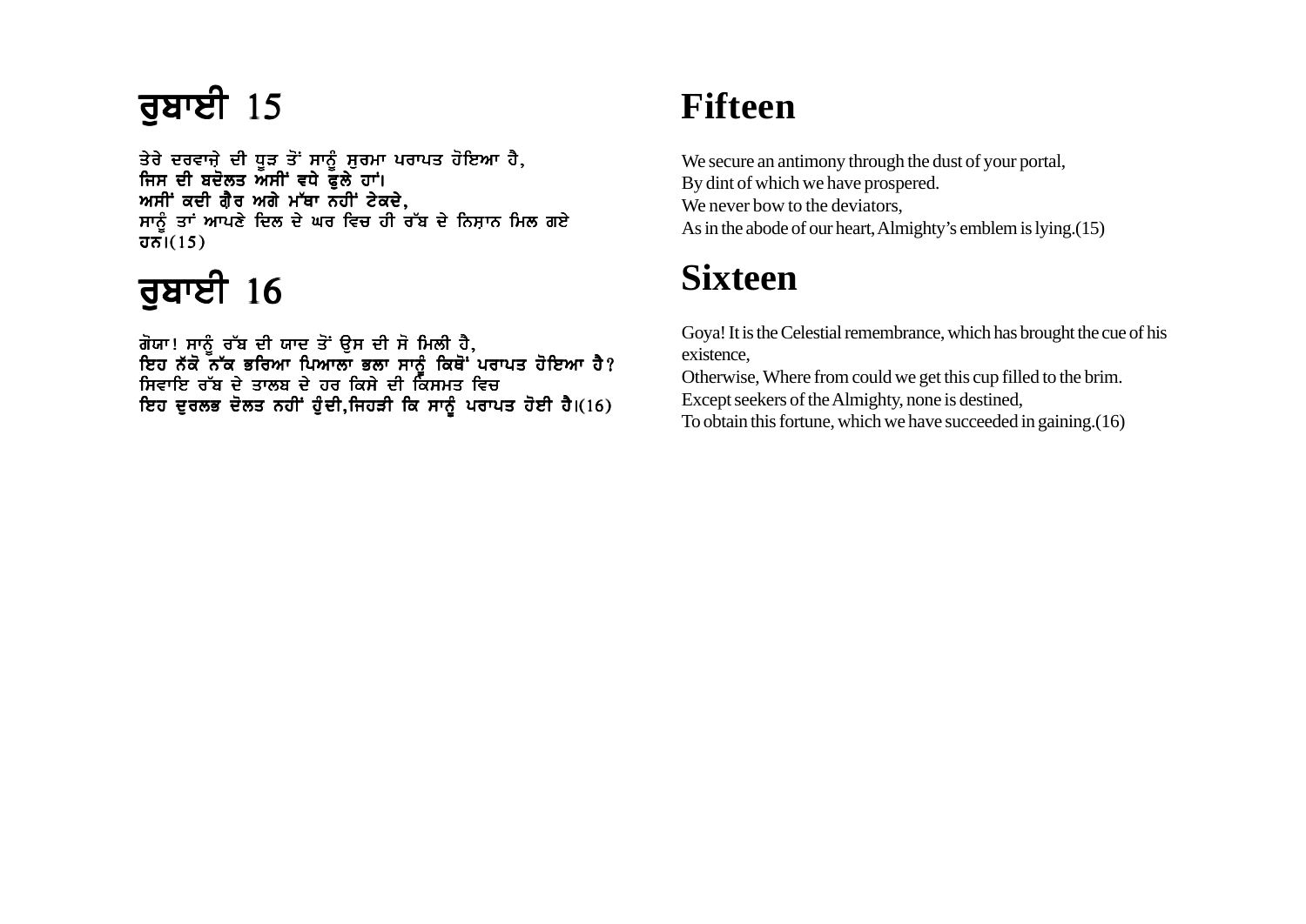## ਰੁਬਾਈ 15

ਤੇਰੇ ਦਰਵਾਜ਼ੇ ਦੀ ਧੂੜ ਤੋਂ ਸਾਨੂੰ ਸੁਰਮਾ ਪਰਾਪਤ ਹੋਇਆ ਹੈ,
ਜਿਸ ਦੀ ਬਦੌਲਤ ਅਸੀਂ ਵਧੇ ਫੂਲੇ ਹਾਂ।
ਅਸੀਂ ਕਦੀ ਗ਼ੈਰ ਅਗੇ ਮੱਥਾ ਨਹੀਂ ਟੇਕਦੇ,
ਸਾਨੂੰ ਤਾਂ ਆਪਣੇ ਦਿਲ ਦੇ ਘਰ ਵਿਚ ਹੀ ਰੱਬ ਦੇ ਨਿਸ਼ਾਨ ਮਿਲ ਗਏ ਹਨ।(15)

## ਰੁਬਾਈ 16

ਗੋਯਾ! ਸਾਨੂੰ ਰੱਬ ਦੀ ਯਾਦ ਤੋਂ ਉਸ ਦੀ ਸੋ ਮਿਲੀ ਹੈ,
ਇਹ ਨੱਕੋ ਨੱਕ ਭਰਿਆ ਪਿਆਲਾ ਭਲਾ ਸਾਨੂੰ ਕਿਥੋਂ ਪਰਾਪਤ ਹੋਇਆ ਹੈ?
ਸਿਵਾਇ ਰੱਬ ਦੇ ਤਾਲਬ ਦੇ ਹਰ ਕਿਸੇ ਦੀ ਕਿਸਮਤ ਵਿਚ
ਇਹ ਦੁਰਲਭ ਦੌਲਤ ਨਹੀਂ ਹੁੰਦੀ,ਜਿਹੜੀ ਕਿ ਸਾਨੂੰ ਪਰਾਪਤ ਹੋਈ ਹੈ।(16)

## Fifteen

We secure an antimony through the dust of your portal,
By dint of which we have prospered.
We never bow to the deviators,
As in the abode of our heart, Almighty's emblem is lying.(15)

## Sixteen

Goya! It is the Celestial remembrance, which has brought the cue of his existence,
Otherwise, Where from could we get this cup filled to the brim.
Except seekers of the Almighty, none is destined,
To obtain this fortune, which we have succeeded in gaining.(16)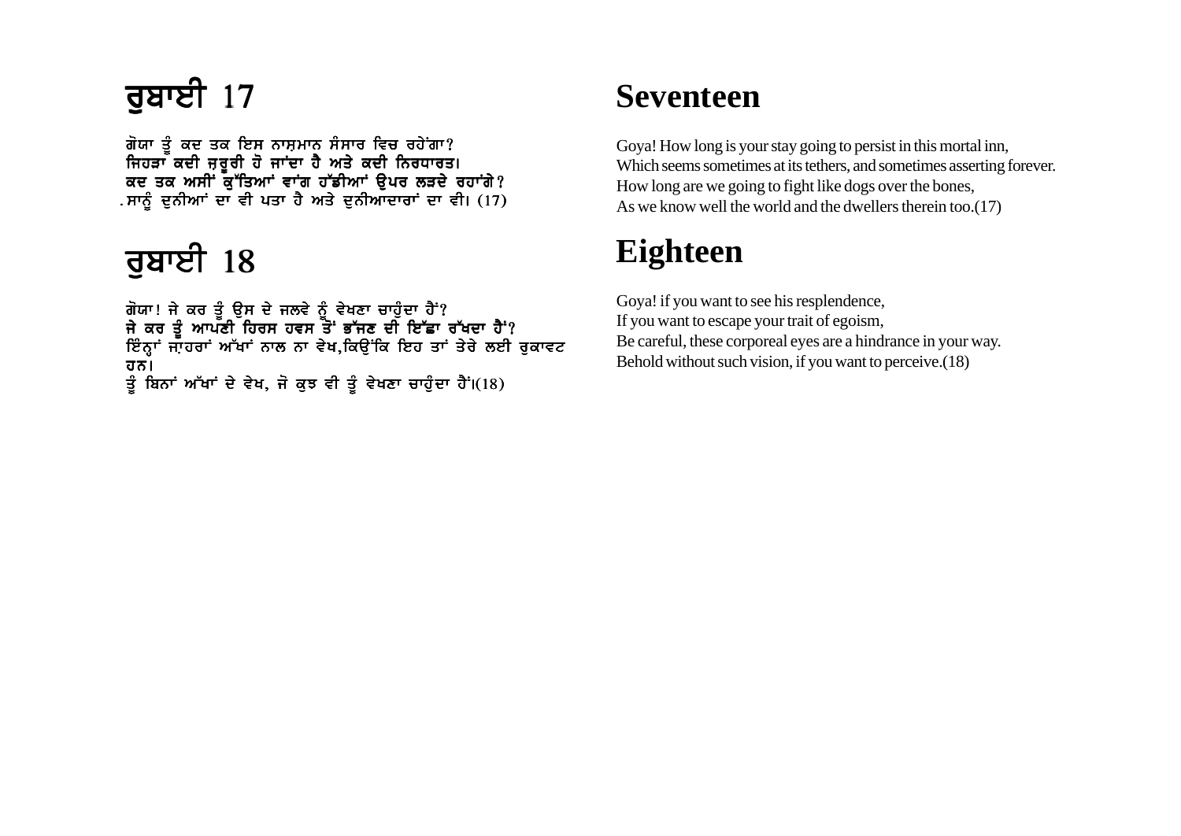# ਰੁਬਾਈ 17

ਗੋਯਾ ਤੂੰ ਕਦ ਤਕ ਇਸ ਨਾਸ਼ਮਾਨ ਸੰਸਾਰ ਵਿਚ ਰਹੇਂਗਾ?
ਜਿਹੜਾ ਕਦੀ ਜ਼ਰੂਰੀ ਹੋ ਜਾਂਦਾ ਹੈ ਅਤੇ ਕਦੀ ਨਿਰਧਾਰਤ।
ਕਦ ਤਕ ਅਸੀਂ ਕੁੱਤਿਆਂ ਵਾਂਗ ਹੱਡੀਆਂ ਉਪਰ ਲੜਦੇ ਰਹਾਂਗੇ?
ਸਾਨੂੰ ਦੁਨੀਆਂ ਦਾ ਵੀ ਪਤਾ ਹੈ ਅਤੇ ਦੁਨੀਆਦਾਰਾਂ ਦਾ ਵੀ। (17)

# ਰੁਬਾਈ 18

ਗੋਯਾ! ਜੇ ਕਰ ਤੂੰ ਉਸ ਦੇ ਜਲਵੇ ਨੂੰ ਵੇਖਣਾ ਚਾਹੁੰਦਾ ਹੈਂ?
ਜੇ ਕਰ ਤੂੰ ਆਪਣੀ ਹਿਰਸ ਹਵਸ ਤੋਂ ਭੱਜਣ ਦੀ ਇੱਛਾ ਰੱਖਦਾ ਹੈਂ?
ਇੰਨ੍ਹਾਂ ਜ਼ਾਹਰਾਂ ਅੱਖਾਂ ਨਾਲ ਨਾ ਵੇਖ,ਕਿਉਂਕਿ ਇਹ ਤਾਂ ਤੇਰੇ ਲਈ ਰੁਕਾਵਟ ਹਨ।
ਤੂੰ ਬਿਨਾਂ ਅੱਖਾਂ ਦੇ ਵੇਖ, ਜੋ ਕੁਝ ਵੀ ਤੂੰ ਵੇਖਣਾ ਚਾਹੁੰਦਾ ਹੈਂ।(18)

# Seventeen

Goya! How long is your stay going to persist in this mortal inn,
Which seems sometimes at its tethers, and sometimes asserting forever.
How long are we going to fight like dogs over the bones,
As we know well the world and the dwellers therein too.(17)

# Eighteen

Goya! if you want to see his resplendence,
If you want to escape your trait of egoism,
Be careful, these corporeal eyes are a hindrance in your way.
Behold without such vision, if you want to perceive.(18)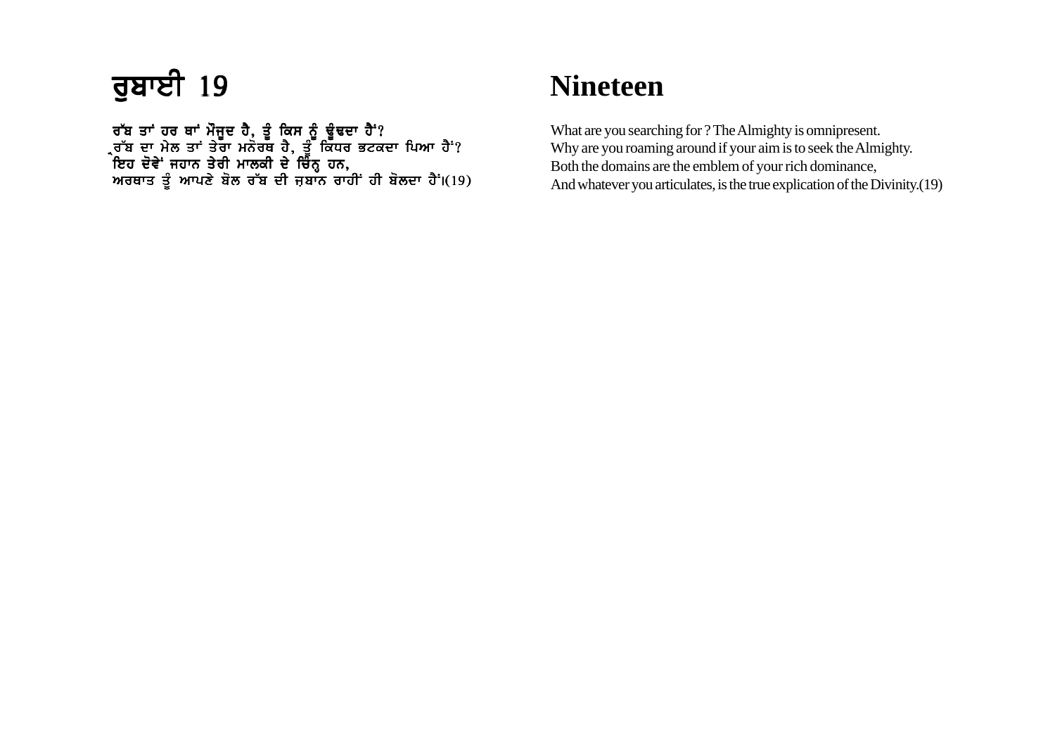## ਰੁਬਾਈ 19

ਰੱਬ ਤਾਂ ਹਰ ਥਾਂ ਮੌਜੂਦ ਹੈ, ਤੂੰ ਕਿਸ ਨੂੰ ਢੂੰਢਦਾ ਹੈਂ?
ਰੱਬ ਦਾ ਮੇਲ ਤਾਂ ਤੇਰਾ ਮਨੋਰਥ ਹੈ, ਤੂੰ ਕਿਧਰ ਭਟਕਦਾ ਪਿਆ ਹੈਂ?
ਇਹ ਦੋਵੇਂ ਜਹਾਨ ਤੇਰੀ ਮਾਲਕੀ ਦੇ ਚਿੰਨ੍ਹ ਹਨ,
ਅਰਥਾਤ ਤੂੰ ਆਪਣੇ ਬੋਲ ਰੱਬ ਦੀ ਜ਼ਬਾਨ ਰਾਹੀਂ ਹੀ ਬੋਲਦਾ ਹੈਂ।(19)

## Nineteen

What are you searching for ? The Almighty is omnipresent.
Why are you roaming around if your aim is to seek the Almighty.
Both the domains are the emblem of your rich dominance,
And whatever you articulates, is the true explication of the Divinity.(19)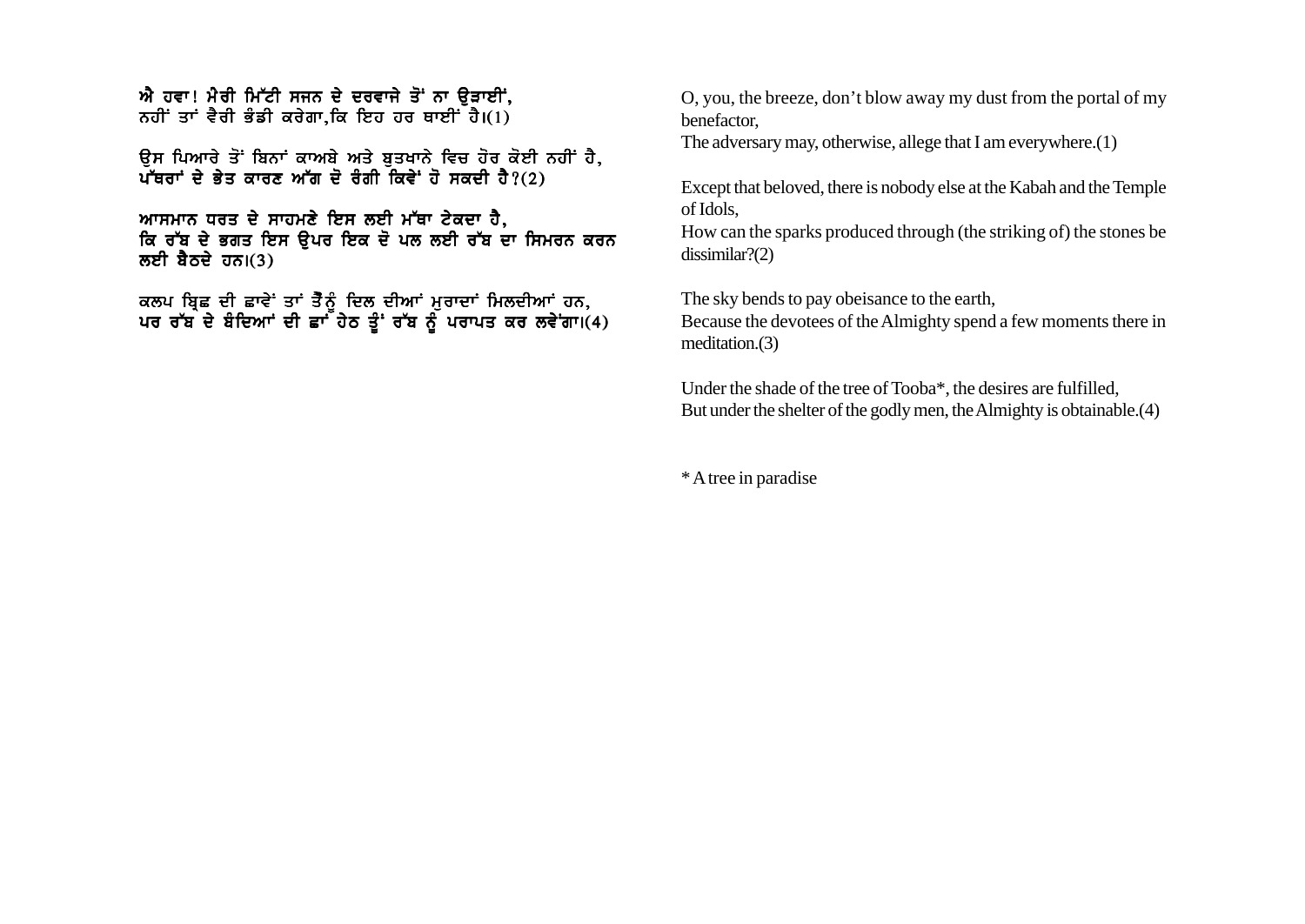ਐ ਹਵਾ! ਮੇਰੀ ਮਿੱਟੀ ਸਜਨ ਦੇ ਦਰਵਾਜੇ ਤੋਂ ਨਾ ਉੜਾਈਂ,
ਨਹੀਂ ਤਾਂ ਵੈਰੀ ਭੰਡੀ ਕਰੇਗਾ,ਕਿ ਇਹ ਹਰ ਥਾਈਂ ਹੈ।(1)

ਉਸ ਪਿਆਰੇ ਤੋਂ ਬਿਨਾਂ ਕਾਅਬੇ ਅਤੇ ਬੁਤਖਾਨੇ ਵਿਚ ਹੋਰ ਕੋਈ ਨਹੀਂ ਹੈ,
ਪੱਥਰਾਂ ਦੇ ਭੇਤ ਕਾਰਣ ਅੱਗ ਦੋ ਰੰਗੀ ਕਿਵੇਂ ਹੋ ਸਕਦੀ ਹੈ?(2)

ਆਸਮਾਨ ਧਰਤ ਦੇ ਸਾਹਮਣੇ ਇਸ ਲਈ ਮੱਥਾ ਟੇਕਦਾ ਹੈ,
ਕਿ ਰੱਬ ਦੇ ਭਗਤ ਇਸ ਉਪਰ ਇਕ ਦੋ ਪਲ ਲਈ ਰੱਬ ਦਾ ਸਿਮਰਨ ਕਰਨ ਲਈ ਬੈਠਦੇ ਹਨ।(3)

ਕਲਪ ਬ੍ਰਿਛ ਦੀ ਛਾਵੇਂ ਤਾਂ ਤੈਨੂੰ ਦਿਲ ਦੀਆਂ ਮੁਰਾਦਾਂ ਮਿਲਦੀਆਂ ਹਨ,
ਪਰ ਰੱਬ ਦੇ ਬੰਦਿਆਂ ਦੀ ਛਾਂ ਹੇਠ ਤੂੰ ਰੱਬ ਨੂੰ ਪਰਾਪਤ ਕਰ ਲਵੇਂਗਾ।(4)

O, you, the breeze, don't blow away my dust from the portal of my benefactor,
The adversary may, otherwise, allege that I am everywhere.(1)

Except that beloved, there is nobody else at the Kabah and the Temple of Idols,
How can the sparks produced through (the striking of) the stones be dissimilar?(2)

The sky bends to pay obeisance to the earth,
Because the devotees of the Almighty spend a few moments there in meditation.(3)

Under the shade of the tree of Tooba*, the desires are fulfilled,
But under the shelter of the godly men, the Almighty is obtainable.(4)

* A tree in paradise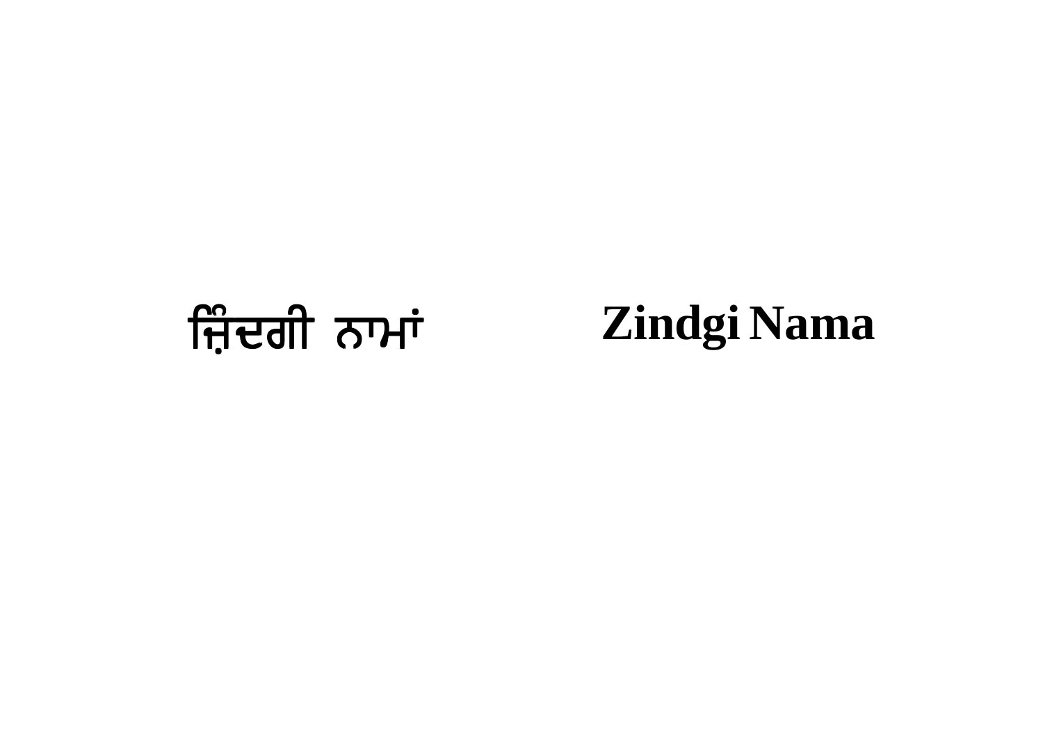# ਜ਼ਿੰਦਗੀ ਨਾਮਾਂ

# Zindgi Nama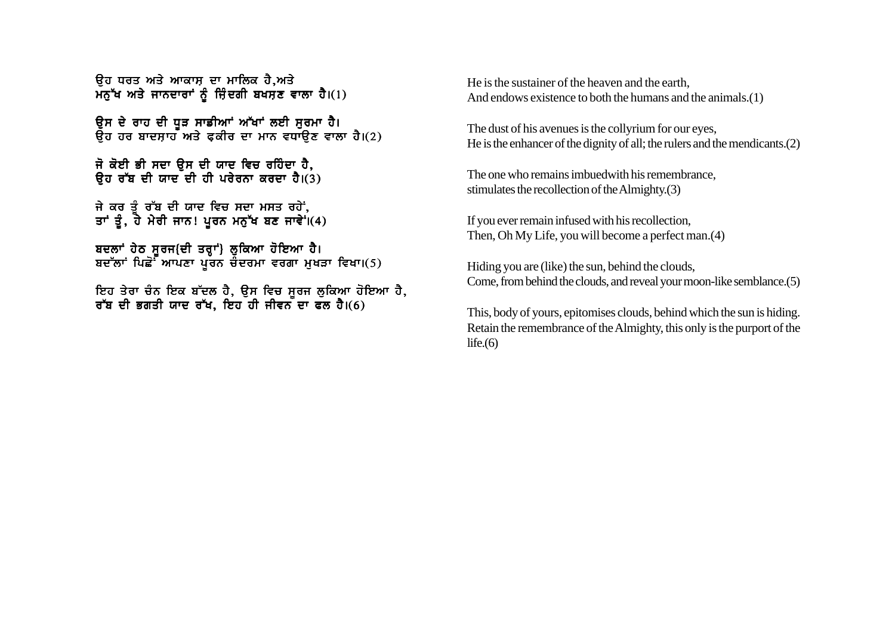ਉਹ ਧਰਤ ਅਤੇ ਆਕਾਸ਼ ਦਾ ਮਾਲਿਕ ਹੈ,ਅਤੇ
ਮਨੁੱਖ ਅਤੇ ਜਾਨਦਾਰਾਂ ਨੂੰ ਜ਼ਿੰਦਗੀ ਬਖਸ਼ਣ ਵਾਲਾ ਹੈ।(1)

ਉਸ ਦੇ ਰਾਹ ਦੀ ਧੂੜ ਸਾਡੀਆਂ ਅੱਖਾਂ ਲਈ ਸੁਰਮਾ ਹੈ।
ਉਹ ਹਰ ਬਾਦਸ਼ਾਹ ਅਤੇ ਫਕੀਰ ਦਾ ਮਾਨ ਵਧਾਉਣ ਵਾਲਾ ਹੈ।(2)

ਜੋ ਕੋਈ ਭੀ ਸਦਾ ਉਸ ਦੀ ਯਾਦ ਵਿਚ ਰਹਿੰਦਾ ਹੈ,
ਉਹ ਰੱਬ ਦੀ ਯਾਦ ਦੀ ਹੀ ਪਰੇਰਨਾ ਕਰਦਾ ਹੈ।(3)

ਜੇ ਕਰ ਤੂੰ ਰੱਬ ਦੀ ਯਾਦ ਵਿਚ ਸਦਾ ਮਸਤ ਰਹੇਂ,
ਤਾਂ ਤੂੰ, ਹੇ ਮੇਰੀ ਜਾਨ! ਪੂਰਨ ਮਨੁੱਖ ਬਣ ਜਾਵੇਂ।(4)

ਬਦਲਾਂ ਹੇਠ ਸੂਰਜ(ਦੀ ਤਰ੍ਹਾਂ) ਲੁਕਿਆ ਹੋਇਆ ਹੈ।
ਬਦੱਲਾਂ ਪਿਛੋਂ ਆਪਣਾ ਪੂਰਨ ਚੰਦਰਮਾ ਵਰਗਾ ਮੁਖੜਾ ਵਿਖਾ।(5)

ਇਹ ਤੇਰਾ ਚੰਨ ਇਕ ਬੱਦਲ ਹੈ, ਉਸ ਵਿਚ ਸੂਰਜ ਲੁਕਿਆ ਹੋਇਆ ਹੈ,
ਰੱਬ ਦੀ ਭਗਤੀ ਯਾਦ ਰੱਖ, ਇਹ ਹੀ ਜੀਵਨ ਦਾ ਫਲ ਹੈ।(6)

He is the sustainer of the heaven and the earth,
And endows existence to both the humans and the animals.(1)

The dust of his avenues is the collyrium for our eyes,
He is the enhancer of the dignity of all; the rulers and the mendicants.(2)

The one who remains imbuedwith his remembrance,
stimulates the recollection of the Almighty.(3)

If you ever remain infused with his recollection,
Then, Oh My Life, you will become a perfect man.(4)

Hiding you are (like) the sun, behind the clouds,
Come, from behind the clouds, and reveal your moon-like semblance.(5)

This, body of yours, epitomises clouds, behind which the sun is hiding.
Retain the remembrance of the Almighty, this only is the purport of the life.(6)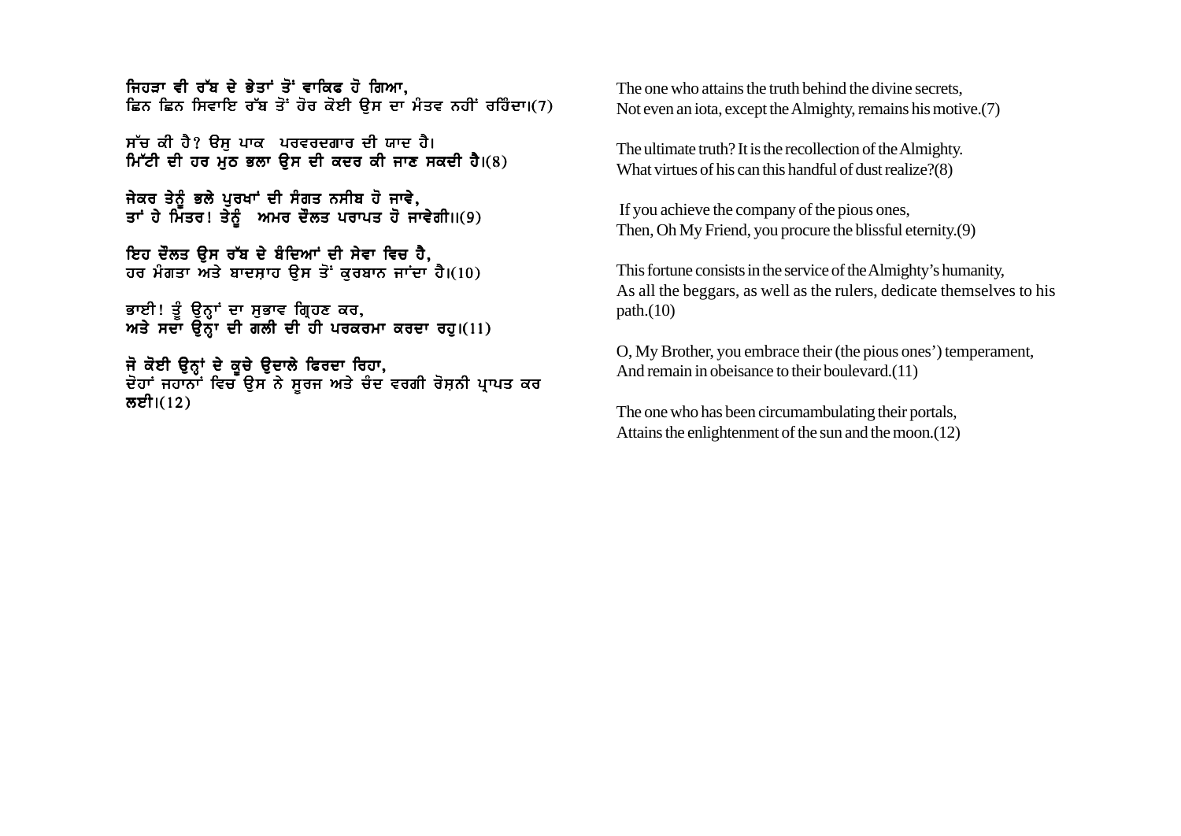ਜਿਹੜਾ ਵੀ ਰੱਬ ਦੇ ਭੇਤਾਂ ਤੋਂ ਵਾਕਿਫ ਹੋ ਗਿਆ,
ਛਿਨ ਛਿਨ ਸਿਵਾਇ ਰੱਬ ਤੋਂ ਹੋਰ ਕੋਈ ਉਸ ਦਾ ਮੰਤਵ ਨਹੀਂ ਰਹਿੰਦਾ।(7)

ਸੱਚ ਕੀ ਹੈ? ਉਸੁ ਪਾਕ ਪਰਵਰਦਗਾਰ ਦੀ ਯਾਦ ਹੈ।
ਮਿੱਟੀ ਦੀ ਹਰ ਮੁਠ ਭਲਾ ਉਸ ਦੀ ਕਦਰ ਕੀ ਜਾਣ ਸਕਦੀ ਹੈ।(8)

ਜੇਕਰ ਤੇਨੂੰ ਭਲੇ ਪੁਰਖਾਂ ਦੀ ਸੰਗਤ ਨਸੀਬ ਹੋ ਜਾਵੇ,
ਤਾਂ ਹੇ ਮਿਤਰ! ਤੇਨੂੰ ਅਮਰ ਦੌਲਤ ਪਰਾਪਤ ਹੋ ਜਾਵੇਗੀ।।(9)

ਇਹ ਦੌਲਤ ਉਸ ਰੱਬ ਦੇ ਬੰਦਿਆਂ ਦੀ ਸੇਵਾ ਵਿਚ ਹੈ,
ਹਰ ਮੰਗਤਾ ਅਤੇ ਬਾਦਸ਼ਾਹ ਉਸ ਤੋਂ ਕੁਰਬਾਨ ਜਾਂਦਾ ਹੈ।(10)

ਭਾਈ! ਤੂੰ ਉਨ੍ਹਾਂ ਦਾ ਸੁਭਾਵ ਗ੍ਰਿਹਣ ਕਰ,
ਅਤੇ ਸਦਾ ਉਨ੍ਹਾ ਦੀ ਗਲੀ ਦੀ ਹੀ ਪਰਕਰਮਾ ਕਰਦਾ ਰਹੁ।(11)

ਜੋ ਕੋਈ ਉਨ੍ਹਾਂ ਦੇ ਕੂਚੇ ਉਦਾਲੇ ਫਿਰਦਾ ਰਿਹਾ,
ਦੋਹਾਂ ਜਹਾਨਾਂ ਵਿਚ ਉਸ ਨੇ ਸੂਰਜ ਅਤੇ ਚੰਦ ਵਰਗੀ ਰੋਸ਼ਨੀ ਪ੍ਰਾਪਤ ਕਰ ਲਈ।(12)

The one who attains the truth behind the divine secrets,
Not even an iota, except the Almighty, remains his motive.(7)

The ultimate truth? It is the recollection of the Almighty.
What virtues of his can this handful of dust realize?(8)

If you achieve the company of the pious ones,
Then, Oh My Friend, you procure the blissful eternity.(9)

This fortune consists in the service of the Almighty's humanity,
As all the beggars, as well as the rulers, dedicate themselves to his path.(10)

O, My Brother, you embrace their (the pious ones') temperament,
And remain in obeisance to their boulevard.(11)

The one who has been circumambulating their portals,
Attains the enlightenment of the sun and the moon.(12)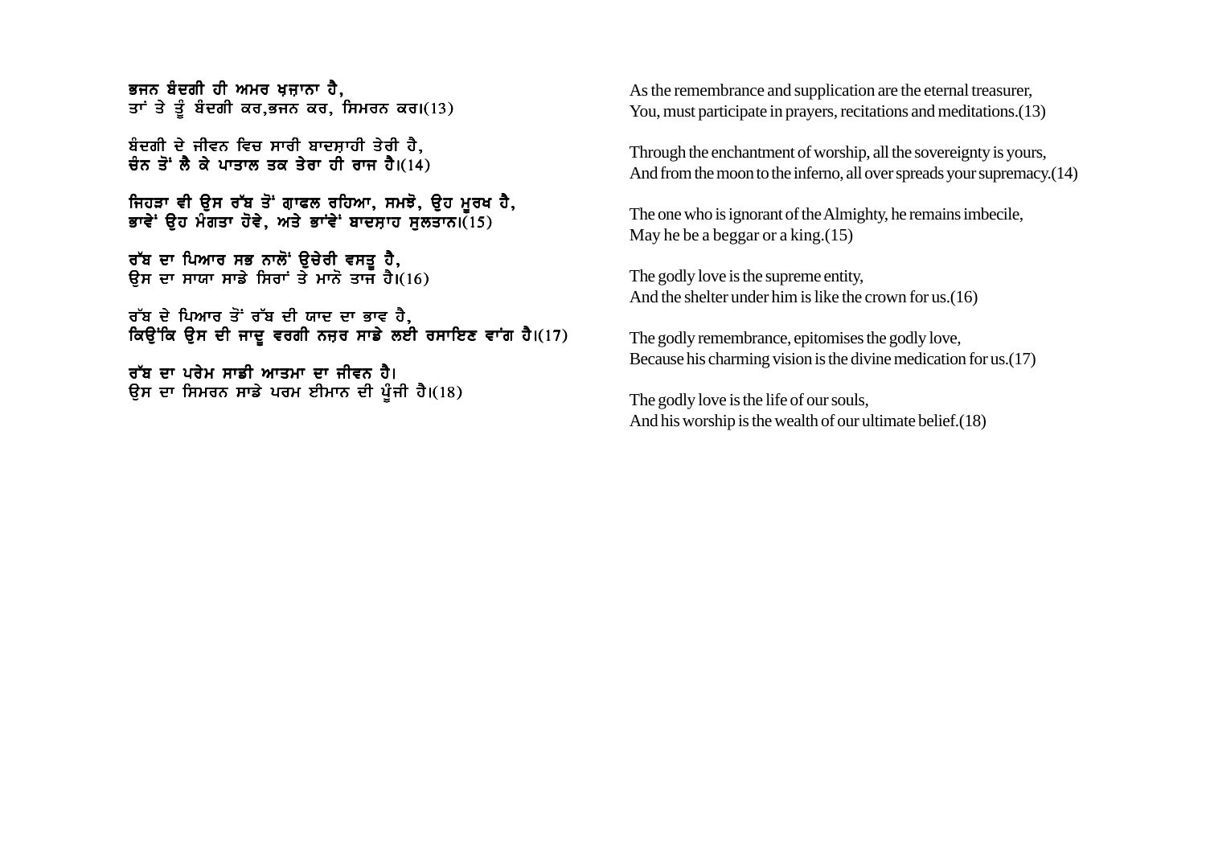ਭਜਨ ਬੰਦਗੀ ਹੀ ਅਮਰ ਖ਼ਜ਼ਾਨਾ ਹੈ,
ਤਾਂ ਤੇ ਤੂੰ ਬੰਦਗੀ ਕਰ,ਭਜਨ ਕਰ, ਸਿਮਰਨ ਕਰ।(13)

ਬੰਦਗੀ ਦੇ ਜੀਵਨ ਵਿਚ ਸਾਰੀ ਬਾਦਸ਼ਾਹੀ ਤੇਰੀ ਹੈ,
ਚੰਨ ਤੋਂ ਲੈ ਕੇ ਪਾਤਾਲ ਤਕ ਤੇਰਾ ਹੀ ਰਾਜ ਹੈ।(14)

ਜਿਹੜਾ ਵੀ ਉਸ ਰੱਬ ਤੋਂ ਗ਼ਾਫਲ ਰਹਿਆ, ਸਮਝੋ, ਉਹ ਮੂਰਖ ਹੈ,
ਭਾਵੇਂ ਉਹ ਮੰਗਤਾ ਹੋਵੇ, ਅਤੇ ਭਾਂਵੇਂ ਬਾਦਸ਼ਾਹ ਸੁਲਤਾਨ।(15)

ਰੱਬ ਦਾ ਪਿਆਰ ਸਭ ਨਾਲੋਂ ਉਚੇਰੀ ਵਸਤੂ ਹੈ,
ਉਸ ਦਾ ਸਾਯਾ ਸਾਡੇ ਸਿਰਾਂ ਤੇ ਮਾਨੋ ਤਾਜ ਹੈ।(16)

ਰੱਬ ਦੇ ਪਿਆਰ ਤੋਂ ਰੱਬ ਦੀ ਯਾਦ ਦਾ ਭਾਵ ਹੈ,
ਕਿਉਂਕਿ ਉਸ ਦੀ ਜਾਦੂ ਵਰਗੀ ਨਜ਼ਰ ਸਾਡੇ ਲਈ ਰਸਾਇਣ ਵਾਂਗ ਹੈ।(17)

ਰੱਬ ਦਾ ਪਰੇਮ ਸਾਡੀ ਆਤਮਾ ਦਾ ਜੀਵਨ ਹੈ।
ਉਸ ਦਾ ਸਿਮਰਨ ਸਾਡੇ ਪਰਮ ਈਮਾਨ ਦੀ ਪੂੰਜੀ ਹੈ।(18)

As the remembrance and supplication are the eternal treasurer,
You, must participate in prayers, recitations and meditations.(13)

Through the enchantment of worship, all the sovereignty is yours,
And from the moon to the inferno, all over spreads your supremacy.(14)

The one who is ignorant of the Almighty, he remains imbecile,
May he be a beggar or a king.(15)

The godly love is the supreme entity,
And the shelter under him is like the crown for us.(16)

The godly remembrance, epitomises the godly love,
Because his charming vision is the divine medication for us.(17)

The godly love is the life of our souls,
And his worship is the wealth of our ultimate belief.(18)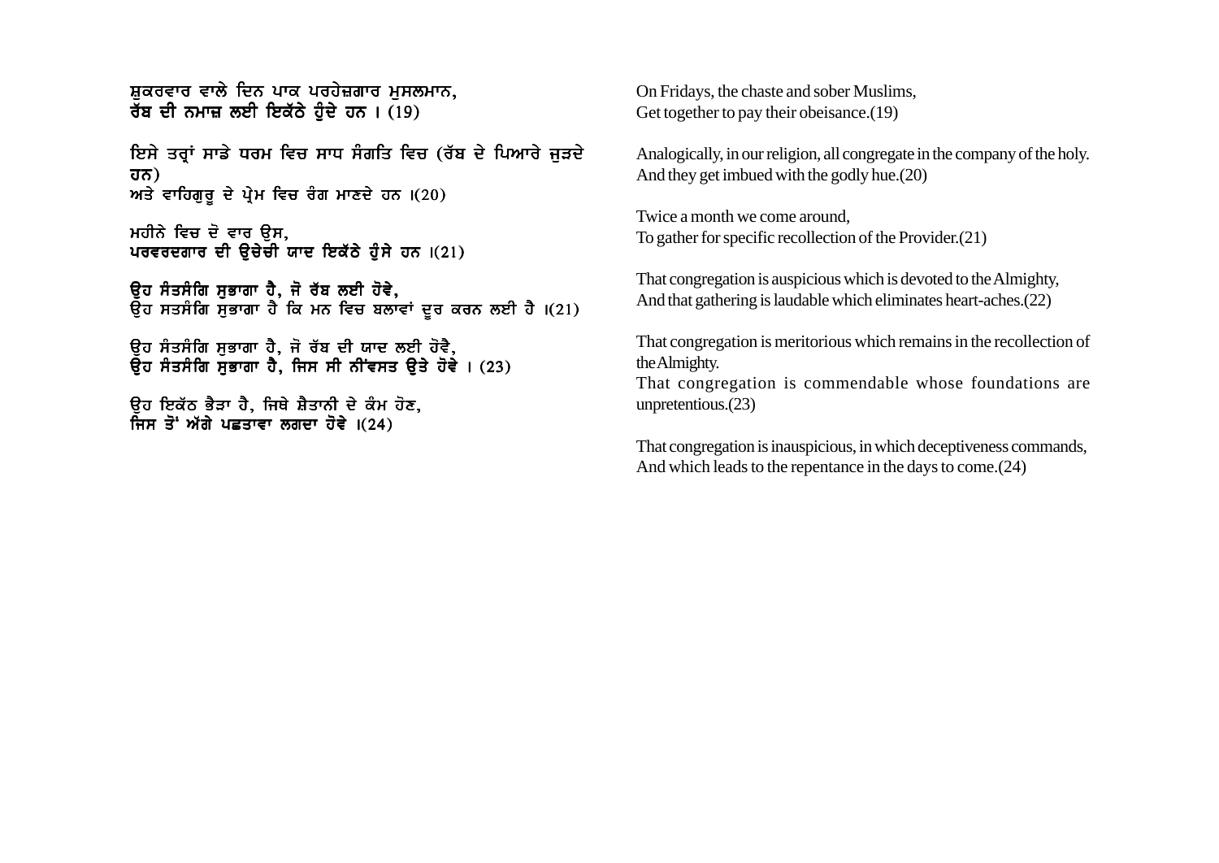ਸ਼ੁਕਰਵਾਰ ਵਾਲੇ ਦਿਨ ਪਾਕ ਪਰਹੇਜ਼ਗਾਰ ਮੁਸਲਮਾਨ,
**ਰੱਬ ਦੀ ਨਮਾਜ਼ ਲਈ ਇਕੱਠੇ ਹੁੰਦੇ ਹਨ । (19)**

ਇਸੇ ਤਰ੍ਹਾਂ ਸਾਡੇ ਧਰਮ ਵਿਚ ਸਾਧ ਸੰਗਤਿ ਵਿਚ (ਰੱਬ ਦੇ ਪਿਆਰੇ ਜੁੜਦੇ ਹਨ)
ਅਤੇ ਵਾਹਿਗੁਰੂ ਦੇ ਪ੍ਰੇਮ ਵਿਚ ਰੰਗ ਮਾਣਦੇ ਹਨ ।(20)

ਮਹੀਨੇ ਵਿਚ ਦੋ ਵਾਰ ਉਸ,
**ਪਰਵਰਦਗਾਰ ਦੀ ਉਚੇਚੀ ਯਾਦ ਇਕੱਠੇ ਹੁੰਸੇ ਹਨ ।(21)**

**ਉਹ ਸੰਤਸੰਗਿ ਸੁਭਾਗਾ ਹੈ, ਜੋ ਰੱਬ ਲਈ ਹੋਵੇ,**
ਉਹ ਸਤਸੰਗਿ ਸੁਭਾਗਾ ਹੈ ਕਿ ਮਨ ਵਿਚ ਬਲਾਵਾਂ ਦੂਰ ਕਰਨ ਲਈ ਹੈ ।(21)

ਉਹ ਸੰਤਸੰਗਿ ਸੁਭਾਗਾ ਹੈ, ਜੋ ਰੱਬ ਦੀ ਯਾਦ ਲਈ ਹੋਵੈ,
**ਉਹ ਸੰਤਸੰਗਿ ਸੁਭਾਗਾ ਹੈ, ਜਿਸ ਸੀ ਨੀਂਵਸਤ ਉਤੇ ਹੋਵੇ । (23)**

ਉਹ ਇਕੱਠ ਭੈੜਾ ਹੈ, ਜਿਥੇ ਸ਼ੈਤਾਨੀ ਦੇ ਕੰਮ ਹੋਣ,
**ਜਿਸ ਤੋਂ ਅੱਗੇ ਪਛਤਾਵਾ ਲਗਦਾ ਹੋਵੇ ।(24)**

On Fridays, the chaste and sober Muslims,
Get together to pay their obeisance.(19)

Analogically, in our religion, all congregate in the company of the holy.
And they get imbued with the godly hue.(20)

Twice a month we come around,
To gather for specific recollection of the Provider.(21)

That congregation is auspicious which is devoted to the Almighty,
And that gathering is laudable which eliminates heart-aches.(22)

That congregation is meritorious which remains in the recollection of the Almighty.
That congregation is commendable whose foundations are unpretentious.(23)

That congregation is inauspicious, in which deceptiveness commands,
And which leads to the repentance in the days to come.(24)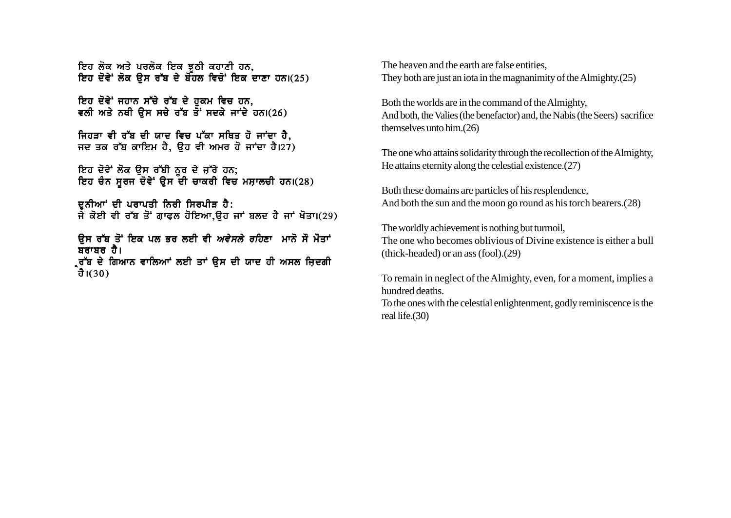ਇਹ ਲੋਕ ਅਤੇ ਪਰਲੋਕ ਇਕ ਝੂਠੀ ਕਹਾਣੀ ਹਨ,
ਇਹ ਦੋਵੇਂ ਲੋਕ ਉਸ ਰੱਬ ਦੇ ਬੋਹਲ ਵਿਚੋਂ ਇਕ ਦਾਣਾ ਹਨ।(25)

ਇਹ ਦੋਵੇਂ ਜਹਾਨ ਸੱਚੇ ਰੱਬ ਦੇ ਹੁਕਮ ਵਿਚ ਹਨ,
ਵਲੀ ਅਤੇ ਨਬੀ ਉਸ ਸਚੇ ਰੱਬ ਤੋਂ ਸਦਕੇ ਜਾਂਦੇ ਹਨ।(26)

ਜਿਹੜਾ ਵੀ ਰੱਬ ਦੀ ਯਾਦ ਵਿਚ ਪੱਕਾ ਸਥਿਤ ਹੋ ਜਾਂਦਾ ਹੈ,
ਜਦ ਤਕ ਰੱਬ ਕਾਇਮ ਹੈ, ਉਹ ਵੀ ਅਮਰ ਹੋ ਜਾਂਦਾ ਹੈ।27)

ਇਹ ਦੋਵੇਂ ਲੋਕ ਉਸ ਰੱਬੀ ਨੂਰ ਦੇ ਜ਼ੱਰੇ ਹਨ;
ਇਹ ਚੰਨ ਸੂਰਜ ਦੋਵੇਂ ਉਸ ਦੀ ਚਾਕਰੀ ਵਿਚ ਮਸ਼ਾਲਚੀ ਹਨ।(28)

ਦੁਨੀਆਂ ਦੀ ਪਰਾਪਤੀ ਨਿਰੀ ਸਿਰਪੀੜ ਹੈ:
ਜੇ ਕੋਈ ਵੀ ਰੱਬ ਤੋਂ ਗ਼ਾਫ਼ਲ ਹੋਇਆ,ਉਹ ਜਾਂ ਬਲਦ ਹੈ ਜਾਂ ਖੋਤਾ।(29)

ਉਸ ਰੱਬ ਤੋਂ ਇਕ ਪਲ ਭਰ ਲਈ ਵੀ *ਅਵੇਸਲੇ ਰਹਿਣਾ* ਮਾਨੋ ਸੌ ਮੌਤਾਂ ਬਰਾਬਰ ਹੈ।
ਰੱਬ ਦੇ ਗਿਆਨ ਵਾਲਿਆਂ ਲਈ ਤਾਂ ਉਸ ਦੀ ਯਾਦ ਹੀ ਅਸਲ ਜ਼ਿਦਗੀ ਹੈ।(30)

The heaven and the earth are false entities,
They both are just an iota in the magnanimity of the Almighty.(25)

Both the worlds are in the command of the Almighty,
And both, the Valies (the benefactor) and, the Nabis (the Seers) sacrifice themselves unto him.(26)

The one who attains solidarity through the recollection of the Almighty,
He attains eternity along the celestial existence.(27)

Both these domains are particles of his resplendence,
And both the sun and the moon go round as his torch bearers.(28)

The worldly achievement is nothing but turmoil,
The one who becomes oblivious of Divine existence is either a bull (thick-headed) or an ass (fool).(29)

To remain in neglect of the Almighty, even, for a moment, implies a hundred deaths.
To the ones with the celestial enlightenment, godly reminiscence is the real life.(30)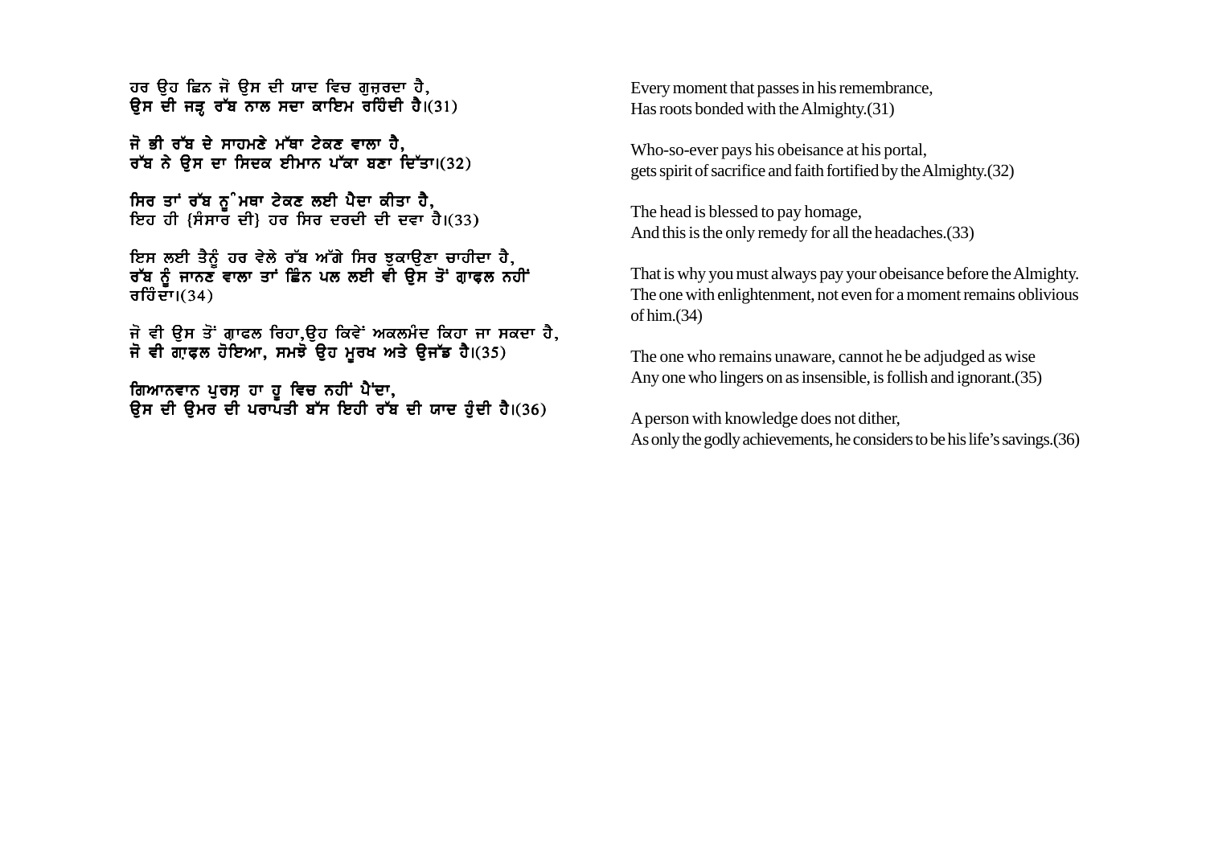ਹਰ ਉਹ ਛਿਨ ਜੋ ਉਸ ਦੀ ਯਾਦ ਵਿਚ ਗੁਜ਼ਰਦਾ ਹੈ,
ਉਸ ਦੀ ਜੜ੍ਹ ਰੱਬ ਨਾਲ ਸਦਾ ਕਾਇਮ ਰਹਿੰਦੀ ਹੈ।(31)

ਜੋ ਭੀ ਰੱਬ ਦੇ ਸਾਹਮਣੇ ਮੱਥਾ ਟੇਕਣ ਵਾਲਾ ਹੈ,
ਰੱਬ ਨੇ ਉਸ ਦਾ ਸਿਦਕ ਈਮਾਨ ਪੱਕਾ ਬਣਾ ਦਿੱਤਾ।(32)

ਸਿਰ ਤਾਂ ਰੱਬ ਨੂੰ ਮੱਥਾ ਟੇਕਣ ਲਈ ਪੈਦਾ ਕੀਤਾ ਹੈ,
ਇਹ ਹੀ {ਸੰਸਾਰ ਦੀ} ਹਰ ਸਿਰ ਦਰਦੀ ਦੀ ਦਵਾ ਹੈ।(33)

ਇਸ ਲਈ ਤੈਨੂੰ ਹਰ ਵੇਲੇ ਰੱਬ ਅੱਗੇ ਸਿਰ ਝੁਕਾਉਣਾ ਚਾਹੀਦਾ ਹੈ,
ਰੱਬ ਨੂੰ ਜਾਨਣ ਵਾਲਾ ਤਾਂ ਛਿੰਨ ਪਲ ਲਈ ਵੀ ਉਸ ਤੋਂ ਗ਼ਾਫਲ ਨਹੀਂ ਰਹਿੰਦਾ।(34)

ਜੋ ਵੀ ਉਸ ਤੋਂ ਗ਼ਾਫਲ ਰਿਹਾ,ਉਹ ਕਿਵੇਂ ਅਕਲਮੰਦ ਕਿਹਾ ਜਾ ਸਕਦਾ ਹੈ,
ਜੋ ਵੀ ਗ਼ਾਫ਼ਲ ਹੋਇਆ, ਸਮਝੋ ਉਹ ਮੂਰਖ ਅਤੇ ਉਜੱਡ ਹੈ।(35)

ਗਿਆਨਵਾਨ ਪੁਰਸ਼ ਹਾ ਹੂ ਵਿਚ ਨਹੀਂ ਪੈਂਦਾ,
ਉਸ ਦੀ ਉਮਰ ਦੀ ਪਰਾਪਤੀ ਬੱਸ ਇਹੀ ਰੱਬ ਦੀ ਯਾਦ ਹੁੰਦੀ ਹੈ।(36)

Every moment that passes in his remembrance,
Has roots bonded with the Almighty.(31)

Who-so-ever pays his obeisance at his portal,
gets spirit of sacrifice and faith fortified by the Almighty.(32)

The head is blessed to pay homage,
And this is the only remedy for all the headaches.(33)

That is why you must always pay your obeisance before the Almighty.
The one with enlightenment, not even for a moment remains oblivious of him.(34)

The one who remains unaware, cannot he be adjudged as wise
Any one who lingers on as insensible, is follish and ignorant.(35)

A person with knowledge does not dither,
As only the godly achievements, he considers to be his life's savings.(36)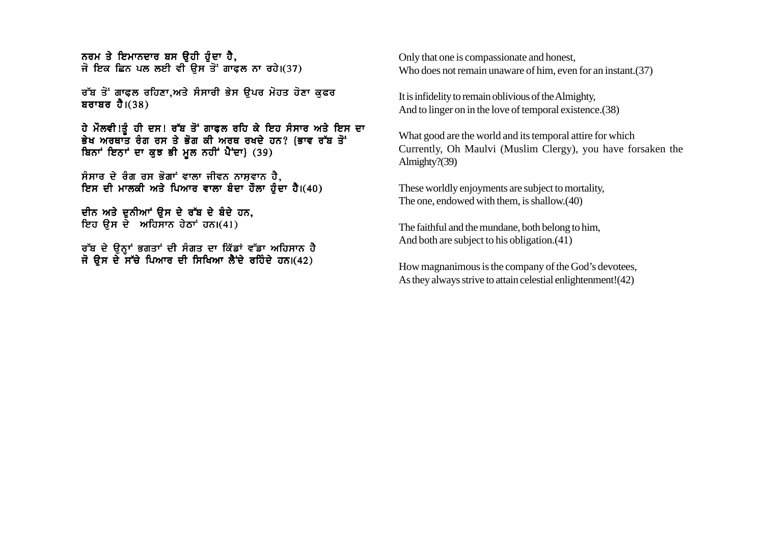ਨਰਮ ਤੇ ਇਮਾਨਦਾਰ ਬਸ ਉਹੀ ਹੁੰਦਾ ਹੈ,
ਜੋ ਇਕ ਛਿਨ ਪਲ ਲਈ ਵੀ ਉਸ ਤੋਂ ਗਾਫ਼ਲ ਨਾ ਰਹੇ।(37)

ਰੱਬ ਤੋਂ ਗਾਫ਼ਲ ਰਹਿਣਾ,ਅਤੇ ਸੰਸਾਰੀ ਭੇਸ ਉਪਰ ਮੋਹਤ ਹੋਣਾ ਕੁਫਰ ਬਰਾਬਰ ਹੈ।(38)

ਹੇ ਮੌਲਵੀ!ਤੂੰ ਹੀ ਦਸ! ਰੱਬ ਤੋਂ ਗਾਫ਼ਲ ਰਹਿ ਕੇ ਇਹ ਸੰਸਾਰ ਅਤੇ ਇਸ ਦਾ ਭੇਖ ਅਰਥਾਤ ਰੰਗ ਰਸ ਤੇ ਭੋਗ ਕੀ ਅਰਥ ਰਖਦੇ ਹਨ? {ਭਾਵ ਰੱਬ ਤੋਂ ਬਿਨਾਂ ਇਨ੍ਹਾਂ ਦਾ ਕੁਝ ਭੀ ਮੂਲ ਨਹੀਂ ਪੈਂਦਾ} (39)

ਸੰਸਾਰ ਦੇ ਰੰਗ ਰਸ ਭੋਗਾਂ ਵਾਲਾ ਜੀਵਨ ਨਾਸ਼ਵਾਨ ਹੈ,
ਇਸ ਦੀ ਮਾਲਕੀ ਅਤੇ ਪਿਆਰ ਵਾਲਾ ਬੰਦਾ ਹੌਲਾ ਹੁੰਦਾ ਹੈ।(40)

ਦੀਨ ਅਤੇ ਦੁਨੀਆਂ ਉਸ ਦੇ ਰੱਬ ਦੇ ਬੰਦੇ ਹਨ,
ਇਹ ਉਸ ਦੇ ਅਹਿਸਾਨ ਹੇਠਾਂ ਹਨ।(41)

ਰੱਬ ਦੇ ਉਨ੍ਹਾਂ ਭਗਤਾਂ ਦੀ ਸੰਗਤ ਦਾ ਕਿੱਡਾਂ ਵੱਡਾ ਅਹਿਸਾਨ ਹੈ
ਜੋ ਉਸ ਦੇ ਸੱਚੇ ਪਿਆਰ ਦੀ ਸਿਖਿਆ ਲੈਂਦੇ ਰਹਿੰਦੇ ਹਨ।(42)

Only that one is compassionate and honest,
Who does not remain unaware of him, even for an instant.(37)

It is infidelity to remain oblivious of the Almighty,
And to linger on in the love of temporal existence.(38)

What good are the world and its temporal attire for which
Currently, Oh Maulvi (Muslim Clergy), you have forsaken the Almighty?(39)

These worldly enjoyments are subject to mortality,
The one, endowed with them, is shallow.(40)

The faithful and the mundane, both belong to him,
And both are subject to his obligation.(41)

How magnanimous is the company of the God's devotees,
As they always strive to attain celestial enlightenment!(42)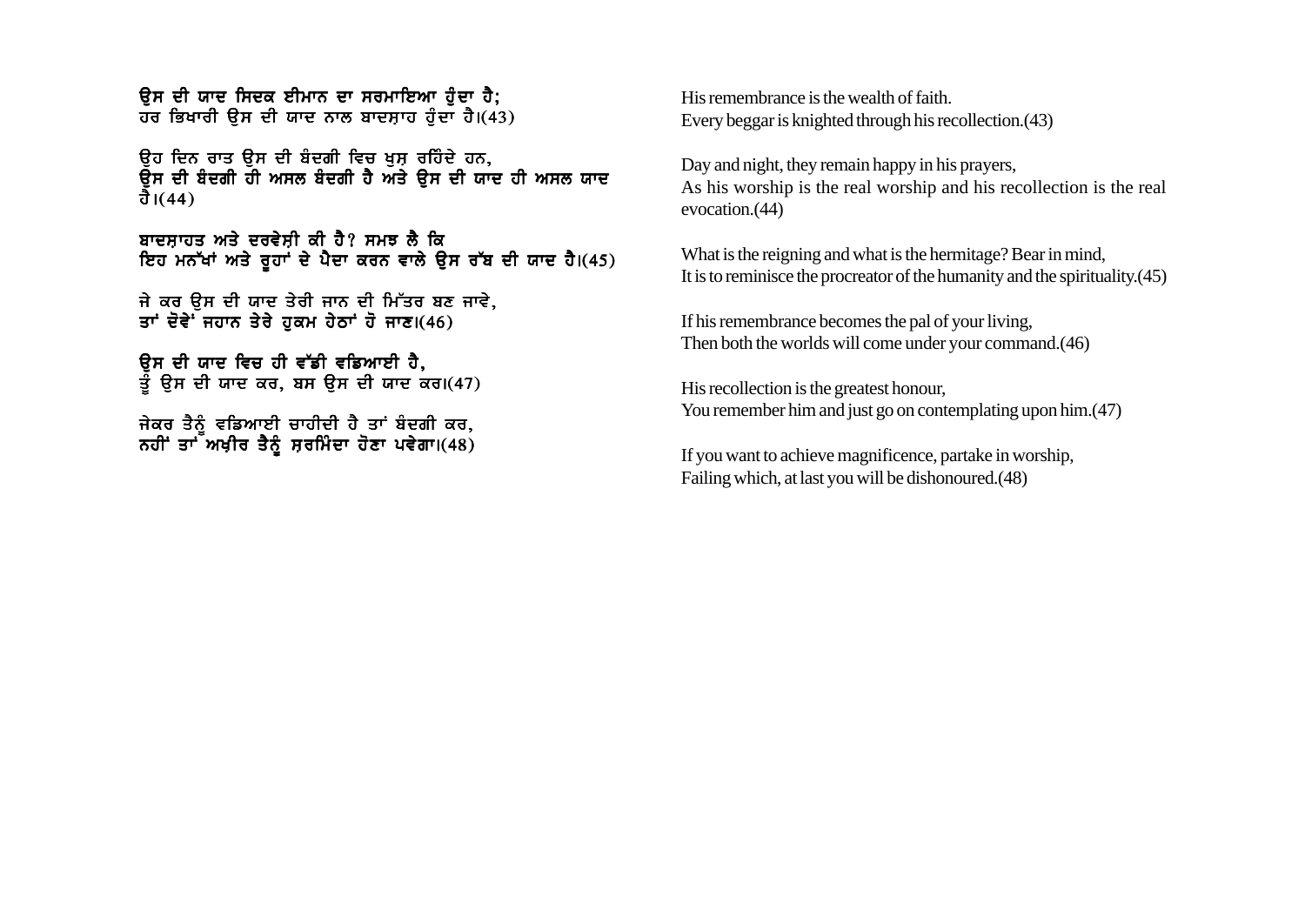ਉਸ ਦੀ ਯਾਦ ਸਿਦਕ ਈਮਾਨ ਦਾ ਸਰਮਾਇਆ ਹੁੰਦਾ ਹੈ;
ਹਰ ਭਿਖਾਰੀ ਉਸ ਦੀ ਯਾਦ ਨਾਲ ਬਾਦਸ਼ਾਹ ਹੁੰਦਾ ਹੈ।(43)

ਉਹ ਦਿਨ ਰਾਤ ਉਸ ਦੀ ਬੰਦਗੀ ਵਿਚ ਖ਼ੁਸ਼ ਰਹਿੰਦੇ ਹਨ,
ਉਸ ਦੀ ਬੰਦਗੀ ਹੀ ਅਸਲ ਬੰਦਗੀ ਹੈ ਅਤੇ ਉਸ ਦੀ ਯਾਦ ਹੀ ਅਸਲ ਯਾਦ ਹੈ।(44)

ਬਾਦਸ਼ਾਹਤ ਅਤੇ ਦਰਵੇਸ਼ੀ ਕੀ ਹੈ? ਸਮਝ ਲੈ ਕਿ
ਇਹ ਮਨੁੱਖਾਂ ਅਤੇ ਰੂਹਾਂ ਦੇ ਪੈਦਾ ਕਰਨ ਵਾਲੇ ਉਸ ਰੱਬ ਦੀ ਯਾਦ ਹੈ।(45)

ਜੇ ਕਰ ਉਸ ਦੀ ਯਾਦ ਤੇਰੀ ਜਾਨ ਦੀ ਮਿੱਤਰ ਬਣ ਜਾਵੇ,
ਤਾਂ ਦੋਵੇਂ ਜਹਾਨ ਤੇਰੇ ਹੁਕਮ ਹੇਠਾਂ ਹੋ ਜਾਣ।(46)

ਉਸ ਦੀ ਯਾਦ ਵਿਚ ਹੀ ਵੱਡੀ ਵਡਿਆਈ ਹੈ,
ਤੂੰ ਉਸ ਦੀ ਯਾਦ ਕਰ, ਬਸ ਉਸ ਦੀ ਯਾਦ ਕਰ।(47)

ਜੇਕਰ ਤੈਨੂੰ ਵਡਿਆਈ ਚਾਹੀਦੀ ਹੈ ਤਾਂ ਬੰਦਗੀ ਕਰ,
ਨਹੀਂ ਤਾਂ ਅਖ਼ੀਰ ਤੈਨੂੰ ਸ਼ਰਮਿੰਦਾ ਹੋਣਾ ਪਵੇਗਾ।(48)

His remembrance is the wealth of faith.
Every beggar is knighted through his recollection.(43)

Day and night, they remain happy in his prayers,
As his worship is the real worship and his recollection is the real evocation.(44)

What is the reigning and what is the hermitage? Bear in mind,
It is to reminisce the procreator of the humanity and the spirituality.(45)

If his remembrance becomes the pal of your living,
Then both the worlds will come under your command.(46)

His recollection is the greatest honour,
You remember him and just go on contemplating upon him.(47)

If you want to achieve magnificence, partake in worship,
Failing which, at last you will be dishonoured.(48)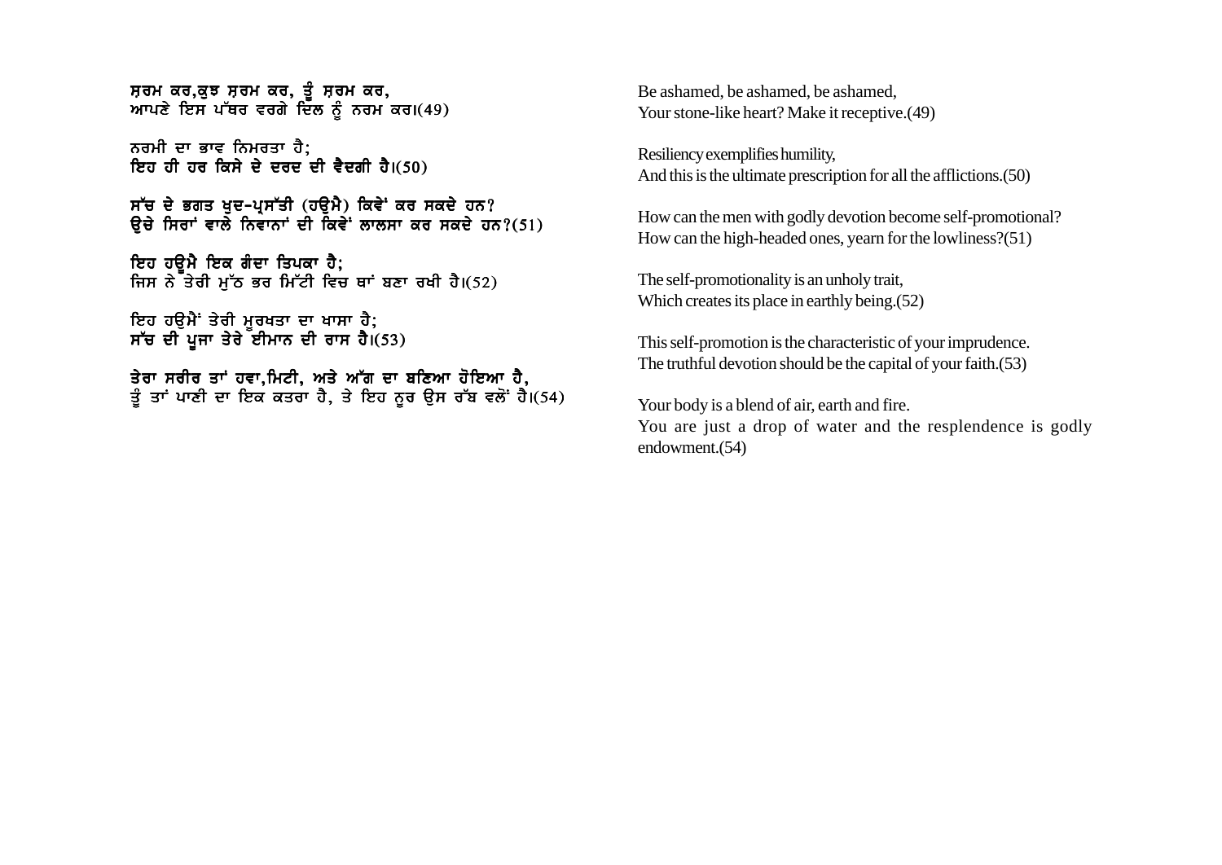ਸ਼ਰਮ ਕਰ,ਕੁਝ ਸ਼ਰਮ ਕਰ, ਤੂੰ ਸ਼ਰਮ ਕਰ,
ਆਪਣੇ ਇਸ ਪੱਥਰ ਵਰਗੇ ਦਿਲ ਨੂੰ ਨਰਮ ਕਰ।(49)

ਨਰਮੀ ਦਾ ਭਾਵ ਨਿਮਰਤਾ ਹੈ;
ਇਹ ਹੀ ਹਰ ਕਿਸੇ ਦੇ ਦਰਦ ਦੀ ਵੈਦਗੀ ਹੈ।(50)

ਸੱਚ ਦੇ ਭਗਤ ਖੁਦ-ਪ੍ਰਸੱਤੀ (ਹਉਮੈ) ਕਿਵੇਂ ਕਰ ਸਕਦੇ ਹਨ?
ਉਚੇ ਸਿਰਾਂ ਵਾਲੇ ਨਿਵਾਨਾਂ ਦੀ ਕਿਵੇਂ ਲਾਲਸਾ ਕਰ ਸਕਦੇ ਹਨ?(51)

ਇਹ ਹਊਮੈ ਇਕ ਗੰਦਾ ਤਿਪਕਾ ਹੈ;
ਜਿਸ ਨੇ ਤੇਰੀ ਮੁੱਠ ਭਰ ਮਿੱਟੀ ਵਿਚ ਥਾਂ ਬਣਾ ਰਖੀ ਹੈ।(52)

ਇਹ ਹਉਮੈਂ ਤੇਰੀ ਮੂਰਖਤਾ ਦਾ ਖਾਸਾ ਹੈ;
ਸੱਚ ਦੀ ਪੂਜਾ ਤੇਰੇ ਈਮਾਨ ਦੀ ਰਾਸ ਹੈ।(53)

ਤੇਰਾ ਸਰੀਰ ਤਾਂ ਹਵਾ,ਮਿਟੀ, ਅਤੇ ਅੱਗ ਦਾ ਬਣਿਆ ਹੋਇਆ ਹੈ,
ਤੂੰ ਤਾਂ ਪਾਣੀ ਦਾ ਇਕ ਕਤਰਾ ਹੈ, ਤੇ ਇਹ ਨੂਰ ਉਸ ਰੱਬ ਵਲੋਂ ਹੈ।(54)

Be ashamed, be ashamed, be ashamed,
Your stone-like heart? Make it receptive.(49)

Resiliency exemplifies humility,
And this is the ultimate prescription for all the afflictions.(50)

How can the men with godly devotion become self-promotional?
How can the high-headed ones, yearn for the lowliness?(51)

The self-promotionality is an unholy trait,
Which creates its place in earthly being.(52)

This self-promotion is the characteristic of your imprudence.
The truthful devotion should be the capital of your faith.(53)

Your body is a blend of air, earth and fire.
You are just a drop of water and the resplendence is godly endowment.(54)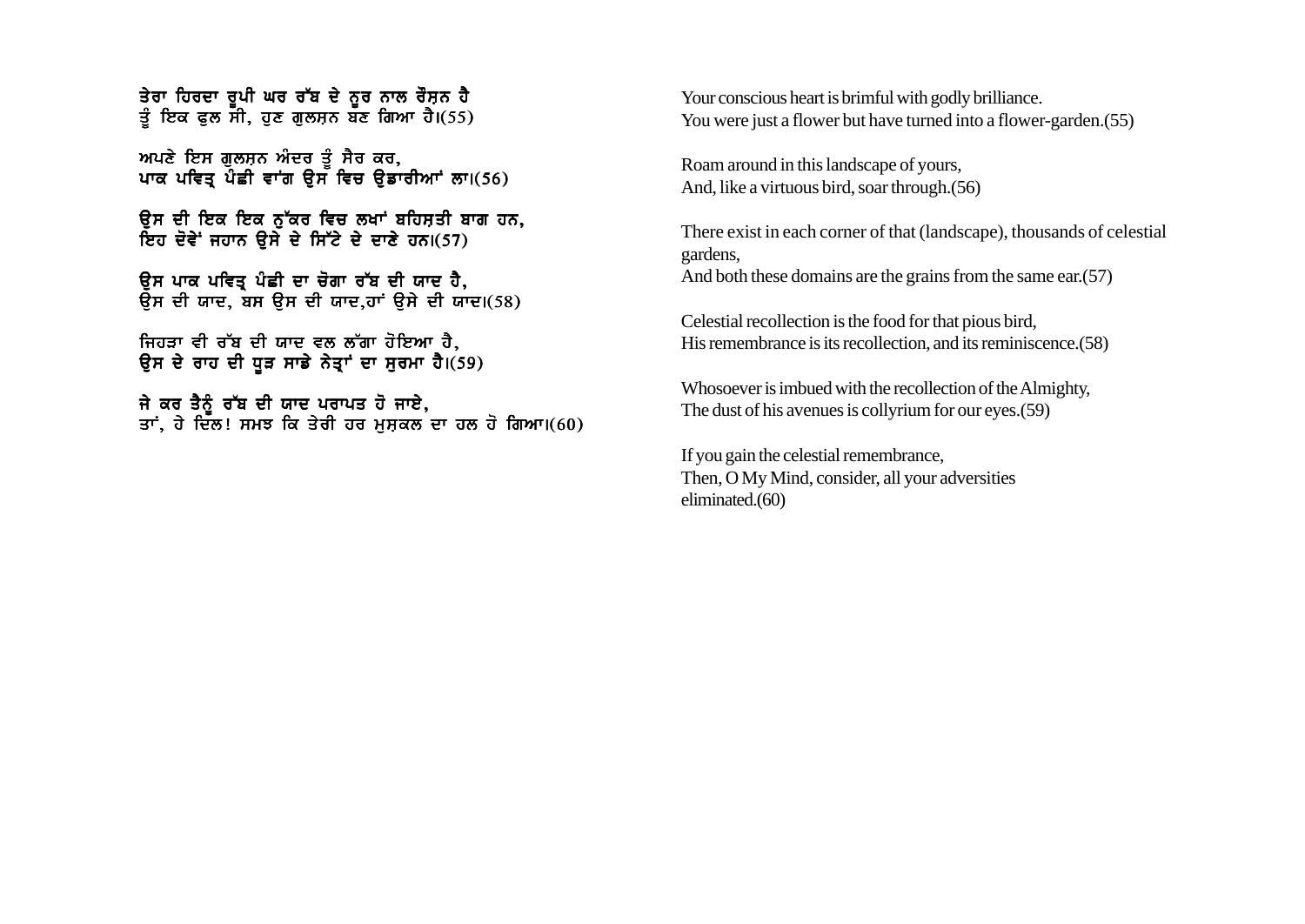ਤੇਰਾ ਹਿਰਦਾ ਰੂਪੀ ਘਰ ਰੱਬ ਦੇ ਨੂਰ ਨਾਲ ਰੌਸ਼ਨ ਹੈ
ਤੂੰ ਇਕ ਫੁਲ ਸੀ, ਹੁਣ ਗੁਲਸ਼ਨ ਬਣ ਗਿਆ ਹੈ।(55)

ਅਪਣੇ ਇਸ ਗੁਲਸ਼ਨ ਅੰਦਰ ਤੂੰ ਸੈਰ ਕਰ,
ਪਾਕ ਪਵਿਤ੍ਰ ਪੰਛੀ ਵਾਂਗ ਉਸ ਵਿਚ ਉਡਾਰੀਆਂ ਲਾ।(56)

ਉਸ ਦੀ ਇਕ ਇਕ ਨੁੱਕਰ ਵਿਚ ਲਖਾਂ ਬਹਿਸ਼ਤੀ ਬਾਗ ਹਨ,
ਇਹ ਦੋਵੇਂ ਜਹਾਨ ਉਸੇ ਦੇ ਸਿੱਟੇ ਦੇ ਦਾਣੇ ਹਨ।(57)

ਉਸ ਪਾਕ ਪਵਿਤ੍ਰ ਪੰਛੀ ਦਾ ਚੋਗਾ ਰੱਬ ਦੀ ਯਾਦ ਹੈ,
ਉਸ ਦੀ ਯਾਦ, ਬਸ ਉਸ ਦੀ ਯਾਦ,ਹਾਂ ਉਸੇ ਦੀ ਯਾਦ।(58)

ਜਿਹੜਾ ਵੀ ਰੱਬ ਦੀ ਯਾਦ ਵਲ ਲੱਗਾ ਹੋਇਆ ਹੈ,
ਉਸ ਦੇ ਰਾਹ ਦੀ ਧੂੜ ਸਾਡੇ ਨੇਤ੍ਰਾਂ ਦਾ ਸੁਰਮਾ ਹੈ।(59)

ਜੇ ਕਰ ਤੈਨੂੰ ਰੱਬ ਦੀ ਯਾਦ ਪਰਾਪਤ ਹੋ ਜਾਏ,
ਤਾਂ, ਹੇ ਦਿਲ! ਸਮਝ ਕਿ ਤੇਰੀ ਹਰ ਮੁਸ਼ਕਲ ਦਾ ਹਲ ਹੋ ਗਿਆ।(60)

Your conscious heart is brimful with godly brilliance.
You were just a flower but have turned into a flower-garden.(55)

Roam around in this landscape of yours,
And, like a virtuous bird, soar through.(56)

There exist in each corner of that (landscape), thousands of celestial gardens,
And both these domains are the grains from the same ear.(57)

Celestial recollection is the food for that pious bird,
His remembrance is its recollection, and its reminiscence.(58)

Whosoever is imbued with the recollection of the Almighty,
The dust of his avenues is collyrium for our eyes.(59)

If you gain the celestial remembrance,
Then, O My Mind, consider, all your adversities eliminated.(60)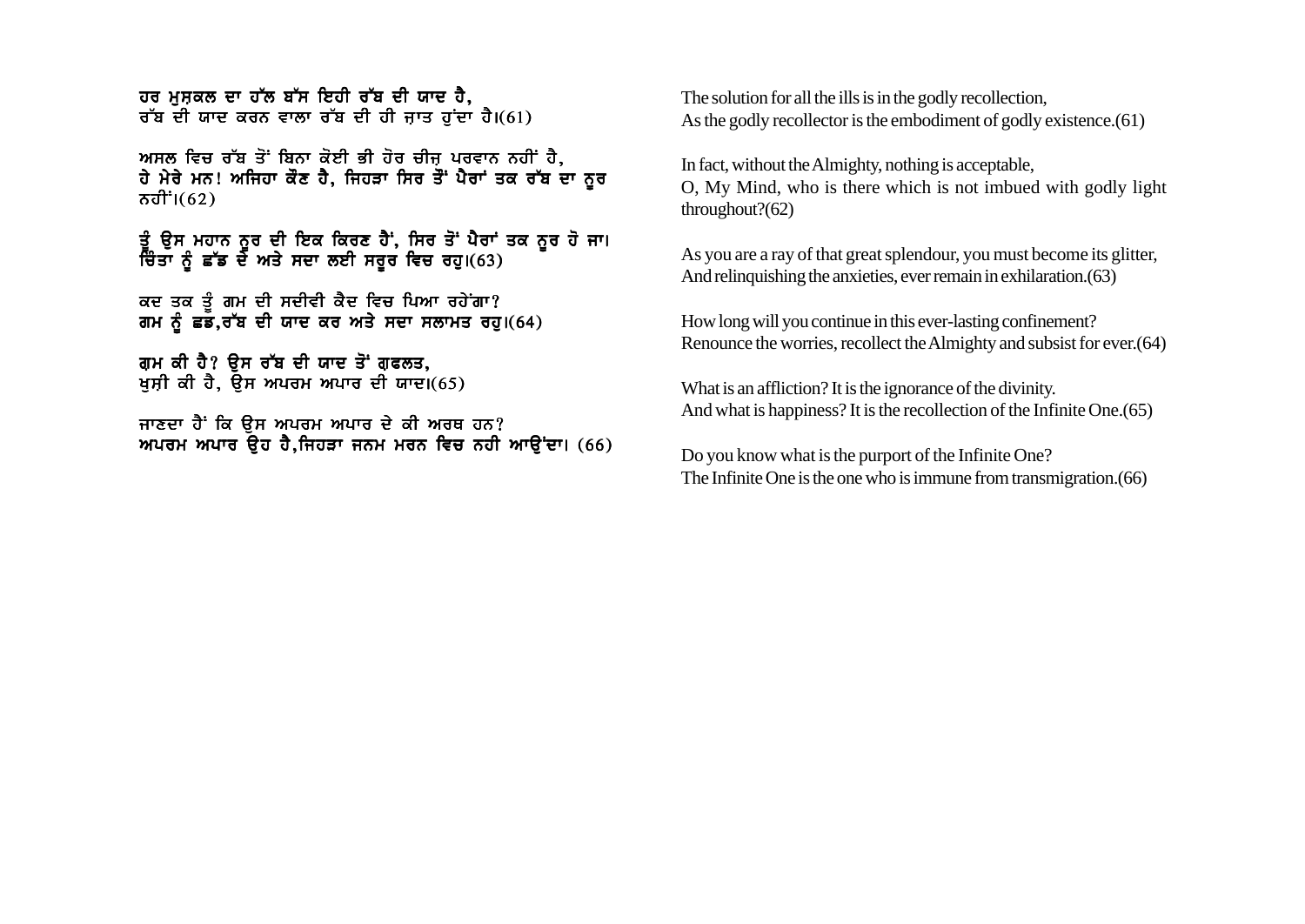ਹਰ ਮੁਸ਼ਕਲ ਦਾ ਹੱਲ ਬੱਸ ਇਹੀ ਰੱਬ ਦੀ ਯਾਦ ਹੈ,
ਰੱਬ ਦੀ ਯਾਦ ਕਰਨ ਵਾਲਾ ਰੱਬ ਦੀ ਹੀ ਜ਼ਾਤ ਹੁੰਦਾ ਹੈ।(61)

ਅਸਲ ਵਿਚ ਰੱਬ ਤੋਂ ਬਿਨਾ ਕੋਈ ਭੀ ਹੋਰ ਚੀਜ਼ ਪਰਵਾਨ ਨਹੀਂ ਹੈ,
ਹੇ ਮੇਰੇ ਮਨ! ਅਜਿਹਾ ਕੌਣ ਹੈ, ਜਿਹੜਾ ਸਿਰ ਤੋਂ ਪੈਰਾਂ ਤਕ ਰੱਬ ਦਾ ਨੂਰ ਨਹੀਂ।(62)

ਤੂੰ ਉਸ ਮਹਾਨ ਨੂਰ ਦੀ ਇਕ ਕਿਰਣ ਹੈਂ, ਸਿਰ ਤੋਂ ਪੈਰਾਂ ਤਕ ਨੂਰ ਹੋ ਜਾ।
ਚਿੰਤਾ ਨੂੰ ਛੱਡ ਦੇ ਅਤੇ ਸਦਾ ਲਈ ਸਰੂਰ ਵਿਚ ਰਹੁ।(63)

ਕਦ ਤਕ ਤੂੰ ਗਮ ਦੀ ਸਦੀਵੀ ਕੈਦ ਵਿਚ ਪਿਆ ਰਹੇਂਗਾ?
ਗਮ ਨੂੰ ਛਡ,ਰੱਬ ਦੀ ਯਾਦ ਕਰ ਅਤੇ ਸਦਾ ਸਲਾਮਤ ਰਹੁ।(64)

ਗ਼ਮ ਕੀ ਹੈ? ਉਸ ਰੱਬ ਦੀ ਯਾਦ ਤੋਂ ਗ਼ਫਲਤ,
ਖੁਸ਼ੀ ਕੀ ਹੈ, ਉਸ ਅਪਰਮ ਅਪਾਰ ਦੀ ਯਾਦ।(65)

ਜਾਣਦਾ ਹੈਂ ਕਿ ਉਸ ਅਪਰਮ ਅਪਾਰ ਦੇ ਕੀ ਅਰਥ ਹਨ?
ਅਪਰਮ ਅਪਾਰ ਉਹ ਹੈ,ਜਿਹੜਾ ਜਨਮ ਮਰਨ ਵਿਚ ਨਹੀ ਆਉਂਦਾ। (66)

The solution for all the ills is in the godly recollection,
As the godly recollector is the embodiment of godly existence.(61)

In fact, without the Almighty, nothing is acceptable,
O, My Mind, who is there which is not imbued with godly light throughout?(62)

As you are a ray of that great splendour, you must become its glitter,
And relinquishing the anxieties, ever remain in exhilaration.(63)

How long will you continue in this ever-lasting confinement?
Renounce the worries, recollect the Almighty and subsist for ever.(64)

What is an affliction? It is the ignorance of the divinity.
And what is happiness? It is the recollection of the Infinite One.(65)

Do you know what is the purport of the Infinite One?
The Infinite One is the one who is immune from transmigration.(66)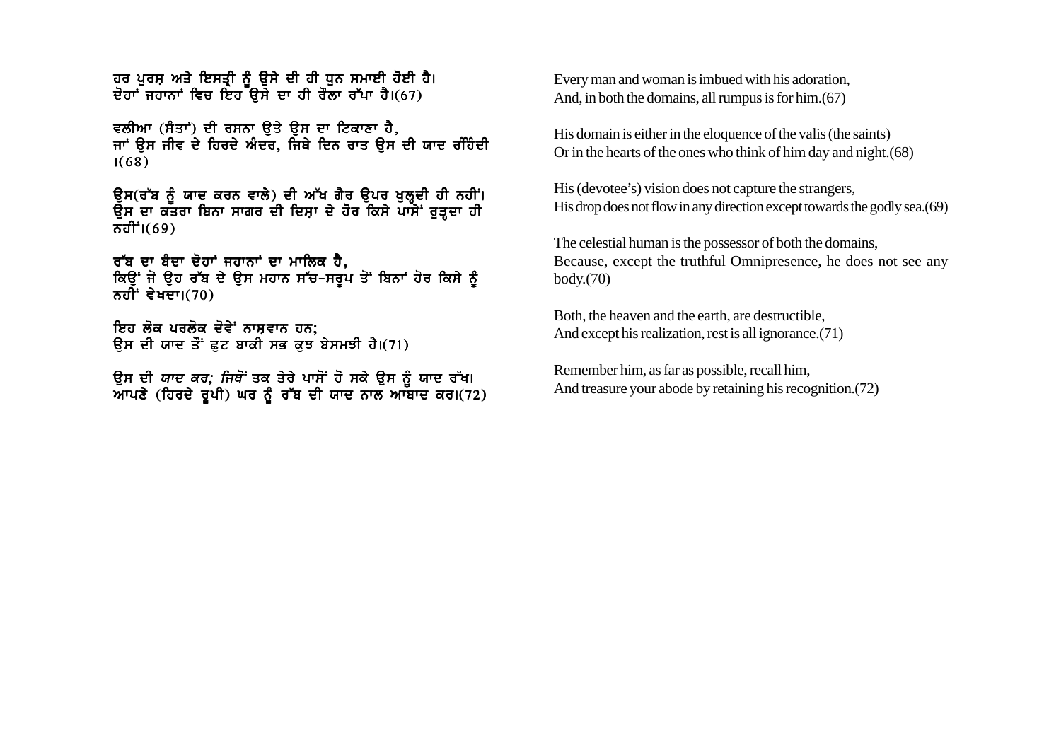ਹਰ ਪੁਰਸ਼ ਅਤੇ ਇਸਤ੍ਰੀ ਨੂੰ ਉਸੇ ਦੀ ਹੀ ਧੁਨ ਸਮਾਈ ਹੋਈ ਹੈ।
ਦੋਹਾਂ ਜਹਾਨਾਂ ਵਿਚ ਇਹ ਉਸੇ ਦਾ ਹੀ ਰੌਲਾ ਰੱਪਾ ਹੈ।(67)

ਵਲੀਆ (ਸੰਤਾਂ) ਦੀ ਰਸਨਾ ਉਤੇ ਉਸ ਦਾ ਟਿਕਾਣਾ ਹੈ,
ਜਾਂ ਉਸ ਜੀਵ ਦੇ ਹਿਰਦੇ ਅੰਦਰ, ਜਿਥੇ ਦਿਨ ਰਾਤ ਉਸ ਦੀ ਯਾਦ ਰਹਿੰਦੀ ।(68)

ਉਸ(ਰੱਬ ਨੂੰ ਯਾਦ ਕਰਨ ਵਾਲੇ) ਦੀ ਅੱਖ ਗੈਰ ਉਪਰ ਖੁਲ੍ਹਦੀ ਹੀ ਨਹੀਂ।
ਉਸ ਦਾ ਕਤਰਾ ਬਿਨਾ ਸਾਗਰ ਦੀ ਦਿਸ਼ਾ ਦੇ ਹੋਰ ਕਿਸੇ ਪਾਸੇ ਰੁੜ੍ਹਦਾ ਹੀ ਨਹੀਂ।(69)

ਰੱਬ ਦਾ ਬੰਦਾ ਦੋਹਾਂ ਜਹਾਨਾਂ ਦਾ ਮਾਲਿਕ ਹੈ,
ਕਿਉਂ ਜੋ ਉਹ ਰੱਬ ਦੇ ਉਸ ਮਹਾਨ ਸੱਚ-ਸਰੂਪ ਤੋਂ ਬਿਨਾਂ ਹੋਰ ਕਿਸੇ ਨੂੰ ਨਹੀਂ ਵੇਖਦਾ।(70)

ਇਹ ਲੋਕ ਪਰਲੋਕ ਦੋਵੇਂ ਨਾਸ਼ਵਾਨ ਹਨ;
ਉਸ ਦੀ ਯਾਦ ਤੋਂ ਛੁਟ ਬਾਕੀ ਸਭ ਕੁਝ ਬੇਸਮਝੀ ਹੈ।(71)

ਉਸ ਦੀ *ਯਾਦ ਕਰ; ਜਿਥੋਂ* ਤਕ ਤੇਰੇ ਪਾਸੋਂ ਹੋ ਸਕੇ ਉਸ ਨੂੰ ਯਾਦ ਰੱਖ।
ਆਪਣੇ (ਹਿਰਦੇ ਰੂਪੀ) ਘਰ ਨੂੰ ਰੱਬ ਦੀ ਯਾਦ ਨਾਲ ਆਬਾਦ ਕਰ।(72)

Every man and woman is imbued with his adoration,
And, in both the domains, all rumpus is for him.(67)

His domain is either in the eloquence of the valis (the saints)
Or in the hearts of the ones who think of him day and night.(68)

His (devotee's) vision does not capture the strangers,
His drop does not flow in any direction except towards the godly sea.(69)

The celestial human is the possessor of both the domains,
Because, except the truthful Omnipresence, he does not see any body.(70)

Both, the heaven and the earth, are destructible,
And except his realization, rest is all ignorance.(71)

Remember him, as far as possible, recall him,
And treasure your abode by retaining his recognition.(72)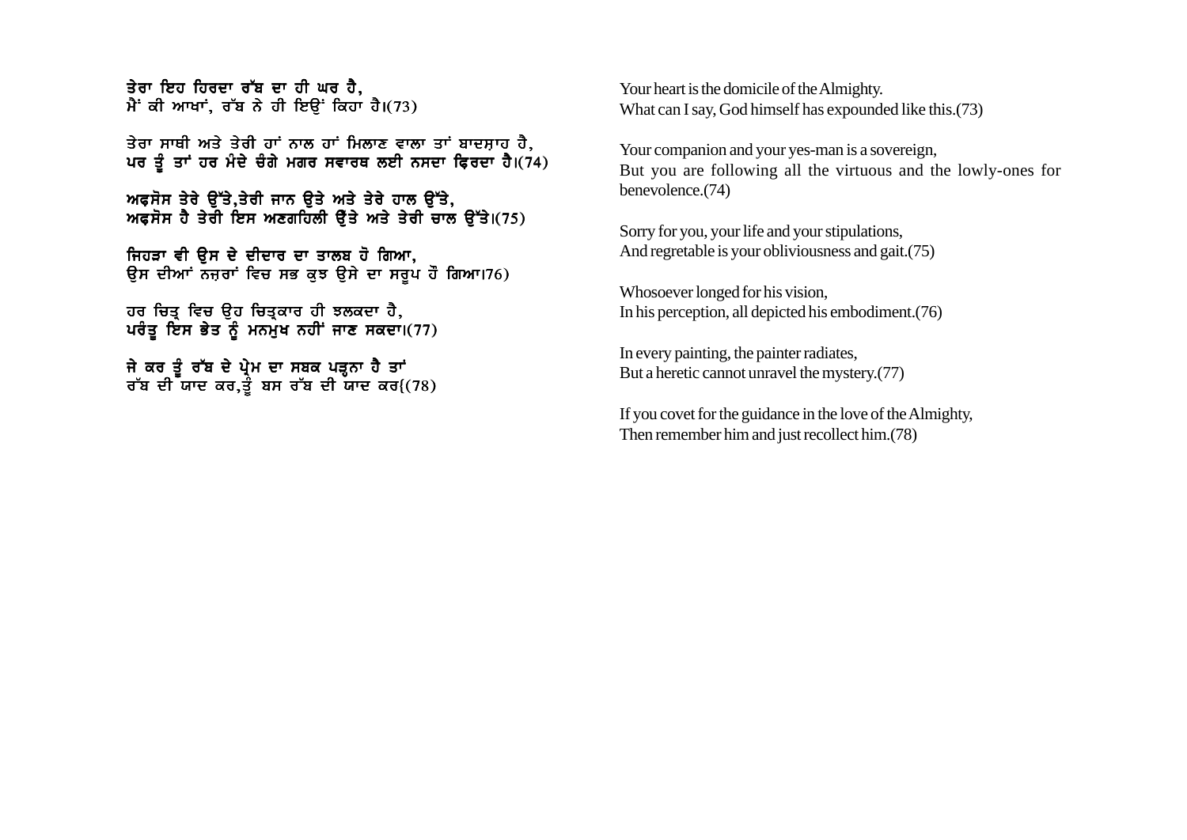ਤੇਰਾ ਇਹ ਹਿਰਦਾ ਰੱਬ ਦਾ ਹੀ ਘਰ ਹੈ,
ਮੈਂ ਕੀ ਆਖਾਂ, ਰੱਬ ਨੇ ਹੀ ਇਉਂ ਕਿਹਾ ਹੈ।(73)

ਤੇਰਾ ਸਾਥੀ ਅਤੇ ਤੇਰੀ ਹਾਂ ਨਾਲ ਹਾਂ ਮਿਲਾਣ ਵਾਲਾ ਤਾਂ ਬਾਦਸ਼ਾਹ ਹੈ,
ਪਰ ਤੂੰ ਤਾਂ ਹਰ ਮੰਦੇ ਚੰਗੇ ਮਗਰ ਸਵਾਰਥ ਲਈ ਨਸਦਾ ਫਿਰਦਾ ਹੈ।(74)

ਅਫਸੋਸ ਤੇਰੇ ਉੱਤੇ,ਤੇਰੀ ਜਾਨ ਉਤੇ ਅਤੇ ਤੇਰੇ ਹਾਲ ਉੱਤੇ,
ਅਫਸੋਸ ਹੈ ਤੇਰੀ ਇਸ ਅਣਗਹਿਲੀ ਉੱਤੇ ਅਤੇ ਤੇਰੀ ਚਾਲ ਉੱਤੇ।(75)

ਜਿਹੜਾ ਵੀ ਉਸ ਦੇ ਦੀਦਾਰ ਦਾ ਤਾਲਬ ਹੋ ਗਿਆ,
ਉਸ ਦੀਆਂ ਨਜ਼ਰਾਂ ਵਿਚ ਸਭ ਕੁਝ ਉਸੇ ਦਾ ਸਰੂਪ ਹੋ ਗਿਆ।76)

ਹਰ ਚਿਤ੍ਰ ਵਿਚ ਉਹ ਚਿਤ੍ਰਕਾਰ ਹੀ ਝਲਕਦਾ ਹੈ,
ਪਰੰਤੂ ਇਸ ਭੇਤ ਨੂੰ ਮਨਮੁਖ ਨਹੀਂ ਜਾਣ ਸਕਦਾ।(77)

ਜੇ ਕਰ ਤੂੰ ਰੱਬ ਦੇ ਪ੍ਰੇਮ ਦਾ ਸਬਕ ਪੜ੍ਹਨਾ ਹੈ ਤਾਂ
ਰੱਬ ਦੀ ਯਾਦ ਕਰ,ਤੂੰ ਬਸ ਰੱਬ ਦੀ ਯਾਦ ਕਰ{(78)

Your heart is the domicile of the Almighty.
What can I say, God himself has expounded like this.(73)

Your companion and your yes-man is a sovereign,
But you are following all the virtuous and the lowly-ones for benevolence.(74)

Sorry for you, your life and your stipulations,
And regretable is your obliviousness and gait.(75)

Whosoever longed for his vision,
In his perception, all depicted his embodiment.(76)

In every painting, the painter radiates,
But a heretic cannot unravel the mystery.(77)

If you covet for the guidance in the love of the Almighty,
Then remember him and just recollect him.(78)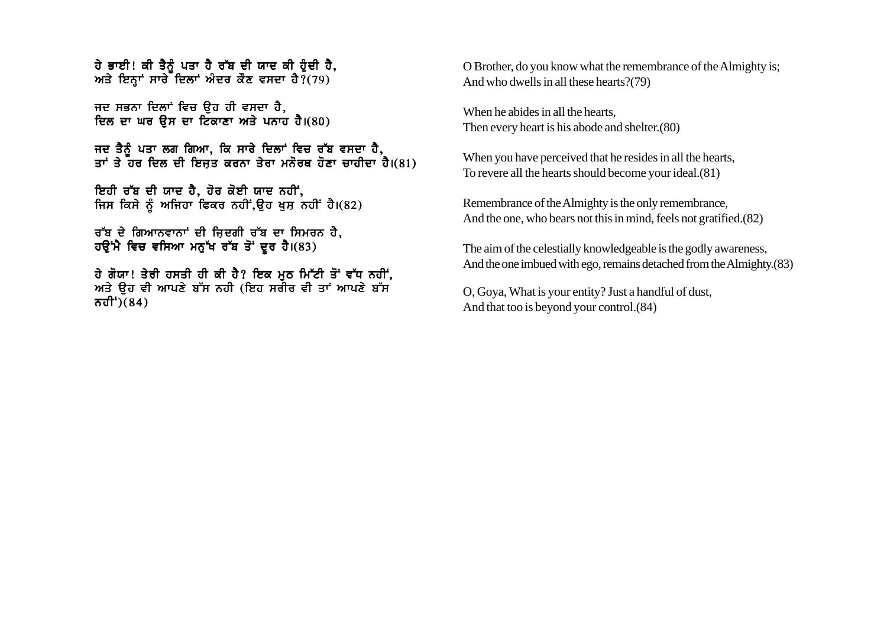ਹੇ ਭਾਈ! ਕੀ ਤੈਨੂੰ ਪਤਾ ਹੈ ਰੱਬ ਦੀ ਯਾਦ ਕੀ ਹੁੰਦੀ ਹੈ,
ਅਤੇ ਇਨ੍ਹਾਂ ਸਾਰੇ ਦਿਲਾਂ ਅੰਦਰ ਕੌਣ ਵਸਦਾ ਹੈ?(79)

ਜਦ ਸਭਨਾ ਦਿਲਾਂ ਵਿਚ ਉਹ ਹੀ ਵਸਦਾ ਹੈ,
ਦਿਲ ਦਾ ਘਰ ਉਸ ਦਾ ਟਿਕਾਣਾ ਅਤੇ ਪਨਾਹ ਹੈ।(80)

ਜਦ ਤੈਨੂੰ ਪਤਾ ਲਗ ਗਿਆ, ਕਿ ਸਾਰੇ ਦਿਲਾਂ ਵਿਚ ਰੱਬ ਵਸਦਾ ਹੈ,
ਤਾਂ ਤੇ ਹਰ ਦਿਲ ਦੀ ਇਜ਼ਤ ਕਰਨਾ ਤੇਰਾ ਮਨੋਰਥ ਹੋਣਾ ਚਾਹੀਦਾ ਹੈ।(81)

ਇਹੀ ਰੱਬ ਦੀ ਯਾਦ ਹੈ, ਹੋਰ ਕੋਈ ਯਾਦ ਨਹੀਂ,
ਜਿਸ ਕਿਸੇ ਨੂੰ ਅਜਿਹਾ ਫਿਕਰ ਨਹੀਂ,ਉਹ ਖੁਸ਼ ਨਹੀਂ ਹੈ।(82)

ਰੱਬ ਦੇ ਗਿਆਨਵਾਨਾਂ ਦੀ ਜ਼ਿਦਗੀ ਰੱਬ ਦਾ ਸਿਮਰਨ ਹੈ,
ਹਉਂਮੈ ਵਿਚ ਵਸਿਆ ਮਨੁੱਖ ਰੱਬ ਤੋਂ ਦੂਰ ਹੈ।(83)

ਹੇ ਗੋਯਾ! ਤੇਰੀ ਹਸਤੀ ਹੀ ਕੀ ਹੈ? ਇਕ ਮੁਠ ਮਿੱਟੀ ਤੋਂ ਵੱਧ ਨਹੀਂ,
ਅਤੇ ਉਹ ਵੀ ਆਪਣੇ ਬੱਸ ਨਹੀ (ਇਹ ਸਰੀਰ ਵੀ ਤਾਂ ਆਪਣੇ ਬੱਸ ਨਹੀਂ)(84)

O Brother, do you know what the remembrance of the Almighty is;
And who dwells in all these hearts?(79)

When he abides in all the hearts,
Then every heart is his abode and shelter.(80)

When you have perceived that he resides in all the hearts,
To revere all the hearts should become your ideal.(81)

Remembrance of the Almighty is the only remembrance,
And the one, who bears not this in mind, feels not gratified.(82)

The aim of the celestially knowledgeable is the godly awareness,
And the one imbued with ego, remains detached from the Almighty.(83)

O, Goya, What is your entity? Just a handful of dust,
And that too is beyond your control.(84)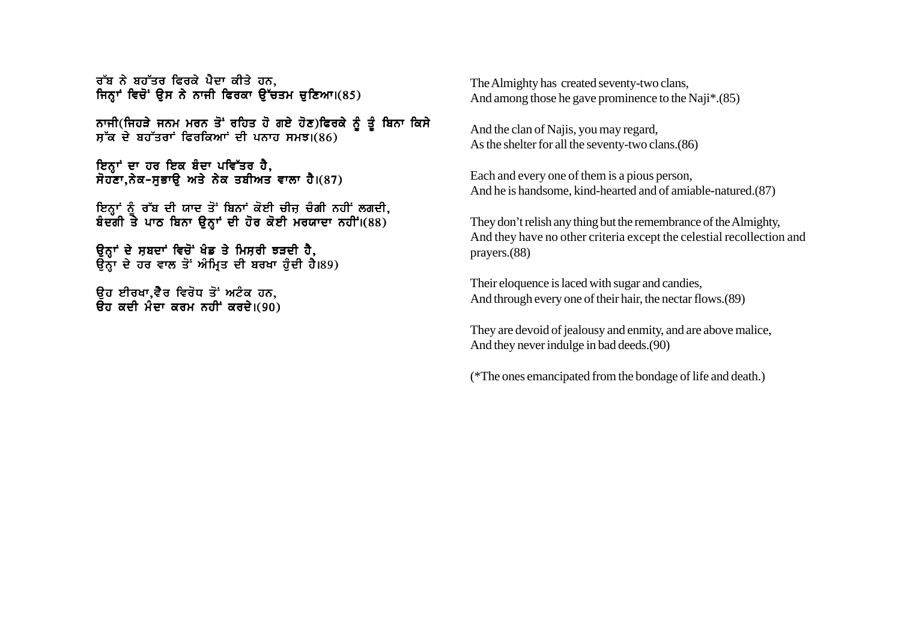ਰੱਬ ਨੇ ਬਹੱਤਰ ਫਿਰਕੇ ਪੈਦਾ ਕੀਤੇ ਹਨ,
**ਜਿਨ੍ਹਾਂ ਵਿਚੋਂ ਉਸ ਨੇ ਨਾਜੀ ਫਿਰਕਾ ਉੱਚਤਮ ਚੁਣਿਆ।(85)**

**ਨਾਜੀ(ਜਿਹੜੇ ਜਨਮ ਮਰਨ ਤੋਂ ਰਹਿਤ ਹੋ ਗਏ ਹੋਣ)ਫਿਰਕੇ ਨੂੰ ਤੂੰ ਬਿਨਾ ਕਿਸੇ**
ਸ਼ੱਕ ਦੇ ਬਹੱਤਰਾਂ ਫਿਰਕਿਆਂ ਦੀ ਪਨਾਹ ਸਮਝ।(86)

**ਇਨ੍ਹਾਂ ਦਾ ਹਰ ਇਕ ਬੰਦਾ ਪਵਿੱਤਰ ਹੈ,**
**ਸੋਹਣਾ,ਨੇਕ-ਸੁਭਾਉ ਅਤੇ ਨੇਕ ਤਬੀਅਤ ਵਾਲਾ ਹੈ।(87)**

ਇਨ੍ਹਾਂ ਨੂੰ ਰੱਬ ਦੀ ਯਾਦ ਤੋਂ ਬਿਨਾਂ ਕੋਈ ਚੀਜ਼ ਚੰਗੀ ਨਹੀਂ ਲਗਦੀ,
**ਬੰਦਗੀ ਤੇ ਪਾਠ ਬਿਨਾ ਉਨ੍ਹਾਂ ਦੀ ਹੋਰ ਕੋਈ ਮਰਯਾਦਾ ਨਹੀਂ।(88)**

**ਉਨ੍ਹਾਂ ਦੇ ਸ਼ਬਦਾਂ ਵਿਚੋਂ ਖੰਡ ਤੇ ਮਿਸ਼ਰੀ ਝੜਦੀ ਹੈ,**
ਉਨ੍ਹਾ ਦੇ ਹਰ ਵਾਲ ਤੋਂ ਅੰਮ੍ਰਿਤ ਦੀ ਬਰਖਾ ਹੁੰਦੀ ਹੈ।89)

ਉਹ ਈਰਖਾ,ਵੈਰ ਵਿਰੋਧ ਤੋਂ ਅਟੰਕ ਹਨ,
**ਓਹ ਕਦੀ ਮੰਦਾ ਕਰਮ ਨਹੀਂ ਕਰਦੇ।(90)**

The Almighty has created seventy-two clans,
And among those he gave prominence to the Naji*.(85)

And the clan of Najis, you may regard,
As the shelter for all the seventy-two clans.(86)

Each and every one of them is a pious person,
And he is handsome, kind-hearted and of amiable-natured.(87)

They don't relish any thing but the remembrance of the Almighty,
And they have no other criteria except the celestial recollection and prayers.(88)

Their eloquence is laced with sugar and candies,
And through every one of their hair, the nectar flows.(89)

They are devoid of jealousy and enmity, and are above malice,
And they never indulge in bad deeds.(90)

(*The ones emancipated from the bondage of life and death.)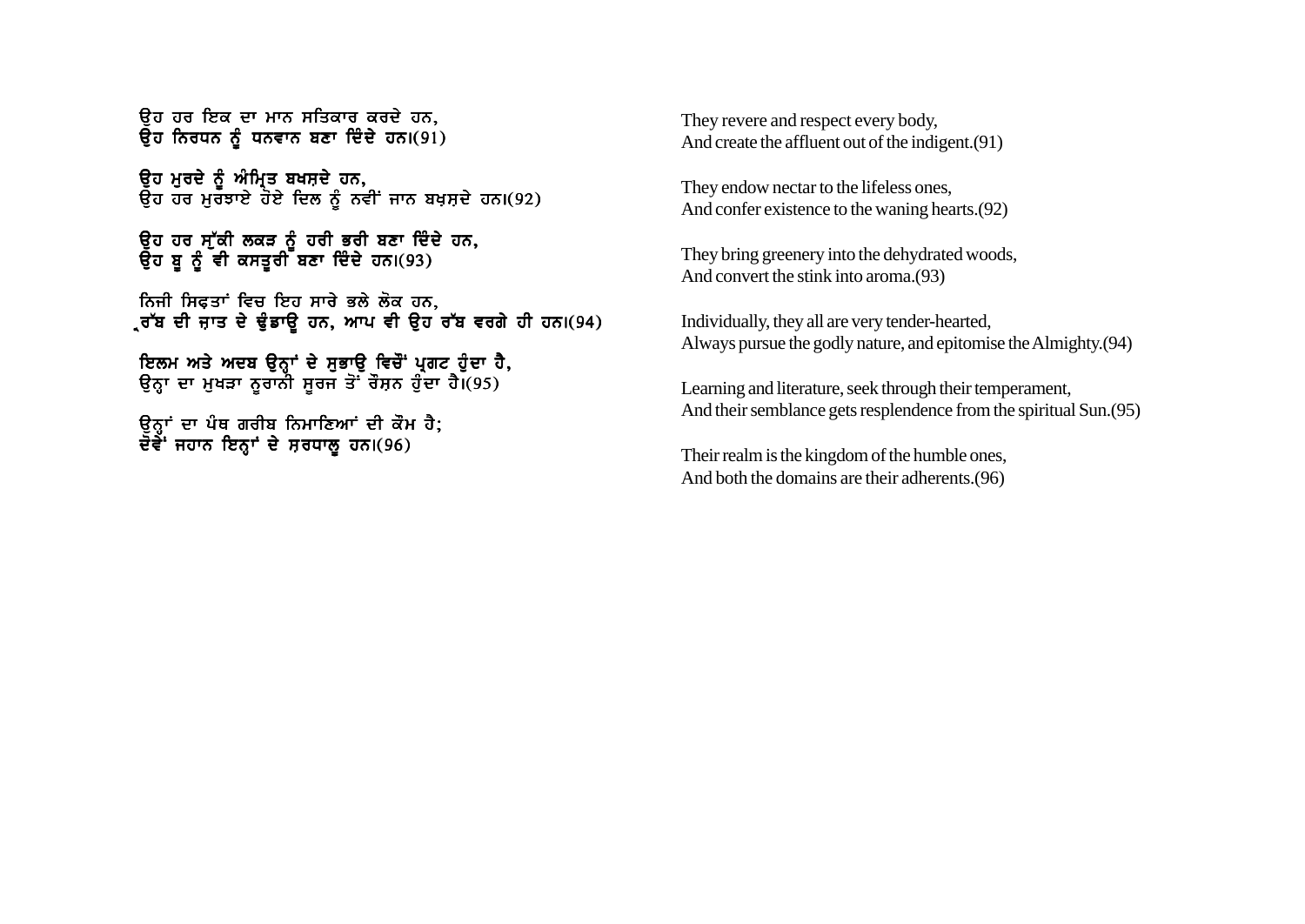ਉਹ ਹਰ ਇਕ ਦਾ ਮਾਨ ਸਤਿਕਾਰ ਕਰਦੇ ਹਨ,
ਉਹ ਨਿਰਧਨ ਨੂੰ ਧਨਵਾਨ ਬਣਾ ਦਿੰਦੇ ਹਨ।(91)

ਉਹ ਮੁਰਦੇ ਨੂੰ ਅੰਮ੍ਰਿਤ ਬਖਸ਼ਦੇ ਹਨ,
ਉਹ ਹਰ ਮੁਰਝਾਏ ਹੋਏ ਦਿਲ ਨੂੰ ਨਵੀਂ ਜਾਨ ਬਖ਼ਸ਼ਦੇ ਹਨ।(92)

ਉਹ ਹਰ ਸੁੱਕੀ ਲਕੜ ਨੂੰ ਹਰੀ ਭਰੀ ਬਣਾ ਦਿੰਦੇ ਹਨ,
ਉਹ ਬੂ ਨੂੰ ਵੀ ਕਸਤੂਰੀ ਬਣਾ ਦਿੰਦੇ ਹਨ।(93)

ਨਿਜੀ ਸਿਫਤਾਂ ਵਿਚ ਇਹ ਸਾਰੇ ਭਲੇ ਲੋਕ ਹਨ,
ਰੱਬ ਦੀ ਜ਼ਾਤ ਦੇ ਢੂੰਡਾਊ ਹਨ, ਆਪ ਵੀ ਉਹ ਰੱਬ ਵਰਗੇ ਹੀ ਹਨ।(94)

ਇਲਮ ਅਤੇ ਅਦਬ ਉਨ੍ਹਾਂ ਦੇ ਸੁਭਾਉ ਵਿਚੋਂ ਪ੍ਰਗਟ ਹੁੰਦਾ ਹੈ,
ਉਨ੍ਹਾ ਦਾ ਮੁਖੜਾ ਨੂਰਾਨੀ ਸੂਰਜ ਤੋਂ ਰੌਸ਼ਨ ਹੁੰਦਾ ਹੈ।(95)

ਉਨ੍ਹਾਂ ਦਾ ਪੰਥ ਗਰੀਬ ਨਿਮਾਣਿਆਂ ਦੀ ਕੌਮ ਹੈ;
ਦੋਵੇਂ ਜਹਾਨ ਇਨ੍ਹਾਂ ਦੇ ਸ਼ਰਧਾਲੂ ਹਨ।(96)

They revere and respect every body,
And create the affluent out of the indigent.(91)

They endow nectar to the lifeless ones,
And confer existence to the waning hearts.(92)

They bring greenery into the dehydrated woods,
And convert the stink into aroma.(93)

Individually, they all are very tender-hearted,
Always pursue the godly nature, and epitomise the Almighty.(94)

Learning and literature, seek through their temperament,
And their semblance gets resplendence from the spiritual Sun.(95)

Their realm is the kingdom of the humble ones,
And both the domains are their adherents.(96)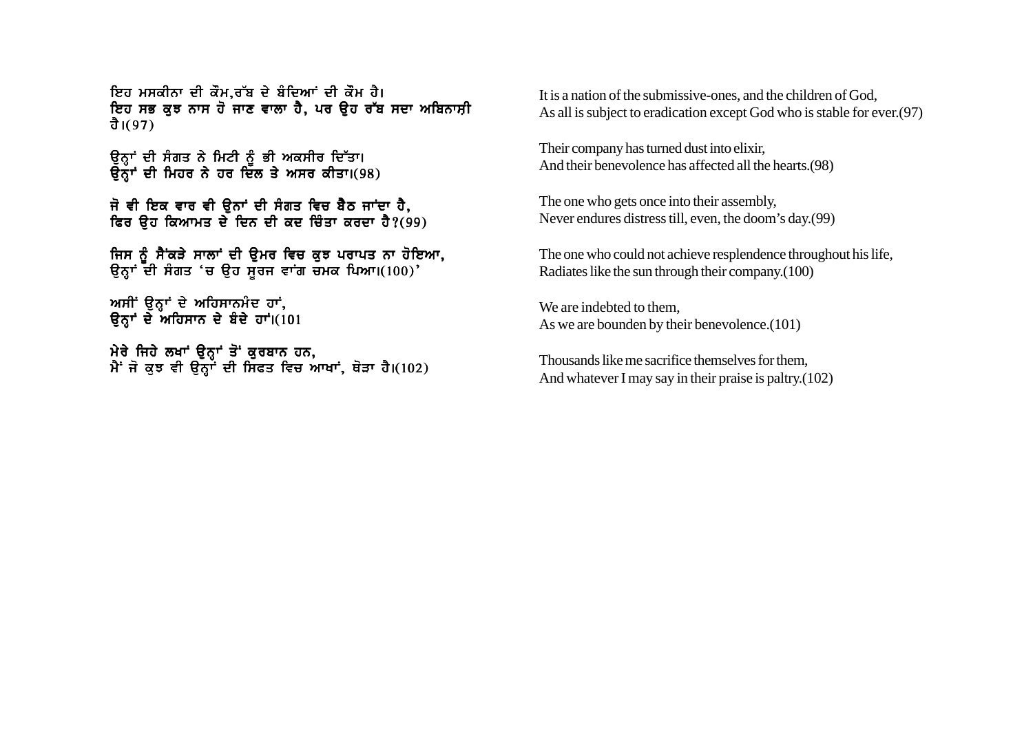ਇਹ ਮਸਕੀਨਾ ਦੀ ਕੌਮ,ਰੱਬ ਦੇ ਬੰਦਿਆਂ ਦੀ ਕੌਮ ਹੈ।
ਇਹ ਸਭ ਕੁਝ ਨਾਸ ਹੋ ਜਾਣ ਵਾਲਾ ਹੈ, ਪਰ ਉਹ ਰੱਬ ਸਦਾ ਅਬਿਨਾਸ਼ੀ ਹੈ।(97)

ਉਨ੍ਹਾਂ ਦੀ ਸੰਗਤ ਨੇ ਮਿਟੀ ਨੂੰ ਭੀ ਅਕਸੀਰ ਦਿੱਤਾ।
ਉਨ੍ਹਾਂ ਦੀ ਮਿਹਰ ਨੇ ਹਰ ਦਿਲ ਤੇ ਅਸਰ ਕੀਤਾ।(98)

ਜੋ ਵੀ ਇਕ ਵਾਰ ਵੀ ਉਨਾਂ ਦੀ ਸੰਗਤ ਵਿਚ ਬੈਠ ਜਾਂਦਾ ਹੈ,
ਫਿਰ ਉਹ ਕਿਆਮਤ ਦੇ ਦਿਨ ਦੀ ਕਦ ਚਿੰਤਾ ਕਰਦਾ ਹੈ?(99)

ਜਿਸ ਨੂੰ ਸੈਂਕੜੇ ਸਾਲਾਂ ਦੀ ਉਮਰ ਵਿਚ ਕੁਝ ਪਰਾਪਤ ਨਾ ਹੋਇਆ,
ਉਨ੍ਹਾਂ ਦੀ ਸੰਗਤ 'ਚ ਉਹ ਸੂਰਜ ਵਾਂਗ ਚਮਕ ਪਿਆ।(100)'

ਅਸੀਂ ਉਨ੍ਹਾਂ ਦੇ ਅਹਿਸਾਨਮੰਦ ਹਾਂ,
ਉਨ੍ਹਾਂ ਦੇ ਅਹਿਸਾਨ ਦੇ ਬੰਦੇ ਹਾਂ।(101

ਮੇਰੇ ਜਿਹੇ ਲਖਾਂ ਉਨ੍ਹਾਂ ਤੋਂ ਕੁਰਬਾਨ ਹਨ,
ਮੈਂ ਜੋ ਕੁਝ ਵੀ ਉਨ੍ਹਾਂ ਦੀ ਸਿਫਤ ਵਿਚ ਆਖਾਂ, ਥੋੜਾ ਹੈ।(102)

It is a nation of the submissive-ones, and the children of God,
As all is subject to eradication except God who is stable for ever.(97)

Their company has turned dust into elixir,
And their benevolence has affected all the hearts.(98)

The one who gets once into their assembly,
Never endures distress till, even, the doom's day.(99)

The one who could not achieve resplendence throughout his life,
Radiates like the sun through their company.(100)

We are indebted to them,
As we are bounden by their benevolence.(101)

Thousands like me sacrifice themselves for them,
And whatever I may say in their praise is paltry.(102)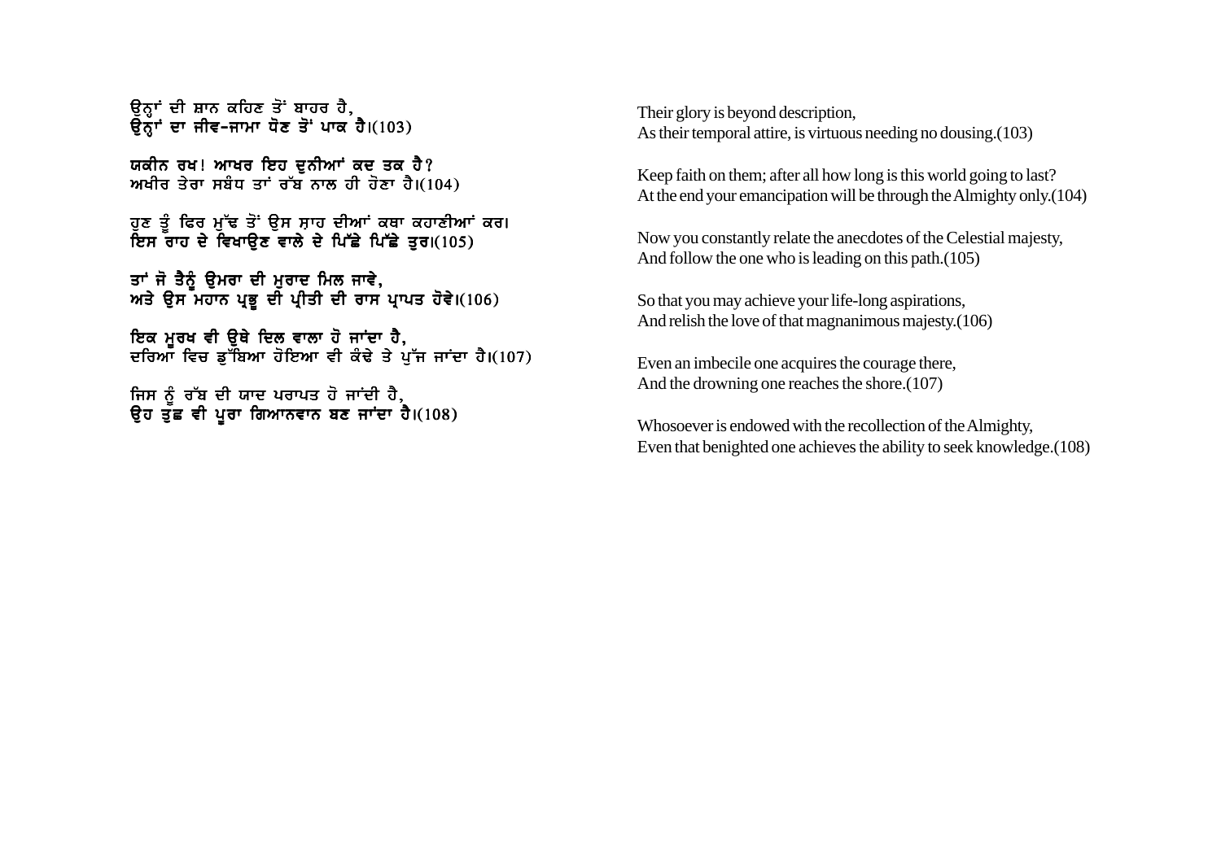ਉਨ੍ਹਾਂ ਦੀ ਸ਼ਾਨ ਕਹਿਣ ਤੋਂ ਬਾਹਰ ਹੈ,
ਉਨ੍ਹਾਂ ਦਾ ਜੀਵ-ਜਾਮਾ ਧੋਣ ਤੋਂ ਪਾਕ ਹੈ।(103)

ਯਕੀਨ ਰਖ! ਆਖਰ ਇਹ ਦੁਨੀਆਂ ਕਦ ਤਕ ਹੈ?
ਅਖੀਰ ਤੇਰਾ ਸਬੰਧ ਤਾਂ ਰੱਬ ਨਾਲ ਹੀ ਹੋਣਾ ਹੈ।(104)

ਹੁਣ ਤੂੰ ਫਿਰ ਮੁੱਢ ਤੋਂ ਉਸ ਸ਼ਾਹ ਦੀਆਂ ਕਥਾ ਕਹਾਣੀਆਂ ਕਰ।
ਇਸ ਰਾਹ ਦੇ ਵਿਖਾਉਣ ਵਾਲੇ ਦੇ ਪਿੱਛੇ ਪਿੱਛੇ ਤੁਰ।(105)

ਤਾਂ ਜੋ ਤੈਨੂੰ ਉਮਰਾ ਦੀ ਮੁਰਾਦ ਮਿਲ ਜਾਵੇ,
ਅਤੇ ਉਸ ਮਹਾਨ ਪ੍ਰਭੂ ਦੀ ਪ੍ਰੀਤੀ ਦੀ ਰਾਸ ਪ੍ਰਾਪਤ ਹੋਵੇ।(106)

ਇਕ ਮੂਰਖ ਵੀ ਉਥੇ ਦਿਲ ਵਾਲਾ ਹੋ ਜਾਂਦਾ ਹੈ,
ਦਰਿਆ ਵਿਚ ਡੁੱਬਿਆ ਹੋਇਆ ਵੀ ਕੰਢੇ ਤੇ ਪੁੱਜ ਜਾਂਦਾ ਹੈ।(107)

ਜਿਸ ਨੂੰ ਰੱਬ ਦੀ ਯਾਦ ਪਰਾਪਤ ਹੋ ਜਾਂਦੀ ਹੈ,
ਉਹ ਤੁਛ ਵੀ ਪੂਰਾ ਗਿਆਨਵਾਨ ਬਣ ਜਾਂਦਾ ਹੈ।(108)

Their glory is beyond description,
As their temporal attire, is virtuous needing no dousing.(103)

Keep faith on them; after all how long is this world going to last?
At the end your emancipation will be through the Almighty only.(104)

Now you constantly relate the anecdotes of the Celestial majesty,
And follow the one who is leading on this path.(105)

So that you may achieve your life-long aspirations,
And relish the love of that magnanimous majesty.(106)

Even an imbecile one acquires the courage there,
And the drowning one reaches the shore.(107)

Whosoever is endowed with the recollection of the Almighty,
Even that benighted one achieves the ability to seek knowledge.(108)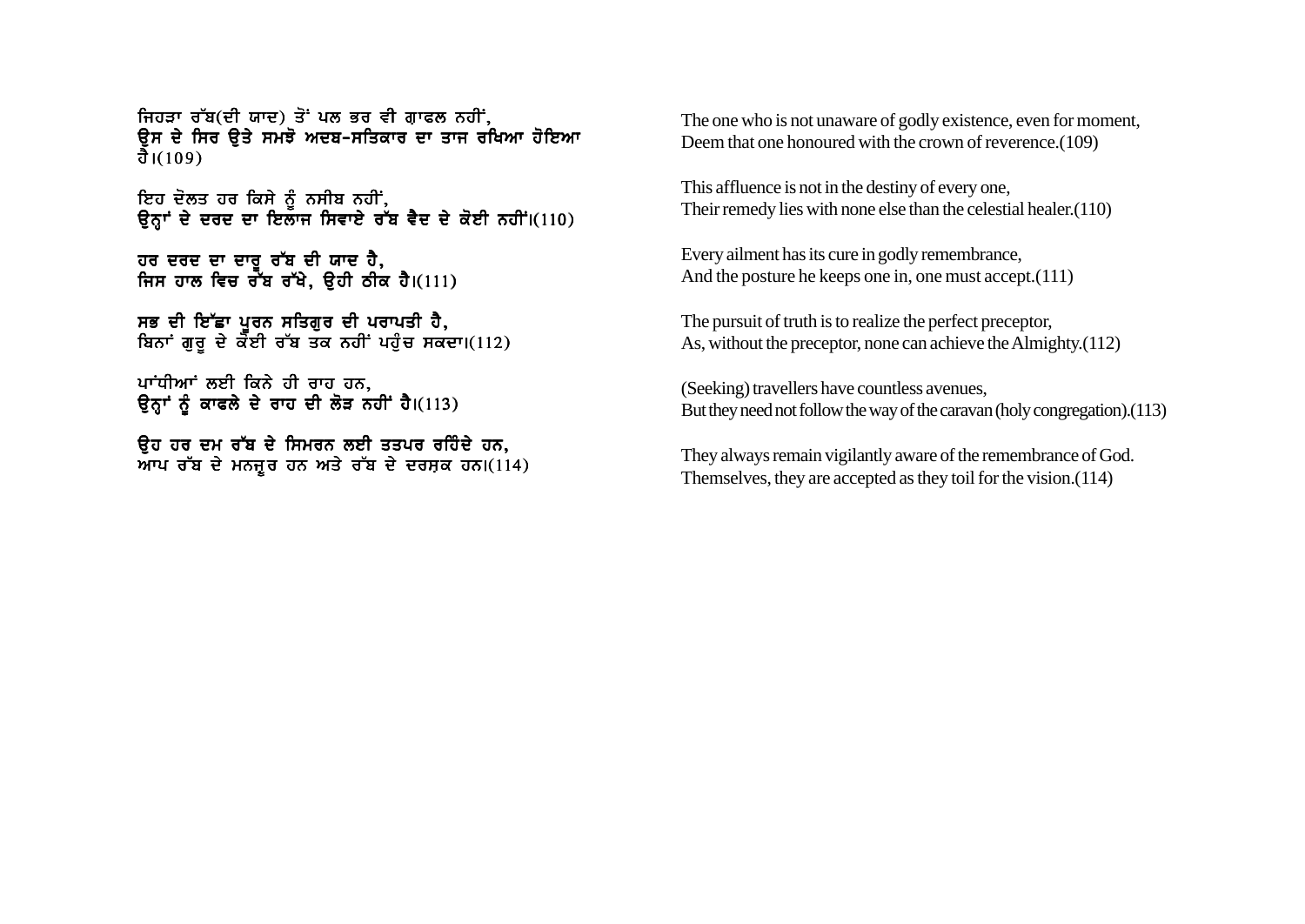ਜਿਹੜਾ ਰੱਬ(ਦੀ ਯਾਦ) ਤੋਂ ਪਲ ਭਰ ਵੀ ਗ਼ਾਫਲ ਨਹੀਂ,
ਉਸ ਦੇ ਸਿਰ ਉਤੇ ਸਮਝੋ ਅਦਬ-ਸਤਿਕਾਰ ਦਾ ਤਾਜ ਰਖਿਆ ਹੋਇਆ ਹੈ।(109)

ਇਹ ਦੌਲਤ ਹਰ ਕਿਸੇ ਨੂੰ ਨਸੀਬ ਨਹੀਂ,
ਉਨ੍ਹਾਂ ਦੇ ਦਰਦ ਦਾ ਇਲਾਜ ਸਿਵਾਏ ਰੱਬ ਵੈਦ ਦੇ ਕੋਈ ਨਹੀਂ।(110)

ਹਰ ਦਰਦ ਦਾ ਦਾਰੂ ਰੱਬ ਦੀ ਯਾਦ ਹੈ,
ਜਿਸ ਹਾਲ ਵਿਚ ਰੱਬ ਰੱਖੇ, ਉਹੀ ਠੀਕ ਹੈ।(111)

ਸਭ ਦੀ ਇੱਛਾ ਪੂਰਨ ਸਤਿਗੁਰ ਦੀ ਪਰਾਪਤੀ ਹੈ,
ਬਿਨਾਂ ਗੁਰੂ ਦੇ ਕੋਈ ਰੱਬ ਤਕ ਨਹੀਂ ਪਹੁੰਚ ਸਕਦਾ।(112)

ਪਾਂਧੀਆਂ ਲਈ ਕਿਨੇ ਹੀ ਰਾਹ ਹਨ,
ਉਨ੍ਹਾਂ ਨੂੰ ਕਾਫਲੇ ਦੇ ਰਾਹ ਦੀ ਲੋੜ ਨਹੀਂ ਹੈ।(113)

ਉਹ ਹਰ ਦਮ ਰੱਬ ਦੇ ਸਿਮਰਨ ਲਈ ਤਤਪਰ ਰਹਿੰਦੇ ਹਨ,
ਆਪ ਰੱਬ ਦੇ ਮਨਜ਼ੂਰ ਹਨ ਅਤੇ ਰੱਬ ਦੇ ਦਰਸ਼ਕ ਹਨ।(114)

The one who is not unaware of godly existence, even for moment,
Deem that one honoured with the crown of reverence.(109)

This affluence is not in the destiny of every one,
Their remedy lies with none else than the celestial healer.(110)

Every ailment has its cure in godly remembrance,
And the posture he keeps one in, one must accept.(111)

The pursuit of truth is to realize the perfect preceptor,
As, without the preceptor, none can achieve the Almighty.(112)

(Seeking) travellers have countless avenues,
But they need not follow the way of the caravan (holy congregation).(113)

They always remain vigilantly aware of the remembrance of God.
Themselves, they are accepted as they toil for the vision.(114)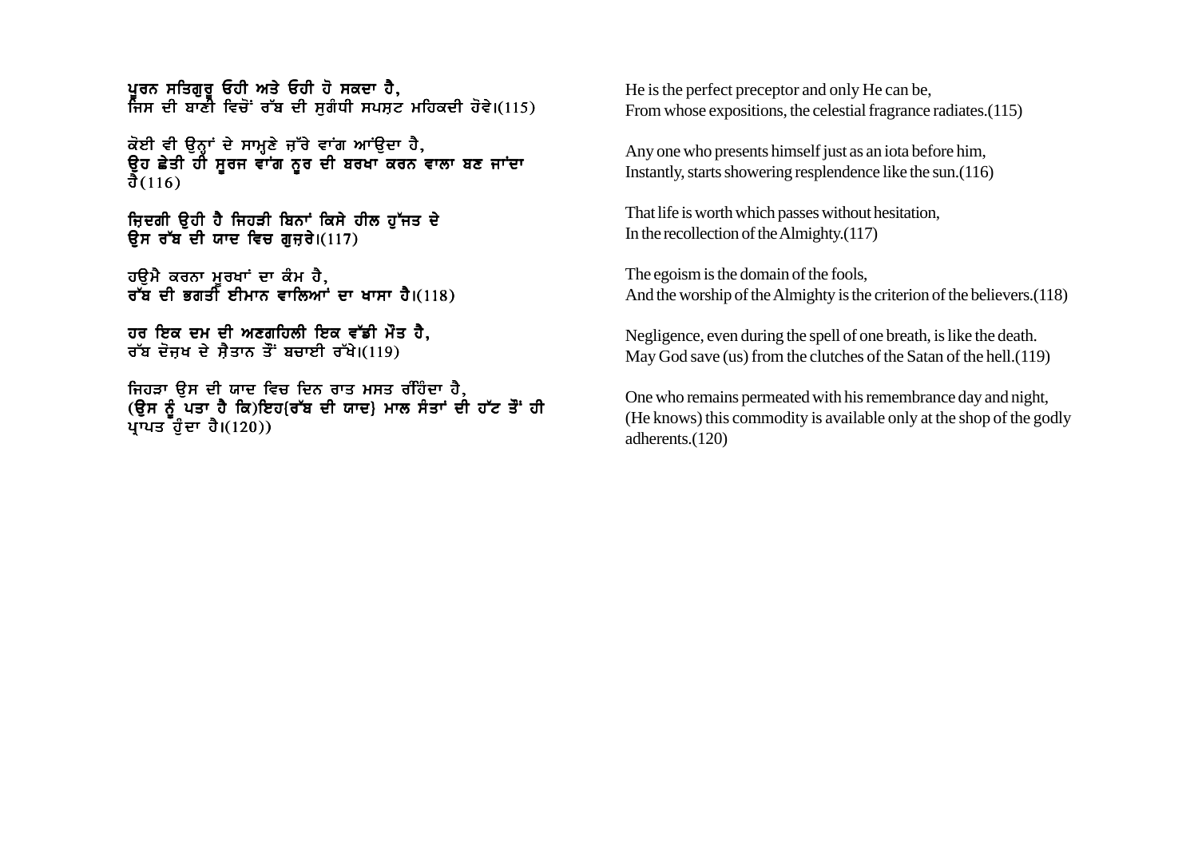ਪੂਰਨ ਸਤਿਗੁਰੂ ਓਹੀ ਅਤੇ ਓਹੀ ਹੋ ਸਕਦਾ ਹੈ,
ਜਿਸ ਦੀ ਬਾਣੀ ਵਿਚੋਂ ਰੱਬ ਦੀ ਸੁਗੰਧੀ ਸਪਸ਼ਟ ਮਹਿਕਦੀ ਹੋਵੇ।(115)

ਕੋਈ ਵੀ ਉਨ੍ਹਾਂ ਦੇ ਸਾਮ੍ਹਣੇ ਜ਼ੱਰੇ ਵਾਂਗ ਆਂਉਦਾ ਹੈ,
ਉਹ ਛੇਤੀ ਹੀ ਸੂਰਜ ਵਾਂਗ ਨੂਰ ਦੀ ਬਰਖਾ ਕਰਨ ਵਾਲਾ ਬਣ ਜਾਂਦਾ ਹੈ(116)

ਜ਼ਿਦਗੀ ਉਹੀ ਹੈ ਜਿਹੜੀ ਬਿਨਾਂ ਕਿਸੇ ਹੀਲ ਹੁੱਜਤ ਦੇ
ਉਸ ਰੱਬ ਦੀ ਯਾਦ ਵਿਚ ਗੁਜ਼ਰੇ।(117)

ਹਉਮੈ ਕਰਨਾ ਮੂਰਖਾਂ ਦਾ ਕੰਮ ਹੈ,
ਰੱਬ ਦੀ ਭਗਤੀ ਈਮਾਨ ਵਾਲਿਆਂ ਦਾ ਖਾਸਾ ਹੈ।(118)

ਹਰ ਇਕ ਦਮ ਦੀ ਅਣਗਹਿਲੀ ਇਕ ਵੱਡੀ ਮੌਤ ਹੈ,
ਰੱਬ ਦੋਜ਼ਖ ਦੇ ਸ਼ੈਤਾਨ ਤੋਂ ਬਚਾਈ ਰੱਖੇ।(119)

ਜਿਹੜਾ ਉਸ ਦੀ ਯਾਦ ਵਿਚ ਦਿਨ ਰਾਤ ਮਸਤ ਰਹਿੰਦਾ ਹੈ,
(ਉਸ ਨੂੰ ਪਤਾ ਹੈ ਕਿ)ਇਹ(ਰੱਬ ਦੀ ਯਾਦ} ਮਾਲ ਸੰਤਾਂ ਦੀ ਹੱਟ ਤੋਂ ਹੀ ਪ੍ਰਾਪਤ ਹੁੰਦਾ ਹੈ।(120))

He is the perfect preceptor and only He can be,
From whose expositions, the celestial fragrance radiates.(115)

Any one who presents himself just as an iota before him,
Instantly, starts showering resplendence like the sun.(116)

That life is worth which passes without hesitation,
In the recollection of the Almighty.(117)

The egoism is the domain of the fools,
And the worship of the Almighty is the criterion of the believers.(118)

Negligence, even during the spell of one breath, is like the death.
May God save (us) from the clutches of the Satan of the hell.(119)

One who remains permeated with his remembrance day and night,
(He knows) this commodity is available only at the shop of the godly adherents.(120)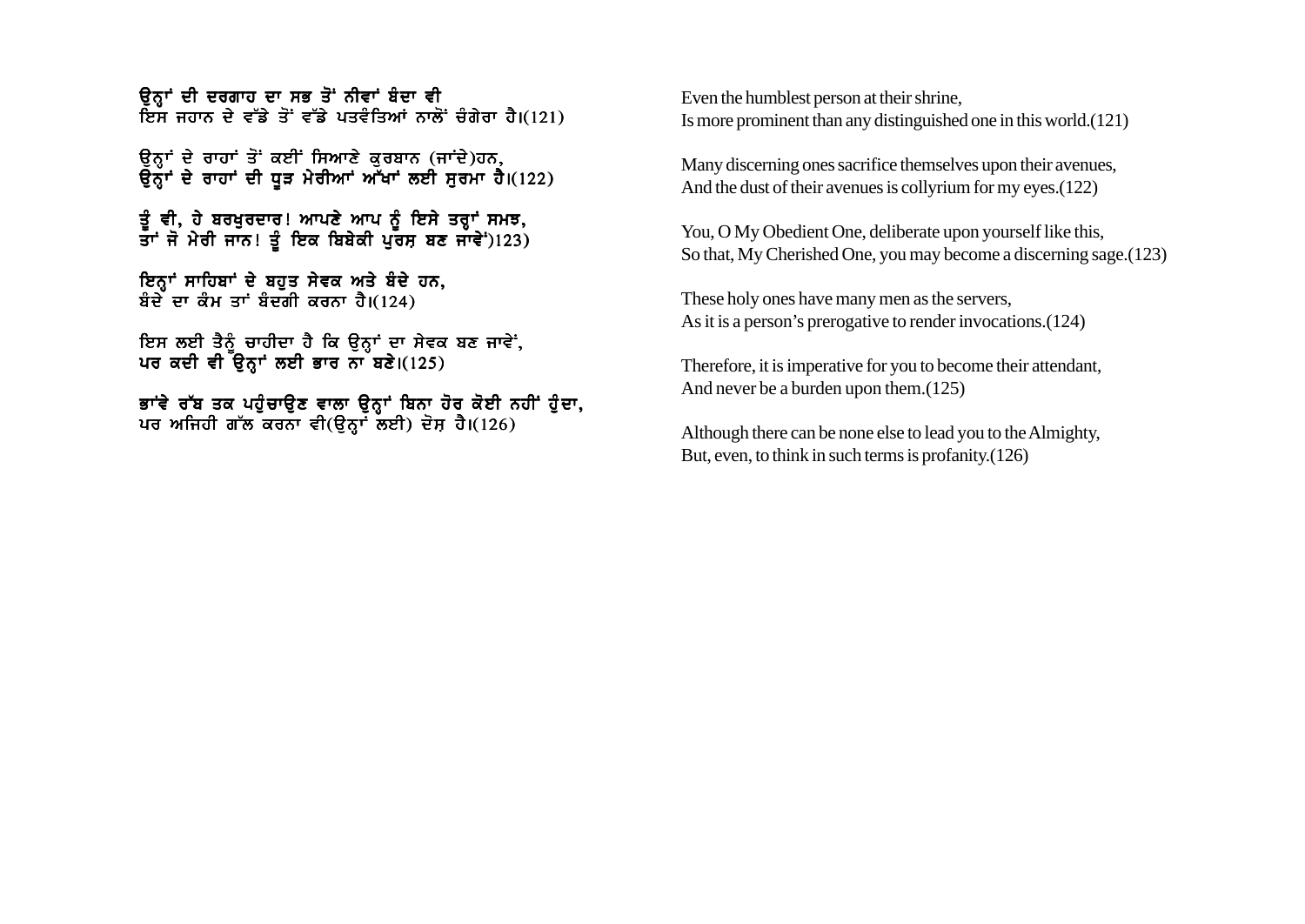ਉਨ੍ਹਾਂ ਦੀ ਦਰਗਾਹ ਦਾ ਸਭ ਤੋਂ ਨੀਵਾਂ ਬੰਦਾ ਵੀ
ਇਸ ਜਹਾਨ ਦੇ ਵੱਡੇ ਤੋਂ ਵੱਡੇ ਪਤਵੰਤਿਆਂ ਨਾਲੋਂ ਚੰਗੇਰਾ ਹੈ।(121)

ਉਨ੍ਹਾਂ ਦੇ ਰਾਹਾਂ ਤੋਂ ਕਈਂ ਸਿਆਣੇ ਕੁਰਬਾਨ (ਜਾਂਦੇ)ਹਨ,
ਉਨ੍ਹਾਂ ਦੇ ਰਾਹਾਂ ਦੀ ਧੂੜ ਮੇਰੀਆਂ ਅੱਖਾਂ ਲਈ ਸੁਰਮਾ ਹੈ।(122)

ਤੂੰ ਵੀ, ਹੇ ਬਰਖੁਰਦਾਰ! ਆਪਣੇ ਆਪ ਨੂੰ ਇਸੇ ਤਰ੍ਹਾਂ ਸਮਝ,
ਤਾਂ ਜੋ ਮੇਰੀ ਜਾਨ! ਤੂੰ ਇਕ ਬਿਬੇਕੀ ਪੁਰਸ਼ ਬਣ ਜਾਵੇਂ)123)

ਇਨ੍ਹਾਂ ਸਾਹਿਬਾਂ ਦੇ ਬਹੁਤ ਸੇਵਕ ਅਤੇ ਬੰਦੇ ਹਨ,
ਬੰਦੇ ਦਾ ਕੰਮ ਤਾਂ ਬੰਦਗੀ ਕਰਨਾ ਹੈ।(124)

ਇਸ ਲਈ ਤੈਨੂੰ ਚਾਹੀਦਾ ਹੈ ਕਿ ਉਨ੍ਹਾਂ ਦਾ ਸੇਵਕ ਬਣ ਜਾਵੇਂ,
ਪਰ ਕਦੀ ਵੀ ਉਨ੍ਹਾਂ ਲਈ ਭਾਰ ਨਾ ਬਣੇ।(125)

ਭਾਂਵੇ ਰੱਬ ਤਕ ਪਹੁੰਚਾਉਣ ਵਾਲਾ ਉਨ੍ਹਾਂ ਬਿਨਾ ਹੋਰ ਕੋਈ ਨਹੀਂ ਹੁੰਦਾ,
ਪਰ ਅਜਿਹੀ ਗੱਲ ਕਰਨਾ ਵੀ(ਉਨ੍ਹਾਂ ਲਈ) ਦੋਸ਼ ਹੈ।(126)

Even the humblest person at their shrine,
Is more prominent than any distinguished one in this world.(121)

Many discerning ones sacrifice themselves upon their avenues,
And the dust of their avenues is collyrium for my eyes.(122)

You, O My Obedient One, deliberate upon yourself like this,
So that, My Cherished One, you may become a discerning sage.(123)

These holy ones have many men as the servers,
As it is a person's prerogative to render invocations.(124)

Therefore, it is imperative for you to become their attendant,
And never be a burden upon them.(125)

Although there can be none else to lead you to the Almighty,
But, even, to think in such terms is profanity.(126)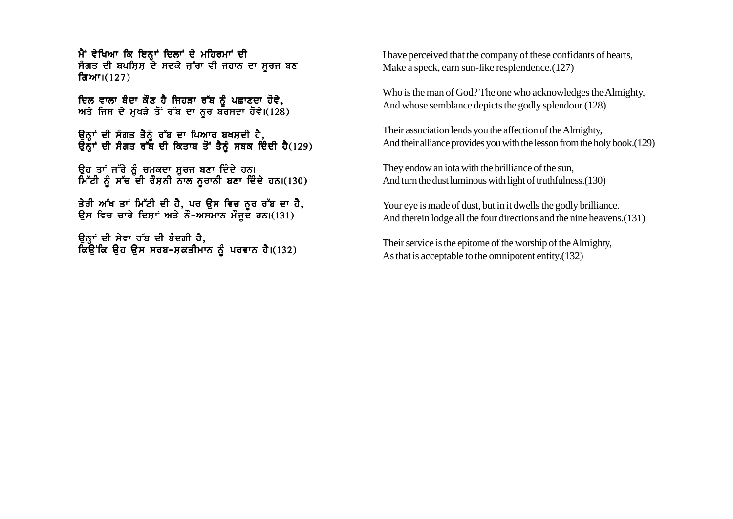ਮੈਂ ਵੇਖਿਆ ਕਿ ਇਨ੍ਹਾਂ ਦਿਲਾਂ ਦੇ ਮਹਿਰਮਾਂ ਦੀ
ਸੰਗਤ ਦੀ ਬਖਸ਼ਿਸ਼ ਦੇ ਸਦਕੇ ਜ਼ੱਰਾ ਵੀ ਜਹਾਨ ਦਾ ਸੂਰਜ ਬਣ
ਗਿਆ।(127)

ਦਿਲ ਵਾਲਾ ਬੰਦਾ ਕੌਣ ਹੈ ਜਿਹੜਾ ਰੱਬ ਨੂੰ ਪਛਾਣਦਾ ਹੋਵੇ,
ਅਤੇ ਜਿਸ ਦੇ ਮੁਖੜੇ ਤੋਂ ਰੱਬ ਦਾ ਨੂਰ ਬਰਸਦਾ ਹੋਵੇ।(128)

ਉਨ੍ਹਾਂ ਦੀ ਸੰਗਤ ਤੈਨੂੰ ਰੱਬ ਦਾ ਪਿਆਰ ਬਖਸ਼ਦੀ ਹੈ,
ਉਨ੍ਹਾਂ ਦੀ ਸੰਗਤ ਰੱਬ ਦੀ ਕਿਤਾਬ ਤੋਂ ਤੈਨੂੰ ਸਬਕ ਦਿੰਦੀ ਹੈ(129)

ਉਹ ਤਾਂ ਜ਼ੱਰੇ ਨੂੰ ਚਮਕਦਾ ਸੂਰਜ ਬਣਾ ਦਿੰਦੇ ਹਨ।
ਮਿੱਟੀ ਨੂੰ ਸੱਚ ਦੀ ਰੌਸ਼ਨੀ ਨਾਲ ਨੂਰਾਨੀ ਬਣਾ ਦਿੰਦੇ ਹਨ।(130)

ਤੇਰੀ ਅੱਖ ਤਾਂ ਮਿੱਟੀ ਦੀ ਹੈ, ਪਰ ਉਸ ਵਿਚ ਨੂਰ ਰੱਬ ਦਾ ਹੈ,
ਉਸ ਵਿਚ ਚਾਰੇ ਦਿਸ਼ਾਂ ਅਤੇ ਨੌ-ਅਸਮਾਨ ਮੌਜੂਦ ਹਨ।(131)

ਉਨ੍ਹਾਂ ਦੀ ਸੇਵਾ ਰੱਬ ਦੀ ਬੰਦਗੀ ਹੈ,
ਕਿਉਂਕਿ ਉਹ ਉਸ ਸਰਬ-ਸ਼ਕਤੀਮਾਨ ਨੂੰ ਪਰਵਾਨ ਹੈ।(132)

I have perceived that the company of these confidants of hearts,
Make a speck, earn sun-like resplendence.(127)

Who is the man of God? The one who acknowledges the Almighty,
And whose semblance depicts the godly splendour.(128)

Their association lends you the affection of the Almighty,
And their alliance provides you with the lesson from the holy book.(129)

They endow an iota with the brilliance of the sun,
And turn the dust luminous with light of truthfulness.(130)

Your eye is made of dust, but in it dwells the godly brilliance.
And therein lodge all the four directions and the nine heavens.(131)

Their service is the epitome of the worship of the Almighty,
As that is acceptable to the omnipotent entity.(132)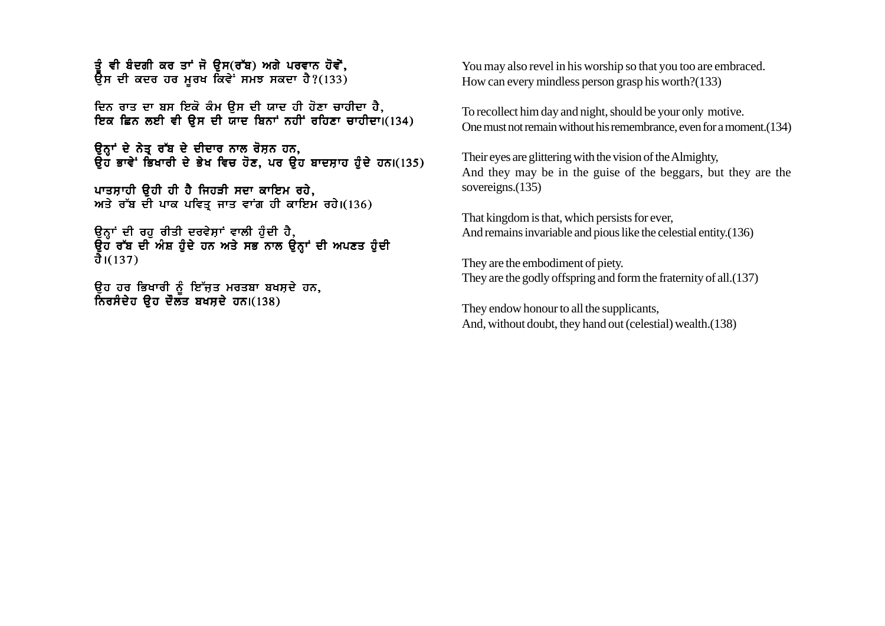ਤੂੰ ਵੀ ਬੰਦਗੀ ਕਰ ਤਾਂ ਜੋ ਉਸ(ਰੱਬ) ਅਗੇ ਪਰਵਾਨ ਹੋਵੇਂ,
ਉਸ ਦੀ ਕਦਰ ਹਰ ਮੂਰਖ ਕਿਵੇਂ ਸਮਝ ਸਕਦਾ ਹੈ?(133)

ਦਿਨ ਰਾਤ ਦਾ ਬਸ ਇਕੋ ਕੰਮ ਉਸ ਦੀ ਯਾਦ ਹੀ ਹੋਣਾ ਚਾਹੀਦਾ ਹੈ,
ਇਕ ਛਿਨ ਲਈ ਵੀ ਉਸ ਦੀ ਯਾਦ ਬਿਨਾਂ ਨਹੀਂ ਰਹਿਣਾ ਚਾਹੀਦਾ।(134)

ਉਨ੍ਹਾਂ ਦੇ ਨੇਤ੍ਰ ਰੱਬ ਦੇ ਦੀਦਾਰ ਨਾਲ ਰੋਸ਼ਨ ਹਨ,
ਉਹ ਭਾਵੇਂ ਭਿਖਾਰੀ ਦੇ ਭੇਖ ਵਿਚ ਹੋਣ, ਪਰ ਉਹ ਬਾਦਸ਼ਾਹ ਹੁੰਦੇ ਹਨ।(135)

ਪਾਤਸ਼ਾਹੀ ਉਹੀ ਹੀ ਹੈ ਜਿਹੜੀ ਸਦਾ ਕਾਇਮ ਰਹੇ,
ਅਤੇ ਰੱਬ ਦੀ ਪਾਕ ਪਵਿਤ੍ਰ ਜਾਤ ਵਾਂਗ ਹੀ ਕਾਇਮ ਰਹੇ।(136)

ਉਨ੍ਹਾਂ ਦੀ ਰਹੁ ਰੀਤੀ ਦਰਵੇਸ਼ਾਂ ਵਾਲੀ ਹੁੰਦੀ ਹੈ,
ਉਹ ਰੱਬ ਦੀ ਅੰਸ਼ ਹੁੰਦੇ ਹਨ ਅਤੇ ਸਭ ਨਾਲ ਉਨ੍ਹਾਂ ਦੀ ਅਪਣਤ ਹੁੰਦੀ ਹੈ।(137)

ਉਹ ਹਰ ਭਿਖਾਰੀ ਨੂੰ ਇੱਜ਼ਤ ਮਰਤਬਾ ਬਖਸ਼ਦੇ ਹਨ,
ਨਿਰਸੰਦੇਹ ਉਹ ਦੌਲਤ ਬਖਸ਼ਦੇ ਹਨ।(138)

You may also revel in his worship so that you too are embraced.
How can every mindless person grasp his worth?(133)

To recollect him day and night, should be your only motive.
One must not remain without his remembrance, even for a moment.(134)

Their eyes are glittering with the vision of the Almighty,
And they may be in the guise of the beggars, but they are the sovereigns.(135)

That kingdom is that, which persists for ever,
And remains invariable and pious like the celestial entity.(136)

They are the embodiment of piety.
They are the godly offspring and form the fraternity of all.(137)

They endow honour to all the supplicants,
And, without doubt, they hand out (celestial) wealth.(138)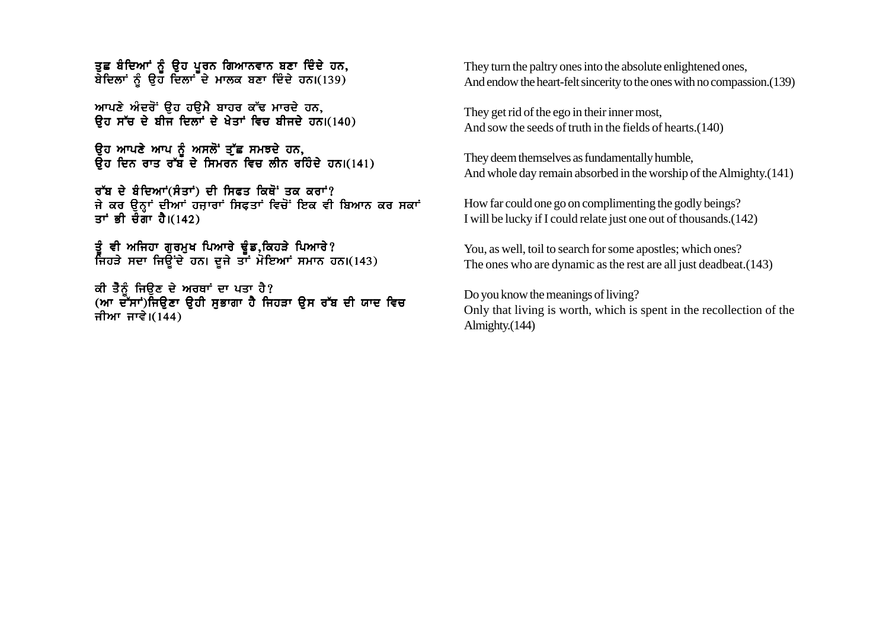ਤੁਛ ਬੰਦਿਆਂ ਨੂੰ ਉਹ ਪੂਰਨ ਗਿਆਨਵਾਨ ਬਣਾ ਦਿੰਦੇ ਹਨ,
ਬੇਦਿਲਾਂ ਨੂੰ ਉਹ ਦਿਲਾਂ ਦੇ ਮਾਲਕ ਬਣਾ ਦਿੰਦੇ ਹਨ।(139)

ਆਪਣੇ ਅੰਦਰੋਂ ਉਹ ਹਉਮੈ ਬਾਹਰ ਕੱਢ ਮਾਰਦੇ ਹਨ,
ਉਹ ਸੱਚ ਦੇ ਬੀਜ ਦਿਲਾਂ ਦੇ ਖੇਤਾਂ ਵਿਚ ਬੀਜਦੇ ਹਨ।(140)

ਉਹ ਆਪਣੇ ਆਪ ਨੂੰ ਅਸਲੋਂ ਤੁੱਛ ਸਮਝਦੇ ਹਨ,
ਉਹ ਦਿਨ ਰਾਤ ਰੱਬ ਦੇ ਸਿਮਰਨ ਵਿਚ ਲੀਨ ਰਹਿੰਦੇ ਹਨ।(141)

ਰੱਬ ਦੇ ਬੰਦਿਆਂ(ਸੰਤਾਂ) ਦੀ ਸਿਫਤ ਕਿਥੋਂ ਤਕ ਕਰਾਂ?
ਜੇ ਕਰ ਉਨ੍ਹਾਂ ਦੀਆਂ ਹਜ਼ਾਰਾਂ ਸਿਫਤਾਂ ਵਿਚੋਂ ਇਕ ਵੀ ਬਿਆਨ ਕਰ ਸਕਾਂ ਤਾਂ ਭੀ ਚੰਗਾ ਹੈ।(142)

ਤੂੰ ਵੀ ਅਜਿਹਾ ਗੁਰਮੁਖ ਪਿਆਰੇ ਢੂੰਡ,ਕਿਹੜੇ ਪਿਆਰੇ?
ਜਿਹੜੇ ਸਦਾ ਜਿਊਂਦੇ ਹਨ। ਦੂਜੇ ਤਾਂ ਮੋਇਆਂ ਸਮਾਨ ਹਨ।(143)

ਕੀ ਤੈਨੂੰ ਜਿਉਣ ਦੇ ਅਰਥਾਂ ਦਾ ਪਤਾ ਹੈ?
(ਆ ਦੱਸਾਂ)ਜਿਉਣਾ ਉਹੀ ਸੁਭਾਗਾ ਹੈ ਜਿਹੜਾ ਉਸ ਰੱਬ ਦੀ ਯਾਦ ਵਿਚ ਜੀਆ ਜਾਵੇ।(144)

They turn the paltry ones into the absolute enlightened ones,
And endow the heart-felt sincerity to the ones with no compassion.(139)

They get rid of the ego in their inner most,
And sow the seeds of truth in the fields of hearts.(140)

They deem themselves as fundamentally humble,
And whole day remain absorbed in the worship of the Almighty.(141)

How far could one go on complimenting the godly beings?
I will be lucky if I could relate just one out of thousands.(142)

You, as well, toil to search for some apostles; which ones?
The ones who are dynamic as the rest are all just deadbeat.(143)

Do you know the meanings of living?
Only that living is worth, which is spent in the recollection of the Almighty.(144)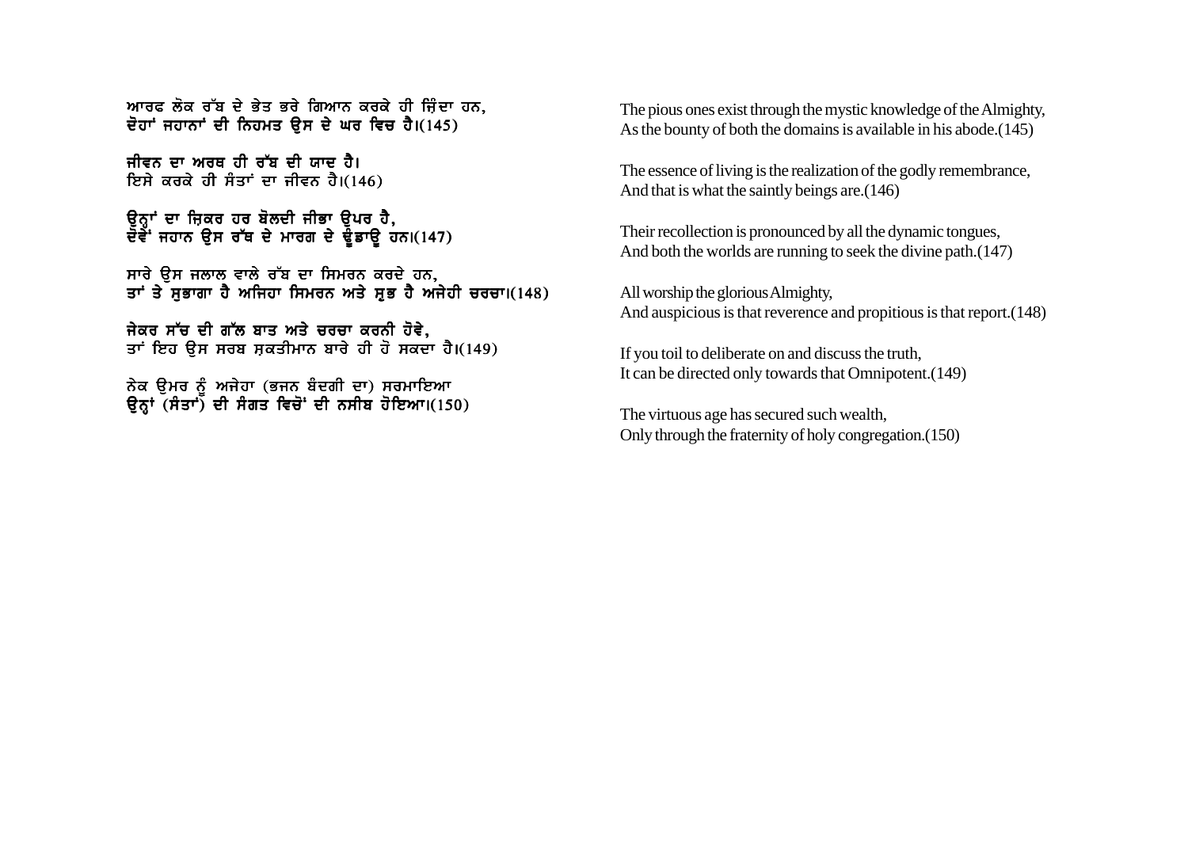ਆਰਫ ਲੋਕ ਰੱਬ ਦੇ ਭੇਤ ਭਰੇ ਗਿਆਨ ਕਰਕੇ ਹੀ ਜ਼ਿੰਦਾ ਹਨ,
ਦੋਹਾਂ ਜਹਾਨਾਂ ਦੀ ਨਿਹਮਤ ਉਸ ਦੇ ਘਰ ਵਿਚ ਹੈ।(145)

ਜੀਵਨ ਦਾ ਅਰਥ ਹੀ ਰੱਬ ਦੀ ਯਾਦ ਹੈ।
ਇਸੇ ਕਰਕੇ ਹੀ ਸੰਤਾਂ ਦਾ ਜੀਵਨ ਹੈ।(146)

ਉਨ੍ਹਾਂ ਦਾ ਜ਼ਿਕਰ ਹਰ ਬੋਲਦੀ ਜੀਭਾ ਉਪਰ ਹੈ,
ਦੋਵੇਂ ਜਹਾਨ ਉਸ ਰੱਬ ਦੇ ਮਾਰਗ ਦੇ ਢੂੰਡਾਊ ਹਨ।(147)

ਸਾਰੇ ਉਸ ਜਲਾਲ ਵਾਲੇ ਰੱਬ ਦਾ ਸਿਮਰਨ ਕਰਦੇ ਹਨ,
ਤਾਂ ਤੇ ਸੁਭਾਗਾ ਹੈ ਅਜਿਹਾ ਸਿਮਰਨ ਅਤੇ ਸੁਭ ਹੈ ਅਜੇਹੀ ਚਰਚਾ।(148)

ਜੇਕਰ ਸੱਚ ਦੀ ਗੱਲ ਬਾਤ ਅਤੇ ਚਰਚਾ ਕਰਨੀ ਹੋਵੇ,
ਤਾਂ ਇਹ ਉਸ ਸਰਬ ਸ਼ਕਤੀਮਾਨ ਬਾਰੇ ਹੀ ਹੋ ਸਕਦਾ ਹੈ।(149)

ਨੇਕ ਉਮਰ ਨੂੰ ਅਜੇਹਾ (ਭਜਨ ਬੰਦਗੀ ਦਾ) ਸਰਮਾਇਆ
ਉਨ੍ਹਾਂ (ਸੰਤਾਂ) ਦੀ ਸੰਗਤ ਵਿਚੋਂ ਦੀ ਨਸੀਬ ਹੋਇਆ।(150)

The pious ones exist through the mystic knowledge of the Almighty,
As the bounty of both the domains is available in his abode.(145)

The essence of living is the realization of the godly remembrance,
And that is what the saintly beings are.(146)

Their recollection is pronounced by all the dynamic tongues,
And both the worlds are running to seek the divine path.(147)

All worship the glorious Almighty,
And auspicious is that reverence and propitious is that report.(148)

If you toil to deliberate on and discuss the truth,
It can be directed only towards that Omnipotent.(149)

The virtuous age has secured such wealth,
Only through the fraternity of holy congregation.(150)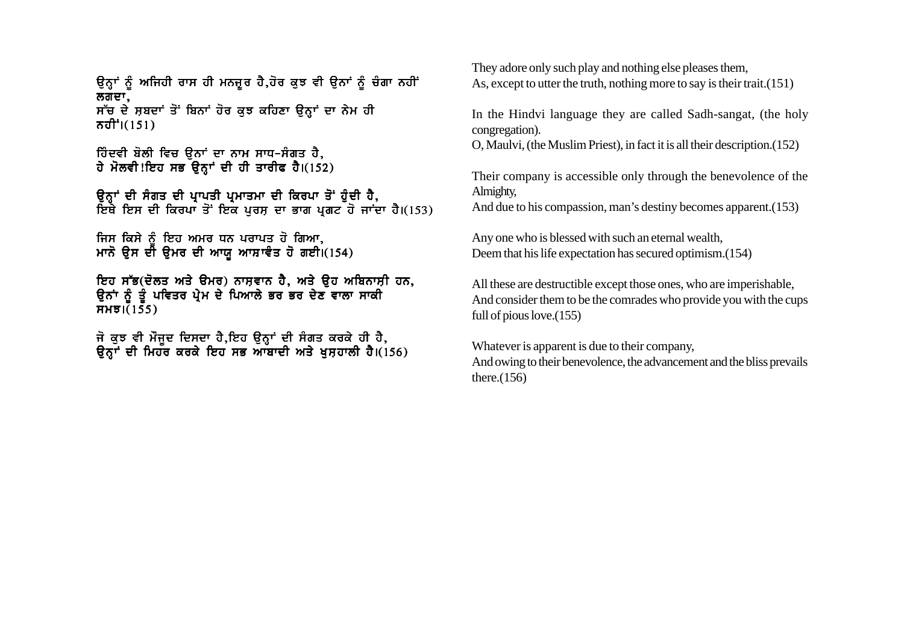ਉਨ੍ਹਾਂ ਨੂੰ ਅਜਿਹੀ ਰਾਸ ਹੀ ਮਨਜ਼ੂਰ ਹੈ,ਹੋਰ ਕੁਝ ਵੀ ਉਨਾਂ ਨੂੰ ਚੰਗਾ ਨਹੀਂ ਲਗਦਾ,
ਸੱਚ ਦੇ ਸ਼ਬਦਾਂ ਤੋਂ ਬਿਨਾਂ ਹੋਰ ਕੁਝ ਕਹਿਣਾ ਉਨ੍ਹਾਂ ਦਾ ਨੇਮ ਹੀ ਨਹੀਂ।(151)

ਹਿੰਦਵੀ ਬੋਲੀ ਵਿਚ ਉਨਾਂ ਦਾ ਨਾਮ ਸਾਧ-ਸੰਗਤ ਹੈ,
ਹੇ ਮੌਲਵੀ!ਇਹ ਸਭ ਉਨ੍ਹਾਂ ਦੀ ਹੀ ਤਾਰੀਫ ਹੈ।(152)

ਉਨ੍ਹਾਂ ਦੀ ਸੰਗਤ ਦੀ ਪ੍ਰਾਪਤੀ ਪ੍ਰਮਾਤਮਾ ਦੀ ਕਿਰਪਾ ਤੋਂ ਹੁੰਦੀ ਹੈ,
ਇਥੇ ਇਸ ਦੀ ਕਿਰਪਾ ਤੋਂ ਇਕ ਪੁਰਸ਼ ਦਾ ਭਾਗ ਪ੍ਰਗਟ ਹੋ ਜਾਂਦਾ ਹੈ।(153)

ਜਿਸ ਕਿਸੇ ਨੂੰ ਇਹ ਅਮਰ ਧਨ ਪਰਾਪਤ ਹੋ ਗਿਆ,
ਮਾਨੋ ਉਸ ਦੀ ਉਮਰ ਦੀ ਆਯੂ ਆਸ਼ਾਵੰਤ ਹੋ ਗਈ।(154)

ਇਹ ਸੱਭ(ਦੌਲਤ ਅਤੇ ਉਮਰ) ਨਾਸ਼ਵਾਨ ਹੈ, ਅਤੇ ਉਹ ਅਬਿਨਾਸ਼ੀ ਹਨ,
ਉਨਾਂ ਨੂੰ ਤੂੰ ਪਵਿਤਰ ਪ੍ਰੇਮ ਦੇ ਪਿਆਲੇ ਭਰ ਭਰ ਦੇਣ ਵਾਲਾ ਸਾਕੀ ਸਮਝ।(155)

ਜੋ ਕੁਝ ਵੀ ਮੌਜੂਦ ਦਿਸਦਾ ਹੈ,ਇਹ ਉਨ੍ਹਾਂ ਦੀ ਸੰਗਤ ਕਰਕੇ ਹੀ ਹੈ,
ਉਨ੍ਹਾਂ ਦੀ ਮਿਹਰ ਕਰਕੇ ਇਹ ਸਭ ਆਬਾਦੀ ਅਤੇ ਖੁਸ਼ਹਾਲੀ ਹੈ।(156)

They adore only such play and nothing else pleases them,
As, except to utter the truth, nothing more to say is their trait.(151)

In the Hindvi language they are called Sadh-sangat, (the holy congregation).
O, Maulvi, (the Muslim Priest), in fact it is all their description.(152)

Their company is accessible only through the benevolence of the Almighty,
And due to his compassion, man's destiny becomes apparent.(153)

Any one who is blessed with such an eternal wealth,
Deem that his life expectation has secured optimism.(154)

All these are destructible except those ones, who are imperishable,
And consider them to be the comrades who provide you with the cups full of pious love.(155)

Whatever is apparent is due to their company,
And owing to their benevolence, the advancement and the bliss prevails there.(156)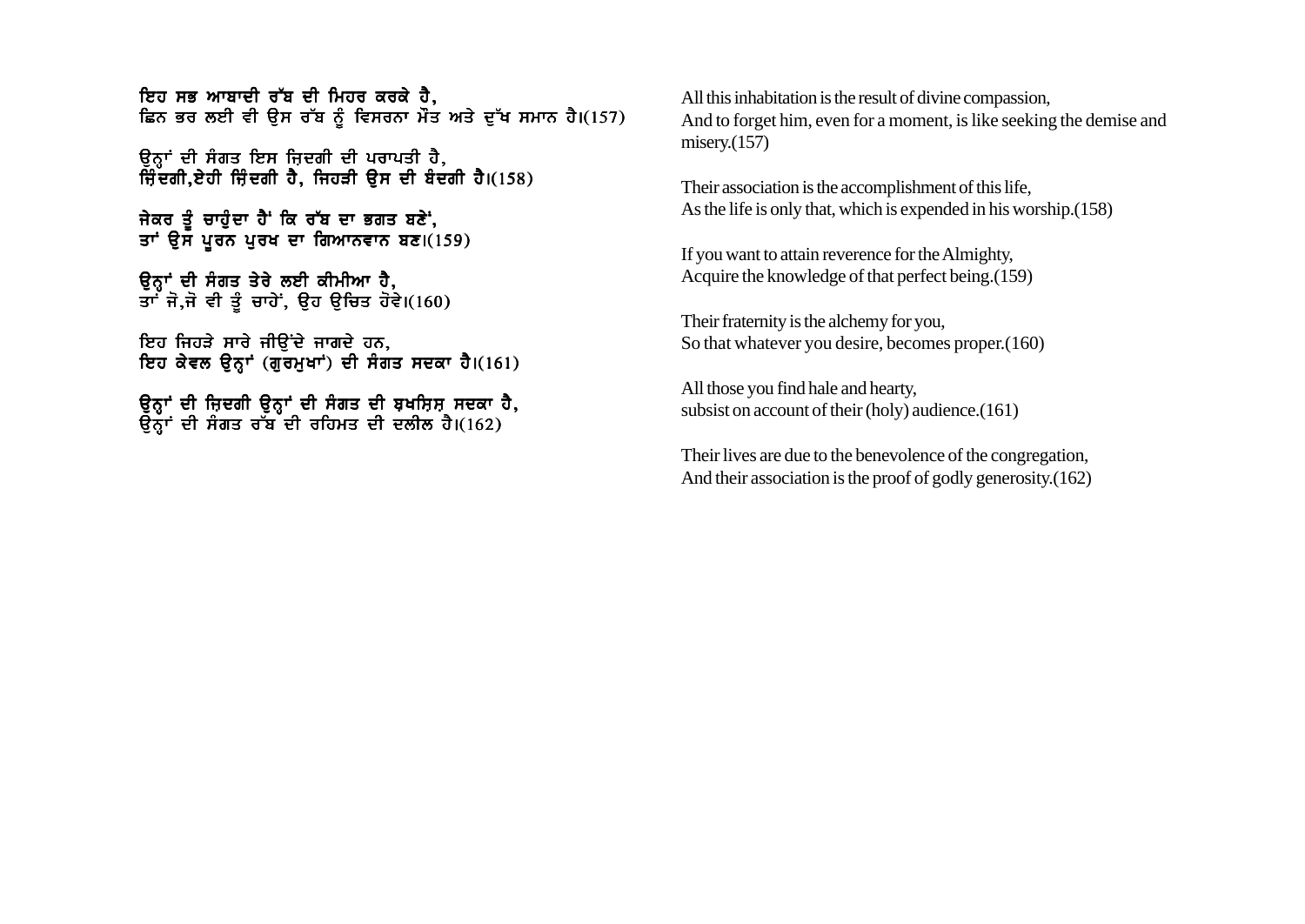ਇਹ ਸਭ ਆਬਾਦੀ ਰੱਬ ਦੀ ਮਿਹਰ ਕਰਕੇ ਹੈ,
ਛਿਨ ਭਰ ਲਈ ਵੀ ਉਸ ਰੱਬ ਨੂੰ ਵਿਸਰਨਾ ਮੌਤ ਅਤੇ ਦੁੱਖ ਸਮਾਨ ਹੈ।(157)

ਉਨ੍ਹਾਂ ਦੀ ਸੰਗਤ ਇਸ ਜ਼ਿਦਗੀ ਦੀ ਪਰਾਪਤੀ ਹੈ,
ਜ਼ਿੰਦਗੀ,ਏਹੀ ਜ਼ਿੰਦਗੀ ਹੈ, ਜਿਹੜੀ ਉਸ ਦੀ ਬੰਦਗੀ ਹੈ।(158)

ਜੇਕਰ ਤੂੰ ਚਾਹੁੰਦਾ ਹੈਂ ਕਿ ਰੱਬ ਦਾ ਭਗਤ ਬਣੇਂ,
ਤਾਂ ਉਸ ਪੂਰਨ ਪੁਰਖ ਦਾ ਗਿਆਨਵਾਨ ਬਣ।(159)

ਉਨ੍ਹਾਂ ਦੀ ਸੰਗਤ ਤੇਰੇ ਲਈ ਕੀਮੀਆ ਹੈ,
ਤਾਂ ਜੋ,ਜੋ ਵੀ ਤੂੰ ਚਾਹੇਂ, ਉਹ ਉਚਿਤ ਹੋਵੇ।(160)

ਇਹ ਜਿਹੜੇ ਸਾਰੇ ਜੀਉਂਦੇ ਜਾਗਦੇ ਹਨ,
ਇਹ ਕੇਵਲ ਉਨ੍ਹਾਂ (ਗੁਰਮੁਖਾਂ) ਦੀ ਸੰਗਤ ਸਦਕਾ ਹੈ।(161)

ਉਨ੍ਹਾਂ ਦੀ ਜ਼ਿਦਗੀ ਉਨ੍ਹਾਂ ਦੀ ਸੰਗਤ ਦੀ ਬਖਸ਼ਿਸ਼ ਸਦਕਾ ਹੈ,
ਉਨ੍ਹਾਂ ਦੀ ਸੰਗਤ ਰੱਬ ਦੀ ਰਹਿਮਤ ਦੀ ਦਲੀਲ ਹੈ।(162)

All this inhabitation is the result of divine compassion,
And to forget him, even for a moment, is like seeking the demise and misery.(157)

Their association is the accomplishment of this life,
As the life is only that, which is expended in his worship.(158)

If you want to attain reverence for the Almighty,
Acquire the knowledge of that perfect being.(159)

Their fraternity is the alchemy for you,
So that whatever you desire, becomes proper.(160)

All those you find hale and hearty,
subsist on account of their (holy) audience.(161)

Their lives are due to the benevolence of the congregation,
And their association is the proof of godly generosity.(162)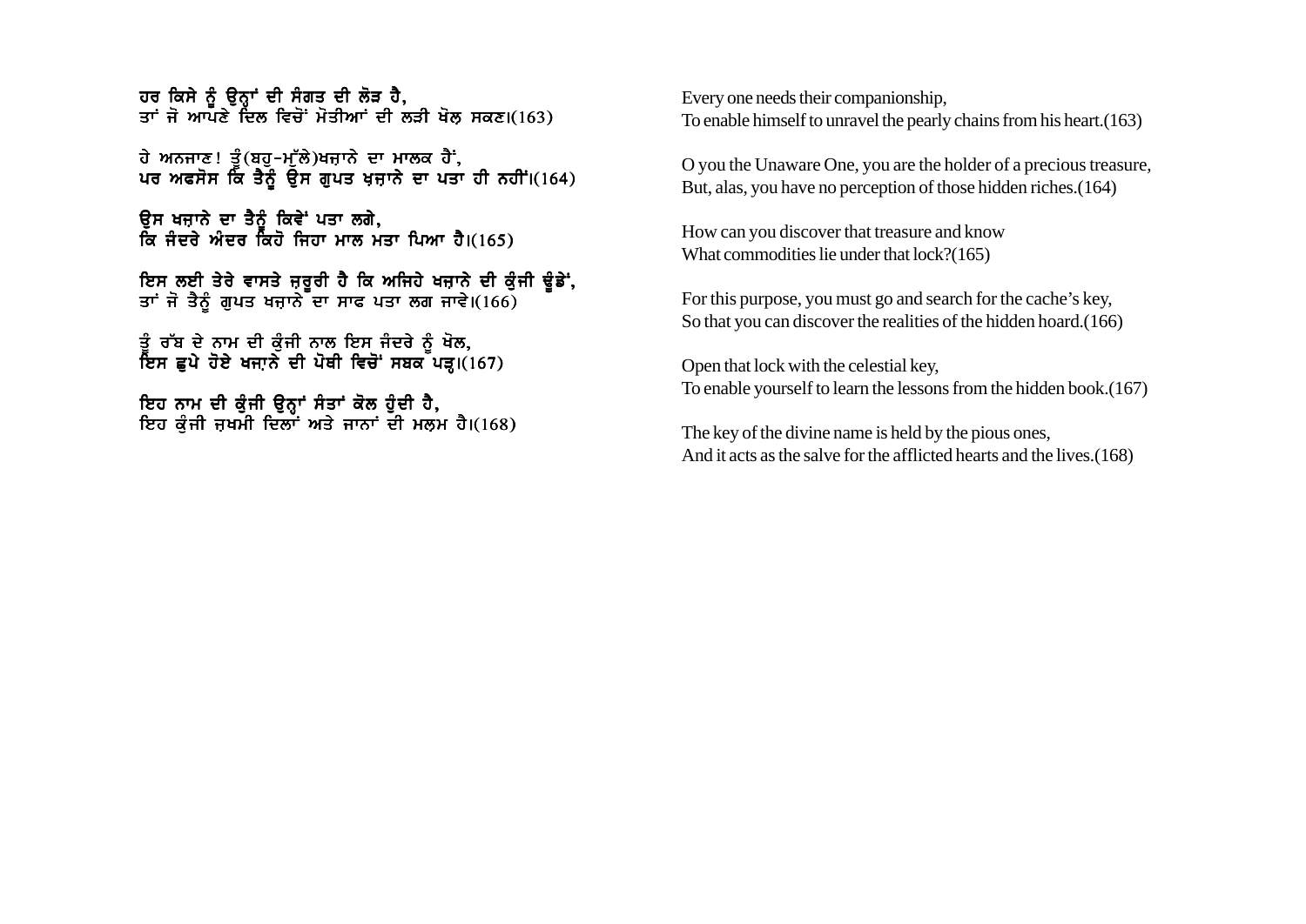ਹਰ ਕਿਸੇ ਨੂੰ ਉਨ੍ਹਾਂ ਦੀ ਸੰਗਤ ਦੀ ਲੋੜ ਹੈ,
ਤਾਂ ਜੋ ਆਪਣੇ ਦਿਲ ਵਿਚੋਂ ਮੋਤੀਆਂ ਦੀ ਲੜੀ ਖੋਲ੍ਹ ਸਕਣ।(163)

ਹੇ ਅਨਜਾਣ! ਤੂੰ(ਬਹੁ-ਮੁੱਲੇ)ਖਜ਼ਾਨੇ ਦਾ ਮਾਲਕ ਹੈਂ,
ਪਰ ਅਫਸੋਸ ਕਿ ਤੈਨੂੰ ਉਸ ਗੁਪਤ ਖ਼ਜ਼ਾਨੇ ਦਾ ਪਤਾ ਹੀ ਨਹੀਂ।(164)

ਉਸ ਖਜ਼ਾਨੇ ਦਾ ਤੈਨੂੰ ਕਿਵੇਂ ਪਤਾ ਲਗੇ,
ਕਿ ਜੰਦਰੇ ਅੰਦਰ ਕਿਹੋ ਜਿਹਾ ਮਾਲ ਮਤਾ ਪਿਆ ਹੈ।(165)

ਇਸ ਲਈ ਤੇਰੇ ਵਾਸਤੇ ਜ਼ਰੂਰੀ ਹੈ ਕਿ ਅਜਿਹੇ ਖਜ਼ਾਨੇ ਦੀ ਕੁੰਜੀ ਢੂੰਡੇਂ,
ਤਾਂ ਜੋ ਤੈਨੂੰ ਗੁਪਤ ਖਜ਼ਾਨੇ ਦਾ ਸਾਫ ਪਤਾ ਲਗ ਜਾਵੇ।(166)

ਤੂੰ ਰੱਬ ਦੇ ਨਾਮ ਦੀ ਕੁੰਜੀ ਨਾਲ ਇਸ ਜੰਦਰੇ ਨੂੰ ਖੋਲ,
ਇਸ ਛੁਪੇ ਹੋਏ ਖਜ਼ਾਨੇ ਦੀ ਪੋਥੀ ਵਿਚੋਂ ਸਬਕ ਪੜ੍ਹ।(167)

ਇਹ ਨਾਮ ਦੀ ਕੁੰਜੀ ਉਨ੍ਹਾਂ ਸੰਤਾਂ ਕੋਲ ਹੁੰਦੀ ਹੈ,
ਇਹ ਕੁੰਜੀ ਜ਼ਖਮੀ ਦਿਲਾਂ ਅਤੇ ਜਾਨਾਂ ਦੀ ਮਲ੍ਹਮ ਹੈ।(168)

Every one needs their companionship,
To enable himself to unravel the pearly chains from his heart.(163)

O you the Unaware One, you are the holder of a precious treasure,
But, alas, you have no perception of those hidden riches.(164)

How can you discover that treasure and know
What commodities lie under that lock?(165)

For this purpose, you must go and search for the cache's key,
So that you can discover the realities of the hidden hoard.(166)

Open that lock with the celestial key,
To enable yourself to learn the lessons from the hidden book.(167)

The key of the divine name is held by the pious ones,
And it acts as the salve for the afflicted hearts and the lives.(168)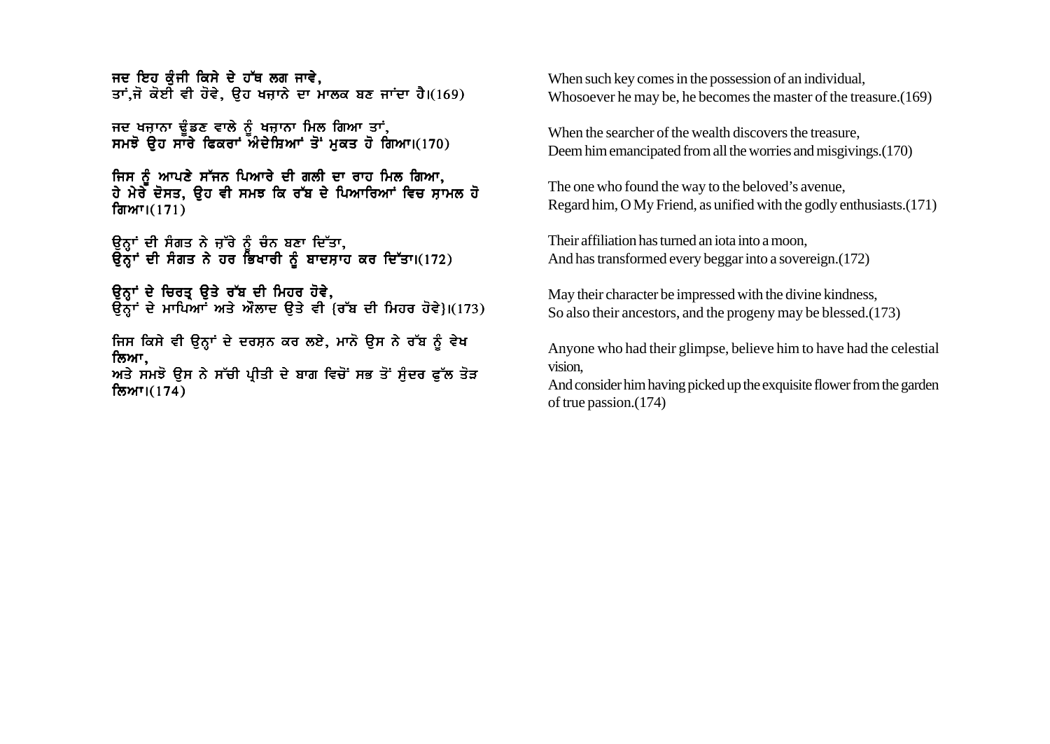ਜਦ ਇਹ ਕੁੰਜੀ ਕਿਸੇ ਦੇ ਹੱਥ ਲਗ ਜਾਵੇ,
ਤਾਂ,ਜੋ ਕੋਈ ਵੀ ਹੋਵੇ, ਉਹ ਖਜ਼ਾਨੇ ਦਾ ਮਾਲਕ ਬਣ ਜਾਂਦਾ ਹੈ।(169)

ਜਦ ਖਜ਼ਾਨਾ ਢੂੰਡਣ ਵਾਲੇ ਨੂੰ ਖਜ਼ਾਨਾ ਮਿਲ ਗਿਆ ਤਾਂ,
ਸਮਝੋ ਉਹ ਸਾਰੇ ਫਿਕਰਾਂ ਅੰਦੇਸ਼ਿਆਂ ਤੋਂ ਮੁਕਤ ਹੋ ਗਿਆ।(170)

ਜਿਸ ਨੂੰ ਆਪਣੇ ਸੱਜਨ ਪਿਆਰੇ ਦੀ ਗਲੀ ਦਾ ਰਾਹ ਮਿਲ ਗਿਆ,
ਹੇ ਮੇਰੇ ਦੋਸਤ, ਉਹ ਵੀ ਸਮਝ ਕਿ ਰੱਬ ਦੇ ਪਿਆਰਿਆਂ ਵਿਚ ਸ਼ਾਮਲ ਹੋ ਗਿਆ।(171)

ਉਨ੍ਹਾਂ ਦੀ ਸੰਗਤ ਨੇ ਜ਼ੱਰੇ ਨੂੰ ਚੰਨ ਬਣਾ ਦਿੱਤਾ,
ਉਨ੍ਹਾਂ ਦੀ ਸੰਗਤ ਨੇ ਹਰ ਭਿਖਾਰੀ ਨੂੰ ਬਾਦਸ਼ਾਹ ਕਰ ਦਿੱਤਾ।(172)

ਉਨ੍ਹਾਂ ਦੇ ਚਿਰਤ੍ਰ ਉਤੇ ਰੱਬ ਦੀ ਮਿਹਰ ਹੋਵੇ,
ਉਨ੍ਹਾਂ ਦੇ ਮਾਪਿਆਂ ਅਤੇ ਔਲਾਦ ਉਤੇ ਵੀ {ਰੱਬ ਦੀ ਮਿਹਰ ਹੋਵੇ}।(173)

ਜਿਸ ਕਿਸੇ ਵੀ ਉਨ੍ਹਾਂ ਦੇ ਦਰਸ਼ਨ ਕਰ ਲਏ, ਮਾਨੋ ਉਸ ਨੇ ਰੱਬ ਨੂੰ ਵੇਖ ਲਿਆ,
ਅਤੇ ਸਮਝੋ ਉਸ ਨੇ ਸੱਚੀ ਪ੍ਰੀਤੀ ਦੇ ਬਾਗ ਵਿਚੋਂ ਸਭ ਤੋਂ ਸੁੰਦਰ ਫੁੱਲ ਤੋੜ ਲਿਆ।(174)

When such key comes in the possession of an individual,
Whosoever he may be, he becomes the master of the treasure.(169)

When the searcher of the wealth discovers the treasure,
Deem him emancipated from all the worries and misgivings.(170)

The one who found the way to the beloved's avenue,
Regard him, O My Friend, as unified with the godly enthusiasts.(171)

Their affiliation has turned an iota into a moon,
And has transformed every beggar into a sovereign.(172)

May their character be impressed with the divine kindness,
So also their ancestors, and the progeny may be blessed.(173)

Anyone who had their glimpse, believe him to have had the celestial vision,
And consider him having picked up the exquisite flower from the garden of true passion.(174)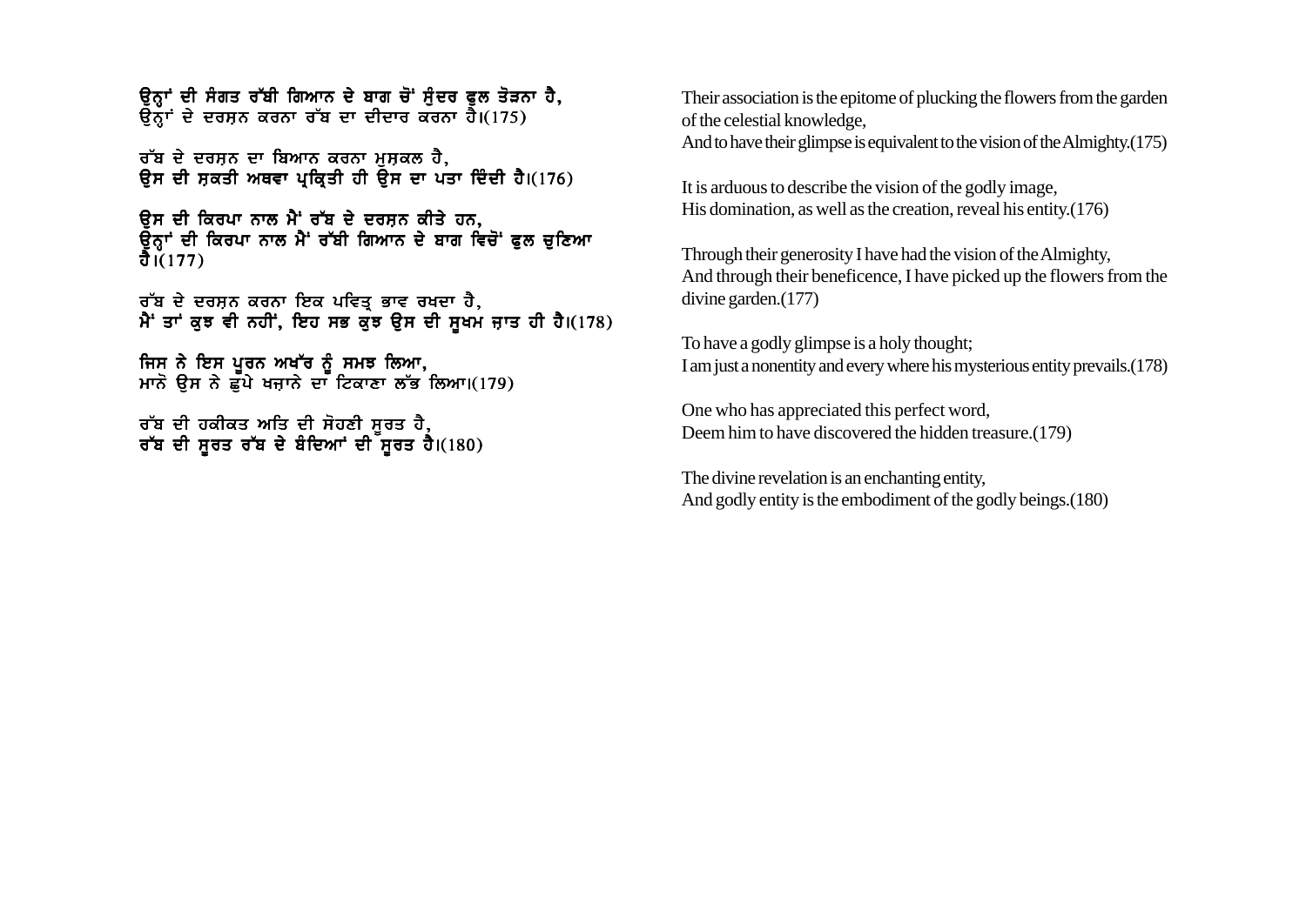ਉਨ੍ਹਾਂ ਦੀ ਸੰਗਤ ਰੱਬੀ ਗਿਆਨ ਦੇ ਬਾਗ ਚੋਂ ਸੁੰਦਰ ਫੂਲ ਤੋੜਨਾ ਹੈ,
ਉਨ੍ਹਾਂ ਦੇ ਦਰਸ਼ਨ ਕਰਨਾ ਰੱਬ ਦਾ ਦੀਦਾਰ ਕਰਨਾ ਹੈ।(175)

ਰੱਬ ਦੇ ਦਰਸ਼ਨ ਦਾ ਬਿਆਨ ਕਰਨਾ ਮੁਸ਼ਕਲ ਹੈ,
ਉਸ ਦੀ ਸ਼ਕਤੀ ਅਥਵਾ ਪ੍ਰਕ੍ਰਿਤੀ ਹੀ ਉਸ ਦਾ ਪਤਾ ਦਿੰਦੀ ਹੈ।(176)

ਉਸ ਦੀ ਕਿਰਪਾ ਨਾਲ ਮੈਂ ਰੱਬ ਦੇ ਦਰਸ਼ਨ ਕੀਤੇ ਹਨ,
ਉਨ੍ਹਾਂ ਦੀ ਕਿਰਪਾ ਨਾਲ ਮੈਂ ਰੱਬੀ ਗਿਆਨ ਦੇ ਬਾਗ ਵਿਚੋਂ ਫੂਲ ਚੁਣਿਆ ਹੈ।(177)

ਰੱਬ ਦੇ ਦਰਸ਼ਨ ਕਰਨਾ ਇਕ ਪਵਿਤ੍ਰ ਭਾਵ ਰਖਦਾ ਹੈ,
ਮੈਂ ਤਾਂ ਕੁਝ ਵੀ ਨਹੀਂ, ਇਹ ਸਭ ਕੁਝ ਉਸ ਦੀ ਸੂਖਮ ਜ਼ਾਤ ਹੀ ਹੈ।(178)

ਜਿਸ ਨੇ ਇਸ ਪੂਰਨ ਅਖੱਰ ਨੂੰ ਸਮਝ ਲਿਆ,
ਮਾਨੋ ਉਸ ਨੇ ਛੁਪੇ ਖਜ਼ਾਨੇ ਦਾ ਟਿਕਾਣਾ ਲੱਭ ਲਿਆ।(179)

ਰੱਬ ਦੀ ਹਕੀਕਤ ਅਤਿ ਦੀ ਸੋਹਣੀ ਸੂਰਤ ਹੈ,
ਰੱਬ ਦੀ ਸੂਰਤ ਰੱਬ ਦੇ ਬੰਦਿਆਂ ਦੀ ਸੂਰਤ ਹੈ।(180)

Their association is the epitome of plucking the flowers from the garden of the celestial knowledge,
And to have their glimpse is equivalent to the vision of the Almighty.(175)

It is arduous to describe the vision of the godly image,
His domination, as well as the creation, reveal his entity.(176)

Through their generosity I have had the vision of the Almighty,
And through their beneficence, I have picked up the flowers from the divine garden.(177)

To have a godly glimpse is a holy thought;
I am just a nonentity and every where his mysterious entity prevails.(178)

One who has appreciated this perfect word,
Deem him to have discovered the hidden treasure.(179)

The divine revelation is an enchanting entity,
And godly entity is the embodiment of the godly beings.(180)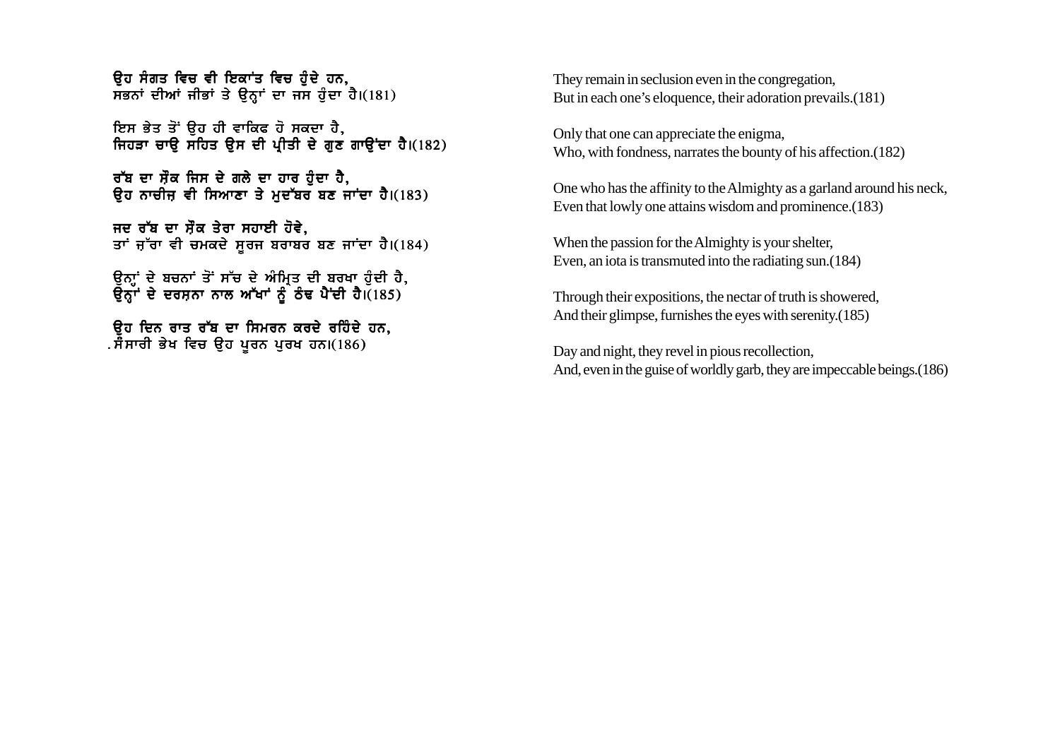ਉਹ ਸੰਗਤ ਵਿਚ ਵੀ ਇਕਾਂਤ ਵਿਚ ਹੁੰਦੇ ਹਨ,
ਸਭਨਾਂ ਦੀਆਂ ਜੀਭਾਂ ਤੇ ਉਨ੍ਹਾਂ ਦਾ ਜਸ ਹੁੰਦਾ ਹੈ।(181)

ਇਸ ਭੇਤ ਤੋਂ ਉਹ ਹੀ ਵਾਕਿਫ ਹੋ ਸਕਦਾ ਹੈ,
ਜਿਹੜਾ ਚਾਉ ਸਹਿਤ ਉਸ ਦੀ ਪ੍ਰੀਤੀ ਦੇ ਗੁਣ ਗਾਉਂਦਾ ਹੈ।(182)

ਰੱਬ ਦਾ ਸ਼ੌਕ ਜਿਸ ਦੇ ਗਲੇ ਦਾ ਹਾਰ ਹੁੰਦਾ ਹੈ,
ਉਹ ਨਾਚੀਜ਼ ਵੀ ਸਿਆਣਾ ਤੇ ਮੁਦੱਬਰ ਬਣ ਜਾਂਦਾ ਹੈ।(183)

ਜਦ ਰੱਬ ਦਾ ਸ਼ੌਕ ਤੇਰਾ ਸਹਾਈ ਹੋਵੇ,
ਤਾਂ ਜ਼ੱਰਾ ਵੀ ਚਮਕਦੇ ਸੂਰਜ ਬਰਾਬਰ ਬਣ ਜਾਂਦਾ ਹੈ।(184)

ਉਨ੍ਹਾਂ ਦੇ ਬਚਨਾਂ ਤੋਂ ਸੱਚ ਦੇ ਅੰਮ੍ਰਿਤ ਦੀ ਬਰਖਾ ਹੁੰਦੀ ਹੈ,
ਉਨ੍ਹਾਂ ਦੇ ਦਰਸ਼ਨਾ ਨਾਲ ਅੱਖਾਂ ਨੂੰ ਠੰਢ ਪੈਂਦੀ ਹੈ।(185)

ਉਹ ਦਿਨ ਰਾਤ ਰੱਬ ਦਾ ਸਿਮਰਨ ਕਰਦੇ ਰਹਿੰਦੇ ਹਨ,
ਸੰਸਾਰੀ ਭੇਖ ਵਿਚ ਉਹ ਪੂਰਨ ਪੁਰਖ ਹਨ।(186)

They remain in seclusion even in the congregation,
But in each one's eloquence, their adoration prevails.(181)

Only that one can appreciate the enigma,
Who, with fondness, narrates the bounty of his affection.(182)

One who has the affinity to the Almighty as a garland around his neck,
Even that lowly one attains wisdom and prominence.(183)

When the passion for the Almighty is your shelter,
Even, an iota is transmuted into the radiating sun.(184)

Through their expositions, the nectar of truth is showered,
And their glimpse, furnishes the eyes with serenity.(185)

Day and night, they revel in pious recollection,
And, even in the guise of worldly garb, they are impeccable beings.(186)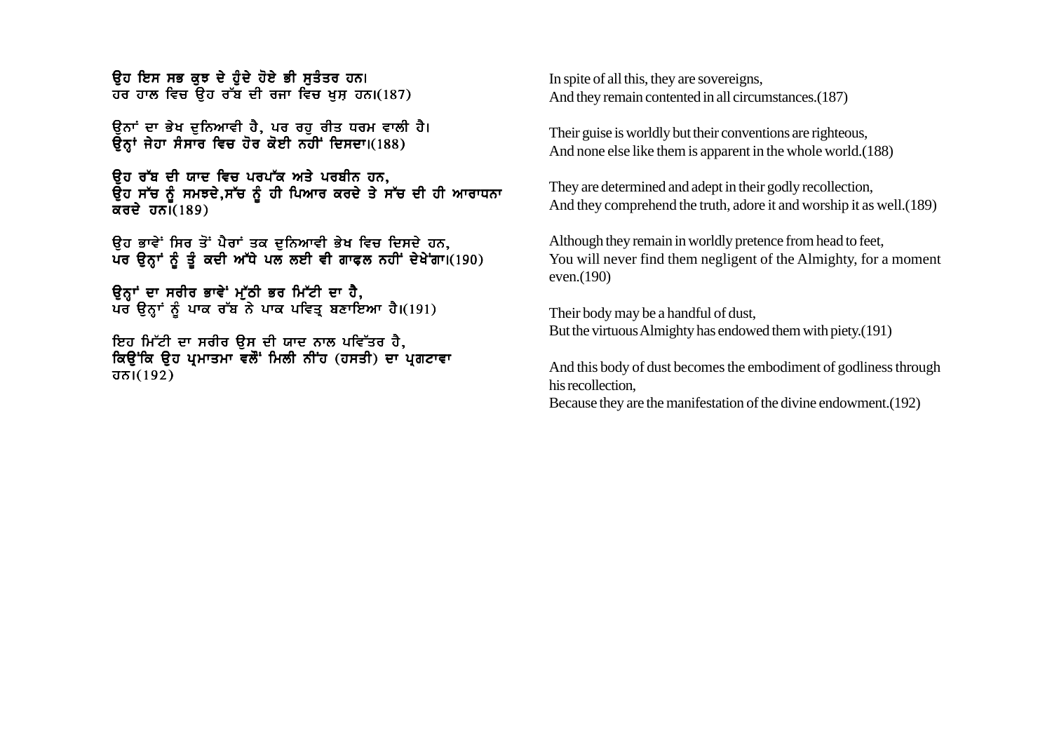ਉਹ ਇਸ ਸਭ ਕੁਝ ਦੇ ਹੁੰਦੇ ਹੋਏ ਭੀ ਸੁਤੰਤਰ ਹਨ।
ਹਰ ਹਾਲ ਵਿਚ ਉਹ ਰੱਬ ਦੀ ਰਜਾ ਵਿਚ ਖੁਸ਼ ਹਨ।(187)

ਉਨਾਂ ਦਾ ਭੇਖ ਦੁਨਿਆਵੀ ਹੈ, ਪਰ ਰਹੁ ਰੀਤ ਧਰਮ ਵਾਲੀ ਹੈ।
ਉਨ੍ਹਾਂ ਜੇਹਾ ਸੰਸਾਰ ਵਿਚ ਹੋਰ ਕੋਈ ਨਹੀਂ ਦਿਸਦਾ।(188)

ਉਹ ਰੱਬ ਦੀ ਯਾਦ ਵਿਚ ਪਰਪੱਕ ਅਤੇ ਪਰਬੀਨ ਹਨ,
ਉਹ ਸੱਚ ਨੂੰ ਸਮਝਦੇ,ਸੱਚ ਨੂੰ ਹੀ ਪਿਆਰ ਕਰਦੇ ਤੇ ਸੱਚ ਦੀ ਹੀ ਆਰਾਧਨਾ ਕਰਦੇ ਹਨ।(189)

ਉਹ ਭਾਵੇਂ ਸਿਰ ਤੋਂ ਪੈਰਾਂ ਤਕ ਦੁਨਿਆਵੀ ਭੇਖ ਵਿਚ ਦਿਸਦੇ ਹਨ,
ਪਰ ਉਨ੍ਹਾਂ ਨੂੰ ਤੂੰ ਕਦੀ ਅੱਧੇ ਪਲ ਲਈ ਵੀ ਗਾਫਲ ਨਹੀਂ ਦੇਖੇਂਗਾ।(190)

ਉਨ੍ਹਾਂ ਦਾ ਸਰੀਰ ਭਾਵੇਂ ਮੁੱਠੀ ਭਰ ਮਿੱਟੀ ਦਾ ਹੈ,
ਪਰ ਉਨ੍ਹਾਂ ਨੂੰ ਪਾਕ ਰੱਬ ਨੇ ਪਾਕ ਪਵਿਤ੍ਰ ਬਣਾਇਆ ਹੈ।(191)

ਇਹ ਮਿੱਟੀ ਦਾ ਸਰੀਰ ਉਸ ਦੀ ਯਾਦ ਨਾਲ ਪਵਿੱਤਰ ਹੈ,
ਕਿਉਂਕਿ ਉਹ ਪ੍ਰਮਾਤਮਾ ਵਲੋਂ ਮਿਲੀ ਨੀਂਹ (ਹਸਤੀ) ਦਾ ਪ੍ਰਗਟਾਵਾ ਹਨ।(192)

In spite of all this, they are sovereigns,
And they remain contented in all circumstances.(187)

Their guise is worldly but their conventions are righteous,
And none else like them is apparent in the whole world.(188)

They are determined and adept in their godly recollection,
And they comprehend the truth, adore it and worship it as well.(189)

Although they remain in worldly pretence from head to feet,
You will never find them negligent of the Almighty, for a moment even.(190)

Their body may be a handful of dust,
But the virtuous Almighty has endowed them with piety.(191)

And this body of dust becomes the embodiment of godliness through his recollection,
Because they are the manifestation of the divine endowment.(192)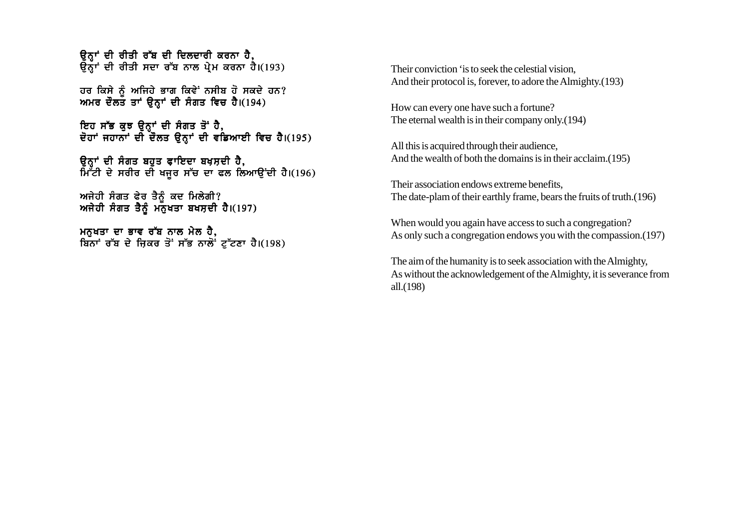ਉਨ੍ਹਾਂ ਦੀ ਰੀਤੀ ਰੱਬ ਦੀ ਦਿਲਦਾਰੀ ਕਰਨਾ ਹੈ,
ਉਨ੍ਹਾਂ ਦੀ ਰੀਤੀ ਸਦਾ ਰੱਬ ਨਾਲ ਪ੍ਰੇਮ ਕਰਨਾ ਹੈ।(193)

ਹਰ ਕਿਸੇ ਨੂੰ ਅਜਿਹੇ ਭਾਗ ਕਿਵੇਂ ਨਸੀਬ ਹੋ ਸਕਦੇ ਹਨ?
ਅਮਰ ਦੌਲਤ ਤਾਂ ਉਨ੍ਹਾਂ ਦੀ ਸੰਗਤ ਵਿਚ ਹੈ।(194)

ਇਹ ਸੱਭ ਕੁਝ ਉਨ੍ਹਾਂ ਦੀ ਸੰਗਤ ਤੋਂ ਹੈ,
ਦੋਹਾਂ ਜਹਾਨਾਂ ਦੀ ਦੌਲਤ ਉਨ੍ਹਾਂ ਦੀ ਵਡਿਆਈ ਵਿਚ ਹੈ।(195)

ਉਨ੍ਹਾਂ ਦੀ ਸੰਗਤ ਬਹੁਤ ਫ਼ਾਇਦਾ ਬਖ਼ਸ਼ਦੀ ਹੈ,
ਮਿੱਟੀ ਦੇ ਸਰੀਰ ਦੀ ਖਜੂਰ ਸੱਚ ਦਾ ਫਲ ਲਿਆਉਂਦੀ ਹੈ।(196)

ਅਜੇਹੀ ਸੰਗਤ ਫੇਰ ਤੈਨੂੰ ਕਦ ਮਿਲੇਗੀ?
ਅਜੇਹੀ ਸੰਗਤ ਤੈਨੂੰ ਮਨੁਖਤਾ ਬਖਸ਼ਦੀ ਹੈ।(197)

ਮਨੁਖਤਾ ਦਾ ਭਾਵ ਰੱਬ ਨਾਲ ਮੇਲ ਹੈ,
ਬਿਨਾਂ ਰੱਬ ਦੇ ਜ਼ਿਕਰ ਤੋਂ ਸੱਭ ਨਾਲੋਂ ਟੁੱਟਣਾ ਹੈ।(198)

Their conviction 'is to seek the celestial vision,
And their protocol is, forever, to adore the Almighty.(193)

How can every one have such a fortune?
The eternal wealth is in their company only.(194)

All this is acquired through their audience,
And the wealth of both the domains is in their acclaim.(195)

Their association endows extreme benefits,
The date-plam of their earthly frame, bears the fruits of truth.(196)

When would you again have access to such a congregation?
As only such a congregation endows you with the compassion.(197)

The aim of the humanity is to seek association with the Almighty,
As without the acknowledgement of the Almighty, it is severance from all.(198)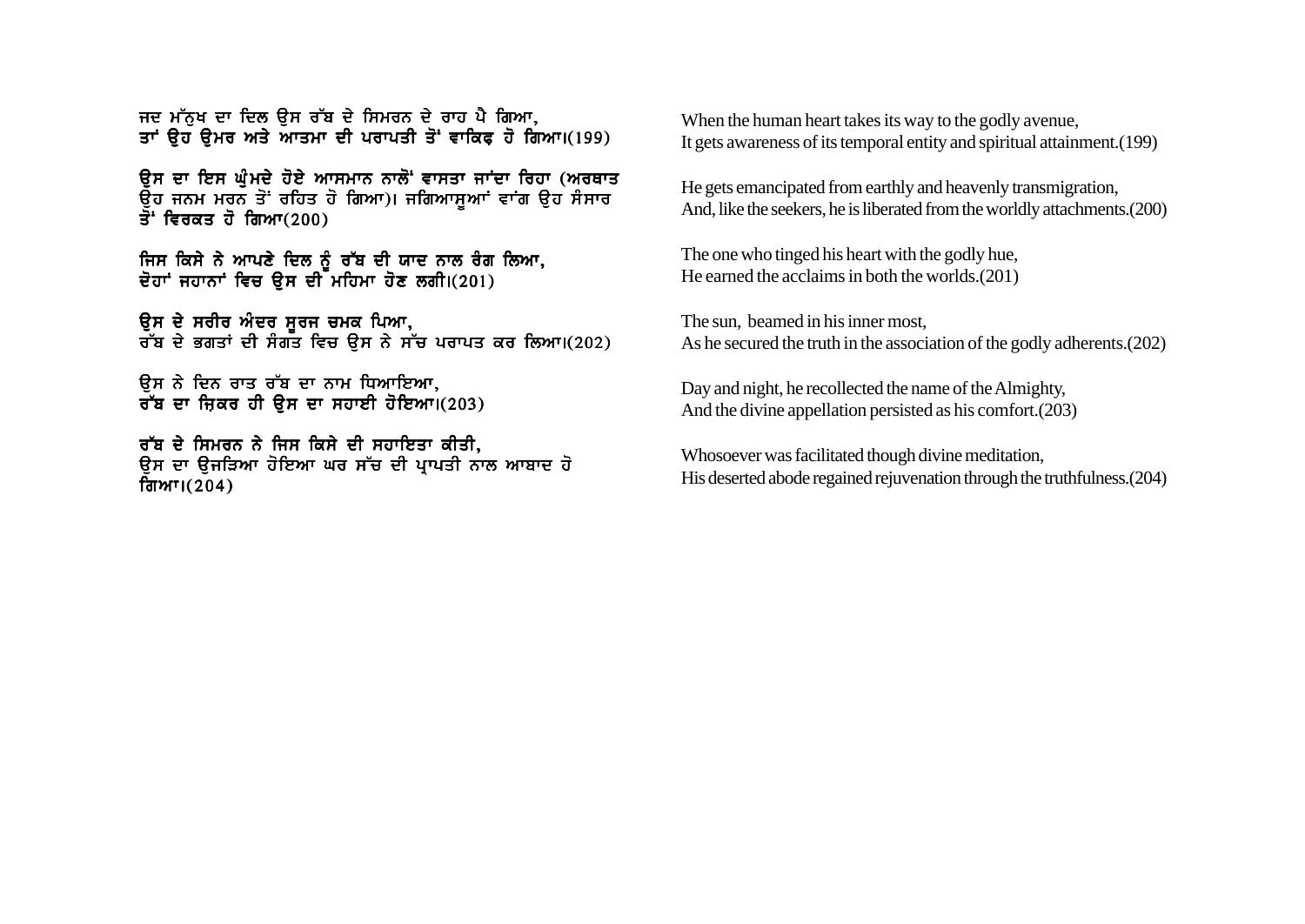ਜਦ ਮੱਨੁਖ ਦਾ ਦਿਲ ਉਸ ਰੱਬ ਦੇ ਸਿਮਰਨ ਦੇ ਰਾਹ ਪੈ ਗਿਆ,
ਤਾਂ ਉਹ ਉਮਰ ਅਤੇ ਆਤਮਾ ਦੀ ਪਰਾਪਤੀ ਤੋਂ ਵਾਕਿਫ਼ ਹੋ ਗਿਆ।(199)

ਉਸ ਦਾ ਇਸ ਘੁੰਮਦੇ ਹੋਏ ਆਸਮਾਨ ਨਾਲੋਂ ਵਾਸਤਾ ਜਾਂਦਾ ਰਿਹਾ (ਅਰਥਾਤ ਉਹ ਜਨਮ ਮਰਨ ਤੋਂ ਰਹਿਤ ਹੋ ਗਿਆ)। ਜਗਿਆਸੂਆਂ ਵਾਂਗ ਉਹ ਸੰਸਾਰ ਤੋਂ ਵਿਰਕਤ ਹੋ ਗਿਆ(200)

ਜਿਸ ਕਿਸੇ ਨੇ ਆਪਣੇ ਦਿਲ ਨੂੰ ਰੱਬ ਦੀ ਯਾਦ ਨਾਲ ਰੰਗ ਲਿਆ,
ਦੋਹਾਂ ਜਹਾਨਾਂ ਵਿਚ ਉਸ ਦੀ ਮਹਿਮਾ ਹੋਣ ਲਗੀ।(201)

ਉਸ ਦੇ ਸਰੀਰ ਅੰਦਰ ਸੂਰਜ ਚਮਕ ਪਿਆ,
ਰੱਬ ਦੇ ਭਗਤਾਂ ਦੀ ਸੰਗਤ ਵਿਚ ਉਸ ਨੇ ਸੱਚ ਪਰਾਪਤ ਕਰ ਲਿਆ।(202)

ਉਸ ਨੇ ਦਿਨ ਰਾਤ ਰੱਬ ਦਾ ਨਾਮ ਧਿਆਇਆ,
ਰੱਬ ਦਾ ਜ਼ਿਕਰ ਹੀ ਉਸ ਦਾ ਸਹਾਈ ਹੋਇਆ।(203)

ਰੱਬ ਦੇ ਸਿਮਰਨ ਨੇ ਜਿਸ ਕਿਸੇ ਦੀ ਸਹਾਇਤਾ ਕੀਤੀ,
ਉਸ ਦਾ ਉਜੜਿਆ ਹੋਇਆ ਘਰ ਸੱਚ ਦੀ ਪ੍ਰਾਪਤੀ ਨਾਲ ਆਬਾਦ ਹੋ ਗਿਆ।(204)

When the human heart takes its way to the godly avenue,
It gets awareness of its temporal entity and spiritual attainment.(199)

He gets emancipated from earthly and heavenly transmigration,
And, like the seekers, he is liberated from the worldly attachments.(200)

The one who tinged his heart with the godly hue,
He earned the acclaims in both the worlds.(201)

The sun, beamed in his inner most,
As he secured the truth in the association of the godly adherents.(202)

Day and night, he recollected the name of the Almighty,
And the divine appellation persisted as his comfort.(203)

Whosoever was facilitated though divine meditation,
His deserted abode regained rejuvenation through the truthfulness.(204)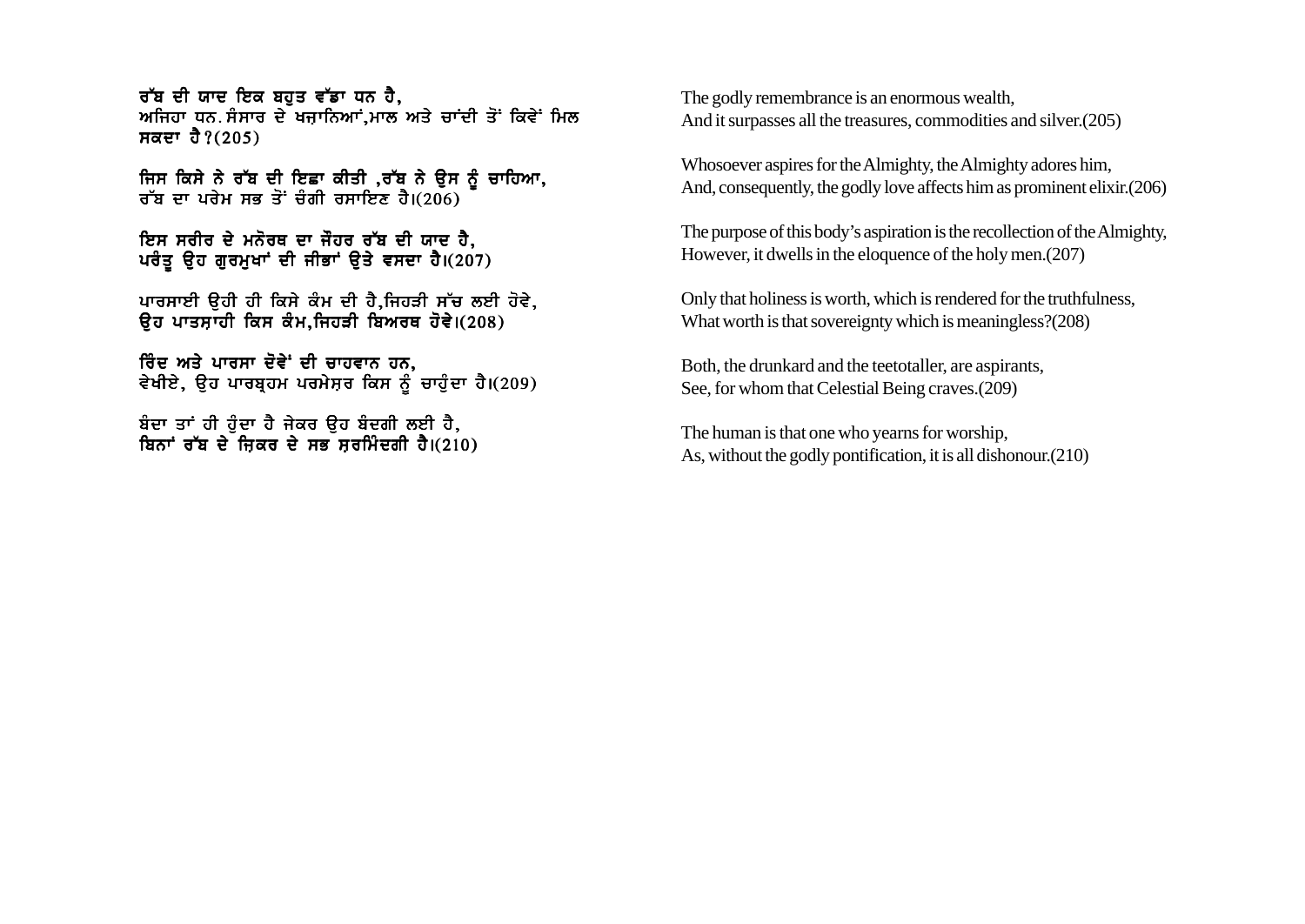ਰੱਬ ਦੀ ਯਾਦ ਇਕ ਬਹੁਤ ਵੱਡਾ ਧਨ ਹੈ,
ਅਜਿਹਾ ਧਨ. ਸੰਸਾਰ ਦੇ ਖਜ਼ਾਨਿਆਂ,ਮਾਲ ਅਤੇ ਚਾਂਦੀ ਤੋਂ ਕਿਵੇਂ ਮਿਲ ਸਕਦਾ ਹੈ?(205)

ਜਿਸ ਕਿਸੇ ਨੇ ਰੱਬ ਦੀ ਇਛਾ ਕੀਤੀ ,ਰੱਬ ਨੇ ਉਸ ਨੂੰ ਚਾਹਿਆ,
ਰੱਬ ਦਾ ਪਰੇਮ ਸਭ ਤੋਂ ਚੰਗੀ ਰਸਾਇਣ ਹੈ।(206)

ਇਸ ਸਰੀਰ ਦੇ ਮਨੋਰਥ ਦਾ ਜੌਹਰ ਰੱਬ ਦੀ ਯਾਦ ਹੈ,
ਪਰੰਤੂ ਉਹ ਗੁਰਮੁਖਾਂ ਦੀ ਜੀਭਾਂ ਉਤੇ ਵਸਦਾ ਹੈ।(207)

ਪਾਰਸਾਈ ਉਹੀ ਹੀ ਕਿਸੇ ਕੰਮ ਦੀ ਹੈ,ਜਿਹੜੀ ਸੱਚ ਲਈ ਹੋਵੇ,
ਉਹ ਪਾਤਸ਼ਾਹੀ ਕਿਸ ਕੰਮ,ਜਿਹੜੀ ਬਿਅਰਥ ਹੋਵੇ।(208)

ਰਿੰਦ ਅਤੇ ਪਾਰਸਾ ਦੋਵੇਂ ਦੀ ਚਾਹਵਾਨ ਹਨ,
ਵੇਖੀਏ, ਉਹ ਪਾਰਬ੍ਰਹਮ ਪਰਮੇਸ਼ਰ ਕਿਸ ਨੂੰ ਚਾਹੁੰਦਾ ਹੈ।(209)

ਬੰਦਾ ਤਾਂ ਹੀ ਹੁੰਦਾ ਹੈ ਜੇਕਰ ਉਹ ਬੰਦਗੀ ਲਈ ਹੈ,
ਬਿਨਾਂ ਰੱਬ ਦੇ ਜ਼ਿਕਰ ਦੇ ਸਭ ਸ਼ਰਮਿੰਦਗੀ ਹੈ।(210)

The godly remembrance is an enormous wealth,
And it surpasses all the treasures, commodities and silver.(205)

Whosoever aspires for the Almighty, the Almighty adores him,
And, consequently, the godly love affects him as prominent elixir.(206)

The purpose of this body's aspiration is the recollection of the Almighty,
However, it dwells in the eloquence of the holy men.(207)

Only that holiness is worth, which is rendered for the truthfulness,
What worth is that sovereignty which is meaningless?(208)

Both, the drunkard and the teetotaller, are aspirants,
See, for whom that Celestial Being craves.(209)

The human is that one who yearns for worship,
As, without the godly pontification, it is all dishonour.(210)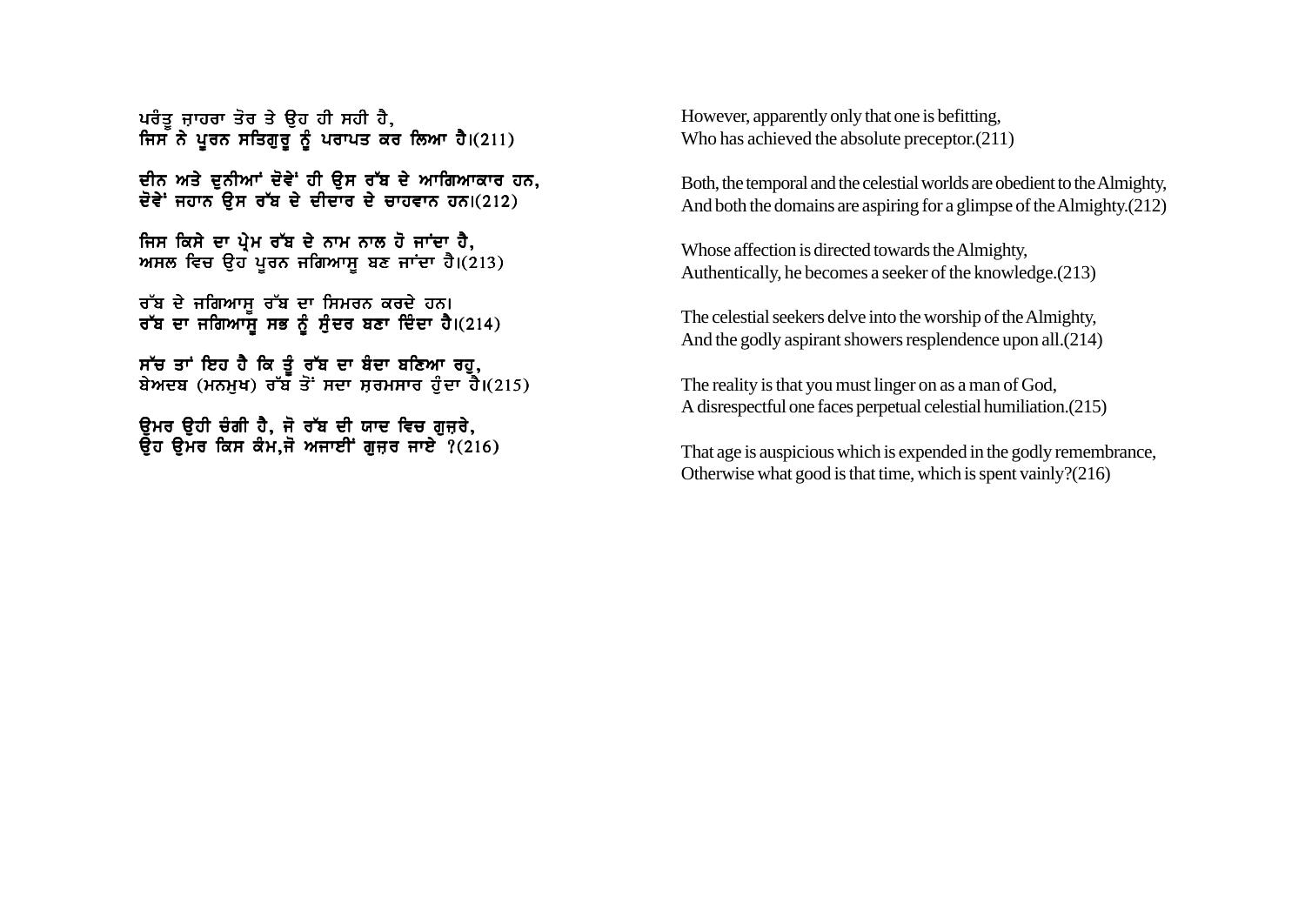ਪਰੰਤੂ ਜ਼ਾਹਰਾ ਤੌਰ ਤੇ ਉਹ ਹੀ ਸਹੀ ਹੈ,
ਜਿਸ ਨੇ ਪੂਰਨ ਸਤਿਗੁਰੂ ਨੂੰ ਪਰਾਪਤ ਕਰ ਲਿਆ ਹੈ।(211)

ਦੀਨ ਅਤੇ ਦੁਨੀਆਂ ਦੋਵੇਂ ਹੀ ਉਸ ਰੱਬ ਦੇ ਆਗਿਆਕਾਰ ਹਨ,
ਦੋਵੇਂ ਜਹਾਨ ਉਸ ਰੱਬ ਦੇ ਦੀਦਾਰ ਦੇ ਚਾਹਵਾਨ ਹਨ।(212)

ਜਿਸ ਕਿਸੇ ਦਾ ਪ੍ਰੇਮ ਰੱਬ ਦੇ ਨਾਮ ਨਾਲ ਹੋ ਜਾਂਦਾ ਹੈ,
ਅਸਲ ਵਿਚ ਉਹ ਪੂਰਨ ਜਗਿਆਸੂ ਬਣ ਜਾਂਦਾ ਹੈ।(213)

ਰੱਬ ਦੇ ਜਗਿਆਸੂ ਰੱਬ ਦਾ ਸਿਮਰਨ ਕਰਦੇ ਹਨ।
ਰੱਬ ਦਾ ਜਗਿਆਸੂ ਸਭ ਨੂੰ ਸੁੰਦਰ ਬਣਾ ਦਿੰਦਾ ਹੈ।(214)

ਸੱਚ ਤਾਂ ਇਹ ਹੈ ਕਿ ਤੂੰ ਰੱਬ ਦਾ ਬੰਦਾ ਬਣਿਆ ਰਹੁ,
ਬੇਅਦਬ (ਮਨਮੁਖ) ਰੱਬ ਤੋਂ ਸਦਾ ਸ਼ਰਮਸਾਰ ਹੁੰਦਾ ਹੈ।(215)

ਉਮਰ ਉਹੀ ਚੰਗੀ ਹੈ, ਜੋ ਰੱਬ ਦੀ ਯਾਦ ਵਿਚ ਗੁਜ਼ਰੇ,
ਉਹ ਉਮਰ ਕਿਸ ਕੰਮ,ਜੋ ਅਜਾਈਂ ਗੁਜ਼ਰ ਜਾਏ ?(216)

However, apparently only that one is befitting,
Who has achieved the absolute preceptor.(211)

Both, the temporal and the celestial worlds are obedient to the Almighty,
And both the domains are aspiring for a glimpse of the Almighty.(212)

Whose affection is directed towards the Almighty,
Authentically, he becomes a seeker of the knowledge.(213)

The celestial seekers delve into the worship of the Almighty,
And the godly aspirant showers resplendence upon all.(214)

The reality is that you must linger on as a man of God,
A disrespectful one faces perpetual celestial humiliation.(215)

That age is auspicious which is expended in the godly remembrance,
Otherwise what good is that time, which is spent vainly?(216)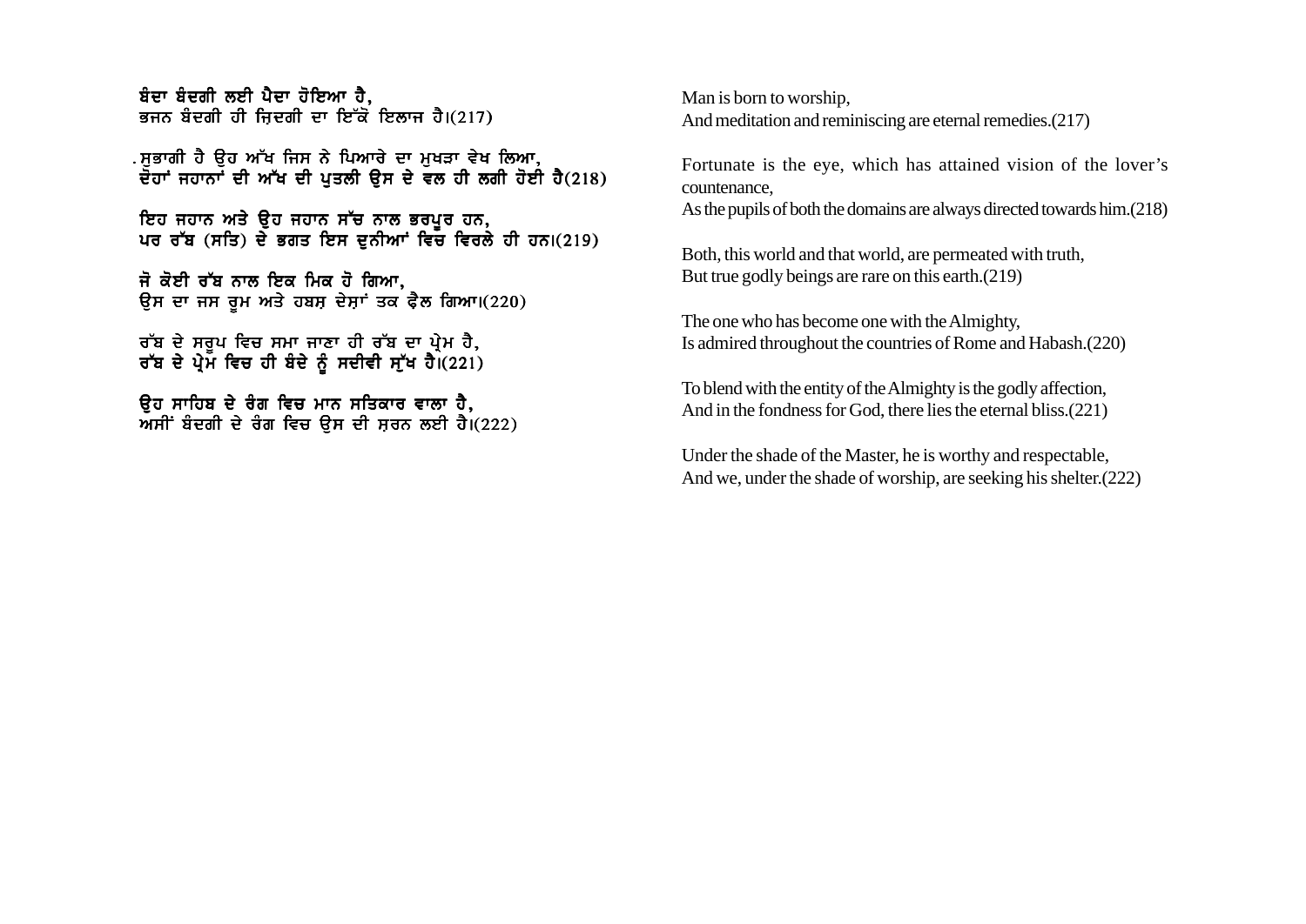ਬੰਦਾ ਬੰਦਗੀ ਲਈ ਪੈਦਾ ਹੋਇਆ ਹੈ,
ਭਜਨ ਬੰਦਗੀ ਹੀ ਜ਼ਿੰਦਗੀ ਦਾ ਇੱਕੋ ਇਲਾਜ ਹੈ।(217)

ਸੁਭਾਗੀ ਹੈ ਉਹ ਅੱਖ ਜਿਸ ਨੇ ਪਿਆਰੇ ਦਾ ਮੁਖੜਾ ਵੇਖ ਲਿਆ,
ਦੋਹਾਂ ਜਹਾਨਾਂ ਦੀ ਅੱਖ ਦੀ ਪੁਤਲੀ ਉਸ ਦੇ ਵਲ ਹੀ ਲਗੀ ਹੋਈ ਹੈ(218)

ਇਹ ਜਹਾਨ ਅਤੇ ਉਹ ਜਹਾਨ ਸੱਚ ਨਾਲ ਭਰਪੂਰ ਹਨ,
ਪਰ ਰੱਬ (ਸਤਿ) ਦੇ ਭਗਤ ਇਸ ਦੁਨੀਆਂ ਵਿਚ ਵਿਰਲੇ ਹੀ ਹਨ।(219)

ਜੋ ਕੋਈ ਰੱਬ ਨਾਲ ਇਕ ਮਿਕ ਹੋ ਗਿਆ,
ਉਸ ਦਾ ਜਸ ਰੂਮ ਅਤੇ ਹਬਸ਼ ਦੇਸ਼ਾਂ ਤਕ ਫੈਲ ਗਿਆ।(220)

ਰੱਬ ਦੇ ਸਰੂਪ ਵਿਚ ਸਮਾ ਜਾਣਾ ਹੀ ਰੱਬ ਦਾ ਪ੍ਰੇਮ ਹੈ,
ਰੱਬ ਦੇ ਪ੍ਰੇਮ ਵਿਚ ਹੀ ਬੰਦੇ ਨੂੰ ਸਦੀਵੀ ਸੁੱਖ ਹੈ।(221)

ਉਹ ਸਾਹਿਬ ਦੇ ਰੰਗ ਵਿਚ ਮਾਨ ਸਤਿਕਾਰ ਵਾਲਾ ਹੈ,
ਅਸੀਂ ਬੰਦਗੀ ਦੇ ਰੰਗ ਵਿਚ ਉਸ ਦੀ ਸ਼ਰਨ ਲਈ ਹੈ।(222)

Man is born to worship,
And meditation and reminiscing are eternal remedies.(217)

Fortunate is the eye, which has attained vision of the lover's countenance,
As the pupils of both the domains are always directed towards him.(218)

Both, this world and that world, are permeated with truth,
But true godly beings are rare on this earth.(219)

The one who has become one with the Almighty,
Is admired throughout the countries of Rome and Habash.(220)

To blend with the entity of the Almighty is the godly affection,
And in the fondness for God, there lies the eternal bliss.(221)

Under the shade of the Master, he is worthy and respectable,
And we, under the shade of worship, are seeking his shelter.(222)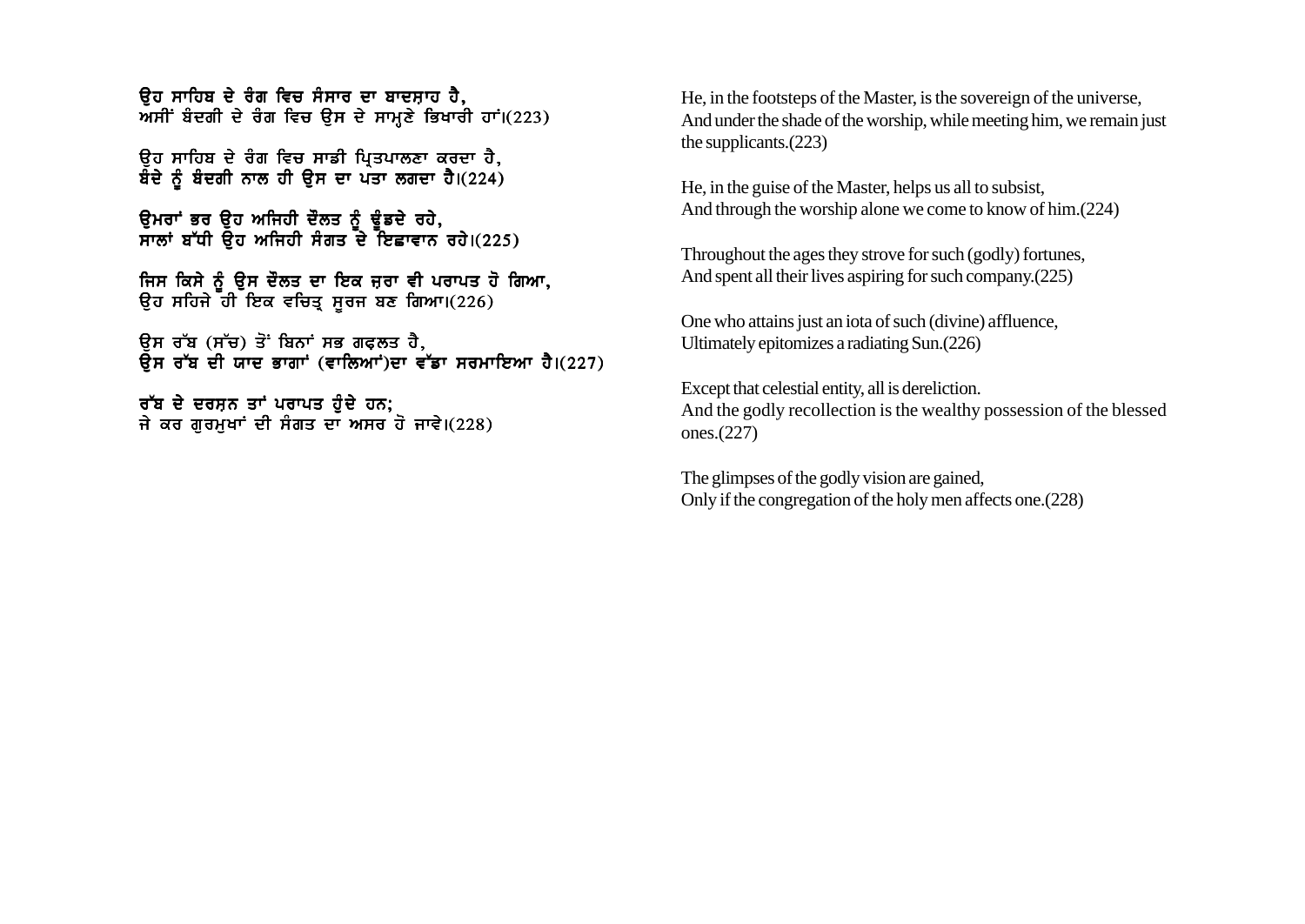ਉਹ ਸਾਹਿਬ ਦੇ ਰੰਗ ਵਿਚ ਸੰਸਾਰ ਦਾ ਬਾਦਸ਼ਾਹ ਹੈ,
ਅਸੀਂ ਬੰਦਗੀ ਦੇ ਰੰਗ ਵਿਚ ਉਸ ਦੇ ਸਾਮ੍ਹਣੇ ਭਿਖਾਰੀ ਹਾਂ।(223)

ਉਹ ਸਾਹਿਬ ਦੇ ਰੰਗ ਵਿਚ ਸਾਡੀ ਪ੍ਰਿਤਪਾਲਣਾ ਕਰਦਾ ਹੈ,
ਬੰਦੇ ਨੂੰ ਬੰਦਗੀ ਨਾਲ ਹੀ ਉਸ ਦਾ ਪਤਾ ਲਗਦਾ ਹੈ।(224)

ਉਮਰਾਂ ਭਰ ਉਹ ਅਜਿਹੀ ਦੌਲਤ ਨੂੰ ਢੂੰਡਦੇ ਰਹੇ,
ਸਾਲਾਂ ਬੱਧੀ ਉਹ ਅਜਿਹੀ ਸੰਗਤ ਦੇ ਇਛਾਵਾਨ ਰਹੇ।(225)

ਜਿਸ ਕਿਸੇ ਨੂੰ ਉਸ ਦੌਲਤ ਦਾ ਇਕ ਜ਼ਰਾ ਵੀ ਪਰਾਪਤ ਹੋ ਗਿਆ,
ਉਹ ਸਹਿਜੇ ਹੀ ਇਕ ਵਚਿਤ੍ਰ ਸੂਰਜ ਬਣ ਗਿਆ।(226)

ਉਸ ਰੱਬ (ਸੱਚ) ਤੋਂ ਬਿਨਾਂ ਸਭ ਗਫ਼ਲਤ ਹੈ,
ਉਸ ਰੱਬ ਦੀ ਯਾਦ ਭਾਗਾਂ (ਵਾਲਿਆਂ)ਦਾ ਵੱਡਾ ਸਰਮਾਇਆ ਹੈ।(227)

ਰੱਬ ਦੇ ਦਰਸ਼ਨ ਤਾਂ ਪਰਾਪਤ ਹੁੰਦੇ ਹਨ;
ਜੇ ਕਰ ਗੁਰਮੁਖਾਂ ਦੀ ਸੰਗਤ ਦਾ ਅਸਰ ਹੋ ਜਾਵੇ।(228)

He, in the footsteps of the Master, is the sovereign of the universe,
And under the shade of the worship, while meeting him, we remain just the supplicants.(223)

He, in the guise of the Master, helps us all to subsist,
And through the worship alone we come to know of him.(224)

Throughout the ages they strove for such (godly) fortunes,
And spent all their lives aspiring for such company.(225)

One who attains just an iota of such (divine) affluence,
Ultimately epitomizes a radiating Sun.(226)

Except that celestial entity, all is dereliction.
And the godly recollection is the wealthy possession of the blessed ones.(227)

The glimpses of the godly vision are gained,
Only if the congregation of the holy men affects one.(228)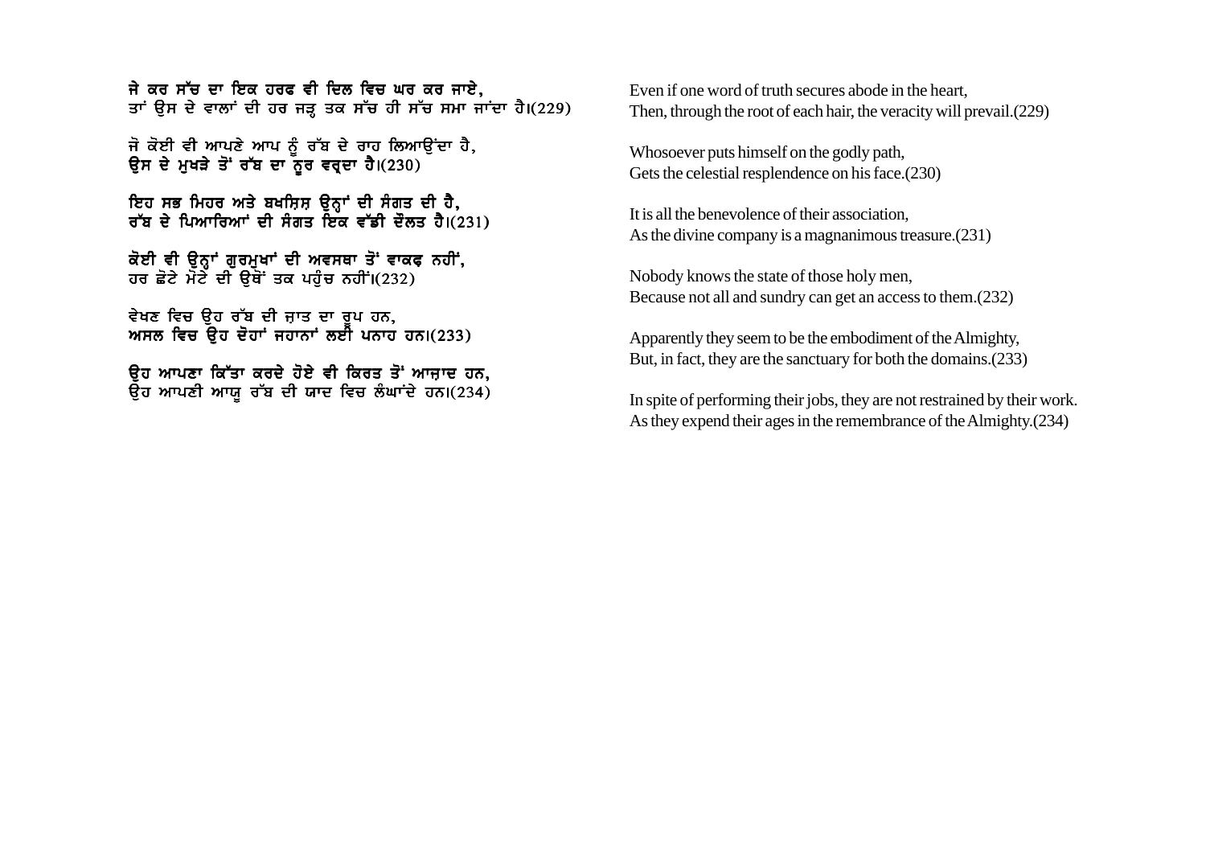ਜੇ ਕਰ ਸੱਚ ਦਾ ਇਕ ਹਰਫ ਵੀ ਦਿਲ ਵਿਚ ਘਰ ਕਰ ਜਾਏ,
ਤਾਂ ਉਸ ਦੇ ਵਾਲਾਂ ਦੀ ਹਰ ਜੜ੍ਹ ਤਕ ਸੱਚ ਹੀ ਸੱਚ ਸਮਾ ਜਾਂਦਾ ਹੈ।(229)

ਜੋ ਕੋਈ ਵੀ ਆਪਣੇ ਆਪ ਨੂੰ ਰੱਬ ਦੇ ਰਾਹ ਲਿਆਉਂਦਾ ਹੈ,
ਉਸ ਦੇ ਮੁਖੜੇ ਤੋਂ ਰੱਬ ਦਾ ਨੂਰ ਵਰ੍ਹਦਾ ਹੈ।(230)

ਇਹ ਸਭ ਮਿਹਰ ਅਤੇ ਬਖਸ਼ਿਸ਼ ਉਨ੍ਹਾਂ ਦੀ ਸੰਗਤ ਦੀ ਹੈ,
ਰੱਬ ਦੇ ਪਿਆਰਿਆਂ ਦੀ ਸੰਗਤ ਇਕ ਵੱਡੀ ਦੌਲਤ ਹੈ।(231)

ਕੋਈ ਵੀ ਉਨ੍ਹਾਂ ਗੁਰਮੁਖਾਂ ਦੀ ਅਵਸਥਾ ਤੋਂ ਵਾਕਫ ਨਹੀਂ,
ਹਰ ਛੋਟੇ ਮੋਟੇ ਦੀ ਉਥੋਂ ਤਕ ਪਹੁੰਚ ਨਹੀਂ।(232)

ਵੇਖਣ ਵਿਚ ਉਹ ਰੱਬ ਦੀ ਜ਼ਾਤ ਦਾ ਰੂਪ ਹਨ,
ਅਸਲ ਵਿਚ ਉਹ ਦੋਹਾਂ ਜਹਾਨਾਂ ਲਈ ਪਨਾਹ ਹਨ।(233)

ਉਹ ਆਪਣਾ ਕਿੱਤਾ ਕਰਦੇ ਹੋਏ ਵੀ ਕਿਰਤ ਤੋਂ ਆਜ਼ਾਦ ਹਨ,
ਉਹ ਆਪਣੀ ਆਯੂ ਰੱਬ ਦੀ ਯਾਦ ਵਿਚ ਲੰਘਾਂਦੇ ਹਨ।(234)

Even if one word of truth secures abode in the heart,
Then, through the root of each hair, the veracity will prevail.(229)

Whosoever puts himself on the godly path,
Gets the celestial resplendence on his face.(230)

It is all the benevolence of their association,
As the divine company is a magnanimous treasure.(231)

Nobody knows the state of those holy men,
Because not all and sundry can get an access to them.(232)

Apparently they seem to be the embodiment of the Almighty,
But, in fact, they are the sanctuary for both the domains.(233)

In spite of performing their jobs, they are not restrained by their work.
As they expend their ages in the remembrance of the Almighty.(234)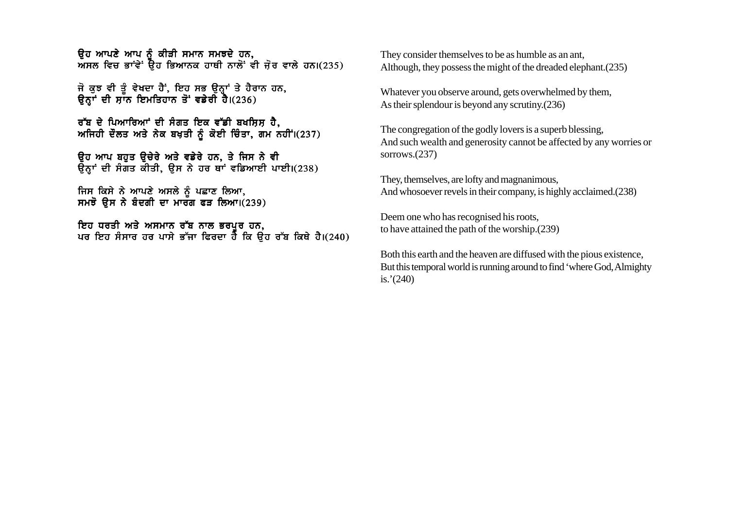ਉਹ ਆਪਣੇ ਆਪ ਨੂੰ ਕੀੜੀ ਸਮਾਨ ਸਮਝਦੇ ਹਨ,
ਅਸਲ ਵਿਚ ਭਾਂਵੇਂ ਉਹ ਭਿਆਨਕ ਹਾਥੀ ਨਾਲੋਂ ਵੀ ਜ਼ੋਰ ਵਾਲੇ ਹਨ।(235)

They consider themselves to be as humble as an ant,
Although, they possess the might of the dreaded elephant.(235)

ਜੋ ਕੁਝ ਵੀ ਤੂੰ ਵੇਖਦਾ ਹੈਂ, ਇਹ ਸਭ ਉਨ੍ਹਾਂ ਤੇ ਹੈਰਾਨ ਹਨ,
ਉਨ੍ਹਾਂ ਦੀ ਸ਼ਾਨ ਇਮਤਿਹਾਨ ਤੋਂ ਵਡੇਰੀ ਹੈ।(236)

Whatever you observe around, gets overwhelmed by them,
As their splendour is beyond any scrutiny.(236)

ਰੱਬ ਦੇ ਪਿਆਰਿਆਂ ਦੀ ਸੰਗਤ ਇਕ ਵੱਡੀ ਬਖਸ਼ਿਸ਼ ਹੈ,
ਅਜਿਹੀ ਦੌਲਤ ਅਤੇ ਨੇਕ ਬਖ਼ਤੀ ਨੂੰ ਕੋਈ ਚਿੰਤਾ, ਗਮ ਨਹੀਂ।(237)

The congregation of the godly lovers is a superb blessing,
And such wealth and generosity cannot be affected by any worries or sorrows.(237)

ਉਹ ਆਪ ਬਹੁਤ ਉਚੇਰੇ ਅਤੇ ਵਡੇਰੇ ਹਨ, ਤੇ ਜਿਸ ਨੇ ਵੀ
ਉਨ੍ਹਾਂ ਦੀ ਸੰਗਤ ਕੀਤੀ, ਉਸ ਨੇ ਹਰ ਥਾਂ ਵਡਿਆਈ ਪਾਈ।(238)

They, themselves, are lofty and magnanimous,
And whosoever revels in their company, is highly acclaimed.(238)

ਜਿਸ ਕਿਸੇ ਨੇ ਆਪਣੇ ਅਸਲੇ ਨੂੰ ਪਛਾਣ ਲਿਆ,
ਸਮਝੋ ਉਸ ਨੇ ਬੰਦਗੀ ਦਾ ਮਾਰਗ ਫੜ ਲਿਆ।(239)

Deem one who has recognised his roots,
to have attained the path of the worship.(239)

ਇਹ ਧਰਤੀ ਅਤੇ ਅਸਮਾਨ ਰੱਬ ਨਾਲ ਭਰਪੂਰ ਹਨ,
ਪਰ ਇਹ ਸੰਸਾਰ ਹਰ ਪਾਸੇ ਭੱਜਾ ਫਿਰਦਾ ਹੈ ਕਿ ਉਹ ਰੱਬ ਕਿਥੇ ਹੈ।(240)

Both this earth and the heaven are diffused with the pious existence,
But this temporal world is running around to find 'where God, Almighty is.'(240)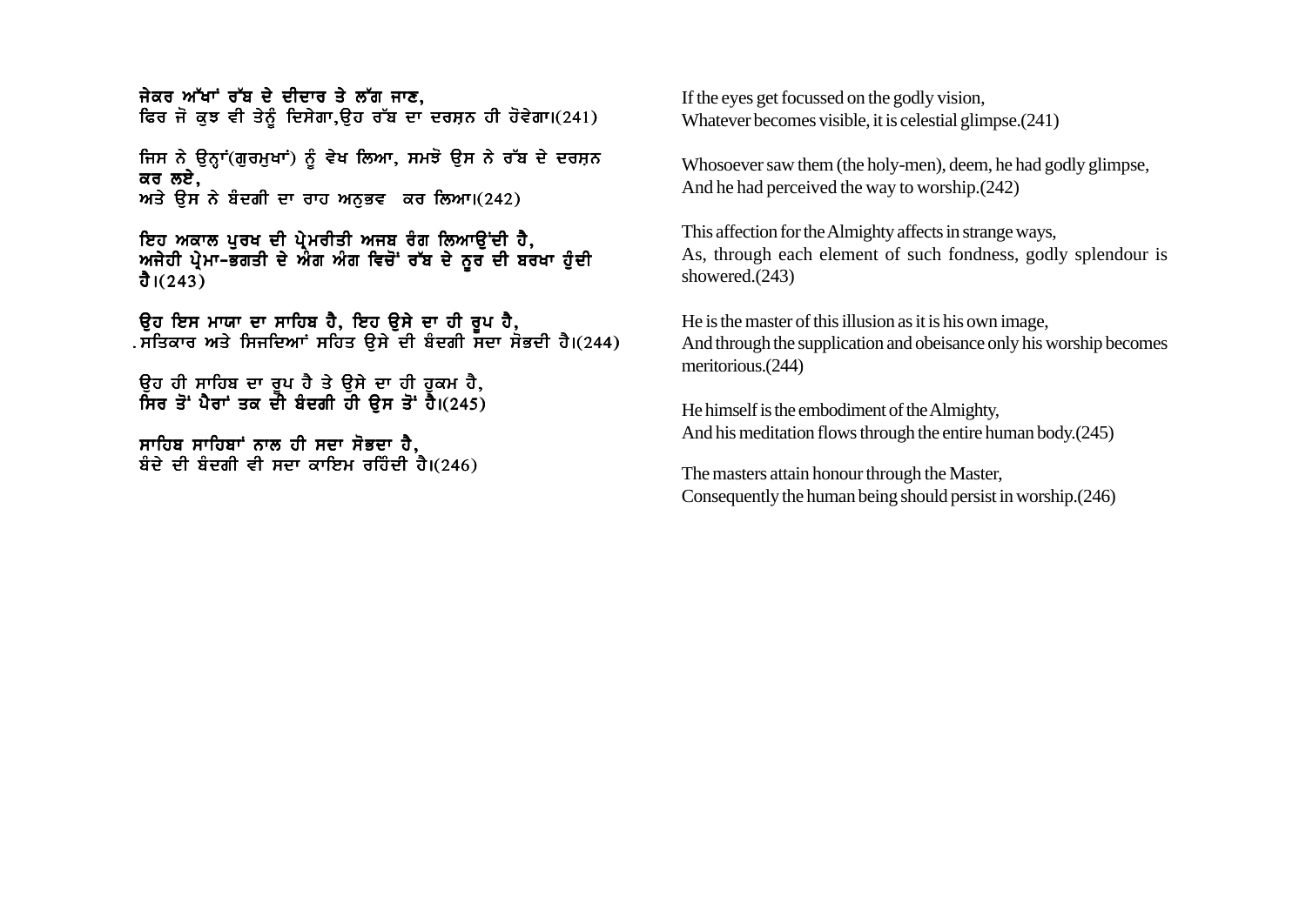ਜੇਕਰ ਅੱਖਾਂ ਰੱਬ ਦੇ ਦੀਦਾਰ ਤੇ ਲੱਗ ਜਾਣ,
ਫਿਰ ਜੋ ਕੁਝ ਵੀ ਤੇਨੂੰ ਦਿਸੇਗਾ,ਉਹ ਰੱਬ ਦਾ ਦਰਸ਼ਨ ਹੀ ਹੋਵੇਗਾ।(241)

ਜਿਸ ਨੇ ਉਨ੍ਹਾਂ(ਗੁਰਮੁਖਾਂ) ਨੂੰ ਵੇਖ ਲਿਆ, ਸਮਝੋ ਉਸ ਨੇ ਰੱਬ ਦੇ ਦਰਸ਼ਨ ਕਰ ਲਏ,
ਅਤੇ ਉਸ ਨੇ ਬੰਦਗੀ ਦਾ ਰਾਹ ਅਨੁਭਵ ਕਰ ਲਿਆ।(242)

ਇਹ ਅਕਾਲ ਪੁਰਖ ਦੀ ਪ੍ਰੇਮਰੀਤੀ ਅਜਬ ਰੰਗ ਲਿਆਉਂਦੀ ਹੈ,
ਅਜੇਹੀ ਪ੍ਰੇਮਾ-ਭਗਤੀ ਦੇ ਅੰਗ ਅੰਗ ਵਿਚੋਂ ਰੱਬ ਦੇ ਨੂਰ ਦੀ ਬਰਖਾ ਹੁੰਦੀ ਹੈ।(243)

ਉਹ ਇਸ ਮਾਯਾ ਦਾ ਸਾਹਿਬ ਹੈ, ਇਹ ਉਸੇ ਦਾ ਹੀ ਰੂਪ ਹੈ,
ਸਤਿਕਾਰ ਅਤੇ ਸਿਜਦਿਆਂ ਸਹਿਤ ਉਸੇ ਦੀ ਬੰਦਗੀ ਸਦਾ ਸੋਭਦੀ ਹੈ।(244)

ਉਹ ਹੀ ਸਾਹਿਬ ਦਾ ਰੂਪ ਹੈ ਤੇ ਉਸੇ ਦਾ ਹੀ ਹੁਕਮ ਹੈ,
ਸਿਰ ਤੋਂ ਪੈਰਾਂ ਤਕ ਦੀ ਬੰਦਗੀ ਹੀ ਉਸ ਤੋਂ ਹੈ।(245)

ਸਾਹਿਬ ਸਾਹਿਬਾਂ ਨਾਲ ਹੀ ਸਦਾ ਸੋਭਦਾ ਹੈ,
ਬੰਦੇ ਦੀ ਬੰਦਗੀ ਵੀ ਸਦਾ ਕਾਇਮ ਰਹਿੰਦੀ ਹੈ।(246)

If the eyes get focussed on the godly vision,
Whatever becomes visible, it is celestial glimpse.(241)

Whosoever saw them (the holy-men), deem, he had godly glimpse,
And he had perceived the way to worship.(242)

This affection for the Almighty affects in strange ways,
As, through each element of such fondness, godly splendour is showered.(243)

He is the master of this illusion as it is his own image,
And through the supplication and obeisance only his worship becomes meritorious.(244)

He himself is the embodiment of the Almighty,
And his meditation flows through the entire human body.(245)

The masters attain honour through the Master,
Consequently the human being should persist in worship.(246)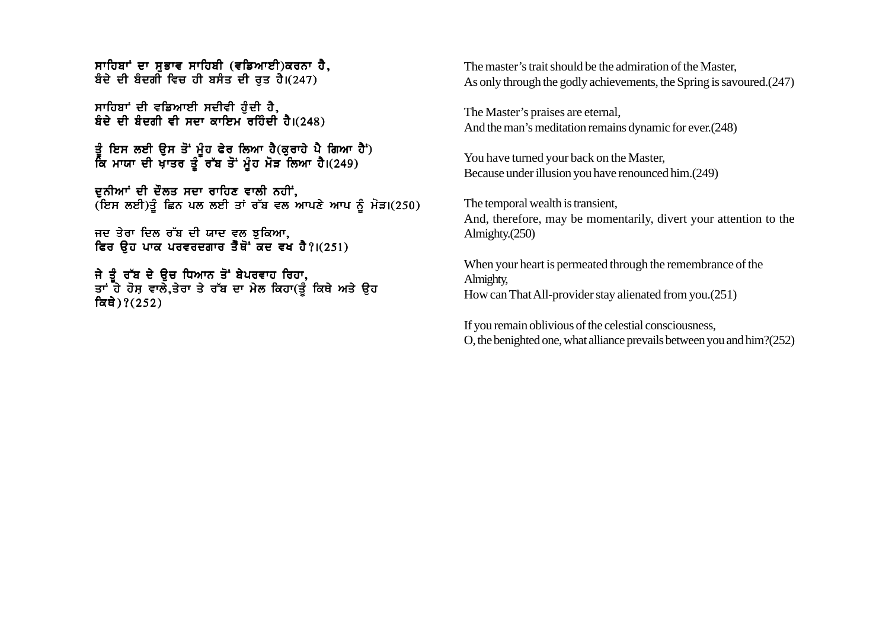ਸਾਹਿਬਾਂ ਦਾ ਸੁਭਾਵ ਸਾਹਿਬੀ (ਵਡਿਆਈ)ਕਰਨਾ ਹੈ,
ਬੰਦੇ ਦੀ ਬੰਦਗੀ ਵਿਚ ਹੀ ਬਸੰਤ ਦੀ ਰੁਤ ਹੈ।(247)

ਸਾਹਿਬਾਂ ਦੀ ਵਡਿਆਈ ਸਦੀਵੀ ਹੁੰਦੀ ਹੈ,
ਬੰਦੇ ਦੀ ਬੰਦਗੀ ਵੀ ਸਦਾ ਕਾਇਮ ਰਹਿੰਦੀ ਹੈ।(248)

ਤੂੰ ਇਸ ਲਈ ਉਸ ਤੋਂ ਮੂੰਹ ਫੇਰ ਲਿਆ ਹੈ(ਕੁਰਾਹੇ ਪੈ ਗਿਆ ਹੈਂ)
ਕਿ ਮਾਯਾ ਦੀ ਖ਼ਾਤਰ ਤੂੰ ਰੱਬ ਤੋਂ ਮੂੰਹ ਮੋੜ ਲਿਆ ਹੈ।(249)

ਦੁਨੀਆਂ ਦੀ ਦੌਲਤ ਸਦਾ ਰਾਹਿਣ ਵਾਲੀ ਨਹੀਂ,
(ਇਸ ਲਈ)ਤੂੰ ਛਿਨ ਪਲ ਲਈ ਤਾਂ ਰੱਬ ਵਲ ਆਪਣੇ ਆਪ ਨੂੰ ਮੋੜ।(250)

ਜਦ ਤੇਰਾ ਦਿਲ ਰੱਬ ਦੀ ਯਾਦ ਵਲ ਝੁਕਿਆ,
ਫਿਰ ਉਹ ਪਾਕ ਪਰਵਰਦਗਾਰ ਤੈਥੋਂ ਕਦ ਵਖ ਹੈ?।(251)

ਜੇ ਤੂੰ ਰੱਬ ਦੇ ਉਚ ਧਿਆਨ ਤੋਂ ਬੇਪਰਵਾਹ ਰਿਹਾ,
ਤਾਂ ਹੇ ਹੋਸ਼ ਵਾਲੇ,ਤੇਰਾ ਤੇ ਰੱਬ ਦਾ ਮੇਲ ਕਿਹਾ(ਤੂੰ ਕਿਥੇ ਅਤੇ ਉਹ ਕਿਥੇ)?(252)

The master's trait should be the admiration of the Master,
As only through the godly achievements, the Spring is savoured.(247)

The Master's praises are eternal,
And the man's meditation remains dynamic for ever.(248)

You have turned your back on the Master,
Because under illusion you have renounced him.(249)

The temporal wealth is transient,
And, therefore, may be momentarily, divert your attention to the Almighty.(250)

When your heart is permeated through the remembrance of the Almighty,
How can That All-provider stay alienated from you.(251)

If you remain oblivious of the celestial consciousness,
O, the benighted one, what alliance prevails between you and him?(252)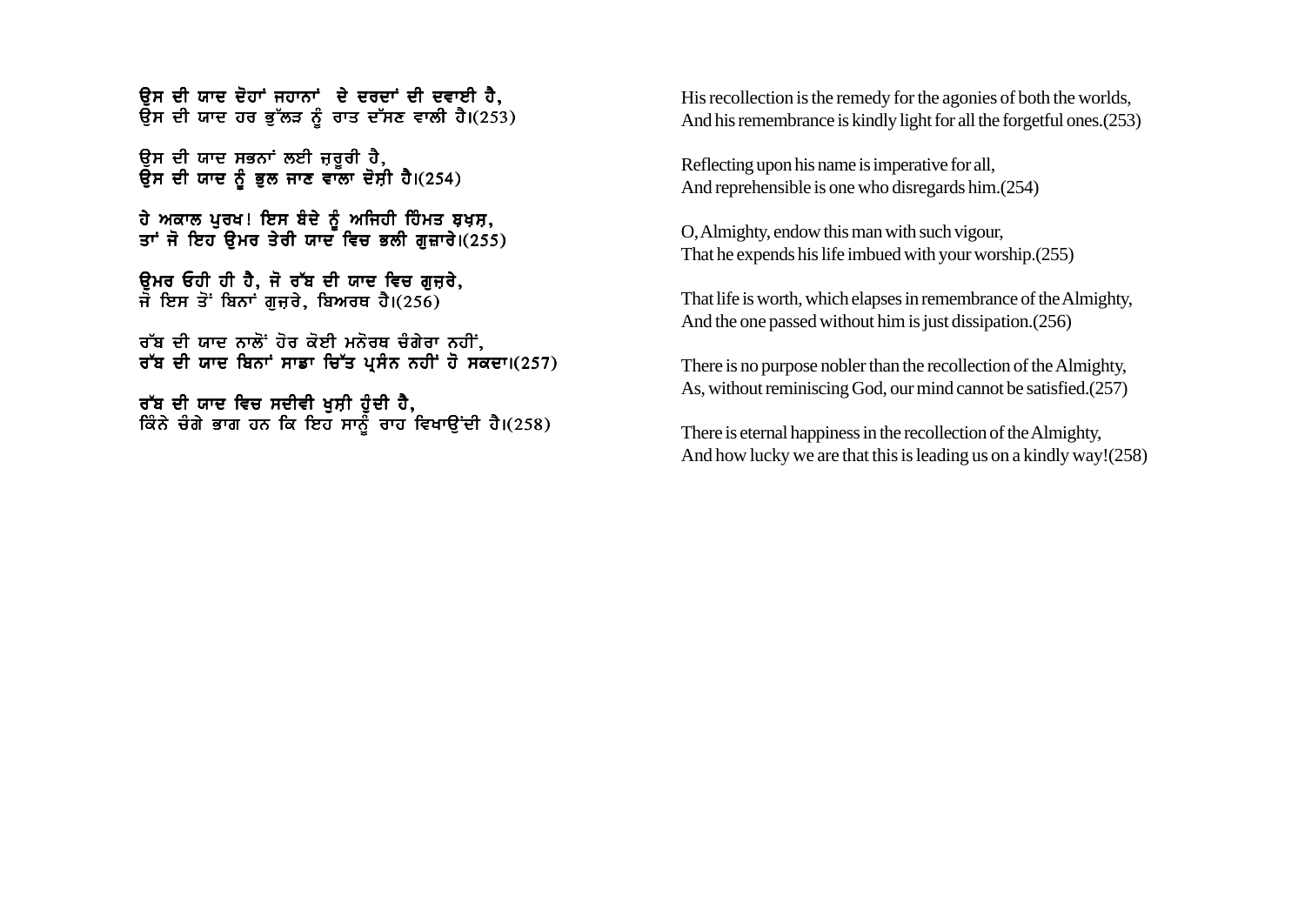ਉਸ ਦੀ ਯਾਦ ਦੋਹਾਂ ਜਹਾਨਾਂ ਦੇ ਦਰਦਾਂ ਦੀ ਦਵਾਈ ਹੈ,
ਉਸ ਦੀ ਯਾਦ ਹਰ ਭੁੱਲੜ ਨੂੰ ਰਾਤ ਦੱਸਣ ਵਾਲੀ ਹੈ।(253)

ਉਸ ਦੀ ਯਾਦ ਸਭਨਾਂ ਲਈ ਜ਼ਰੂਰੀ ਹੈ,
ਉਸ ਦੀ ਯਾਦ ਨੂੰ ਭੁਲ ਜਾਣ ਵਾਲਾ ਦੋਸ਼ੀ ਹੈ।(254)

ਹੇ ਅਕਾਲ ਪੁਰਖ! ਇਸ ਬੰਦੇ ਨੂੰ ਅਜਿਹੀ ਹਿੰਮਤ ਬਖ਼ਸ਼,
ਤਾਂ ਜੋ ਇਹ ਉਮਰ ਤੇਰੀ ਯਾਦ ਵਿਚ ਭਲੀ ਗੁਜ਼ਾਰੇ।(255)

ਉਮਰ ਓਹੀ ਹੀ ਹੈ, ਜੋ ਰੱਬ ਦੀ ਯਾਦ ਵਿਚ ਗੁਜ਼ਰੇ,
ਜੋ ਇਸ ਤੋਂ ਬਿਨਾਂ ਗੁਜ਼ਰੇ, ਬਿਅਰਥ ਹੈ।(256)

ਰੱਬ ਦੀ ਯਾਦ ਨਾਲੋਂ ਹੋਰ ਕੋਈ ਮਨੋਰਥ ਚੰਗੇਰਾ ਨਹੀਂ,
ਰੱਬ ਦੀ ਯਾਦ ਬਿਨਾਂ ਸਾਡਾ ਚਿੱਤ ਪ੍ਰਸੰਨ ਨਹੀਂ ਹੋ ਸਕਦਾ।(257)

ਰੱਬ ਦੀ ਯਾਦ ਵਿਚ ਸਦੀਵੀ ਖੁਸ਼ੀ ਹੁੰਦੀ ਹੈ,
ਕਿੰਨੇ ਚੰਗੇ ਭਾਗ ਹਨ ਕਿ ਇਹ ਸਾਨੂੰ ਰਾਹ ਵਿਖਾਉਂਦੀ ਹੈ।(258)

His recollection is the remedy for the agonies of both the worlds,
And his remembrance is kindly light for all the forgetful ones.(253)

Reflecting upon his name is imperative for all,
And reprehensible is one who disregards him.(254)

O, Almighty, endow this man with such vigour,
That he expends his life imbued with your worship.(255)

That life is worth, which elapses in remembrance of the Almighty,
And the one passed without him is just dissipation.(256)

There is no purpose nobler than the recollection of the Almighty,
As, without reminiscing God, our mind cannot be satisfied.(257)

There is eternal happiness in the recollection of the Almighty,
And how lucky we are that this is leading us on a kindly way!(258)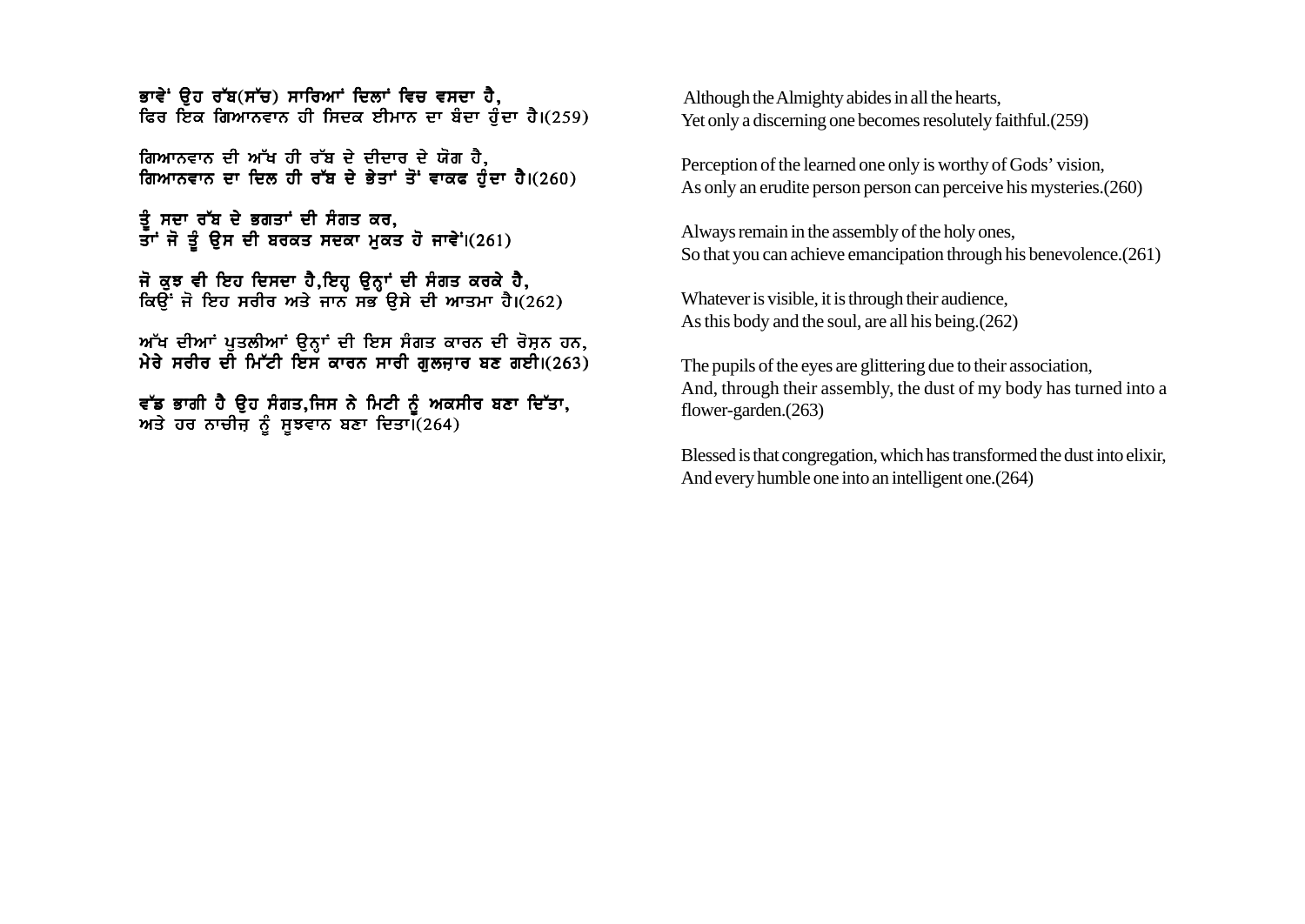ਭਾਵੇਂ ਉਹ ਰੱਬ(ਸੱਚ) ਸਾਰਿਆਂ ਦਿਲਾਂ ਵਿਚ ਵਸਦਾ ਹੈ,
ਫਿਰ ਇਕ ਗਿਆਨਵਾਨ ਹੀ ਸਿਦਕ ਈਮਾਨ ਦਾ ਬੰਦਾ ਹੁੰਦਾ ਹੈ।(259)

ਗਿਆਨਵਾਨ ਦੀ ਅੱਖ ਹੀ ਰੱਬ ਦੇ ਦੀਦਾਰ ਦੇ ਯੋਗ ਹੈ,
ਗਿਆਨਵਾਨ ਦਾ ਦਿਲ ਹੀ ਰੱਬ ਦੇ ਭੇਤਾਂ ਤੋਂ ਵਾਕਫ ਹੁੰਦਾ ਹੈ।(260)

ਤੂੰ ਸਦਾ ਰੱਬ ਦੇ ਭਗਤਾਂ ਦੀ ਸੰਗਤ ਕਰ,
ਤਾਂ ਜੋ ਤੂੰ ਉਸ ਦੀ ਬਰਕਤ ਸਦਕਾ ਮੁਕਤ ਹੋ ਜਾਵੇਂ।(261)

ਜੋ ਕੁਝ ਵੀ ਇਹ ਦਿਸਦਾ ਹੈ,ਇਹ੍ਹ ਉਨ੍ਹਾਂ ਦੀ ਸੰਗਤ ਕਰਕੇ ਹੈ,
ਕਿਉਂ ਜੋ ਇਹ ਸਰੀਰ ਅਤੇ ਜਾਨ ਸਭ ਉਸੇ ਦੀ ਆਤਮਾ ਹੈ।(262)

ਅੱਖ ਦੀਆਂ ਪੁਤਲੀਆਂ ਉਨ੍ਹਾਂ ਦੀ ਇਸ ਸੰਗਤ ਕਾਰਨ ਦੀ ਰੋਸ਼ਨ ਹਨ,
ਮੇਰੇ ਸਰੀਰ ਦੀ ਮਿੱਟੀ ਇਸ ਕਾਰਨ ਸਾਰੀ ਗੁਲਜ਼ਾਰ ਬਣ ਗਈ।(263)

ਵੱਡ ਭਾਗੀ ਹੈ ਉਹ ਸੰਗਤ,ਜਿਸ ਨੇ ਮਿਟੀ ਨੂੰ ਅਕਸੀਰ ਬਣਾ ਦਿੱਤਾ,
ਅਤੇ ਹਰ ਨਾਚੀਜ਼ ਨੂੰ ਸੂਝਵਾਨ ਬਣਾ ਦਿਤਾ।(264)

Although the Almighty abides in all the hearts,
Yet only a discerning one becomes resolutely faithful.(259)

Perception of the learned one only is worthy of Gods' vision,
As only an erudite person person can perceive his mysteries.(260)

Always remain in the assembly of the holy ones,
So that you can achieve emancipation through his benevolence.(261)

Whatever is visible, it is through their audience,
As this body and the soul, are all his being.(262)

The pupils of the eyes are glittering due to their association,
And, through their assembly, the dust of my body has turned into a flower-garden.(263)

Blessed is that congregation, which has transformed the dust into elixir,
And every humble one into an intelligent one.(264)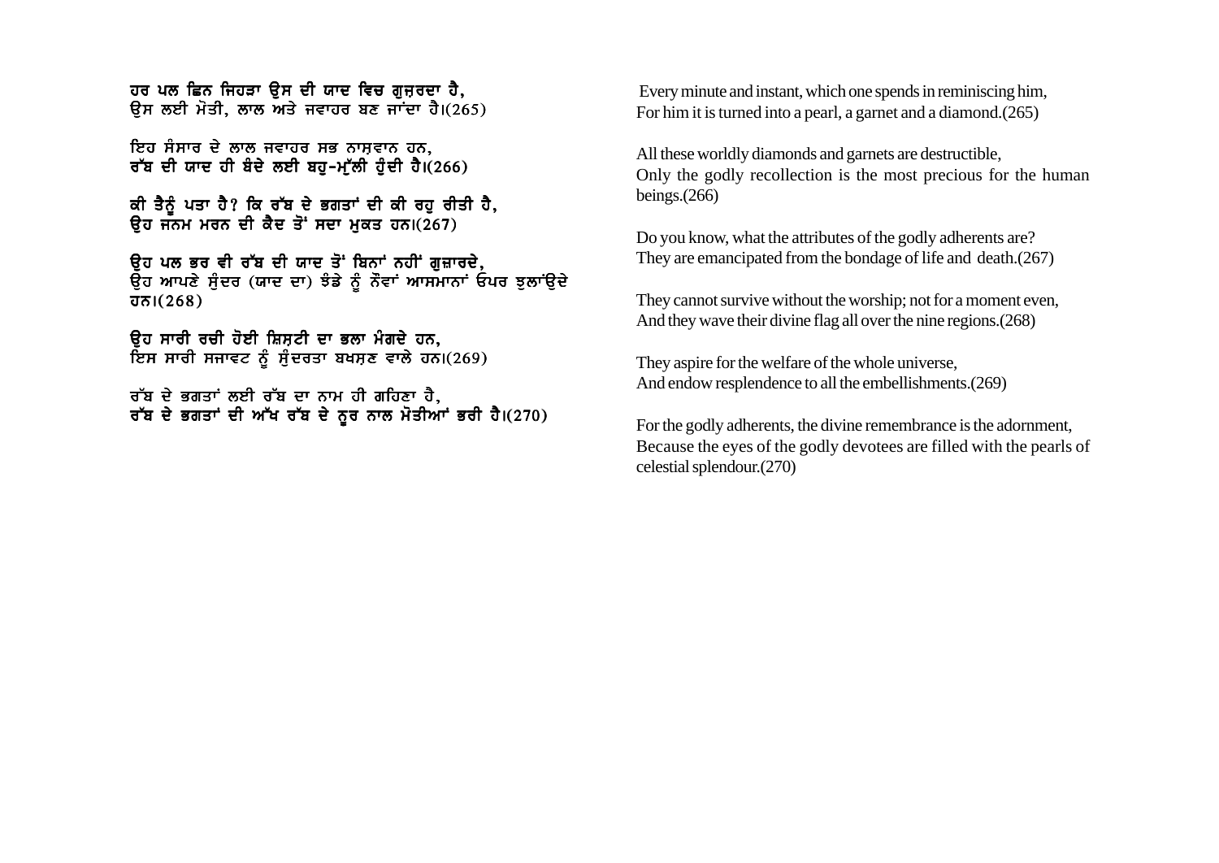ਹਰ ਪਲ ਛਿਨ ਜਿਹੜਾ ਉਸ ਦੀ ਯਾਦ ਵਿਚ ਗੁਜ਼ਰਦਾ ਹੈ,
ਉਸ ਲਈ ਮੋਤੀ, ਲਾਲ ਅਤੇ ਜਵਾਹਰ ਬਣ ਜਾਂਦਾ ਹੈ।(265)

ਇਹ ਸੰਸਾਰ ਦੇ ਲਾਲ ਜਵਾਹਰ ਸਭ ਨਾਸ਼ਵਾਨ ਹਨ,
ਰੱਬ ਦੀ ਯਾਦ ਹੀ ਬੰਦੇ ਲਈ ਬਹੁ-ਮੁੱਲੀ ਹੁੰਦੀ ਹੈ।(266)

ਕੀ ਤੈਨੂੰ ਪਤਾ ਹੈ? ਕਿ ਰੱਬ ਦੇ ਭਗਤਾਂ ਦੀ ਕੀ ਰਹੁ ਰੀਤੀ ਹੈ,
ਉਹ ਜਨਮ ਮਰਨ ਦੀ ਕੈਦ ਤੋਂ ਸਦਾ ਮੁਕਤ ਹਨ।(267)

ਉਹ ਪਲ ਭਰ ਵੀ ਰੱਬ ਦੀ ਯਾਦ ਤੋਂ ਬਿਨਾਂ ਨਹੀਂ ਗੁਜ਼ਾਰਦੇ,
ਉਹ ਆਪਣੇ ਸੁੰਦਰ (ਯਾਦ ਦਾ) ਝੰਡੇ ਨੂੰ ਨੌਵਾਂ ਆਸਮਾਨਾਂ ਓਪਰ ਝੁਲਾਂਉਦੇ ਹਨ।(268)

ਉਹ ਸਾਰੀ ਰਚੀ ਹੋਈ ਸ਼ਿਸ਼ਟੀ ਦਾ ਭਲਾ ਮੰਗਦੇ ਹਨ,
ਇਸ ਸਾਰੀ ਸਜਾਵਟ ਨੂੰ ਸੁੰਦਰਤਾ ਬਖਸ਼ਣ ਵਾਲੇ ਹਨ।(269)

ਰੱਬ ਦੇ ਭਗਤਾਂ ਲਈ ਰੱਬ ਦਾ ਨਾਮ ਹੀ ਗਹਿਣਾ ਹੈ,
ਰੱਬ ਦੇ ਭਗਤਾਂ ਦੀ ਅੱਖ ਰੱਬ ਦੇ ਨੂਰ ਨਾਲ ਮੋਤੀਆਂ ਭਰੀ ਹੈ।(270)

Every minute and instant, which one spends in reminiscing him,
For him it is turned into a pearl, a garnet and a diamond.(265)

All these worldly diamonds and garnets are destructible,
Only the godly recollection is the most precious for the human beings.(266)

Do you know, what the attributes of the godly adherents are?
They are emancipated from the bondage of life and death.(267)

They cannot survive without the worship; not for a moment even,
And they wave their divine flag all over the nine regions.(268)

They aspire for the welfare of the whole universe,
And endow resplendence to all the embellishments.(269)

For the godly adherents, the divine remembrance is the adornment,
Because the eyes of the godly devotees are filled with the pearls of celestial splendour.(270)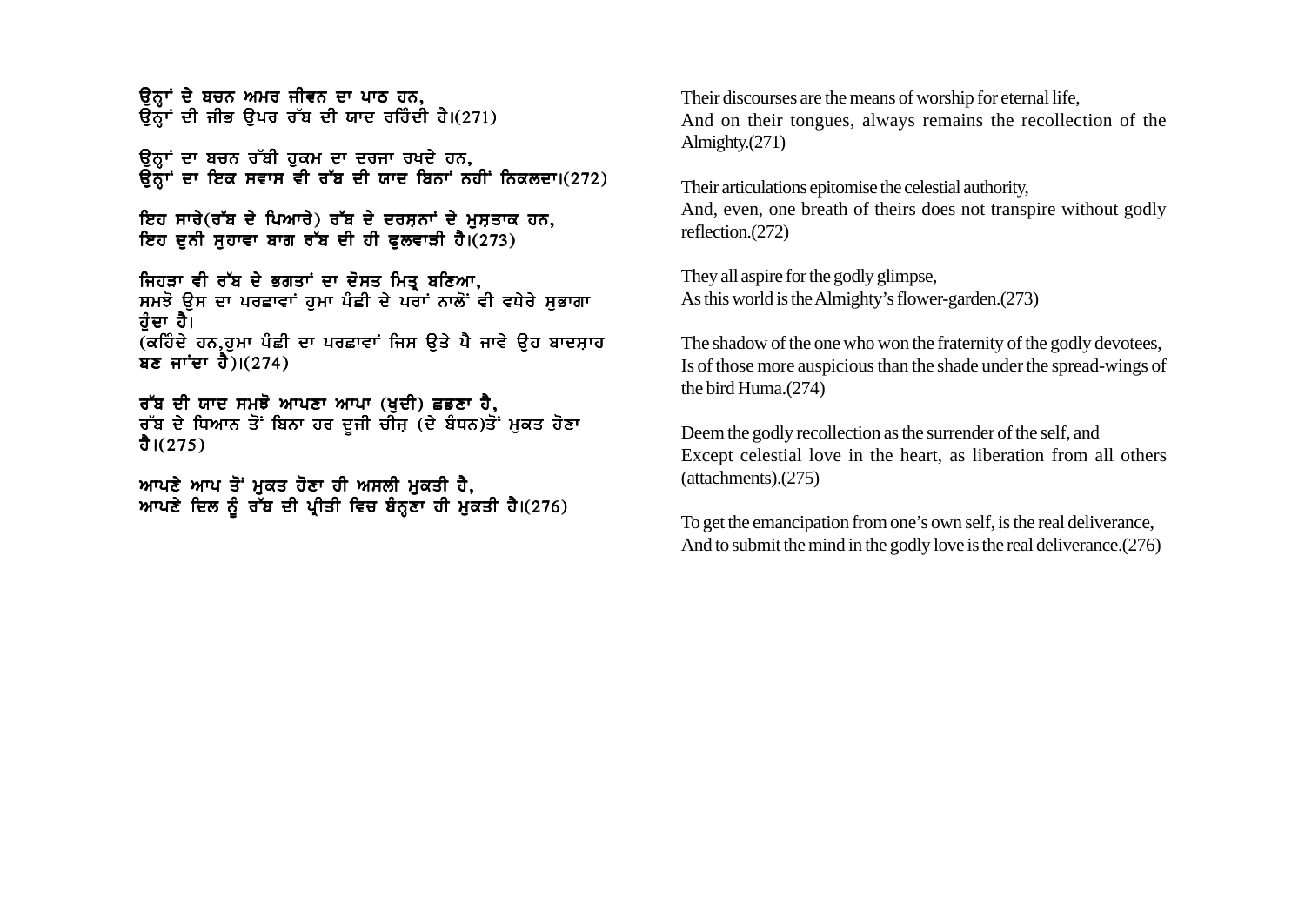ਉਨ੍ਹਾਂ ਦੇ ਬਚਨ ਅਮਰ ਜੀਵਨ ਦਾ ਪਾਠ ਹਨ,
ਉਨ੍ਹਾਂ ਦੀ ਜੀਭ ਉਪਰ ਰੱਬ ਦੀ ਯਾਦ ਰਹਿੰਦੀ ਹੈ।(271)

ਉਨ੍ਹਾਂ ਦਾ ਬਚਨ ਰੱਬੀ ਹੁਕਮ ਦਾ ਦਰਜਾ ਰਖਦੇ ਹਨ,
ਉਨ੍ਹਾਂ ਦਾ ਇਕ ਸਵਾਸ ਵੀ ਰੱਬ ਦੀ ਯਾਦ ਬਿਨਾਂ ਨਹੀਂ ਨਿਕਲਦਾ।(272)

ਇਹ ਸਾਰੇ(ਰੱਬ ਦੇ ਪਿਆਰੇ) ਰੱਬ ਦੇ ਦਰਸ਼ਨਾਂ ਦੇ ਮੁਸ਼ਤਾਕ ਹਨ,
ਇਹ ਦੁਨੀ ਸੁਹਾਵਾ ਬਾਗ ਰੱਬ ਦੀ ਹੀ ਫੁਲਵਾੜੀ ਹੈ।(273)

ਜਿਹੜਾ ਵੀ ਰੱਬ ਦੇ ਭਗਤਾਂ ਦਾ ਦੋਸਤ ਮਿਤ੍ਰ ਬਣਿਆ,
ਸਮਝੋ ਉਸ ਦਾ ਪਰਛਾਵਾਂ ਹੁਮਾ ਪੰਛੀ ਦੇ ਪਰਾਂ ਨਾਲੋਂ ਵੀ ਵਧੇਰੇ ਸੁਭਾਗਾ ਹੁੰਦਾ ਹੈ।
(ਕਹਿੰਦੇ ਹਨ,ਹੁਮਾ ਪੰਛੀ ਦਾ ਪਰਛਾਵਾਂ ਜਿਸ ਉਤੇ ਪੈ ਜਾਵੇ ਉਹ ਬਾਦਸ਼ਾਹ ਬਣ ਜਾਂਦਾ ਹੈ)।(274)

ਰੱਬ ਦੀ ਯਾਦ ਸਮਝੋ ਆਪਣਾ ਆਪਾ (ਖੁਦੀ) ਛਡਣਾ ਹੈ,
ਰੱਬ ਦੇ ਧਿਆਨ ਤੋਂ ਬਿਨਾ ਹਰ ਦੂਜੀ ਚੀਜ਼ (ਦੇ ਬੰਧਨ)ਤੋਂ ਮੁਕਤ ਹੋਣਾ ਹੈ।(275)

ਆਪਣੇ ਆਪ ਤੋਂ ਮੁਕਤ ਹੋਣਾ ਹੀ ਅਸਲੀ ਮੁਕਤੀ ਹੈ,
ਆਪਣੇ ਦਿਲ ਨੂੰ ਰੱਬ ਦੀ ਪ੍ਰੀਤੀ ਵਿਚ ਬੰਨ੍ਹਣਾ ਹੀ ਮੁਕਤੀ ਹੈ।(276)

Their discourses are the means of worship for eternal life,
And on their tongues, always remains the recollection of the Almighty.(271)

Their articulations epitomise the celestial authority,
And, even, one breath of theirs does not transpire without godly reflection.(272)

They all aspire for the godly glimpse,
As this world is the Almighty's flower-garden.(273)

The shadow of the one who won the fraternity of the godly devotees,
Is of those more auspicious than the shade under the spread-wings of the bird Huma.(274)

Deem the godly recollection as the surrender of the self, and
Except celestial love in the heart, as liberation from all others (attachments).(275)

To get the emancipation from one's own self, is the real deliverance,
And to submit the mind in the godly love is the real deliverance.(276)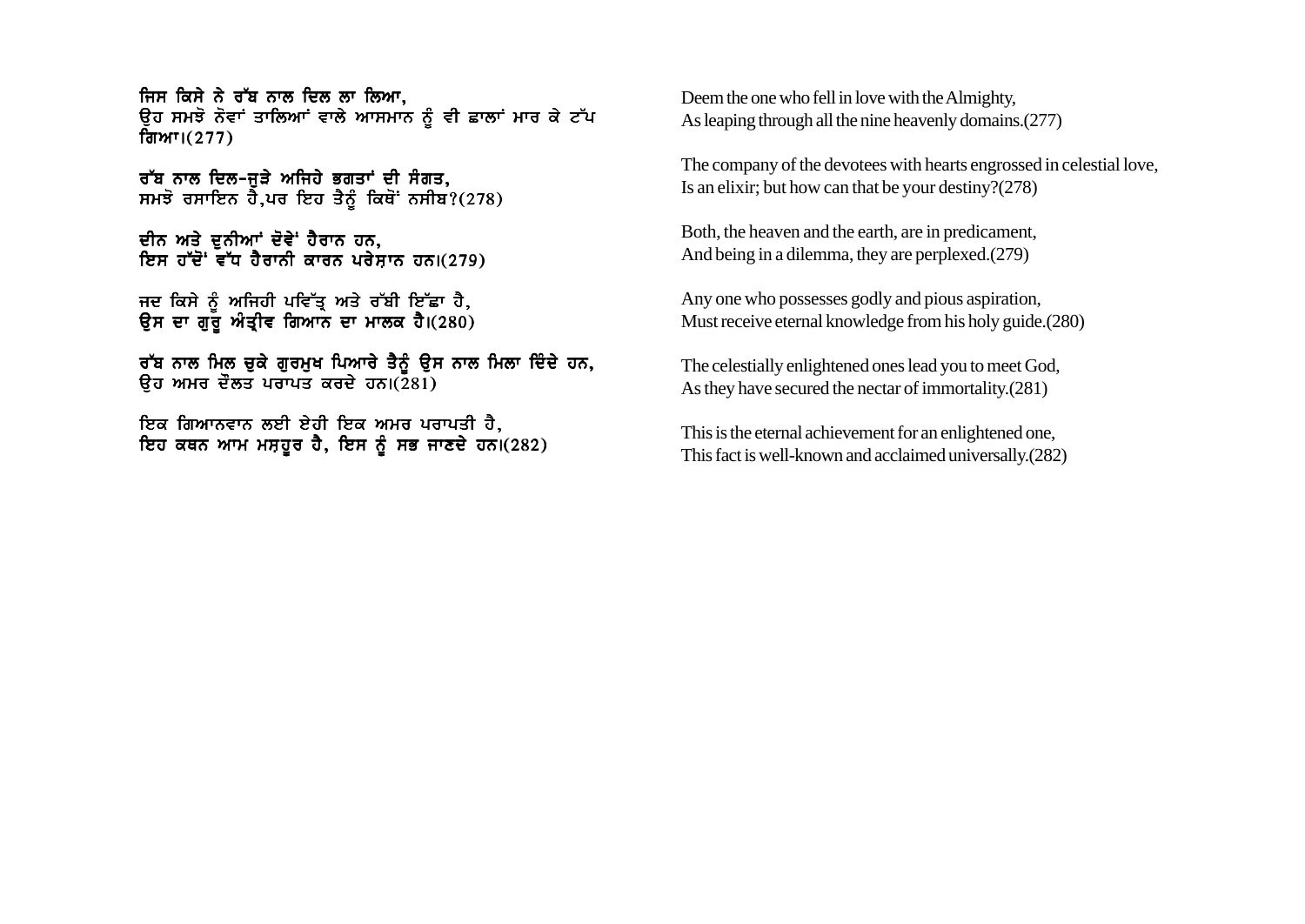ਜਿਸ ਕਿਸੇ ਨੇ ਰੱਬ ਨਾਲ ਦਿਲ ਲਾ ਲਿਆ,
ਉਹ ਸਮਝੋ ਨੌਵਾਂ ਤਾਲਿਆਂ ਵਾਲੇ ਆਸਮਾਨ ਨੂੰ ਵੀ ਛਾਲਾਂ ਮਾਰ ਕੇ ਟੱਪ ਗਿਆ।(277)

ਰੱਬ ਨਾਲ ਦਿਲ-ਜੁੜੇ ਅਜਿਹੇ ਭਗਤਾਂ ਦੀ ਸੰਗਤ,
ਸਮਝੋ ਰਸਾਇਣ ਹੈ,ਪਰ ਇਹ ਤੈਨੂੰ ਕਿਥੋਂ ਨਸੀਬ?(278)

ਦੀਨ ਅਤੇ ਦੁਨੀਆਂ ਦੋਵੇਂ ਹੈਰਾਨ ਹਨ,
ਇਸ ਹੱਦੋਂ ਵੱਧ ਹੈਰਾਨੀ ਕਾਰਨ ਪਰੇਸ਼ਾਨ ਹਨ।(279)

ਜਦ ਕਿਸੇ ਨੂੰ ਅਜਿਹੀ ਪਵਿੱਤ੍ਰ ਅਤੇ ਰੱਬੀ ਇੱਛਾ ਹੈ,
ਉਸ ਦਾ ਗੁਰੂ ਅੰਤ੍ਰੀਵ ਗਿਆਨ ਦਾ ਮਾਲਕ ਹੈ।(280)

ਰੱਬ ਨਾਲ ਮਿਲ ਚੁਕੇ ਗੁਰਮੁਖ ਪਿਆਰੇ ਤੈਨੂੰ ਉਸ ਨਾਲ ਮਿਲਾ ਦਿੰਦੇ ਹਨ,
ਉਹ ਅਮਰ ਦੌਲਤ ਪਰਾਪਤ ਕਰਦੇ ਹਨ।(281)

ਇਕ ਗਿਆਨਵਾਨ ਲਈ ਏਹੀ ਇਕ ਅਮਰ ਪਰਾਪਤੀ ਹੈ,
ਇਹ ਕਥਨ ਆਮ ਮਸ਼ਹੂਰ ਹੈ, ਇਸ ਨੂੰ ਸਭ ਜਾਣਦੇ ਹਨ।(282)

Deem the one who fell in love with the Almighty,
As leaping through all the nine heavenly domains.(277)

The company of the devotees with hearts engrossed in celestial love,
Is an elixir; but how can that be your destiny?(278)

Both, the heaven and the earth, are in predicament,
And being in a dilemma, they are perplexed.(279)

Any one who possesses godly and pious aspiration,
Must receive eternal knowledge from his holy guide.(280)

The celestially enlightened ones lead you to meet God,
As they have secured the nectar of immortality.(281)

This is the eternal achievement for an enlightened one,
This fact is well-known and acclaimed universally.(282)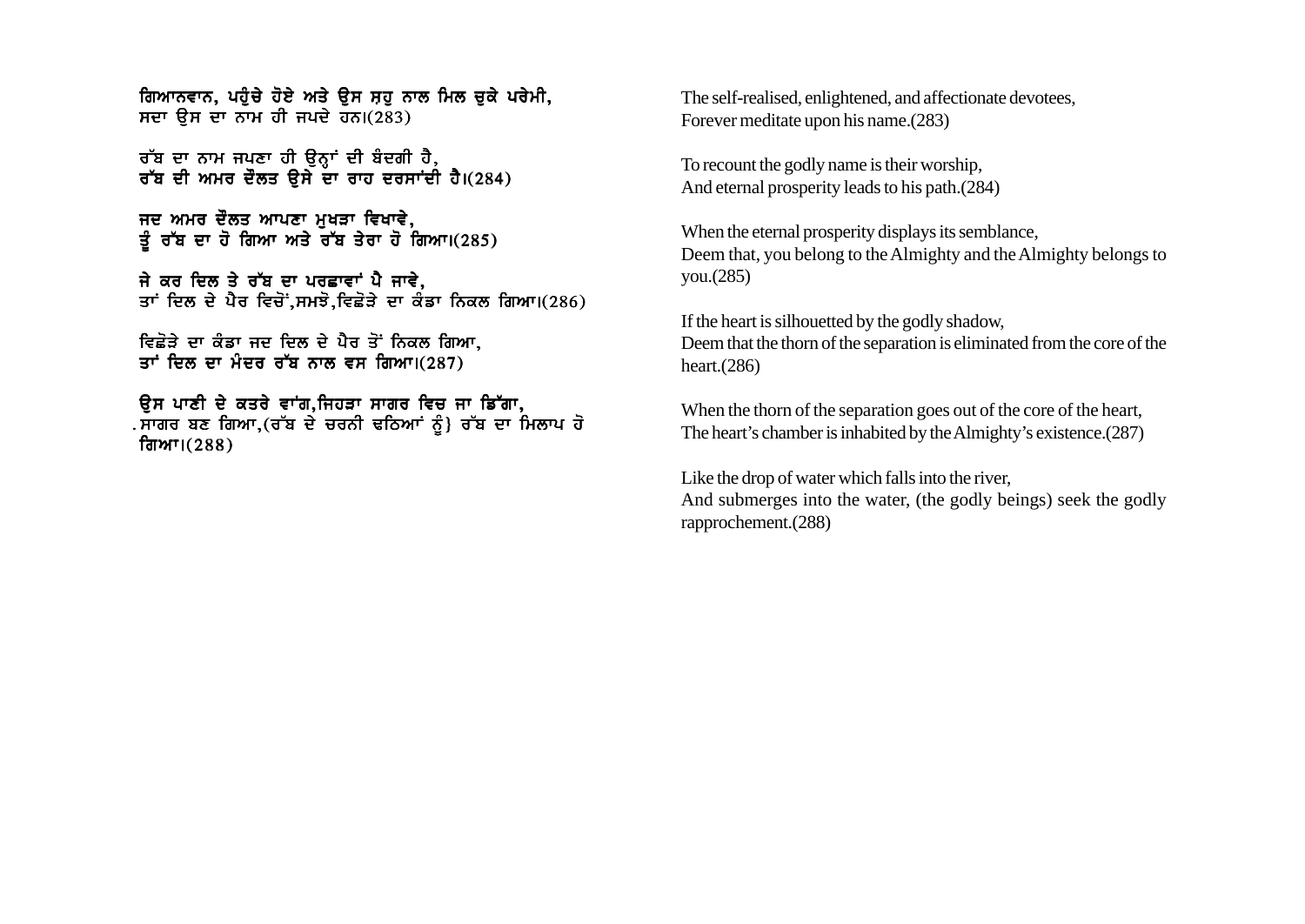ਗਿਆਨਵਾਨ, ਪਹੁੰਚੇ ਹੋਏ ਅਤੇ ਉਸ ਸ਼ਹੁ ਨਾਲ ਮਿਲ ਚੁਕੇ ਪਰੇਮੀ,
ਸਦਾ ਉਸ ਦਾ ਨਾਮ ਹੀ ਜਪਦੇ ਹਨ।(283)

ਰੱਬ ਦਾ ਨਾਮ ਜਪਣਾ ਹੀ ਉਨ੍ਹਾਂ ਦੀ ਬੰਦਗੀ ਹੈ,
ਰੱਬ ਦੀ ਅਮਰ ਦੌਲਤ ਉਸੇ ਦਾ ਰਾਹ ਦਰਸਾਂਦੀ ਹੈ।(284)

ਜਦ ਅਮਰ ਦੌਲਤ ਆਪਣਾ ਮੁਖੜਾ ਵਿਖਾਵੇ,
ਤੂੰ ਰੱਬ ਦਾ ਹੋ ਗਿਆ ਅਤੇ ਰੱਬ ਤੇਰਾ ਹੋ ਗਿਆ।(285)

ਜੇ ਕਰ ਦਿਲ ਤੇ ਰੱਬ ਦਾ ਪਰਛਾਵਾਂ ਪੈ ਜਾਵੇ,
ਤਾਂ ਦਿਲ ਦੇ ਪੈਰ ਵਿਚੋਂ,ਸਮਝੋ,ਵਿਛੋੜੇ ਦਾ ਕੰਡਾ ਨਿਕਲ ਗਿਆ।(286)

ਵਿਛੋੜੇ ਦਾ ਕੰਡਾ ਜਦ ਦਿਲ ਦੇ ਪੈਰ ਤੋਂ ਨਿਕਲ ਗਿਆ,
ਤਾਂ ਦਿਲ ਦਾ ਮੰਦਰ ਰੱਬ ਨਾਲ ਵਸ ਗਿਆ।(287)

ਉਸ ਪਾਣੀ ਦੇ ਕਤਰੇ ਵਾਂਗ,ਜਿਹੜਾ ਸਾਗਰ ਵਿਚ ਜਾ ਡਿੱਗਾ,
ਸਾਗਰ ਬਣ ਗਿਆ,(ਰੱਬ ਦੇ ਚਰਨੀ ਢਠਿਆਂ ਨੂੰ) ਰੱਬ ਦਾ ਮਿਲਾਪ ਹੋ ਗਿਆ।(288)

The self-realised, enlightened, and affectionate devotees,
Forever meditate upon his name.(283)

To recount the godly name is their worship,
And eternal prosperity leads to his path.(284)

When the eternal prosperity displays its semblance,
Deem that, you belong to the Almighty and the Almighty belongs to you.(285)

If the heart is silhouetted by the godly shadow,
Deem that the thorn of the separation is eliminated from the core of the heart.(286)

When the thorn of the separation goes out of the core of the heart,
The heart's chamber is inhabited by the Almighty's existence.(287)

Like the drop of water which falls into the river,
And submerges into the water, (the godly beings) seek the godly rapprochement.(288)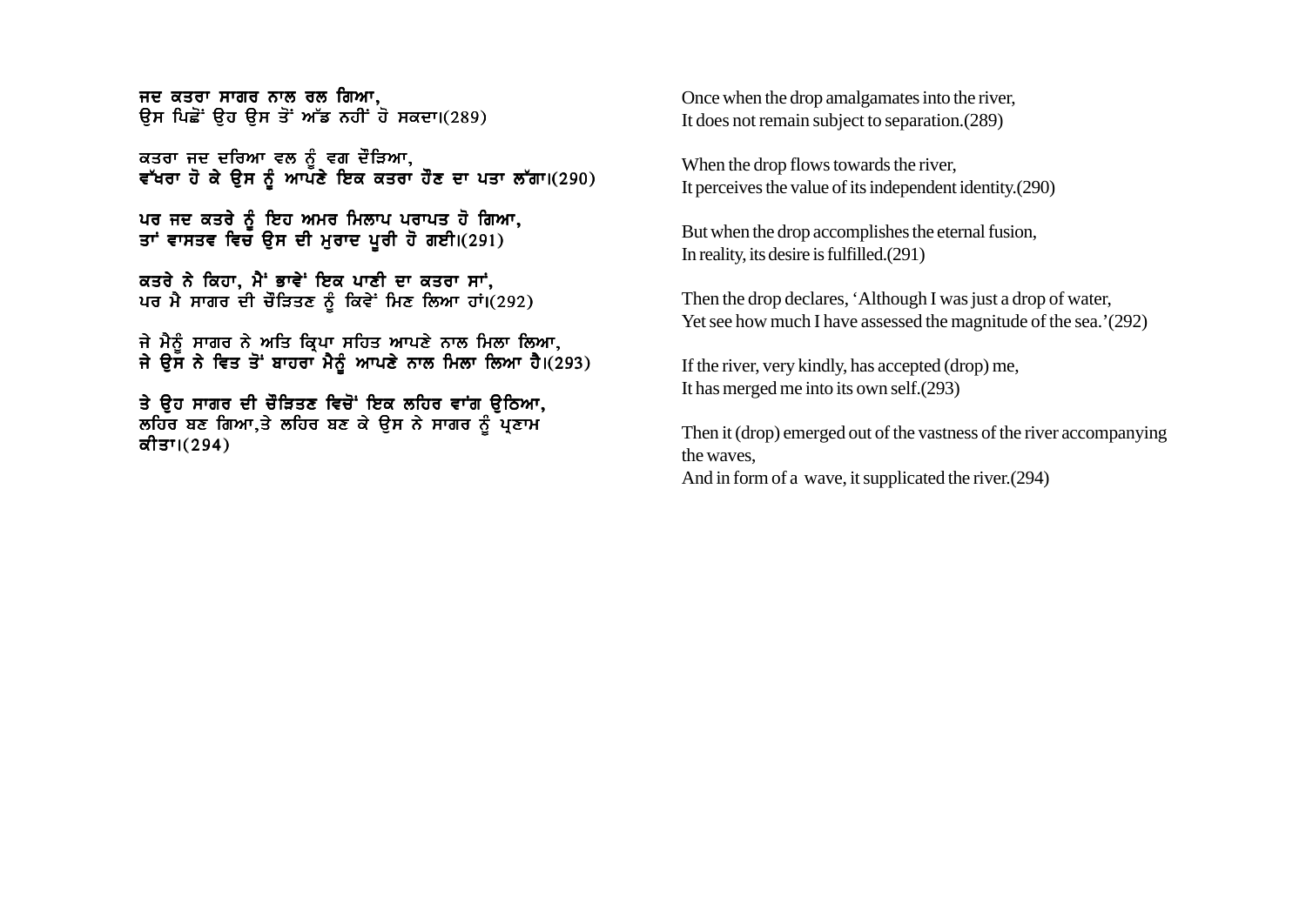ਜਦ ਕਤਰਾ ਸਾਗਰ ਨਾਲ ਰਲ ਗਿਆ,
ਉਸ ਪਿਛੋਂ ਉਹ ਉਸ ਤੋਂ ਅੱਡ ਨਹੀਂ ਹੋ ਸਕਦਾ।(289)

ਕਤਰਾ ਜਦ ਦਰਿਆ ਵਲ ਨੂੰ ਵਗ ਦੌੜਿਆ,
ਵੱਖਰਾ ਹੋ ਕੇ ਉਸ ਨੂੰ ਆਪਣੇ ਇਕ ਕਤਰਾ ਹੋਣ ਦਾ ਪਤਾ ਲੱਗਾ।(290)

ਪਰ ਜਦ ਕਤਰੇ ਨੂੰ ਇਹ ਅਮਰ ਮਿਲਾਪ ਪਰਾਪਤ ਹੋ ਗਿਆ,
ਤਾਂ ਵਾਸਤਵ ਵਿਚ ਉਸ ਦੀ ਮੁਰਾਦ ਪੂਰੀ ਹੋ ਗਈ।(291)

ਕਤਰੇ ਨੇ ਕਿਹਾ, ਮੈਂ ਭਾਵੇਂ ਇਕ ਪਾਣੀ ਦਾ ਕਤਰਾ ਸਾਂ,
ਪਰ ਮੈ ਸਾਗਰ ਦੀ ਚੌੜਿਤਣ ਨੂੰ ਕਿਵੇਂ ਮਿਣ ਲਿਆ ਹਾਂ।(292)

ਜੇ ਮੈਨੂੰ ਸਾਗਰ ਨੇ ਅਤਿ ਕ੍ਰਿਪਾ ਸਹਿਤ ਆਪਣੇ ਨਾਲ ਮਿਲਾ ਲਿਆ,
ਜੇ ਉਸ ਨੇ ਵਿਤ ਤੋਂ ਬਾਹਰਾ ਮੈਨੂੰ ਆਪਣੇ ਨਾਲ ਮਿਲਾ ਲਿਆ ਹੈ।(293)

ਤੇ ਉਹ ਸਾਗਰ ਦੀ ਚੌੜਿਤਣ ਵਿਚੋਂ ਇਕ ਲਹਿਰ ਵਾਂਗ ਉਠਿਆ,
ਲਹਿਰ ਬਣ ਗਿਆ,ਤੇ ਲਹਿਰ ਬਣ ਕੇ ਉਸ ਨੇ ਸਾਗਰ ਨੂੰ ਪ੍ਰਣਾਮ ਕੀਤਾ।(294)

Once when the drop amalgamates into the river,
It does not remain subject to separation.(289)

When the drop flows towards the river,
It perceives the value of its independent identity.(290)

But when the drop accomplishes the eternal fusion,
In reality, its desire is fulfilled.(291)

Then the drop declares, 'Although I was just a drop of water,
Yet see how much I have assessed the magnitude of the sea.'(292)

If the river, very kindly, has accepted (drop) me,
It has merged me into its own self.(293)

Then it (drop) emerged out of the vastness of the river accompanying the waves,
And in form of a wave, it supplicated the river.(294)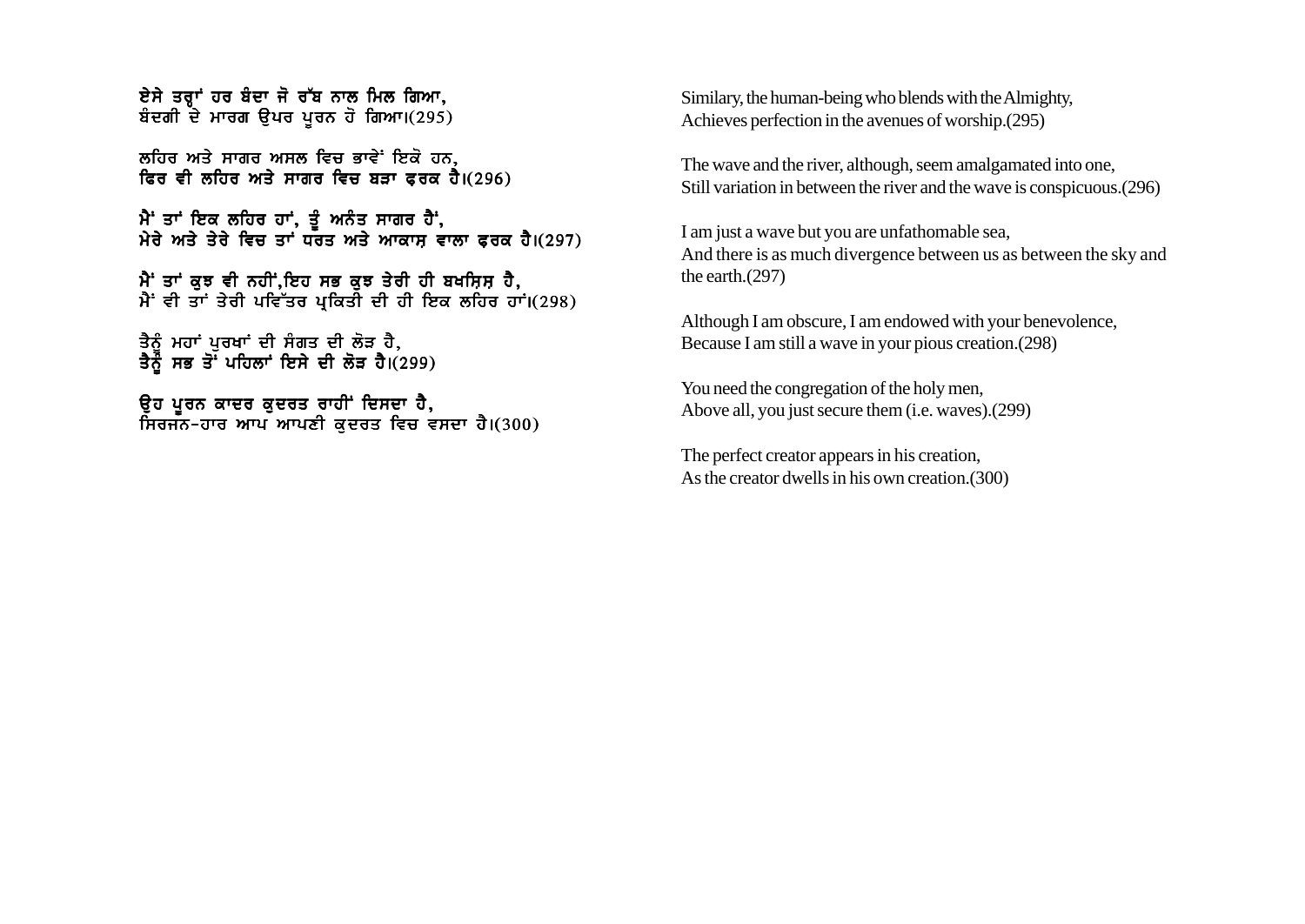ਏਸੇ ਤਰ੍ਹਾਂ ਹਰ ਬੰਦਾ ਜੋ ਰੱਬ ਨਾਲ ਮਿਲ ਗਿਆ,
ਬੰਦਗੀ ਦੇ ਮਾਰਗ ਉਪਰ ਪੂਰਨ ਹੋ ਗਿਆ।(295)

ਲਹਿਰ ਅਤੇ ਸਾਗਰ ਅਸਲ ਵਿਚ ਭਾਵੇਂ ਇਕੋ ਹਨ,
ਫਿਰ ਵੀ ਲਹਿਰ ਅਤੇ ਸਾਗਰ ਵਿਚ ਬੜਾ ਫਰਕ ਹੈ।(296)

ਮੈਂ ਤਾਂ ਇਕ ਲਹਿਰ ਹਾਂ, ਤੂੰ ਅਨੰਤ ਸਾਗਰ ਹੈਂ,
ਮੇਰੇ ਅਤੇ ਤੇਰੇ ਵਿਚ ਤਾਂ ਧਰਤ ਅਤੇ ਆਕਾਸ਼ ਵਾਲਾ ਫਰਕ ਹੈ।(297)

ਮੈਂ ਤਾਂ ਕੁਝ ਵੀ ਨਹੀਂ,ਇਹ ਸਭ ਕੁਝ ਤੇਰੀ ਹੀ ਬਖਸ਼ਿਸ਼ ਹੈ,
ਮੈਂ ਵੀ ਤਾਂ ਤੇਰੀ ਪਵਿੱਤਰ ਪ੍ਰਕਿਤੀ ਦੀ ਹੀ ਇਕ ਲਹਿਰ ਹਾਂ।(298)

ਤੈਨੂੰ ਮਹਾਂ ਪੁਰਖਾਂ ਦੀ ਸੰਗਤ ਦੀ ਲੋੜ ਹੈ,
ਤੈਨੂੰ ਸਭ ਤੋਂ ਪਹਿਲਾਂ ਇਸੇ ਦੀ ਲੋੜ ਹੈ।(299)

ਉਹ ਪੂਰਨ ਕਾਦਰ ਕੁਦਰਤ ਰਾਹੀਂ ਦਿਸਦਾ ਹੈ,
ਸਿਰਜਨ-ਹਾਰ ਆਪ ਆਪਣੀ ਕੁਦਰਤ ਵਿਚ ਵਸਦਾ ਹੈ।(300)

Similary, the human-being who blends with the Almighty,
Achieves perfection in the avenues of worship.(295)

The wave and the river, although, seem amalgamated into one,
Still variation in between the river and the wave is conspicuous.(296)

I am just a wave but you are unfathomable sea,
And there is as much divergence between us as between the sky and the earth.(297)

Although I am obscure, I am endowed with your benevolence,
Because I am still a wave in your pious creation.(298)

You need the congregation of the holy men,
Above all, you just secure them (i.e. waves).(299)

The perfect creator appears in his creation,
As the creator dwells in his own creation.(300)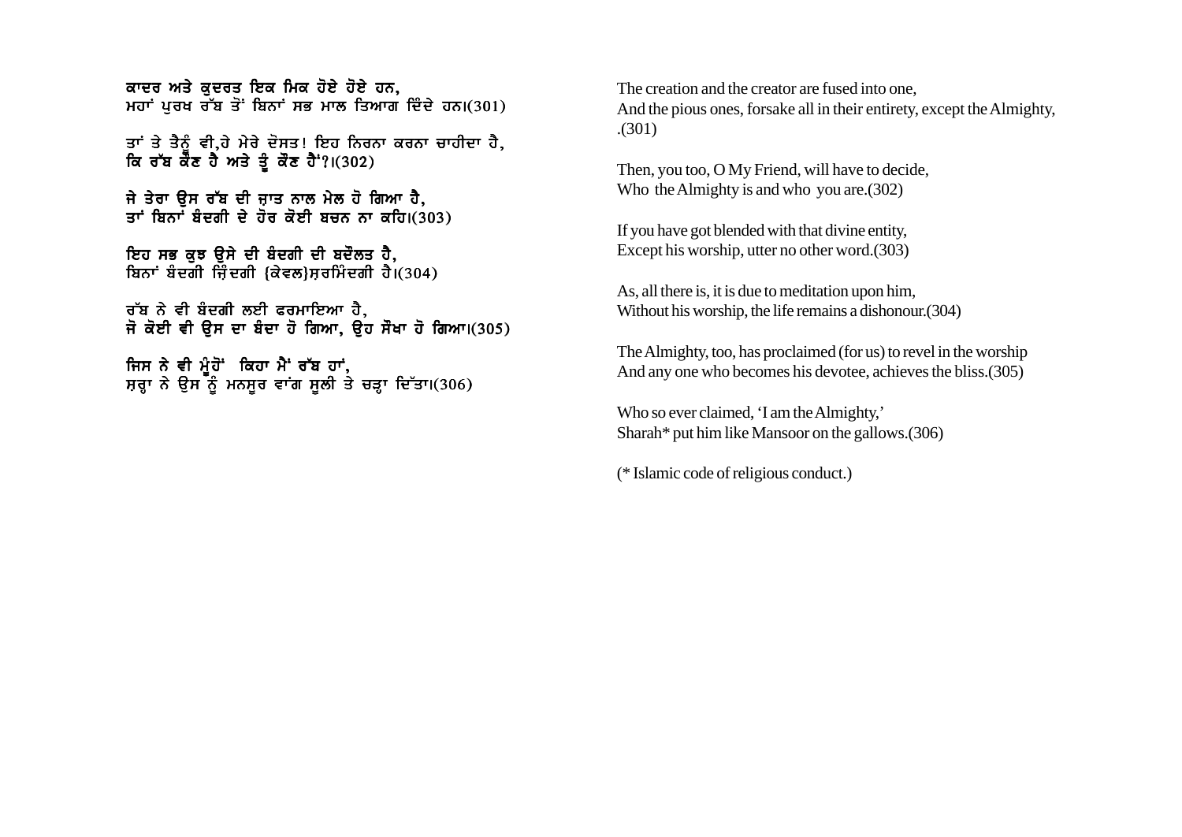ਕਾਦਰ ਅਤੇ ਕੁਦਰਤ ਇਕ ਮਿਕ ਹੋਏ ਹੋਏ ਹਨ,
ਮਹਾਂ ਪੁਰਖ ਰੱਬ ਤੋਂ ਬਿਨਾਂ ਸਭ ਮਾਲ ਤਿਆਗ ਦਿੰਦੇ ਹਨ।(301)

ਤਾਂ ਤੇ ਤੈਨੂੰ ਵੀ,ਹੇ ਮੇਰੇ ਦੋਸਤ! ਇਹ ਨਿਰਨਾ ਕਰਨਾ ਚਾਹੀਦਾ ਹੈ,
ਕਿ ਰੱਬ ਕੌਣ ਹੈ ਅਤੇ ਤੂੰ ਕੌਣ ਹੈਂ?।(302)

ਜੇ ਤੇਰਾ ਉਸ ਰੱਬ ਦੀ ਜ਼ਾਤ ਨਾਲ ਮੇਲ ਹੋ ਗਿਆ ਹੈ,
ਤਾਂ ਬਿਨਾਂ ਬੰਦਗੀ ਦੇ ਹੋਰ ਕੋਈ ਬਚਨ ਨਾ ਕਹਿ।(303)

ਇਹ ਸਭ ਕੁਝ ਉਸੇ ਦੀ ਬੰਦਗੀ ਦੀ ਬਦੌਲਤ ਹੈ,
ਬਿਨਾਂ ਬੰਦਗੀ ਜ਼ਿੰਦਗੀ {ਕੇਵਲ}ਸ਼ਰਮਿੰਦਗੀ ਹੈ।(304)

ਰੱਬ ਨੇ ਵੀ ਬੰਦਗੀ ਲਈ ਫਰਮਾਇਆ ਹੈ,
ਜੋ ਕੋਈ ਵੀ ਉਸ ਦਾ ਬੰਦਾ ਹੋ ਗਿਆ, ਉਹ ਸੌਖਾ ਹੋ ਗਿਆ।(305)

ਜਿਸ ਨੇ ਵੀ ਮੂੰਹੋਂ ਕਿਹਾ ਮੈਂ ਰੱਬ ਹਾਂ,
ਸ਼ਰ੍ਹਾ ਨੇ ਉਸ ਨੂੰ ਮਨਸੂਰ ਵਾਂਗ ਸੂਲੀ ਤੇ ਚੜ੍ਹਾ ਦਿੱਤਾ।(306)

The creation and the creator are fused into one,
And the pious ones, forsake all in their entirety, except the Almighty, .(301)

Then, you too, O My Friend, will have to decide,
Who the Almighty is and who you are.(302)

If you have got blended with that divine entity,
Except his worship, utter no other word.(303)

As, all there is, it is due to meditation upon him,
Without his worship, the life remains a dishonour.(304)

The Almighty, too, has proclaimed (for us) to revel in the worship
And any one who becomes his devotee, achieves the bliss.(305)

Who so ever claimed, 'I am the Almighty,'
Sharah* put him like Mansoor on the gallows.(306)

(* Islamic code of religious conduct.)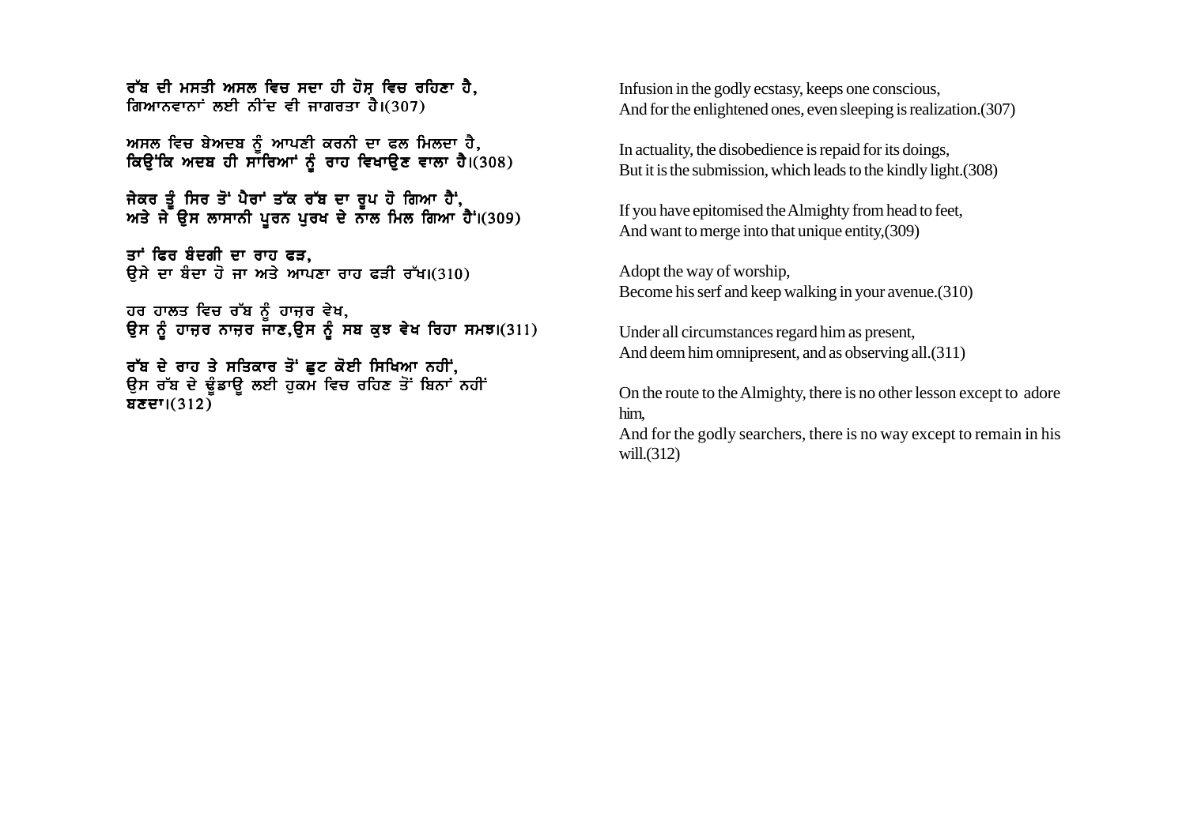ਰੱਬ ਦੀ ਮਸਤੀ ਅਸਲ ਵਿਚ ਸਦਾ ਹੀ ਹੋਸ਼ ਵਿਚ ਰਹਿਣਾ ਹੈ,
ਗਿਆਨਵਾਨਾਂ ਲਈ ਨੀਂਦ ਵੀ ਜਾਗਰਤਾ ਹੈ।(307)

ਅਸਲ ਵਿਚ ਬੇਅਦਬ ਨੂੰ ਆਪਣੀ ਕਰਨੀ ਦਾ ਫਲ ਮਿਲਦਾ ਹੈ,
ਕਿਉਂਕਿ ਅਦਬ ਹੀ ਸਾਰਿਆਂ ਨੂੰ ਰਾਹ ਵਿਖਾਉਣ ਵਾਲਾ ਹੈ।(308)

ਜੇਕਰ ਤੂੰ ਸਿਰ ਤੋਂ ਪੈਰਾਂ ਤੱਕ ਰੱਬ ਦਾ ਰੂਪ ਹੋ ਗਿਆ ਹੈਂ,
ਅਤੇ ਜੇ ਉਸ ਲਾਸਾਨੀ ਪੂਰਨ ਪੁਰਖ ਦੇ ਨਾਲ ਮਿਲ ਗਿਆ ਹੈਂ।(309)

ਤਾਂ ਫਿਰ ਬੰਦਗੀ ਦਾ ਰਾਹ ਫੜ,
ਉਸੇ ਦਾ ਬੰਦਾ ਹੋ ਜਾ ਅਤੇ ਆਪਣਾ ਰਾਹ ਫੜੀ ਰੱਖ।(310)

ਹਰ ਹਾਲਤ ਵਿਚ ਰੱਬ ਨੂੰ ਹਾਜ਼ਰ ਵੇਖ,
ਉਸ ਨੂੰ ਹਾਜ਼ਰ ਨਾਜ਼ਰ ਜਾਣ,ਉਸ ਨੂੰ ਸਭ ਕੁਝ ਵੇਖ ਰਿਹਾ ਸਮਝ।(311)

ਰੱਬ ਦੇ ਰਾਹ ਤੇ ਸਤਿਕਾਰ ਤੋਂ ਛੁਟ ਕੋਈ ਸਿਖਿਆ ਨਹੀਂ,
ਉਸ ਰੱਬ ਦੇ ਢੂੰਡਾਊ ਲਈ ਹੁਕਮ ਵਿਚ ਰਹਿਣ ਤੋਂ ਬਿਨਾਂ ਨਹੀਂ ਬਣਦਾ।(312)

Infusion in the godly ecstasy, keeps one conscious,
And for the enlightened ones, even sleeping is realization.(307)

In actuality, the disobedience is repaid for its doings,
But it is the submission, which leads to the kindly light.(308)

If you have epitomised the Almighty from head to feet,
And want to merge into that unique entity,(309)

Adopt the way of worship,
Become his serf and keep walking in your avenue.(310)

Under all circumstances regard him as present,
And deem him omnipresent, and as observing all.(311)

On the route to the Almighty, there is no other lesson except to adore him,
And for the godly searchers, there is no way except to remain in his will.(312)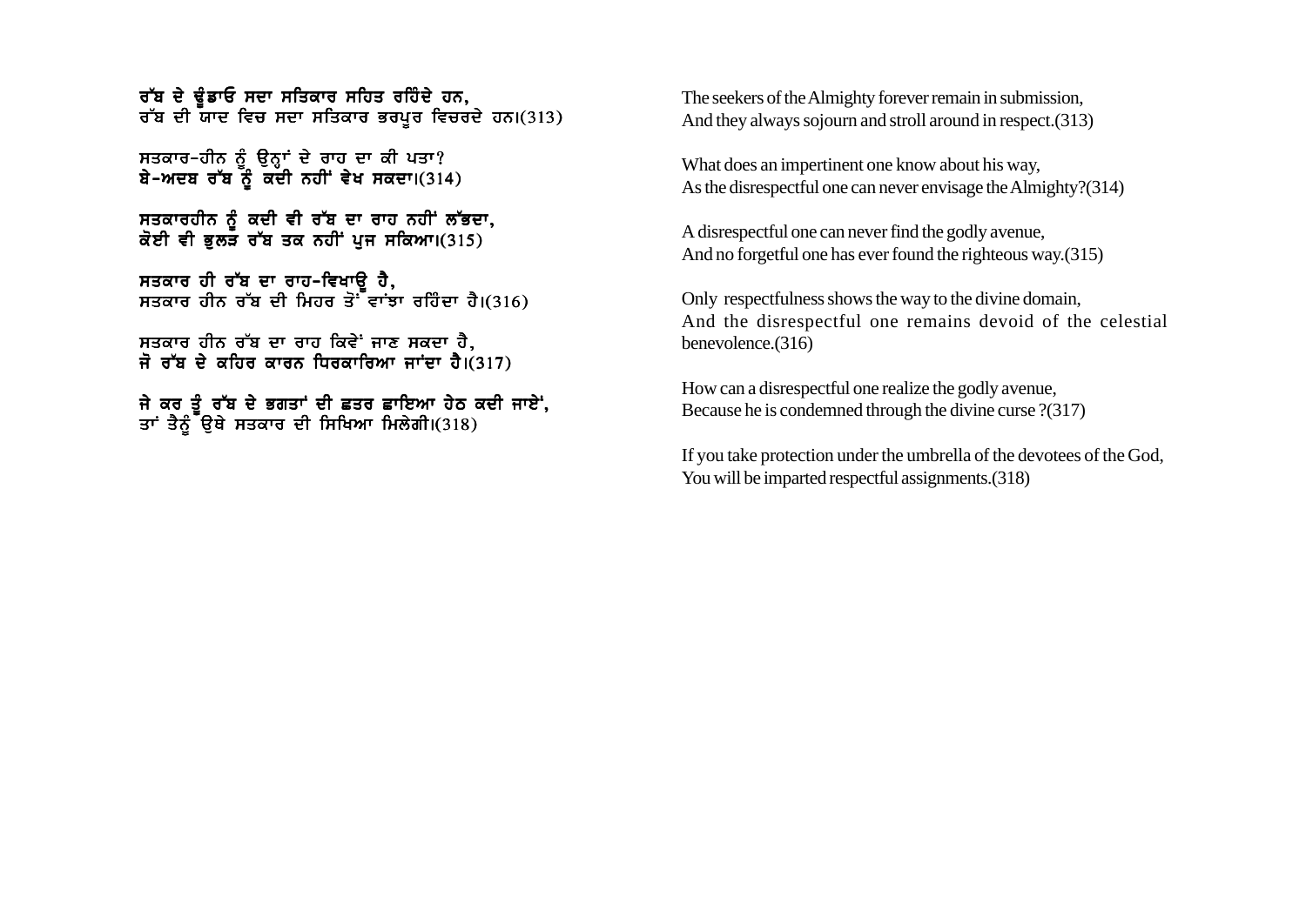ਰੱਬ ਦੇ ਢੂੰਡਾਓ ਸਦਾ ਸਤਿਕਾਰ ਸਹਿਤ ਰਹਿੰਦੇ ਹਨ,
ਰੱਬ ਦੀ ਯਾਦ ਵਿਚ ਸਦਾ ਸਤਿਕਾਰ ਭਰਪੂਰ ਵਿਚਰਦੇ ਹਨ।(313)

ਸਤਕਾਰ-ਹੀਨ ਨੂੰ ਉਨ੍ਹਾਂ ਦੇ ਰਾਹ ਦਾ ਕੀ ਪਤਾ?
ਬੇ-ਅਦਬ ਰੱਬ ਨੂੰ ਕਦੀ ਨਹੀਂ ਵੇਖ ਸਕਦਾ।(314)

ਸਤਕਾਰਹੀਨ ਨੂੰ ਕਦੀ ਵੀ ਰੱਬ ਦਾ ਰਾਹ ਨਹੀਂ ਲੱਭਦਾ,
ਕੋਈ ਵੀ ਭੁਲੜ ਰੱਬ ਤਕ ਨਹੀਂ ਪੁਜ ਸਕਿਆ।(315)

ਸਤਕਾਰ ਹੀ ਰੱਬ ਦਾ ਰਾਹ-ਵਿਖਾਊ ਹੈ,
ਸਤਕਾਰ ਹੀਨ ਰੱਬ ਦੀ ਮਿਹਰ ਤੋਂ ਵਾਂਝਾ ਰਹਿੰਦਾ ਹੈ।(316)

ਸਤਕਾਰ ਹੀਨ ਰੱਬ ਦਾ ਰਾਹ ਕਿਵੇਂ ਜਾਣ ਸਕਦਾ ਹੈ,
ਜੋ ਰੱਬ ਦੇ ਕਹਿਰ ਕਾਰਨ ਧਿਰਕਾਰਿਆ ਜਾਂਦਾ ਹੈ।(317)

ਜੇ ਕਰ ਤੂੰ ਰੱਬ ਦੇ ਭਗਤਾਂ ਦੀ ਛਤਰ ਛਾਇਆ ਹੇਠ ਕਦੀ ਜਾਏਂ,
ਤਾਂ ਤੈਨੂੰ ਉਥੇ ਸਤਕਾਰ ਦੀ ਸਿਖਿਆ ਮਿਲੇਗੀ।(318)

The seekers of the Almighty forever remain in submission,
And they always sojourn and stroll around in respect.(313)

What does an impertinent one know about his way,
As the disrespectful one can never envisage the Almighty?(314)

A disrespectful one can never find the godly avenue,
And no forgetful one has ever found the righteous way.(315)

Only respectfulness shows the way to the divine domain,
And the disrespectful one remains devoid of the celestial benevolence.(316)

How can a disrespectful one realize the godly avenue,
Because he is condemned through the divine curse ?(317)

If you take protection under the umbrella of the devotees of the God,
You will be imparted respectful assignments.(318)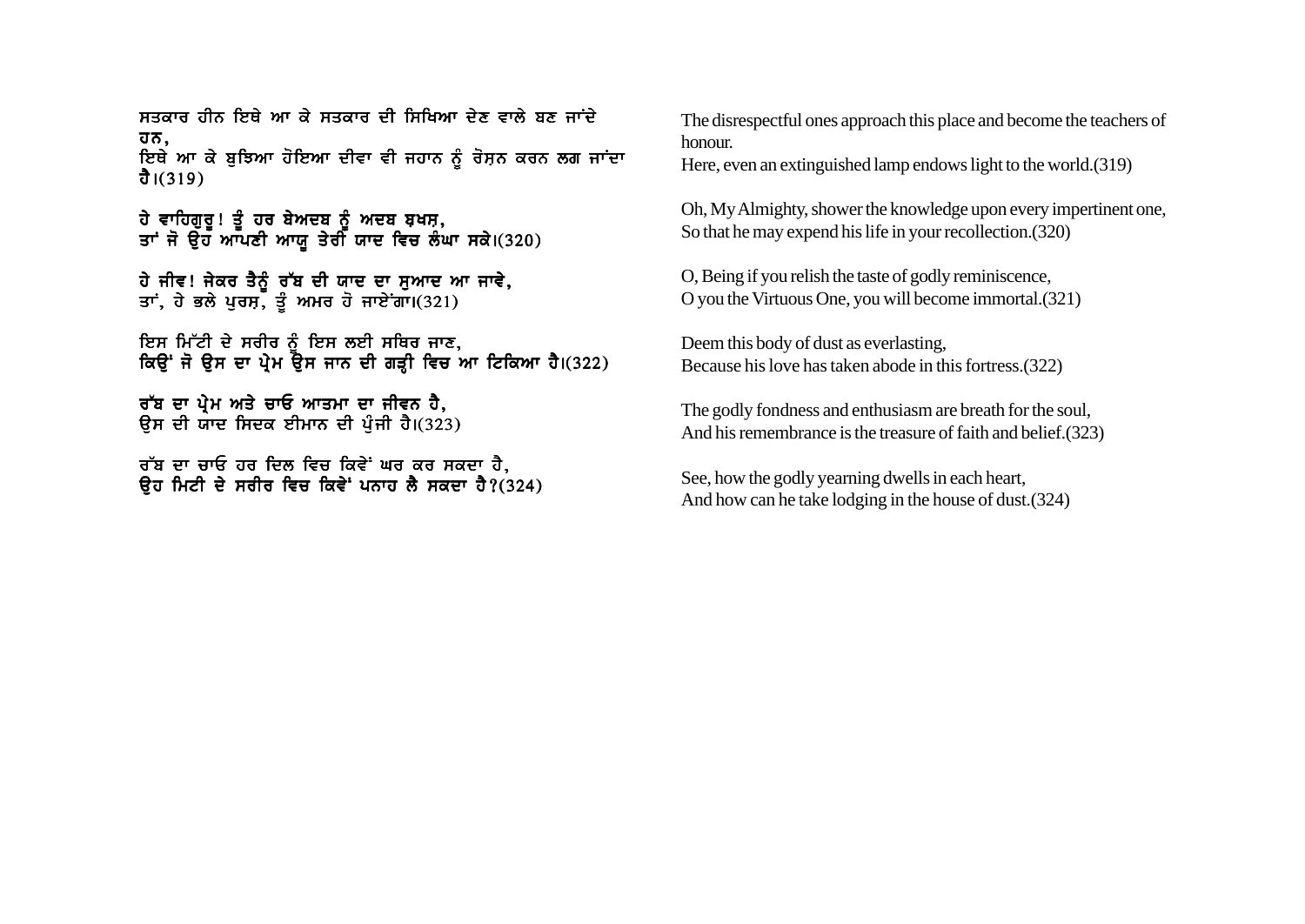ਸਤਕਾਰ ਹੀਨ ਇਥੇ ਆ ਕੇ ਸਤਕਾਰ ਦੀ ਸਿਖਿਆ ਦੇਣ ਵਾਲੇ ਬਣ ਜਾਂਦੇ ਹਨ,
ਇਥੇ ਆ ਕੇ ਬੁਝਿਆ ਹੋਇਆ ਦੀਵਾ ਵੀ ਜਹਾਨ ਨੂੰ ਰੋਸ਼ਨ ਕਰਨ ਲਗ ਜਾਂਦਾ ਹੈ।(319)

The disrespectful ones approach this place and become the teachers of honour.
Here, even an extinguished lamp endows light to the world.(319)

ਹੇ ਵਾਹਿਗੁਰੂ! ਤੂੰ ਹਰ ਬੇਅਦਬ ਨੂੰ ਅਦਬ ਬ਼ਖਸ਼,
ਤਾਂ ਜੋ ਉਹ ਆਪਣੀ ਆਯੂ ਤੇਰੀ ਯਾਦ ਵਿਚ ਲੰਘਾ ਸਕੇ।(320)

Oh, My Almighty, shower the knowledge upon every impertinent one,
So that he may expend his life in your recollection.(320)

ਹੇ ਜੀਵ! ਜੇਕਰ ਤੈਨੂੰ ਰੱਬ ਦੀ ਯਾਦ ਦਾ ਸੁਆਦ ਆ ਜਾਵੇ,
ਤਾਂ, ਹੇ ਭਲੇ ਪੁਰਸ਼, ਤੂੰ ਅਮਰ ਹੋ ਜਾਏਂਗਾ।(321)

O, Being if you relish the taste of godly reminiscence,
O you the Virtuous One, you will become immortal.(321)

ਇਸ ਮਿੱਟੀ ਦੇ ਸਰੀਰ ਨੂੰ ਇਸ ਲਈ ਸਥਿਰ ਜਾਣ,
ਕਿਉਂ ਜੋ ਉਸ ਦਾ ਪ੍ਰੇਮ ਉਸ ਜਾਨ ਦੀ ਗੜ੍ਹੀ ਵਿਚ ਆ ਟਿਕਿਆ ਹੈ।(322)

Deem this body of dust as everlasting,
Because his love has taken abode in this fortress.(322)

ਰੱਬ ਦਾ ਪ੍ਰੇਮ ਅਤੇ ਚਾਓ ਆਤਮਾ ਦਾ ਜੀਵਨ ਹੈ,
ਉਸ ਦੀ ਯਾਦ ਸਿਦਕ ਈਮਾਨ ਦੀ ਪੂੰਜੀ ਹੈ।(323)

The godly fondness and enthusiasm are breath for the soul,
And his remembrance is the treasure of faith and belief.(323)

ਰੱਬ ਦਾ ਚਾਓ ਹਰ ਦਿਲ ਵਿਚ ਕਿਵੇਂ ਘਰ ਕਰ ਸਕਦਾ ਹੈ,
ਉਹ ਮਿਟੀ ਦੇ ਸਰੀਰ ਵਿਚ ਕਿਵੇਂ ਪਨਾਹ ਲੈ ਸਕਦਾ ਹੈ?(324)

See, how the godly yearning dwells in each heart,
And how can he take lodging in the house of dust.(324)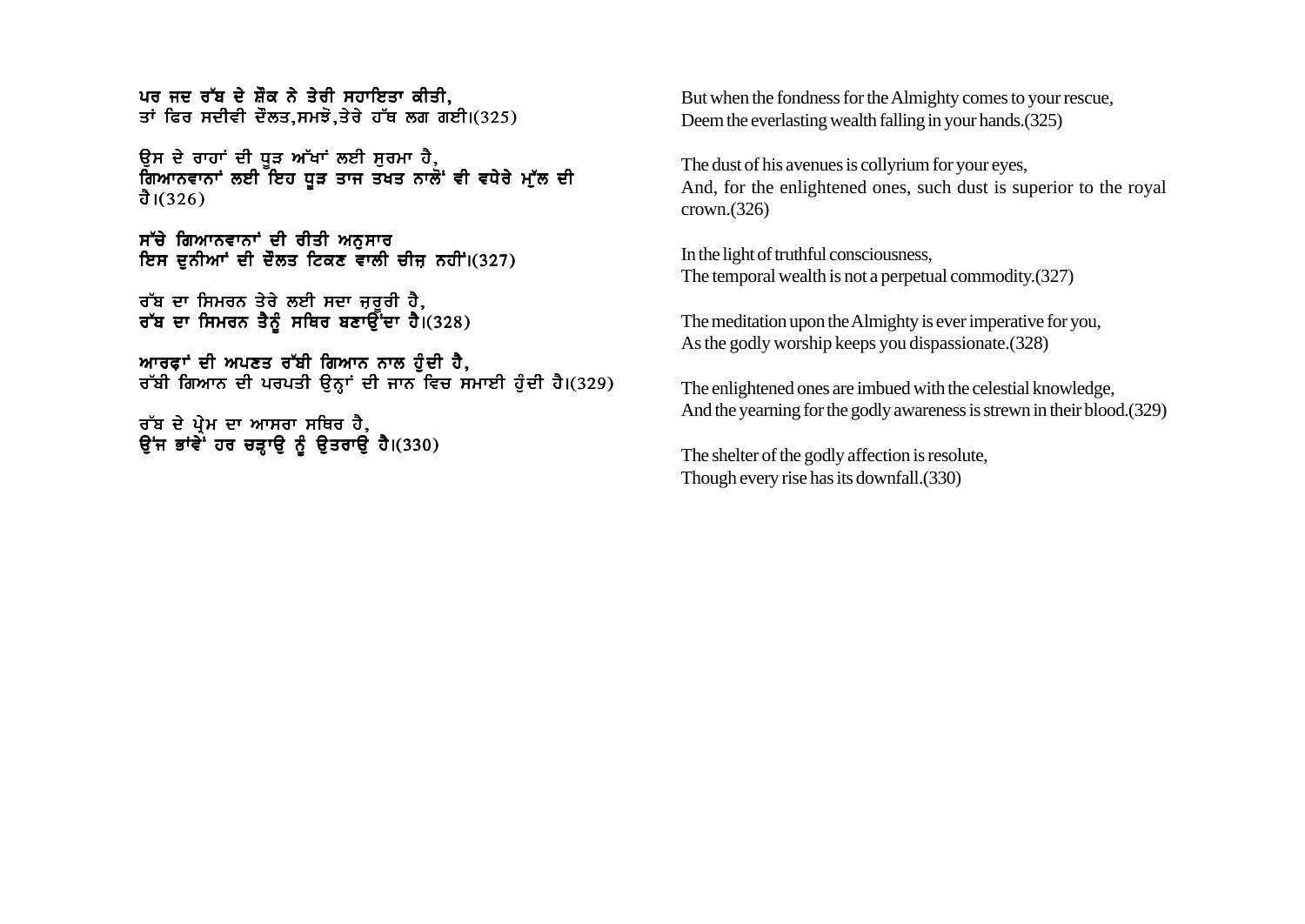ਪਰ ਜਦ ਰੱਬ ਦੇ ਸ਼ੌਕ ਨੇ ਤੇਰੀ ਸਹਾਇਤਾ ਕੀਤੀ,
ਤਾਂ ਫਿਰ ਸਦੀਵੀ ਦੌਲਤ,ਸਮਝੋ,ਤੇਰੇ ਹੱਥ ਲਗ ਗਈ।(325)

ਉਸ ਦੇ ਰਾਹਾਂ ਦੀ ਧੂੜ ਅੱਖਾਂ ਲਈ ਸੁਰਮਾ ਹੈ,
ਗਿਆਨਵਾਨਾਂ ਲਈ ਇਹ ਧੂੜ ਤਾਜ ਤਖਤ ਨਾਲੋਂ ਵੀ ਵਧੇਰੇ ਮੁੱਲ ਦੀ ਹੈ।(326)

ਸੱਚੇ ਗਿਆਨਵਾਨਾਂ ਦੀ ਰੀਤੀ ਅਨੁਸਾਰ
ਇਸ ਦੁਨੀਆਂ ਦੀ ਦੌਲਤ ਟਿਕਣ ਵਾਲੀ ਚੀਜ਼ ਨਹੀਂ।(327)

ਰੱਬ ਦਾ ਸਿਮਰਨ ਤੇਰੇ ਲਈ ਸਦਾ ਜ਼ਰੂਰੀ ਹੈ,
ਰੱਬ ਦਾ ਸਿਮਰਨ ਤੈਨੂੰ ਸਥਿਰ ਬਣਾਉਂਦਾ ਹੈ।(328)

ਆਰਫ਼ਾਂ ਦੀ ਅਪਣਤ ਰੱਬੀ ਗਿਆਨ ਨਾਲ ਹੁੰਦੀ ਹੈ,
ਰੱਬੀ ਗਿਆਨ ਦੀ ਪਰਪਤੀ ਉਨ੍ਹਾਂ ਦੀ ਜਾਨ ਵਿਚ ਸਮਾਈ ਹੁੰਦੀ ਹੈ।(329)

ਰੱਬ ਦੇ ਪ੍ਰੇਮ ਦਾ ਆਸਰਾ ਸਥਿਰ ਹੈ,
ਉਂਜ ਭਾਂਵੇਂ ਹਰ ਚੜ੍ਹਾਉ ਨੂੰ ਉਤਰਾਉ ਹੈ।(330)

But when the fondness for the Almighty comes to your rescue,
Deem the everlasting wealth falling in your hands.(325)

The dust of his avenues is collyrium for your eyes,
And, for the enlightened ones, such dust is superior to the royal crown.(326)

In the light of truthful consciousness,
The temporal wealth is not a perpetual commodity.(327)

The meditation upon the Almighty is ever imperative for you,
As the godly worship keeps you dispassionate.(328)

The enlightened ones are imbued with the celestial knowledge,
And the yearning for the godly awareness is strewn in their blood.(329)

The shelter of the godly affection is resolute,
Though every rise has its downfall.(330)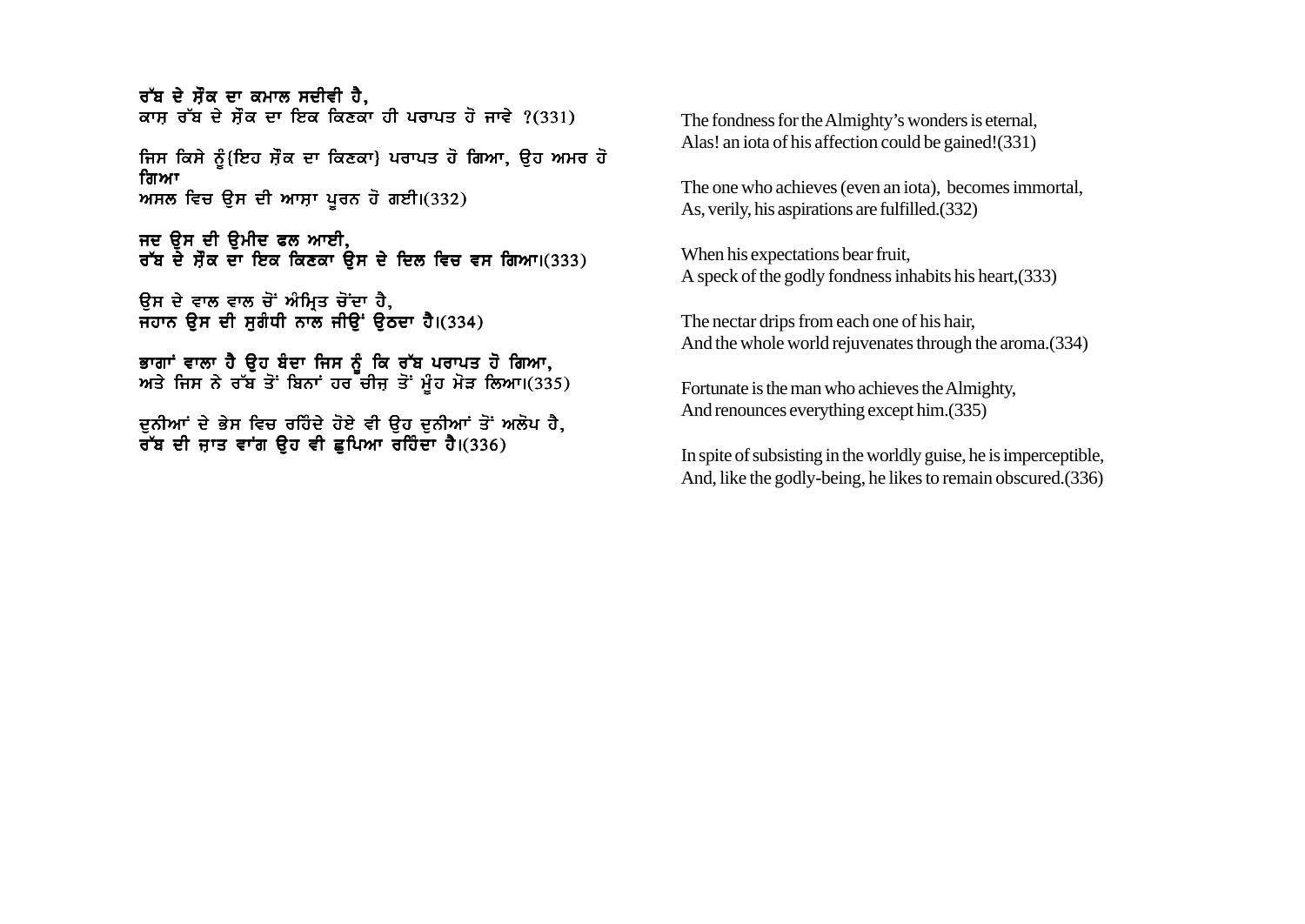ਰੱਬ ਦੇ ਸ਼ੌਂਕ ਦਾ ਕਮਾਲ ਸਦੀਵੀ ਹੈ,
ਕਾਸ਼ ਰੱਬ ਦੇ ਸ਼ੌਂਕ ਦਾ ਇਕ ਕਿਣਕਾ ਹੀ ਪਰਾਪਤ ਹੋ ਜਾਵੇ ?(331)

ਜਿਸ ਕਿਸੇ ਨੂੰ{ਇਹ ਸ਼ੌਂਕ ਦਾ ਕਿਣਕਾ} ਪਰਾਪਤ ਹੋ ਗਿਆ, ਉਹ ਅਮਰ ਹੋ ਗਿਆ
ਅਸਲ ਵਿਚ ਉਸ ਦੀ ਆਸ਼ਾ ਪੂਰਨ ਹੋ ਗਈ।(332)

ਜਦ ਉਸ ਦੀ ਉਮੀਦ ਫਲ ਆਈ,
ਰੱਬ ਦੇ ਸ਼ੌਂਕ ਦਾ ਇਕ ਕਿਣਕਾ ਉਸ ਦੇ ਦਿਲ ਵਿਚ ਵਸ ਗਿਆ।(333)

ਉਸ ਦੇ ਵਾਲ ਵਾਲ ਚੋਂ ਅੰਮ੍ਰਿਤ ਚੋਂਦਾ ਹੈ,
ਜਹਾਨ ਉਸ ਦੀ ਸੁਗੰਧੀ ਨਾਲ ਜੀਉਂ ਉਠਦਾ ਹੈ।(334)

ਭਾਗਾਂ ਵਾਲਾ ਹੈ ਉਹ ਬੰਦਾ ਜਿਸ ਨੂੰ ਕਿ ਰੱਬ ਪਰਾਪਤ ਹੋ ਗਿਆ,
ਅਤੇ ਜਿਸ ਨੇ ਰੱਬ ਤੋਂ ਬਿਨਾਂ ਹਰ ਚੀਜ਼ ਤੋਂ ਮੂੰਹ ਮੋੜ ਲਿਆ।(335)

ਦੁਨੀਆਂ ਦੇ ਭੇਸ ਵਿਚ ਰਹਿੰਦੇ ਹੋਏ ਵੀ ਉਹ ਦੁਨੀਆਂ ਤੋਂ ਅਲੋਪ ਹੈ,
ਰੱਬ ਦੀ ਜ਼ਾਤ ਵਾਂਗ ਉਹ ਵੀ ਛੁਪਿਆ ਰਹਿੰਦਾ ਹੈ।(336)

The fondness for the Almighty's wonders is eternal,
Alas! an iota of his affection could be gained!(331)

The one who achieves (even an iota), becomes immortal,
As, verily, his aspirations are fulfilled.(332)

When his expectations bear fruit,
A speck of the godly fondness inhabits his heart,(333)

The nectar drips from each one of his hair,
And the whole world rejuvenates through the aroma.(334)

Fortunate is the man who achieves the Almighty,
And renounces everything except him.(335)

In spite of subsisting in the worldly guise, he is imperceptible,
And, like the godly-being, he likes to remain obscured.(336)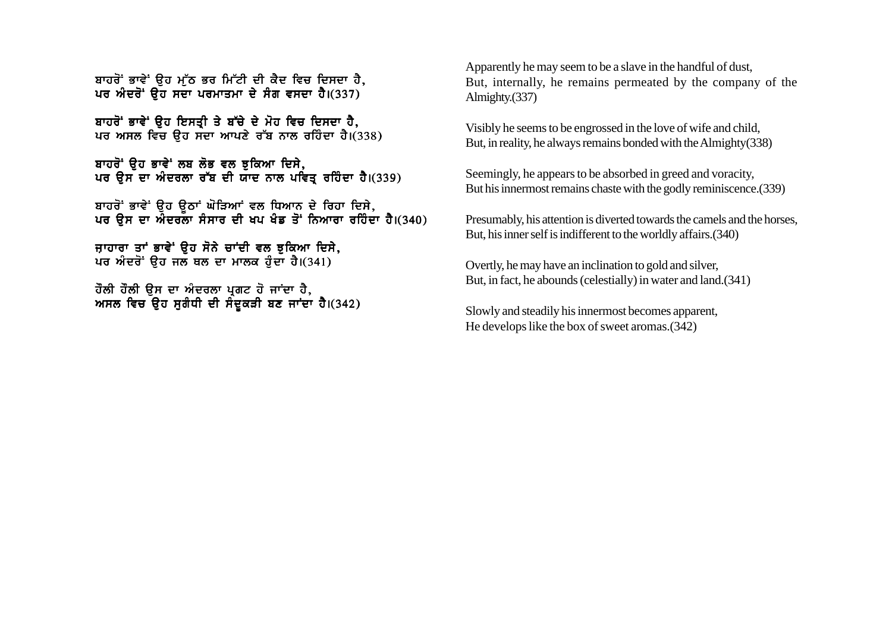ਬਾਹਰੋਂ ਭਾਵੇਂ ਉਹ ਮੁੱਠ ਭਰ ਮਿੱਟੀ ਦੀ ਕੈਦ ਵਿਚ ਦਿਸਦਾ ਹੈ,
ਪਰ ਅੰਦਰੋਂ ਉਹ ਸਦਾ ਪਰਮਾਤਮਾ ਦੇ ਸੰਗ ਵਸਦਾ ਹੈ।(337)

ਬਾਹਰੋਂ ਭਾਵੇਂ ਉਹ ਇਸਤ੍ਰੀ ਤੇ ਬੱਚੇ ਦੇ ਮੋਹ ਵਿਚ ਦਿਸਦਾ ਹੈ,
ਪਰ ਅਸਲ ਵਿਚ ਉਹ ਸਦਾ ਆਪਣੇ ਰੱਬ ਨਾਲ ਰਹਿੰਦਾ ਹੈ।(338)

ਬਾਹਰੋਂ ਉਹ ਭਾਵੇਂ ਲਬ ਲੋਭ ਵਲ ਝੁਕਿਆ ਦਿਸੇ,
ਪਰ ਉਸ ਦਾ ਅੰਦਰਲਾ ਰੱਬ ਦੀ ਯਾਦ ਨਾਲ ਪਵਿਤ੍ਰ ਰਹਿੰਦਾ ਹੈ।(339)

ਬਾਹਰੋਂ ਭਾਵੇਂ ਉਹ ਊਠਾਂ ਘੋੜਿਆਂ ਵਲ ਧਿਆਨ ਦੇ ਰਿਹਾ ਦਿਸੇ,
ਪਰ ਉਸ ਦਾ ਅੰਦਰਲਾ ਸੰਸਾਰ ਦੀ ਖਪ ਖੰਡ ਤੋਂ ਨਿਆਰਾ ਰਹਿੰਦਾ ਹੈ।(340)

ਜ਼ਾਹਾਰਾ ਤਾਂ ਭਾਵੇਂ ਉਹ ਸੋਨੇ ਚਾਂਦੀ ਵਲ ਝੁਕਿਆ ਦਿਸੇ,
ਪਰ ਅੰਦਰੋਂ ਉਹ ਜਲ ਥਲ ਦਾ ਮਾਲਕ ਹੁੰਦਾ ਹੈ।(341)

ਹੌਲੀ ਹੌਲੀ ਉਸ ਦਾ ਅੰਦਰਲਾ ਪ੍ਰਗਟ ਹੋ ਜਾਂਦਾ ਹੈ,
ਅਸਲ ਵਿਚ ਉਹ ਸੁਗੰਧੀ ਦੀ ਸੰਦੂਕੜੀ ਬਣ ਜਾਂਦਾ ਹੈ।(342)

Apparently he may seem to be a slave in the handful of dust,
But, internally, he remains permeated by the company of the Almighty.(337)

Visibly he seems to be engrossed in the love of wife and child,
But, in reality, he always remains bonded with the Almighty(338)

Seemingly, he appears to be absorbed in greed and voracity,
But his innermost remains chaste with the godly reminiscence.(339)

Presumably, his attention is diverted towards the camels and the horses,
But, his inner self is indifferent to the worldly affairs.(340)

Overtly, he may have an inclination to gold and silver,
But, in fact, he abounds (celestially) in water and land.(341)

Slowly and steadily his innermost becomes apparent,
He develops like the box of sweet aromas.(342)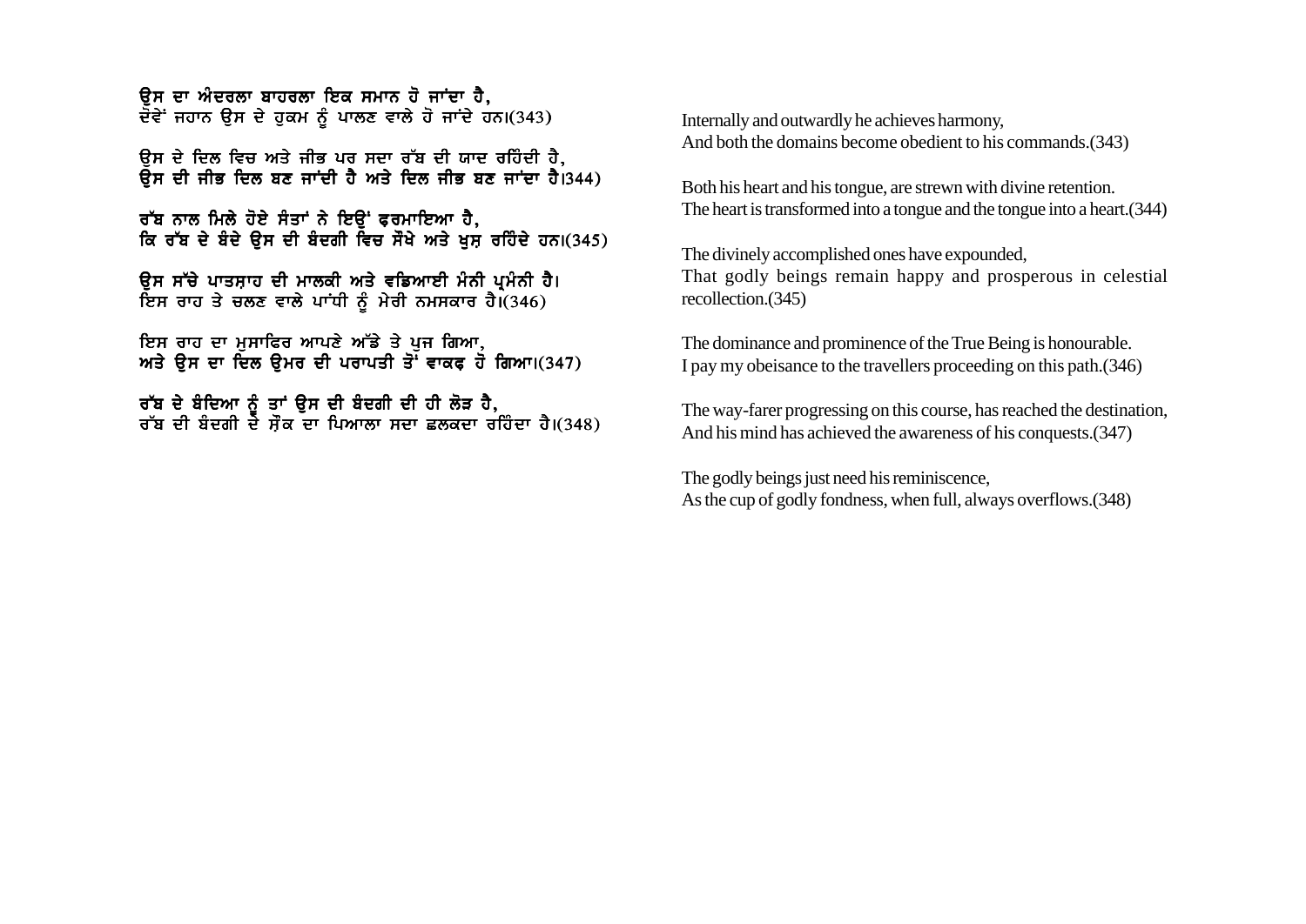ਉਸ ਦਾ ਅੰਦਰਲਾ ਬਾਹਰਲਾ ਇਕ ਸਮਾਨ ਹੋ ਜਾਂਦਾ ਹੈ,
ਦੋਵੇਂ ਜਹਾਨ ਉਸ ਦੇ ਹੁਕਮ ਨੂੰ ਪਾਲਣ ਵਾਲੇ ਹੋ ਜਾਂਦੇ ਹਨ।(343)

ਉਸ ਦੇ ਦਿਲ ਵਿਚ ਅਤੇ ਜੀਭ ਪਰ ਸਦਾ ਰੱਬ ਦੀ ਯਾਦ ਰਹਿੰਦੀ ਹੈ,
ਉਸ ਦੀ ਜੀਭ ਦਿਲ ਬਣ ਜਾਂਦੀ ਹੈ ਅਤੇ ਦਿਲ ਜੀਭ ਬਣ ਜਾਂਦਾ ਹੈ।344)

ਰੱਬ ਨਾਲ ਮਿਲੇ ਹੋਏ ਸੰਤਾਂ ਨੇ ਇਉਂ ਫ਼ਰਮਾਇਆ ਹੈ,
ਕਿ ਰੱਬ ਦੇ ਬੰਦੇ ਉਸ ਦੀ ਬੰਦਗੀ ਵਿਚ ਸੌਖੇ ਅਤੇ ਖ਼ੁਸ਼ ਰਹਿੰਦੇ ਹਨ।(345)

ਉਸ ਸੱਚੇ ਪਾਤਸ਼ਾਹ ਦੀ ਮਾਲਕੀ ਅਤੇ ਵਡਿਆਈ ਮੰਨੀ ਪ੍ਰਮੰਨੀ ਹੈ।
ਇਸ ਰਾਹ ਤੇ ਚਲਣ ਵਾਲੇ ਪਾਂਧੀ ਨੂੰ ਮੇਰੀ ਨਮਸਕਾਰ ਹੈ।(346)

ਇਸ ਰਾਹ ਦਾ ਮੁਸਾਫਿਰ ਆਪਣੇ ਅੱਡੇ ਤੇ ਪੁਜ ਗਿਆ,
ਅਤੇ ਉਸ ਦਾ ਦਿਲ ਉਮਰ ਦੀ ਪਰਾਪਤੀ ਤੋਂ ਵਾਕਫ਼ ਹੋ ਗਿਆ।(347)

ਰੱਬ ਦੇ ਬੰਦਿਆ ਨੂੰ ਤਾਂ ਉਸ ਦੀ ਬੰਦਗੀ ਦੀ ਹੀ ਲੋੜ ਹੈ,
ਰੱਬ ਦੀ ਬੰਦਗੀ ਦੇ ਸ਼ੌਕ ਦਾ ਪਿਆਲਾ ਸਦਾ ਛਲਕਦਾ ਰਹਿੰਦਾ ਹੈ।(348)

Internally and outwardly he achieves harmony,
And both the domains become obedient to his commands.(343)

Both his heart and his tongue, are strewn with divine retention.
The heart is transformed into a tongue and the tongue into a heart.(344)

The divinely accomplished ones have expounded,
That godly beings remain happy and prosperous in celestial recollection.(345)

The dominance and prominence of the True Being is honourable.
I pay my obeisance to the travellers proceeding on this path.(346)

The way-farer progressing on this course, has reached the destination,
And his mind has achieved the awareness of his conquests.(347)

The godly beings just need his reminiscence,
As the cup of godly fondness, when full, always overflows.(348)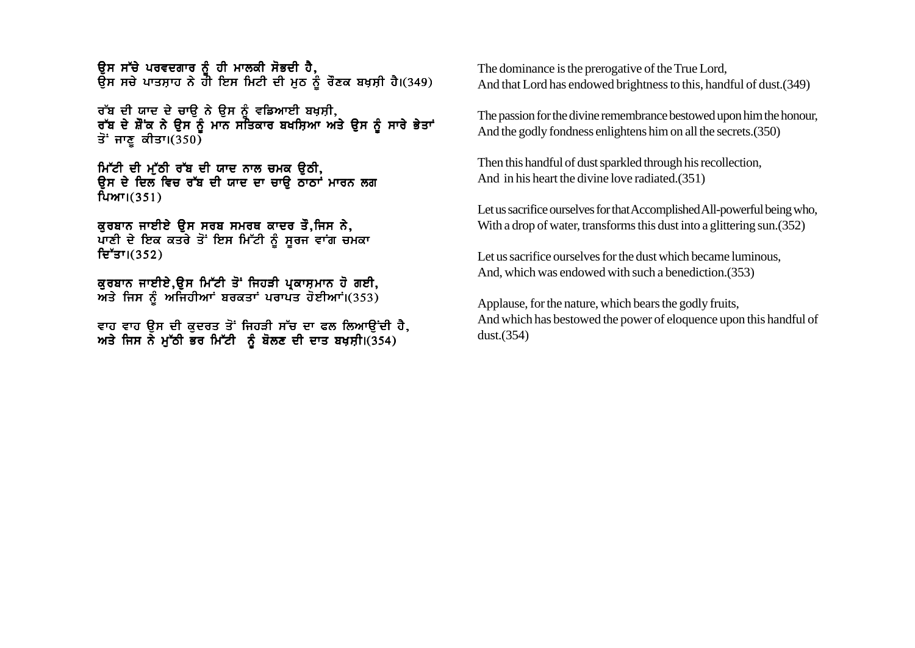ਉਸ ਸੱਚੇ ਪਰਵਦਗਾਰ ਨੂੰ ਹੀ ਮਾਲਕੀ ਸੋਭਦੀ ਹੈ,
ਉਸ ਸਚੇ ਪਾਤਸ਼ਾਹ ਨੇ ਹੀ ਇਸ ਮਿਟੀ ਦੀ ਮੁਠ ਨੂੰ ਰੌਣਕ ਬਖ਼ਸ਼ੀ ਹੈ।(349)

ਰੱਬ ਦੀ ਯਾਦ ਦੇ ਚਾਉ ਨੇ ਉਸ ਨੂੰ ਵਡਿਆਈ ਬਖ਼ਸ਼ੀ,
ਰੱਬ ਦੇ ਸ਼ੌਂਕ ਨੇ ਉਸ ਨੂੰ ਮਾਨ ਸਤਿਕਾਰ ਬਖਸ਼ਿਆ ਅਤੇ ਉਸ ਨੂੰ ਸਾਰੇ ਭੇਤਾਂ ਤੋਂ ਜਾਣੂ ਕੀਤਾ।(350)

ਮਿੱਟੀ ਦੀ ਮੁੱਠੀ ਰੱਬ ਦੀ ਯਾਦ ਨਾਲ ਚਮਕ ਉਠੀ,
ਉਸ ਦੇ ਦਿਲ ਵਿਚ ਰੱਬ ਦੀ ਯਾਦ ਦਾ ਚਾਉ ਠਾਠਾਂ ਮਾਰਨ ਲਗ ਪਿਆ।(351)

ਕੁਰਬਾਨ ਜਾਈਏ ਉਸ ਸਰਬ ਸਮਰਥ ਕਾਦਰ ਤੋਂ,ਜਿਸ ਨੇ,
ਪਾਣੀ ਦੇ ਇਕ ਕਤਰੇ ਤੋਂ ਇਸ ਮਿੱਟੀ ਨੂੰ ਸੂਰਜ ਵਾਂਗ ਚਮਕਾ ਦਿੱਤਾ।(352)

ਕੁਰਬਾਨ ਜਾਈਏ,ਉਸ ਮਿੱਟੀ ਤੋਂ ਜਿਹੜੀ ਪ੍ਰਕਾਸ਼ਮਾਨ ਹੋ ਗਈ,
ਅਤੇ ਜਿਸ ਨੂੰ ਅਜਿਹੀਆਂ ਬਰਕਤਾਂ ਪਰਾਪਤ ਹੋਈਆਂ।(353)

ਵਾਹ ਵਾਹ ਉਸ ਦੀ ਕੁਦਰਤ ਤੋਂ ਜਿਹੜੀ ਸੱਚ ਦਾ ਫਲ ਲਿਆਉਂਦੀ ਹੈ,
ਅਤੇ ਜਿਸ ਨੇ ਮੁੱਠੀ ਭਰ ਮਿੱਟੀ ਨੂੰ ਬੋਲਣ ਦੀ ਦਾਤ ਬਖ਼ਸ਼ੀ।(354)

The dominance is the prerogative of the True Lord,
And that Lord has endowed brightness to this, handful of dust.(349)

The passion for the divine remembrance bestowed upon him the honour,
And the godly fondness enlightens him on all the secrets.(350)

Then this handful of dust sparkled through his recollection,
And in his heart the divine love radiated.(351)

Let us sacrifice ourselves for that Accomplished All-powerful being who,
With a drop of water, transforms this dust into a glittering sun.(352)

Let us sacrifice ourselves for the dust which became luminous,
And, which was endowed with such a benediction.(353)

Applause, for the nature, which bears the godly fruits,
And which has bestowed the power of eloquence upon this handful of dust.(354)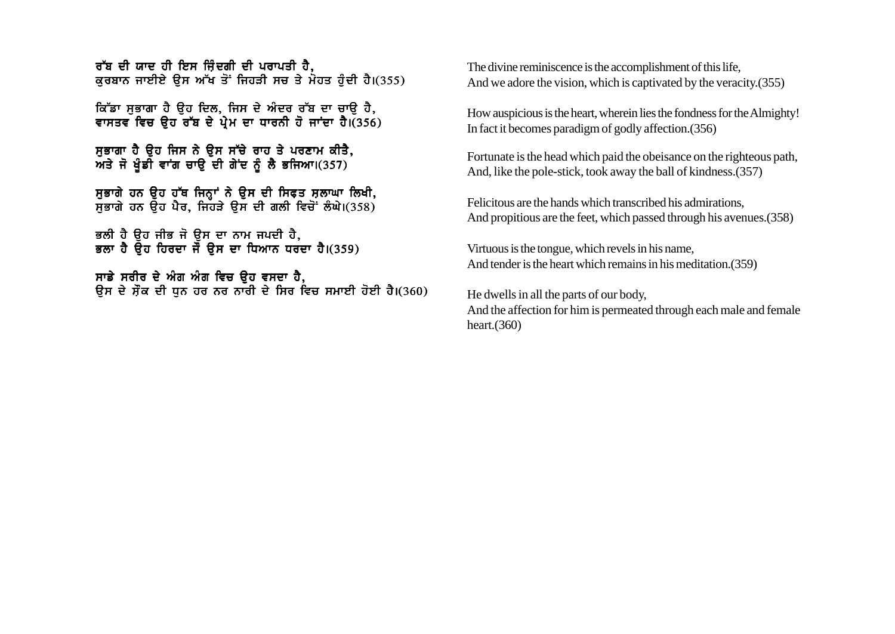ਰੱਬ ਦੀ ਯਾਦ ਹੀ ਇਸ ਜ਼ਿੰਦਗੀ ਦੀ ਪਰਾਪਤੀ ਹੈ,
ਕੁਰਬਾਨ ਜਾਈਏ ਉਸ ਅੱਖ ਤੋਂ ਜਿਹੜੀ ਸਚ ਤੇ ਮੋਹਤ ਹੁੰਦੀ ਹੈ।(355)

ਕਿੱਡਾ ਸੁਭਾਗਾ ਹੈ ਉਹ ਦਿਲ, ਜਿਸ ਦੇ ਅੰਦਰ ਰੱਬ ਦਾ ਚਾਉ ਹੈ,
ਵਾਸਤਵ ਵਿਚ ਉਹ ਰੱਬ ਦੇ ਪ੍ਰੇਮ ਦਾ ਧਾਰਨੀ ਹੋ ਜਾਂਦਾ ਹੈ।(356)

ਸੁਭਾਗਾ ਹੈ ਉਹ ਜਿਸ ਨੇ ਉਸ ਸੱਚੇ ਰਾਹ ਤੇ ਪਰਣਾਮ ਕੀਤੈ,
ਅਤੇ ਜੋ ਖੂੰਡੀ ਵਾਂਗ ਚਾਉ ਦੀ ਗੇਂਦ ਨੂੰ ਲੈ ਭਜਿਆ।(357)

ਸੁਭਾਗੇ ਹਨ ਉਹ ਹੱਥ ਜਿਨ੍ਹਾਂ ਨੇ ਉਸ ਦੀ ਸਿਫ਼ਤ ਸ਼ਲਾਘਾ ਲਿਖੀ,
ਸੁਭਾਗੇ ਹਨ ਉਹ ਪੈਰ, ਜਿਹੜੇ ਉਸ ਦੀ ਗਲੀ ਵਿਚੋਂ ਲੰਘੇ।(358)

ਭਲੀ ਹੈ ਉਹ ਜੀਭ ਜੋ ਉਸ ਦਾ ਨਾਮ ਜਪਦੀ ਹੈ,
ਭਲਾ ਹੈ ਉਹ ਹਿਰਦਾ ਜੋ ਉਸ ਦਾ ਧਿਆਨ ਧਰਦਾ ਹੈ।(359)

ਸਾਡੇ ਸਰੀਰ ਦੇ ਅੰਗ ਅੰਗ ਵਿਚ ਉਹ ਵਸਦਾ ਹੈ,
ਉਸ ਦੇ ਸ਼ੌਕ ਦੀ ਧੁਨ ਹਰ ਨਰ ਨਾਰੀ ਦੇ ਸਿਰ ਵਿਚ ਸਮਾਈ ਹੋਈ ਹੈ।(360)

The divine reminiscence is the accomplishment of this life,
And we adore the vision, which is captivated by the veracity.(355)

How auspicious is the heart, wherein lies the fondness for the Almighty!
In fact it becomes paradigm of godly affection.(356)

Fortunate is the head which paid the obeisance on the righteous path,
And, like the pole-stick, took away the ball of kindness.(357)

Felicitous are the hands which transcribed his admirations,
And propitious are the feet, which passed through his avenues.(358)

Virtuous is the tongue, which revels in his name,
And tender is the heart which remains in his meditation.(359)

He dwells in all the parts of our body,
And the affection for him is permeated through each male and female heart.(360)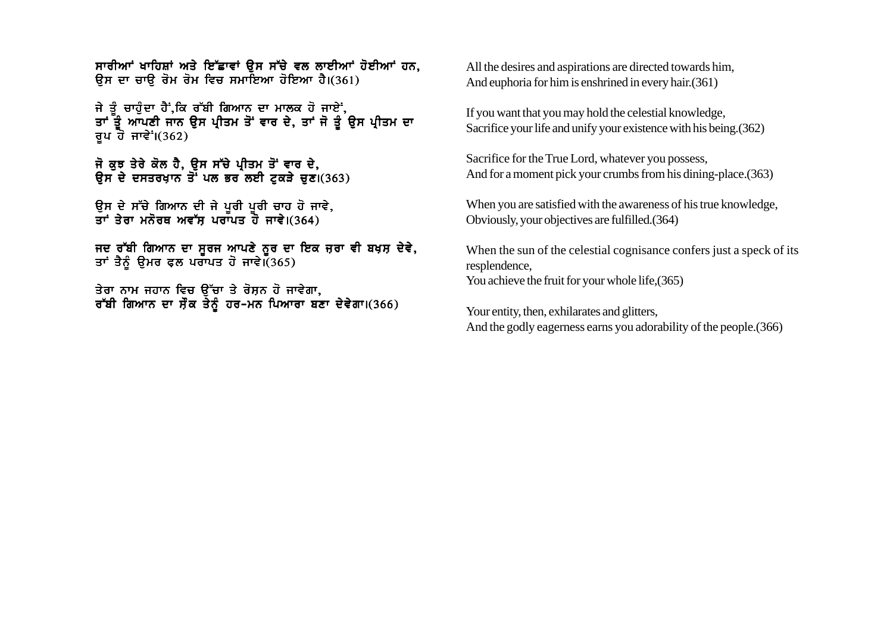ਸਾਰੀਆਂ ਖਾਹਿਸ਼ਾਂ ਅਤੇ ਇੱਛਾਵਾਂ ਉਸ ਸੱਚੇ ਵਲ ਲਾਈਆਂ ਹੋਈਆਂ ਹਨ,
ਉਸ ਦਾ ਚਾਉ ਰੋਮ ਰੋਮ ਵਿਚ ਸਮਾਇਆ ਹੋਇਆ ਹੈ।(361)

ਜੇ ਤੂੰ ਚਾਹੁੰਦਾ ਹੈਂ,ਕਿ ਰੱਬੀ ਗਿਆਨ ਦਾ ਮਾਲਕ ਹੋ ਜਾਏਂ,
ਤਾਂ ਤੂੰ ਆਪਣੀ ਜਾਨ ਉਸ ਪ੍ਰੀਤਮ ਤੋਂ ਵਾਰ ਦੇ, ਤਾਂ ਜੋ ਤੂੰ ਉਸ ਪ੍ਰੀਤਮ ਦਾ ਰੂਪ ਹੋ ਜਾਵੇਂ।(362)

ਜੋ ਕੁਝ ਤੇਰੇ ਕੋਲ ਹੈ, ਉਸ ਸੱਚੇ ਪ੍ਰੀਤਮ ਤੋਂ ਵਾਰ ਦੇ,
ਉਸ ਦੇ ਦਸਤਰਖ਼ਾਨ ਤੋਂ ਪਲ ਭਰ ਲਈ ਟੁਕੜੇ ਚੁਣ।(363)

ਉਸ ਦੇ ਸੱਚੇ ਗਿਆਨ ਦੀ ਜੇ ਪੂਰੀ ਪੂਰੀ ਚਾਹ ਹੋ ਜਾਵੇ,
ਤਾਂ ਤੇਰਾ ਮਨੋਰਥ ਅਵੱਸ਼ ਪਰਾਪਤ ਹੋ ਜਾਵੇ।(364)

ਜਦ ਰੱਬੀ ਗਿਆਨ ਦਾ ਸੂਰਜ ਆਪਣੇ ਨੂਰ ਦਾ ਇਕ ਜ਼ਰਾ ਵੀ ਬਖ਼ਸ਼ ਦੇਵੇ,
ਤਾਂ ਤੈਨੂੰ ਉਮਰ ਫਲ ਪਰਾਪਤ ਹੋ ਜਾਵੇ।(365)

ਤੇਰਾ ਨਾਮ ਜਹਾਨ ਵਿਚ ਉੱਚਾ ਤੇ ਰੋਸ਼ਨ ਹੋ ਜਾਵੇਗਾ,
ਰੱਬੀ ਗਿਆਨ ਦਾ ਸ਼ੌਕ ਤੇਨੂੰ ਹਰ-ਮਨ ਪਿਆਰਾ ਬਣਾ ਦੇਵੇਗਾ।(366)

All the desires and aspirations are directed towards him,
And euphoria for him is enshrined in every hair.(361)

If you want that you may hold the celestial knowledge,
Sacrifice your life and unify your existence with his being.(362)

Sacrifice for the True Lord, whatever you possess,
And for a moment pick your crumbs from his dining-place.(363)

When you are satisfied with the awareness of his true knowledge,
Obviously, your objectives are fulfilled.(364)

When the sun of the celestial cognisance confers just a speck of its resplendence,
You achieve the fruit for your whole life,(365)

Your entity, then, exhilarates and glitters,
And the godly eagerness earns you adorability of the people.(366)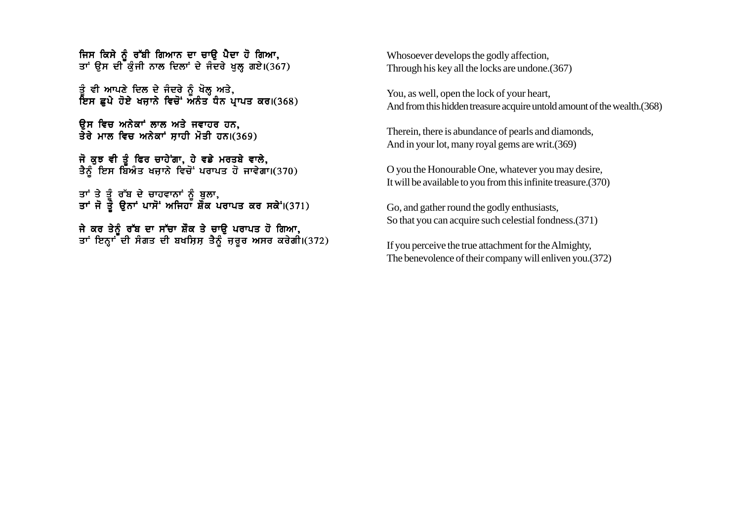ਜਿਸ ਕਿਸੇ ਨੂੰ ਰੱਬੀ ਗਿਆਨ ਦਾ ਚਾਉ ਪੈਦਾ ਹੋ ਗਿਆ,
ਤਾਂ ਉਸ ਦੀ ਕੁੰਜੀ ਨਾਲ ਦਿਲਾਂ ਦੇ ਜੰਦਰੇ ਖੁਲ੍ਹ ਗਏ।(367)

ਤੂੰ ਵੀ ਆਪਣੇ ਦਿਲ ਦੇ ਜੰਦਰੇ ਨੂੰ ਖੋਲ੍ਹ ਅਤੇ,
ਇਸ ਛੁਪੇ ਹੋਏ ਖਜ਼ਾਨੇ ਵਿਚੋਂ ਅਨੰਤ ਧੰਨ ਪ੍ਰਾਪਤ ਕਰ।(368)

ਉਸ ਵਿਚ ਅਨੇਕਾਂ ਲਾਲ ਅਤੇ ਜਵਾਹਰ ਹਨ,
ਤੇਰੇ ਮਾਲ ਵਿਚ ਅਨੇਕਾਂ ਸ਼ਾਹੀ ਮੋਤੀ ਹਨ।(369)

ਜੋ ਕੁਝ ਵੀ ਤੂੰ ਫਿਰ ਚਾਹੇਂਗਾ, ਹੇ ਵਡੇ ਮਰਤਬੇ ਵਾਲੇ,
ਤੈਨੂੰ ਇਸ ਬਿਅੰਤ ਖਜ਼ਾਨੇ ਵਿਚੋਂ ਪਰਾਪਤ ਹੋ ਜਾਵੇਗਾ।(370)

ਤਾਂ ਤੇ ਤੂੰ ਰੱਬ ਦੇ ਚਾਹਵਾਨਾਂ ਨੂੰ ਬੁਲਾ,
ਤਾਂ ਜੋ ਤੂੰ ਉਨਾਂ ਪਾਸੋਂ ਅਜਿਹਾ ਸ਼ੌਕ ਪਰਾਪਤ ਕਰ ਸਕੇਂ।(371)

ਜੇ ਕਰ ਤੇਨੂੰ ਰੱਬ ਦਾ ਸੱਚਾ ਸ਼ੌਕ ਤੇ ਚਾਉ ਪਰਾਪਤ ਹੋ ਗਿਆ,
ਤਾਂ ਇਨ੍ਹਾਂ ਦੀ ਸੰਗਤ ਦੀ ਬਖਸ਼ਿਸ਼ ਤੈਨੂੰ ਜ਼ਰੂਰ ਅਸਰ ਕਰੇਗੀ।(372)

Whosoever develops the godly affection,
Through his key all the locks are undone.(367)

You, as well, open the lock of your heart,
And from this hidden treasure acquire untold amount of the wealth.(368)

Therein, there is abundance of pearls and diamonds,
And in your lot, many royal gems are writ.(369)

O you the Honourable One, whatever you may desire,
It will be available to you from this infinite treasure.(370)

Go, and gather round the godly enthusiasts,
So that you can acquire such celestial fondness.(371)

If you perceive the true attachment for the Almighty,
The benevolence of their company will enliven you.(372)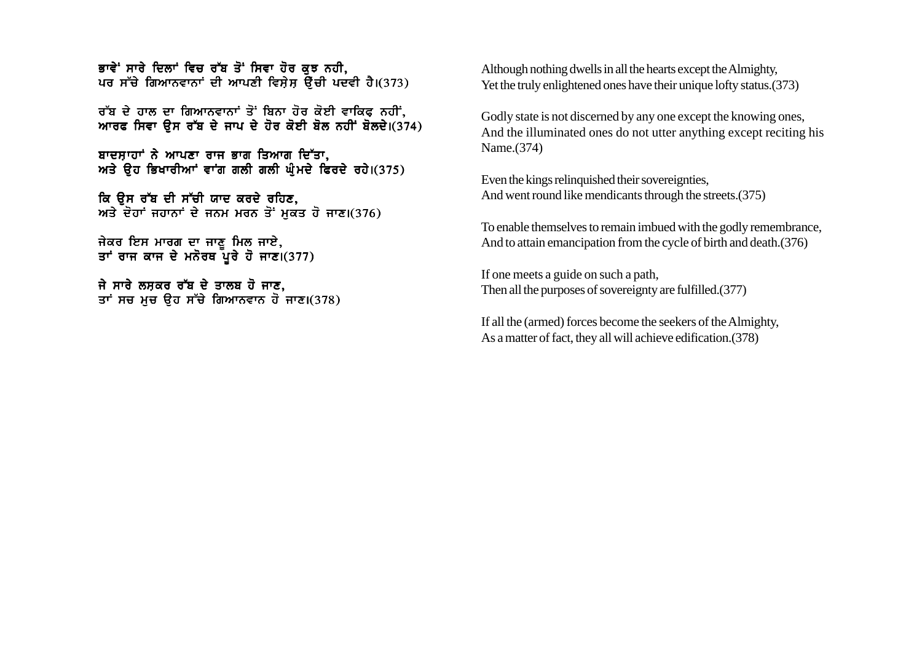ਭਾਵੇਂ ਸਾਰੇ ਦਿਲਾਂ ਵਿਚ ਰੱਬ ਤੋਂ ਸਿਵਾ ਹੋਰ ਕੁਝ ਨਹੀ,
ਪਰ ਸੱਚੇ ਗਿਆਨਵਾਨਾਂ ਦੀ ਆਪਣੀ ਵਿਸ਼ੇਸ਼ ਉੱਚੀ ਪਦਵੀ ਹੈ।(373)

ਰੱਬ ਦੇ ਹਾਲ ਦਾ ਗਿਆਨਵਾਨਾਂ ਤੋਂ ਬਿਨਾ ਹੋਰ ਕੋਈ ਵਾਕਿਫ਼ ਨਹੀਂ,
ਆਰਫ ਸਿਵਾ ਉਸ ਰੱਬ ਦੇ ਜਾਪ ਦੇ ਹੋਰ ਕੋਈ ਬੋਲ ਨਹੀਂ ਬੋਲਦੇ।(374)

ਬਾਦਸ਼ਾਹਾਂ ਨੇ ਆਪਣਾ ਰਾਜ ਭਾਗ ਤਿਆਗ ਦਿੱਤਾ,
ਅਤੇ ਉਹ ਭਿਖਾਰੀਆਂ ਵਾਂਗ ਗਲੀ ਗਲੀ ਘੁੰਮਦੇ ਫਿਰਦੇ ਰਹੇ।(375)

ਕਿ ਉਸ ਰੱਬ ਦੀ ਸੱਚੀ ਯਾਦ ਕਰਦੇ ਰਹਿਣ,
ਅਤੇ ਦੋਹਾਂ ਜਹਾਨਾਂ ਦੇ ਜਨਮ ਮਰਨ ਤੋਂ ਮੁਕਤ ਹੋ ਜਾਣ।(376)

ਜੇਕਰ ਇਸ ਮਾਰਗ ਦਾ ਜਾਣੂ ਮਿਲ ਜਾਏ,
ਤਾਂ ਰਾਜ ਕਾਜ ਦੇ ਮਨੋਰਥ ਪੂਰੇ ਹੋ ਜਾਣ।(377)

ਜੇ ਸਾਰੇ ਲਸ਼ਕਰ ਰੱਬ ਦੇ ਤਾਲਬ ਹੋ ਜਾਣ,
ਤਾਂ ਸਚ ਮੁਚ ਉਹ ਸੱਚੇ ਗਿਆਨਵਾਨ ਹੋ ਜਾਣ।(378)

Although nothing dwells in all the hearts except the Almighty,
Yet the truly enlightened ones have their unique lofty status.(373)

Godly state is not discerned by any one except the knowing ones,
And the illuminated ones do not utter anything except reciting his Name.(374)

Even the kings relinquished their sovereignties,
And went round like mendicants through the streets.(375)

To enable themselves to remain imbued with the godly remembrance,
And to attain emancipation from the cycle of birth and death.(376)

If one meets a guide on such a path,
Then all the purposes of sovereignty are fulfilled.(377)

If all the (armed) forces become the seekers of the Almighty,
As a matter of fact, they all will achieve edification.(378)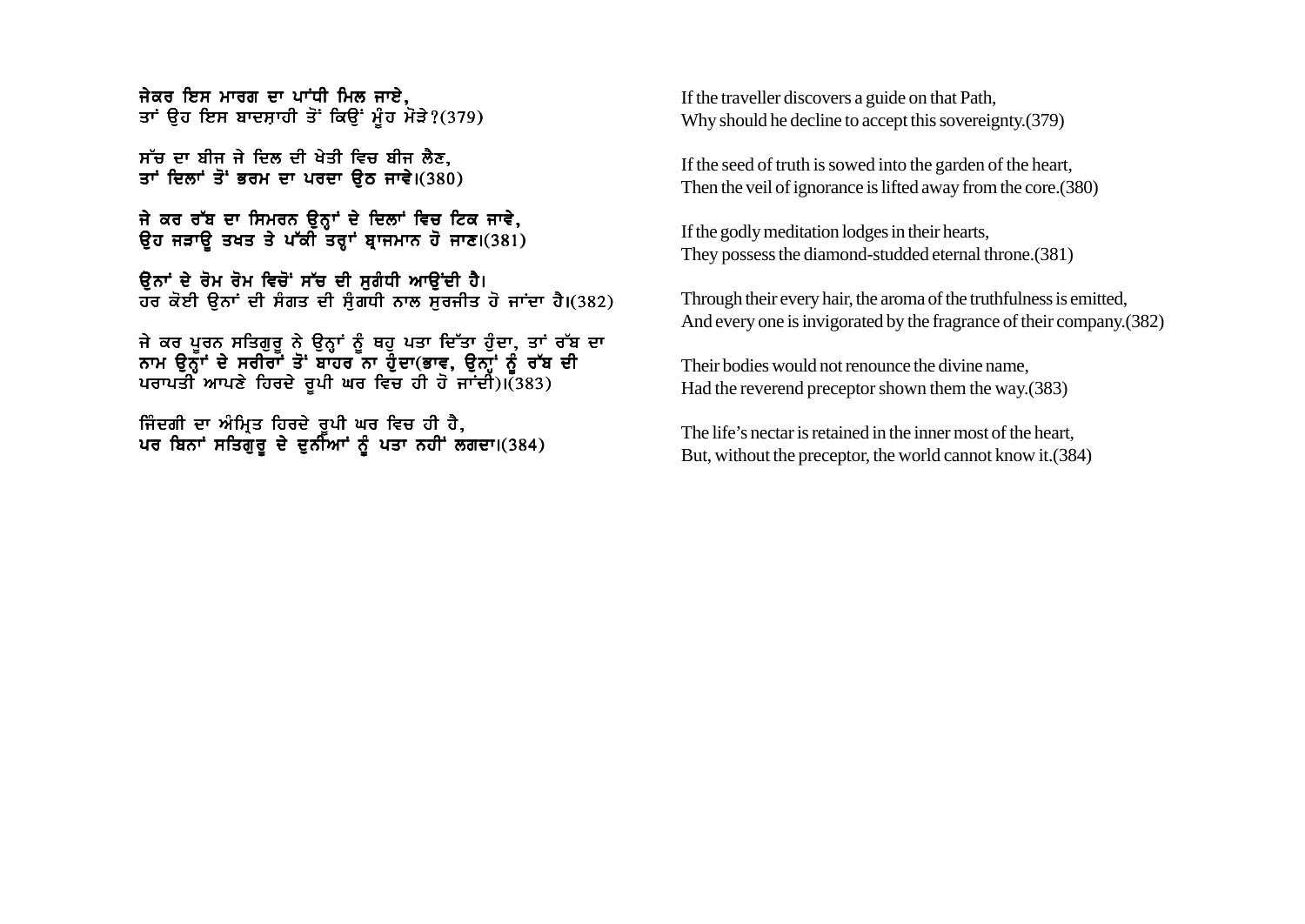ਜੇਕਰ ਇਸ ਮਾਰਗ ਦਾ ਪਾਂਧੀ ਮਿਲ ਜਾਏ,
ਤਾਂ ਉਹ ਇਸ ਬਾਦਸ਼ਾਹੀ ਤੋਂ ਕਿਉਂ ਮੂੰਹ ਮੋੜੇ?(379)

ਸੱਚ ਦਾ ਬੀਜ ਜੇ ਦਿਲ ਦੀ ਖੇਤੀ ਵਿਚ ਬੀਜ ਲੈਣ,
ਤਾਂ ਦਿਲਾਂ ਤੋਂ ਭਰਮ ਦਾ ਪਰਦਾ ਉਠ ਜਾਵੇ।(380)

ਜੇ ਕਰ ਰੱਬ ਦਾ ਸਿਮਰਨ ਉਨ੍ਹਾਂ ਦੇ ਦਿਲਾਂ ਵਿਚ ਟਿਕ ਜਾਵੇ,
ਉਹ ਜੜਾਊ ਤਖਤ ਤੇ ਪੱਕੀ ਤਰ੍ਹਾਂ ਬ੍ਰਾਜਮਾਨ ਹੋ ਜਾਣ।(381)

ਉਨਾਂ ਦੇ ਰੋਮ ਰੋਮ ਵਿਚੋਂ ਸੱਚ ਦੀ ਸੁਗੰਧੀ ਆਉਂਦੀ ਹੈ।
ਹਰ ਕੋਈ ਉਨਾਂ ਦੀ ਸੰਗਤ ਦੀ ਸੁਗੰਧੀ ਨਾਲ ਸੁਰਜੀਤ ਹੋ ਜਾਂਦਾ ਹੈ।(382)

ਜੇ ਕਰ ਪੂਰਨ ਸਤਿਗੁਰੂ ਨੇ ਉਨ੍ਹਾਂ ਨੂੰ ਥਹੁ ਪਤਾ ਦਿੱਤਾ ਹੁੰਦਾ, ਤਾਂ ਰੱਬ ਦਾ ਨਾਮ ਉਨ੍ਹਾਂ ਦੇ ਸਰੀਰਾਂ ਤੋਂ ਬਾਹਰ ਨਾ ਹੁੰਦਾ(ਭਾਵ, ਉਨ੍ਹਾਂ ਨੂੰ ਰੱਬ ਦੀ ਪਰਾਪਤੀ ਆਪਣੇ ਹਿਰਦੇ ਰੂਪੀ ਘਰ ਵਿਚ ਹੀ ਹੋ ਜਾਂਦੀ)।(383)

ਜਿੰਦਗੀ ਦਾ ਅੰਮ੍ਰਿਤ ਹਿਰਦੇ ਰੂਪੀ ਘਰ ਵਿਚ ਹੀ ਹੈ,
ਪਰ ਬਿਨਾਂ ਸਤਿਗੁਰੂ ਦੇ ਦੁਨੀਆਂ ਨੂੰ ਪਤਾ ਨਹੀਂ ਲਗਦਾ।(384)

If the traveller discovers a guide on that Path,
Why should he decline to accept this sovereignty.(379)

If the seed of truth is sowed into the garden of the heart,
Then the veil of ignorance is lifted away from the core.(380)

If the godly meditation lodges in their hearts,
They possess the diamond-studded eternal throne.(381)

Through their every hair, the aroma of the truthfulness is emitted,
And every one is invigorated by the fragrance of their company.(382)

Their bodies would not renounce the divine name,
Had the reverend preceptor shown them the way.(383)

The life's nectar is retained in the inner most of the heart,
But, without the preceptor, the world cannot know it.(384)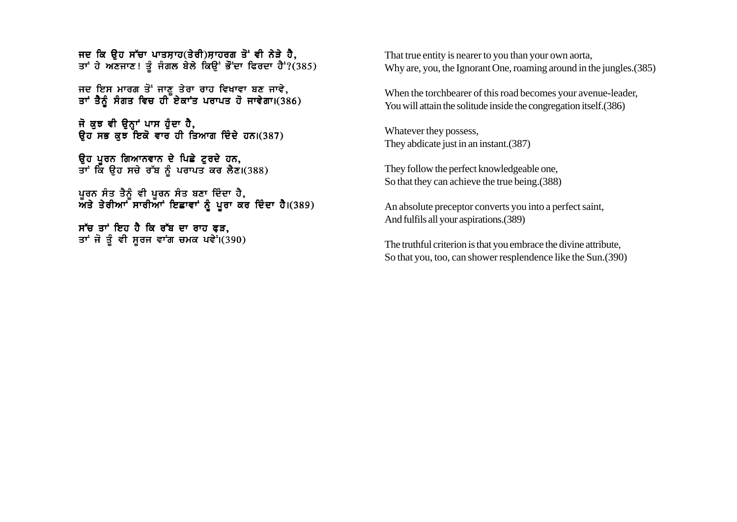ਜਦ ਕਿ ਉਹ ਸੱਚਾ ਪਾਤਸ਼ਾਹ(ਤੇਰੀ)ਸ਼ਾਹਰਗ ਤੋਂ ਵੀ ਨੇੜੇ ਹੈ,
ਤਾਂ ਹੇ ਅਣਜਾਣ! ਤੂੰ ਜੰਗਲ ਬੇਲੇ ਕਿਉਂ ਭੌਂਦਾ ਫਿਰਦਾ ਹੈਂ?(385)

ਜਦ ਇਸ ਮਾਰਗ ਤੋਂ ਜਾਣੂ ਤੇਰਾ ਰਾਹ ਵਿਖਾਵਾ ਬਣ ਜਾਵੇ,
ਤਾਂ ਤੈਨੂੰ ਸੰਗਤ ਵਿਚ ਹੀ ਏਕਾਂਤ ਪਰਾਪਤ ਹੋ ਜਾਵੇਗਾ।(386)

ਜੋ ਕੁਝ ਵੀ ਉਨ੍ਹਾਂ ਪਾਸ ਹੁੰਦਾ ਹੈ,
ਉਹ ਸਭ ਕੁਝ ਇਕੋ ਵਾਰ ਹੀ ਤਿਆਗ ਦਿੰਦੇ ਹਨ।(387)

ਉਹ ਪੂਰਨ ਗਿਆਨਵਾਨ ਦੇ ਪਿਛੇ ਟੁਰਦੇ ਹਨ,
ਤਾਂ ਕਿ ਉਹ ਸਚੇ ਰੱਬ ਨੂੰ ਪਰਾਪਤ ਕਰ ਲੈਣ।(388)

ਪੂਰਨ ਸੰਤ ਤੈਨੂੰ ਵੀ ਪੂਰਨ ਸੰਤ ਬਣਾ ਦਿੰਦਾ ਹੈ,
ਅਤੇ ਤੇਰੀਆਂ ਸਾਰੀਆਂ ਇਛਾਵਾਂ ਨੂੰ ਪੂਰਾ ਕਰ ਦਿੰਦਾ ਹੈ।(389)

ਸੱਚ ਤਾਂ ਇਹ ਹੈ ਕਿ ਰੱਬ ਦਾ ਰਾਹ ਫੜ,
ਤਾਂ ਜੋ ਤੂੰ ਵੀ ਸੂਰਜ ਵਾਂਗ ਚਮਕ ਪਵੇਂ।(390)

That true entity is nearer to you than your own aorta,
Why are, you, the Ignorant One, roaming around in the jungles.(385)

When the torchbearer of this road becomes your avenue-leader,
You will attain the solitude inside the congregation itself.(386)

Whatever they possess,
They abdicate just in an instant.(387)

They follow the perfect knowledgeable one,
So that they can achieve the true being.(388)

An absolute preceptor converts you into a perfect saint,
And fulfils all your aspirations.(389)

The truthful criterion is that you embrace the divine attribute,
So that you, too, can shower resplendence like the Sun.(390)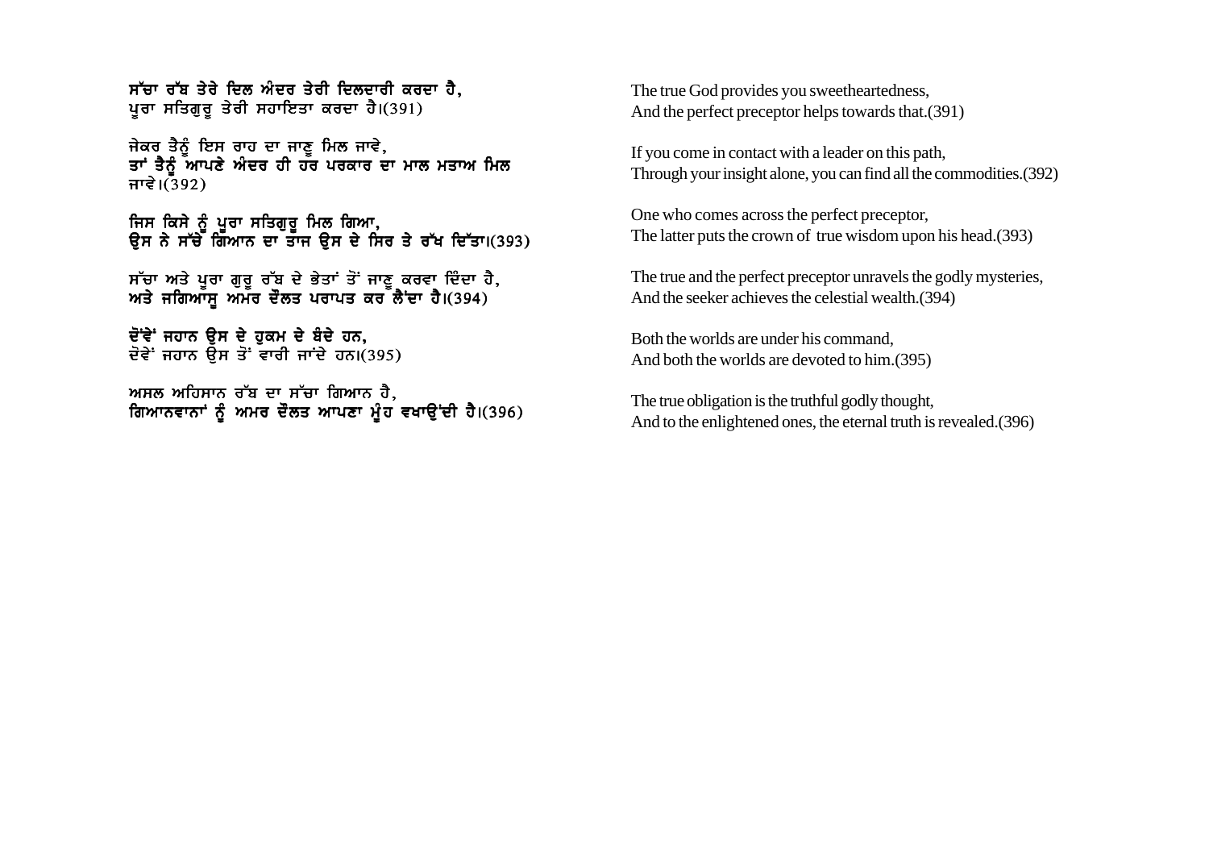ਸੱਚਾ ਰੱਬ ਤੇਰੇ ਦਿਲ ਅੰਦਰ ਤੇਰੀ ਦਿਲਦਾਰੀ ਕਰਦਾ ਹੈ,
ਪੂਰਾ ਸਤਿਗੁਰੂ ਤੇਰੀ ਸਹਾਇਤਾ ਕਰਦਾ ਹੈ।(391)

ਜੇਕਰ ਤੈਨੂੰ ਇਸ ਰਾਹ ਦਾ ਜਾਣੂ ਮਿਲ ਜਾਵੇ,
ਤਾਂ ਤੈਨੂੰ ਆਪਣੇ ਅੰਦਰ ਹੀ ਹਰ ਪਰਕਾਰ ਦਾ ਮਾਲ ਮਤਾਅ ਮਿਲ ਜਾਵੇ।(392)

ਜਿਸ ਕਿਸੇ ਨੂੰ ਪੂਰਾ ਸਤਿਗੁਰੂ ਮਿਲ ਗਿਆ,
ਉਸ ਨੇ ਸੱਚੇ ਗਿਆਨ ਦਾ ਤਾਜ ਉਸ ਦੇ ਸਿਰ ਤੇ ਰੱਖ ਦਿੱਤਾ।(393)

ਸੱਚਾ ਅਤੇ ਪੂਰਾ ਗੁਰੂ ਰੱਬ ਦੇ ਭੇਤਾਂ ਤੋਂ ਜਾਣੂ ਕਰਵਾ ਦਿੰਦਾ ਹੈ,
ਅਤੇ ਜਗਿਆਸੂ ਅਮਰ ਦੌਲਤ ਪਰਾਪਤ ਕਰ ਲੈਂਦਾ ਹੈ।(394)

ਦੋਂਵੇਂ ਜਹਾਨ ਉਸ ਦੇ ਹੁਕਮ ਦੇ ਬੰਦੇ ਹਨ,
ਦੋਵੇਂ ਜਹਾਨ ਉਸ ਤੋਂ ਵਾਰੀ ਜਾਂਦੇ ਹਨ।(395)

ਅਸਲ ਅਹਿਸਾਨ ਰੱਬ ਦਾ ਸੱਚਾ ਗਿਆਨ ਹੈ,
ਗਿਆਨਵਾਨਾਂ ਨੂੰ ਅਮਰ ਦੌਲਤ ਆਪਣਾ ਮੂੰਹ ਵਖਾਉਂਦੀ ਹੈ।(396)

The true God provides you sweetheartedness,
And the perfect preceptor helps towards that.(391)

If you come in contact with a leader on this path,
Through your insight alone, you can find all the commodities.(392)

One who comes across the perfect preceptor,
The latter puts the crown of true wisdom upon his head.(393)

The true and the perfect preceptor unravels the godly mysteries,
And the seeker achieves the celestial wealth.(394)

Both the worlds are under his command,
And both the worlds are devoted to him.(395)

The true obligation is the truthful godly thought,
And to the enlightened ones, the eternal truth is revealed.(396)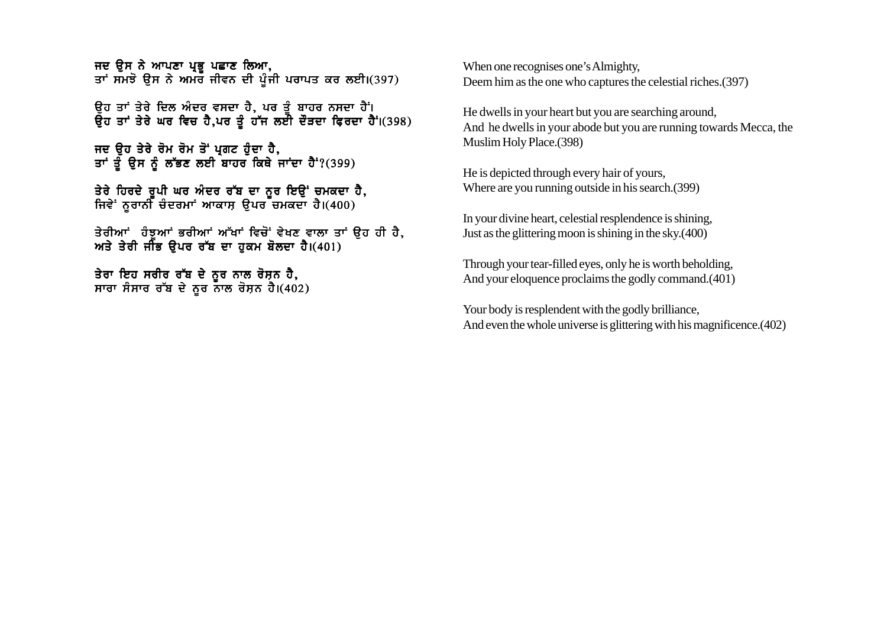ਜਦ ਉਸ ਨੇ ਆਪਣਾ ਪ੍ਰਭੂ ਪਛਾਣ ਲਿਆ,
ਤਾਂ ਸਮਝੋ ਉਸ ਨੇ ਅਮਰ ਜੀਵਨ ਦੀ ਪੂੰਜੀ ਪਰਾਪਤ ਕਰ ਲਈ।(397)

ਉਹ ਤਾਂ ਤੇਰੇ ਦਿਲ ਅੰਦਰ ਵਸਦਾ ਹੈ, ਪਰ ਤੂੰ ਬਾਹਰ ਨਸਦਾ ਹੈਂ।
ਉਹ ਤਾਂ ਤੇਰੇ ਘਰ ਵਿਚ ਹੈ,ਪਰ ਤੂੰ ਹੱਜ ਲਈ ਦੌੜਦਾ ਫਿਰਦਾ ਹੈਂ।(398)

ਜਦ ਉਹ ਤੇਰੇ ਰੋਮ ਰੋਮ ਤੋਂ ਪ੍ਰਗਟ ਹੁੰਦਾ ਹੈ,
ਤਾਂ ਤੂੰ ਉਸ ਨੂੰ ਲੱਭਣ ਲਈ ਬਾਹਰ ਕਿਥੇ ਜਾਂਦਾ ਹੈਂ?(399)

ਤੇਰੇ ਹਿਰਦੇ ਰੂਪੀ ਘਰ ਅੰਦਰ ਰੱਬ ਦਾ ਨੂਰ ਇਉਂ ਚਮਕਦਾ ਹੈ,
ਜਿਵੇਂ ਨੂਰਾਨੀ ਚੰਦਰਮਾਂ ਆਕਾਸ਼ ਉਪਰ ਚਮਕਦਾ ਹੈ।(400)

ਤੇਰੀਆਂ ਹੰਝੂਆਂ ਭਰੀਆਂ ਅੱਖਾਂ ਵਿਚੋਂ ਵੇਖਣ ਵਾਲਾ ਤਾਂ ਉਹ ਹੀ ਹੈ,
ਅਤੇ ਤੇਰੀ ਜੀਭ ਉਪਰ ਰੱਬ ਦਾ ਹੁਕਮ ਬੋਲਦਾ ਹੈ।(401)

ਤੇਰਾ ਇਹ ਸਰੀਰ ਰੱਬ ਦੇ ਨੂਰ ਨਾਲ ਰੋਸ਼ਨ ਹੈ,
ਸਾਰਾ ਸੰਸਾਰ ਰੱਬ ਦੇ ਨੂਰ ਨਾਲ ਰੋਸ਼ਨ ਹੈ।(402)

When one recognises one's Almighty,
Deem him as the one who captures the celestial riches.(397)

He dwells in your heart but you are searching around,
And he dwells in your abode but you are running towards Mecca, the Muslim Holy Place.(398)

He is depicted through every hair of yours,
Where are you running outside in his search.(399)

In your divine heart, celestial resplendence is shining,
Just as the glittering moon is shining in the sky.(400)

Through your tear-filled eyes, only he is worth beholding,
And your eloquence proclaims the godly command.(401)

Your body is resplendent with the godly brilliance,
And even the whole universe is glittering with his magnificence.(402)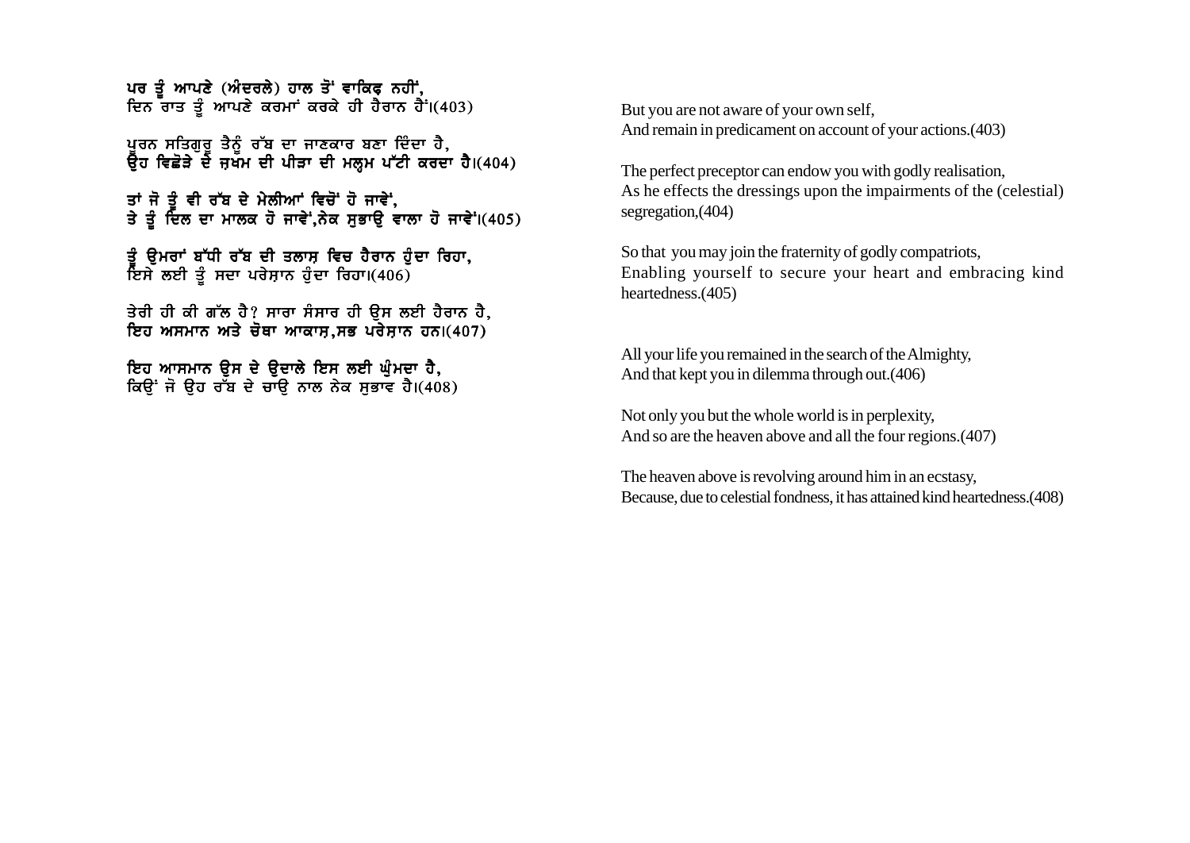ਪਰ ਤੂੰ ਆਪਣੇ (ਅੰਦਰਲੇ) ਹਾਲ ਤੋਂ ਵਾਕਿਫ ਨਹੀਂ,
ਦਿਨ ਰਾਤ ਤੂੰ ਆਪਣੇ ਕਰਮਾਂ ਕਰਕੇ ਹੀ ਹੈਰਾਨ ਹੈਂ।(403)

ਪੂਰਨ ਸਤਿਗੁਰੂ ਤੈਨੂੰ ਰੱਬ ਦਾ ਜਾਣਕਾਰ ਬਣਾ ਦਿੰਦਾ ਹੈ,
ਉਹ ਵਿਛੋੜੇ ਦੇ ਜ਼ਖਮ ਦੀ ਪੀੜਾ ਦੀ ਮਲ੍ਹਮ ਪੱਟੀ ਕਰਦਾ ਹੈ।(404)

ਤਾਂ ਜੋ ਤੂੰ ਵੀ ਰੱਬ ਦੇ ਮੇਲੀਆਂ ਵਿਚੋਂ ਹੋ ਜਾਵੇਂ,
ਤੇ ਤੂੰ ਦਿਲ ਦਾ ਮਾਲਕ ਹੋ ਜਾਵੇਂ,ਨੇਕ ਸੁਭਾਉ ਵਾਲਾ ਹੋ ਜਾਵੇਂ।(405)

ਤੂੰ ਉਮਰਾਂ ਬੱਧੀ ਰੱਬ ਦੀ ਤਲਾਸ਼ ਵਿਚ ਹੈਰਾਨ ਹੁੰਦਾ ਰਿਹਾ,
ਇਸੇ ਲਈ ਤੂੰ ਸਦਾ ਪਰੇਸ਼ਾਨ ਹੁੰਦਾ ਰਿਹਾ।(406)

ਤੇਰੀ ਹੀ ਕੀ ਗੱਲ ਹੈ? ਸਾਰਾ ਸੰਸਾਰ ਹੀ ਉਸ ਲਈ ਹੈਰਾਨ ਹੈ,
ਇਹ ਅਸਮਾਨ ਅਤੇ ਚੋਥਾ ਆਕਾਸ਼,ਸਭ ਪਰੇਸ਼ਾਨ ਹਨ।(407)

ਇਹ ਆਸਮਾਨ ਉਸ ਦੇ ਉਦਾਲੇ ਇਸ ਲਈ ਘੁੰਮਦਾ ਹੈ,
ਕਿਉਂ ਜੋ ਉਹ ਰੱਬ ਦੇ ਚਾਉ ਨਾਲ ਨੇਕ ਸੁਭਾਵ ਹੈ।(408)

But you are not aware of your own self,
And remain in predicament on account of your actions.(403)

The perfect preceptor can endow you with godly realisation,
As he effects the dressings upon the impairments of the (celestial) segregation,(404)

So that you may join the fraternity of godly compatriots,
Enabling yourself to secure your heart and embracing kind heartedness.(405)

All your life you remained in the search of the Almighty,
And that kept you in dilemma through out.(406)

Not only you but the whole world is in perplexity,
And so are the heaven above and all the four regions.(407)

The heaven above is revolving around him in an ecstasy,
Because, due to celestial fondness, it has attained kind heartedness.(408)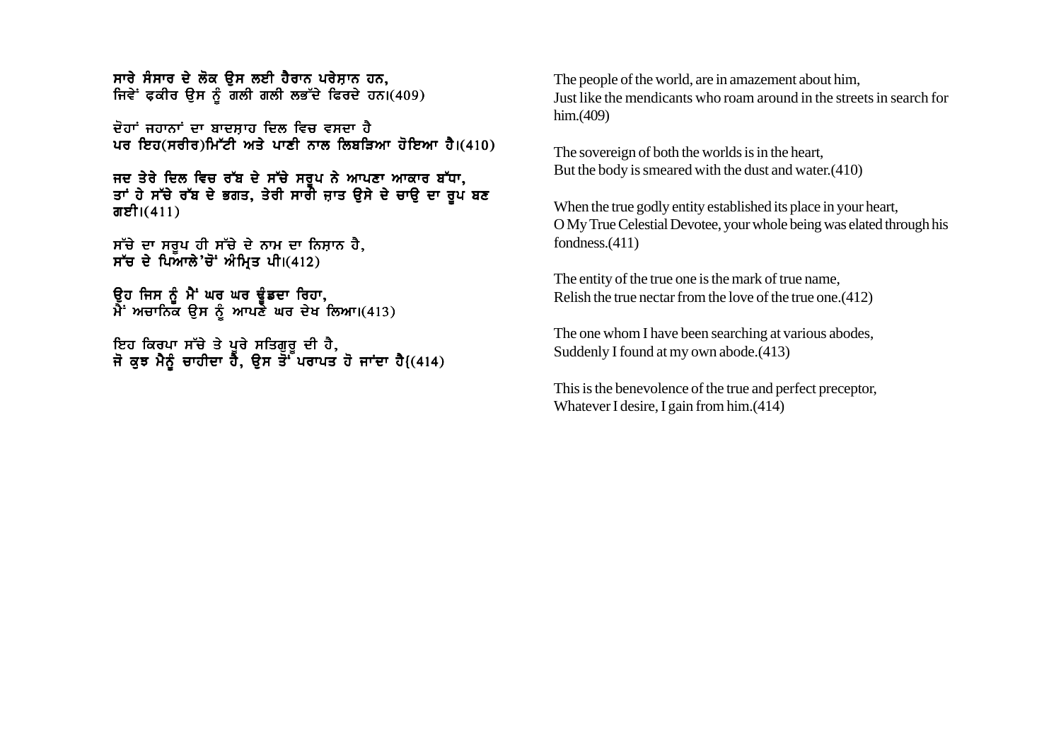ਸਾਰੇ ਸੰਸਾਰ ਦੇ ਲੋਕ ਉਸ ਲਈ ਹੈਰਾਨ ਪਰੇਸ਼ਾਨ ਹਨ,
ਜਿਵੇਂ ਫਕੀਰ ਉਸ ਨੂੰ ਗਲੀ ਗਲੀ ਲਭੱਦੇ ਫਿਰਦੇ ਹਨ।(409)

ਦੋਹਾਂ ਜਹਾਨਾਂ ਦਾ ਬਾਦਸ਼ਾਹ ਦਿਲ ਵਿਚ ਵਸਦਾ ਹੈ
ਪਰ ਇਹ(ਸਰੀਰ)ਮਿੱਟੀ ਅਤੇ ਪਾਣੀ ਨਾਲ ਲਿਬੜਿਆ ਹੋਇਆ ਹੈ।(410)

ਜਦ ਤੇਰੇ ਦਿਲ ਵਿਚ ਰੱਬ ਦੇ ਸੱਚੇ ਸਰੂਪ ਨੇ ਆਪਣਾ ਆਕਾਰ ਬੱਧਾ,
ਤਾਂ ਹੇ ਸੱਚੇ ਰੱਬ ਦੇ ਭਗਤ, ਤੇਰੀ ਸਾਰੀ ਜ਼ਾਤ ਉਸੇ ਦੇ ਚਾਉ ਦਾ ਰੂਪ ਬਣ ਗਈ।(411)

ਸੱਚੇ ਦਾ ਸਰੂਪ ਹੀ ਸੱਚੇ ਦੇ ਨਾਮ ਦਾ ਨਿਸ਼ਾਨ ਹੈ,
ਸੱਚ ਦੇ ਪਿਆਲੇ'ਚੋਂ ਅੰਮ੍ਰਿਤ ਪੀ।(412)

ਉਹ ਜਿਸ ਨੂੰ ਮੈਂ ਘਰ ਘਰ ਢੂੰਡਦਾ ਰਿਹਾ,
ਮੈਂ ਅਚਾਨਿਕ ਉਸ ਨੂੰ ਆਪਣੇ ਘਰ ਦੇਖ ਲਿਆ।(413)

ਇਹ ਕਿਰਪਾ ਸੱਚੇ ਤੇ ਪੂਰੇ ਸਤਿਗੁਰੂ ਦੀ ਹੈ,
ਜੋ ਕੁਝ ਮੈਨੂੰ ਚਾਹੀਦਾ ਹੈ, ਉਸ ਤੋਂ ਪਰਾਪਤ ਹੋ ਜਾਂਦਾ ਹੈ।(414)

The people of the world, are in amazement about him,
Just like the mendicants who roam around in the streets in search for him.(409)

The sovereign of both the worlds is in the heart,
But the body is smeared with the dust and water.(410)

When the true godly entity established its place in your heart,
O My True Celestial Devotee, your whole being was elated through his fondness.(411)

The entity of the true one is the mark of true name,
Relish the true nectar from the love of the true one.(412)

The one whom I have been searching at various abodes,
Suddenly I found at my own abode.(413)

This is the benevolence of the true and perfect preceptor,
Whatever I desire, I gain from him.(414)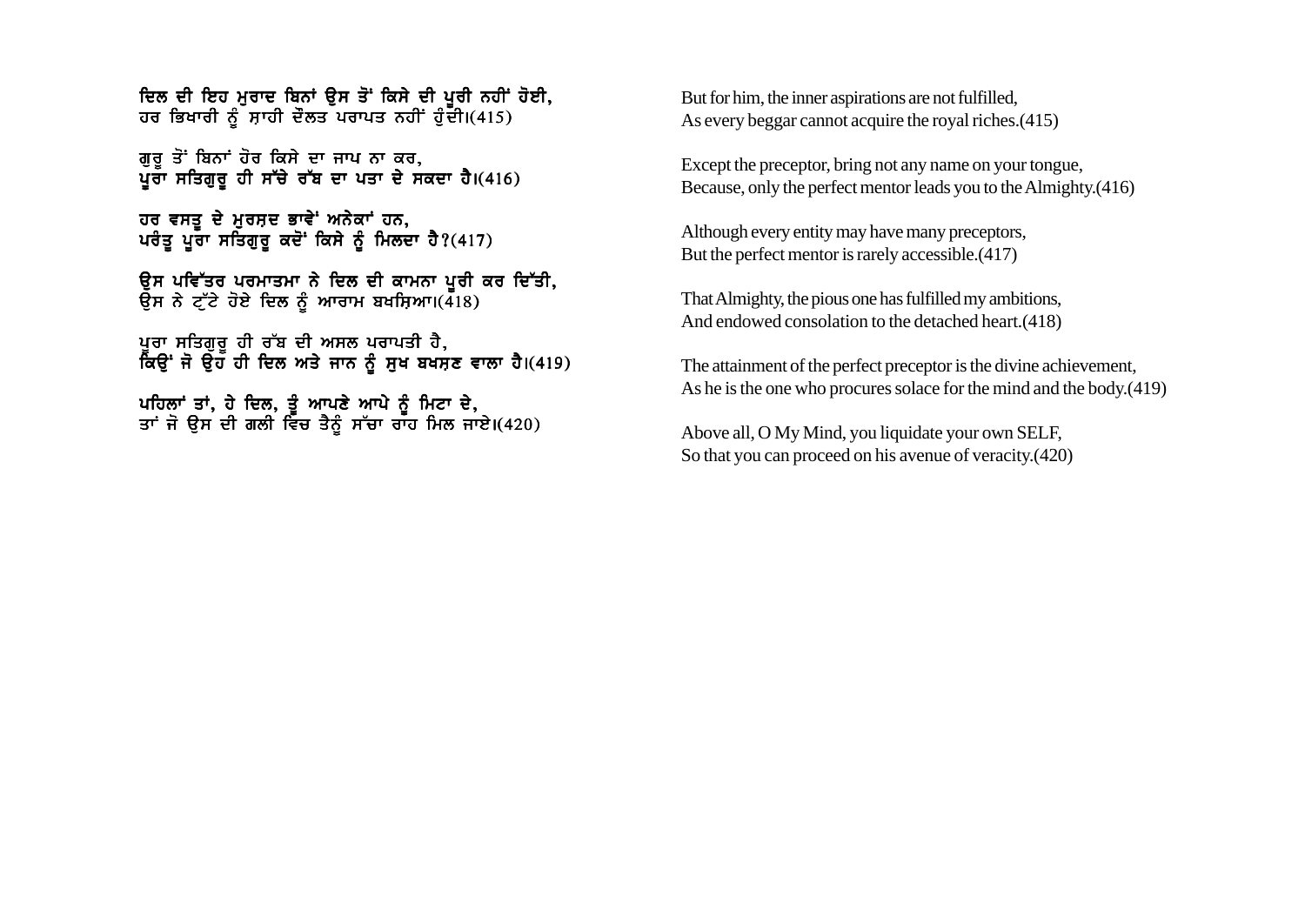ਦਿਲ ਦੀ ਇਹ ਮੁਰਾਦ ਬਿਨਾਂ ਉਸ ਤੋਂ ਕਿਸੇ ਦੀ ਪੂਰੀ ਨਹੀਂ ਹੋਈ,
ਹਰ ਭਿਖਾਰੀ ਨੂੰ ਸ਼ਾਹੀ ਦੌਲਤ ਪਰਾਪਤ ਨਹੀਂ ਹੁੰਦੀ।(415)

ਗੁਰੂ ਤੋਂ ਬਿਨਾਂ ਹੋਰ ਕਿਸੇ ਦਾ ਜਾਪ ਨਾ ਕਰ,
ਪੂਰਾ ਸਤਿਗੁਰੂ ਹੀ ਸੱਚੇ ਰੱਬ ਦਾ ਪਤਾ ਦੇ ਸਕਦਾ ਹੈ।(416)

ਹਰ ਵਸਤੂ ਦੇ ਮੁਰਸ਼ਦ ਭਾਵੇਂ ਅਨੇਕਾਂ ਹਨ,
ਪਰੰਤੂ ਪੂਰਾ ਸਤਿਗੁਰੂ ਕਦੋਂ ਕਿਸੇ ਨੂੰ ਮਿਲਦਾ ਹੈ?(417)

ਉਸ ਪਵਿੱਤਰ ਪਰਮਾਤਮਾ ਨੇ ਦਿਲ ਦੀ ਕਾਮਨਾ ਪੂਰੀ ਕਰ ਦਿੱਤੀ,
ਉਸ ਨੇ ਟੁੱਟੇ ਹੋਏ ਦਿਲ ਨੂੰ ਆਰਾਮ ਬਖਸ਼ਿਆ।(418)

ਪੂਰਾ ਸਤਿਗੁਰੂ ਹੀ ਰੱਬ ਦੀ ਅਸਲ ਪਰਾਪਤੀ ਹੈ,
ਕਿਉਂ ਜੋ ਉਹ ਹੀ ਦਿਲ ਅਤੇ ਜਾਨ ਨੂੰ ਸੁਖ ਬਖਸ਼ਣ ਵਾਲਾ ਹੈ।(419)

ਪਹਿਲਾਂ ਤਾਂ, ਹੇ ਦਿਲ, ਤੂੰ ਆਪਣੇ ਆਪੇ ਨੂੰ ਮਿਟਾ ਦੇ,
ਤਾਂ ਜੋ ਉਸ ਦੀ ਗਲੀ ਵਿਚ ਤੈਨੂੰ ਸੱਚਾ ਰਾਹ ਮਿਲ ਜਾਏ।(420)

But for him, the inner aspirations are not fulfilled,
As every beggar cannot acquire the royal riches.(415)

Except the preceptor, bring not any name on your tongue,
Because, only the perfect mentor leads you to the Almighty.(416)

Although every entity may have many preceptors,
But the perfect mentor is rarely accessible.(417)

That Almighty, the pious one has fulfilled my ambitions,
And endowed consolation to the detached heart.(418)

The attainment of the perfect preceptor is the divine achievement,
As he is the one who procures solace for the mind and the body.(419)

Above all, O My Mind, you liquidate your own SELF,
So that you can proceed on his avenue of veracity.(420)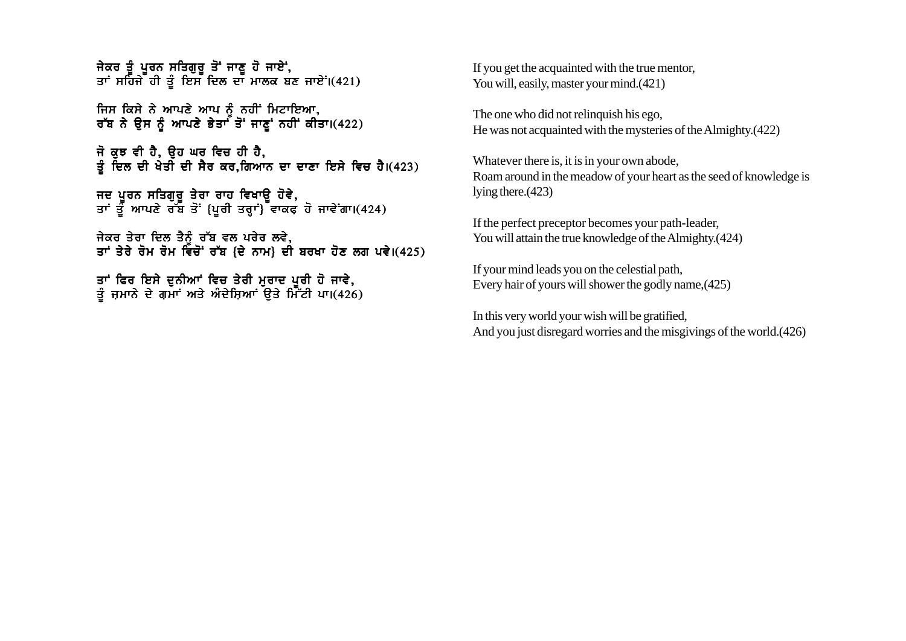ਜੇਕਰ ਤੂੰ ਪੂਰਨ ਸਤਿਗੁਰੂ ਤੋਂ ਜਾਣੂ ਹੋ ਜਾਏਂ,
ਤਾਂ ਸਹਿਜੇ ਹੀ ਤੂੰ ਇਸ ਦਿਲ ਦਾ ਮਾਲਕ ਬਣ ਜਾਏਂ।(421)

ਜਿਸ ਕਿਸੇ ਨੇ ਆਪਣੇ ਆਪ ਨੂੰ ਨਹੀਂ ਮਿਟਾਇਆ,
ਰੱਬ ਨੇ ਉਸ ਨੂੰ ਆਪਣੇ ਭੇਤਾਂ ਤੋਂ ਜਾਣੂੰ ਨਹੀਂ ਕੀਤਾ।(422)

ਜੋ ਕੁਝ ਵੀ ਹੈ, ਉਹ ਘਰ ਵਿਚ ਹੀ ਹੈ,
ਤੂੰ ਦਿਲ ਦੀ ਖੇਤੀ ਦੀ ਸੈਰ ਕਰ,ਗਿਆਨ ਦਾ ਦਾਣਾ ਇਸੇ ਵਿਚ ਹੈ।(423)

ਜਦ ਪੂਰਨ ਸਤਿਗੁਰੂ ਤੇਰਾ ਰਾਹ ਵਿਖਾਊ ਹੋਵੇ,
ਤਾਂ ਤੂੰ ਆਪਣੇ ਰੱਬ ਤੋਂ {ਪੂਰੀ ਤਰ੍ਹਾਂ} ਵਾਕਫ਼ ਹੋ ਜਾਵੇਂਗਾ।(424)

ਜੇਕਰ ਤੇਰਾ ਦਿਲ ਤੈਨੂੰ ਰੱਬ ਵਲ ਪਰੇਰ ਲਵੇ,
ਤਾਂ ਤੇਰੇ ਰੋਮ ਰੋਮ ਵਿਚੋਂ ਰੱਬ {ਦੇ ਨਾਮ} ਦੀ ਬਰਖਾ ਹੋਣ ਲਗ ਪਵੇ।(425)

ਤਾਂ ਫਿਰ ਇਸੇ ਦੁਨੀਆਂ ਵਿਚ ਤੇਰੀ ਮੁਰਾਦ ਪੂਰੀ ਹੋ ਜਾਵੇ,
ਤੂੰ ਜ਼ਮਾਨੇ ਦੇ ਗ਼ਮਾਂ ਅਤੇ ਅੰਦੇਸ਼ਿਆਂ ਉਤੇ ਮਿੱਟੀ ਪਾ।(426)

If you get the acquainted with the true mentor,
You will, easily, master your mind.(421)

The one who did not relinquish his ego,
He was not acquainted with the mysteries of the Almighty.(422)

Whatever there is, it is in your own abode,
Roam around in the meadow of your heart as the seed of knowledge is lying there.(423)

If the perfect preceptor becomes your path-leader,
You will attain the true knowledge of the Almighty.(424)

If your mind leads you on the celestial path,
Every hair of yours will shower the godly name,(425)

In this very world your wish will be gratified,
And you just disregard worries and the misgivings of the world.(426)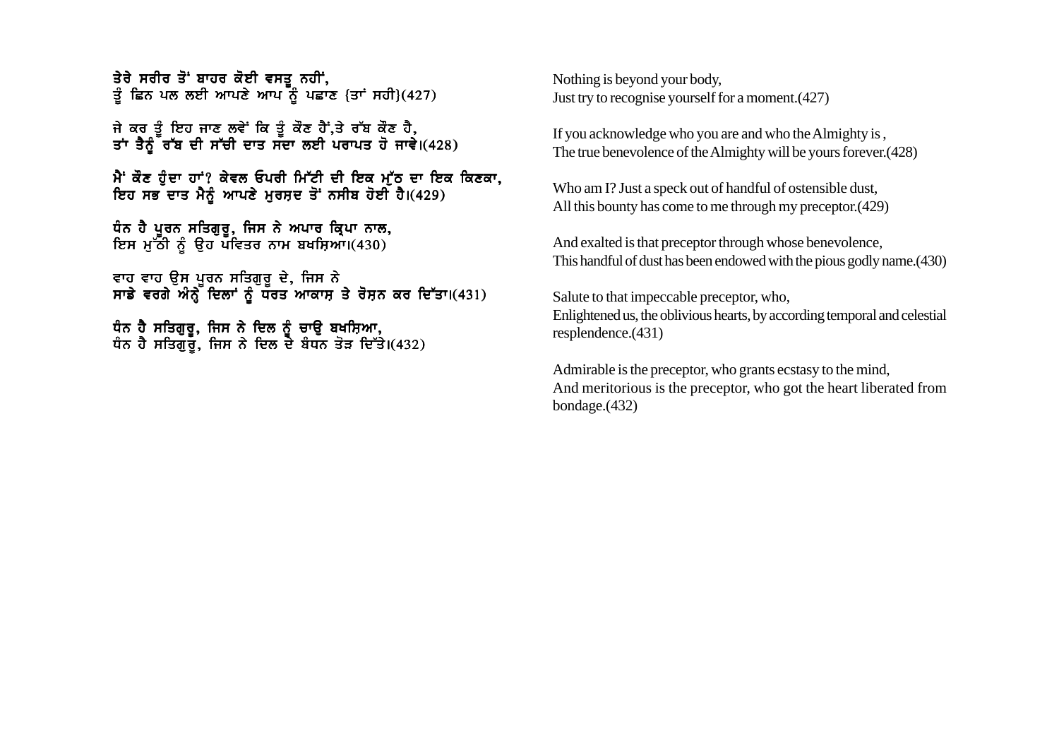ਤੇਰੇ ਸਰੀਰ ਤੋਂ ਬਾਹਰ ਕੋਈ ਵਸਤੂ ਨਹੀਂ,
ਤੂੰ ਛਿਨ ਪਲ ਲਈ ਆਪਣੇ ਆਪ ਨੂੰ ਪਛਾਣ {ਤਾਂ ਸਹੀ}(427)

ਜੇ ਕਰ ਤੂੰ ਇਹ ਜਾਣ ਲਵੇਂ ਕਿ ਤੂੰ ਕੌਣ ਹੈਂ,ਤੇ ਰੱਬ ਕੌਣ ਹੈ,
ਤਾਂ ਤੈਨੂੰ ਰੱਬ ਦੀ ਸੱਚੀ ਦਾਤ ਸਦਾ ਲਈ ਪਰਾਪਤ ਹੋ ਜਾਵੇ।(428)

ਮੈਂ ਕੌਣ ਹੁੰਦਾ ਹਾਂ? ਕੇਵਲ ਓਪਰੀ ਮਿੱਟੀ ਦੀ ਇਕ ਮੁੱਠ ਦਾ ਇਕ ਕਿਣਕਾ,
ਇਹ ਸਭ ਦਾਤ ਮੈਨੂੰ ਆਪਣੇ ਮੁਰਸ਼ਦ ਤੋਂ ਨਸੀਬ ਹੋਈ ਹੈ।(429)

ਧੰਨ ਹੈ ਪੂਰਨ ਸਤਿਗੁਰੂ, ਜਿਸ ਨੇ ਅਪਾਰ ਕ੍ਰਿਪਾ ਨਾਲ,
ਇਸ ਮੁੱਠੀ ਨੂੰ ਉਹ ਪਵਿਤਰ ਨਾਮ ਬਖਸ਼ਿਆ।(430)

ਵਾਹ ਵਾਹ ਉਸ ਪੂਰਨ ਸਤਿਗੁਰੂ ਦੇ, ਜਿਸ ਨੇ
ਸਾਡੇ ਵਰਗੇ ਅੰਨ੍ਹੇ ਦਿਲਾਂ ਨੂੰ ਧਰਤ ਆਕਾਸ਼ ਤੇ ਰੋਸ਼ਨ ਕਰ ਦਿੱਤਾ।(431)

ਧੰਨ ਹੈ ਸਤਿਗੁਰੂ, ਜਿਸ ਨੇ ਦਿਲ ਨੂੰ ਚਾਉ ਬਖਸ਼ਿਆ,
ਧੰਨ ਹੈ ਸਤਿਗੁਰੂ, ਜਿਸ ਨੇ ਦਿਲ ਦੇ ਬੰਧਨ ਤੋੜ ਦਿੱਤੇ।(432)

Nothing is beyond your body,
Just try to recognise yourself for a moment.(427)

If you acknowledge who you are and who the Almighty is ,
The true benevolence of the Almighty will be yours forever.(428)

Who am I? Just a speck out of handful of ostensible dust,
All this bounty has come to me through my preceptor.(429)

And exalted is that preceptor through whose benevolence,
This handful of dust has been endowed with the pious godly name.(430)

Salute to that impeccable preceptor, who,
Enlightened us, the oblivious hearts, by according temporal and celestial resplendence.(431)

Admirable is the preceptor, who grants ecstasy to the mind,
And meritorious is the preceptor, who got the heart liberated from bondage.(432)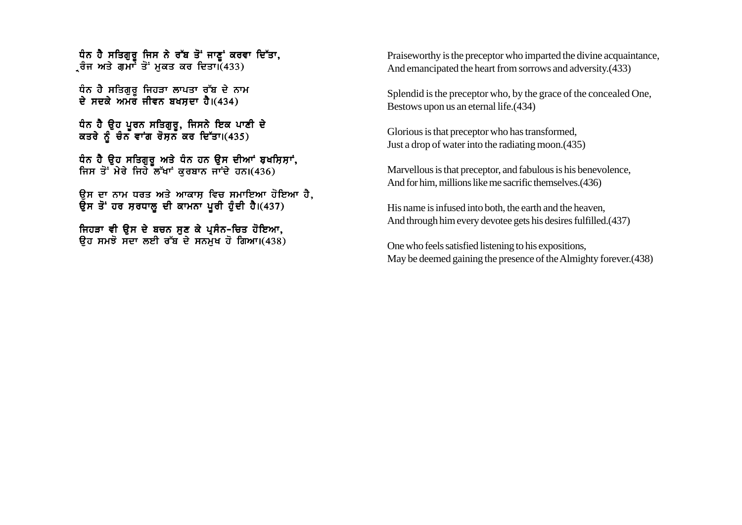ਧੰਨ ਹੈ ਸਤਿਗੁਰੂ ਜਿਸ ਨੇ ਰੱਬ ਤੋਂ ਜਾਣੂੰ ਕਰਵਾ ਦਿੱਤਾ,
ਰੰਜ ਅਤੇ ਗ਼ਮਾਂ ਤੋਂ ਮੁਕਤ ਕਰ ਦਿਤਾ।(433)

ਧੰਨ ਹੈ ਸਤਿਗੁਰੂ ਜਿਹੜਾ ਲਾਪਤਾ ਰੱਬ ਦੇ ਨਾਮ
ਦੇ ਸਦਕੇ ਅਮਰ ਜੀਵਨ ਬਖਸ਼ਦਾ ਹੈ।(434)

ਧੰਨ ਹੈ ਉਹ ਪੂਰਨ ਸਤਿਗੁਰੂ, ਜਿਸਨੇ ਇਕ ਪਾਣੀ ਦੇ
ਕਤਰੇ ਨੂੰ ਚੰਨ ਵਾਂਗ ਰੋਸ਼ਨ ਕਰ ਦਿੱਤਾ।(435)

ਧੰਨ ਹੈ ਉਹ ਸਤਿਗੁਰੂ ਅਤੇ ਧੰਨ ਹਨ ਉਸ ਦੀਆਂ ਬਖਸ਼ਿਸ਼ਾਂ,
ਜਿਸ ਤੋਂ ਮੇਰੇ ਜਿਹੇ ਲੱਖਾਂ ਕੁਰਬਾਨ ਜਾਂਦੇ ਹਨ।(436)

ਉਸ ਦਾ ਨਾਮ ਧਰਤ ਅਤੇ ਆਕਾਸ਼ ਵਿਚ ਸਮਾਇਆ ਹੋਇਆ ਹੈ,
ਉਸ ਤੋਂ ਹਰ ਸ਼ਰਧਾਲੂ ਦੀ ਕਾਮਨਾ ਪੂਰੀ ਹੁੰਦੀ ਹੈ।(437)

ਜਿਹੜਾ ਵੀ ਉਸ ਦੇ ਬਚਨ ਸੁਣ ਕੇ ਪ੍ਰਸੰਨ-ਚਿਤ ਹੋਇਆ,
ਉਹ ਸਮਝੋ ਸਦਾ ਲਈ ਰੱਬ ਦੇ ਸਨਮੁਖ ਹੋ ਗਿਆ।(438)

Praiseworthy is the preceptor who imparted the divine acquaintance,
And emancipated the heart from sorrows and adversity.(433)

Splendid is the preceptor who, by the grace of the concealed One,
Bestows upon us an eternal life.(434)

Glorious is that preceptor who has transformed,
Just a drop of water into the radiating moon.(435)

Marvellous is that preceptor, and fabulous is his benevolence,
And for him, millions like me sacrific themselves.(436)

His name is infused into both, the earth and the heaven,
And through him every devotee gets his desires fulfilled.(437)

One who feels satisfied listening to his expositions,
May be deemed gaining the presence of the Almighty forever.(438)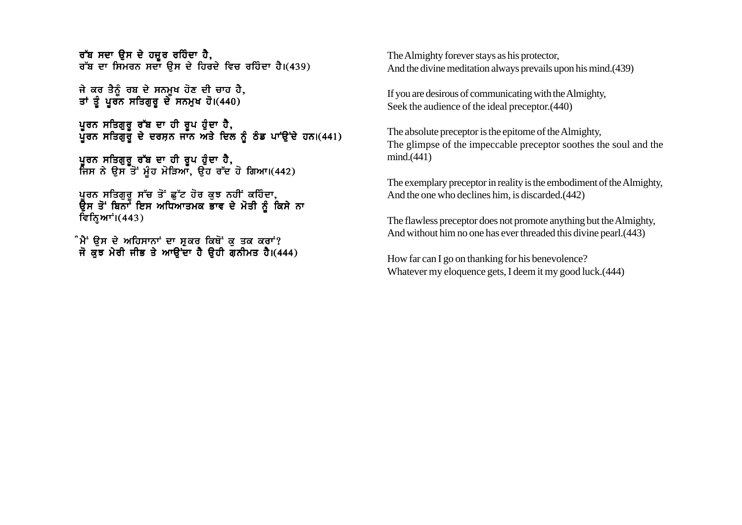ਰੱਬ ਸਦਾ ਉਸ ਦੇ ਹਜ਼ੂਰ ਰਹਿੰਦਾ ਹੈ,
ਰੱਬ ਦਾ ਸਿਮਰਨ ਸਦਾ ਉਸ ਦੇ ਹਿਰਦੇ ਵਿਚ ਰਹਿੰਦਾ ਹੈ।(439)

ਜੇ ਕਰ ਤੈਨੂੰ ਰਬ ਦੇ ਸਨਮੁਖ ਹੋਣ ਦੀ ਚਾਹ ਹੈ,
ਤਾਂ ਤੂੰ ਪੂਰਨ ਸਤਿਗੁਰੂ ਦੇ ਸਨਮੁਖ ਹੋ।(440)

ਪੂਰਨ ਸਤਿਗੁਰੂ ਰੱਬ ਦਾ ਹੀ ਰੂਪ ਹੁੰਦਾ ਹੈ,
ਪੂਰਨ ਸਤਿਗੁਰੂ ਦੇ ਦਰਸ਼ਨ ਜਾਨ ਅਤੇ ਦਿਲ ਨੂੰ ਠੰਡ ਪਾਂਉਂਦੇ ਹਨ।(441)

ਪੂਰਨ ਸਤਿਗੁਰੂ ਰੱਬ ਦਾ ਹੀ ਰੂਪ ਹੁੰਦਾ ਹੈ,
ਜਿਸ ਨੇ ਉਸ ਤੋਂ ਮੂੰਹ ਮੋੜਿਆ, ਉਹ ਰੱਦ ਹੋ ਗਿਆ।(442)

ਪੂਰਨ ਸਤਿਗੁਰੂ ਸੱਚ ਤੋਂ ਛੁੱਟ ਹੋਰ ਕੁਝ ਨਹੀਂ ਕਹਿੰਦਾ,
ਉਸ ਤੋਂ ਬਿਨਾਂ ਇਸ ਅਧਿਆਤਮਕ ਭਾਵ ਦੇ ਮੋਤੀ ਨੂੰ ਕਿਸੇ ਨਾ ਵਿਨ੍ਹਿਆਂ।(443)

ਮੈਂ ਉਸ ਦੇ ਅਹਿਸਾਨਾਂ ਦਾ ਸ਼ੁਕਰ ਕਿਥੋਂ ਕੁ ਤਕ ਕਰਾਂ?
ਜੋ ਕੁਝ ਮੇਰੀ ਜੀਭ ਤੇ ਆਉਂਦਾ ਹੈ ਉਹੀ ਗ਼ਨੀਮਤ ਹੈ।(444)

The Almighty forever stays as his protector,
And the divine meditation always prevails upon his mind.(439)

If you are desirous of communicating with the Almighty,
Seek the audience of the ideal preceptor.(440)

The absolute preceptor is the epitome of the Almighty,
The glimpse of the impeccable preceptor soothes the soul and the mind.(441)

The exemplary preceptor in reality is the embodiment of the Almighty,
And the one who declines him, is discarded.(442)

The flawless preceptor does not promote anything but the Almighty,
And without him no one has ever threaded this divine pearl.(443)

How far can I go on thanking for his benevolence?
Whatever my eloquence gets, I deem it my good luck.(444)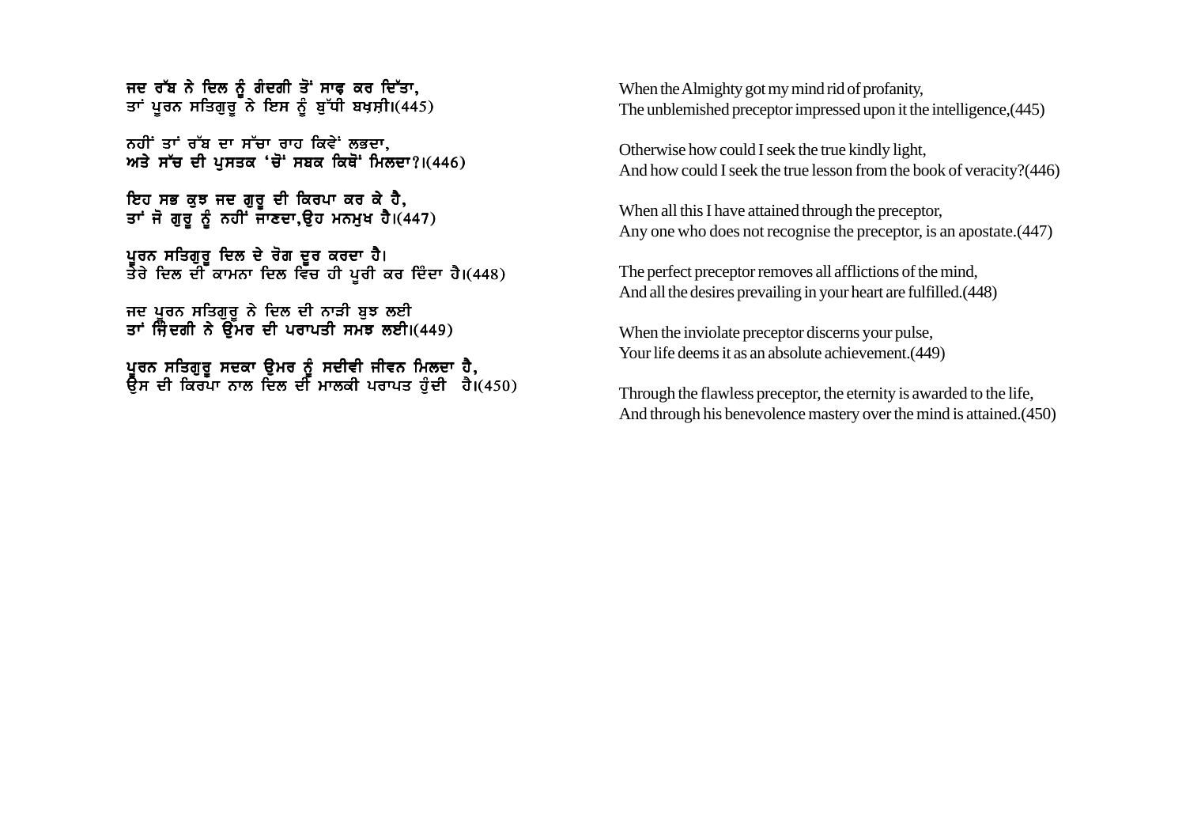ਜਦ ਰੱਬ ਨੇ ਦਿਲ ਨੂੰ ਗੰਦਗੀ ਤੋਂ ਸਾਫ਼ ਕਰ ਦਿੱਤਾ,
ਤਾਂ ਪੂਰਨ ਸਤਿਗੁਰੂ ਨੇ ਇਸ ਨੂੰ ਬੁੱਧੀ ਬਖ਼ਸ਼ੀ।(445)

ਨਹੀਂ ਤਾਂ ਰੱਬ ਦਾ ਸੱਚਾ ਰਾਹ ਕਿਵੇਂ ਲਭਦਾ,
ਅਤੇ ਸੱਚ ਦੀ ਪੁਸਤਕ 'ਚੋਂ ਸਬਕ ਕਿਥੋਂ ਮਿਲਦਾ?।(446)

ਇਹ ਸਭ ਕੁਝ ਜਦ ਗੁਰੂ ਦੀ ਕਿਰਪਾ ਕਰ ਕੇ ਹੈ,
ਤਾਂ ਜੋ ਗੁਰੂ ਨੂੰ ਨਹੀਂ ਜਾਣਦਾ,ਉਹ ਮਨਮੁਖ ਹੈ।(447)

ਪੂਰਨ ਸਤਿਗੁਰੂ ਦਿਲ ਦੇ ਰੋਗ ਦੂਰ ਕਰਦਾ ਹੈ।
ਤੇਰੇ ਦਿਲ ਦੀ ਕਾਮਨਾ ਦਿਲ ਵਿਚ ਹੀ ਪੂਰੀ ਕਰ ਦਿੰਦਾ ਹੈ।(448)

ਜਦ ਪੂਰਨ ਸਤਿਗੁਰੂ ਨੇ ਦਿਲ ਦੀ ਨਾੜੀ ਬੁਝ ਲਈ
ਤਾਂ ਜ਼ਿੰਦਗੀ ਨੇ ਉਮਰ ਦੀ ਪਰਾਪਤੀ ਸਮਝ ਲਈ।(449)

ਪੂਰਨ ਸਤਿਗੁਰੂ ਸਦਕਾ ਉਮਰ ਨੂੰ ਸਦੀਵੀ ਜੀਵਨ ਮਿਲਦਾ ਹੈ,
ਉਸ ਦੀ ਕਿਰਪਾ ਨਾਲ ਦਿਲ ਦੀ ਮਾਲਕੀ ਪਰਾਪਤ ਹੁੰਦੀ ਹੈ।(450)

When the Almighty got my mind rid of profanity,
The unblemished preceptor impressed upon it the intelligence,(445)

Otherwise how could I seek the true kindly light,
And how could I seek the true lesson from the book of veracity?(446)

When all this I have attained through the preceptor,
Any one who does not recognise the preceptor, is an apostate.(447)

The perfect preceptor removes all afflictions of the mind,
And all the desires prevailing in your heart are fulfilled.(448)

When the inviolate preceptor discerns your pulse,
Your life deems it as an absolute achievement.(449)

Through the flawless preceptor, the eternity is awarded to the life,
And through his benevolence mastery over the mind is attained.(450)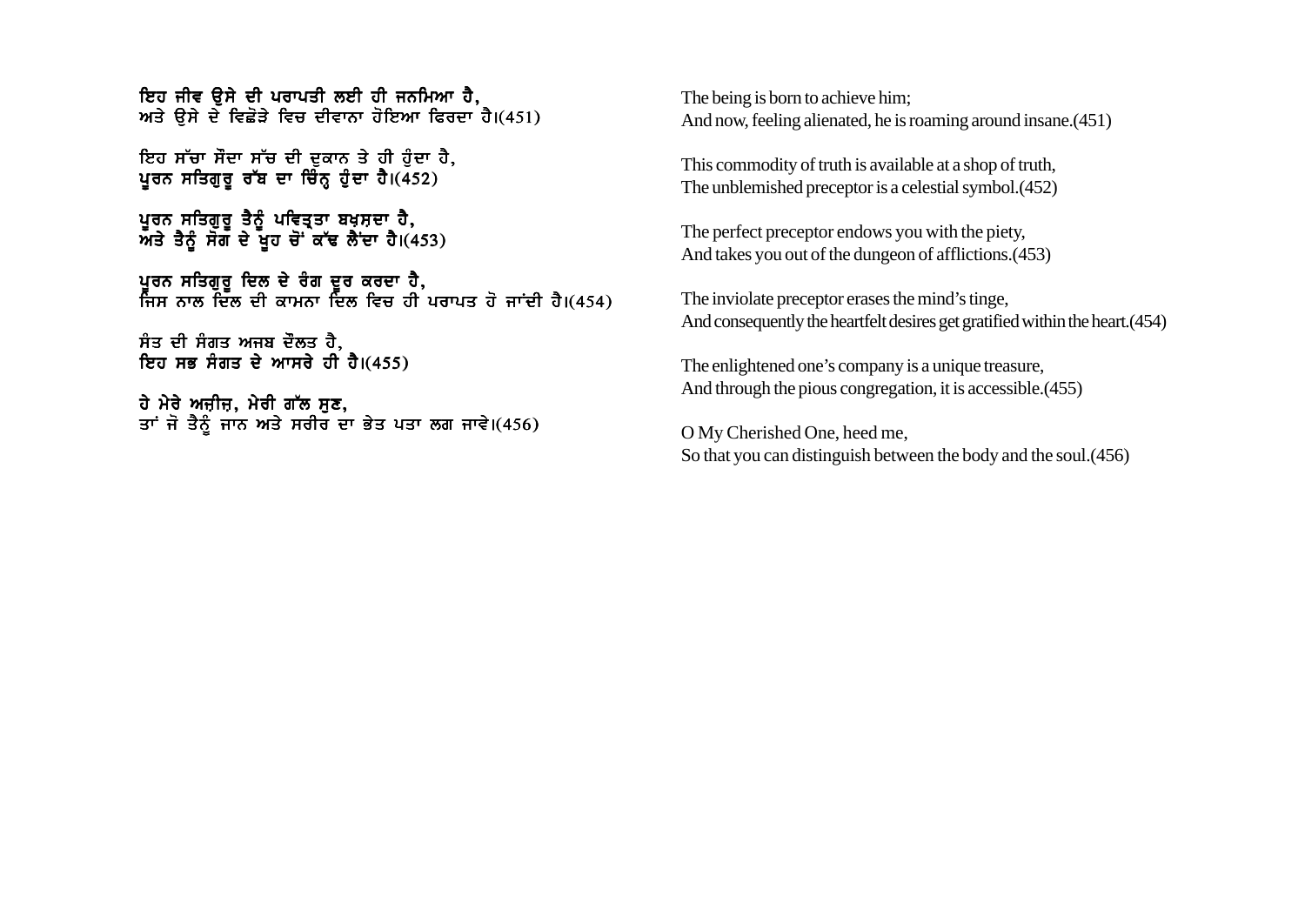ਇਹ ਜੀਵ ਉਸੇ ਦੀ ਪਰਾਪਤੀ ਲਈ ਹੀ ਜਨਮਿਆ ਹੈ,
ਅਤੇ ਉਸੇ ਦੇ ਵਿਛੋੜੇ ਵਿਚ ਦੀਵਾਨਾ ਹੋਇਆ ਫਿਰਦਾ ਹੈ।(451)

ਇਹ ਸੱਚਾ ਸੌਦਾ ਸੱਚ ਦੀ ਦੁਕਾਨ ਤੇ ਹੀ ਹੁੰਦਾ ਹੈ,
ਪੂਰਨ ਸਤਿਗੁਰੂ ਰੱਬ ਦਾ ਚਿੰਨ੍ਹ ਹੁੰਦਾ ਹੈ।(452)

ਪੂਰਨ ਸਤਿਗੁਰੂ ਤੈਨੂੰ ਪਵਿਤ੍ਰਤਾ ਬਖ਼ਸ਼ਦਾ ਹੈ,
ਅਤੇ ਤੈਨੂੰ ਸੋਗ ਦੇ ਖੂਹ ਚੋਂ ਕੱਢ ਲੈਂਦਾ ਹੈ।(453)

ਪੂਰਨ ਸਤਿਗੁਰੂ ਦਿਲ ਦੇ ਰੰਗ ਦੂਰ ਕਰਦਾ ਹੈ,
ਜਿਸ ਨਾਲ ਦਿਲ ਦੀ ਕਾਮਨਾ ਦਿਲ ਵਿਚ ਹੀ ਪਰਾਪਤ ਹੋ ਜਾਂਦੀ ਹੈ।(454)

ਸੰਤ ਦੀ ਸੰਗਤ ਅਜਬ ਦੌਲਤ ਹੈ,
ਇਹ ਸਭ ਸੰਗਤ ਦੇ ਆਸਰੇ ਹੀ ਹੈ।(455)

ਹੇ ਮੇਰੇ ਅਜ਼ੀਜ਼, ਮੇਰੀ ਗੱਲ ਸੁਣ,
ਤਾਂ ਜੋ ਤੈਨੂੰ ਜਾਨ ਅਤੇ ਸਰੀਰ ਦਾ ਭੇਤ ਪਤਾ ਲਗ ਜਾਵੇ।(456)

The being is born to achieve him;
And now, feeling alienated, he is roaming around insane.(451)

This commodity of truth is available at a shop of truth,
The unblemished preceptor is a celestial symbol.(452)

The perfect preceptor endows you with the piety,
And takes you out of the dungeon of afflictions.(453)

The inviolate preceptor erases the mind's tinge,
And consequently the heartfelt desires get gratified within the heart.(454)

The enlightened one's company is a unique treasure,
And through the pious congregation, it is accessible.(455)

O My Cherished One, heed me,
So that you can distinguish between the body and the soul.(456)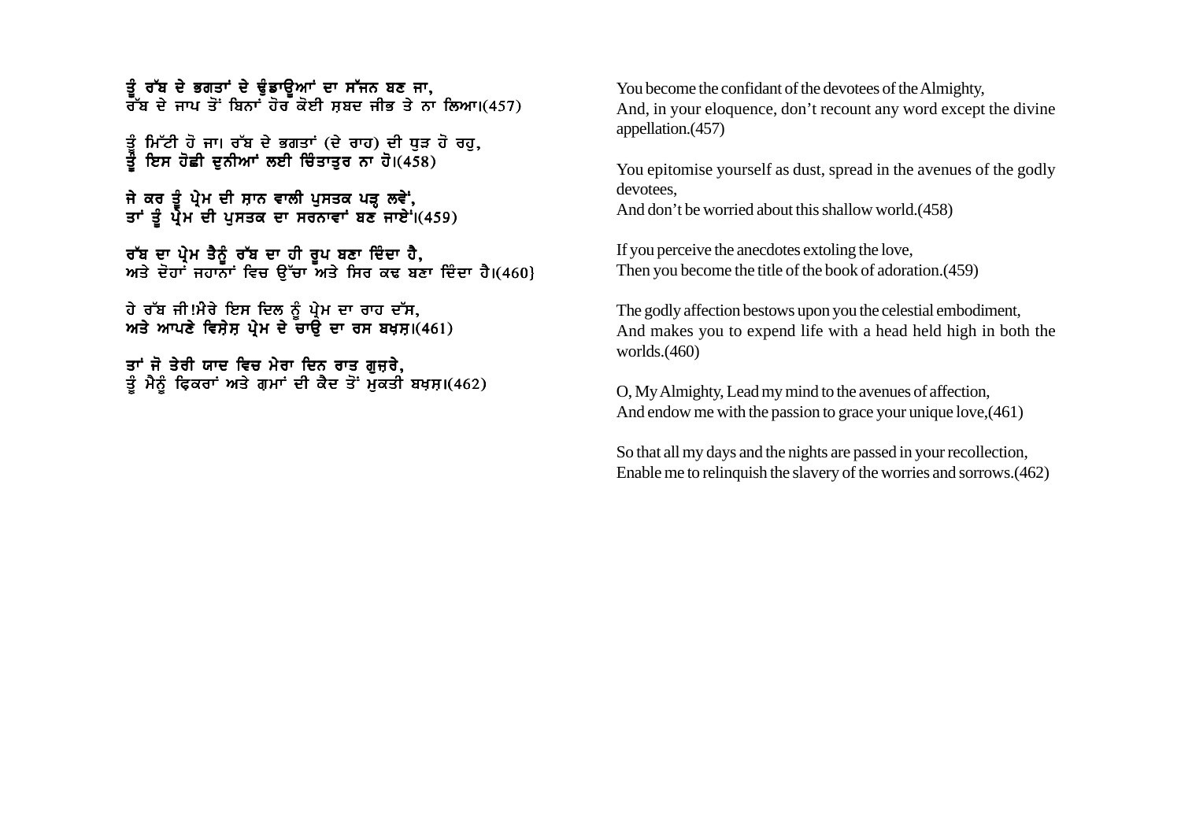ਤੂੰ ਰੱਬ ਦੇ ਭਗਤਾਂ ਦੇ ਢੂੰਡਾਊਆਂ ਦਾ ਸੱਜਨ ਬਣ ਜਾ,
ਰੱਬ ਦੇ ਜਾਪ ਤੋਂ ਬਿਨਾਂ ਹੋਰ ਕੋਈ ਸ਼ਬਦ ਜੀਭ ਤੇ ਨਾ ਲਿਆ।(457)

ਤੂੰ ਮਿੱਟੀ ਹੋ ਜਾ। ਰੱਬ ਦੇ ਭਗਤਾਂ (ਦੇ ਰਾਹ) ਦੀ ਧੂੜ ਹੋ ਰਹੁ,
ਤੂੰ ਇਸ ਹੋਛੀ ਦੁਨੀਆਂ ਲਈ ਚਿੰਤਾਤੁਰ ਨਾ ਹੋ।(458)

ਜੇ ਕਰ ਤੂੰ ਪ੍ਰੇਮ ਦੀ ਸ਼ਾਨ ਵਾਲੀ ਪੁਸਤਕ ਪੜ੍ਹ ਲਵੇਂ,
ਤਾਂ ਤੂੰ ਪ੍ਰੇਮ ਦੀ ਪੁਸਤਕ ਦਾ ਸਰਨਾਵਾਂ ਬਣ ਜਾਏਂ।(459)

ਰੱਬ ਦਾ ਪ੍ਰੇਮ ਤੈਨੂੰ ਰੱਬ ਦਾ ਹੀ ਰੂਪ ਬਣਾ ਦਿੰਦਾ ਹੈ,
ਅਤੇ ਦੋਹਾਂ ਜਹਾਨਾਂ ਵਿਚ ਉੱਚਾ ਅਤੇ ਸਿਰ ਕਢ ਬਣਾ ਦਿੰਦਾ ਹੈ।(460}

ਹੇ ਰੱਬ ਜੀ!ਮੇਰੇ ਇਸ ਦਿਲ ਨੂੰ ਪ੍ਰੇਮ ਦਾ ਰਾਹ ਦੱਸ,
ਅਤੇ ਆਪਣੇ ਵਿਸ਼ੇਸ਼ ਪ੍ਰੇਮ ਦੇ ਚਾਉ ਦਾ ਰਸ ਬਖ਼ਸ਼।(461)

ਤਾਂ ਜੋ ਤੇਰੀ ਯਾਦ ਵਿਚ ਮੇਰਾ ਦਿਨ ਰਾਤ ਗੁਜ਼ਰੇ,
ਤੂੰ ਮੈਨੂੰ ਫ਼ਿਕਰਾਂ ਅਤੇ ਗ਼ਮਾਂ ਦੀ ਕੈਦ ਤੋਂ ਮੁਕਤੀ ਬਖ਼ਸ਼।(462)

You become the confidant of the devotees of the Almighty,
And, in your eloquence, don't recount any word except the divine appellation.(457)

You epitomise yourself as dust, spread in the avenues of the godly devotees,
And don't be worried about this shallow world.(458)

If you perceive the anecdotes extoling the love,
Then you become the title of the book of adoration.(459)

The godly affection bestows upon you the celestial embodiment,
And makes you to expend life with a head held high in both the worlds.(460)

O, My Almighty, Lead my mind to the avenues of affection,
And endow me with the passion to grace your unique love,(461)

So that all my days and the nights are passed in your recollection,
Enable me to relinquish the slavery of the worries and sorrows.(462)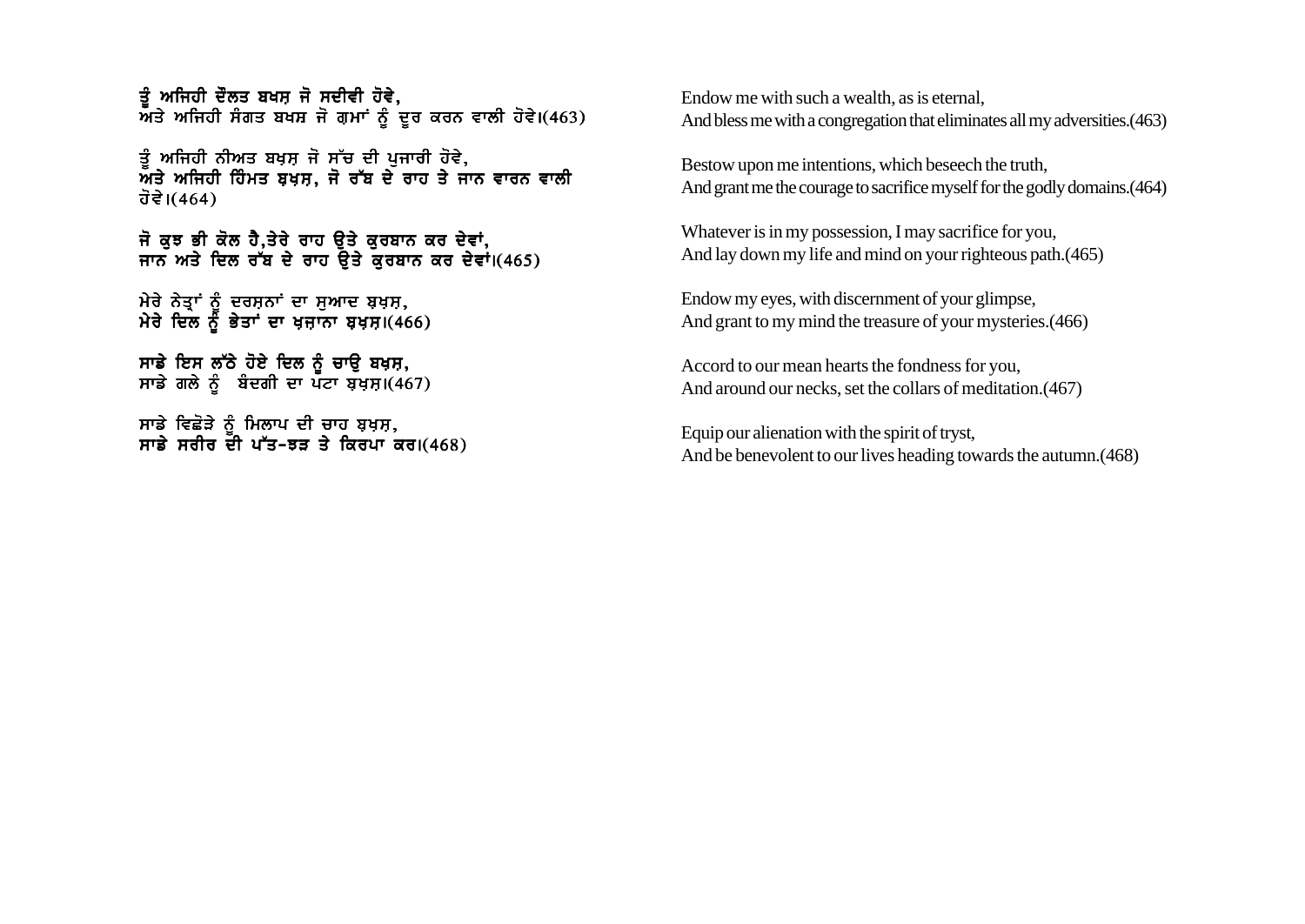ਤੂੰ ਅਜਿਹੀ ਦੌਲਤ ਬਖਸ਼ ਜੋ ਸਦੀਵੀ ਹੋਵੇ,
ਅਤੇ ਅਜਿਹੀ ਸੰਗਤ ਬਖਸ਼ ਜੋ ਗ਼ਮਾਂ ਨੂੰ ਦੂਰ ਕਰਨ ਵਾਲੀ ਹੋਵੇ।(463)

ਤੂੰ ਅਜਿਹੀ ਨੀਅਤ ਬਖ਼ਸ਼ ਜੋ ਸੱਚ ਦੀ ਪੁਜਾਰੀ ਹੋਵੇ,
ਅਤੇ ਅਜਿਹੀ ਹਿੰਮਤ ਬਖ਼ਸ਼, ਜੋ ਰੱਬ ਦੇ ਰਾਹ ਤੇ ਜਾਨ ਵਾਰਨ ਵਾਲੀ ਹੋਵੇ।(464)

ਜੋ ਕੁਝ ਭੀ ਕੋਲ ਹੈ,ਤੇਰੇ ਰਾਹ ਉਤੇ ਕੁਰਬਾਨ ਕਰ ਦੇਵਾਂ,
ਜਾਨ ਅਤੇ ਦਿਲ ਰੱਬ ਦੇ ਰਾਹ ਉਤੇ ਕੁਰਬਾਨ ਕਰ ਦੇਵਾਂ।(465)

ਮੇਰੇ ਨੇਤ੍ਰਾਂ ਨੂੰ ਦਰਸ਼ਨਾਂ ਦਾ ਸੁਆਦ ਬਖ਼ਸ਼,
ਮੇਰੇ ਦਿਲ ਨੂੰ ਭੇਤਾਂ ਦਾ ਖ਼ਜ਼ਾਨਾ ਬਖ਼ਸ਼।(466)

ਸਾਡੇ ਇਸ ਲੱਠੇ ਹੋਏ ਦਿਲ ਨੂੰ ਚਾਉ ਬਖ਼ਸ਼,
ਸਾਡੇ ਗਲੇ ਨੂੰ ਬੰਦਗੀ ਦਾ ਪਟਾ ਬਖ਼ਸ਼।(467)

ਸਾਡੇ ਵਿਛੋੜੇ ਨੂੰ ਮਿਲਾਪ ਦੀ ਚਾਹ ਬਖ਼ਸ਼,
ਸਾਡੇ ਸਰੀਰ ਦੀ ਪੱਤ-ਝੜ ਤੇ ਕਿਰਪਾ ਕਰ।(468)

Endow me with such a wealth, as is eternal,
And bless me with a congregation that eliminates all my adversities.(463)

Bestow upon me intentions, which beseech the truth,
And grant me the courage to sacrifice myself for the godly domains.(464)

Whatever is in my possession, I may sacrifice for you,
And lay down my life and mind on your righteous path.(465)

Endow my eyes, with discernment of your glimpse,
And grant to my mind the treasure of your mysteries.(466)

Accord to our mean hearts the fondness for you,
And around our necks, set the collars of meditation.(467)

Equip our alienation with the spirit of tryst,
And be benevolent to our lives heading towards the autumn.(468)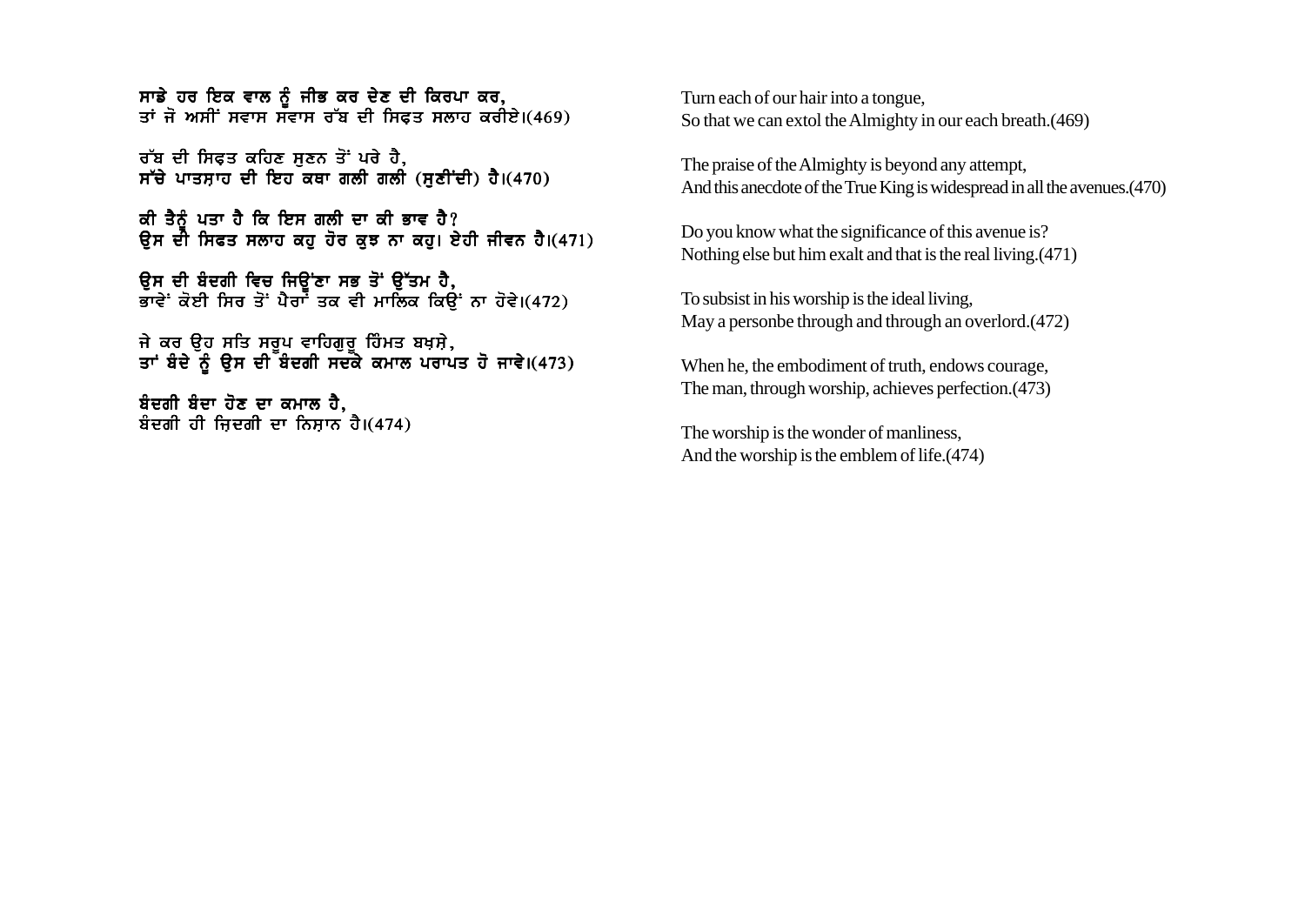ਸਾਡੇ ਹਰ ਇਕ ਵਾਲ ਨੂੰ ਜੀਭ ਕਰ ਦੇਣ ਦੀ ਕਿਰਪਾ ਕਰ,
ਤਾਂ ਜੋ ਅਸੀਂ ਸਵਾਸ ਸਵਾਸ ਰੱਬ ਦੀ ਸਿਫਤ ਸਲਾਹ ਕਰੀਏ।(469)

ਰੱਬ ਦੀ ਸਿਫਤ ਕਹਿਣ ਸੁਣਨ ਤੋਂ ਪਰੇ ਹੈ,
ਸੱਚੇ ਪਾਤਸ਼ਾਹ ਦੀ ਇਹ ਕਥਾ ਗਲੀ ਗਲੀ (ਸੁਣੀਂਦੀ) ਹੈ।(470)

ਕੀ ਤੈਨੂੰ ਪਤਾ ਹੈ ਕਿ ਇਸ ਗਲੀ ਦਾ ਕੀ ਭਾਵ ਹੈ?
ਉਸ ਦੀ ਸਿਫਤ ਸਲਾਹ ਕਹੁ ਹੋਰ ਕੁਝ ਨਾ ਕਹੁ। ਏਹੀ ਜੀਵਨ ਹੈ।(471)

ਉਸ ਦੀ ਬੰਦਗੀ ਵਿਚ ਜਿਊਣਾ ਸਭ ਤੋਂ ਉੱਤਮ ਹੈ,
ਭਾਵੇਂ ਕੋਈ ਸਿਰ ਤੋਂ ਪੈਰਾਂ ਤਕ ਵੀ ਮਾਲਿਕ ਕਿਉਂ ਨਾ ਹੋਵੇ।(472)

ਜੇ ਕਰ ਉਹ ਸਤਿ ਸਰੂਪ ਵਾਹਿਗੁਰੂ ਹਿੰਮਤ ਬਖ਼ਸ਼ੇ,
ਤਾਂ ਬੰਦੇ ਨੂੰ ਉਸ ਦੀ ਬੰਦਗੀ ਸਦਕੇ ਕਮਾਲ ਪਰਾਪਤ ਹੋ ਜਾਵੇ।(473)

ਬੰਦਗੀ ਬੰਦਾ ਹੋਣ ਦਾ ਕਮਾਲ ਹੈ,
ਬੰਦਗੀ ਹੀ ਜ਼ਿਦਗੀ ਦਾ ਨਿਸ਼ਾਨ ਹੈ।(474)

Turn each of our hair into a tongue,
So that we can extol the Almighty in our each breath.(469)

The praise of the Almighty is beyond any attempt,
And this anecdote of the True King is widespread in all the avenues.(470)

Do you know what the significance of this avenue is?
Nothing else but him exalt and that is the real living.(471)

To subsist in his worship is the ideal living,
May a personbe through and through an overlord.(472)

When he, the embodiment of truth, endows courage,
The man, through worship, achieves perfection.(473)

The worship is the wonder of manliness,
And the worship is the emblem of life.(474)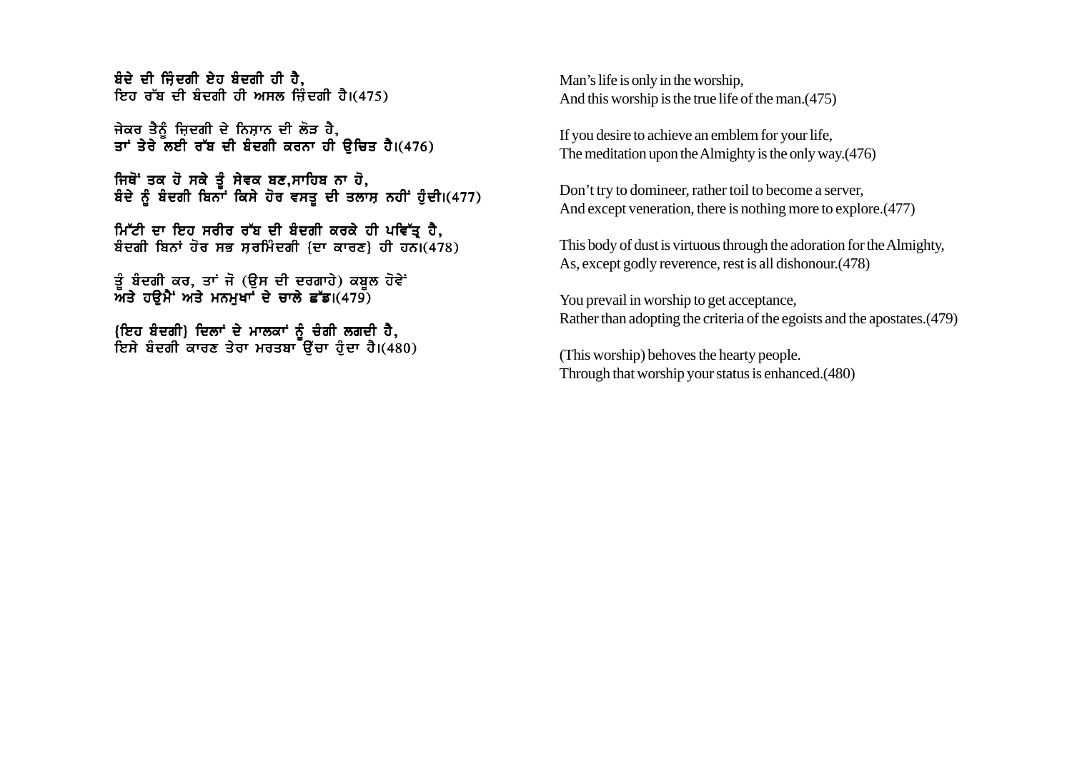ਬੰਦੇ ਦੀ ਜ਼ਿੰਦਗੀ ਏਹ ਬੰਦਗੀ ਹੀ ਹੈ,
ਇਹ ਰੱਬ ਦੀ ਬੰਦਗੀ ਹੀ ਅਸਲ ਜ਼ਿੰਦਗੀ ਹੈ।(475)

ਜੇਕਰ ਤੈਨੂੰ ਜ਼ਿਦਗੀ ਦੇ ਨਿਸ਼ਾਨ ਦੀ ਲੋੜ ਹੈ,
ਤਾਂ ਤੇਰੇ ਲਈ ਰੱਬ ਦੀ ਬੰਦਗੀ ਕਰਨਾ ਹੀ ਉਚਿਤ ਹੈ।(476)

ਜਿਥੋਂ ਤਕ ਹੋ ਸਕੇ ਤੂੰ ਸੇਵਕ ਬਣ,ਸਾਹਿਬ ਨਾ ਹੋ,
ਬੰਦੇ ਨੂੰ ਬੰਦਗੀ ਬਿਨਾਂ ਕਿਸੇ ਹੋਰ ਵਸਤੂ ਦੀ ਤਲਾਸ਼ ਨਹੀਂ ਹੁੰਦੀ।(477)

ਮਿੱਟੀ ਦਾ ਇਹ ਸਰੀਰ ਰੱਬ ਦੀ ਬੰਦਗੀ ਕਰਕੇ ਹੀ ਪਵਿੱਤ੍ਰ ਹੈ,
ਬੰਦਗੀ ਬਿਨਾਂ ਹੋਰ ਸਭ ਸ਼ਰਮਿੰਦਗੀ {ਦਾ ਕਾਰਣ} ਹੀ ਹਨ।(478)

ਤੂੰ ਬੰਦਗੀ ਕਰ, ਤਾਂ ਜੋ (ਉਸ ਦੀ ਦਰਗਾਹੇ) ਕਬੂਲ ਹੋਵੇਂ
ਅਤੇ ਹਉਮੈਂ ਅਤੇ ਮਨਮੁਖਾਂ ਦੇ ਚਾਲੇ ਛੱਡ।(479)

{ਇਹ ਬੰਦਗੀ} ਦਿਲਾਂ ਦੇ ਮਾਲਕਾਂ ਨੂੰ ਚੰਗੀ ਲਗਦੀ ਹੈ,
ਇਸੇ ਬੰਦਗੀ ਕਾਰਣ ਤੇਰਾ ਮਰਤਬਾ ਉੱਚਾ ਹੁੰਦਾ ਹੈ।(480)

Man's life is only in the worship,
And this worship is the true life of the man.(475)

If you desire to achieve an emblem for your life,
The meditation upon the Almighty is the only way.(476)

Don't try to domineer, rather toil to become a server,
And except veneration, there is nothing more to explore.(477)

This body of dust is virtuous through the adoration for the Almighty,
As, except godly reverence, rest is all dishonour.(478)

You prevail in worship to get acceptance,
Rather than adopting the criteria of the egoists and the apostates.(479)

(This worship) behoves the hearty people.
Through that worship your status is enhanced.(480)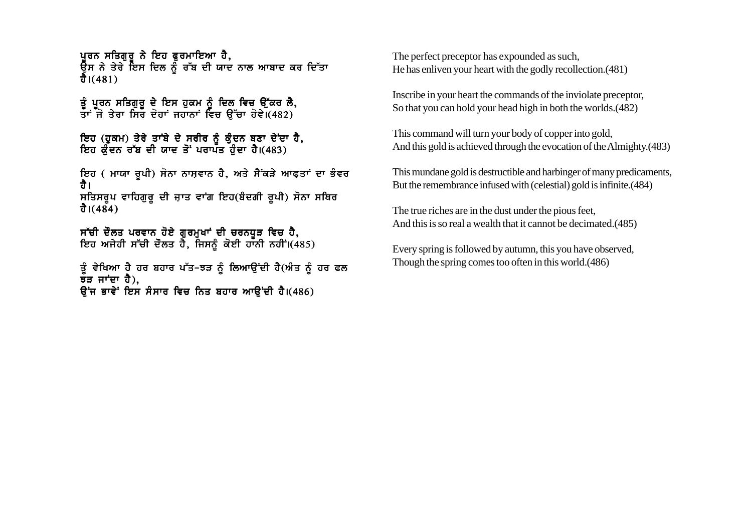ਪੂਰਨ ਸਤਿਗੁਰੂ ਨੇ ਇਹ ਫੁਰਮਾਇਆ ਹੈ,
ਉਸ ਨੇ ਤੇਰੇ ਇਸ ਦਿਲ ਨੂੰ ਰੱਬ ਦੀ ਯਾਦ ਨਾਲ ਆਬਾਦ ਕਰ ਦਿੱਤਾ ਹੈ।(481)

ਤੂੰ ਪੂਰਨ ਸਤਿਗੁਰੂ ਦੇ ਇਸ ਹੁਕਮ ਨੂੰ ਦਿਲ ਵਿਚ ਉੱਕਰ ਲੈ,
ਤਾਂ ਜੋ ਤੇਰਾ ਸਿਰ ਦੋਹਾਂ ਜਹਾਨਾਂ ਵਿਚ ਉੱਚਾ ਹੋਵੇ।(482)

ਇਹ (ਹੁਕਮ) ਤੇਰੇ ਤਾਂਬੇ ਦੇ ਸਰੀਰ ਨੂੰ ਕੁੰਦਨ ਬਣਾ ਦੇਂਦਾ ਹੈ,
ਇਹ ਕੁੰਦਨ ਰੱਬ ਦੀ ਯਾਦ ਤੋਂ ਪਰਾਪਤ ਹੁੰਦਾ ਹੈ।(483)

ਇਹ ( ਮਾਯਾ ਰੂਪੀ) ਸੋਨਾ ਨਾਸ਼ਵਾਨ ਹੈ, ਅਤੇ ਸੈਂਕੜੇ ਆਫਤਾਂ ਦਾ ਭੰਵਰ ਹੈ।
ਸਤਿਸਰੂਪ ਵਾਹਿਗੁਰੂ ਦੀ ਜ਼ਾਤ ਵਾਂਗ ਇਹ(ਬੰਦਗੀ ਰੂਪੀ) ਸੋਨਾ ਸਥਿਰ ਹੈ।(484)

ਸੱਚੀ ਦੌਲਤ ਪਰਵਾਨ ਹੋਏ ਗੁਰਮੁਖਾਂ ਦੀ ਚਰਨਧੂੜ ਵਿਚ ਹੈ,
ਇਹ ਅਜੇਹੀ ਸੱਚੀ ਦੌਲਤ ਹੈ, ਜਿਸਨੂੰ ਕੋਈ ਹਾਨੀ ਨਹੀਂ।(485)

ਤੂੰ ਵੇਖਿਆ ਹੈ ਹਰ ਬਹਾਰ ਪੱਤ-ਝੜ ਨੂੰ ਲਿਆਉਂਦੀ ਹੈ(ਅੰਤ ਨੂੰ ਹਰ ਫਲ ਝੜ ਜਾਂਦਾ ਹੈ),
ਉਂਜ ਭਾਵੇਂ ਇਸ ਸੰਸਾਰ ਵਿਚ ਨਿਤ ਬਹਾਰ ਆਉਂਦੀ ਹੈ।(486)

The perfect preceptor has expounded as such,
He has enliven your heart with the godly recollection.(481)

Inscribe in your heart the commands of the inviolate preceptor,
So that you can hold your head high in both the worlds.(482)

This command will turn your body of copper into gold,
And this gold is achieved through the evocation of the Almighty.(483)

This mundane gold is destructible and harbinger of many predicaments,
But the remembrance infused with (celestial) gold is infinite.(484)

The true riches are in the dust under the pious feet,
And this is so real a wealth that it cannot be decimated.(485)

Every spring is followed by autumn, this you have observed,
Though the spring comes too often in this world.(486)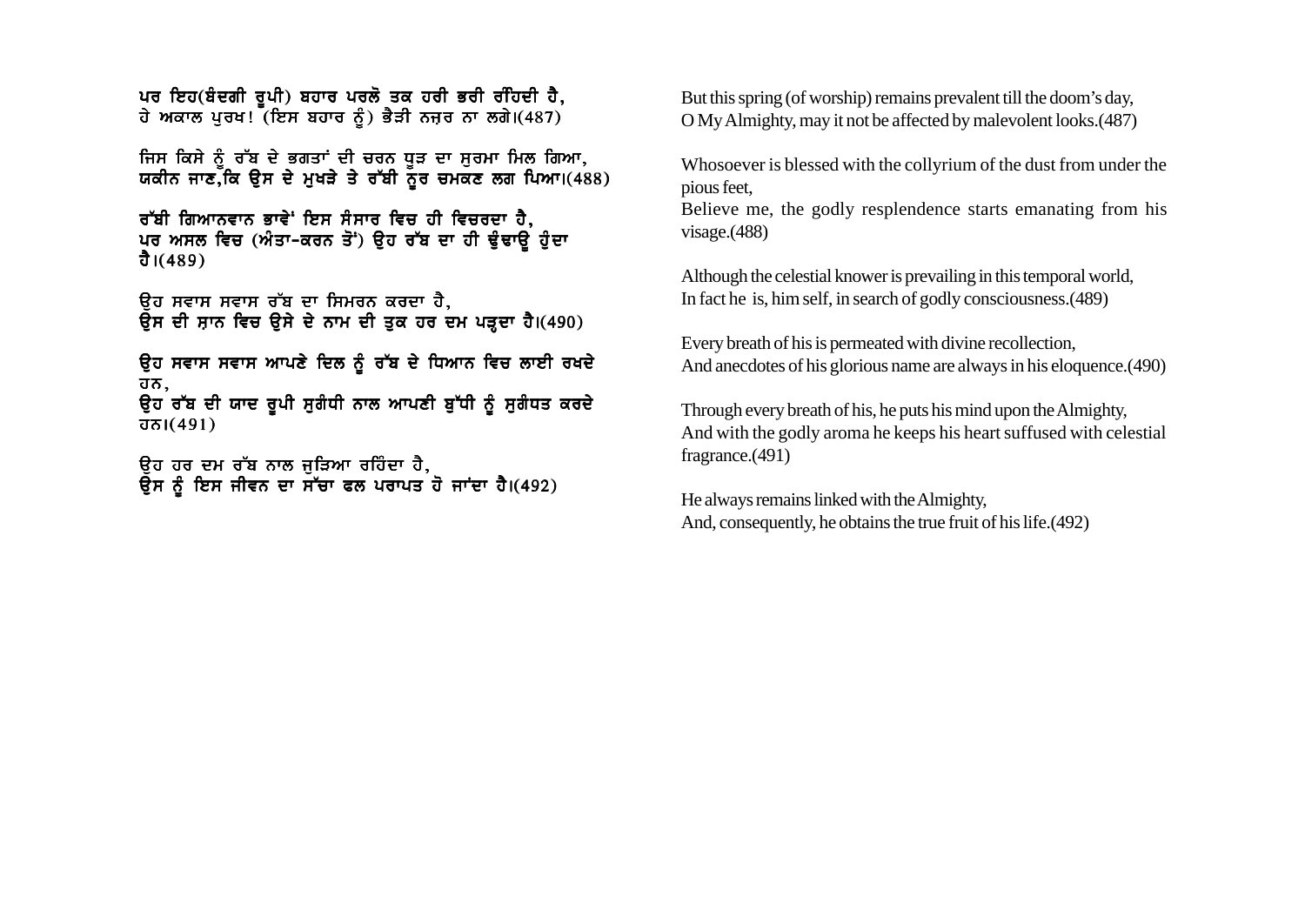ਪਰ ਇਹ(ਬੰਦਗੀ ਰੂਪੀ) ਬਹਾਰ ਪਰਲੋ ਤਕ ਹਰੀ ਭਰੀ ਰਹਿੰਦੀ ਹੈ,
ਹੇ ਅਕਾਲ ਪੁਰਖ! (ਇਸ ਬਹਾਰ ਨੂੰ) ਭੈੜੀ ਨਜ਼ਰ ਨਾ ਲਗੇ।(487)

ਜਿਸ ਕਿਸੇ ਨੂੰ ਰੱਬ ਦੇ ਭਗਤਾਂ ਦੀ ਚਰਨ ਧੂੜ ਦਾ ਸੁਰਮਾ ਮਿਲ ਗਿਆ,
ਯਕੀਨ ਜਾਣ,ਕਿ ਉਸ ਦੇ ਮੁਖੜੇ ਤੇ ਰੱਬੀ ਨੂਰ ਚਮਕਣ ਲਗ ਪਿਆ।(488)

ਰੱਬੀ ਗਿਆਨਵਾਨ ਭਾਵੇਂ ਇਸ ਸੰਸਾਰ ਵਿਚ ਹੀ ਵਿਚਰਦਾ ਹੈ,
ਪਰ ਅਸਲ ਵਿਚ (ਅੰਤਾ-ਕਰਨ ਤੋਂ) ਉਹ ਰੱਬ ਦਾ ਹੀ ਢੂੰਢਾਊ ਹੁੰਦਾ ਹੈ।(489)

ਉਹ ਸਵਾਸ ਸਵਾਸ ਰੱਬ ਦਾ ਸਿਮਰਨ ਕਰਦਾ ਹੈ,
ਉਸ ਦੀ ਸ਼ਾਨ ਵਿਚ ਉਸੇ ਦੇ ਨਾਮ ਦੀ ਤੁਕ ਹਰ ਦਮ ਪੜ੍ਹਦਾ ਹੈ।(490)

ਉਹ ਸਵਾਸ ਸਵਾਸ ਆਪਣੇ ਦਿਲ ਨੂੰ ਰੱਬ ਦੇ ਧਿਆਨ ਵਿਚ ਲਾਈ ਰਖਦੇ ਹਨ,
ਉਹ ਰੱਬ ਦੀ ਯਾਦ ਰੂਪੀ ਸੁਗੰਧੀ ਨਾਲ ਆਪਣੀ ਬੁੱਧੀ ਨੂੰ ਸੁਗੰਧਤ ਕਰਦੇ ਹਨ।(491)

ਉਹ ਹਰ ਦਮ ਰੱਬ ਨਾਲ ਜੁੜਿਆ ਰਹਿੰਦਾ ਹੈ,
ਉਸ ਨੂੰ ਇਸ ਜੀਵਨ ਦਾ ਸੱਚਾ ਫਲ ਪਰਾਪਤ ਹੋ ਜਾਂਦਾ ਹੈ।(492)

But this spring (of worship) remains prevalent till the doom's day,
O My Almighty, may it not be affected by malevolent looks.(487)

Whosoever is blessed with the collyrium of the dust from under the pious feet,
Believe me, the godly resplendence starts emanating from his visage.(488)

Although the celestial knower is prevailing in this temporal world,
In fact he is, him self, in search of godly consciousness.(489)

Every breath of his is permeated with divine recollection,
And anecdotes of his glorious name are always in his eloquence.(490)

Through every breath of his, he puts his mind upon the Almighty,
And with the godly aroma he keeps his heart suffused with celestial fragrance.(491)

He always remains linked with the Almighty,
And, consequently, he obtains the true fruit of his life.(492)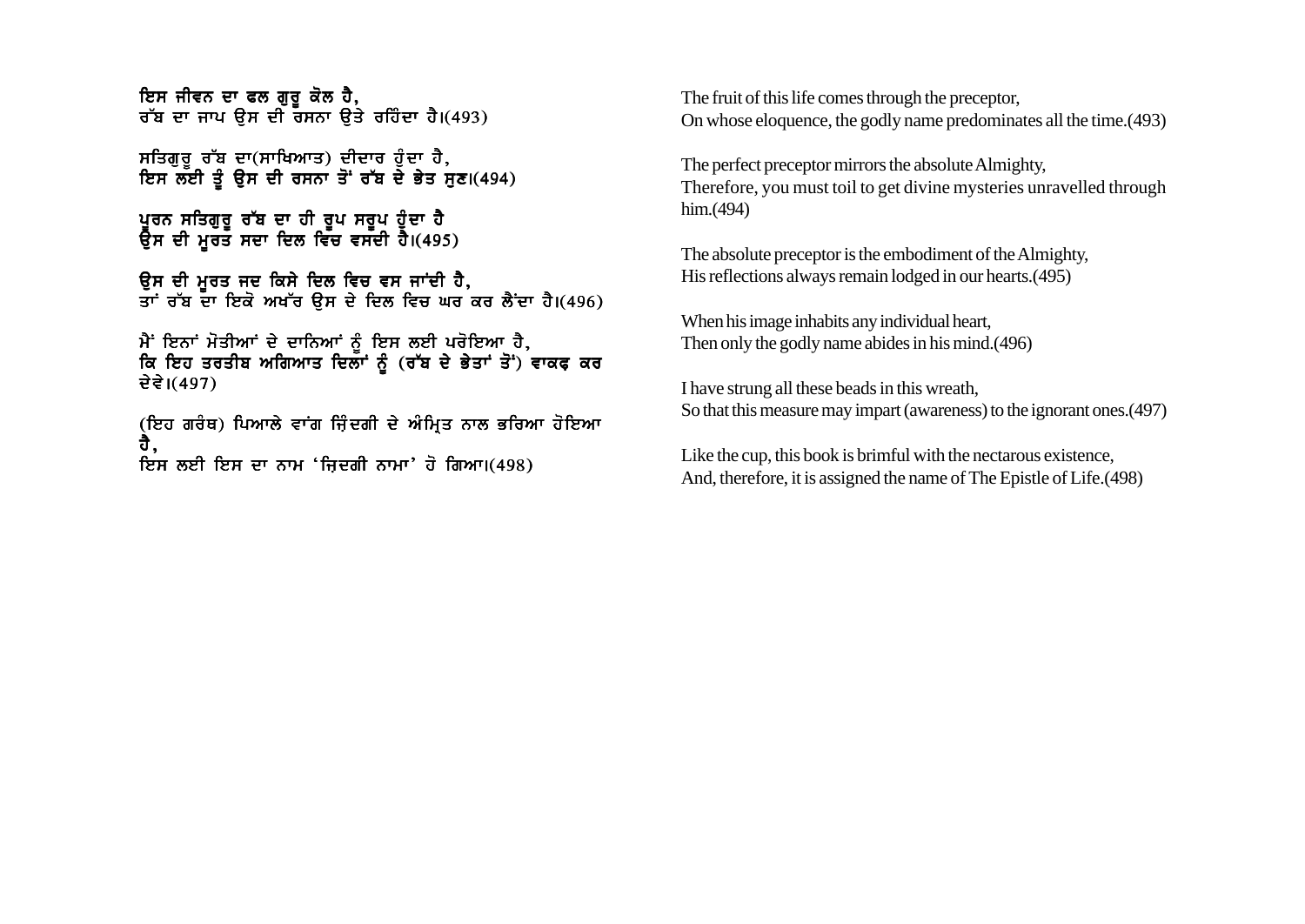ਇਸ ਜੀਵਨ ਦਾ ਫਲ ਗੁਰੂ ਕੋਲ ਹੈ,
ਰੱਬ ਦਾ ਜਾਪ ਉਸ ਦੀ ਰਸਨਾ ਉਤੇ ਰਹਿੰਦਾ ਹੈ।(493)

ਸਤਿਗੁਰੂ ਰੱਬ ਦਾ(ਸਾਖਿਆਤ) ਦੀਦਾਰ ਹੁੰਦਾ ਹੈ,
ਇਸ ਲਈ ਤੂੰ ਉਸ ਦੀ ਰਸਨਾ ਤੋਂ ਰੱਬ ਦੇ ਭੇਤ ਸੁਣ।(494)

ਪੂਰਨ ਸਤਿਗੁਰੂ ਰੱਬ ਦਾ ਹੀ ਰੂਪ ਸਰੂਪ ਹੁੰਦਾ ਹੈ
ਉਸ ਦੀ ਮੂਰਤ ਸਦਾ ਦਿਲ ਵਿਚ ਵਸਦੀ ਹੈ।(495)

ਉਸ ਦੀ ਮੂਰਤ ਜਦ ਕਿਸੇ ਦਿਲ ਵਿਚ ਵਸ ਜਾਂਦੀ ਹੈ,
ਤਾਂ ਰੱਬ ਦਾ ਇਕੋ ਅਖੱਰ ਉਸ ਦੇ ਦਿਲ ਵਿਚ ਘਰ ਕਰ ਲੈਂਦਾ ਹੈ।(496)

ਮੈਂ ਇਨਾਂ ਮੋਤੀਆਂ ਦੇ ਦਾਨਿਆਂ ਨੂੰ ਇਸ ਲਈ ਪਰੋਇਆ ਹੈ,
ਕਿ ਇਹ ਤਰਤੀਬ ਅਗਿਆਤ ਦਿਲਾਂ ਨੂੰ (ਰੱਬ ਦੇ ਭੇਤਾਂ ਤੋਂ) ਵਾਕਫ਼ ਕਰ ਦੇਵੇ।(497)

(ਇਹ ਗਰੰਥ) ਪਿਆਲੇ ਵਾਂਗ ਜ਼ਿੰਦਗੀ ਦੇ ਅੰਮ੍ਰਿਤ ਨਾਲ ਭਰਿਆ ਹੋਇਆ ਹੈ,
ਇਸ ਲਈ ਇਸ ਦਾ ਨਾਮ 'ਜ਼ਿਦਗੀ ਨਾਮਾ' ਹੋ ਗਿਆ।(498)

The fruit of this life comes through the preceptor,
On whose eloquence, the godly name predominates all the time.(493)

The perfect preceptor mirrors the absolute Almighty,
Therefore, you must toil to get divine mysteries unravelled through him.(494)

The absolute preceptor is the embodiment of the Almighty,
His reflections always remain lodged in our hearts.(495)

When his image inhabits any individual heart,
Then only the godly name abides in his mind.(496)

I have strung all these beads in this wreath,
So that this measure may impart (awareness) to the ignorant ones.(497)

Like the cup, this book is brimful with the nectarous existence,
And, therefore, it is assigned the name of The Epistle of Life.(498)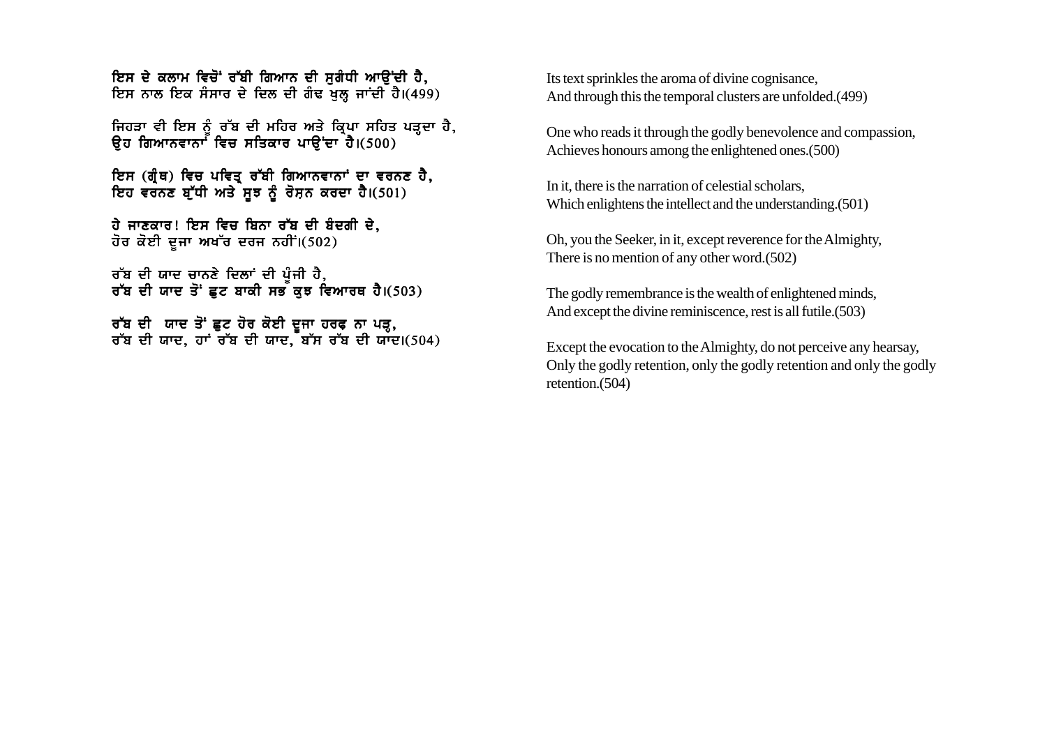ਇਸ ਦੇ ਕਲਾਮ ਵਿਚੋਂ ਰੱਬੀ ਗਿਆਨ ਦੀ ਸੁਗੰਧੀ ਆਉਂਦੀ ਹੈ,
ਇਸ ਨਾਲ ਇਕ ਸੰਸਾਰ ਦੇ ਦਿਲ ਦੀ ਗੰਢ ਖੁਲ੍ਹ ਜਾਂਦੀ ਹੈ।(499)

ਜਿਹੜਾ ਵੀ ਇਸ ਨੂੰ ਰੱਬ ਦੀ ਮਹਿਰ ਅਤੇ ਕ੍ਰਿਪਾ ਸਹਿਤ ਪੜ੍ਹਦਾ ਹੈ,
ਉਹ ਗਿਆਨਵਾਨਾਂ ਵਿਚ ਸਤਿਕਾਰ ਪਾਉਂਦਾ ਹੈ।(500)

ਇਸ (ਗ੍ਰੰਥ) ਵਿਚ ਪਵਿਤ੍ਰ ਰੱਬੀ ਗਿਆਨਵਾਨਾਂ ਦਾ ਵਰਨਣ ਹੈ,
ਇਹ ਵਰਨਣ ਬੁੱਧੀ ਅਤੇ ਸੂਝ ਨੂੰ ਰੋਸ਼ਨ ਕਰਦਾ ਹੈ।(501)

ਹੇ ਜਾਣਕਾਰ! ਇਸ ਵਿਚ ਬਿਨਾ ਰੱਬ ਦੀ ਬੰਦਗੀ ਦੇ,
ਹੋਰ ਕੋਈ ਦੂਜਾ ਅਖੱਰ ਦਰਜ ਨਹੀਂ।(502)

ਰੱਬ ਦੀ ਯਾਦ ਚਾਨਣੇ ਦਿਲਾਂ ਦੀ ਪੂੰਜੀ ਹੈ,
ਰੱਬ ਦੀ ਯਾਦ ਤੋਂ ਛੁਟ ਬਾਕੀ ਸਭ ਕੁਝ ਵਿਆਰਥ ਹੈ।(503)

ਰੱਬ ਦੀ ਯਾਦ ਤੋਂ ਛੁਟ ਹੋਰ ਕੋਈ ਦੂਜਾ ਹਰਫ ਨਾ ਪੜ੍ਹ,
ਰੱਬ ਦੀ ਯਾਦ, ਹਾਂ ਰੱਬ ਦੀ ਯਾਦ, ਬੱਸ ਰੱਬ ਦੀ ਯਾਦ।(504)

Its text sprinkles the aroma of divine cognisance,
And through this the temporal clusters are unfolded.(499)

One who reads it through the godly benevolence and compassion,
Achieves honours among the enlightened ones.(500)

In it, there is the narration of celestial scholars,
Which enlightens the intellect and the understanding.(501)

Oh, you the Seeker, in it, except reverence for the Almighty,
There is no mention of any other word.(502)

The godly remembrance is the wealth of enlightened minds,
And except the divine reminiscence, rest is all futile.(503)

Except the evocation to the Almighty, do not perceive any hearsay,
Only the godly retention, only the godly retention and only the godly retention.(504)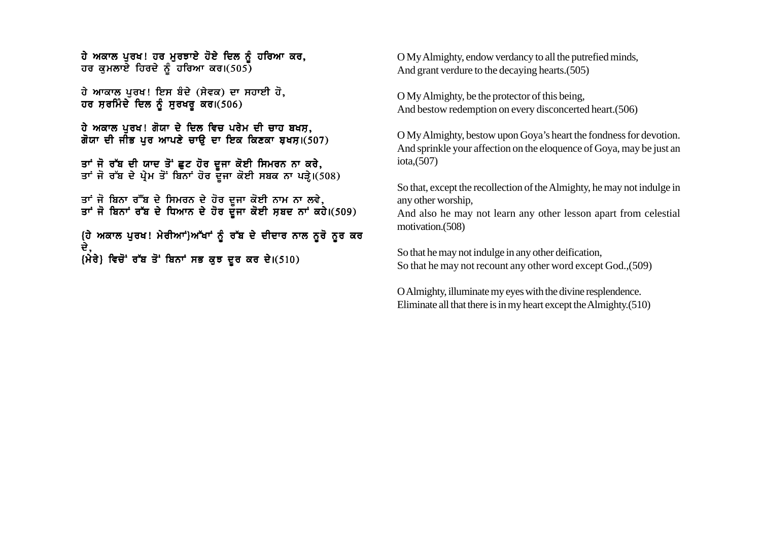ਹੇ ਅਕਾਲ ਪੁਰਖ! ਹਰ ਮੁਰਝਾਏ ਹੋਏ ਦਿਲ ਨੂੰ ਹਰਿਆ ਕਰ,
ਹਰ ਕੁਮਲਾਏ ਹਿਰਦੇ ਨੂੰ ਹਰਿਆ ਕਰ।(505)

ਹੇ ਆਕਾਲ ਪੁਰਖ! ਇਸ ਬੰਦੇ (ਸੇਵਕ) ਦਾ ਸਹਾਈ ਹੋ,
ਹਰ ਸ਼ਰਮਿੰਦੇ ਦਿਲ ਨੂੰ ਸੁਰਖਰੂ ਕਰ।(506)

ਹੇ ਅਕਾਲ ਪੁਰਖ! ਗੋਯਾ ਦੇ ਦਿਲ ਵਿਚ ਪਰੇਮ ਦੀ ਚਾਹ ਬਖਸ਼,
ਗੋਯਾ ਦੀ ਜੀਭ ਪੁਰ ਆਪਣੇ ਚਾਉ ਦਾ ਇਕ ਕਿਣਕਾ ਬਖ਼ਸ਼।(507)

ਤਾਂ ਜੋ ਰੱਬ ਦੀ ਯਾਦ ਤੋਂ ਛੁਟ ਹੋਰ ਦੂਜਾ ਕੋਈ ਸਿਮਰਨ ਨਾ ਕਰੇ,
ਤਾਂ ਜੋ ਰੱਬ ਦੇ ਪ੍ਰੇਮ ਤੋਂ ਬਿਨਾਂ ਹੋਰ ਦੂਜਾ ਕੋਈ ਸਬਕ ਨਾ ਪੜ੍ਹੇ।(508)

ਤਾਂ ਜੋ ਬਿਨਾ ਰੱਬ ਦੇ ਸਿਮਰਨ ਦੇ ਹੋਰ ਦੂਜਾ ਕੋਈ ਨਾਮ ਨਾ ਲਵੇ,
ਤਾਂ ਜੋ ਬਿਨਾਂ ਰੱਬ ਦੇ ਧਿਆਨ ਦੇ ਹੋਰ ਦੂਜਾ ਕੋਈ ਸ਼ਬਦ ਨਾਂ ਕਹੇ।(509)

(ਹੇ ਅਕਾਲ ਪੁਰਖ! ਮੇਰੀਆਂ)ਅੱਖਾਂ ਨੂੰ ਰੱਬ ਦੇ ਦੀਦਾਰ ਨਾਲ ਨੂਰੋ ਨੂਰ ਕਰ ਦੇ,
(ਮੇਰੇ) ਵਿਚੋਂ ਰੱਬ ਤੋਂ ਬਿਨਾਂ ਸਭ ਕੁਝ ਦੂਰ ਕਰ ਦੇ।(510)

O My Almighty, endow verdancy to all the putrefied minds,
And grant verdure to the decaying hearts.(505)

O My Almighty, be the protector of this being,
And bestow redemption on every disconcerted heart.(506)

O My Almighty, bestow upon Goya's heart the fondness for devotion.
And sprinkle your affection on the eloquence of Goya, may be just an iota,(507)

So that, except the recollection of the Almighty, he may not indulge in any other worship,
And also he may not learn any other lesson apart from celestial motivation.(508)

So that he may not indulge in any other deification,
So that he may not recount any other word except God.,(509)

O Almighty, illuminate my eyes with the divine resplendence.
Eliminate all that there is in my heart except the Almighty.(510)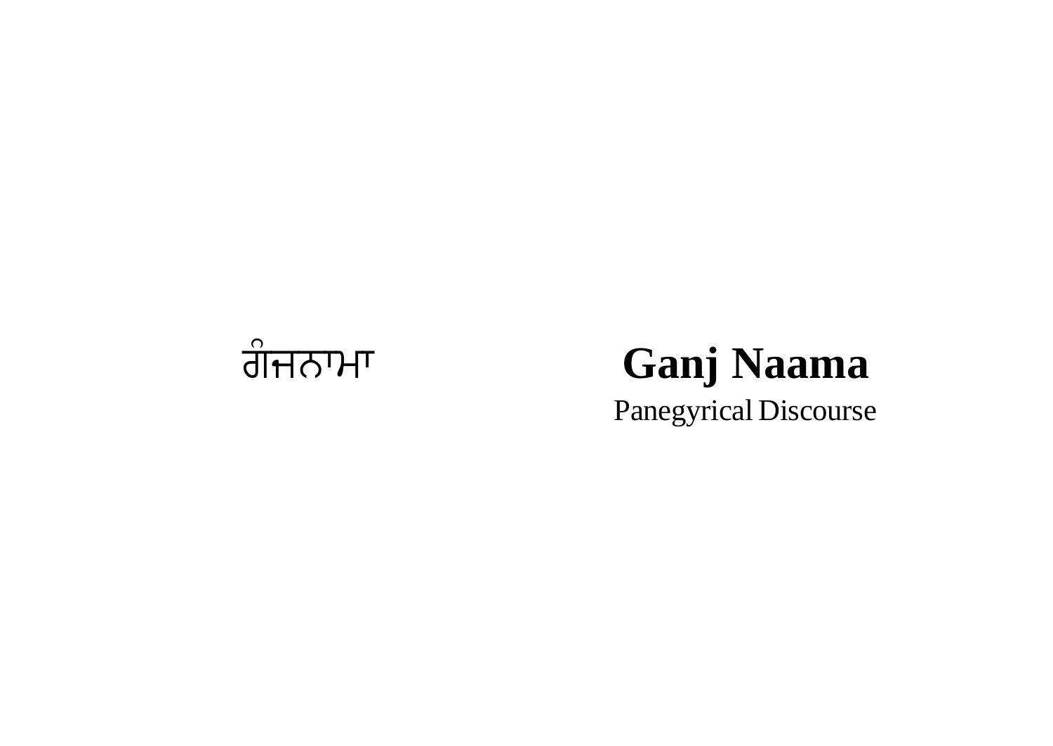ਗੰਜਨਾਮਾ

# Ganj Naama

Panegyrical Discourse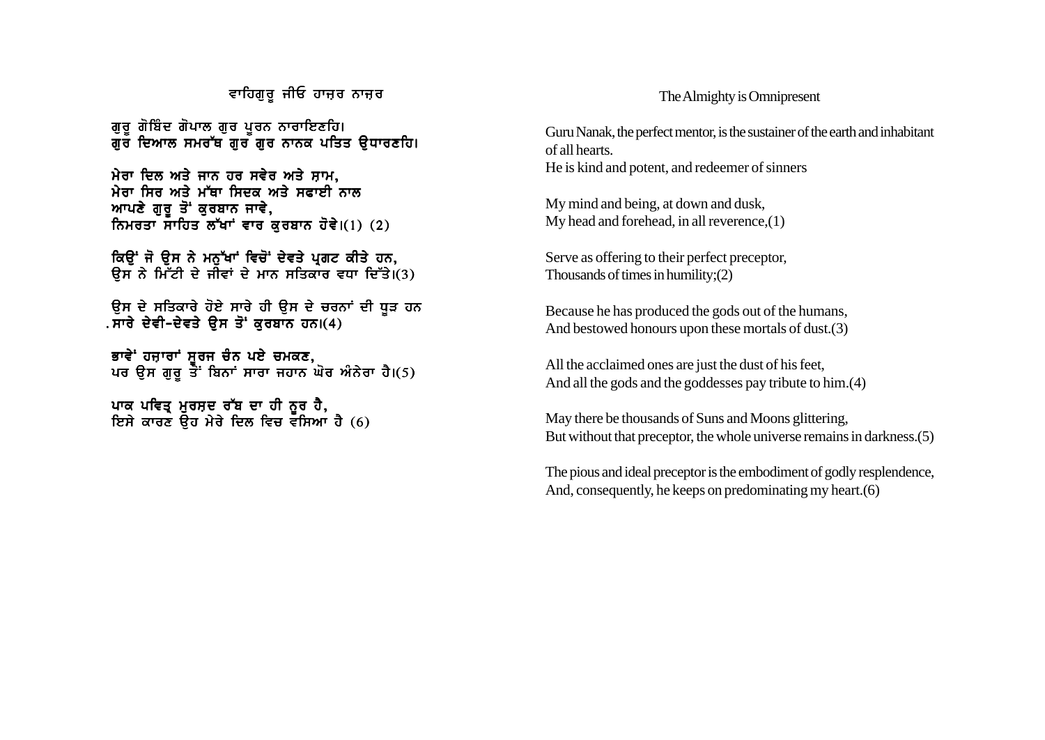## ਵਾਹਿਗੁਰੂ ਜੀਓ ਹਾਜ਼ਰ ਨਾਜ਼ਰ

ਗੁਰੂ ਗੋਬਿੰਦ ਗੋਪਾਲ ਗੁਰ ਪੂਰਨ ਨਾਰਾਇਣਹਿ।
ਗੁਰ ਦਿਆਲ ਸਮਰੱਥ ਗੁਰ ਗੁਰ ਨਾਨਕ ਪਤਿਤ ਉਧਾਰਣਹਿ।

ਮੇਰਾ ਦਿਲ ਅਤੇ ਜਾਨ ਹਰ ਸਵੇਰ ਅਤੇ ਸ਼ਾਮ,
ਮੇਰਾ ਸਿਰ ਅਤੇ ਮੱਥਾ ਸਿਦਕ ਅਤੇ ਸਫਾਈ ਨਾਲ
ਆਪਣੇ ਗੁਰੂ ਤੋਂ ਕੁਰਬਾਨ ਜਾਵੇ,
ਨਿਮਰਤਾ ਸਾਹਿਤ ਲੱਖਾਂ ਵਾਰ ਕੁਰਬਾਨ ਹੋਵੇ।(1) (2)

ਕਿਉਂ ਜੋ ਉਸ ਨੇ ਮਨੁੱਖਾਂ ਵਿਚੋਂ ਦੇਵਤੇ ਪ੍ਰਗਟ ਕੀਤੇ ਹਨ,
ਉਸ ਨੇ ਮਿੱਟੀ ਦੇ ਜੀਵਾਂ ਦੇ ਮਾਨ ਸਤਿਕਾਰ ਵਧਾ ਦਿੱਤੇ।(3)

ਉਸ ਦੇ ਸਤਿਕਾਰੇ ਹੋਏ ਸਾਰੇ ਹੀ ਉਸ ਦੇ ਚਰਨਾਂ ਦੀ ਧੂੜ ਹਨ
.ਸਾਰੇ ਦੇਵੀ-ਦੇਵਤੇ ਉਸ ਤੋਂ ਕੁਰਬਾਨ ਹਨ।(4)

ਭਾਵੇਂ ਹਜ਼ਾਰਾਂ ਸੂਰਜ ਚੰਨ ਪਏ ਚਮਕਣ,
ਪਰ ਉਸ ਗੁਰੂ ਤੋਂ ਬਿਨਾਂ ਸਾਰਾ ਜਹਾਨ ਘੋਰ ਅੰਨੇਰਾ ਹੈ।(5)

ਪਾਕ ਪਵਿਤ੍ਰ ਮੁਰਸ਼ਦ ਰੱਬ ਦਾ ਹੀ ਨੂਰ ਹੈ,
ਇਸੇ ਕਾਰਣ ਉਹ ਮੇਰੇ ਦਿਲ ਵਿਚ ਵਸਿਆ ਹੈ (6)

## The Almighty is Omnipresent

Guru Nanak, the perfect mentor, is the sustainer of the earth and inhabitant of all hearts.
He is kind and potent, and redeemer of sinners

My mind and being, at down and dusk,
My head and forehead, in all reverence,(1)

Serve as offering to their perfect preceptor,
Thousands of times in humility;(2)

Because he has produced the gods out of the humans,
And bestowed honours upon these mortals of dust.(3)

All the acclaimed ones are just the dust of his feet,
And all the gods and the goddesses pay tribute to him.(4)

May there be thousands of Suns and Moons glittering,
But without that preceptor, the whole universe remains in darkness.(5)

The pious and ideal preceptor is the embodiment of godly resplendence,
And, consequently, he keeps on predominating my heart.(6)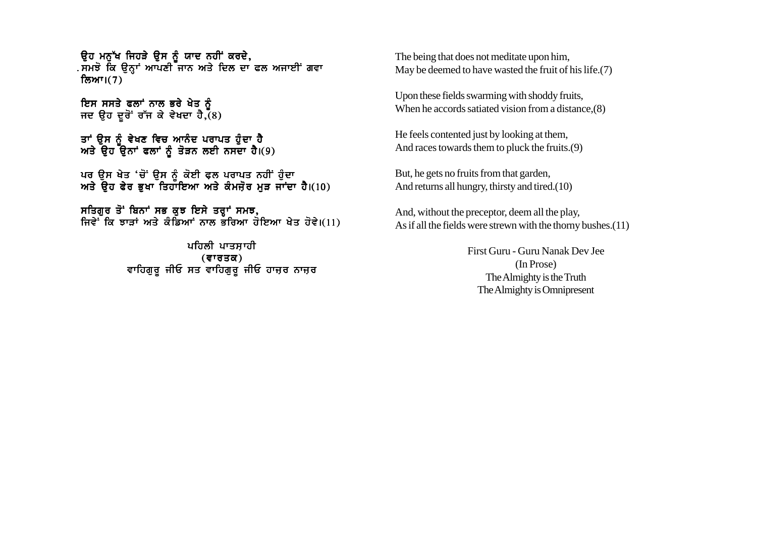ਉਹ ਮਨੁੱਖ ਜਿਹੜੇ ਉਸ ਨੂੰ ਯਾਦ ਨਹੀਂ ਕਰਦੇ,
ਸਮਝੋ ਕਿ ਉਨ੍ਹਾਂ ਆਪਣੀ ਜਾਨ ਅਤੇ ਦਿਲ ਦਾ ਫਲ ਅਜਾਈਂ ਗਵਾ ਲਿਆ।(7)

ਇਸ ਸਸਤੇ ਫਲਾਂ ਨਾਲ ਭਰੇ ਖੇਤ ਨੂੰ
ਜਦ ਉਹ ਦੂਰੋਂ ਰੱਜ ਕੇ ਵੇਖਦਾ ਹੈ,(8)

ਤਾਂ ਉਸ ਨੂੰ ਵੇਖਣ ਵਿਚ ਆਨੰਦ ਪਰਾਪਤ ਹੁੰਦਾ ਹੈ
ਅਤੇ ਉਹ ਉਨਾਂ ਫਲਾਂ ਨੂੰ ਤੋੜਨ ਲਈ ਨਸਦਾ ਹੈ।(9)

ਪਰ ਉਸ ਖੇਤ 'ਚੋਂ ਉਸ ਨੂੰ ਕੋਈ ਫਲ ਪਰਾਪਤ ਨਹੀਂ ਹੁੰਦਾ
ਅਤੇ ਉਹ ਫੇਰ ਭੁਖਾ ਤਿਹਾਇਆ ਅਤੇ ਕੰਮਜ਼ੋਰ ਮੁੜ ਜਾਂਦਾ ਹੈ।(10)

ਸਤਿਗੁਰ ਤੋਂ ਬਿਨਾਂ ਸਭ ਕੁਝ ਇਸੇ ਤਰ੍ਹਾਂ ਸਮਝ,
ਜਿਵੇਂ ਕਿ ਝਾੜਾਂ ਅਤੇ ਕੰਡਿਆਂ ਨਾਲ ਭਰਿਆ ਹੋਇਆ ਖੇਤ ਹੋਵੇ।(11)

ਪਹਿਲੀ ਪਾਤਸ਼ਾਹੀ
(ਵਾਰਤਕ)
ਵਾਹਿਗੁਰੂ ਜੀਓ ਸਤ ਵਾਹਿਗੁਰੂ ਜੀਓ ਹਾਜ਼ਰ ਨਾਜ਼ਰ

The being that does not meditate upon him,
May be deemed to have wasted the fruit of his life.(7)

Upon these fields swarming with shoddy fruits,
When he accords satiated vision from a distance,(8)

He feels contented just by looking at them,
And races towards them to pluck the fruits.(9)

But, he gets no fruits from that garden,
And returns all hungry, thirsty and tired.(10)

And, without the preceptor, deem all the play,
As if all the fields were strewn with the thorny bushes.(11)

First Guru - Guru Nanak Dev Jee
(In Prose)
The Almighty is the Truth
The Almighty is Omnipresent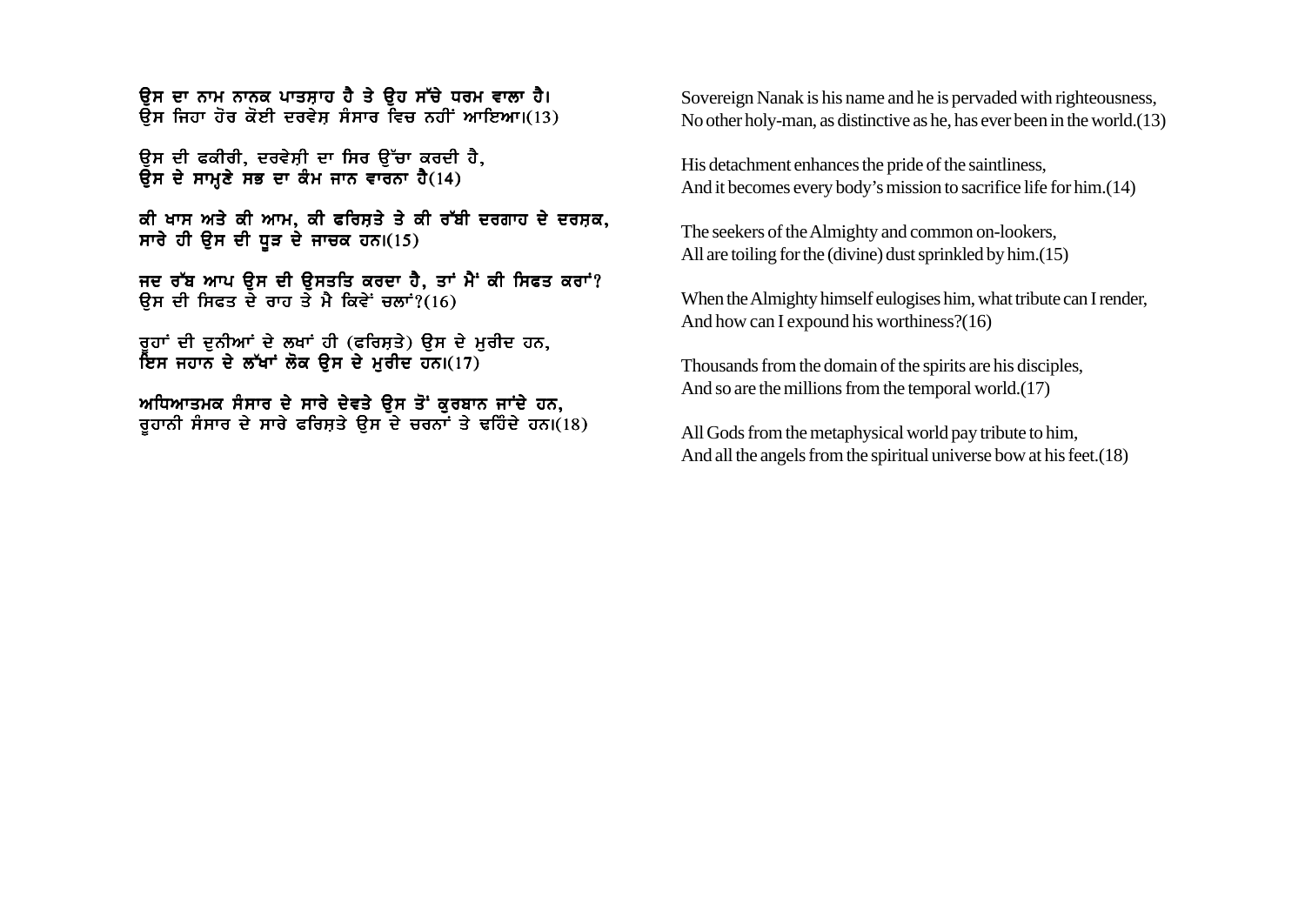ਉਸ ਦਾ ਨਾਮ ਨਾਨਕ ਪਾਤਸ਼ਾਹ ਹੈ ਤੇ ਉਹ ਸੱਚੇ ਧਰਮ ਵਾਲਾ ਹੈ।
ਉਸ ਜਿਹਾ ਹੋਰ ਕੋਈ ਦਰਵੇਸ਼ ਸੰਸਾਰ ਵਿਚ ਨਹੀਂ ਆਇਆ।(13)

ਉਸ ਦੀ ਫਕੀਰੀ, ਦਰਵੇਸ਼ੀ ਦਾ ਸਿਰ ਉੱਚਾ ਕਰਦੀ ਹੈ,
ਉਸ ਦੇ ਸਾਮ੍ਹਣੇ ਸਭ ਦਾ ਕੰਮ ਜਾਨ ਵਾਰਨਾ ਹੈ(14)

ਕੀ ਖਾਸ ਅਤੇ ਕੀ ਆਮ, ਕੀ ਫਰਿਸ਼ਤੇ ਤੇ ਕੀ ਰੱਬੀ ਦਰਗਾਹ ਦੇ ਦਰਸ਼ਕ,
ਸਾਰੇ ਹੀ ਉਸ ਦੀ ਧੂੜ ਦੇ ਜਾਚਕ ਹਨ।(15)

ਜਦ ਰੱਬ ਆਪ ਉਸ ਦੀ ਉਸਤਤਿ ਕਰਦਾ ਹੈ, ਤਾਂ ਮੈਂ ਕੀ ਸਿਫਤ ਕਰਾਂ?
ਉਸ ਦੀ ਸਿਫਤ ਦੇ ਰਾਹ ਤੇ ਮੈ ਕਿਵੇਂ ਚਲਾਂ?(16)

ਰੂਹਾਂ ਦੀ ਦੁਨੀਆਂ ਦੇ ਲਖਾਂ ਹੀ (ਫਰਿਸ਼ਤੇ) ਉਸ ਦੇ ਮੁਰੀਦ ਹਨ,
ਇਸ ਜਹਾਨ ਦੇ ਲੱਖਾਂ ਲੋਕ ਉਸ ਦੇ ਮੁਰੀਦ ਹਨ।(17)

ਅਧਿਆਤਮਕ ਸੰਸਾਰ ਦੇ ਸਾਰੇ ਦੇਵਤੇ ਉਸ ਤੋਂ ਕੁਰਬਾਨ ਜਾਂਦੇ ਹਨ,
ਰੂਹਾਨੀ ਸੰਸਾਰ ਦੇ ਸਾਰੇ ਫਰਿਸ਼ਤੇ ਉਸ ਦੇ ਚਰਨਾਂ ਤੇ ਢਹਿੰਦੇ ਹਨ।(18)

Sovereign Nanak is his name and he is pervaded with righteousness,
No other holy-man, as distinctive as he, has ever been in the world.(13)

His detachment enhances the pride of the saintliness,
And it becomes every body's mission to sacrifice life for him.(14)

The seekers of the Almighty and common on-lookers,
All are toiling for the (divine) dust sprinkled by him.(15)

When the Almighty himself eulogises him, what tribute can I render,
And how can I expound his worthiness?(16)

Thousands from the domain of the spirits are his disciples,
And so are the millions from the temporal world.(17)

All Gods from the metaphysical world pay tribute to him,
And all the angels from the spiritual universe bow at his feet.(18)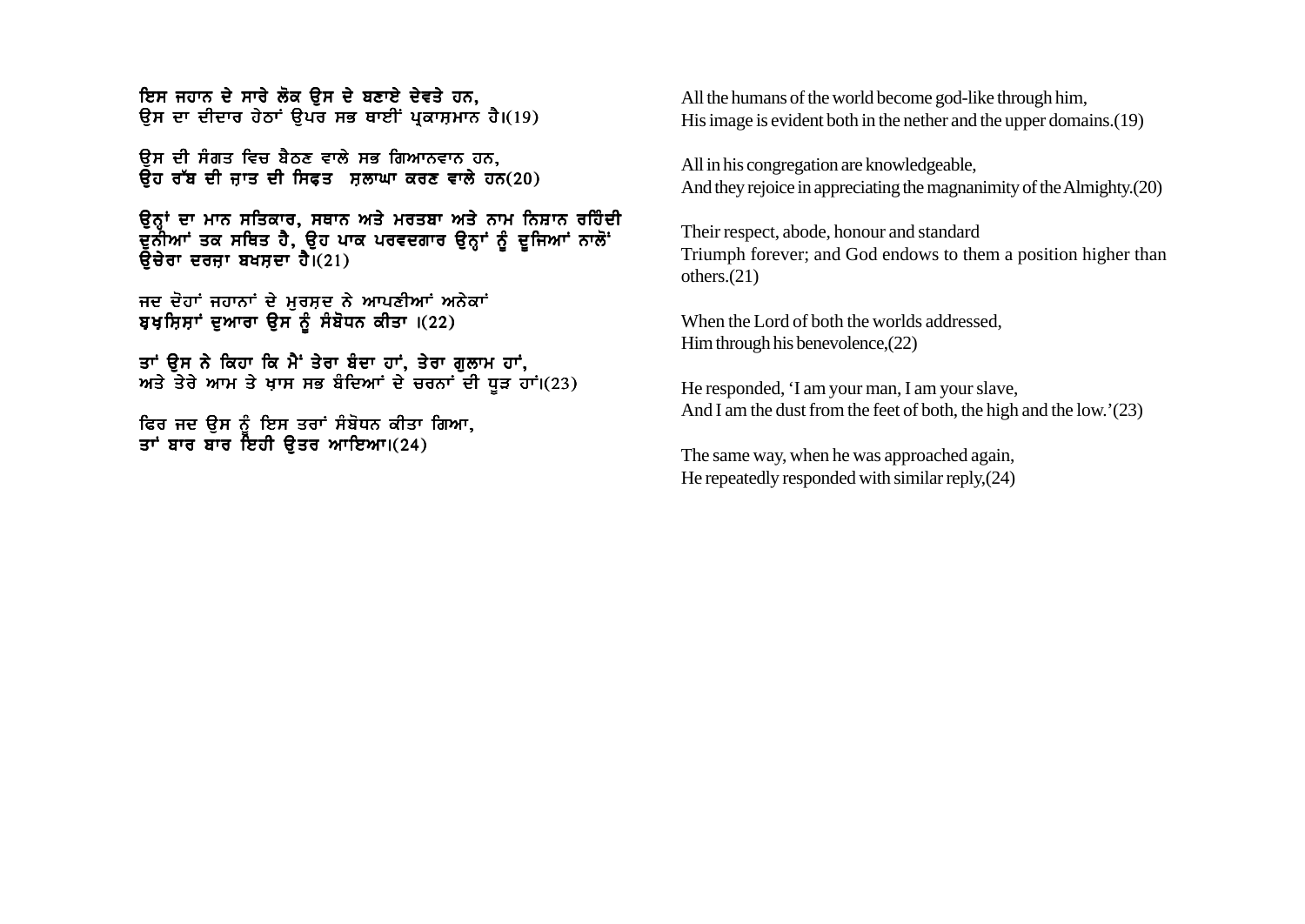ਇਸ ਜਹਾਨ ਦੇ ਸਾਰੇ ਲੋਕ ਉਸ ਦੇ ਬਣਾਏ ਦੇਵਤੇ ਹਨ,
ਉਸ ਦਾ ਦੀਦਾਰ ਹੇਠਾਂ ਉਪਰ ਸਭ ਥਾਈਂ ਪ੍ਰਕਾਸ਼ਮਾਨ ਹੈ।(19)

ਉਸ ਦੀ ਸੰਗਤ ਵਿਚ ਬੈਠਣ ਵਾਲੇ ਸਭ ਗਿਆਨਵਾਨ ਹਨ,
ਉਹ ਰੱਬ ਦੀ ਜ਼ਾਤ ਦੀ ਸਿਫਤ ਸ਼ਲਾਘਾ ਕਰਣ ਵਾਲੇ ਹਨ(20)

ਉਨ੍ਹਾਂ ਦਾ ਮਾਨ ਸਤਿਕਾਰ, ਸਥਾਨ ਅਤੇ ਮਰਤਬਾ ਅਤੇ ਨਾਮ ਨਿਸ਼ਾਨ ਰਹਿੰਦੀ ਦੁਨੀਆਂ ਤਕ ਸਥਿਤ ਹੈ, ਉਹ ਪਾਕ ਪਰਵਦਗਾਰ ਉਨ੍ਹਾਂ ਨੂੰ ਦੂਜਿਆਂ ਨਾਲੋਂ ਉਚੇਰਾ ਦਰਜਾ ਬਖਸ਼ਦਾ ਹੈ।(21)

ਜਦ ਦੋਹਾਂ ਜਹਾਨਾਂ ਦੇ ਮੁਰਸ਼ਦ ਨੇ ਆਪਣੀਆਂ ਅਨੇਕਾਂ ਬਖ਼ਸ਼ਿਸ਼ਾਂ ਦੁਆਰਾ ਉਸ ਨੂੰ ਸੰਬੋਧਨ ਕੀਤਾ ।(22)

ਤਾਂ ਉਸ ਨੇ ਕਿਹਾ ਕਿ ਮੈਂ ਤੇਰਾ ਬੰਦਾ ਹਾਂ, ਤੇਰਾ ਗੁਲਾਮ ਹਾਂ,
ਅਤੇ ਤੇਰੇ ਆਮ ਤੇ ਖ਼ਾਸ ਸਭ ਬੰਦਿਆਂ ਦੇ ਚਰਨਾਂ ਦੀ ਧੂੜ ਹਾਂ।(23)

ਫਿਰ ਜਦ ਉਸ ਨੂੰ ਇਸ ਤਰਾਂ ਸੰਬੋਧਨ ਕੀਤਾ ਗਿਆ,
ਤਾਂ ਬਾਰ ਬਾਰ ਇਹੀ ਉਤਰ ਆਇਆ।(24)

All the humans of the world become god-like through him,
His image is evident both in the nether and the upper domains.(19)

All in his congregation are knowledgeable,
And they rejoice in appreciating the magnanimity of the Almighty.(20)

Their respect, abode, honour and standard
Triumph forever; and God endows to them a position higher than others.(21)

When the Lord of both the worlds addressed,
Him through his benevolence,(22)

He responded, 'I am your man, I am your slave,
And I am the dust from the feet of both, the high and the low.'(23)

The same way, when he was approached again,
He repeatedly responded with similar reply,(24)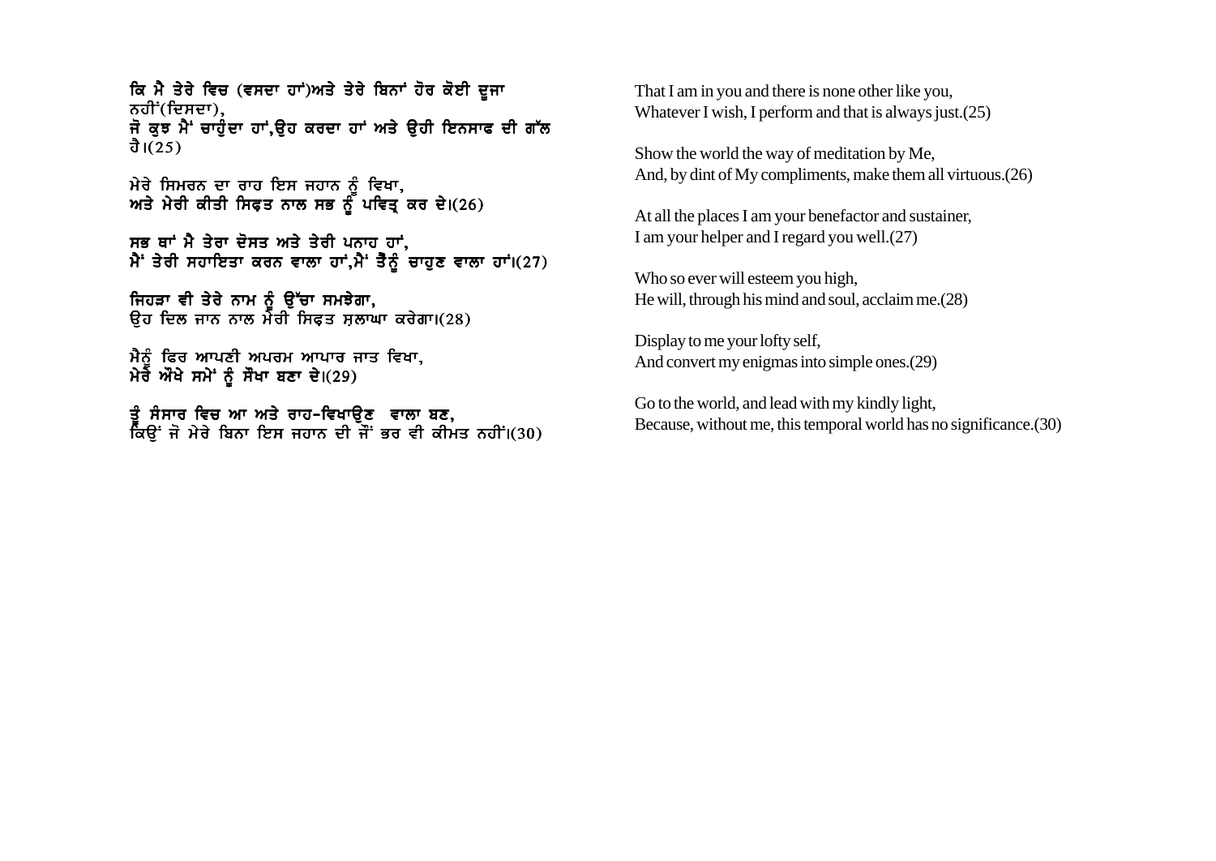ਕਿ ਮੈ ਤੇਰੇ ਵਿਚ (ਵਸਦਾ ਹਾਂ)ਅਤੇ ਤੇਰੇ ਬਿਨਾਂ ਹੋਰ ਕੋਈ ਦੂਜਾ ਨਹੀਂ(ਦਿਸਦਾ),
ਜੋ ਕੁਝ ਮੈਂ ਚਾਹੁੰਦਾ ਹਾਂ,ਉਹ ਕਰਦਾ ਹਾਂ ਅਤੇ ਉਹੀ ਇਨਸਾਫ ਦੀ ਗੱਲ ਹੈ।(25)

ਮੇਰੇ ਸਿਮਰਨ ਦਾ ਰਾਹ ਇਸ ਜਹਾਨ ਨੂੰ ਵਿਖਾ,
ਅਤੇ ਮੇਰੀ ਕੀਤੀ ਸਿਫਤ ਨਾਲ ਸਭ ਨੂੰ ਪਵਿਤ੍ਰ ਕਰ ਦੇ।(26)

ਸਭ ਥਾਂ ਮੈ ਤੇਰਾ ਦੋਸਤ ਅਤੇ ਤੇਰੀ ਪਨਾਹ ਹਾਂ,
ਮੈਂ ਤੇਰੀ ਸਹਾਇਤਾ ਕਰਨ ਵਾਲਾ ਹਾਂ,ਮੈਂ ਤੈਨੂੰ ਚਾਹੁਣ ਵਾਲਾ ਹਾਂ।(27)

ਜਿਹੜਾ ਵੀ ਤੇਰੇ ਨਾਮ ਨੂੰ ਉੱਚਾ ਸਮਝੇਗਾ,
ਉਹ ਦਿਲ ਜਾਨ ਨਾਲ ਮੇਰੀ ਸਿਫਤ ਸ਼ਲਾਘਾ ਕਰੇਗਾ।(28)

ਮੈਨੂੰ ਫਿਰ ਆਪਣੀ ਅਪਰਮ ਆਪਾਰ ਜਾਤ ਵਿਖਾ,
ਮੇਰੇ ਔਖੇ ਸਮੇਂ ਨੂੰ ਸੌਖਾ ਬਣਾ ਦੇ।(29)

ਤੂੰ ਸੰਸਾਰ ਵਿਚ ਆ ਅਤੇ ਰਾਹ-ਵਿਖਾਉਣ ਵਾਲਾ ਬਣ,
ਕਿਉਂ ਜੋ ਮੇਰੇ ਬਿਨਾ ਇਸ ਜਹਾਨ ਦੀ ਜੌਂ ਭਰ ਵੀ ਕੀਮਤ ਨਹੀਂ।(30)

That I am in you and there is none other like you,
Whatever I wish, I perform and that is always just.(25)

Show the world the way of meditation by Me,
And, by dint of My compliments, make them all virtuous.(26)

At all the places I am your benefactor and sustainer,
I am your helper and I regard you well.(27)

Who so ever will esteem you high,
He will, through his mind and soul, acclaim me.(28)

Display to me your lofty self,
And convert my enigmas into simple ones.(29)

Go to the world, and lead with my kindly light,
Because, without me, this temporal world has no significance.(30)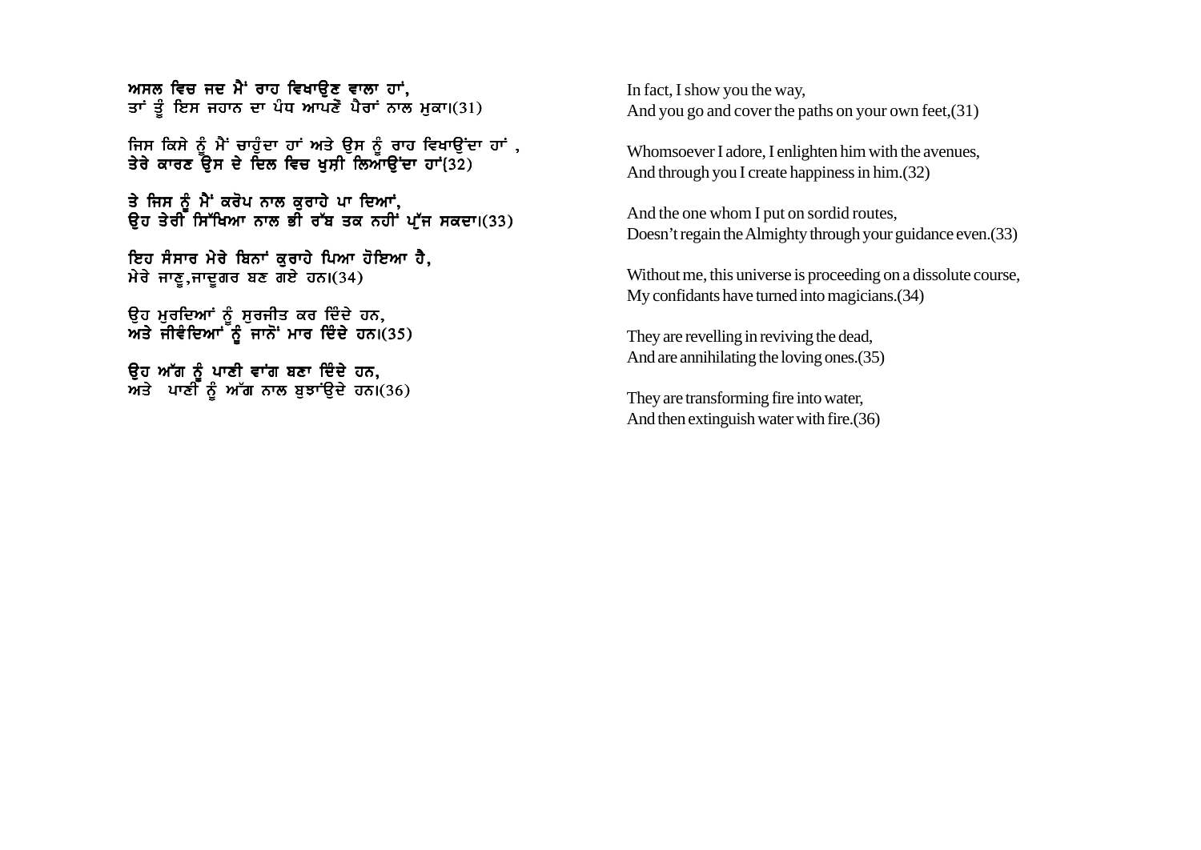ਅਸਲ ਵਿਚ ਜਦ ਮੈਂ ਰਾਹ ਵਿਖਾਉਣ ਵਾਲਾ ਹਾਂ,
ਤਾਂ ਤੂੰ ਇਸ ਜਹਾਨ ਦਾ ਪੰਧ ਆਪਣੇਂ ਪੈਰਾਂ ਨਾਲ ਮੁਕਾ।(31)

ਜਿਸ ਕਿਸੇ ਨੂੰ ਮੈਂ ਚਾਹੁੰਦਾ ਹਾਂ ਅਤੇ ਉਸ ਨੂੰ ਰਾਹ ਵਿਖਾਉਂਦਾ ਹਾਂ ,
ਤੇਰੇ ਕਾਰਣ ਉਸ ਦੇ ਦਿਲ ਵਿਚ ਖੁਸ਼ੀ ਲਿਆਉਂਦਾ ਹਾਂ(32)

ਤੇ ਜਿਸ ਨੂੰ ਮੈਂ ਕਰੋਪ ਨਾਲ ਕੁਰਾਹੇ ਪਾ ਦਿਆਂ,
ਉਹ ਤੇਰੀ ਸਿੱਖਿਆ ਨਾਲ ਭੀ ਰੱਬ ਤਕ ਨਹੀਂ ਪੁੱਜ ਸਕਦਾ।(33)

ਇਹ ਸੰਸਾਰ ਮੇਰੇ ਬਿਨਾਂ ਕੁਰਾਹੇ ਪਿਆ ਹੋਇਆ ਹੈ,
ਮੇਰੇ ਜਾਣੂ,ਜਾਦੂਗਰ ਬਣ ਗਏ ਹਨ।(34)

ਉਹ ਮੁਰਦਿਆਂ ਨੂੰ ਸੁਰਜੀਤ ਕਰ ਦਿੰਦੇ ਹਨ,
ਅਤੇ ਜੀਵੰਦਿਆਂ ਨੂੰ ਜਾਨੋਂ ਮਾਰ ਦਿੰਦੇ ਹਨ।(35)

ਉਹ ਅੱਗ ਨੂੰ ਪਾਣੀ ਵਾਂਗ ਬਣਾ ਦਿੰਦੇ ਹਨ,
ਅਤੇ ਪਾਣੀ ਨੂੰ ਅੱਗ ਨਾਲ ਬੁਝਾਂਉਦੇ ਹਨ।(36)

In fact, I show you the way,
And you go and cover the paths on your own feet,(31)

Whomsoever I adore, I enlighten him with the avenues,
And through you I create happiness in him.(32)

And the one whom I put on sordid routes,
Doesn't regain the Almighty through your guidance even.(33)

Without me, this universe is proceeding on a dissolute course,
My confidants have turned into magicians.(34)

They are revelling in reviving the dead,
And are annihilating the loving ones.(35)

They are transforming fire into water,
And then extinguish water with fire.(36)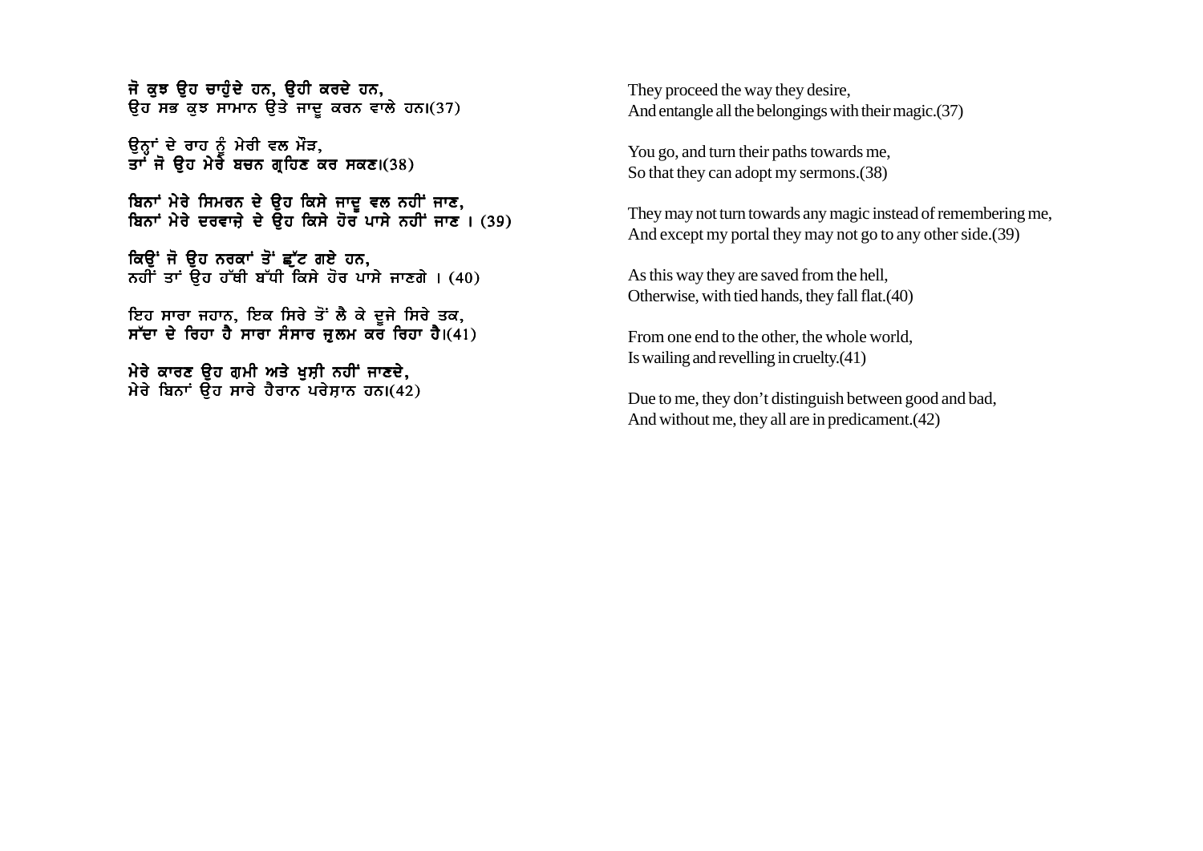ਜੋ ਕੁਝ ਉਹ ਚਾਹੁੰਦੇ ਹਨ, ਉਹੀ ਕਰਦੇ ਹਨ,
ਉਹ ਸਭ ਕੁਝ ਸਾਮਾਨ ਉਤੇ ਜਾਦੂ ਕਰਨ ਵਾਲੇ ਹਨ।(37)

ਉਨ੍ਹਾਂ ਦੇ ਰਾਹ ਨੂੰ ਮੇਰੀ ਵਲ ਮੋੜ,
ਤਾਂ ਜੋ ਉਹ ਮੇਰੇ ਬਚਨ ਗ੍ਰਹਿਣ ਕਰ ਸਕਣ।(38)

ਬਿਨਾਂ ਮੇਰੇ ਸਿਮਰਨ ਦੇ ਉਹ ਕਿਸੇ ਜਾਦੂ ਵਲ ਨਹੀਂ ਜਾਣ,
ਬਿਨਾਂ ਮੇਰੇ ਦਰਵਾਜ਼ੇ ਦੇ ਉਹ ਕਿਸੇ ਹੋਰ ਪਾਸੇ ਨਹੀਂ ਜਾਣ । (39)

ਕਿਉਂ ਜੋ ਉਹ ਨਰਕਾਂ ਤੋਂ ਛੁੱਟ ਗਏ ਹਨ,
ਨਹੀਂ ਤਾਂ ਉਹ ਹੱਥੀ ਬੱਧੀ ਕਿਸੇ ਹੋਰ ਪਾਸੇ ਜਾਣਗੇ । (40)

ਇਹ ਸਾਰਾ ਜਹਾਨ, ਇਕ ਸਿਰੇ ਤੋਂ ਲੈ ਕੇ ਦੂਜੇ ਸਿਰੇ ਤਕ,
ਸੱਦਾ ਦੇ ਰਿਹਾ ਹੈ ਸਾਰਾ ਸੰਸਾਰ ਜ਼ੁਲਮ ਕਰ ਰਿਹਾ ਹੈ।(41)

ਮੇਰੇ ਕਾਰਣ ਉਹ ਗ਼ਮੀ ਅਤੇ ਖ਼ੁਸ਼ੀ ਨਹੀਂ ਜਾਣਦੇ,
ਮੇਰੇ ਬਿਨਾਂ ਉਹ ਸਾਰੇ ਹੈਰਾਨ ਪਰੇਸ਼ਾਨ ਹਨ।(42)

They proceed the way they desire,
And entangle all the belongings with their magic.(37)

You go, and turn their paths towards me,
So that they can adopt my sermons.(38)

They may not turn towards any magic instead of remembering me,
And except my portal they may not go to any other side.(39)

As this way they are saved from the hell,
Otherwise, with tied hands, they fall flat.(40)

From one end to the other, the whole world,
Is wailing and revelling in cruelty.(41)

Due to me, they don't distinguish between good and bad,
And without me, they all are in predicament.(42)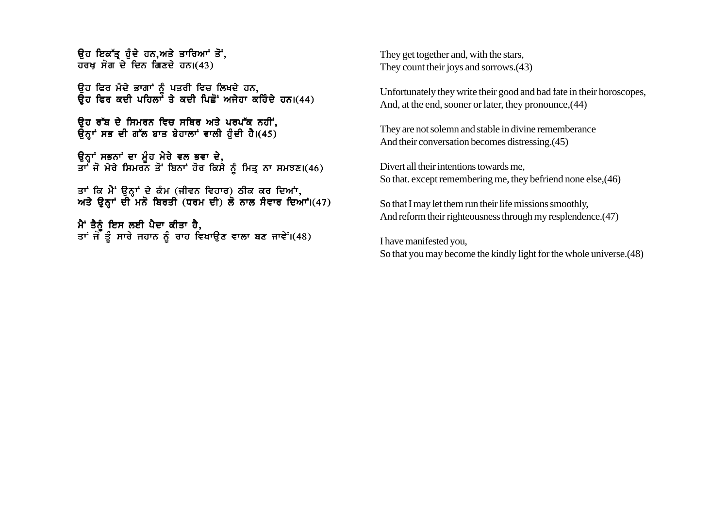ਉਹ ਇਕੱਤ੍ਰ ਹੁੰਦੇ ਹਨ,ਅਤੇ ਤਾਰਿਆਾਂ ਤੋਂ,
ਹਰਖ਼ ਸੋਗ ਦੇ ਦਿਨ ਗਿਣਦੇ ਹਨ।(43)

ਉਹ ਫਿਰ ਮੰਦੇ ਭਾਗਾਂ ਨੂੰ ਪਤਰੀ ਵਿਚ ਲਿਖਦੇ ਹਨ,
ਉਹ ਫਿਰ ਕਦੀ ਪਹਿਲਾਂ ਤੇ ਕਦੀ ਪਿਛੋਂ ਅਜੇਹਾ ਕਹਿੰਦੇ ਹਨ।(44)

ਉਹ ਰੱਬ ਦੇ ਸਿਮਰਨ ਵਿਚ ਸਥਿਰ ਅਤੇ ਪਰਪੱਕ ਨਹੀਂ,
ਉਨ੍ਹਾਂ ਸਭ ਦੀ ਗੱਲ ਬਾਤ ਬੇਹਾਲਾਂ ਵਾਲੀ ਹੁੰਦੀ ਹੈ।(45)

ਉਨ੍ਹਾਂ ਸਭਨਾਂ ਦਾ ਮੂੰਹ ਮੇਰੇ ਵਲ ਭਵਾ ਦੇ,
ਤਾਂ ਜੋ ਮੇਰੇ ਸਿਮਰਨ ਤੋਂ ਬਿਨਾਂ ਹੋਰ ਕਿਸੇ ਨੂੰ ਮਿਤ੍ਰ ਨਾ ਸਮਝਣ।(46)

ਤਾਂ ਕਿ ਮੈਂ ਉਨ੍ਹਾਂ ਦੇ ਕੰਮ (ਜੀਵਨ ਵਿਹਾਰ) ਠੀਕ ਕਰ ਦਿਆਂ,
ਅਤੇ ਉਨ੍ਹਾਂ ਦੀ ਮਨੋ ਬਿਰਤੀ (ਧਰਮ ਦੀ) ਲੋ ਨਾਲ ਸੰਵਾਰ ਦਿਆਂ।(47)

ਮੈਂ ਤੈਨੂੰ ਇਸ ਲਈ ਪੈਦਾ ਕੀਤਾ ਹੈ,
ਤਾਂ ਜੋ ਤੂੰ ਸਾਰੇ ਜਹਾਨ ਨੂੰ ਰਾਹ ਵਿਖਾਉਣ ਵਾਲਾ ਬਣ ਜਾਵੇਂ।(48)

They get together and, with the stars,
They count their joys and sorrows.(43)

Unfortunately they write their good and bad fate in their horoscopes,
And, at the end, sooner or later, they pronounce,(44)

They are not solemn and stable in divine rememberance
And their conversation becomes distressing.(45)

Divert all their intentions towards me,
So that. except remembering me, they befriend none else,(46)

So that I may let them run their life missions smoothly,
And reform their righteousness through my resplendence.(47)

I have manifested you,
So that you may become the kindly light for the whole universe.(48)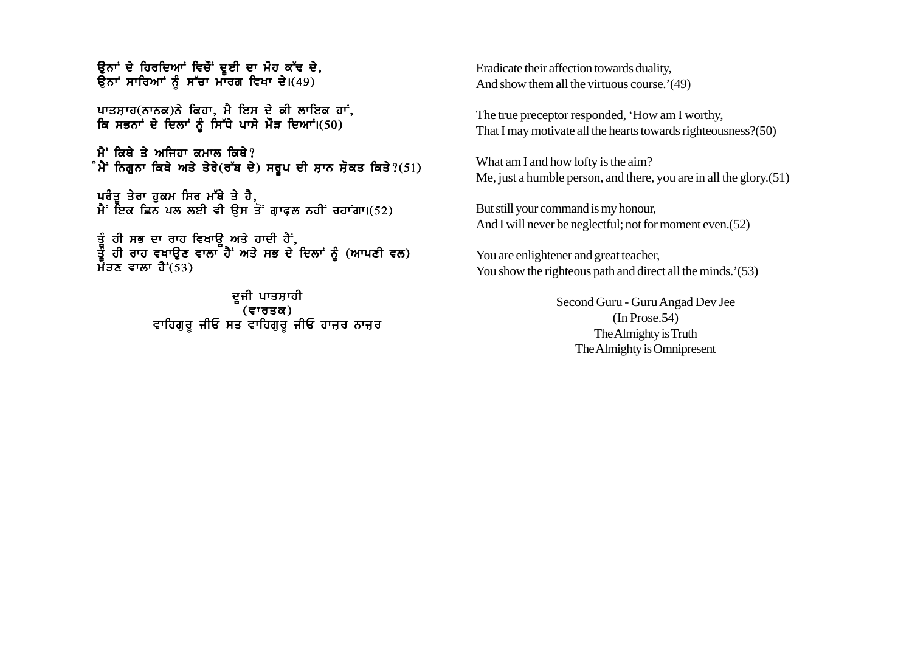ਉਨਾਂ ਦੇ ਹਿਰਦਿਆਂ ਵਿਚੋਂ ਦੂਈ ਦਾ ਮੋਹ ਕੱਢ ਦੇ,
ਉਨਾਂ ਸਾਰਿਆਂ ਨੂੰ ਸੱਚਾ ਮਾਰਗ ਵਿਖਾ ਦੇ।(49)

ਪਾਤਸ਼ਾਹ(ਨਾਨਕ)ਨੇ ਕਿਹਾ, ਮੈ ਇਸ ਦੇ ਕੀ ਲਾਇਕ ਹਾਂ,
ਕਿ ਸਭਨਾਂ ਦੇ ਦਿਲਾਂ ਨੂੰ ਸਿੱਧੇ ਪਾਸੇ ਮੋੜ ਦਿਆਂ।(50)

ਮੈਂ ਕਿਥੇ ਤੇ ਅਜਿਹਾ ਕਮਾਲ ਕਿਥੇ?
ਮੈਂ ਨਿਗੁਨਾ ਕਿਥੇ ਅਤੇ ਤੇਰੇ(ਰੱਬ ਦੇ) ਸਰੂਪ ਦੀ ਸ਼ਾਨ ਸ਼ੌਕਤ ਕਿਤੇ?(51)

ਪਰੰਤੂ ਤੇਰਾ ਹੁਕਮ ਸਿਰ ਮੱਥੇ ਤੇ ਹੈ,
ਮੈਂ ਇਕ ਛਿਨ ਪਲ ਲਈ ਵੀ ਉਸ ਤੋਂ ਗ਼ਾਫ਼ਲ ਨਹੀਂ ਰਹਾਂਗਾ।(52)

ਤੂੰ ਹੀ ਸਭ ਦਾ ਰਾਹ ਵਿਖਾਊ ਅਤੇ ਹਾਦੀ ਹੈਂ,
ਤੂੰ ਹੀ ਰਾਹ ਵਖਾਉਣ ਵਾਲਾ ਹੈਂ ਅਤੇ ਸਭ ਦੇ ਦਿਲਾਂ ਨੂੰ (ਆਪਣੀ ਵਲ) ਮੋੜਣ ਵਾਲਾ ਹੈਂ(53)

ਦੂਜੀ ਪਾਤਸ਼ਾਹੀ
(ਵਾਰਤਕ)
ਵਾਹਿਗੁਰੂ ਜੀਓ ਸਤ ਵਾਹਿਗੁਰੂ ਜੀਓ ਹਾਜ਼ਰ ਨਾਜ਼ਰ

Eradicate their affection towards duality,
And show them all the virtuous course.'(49)

The true preceptor responded, 'How am I worthy,
That I may motivate all the hearts towards righteousness?(50)

What am I and how lofty is the aim?
Me, just a humble person, and there, you are in all the glory.(51)

But still your command is my honour,
And I will never be neglectful; not for moment even.(52)

You are enlightener and great teacher,
You show the righteous path and direct all the minds.'(53)

Second Guru - Guru Angad Dev Jee
(In Prose.54)
The Almighty is Truth
The Almighty is Omnipresent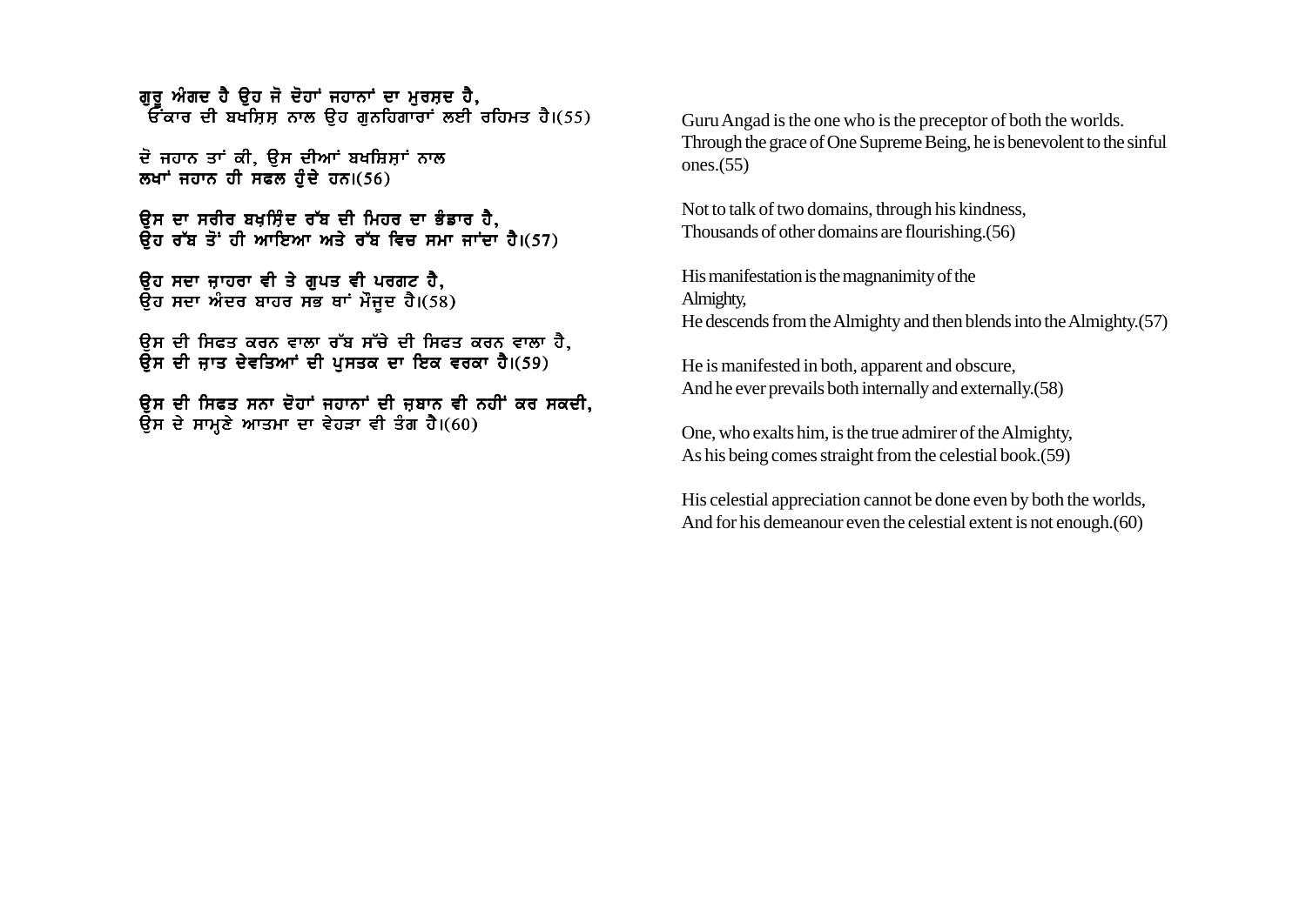ਗੁਰੂ ਅੰਗਦ ਹੈ ਉਹ ਜੋ ਦੋਹਾਂ ਜਹਾਨਾਂ ਦਾ ਮੁਰਸ਼ਦ ਹੈ,
ਓੰਕਾਰ ਦੀ ਬਖਸ਼ਿਸ਼ ਨਾਲ ਉਹ ਗੁਨਹਿਗਾਰਾਂ ਲਈ ਰਹਿਮਤ ਹੈ।(55)

ਦੋ ਜਹਾਨ ਤਾਂ ਕੀ, ਉਸ ਦੀਆਂ ਬਖਸ਼ਿਸ਼ਾਂ ਨਾਲ
ਲਖਾਂ ਜਹਾਨ ਹੀ ਸਫਲ ਹੁੰਦੇ ਹਨ।(56)

ਉਸ ਦਾ ਸਰੀਰ ਬਖ਼ਸ਼ਿੰਦ ਰੱਬ ਦੀ ਮਿਹਰ ਦਾ ਭੰਡਾਰ ਹੈ,
ਉਹ ਰੱਬ ਤੋਂ ਹੀ ਆਇਆ ਅਤੇ ਰੱਬ ਵਿਚ ਸਮਾ ਜਾਂਦਾ ਹੈ।(57)

ਉਹ ਸਦਾ ਜ਼ਾਹਰਾ ਵੀ ਤੇ ਗੁਪਤ ਵੀ ਪਰਗਟ ਹੈ,
ਉਹ ਸਦਾ ਅੰਦਰ ਬਾਹਰ ਸਭ ਥਾਂ ਮੌਜੂਦ ਹੈ।(58)

ਉਸ ਦੀ ਸਿਫਤ ਕਰਨ ਵਾਲਾ ਰੱਬ ਸੱਚੇ ਦੀ ਸਿਫਤ ਕਰਨ ਵਾਲਾ ਹੈ,
ਉਸ ਦੀ ਜ਼ਾਤ ਦੇਵਤਿਆਂ ਦੀ ਪੁਸਤਕ ਦਾ ਇਕ ਵਰਕਾ ਹੈ।(59)

ਉਸ ਦੀ ਸਿਫਤ ਸਨਾ ਦੋਹਾਂ ਜਹਾਨਾਂ ਦੀ ਜ਼ਬਾਨ ਵੀ ਨਹੀਂ ਕਰ ਸਕਦੀ,
ਉਸ ਦੇ ਸਾਮ੍ਹਣੇ ਆਤਮਾ ਦਾ ਵੇਹੜਾ ਵੀ ਤੰਗ ਹੈ।(60)

Guru Angad is the one who is the preceptor of both the worlds.
Through the grace of One Supreme Being, he is benevolent to the sinful ones.(55)

Not to talk of two domains, through his kindness,
Thousands of other domains are flourishing.(56)

His manifestation is the magnanimity of the Almighty,
He descends from the Almighty and then blends into the Almighty.(57)

He is manifested in both, apparent and obscure,
And he ever prevails both internally and externally.(58)

One, who exalts him, is the true admirer of the Almighty,
As his being comes straight from the celestial book.(59)

His celestial appreciation cannot be done even by both the worlds,
And for his demeanour even the celestial extent is not enough.(60)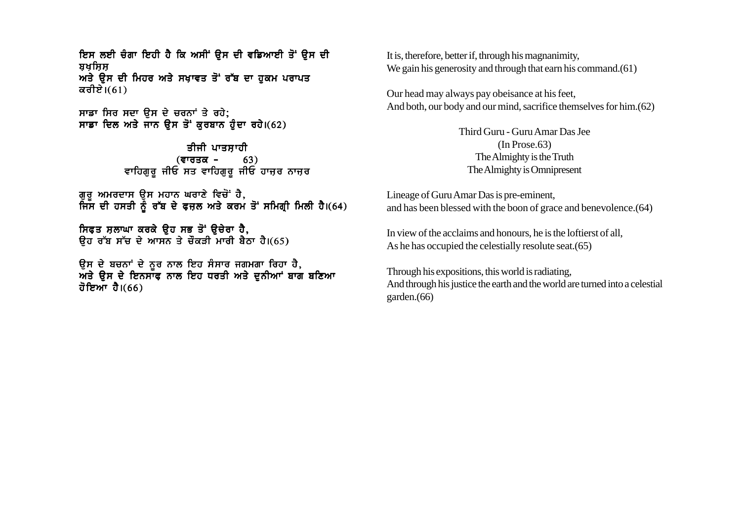ਇਸ ਲਈ ਚੰਗਾ ਇਹੀ ਹੈ ਕਿ ਅਸੀਂ ਉਸ ਦੀ ਵਡਿਆਈ ਤੋਂ ਉਸ ਦੀ ਬਖ਼ਸ਼ਿਸ਼
ਅਤੇ ਉਸ ਦੀ ਮਿਹਰ ਅਤੇ ਸਖ਼ਾਵਤ ਤੋਂ ਰੱਬ ਦਾ ਹੁਕਮ ਪਰਾਪਤ ਕਰੀਏ।(61)

ਸਾਡਾ ਸਿਰ ਸਦਾ ਉਸ ਦੇ ਚਰਨਾਂ ਤੇ ਰਹੇ;
ਸਾਡਾ ਦਿਲ ਅਤੇ ਜਾਨ ਉਸ ਤੋਂ ਕੁਰਬਾਨ ਹੁੰਦਾ ਰਹੇ।(62)

ਤੀਜੀ ਪਾਤਸ਼ਾਹੀ
(ਵਾਰਤਕ - 63)
ਵਾਹਿਗੁਰੂ ਜੀਓ ਸਤ ਵਾਹਿਗੁਰੂ ਜੀਓ ਹਾਜ਼ਰ ਨਾਜ਼ਰ

ਗੁਰੂ ਅਮਰਦਾਸ ਉਸ ਮਹਾਨ ਘਰਾਣੇ ਵਿਚੋਂ ਹੈ,
ਜਿਸ ਦੀ ਹਸਤੀ ਨੂੰ ਰੱਬ ਦੇ ਫ਼ਜ਼ਲ ਅਤੇ ਕਰਮ ਤੋਂ ਸਮਿਗ੍ਰੀ ਮਿਲੀ ਹੈ।(64)

ਸਿਫ਼ਤ ਸ਼ਲਾਘਾ ਕਰਕੇ ਉਹ ਸਭ ਤੋਂ ਉਚੇਰਾ ਹੈ,
ਉਹ ਰੱਬ ਸੱਚ ਦੇ ਆਸਨ ਤੇ ਚੌਕੜੀ ਮਾਰੀ ਬੈਠਾ ਹੈ।(65)

ਉਸ ਦੇ ਬਚਨਾਂ ਦੇ ਨੂਰ ਨਾਲ ਇਹ ਸੰਸਾਰ ਜਗਮਗਾ ਰਿਹਾ ਹੈ,
ਅਤੇ ਉਸ ਦੇ ਇਨਸਾਫ਼ ਨਾਲ ਇਹ ਧਰਤੀ ਅਤੇ ਦੁਨੀਆਂ ਬਾਗ ਬਣਿਆ ਹੋਇਆ ਹੈ।(66)

It is, therefore, better if, through his magnanimity,
We gain his generosity and through that earn his command.(61)

Our head may always pay obeisance at his feet,
And both, our body and our mind, sacrifice themselves for him.(62)

Third Guru - Guru Amar Das Jee
(In Prose.63)
The Almighty is the Truth
The Almighty is Omnipresent

Lineage of Guru Amar Das is pre-eminent,
and has been blessed with the boon of grace and benevolence.(64)

In view of the acclaims and honours, he is the loftierst of all,
As he has occupied the celestially resolute seat.(65)

Through his expositions, this world is radiating,
And through his justice the earth and the world are turned into a celestial garden.(66)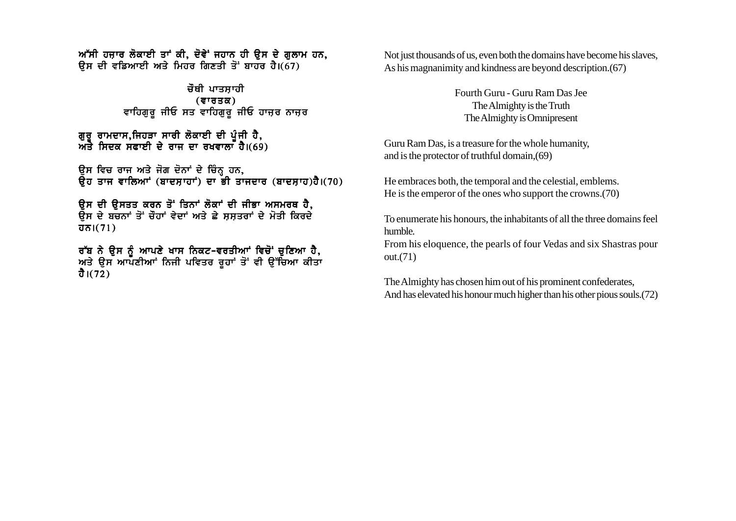ਅੱਸੀ ਹਜ਼ਾਰ ਲੋਕਾਈ ਤਾਂ ਕੀ, ਦੋਵੇਂ ਜਹਾਨ ਹੀ ਉਸ ਦੇ ਗੁਲਾਮ ਹਨ,
ਉਸ ਦੀ ਵਡਿਆਈ ਅਤੇ ਮਿਹਰ ਗਿਣਤੀ ਤੋਂ ਬਾਹਰ ਹੈ।(67)

ਚੌਥੀ ਪਾਤਸ਼ਾਹੀ
(ਵਾਰਤਕ)
ਵਾਹਿਗੁਰੂ ਜੀਓ ਸਤ ਵਾਹਿਗੁਰੂ ਜੀਓ ਹਾਜ਼ਰ ਨਾਜ਼ਰ

ਗੁਰੂ ਰਾਮਦਾਸ,ਜਿਹੜਾ ਸਾਰੀ ਲੋਕਾਈ ਦੀ ਪੂੰਜੀ ਹੈ,
ਅਤੇ ਸਿਦਕ ਸਫਾਈ ਦੇ ਰਾਜ ਦਾ ਰਖਵਾਲਾ ਹੈ।(69)

ਉਸ ਵਿਚ ਰਾਜ ਅਤੇ ਜੋਗ ਦੋਨਾਂ ਦੇ ਚਿੰਨ੍ਹ ਹਨ,
ਉਹ ਤਾਜ ਵਾਲਿਆਂ (ਬਾਦਸ਼ਾਹਾਂ) ਦਾ ਭੀ ਤਾਜਦਾਰ (ਬਾਦਸ਼ਾਹ)ਹੈ।(70)

ਉਸ ਦੀ ਉਸਤਤ ਕਰਨ ਤੋਂ ਤਿਨਾਂ ਲੋਕਾਂ ਦੀ ਜੀਭਾ ਅਸਮਰਥ ਹੈ,
ਉਸ ਦੇ ਬਚਨਾਂ ਤੋਂ ਚੌਹਾਂ ਵੇਦਾਂ ਅਤੇ ਛੇ ਸ਼ਸ਼ਤਰਾਂ ਦੇ ਮੋਤੀ ਕਿਰਦੇ ਹਨ।(71)

ਰੱਬ ਨੇ ਉਸ ਨੂੰ ਆਪਣੇ ਖਾਸ ਨਿਕਟ-ਵਰਤੀਆਂ ਵਿਚੋਂ ਚੁਣਿਆ ਹੈ,
ਅਤੇ ਉਸ ਆਪਣੀਆਂ ਨਿਜੀ ਪਵਿਤਰ ਰੂਹਾਂ ਤੋਂ ਵੀ ਉੱਚਿਆ ਕੀਤਾ ਹੈ।(72)

Not just thousands of us, even both the domains have become his slaves,
As his magnanimity and kindness are beyond description.(67)

Fourth Guru - Guru Ram Das Jee
The Almighty is the Truth
The Almighty is Omnipresent

Guru Ram Das, is a treasure for the whole humanity,
and is the protector of truthful domain,(69)

He embraces both, the temporal and the celestial, emblems.
He is the emperor of the ones who support the crowns.(70)

To enumerate his honours, the inhabitants of all the three domains feel humble.
From his eloquence, the pearls of four Vedas and six Shastras pour out.(71)

The Almighty has chosen him out of his prominent confederates,
And has elevated his honour much higher than his other pious souls.(72)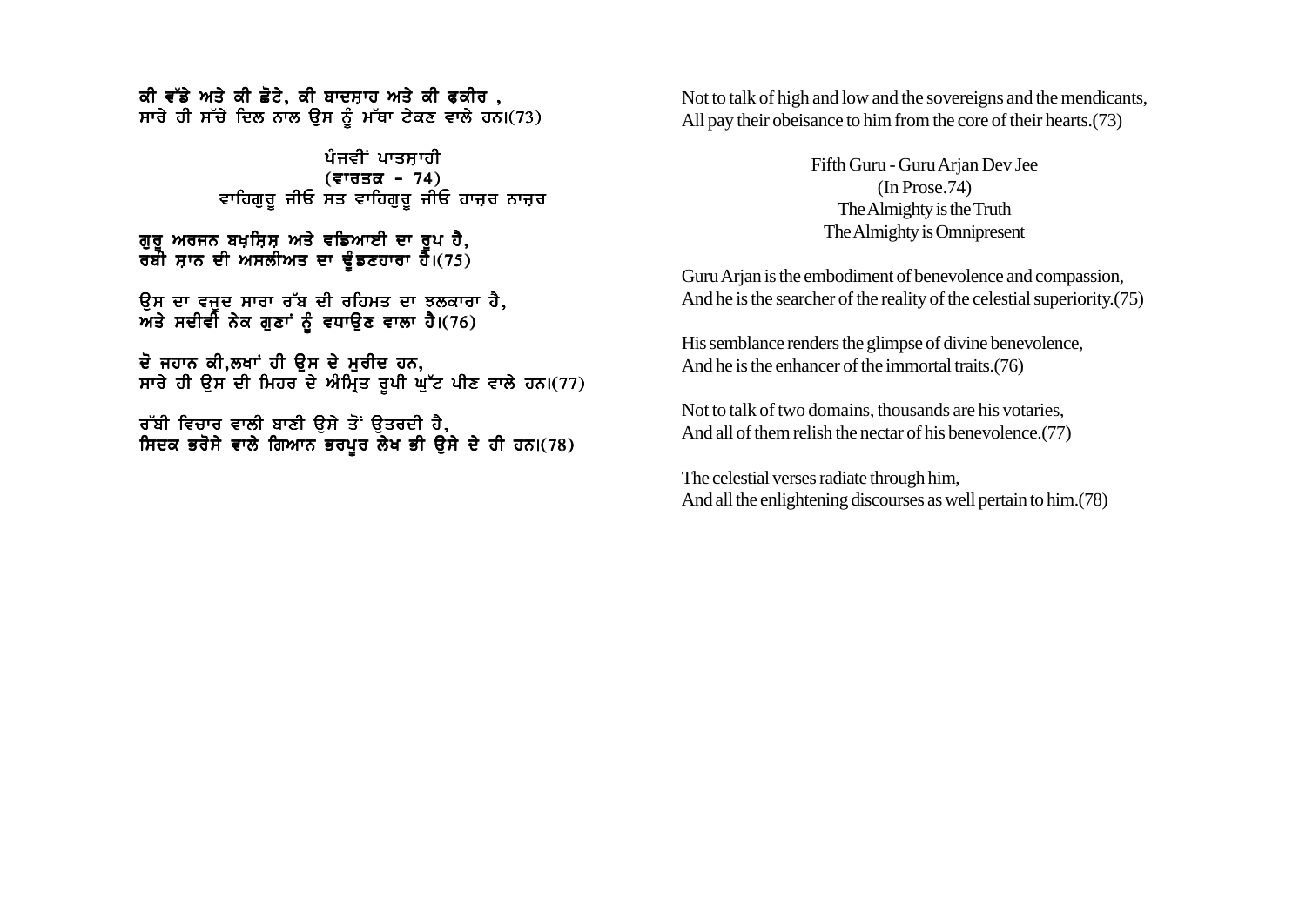ਕੀ ਵੱਡੇ ਅਤੇ ਕੀ ਛੋਟੇ, ਕੀ ਬਾਦਸ਼ਾਹ ਅਤੇ ਕੀ ਫ਼ਕੀਰ ,
ਸਾਰੇ ਹੀ ਸੱਚੇ ਦਿਲ ਨਾਲ ਉਸ ਨੂੰ ਮੱਥਾ ਟੇਕਣ ਵਾਲੇ ਹਨ।(73)

ਪੰਜਵੀਂ ਪਾਤਸ਼ਾਹੀ
(ਵਾਰਤਕ - 74)
ਵਾਹਿਗੁਰੂ ਜੀਓ ਸਤ ਵਾਹਿਗੁਰੂ ਜੀਓ ਹਾਜ਼ਰ ਨਾਜ਼ਰ

ਗੁਰੂ ਅਰਜਨ ਬਖ਼ਸ਼ਿਸ਼ ਅਤੇ ਵਡਿਆਈ ਦਾ ਰੂਪ ਹੈ,
ਰਬੀ ਸ਼ਾਨ ਦੀ ਅਸਲੀਅਤ ਦਾ ਢੂੰਡਣਹਾਰਾ ਹੈ।(75)

ਉਸ ਦਾ ਵਜੂਦ ਸਾਰਾ ਰੱਬ ਦੀ ਰਹਿਮਤ ਦਾ ਝਲਕਾਰਾ ਹੈ,
ਅਤੇ ਸਦੀਵੀ ਨੇਕ ਗੁਣਾਂ ਨੂੰ ਵਧਾਉਣ ਵਾਲਾ ਹੈ।(76)

ਦੋ ਜਹਾਨ ਕੀ,ਲਖਾਂ ਹੀ ਉਸ ਦੇ ਮੁਰੀਦ ਹਨ,
ਸਾਰੇ ਹੀ ਉਸ ਦੀ ਮਿਹਰ ਦੇ ਅੰਮ੍ਰਿਤ ਰੂਪੀ ਘੁੱਟ ਪੀਣ ਵਾਲੇ ਹਨ।(77)

ਰੱਬੀ ਵਿਚਾਰ ਵਾਲੀ ਬਾਣੀ ਉਸੇ ਤੋਂ ਉਤਰਦੀ ਹੈ,
ਸਿਦਕ ਭਰੋਸੇ ਵਾਲੇ ਗਿਆਨ ਭਰਪੂਰ ਲੇਖ ਭੀ ਉਸੇ ਦੇ ਹੀ ਹਨ।(78)

Not to talk of high and low and the sovereigns and the mendicants,
All pay their obeisance to him from the core of their hearts.(73)

Fifth Guru - Guru Arjan Dev Jee
(In Prose.74)
The Almighty is the Truth
The Almighty is Omnipresent

Guru Arjan is the embodiment of benevolence and compassion,
And he is the searcher of the reality of the celestial superiority.(75)

His semblance renders the glimpse of divine benevolence,
And he is the enhancer of the immortal traits.(76)

Not to talk of two domains, thousands are his votaries,
And all of them relish the nectar of his benevolence.(77)

The celestial verses radiate through him,
And all the enlightening discourses as well pertain to him.(78)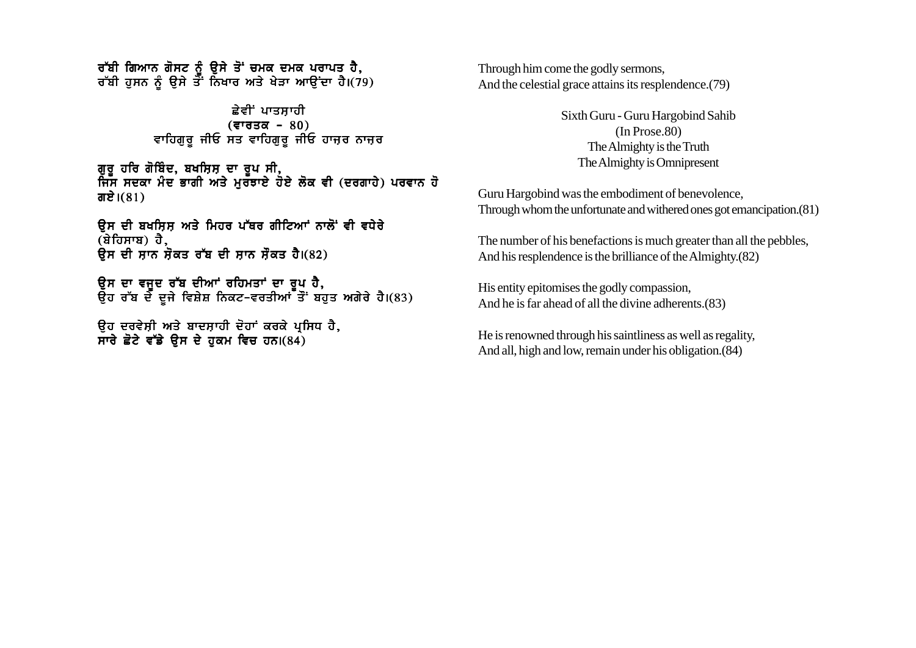ਰੱਬੀ ਗਿਆਨ ਗੋਸਟ ਨੂੰ ਉਸੇ ਤੋਂ ਚਮਕ ਦਮਕ ਪਰਾਪਤ ਹੈ,
ਰੱਬੀ ਹੁਸਨ ਨੂੰ ਉਸੇ ਤੋਂ ਨਿਖਾਰ ਅਤੇ ਖੇੜਾ ਆਉਂਦਾ ਹੈ।(79)

ਛੇਵੀਂ ਪਾਤਸ਼ਾਹੀ
(ਵਾਰਤਕ - 80)
ਵਾਹਿਗੁਰੂ ਜੀਓ ਸਤ ਵਾਹਿਗੁਰੂ ਜੀਓ ਹਾਜ਼ਰ ਨਾਜ਼ਰ

ਗੁਰੂ ਹਰਿ ਗੋਬਿੰਦ, ਬਖਸ਼ਿਸ਼ ਦਾ ਰੂਪ ਸੀ,
ਜਿਸ ਸਦਕਾ ਮੰਦ ਭਾਗੀ ਅਤੇ ਮੁਰਝਾਏ ਹੋਏ ਲੋਕ ਵੀ (ਦਰਗਾਹੇ) ਪਰਵਾਨ ਹੋ ਗਏ।(81)

ਉਸ ਦੀ ਬਖਸ਼ਿਸ਼ ਅਤੇ ਮਿਹਰ ਪੱਥਰ ਗੀਟਿਆਂ ਨਾਲੋਂ ਵੀ ਵਧੇਰੇ (ਬੇਹਿਸਾਬ) ਹੈ,
ਉਸ ਦੀ ਸ਼ਾਨ ਸ਼ੌਕਤ ਰੱਬ ਦੀ ਸ਼ਾਨ ਸ਼ੌਕਤ ਹੈ।(82)

ਉਸ ਦਾ ਵਜੂਦ ਰੱਬ ਦੀਆਂ ਰਹਿਮਤਾਂ ਦਾ ਰੂਪ ਹੈ,
ਉਹ ਰੱਬ ਦੇ ਦੂਜੇ ਵਿਸ਼ੇਸ਼ ਨਿਕਟ-ਵਰਤੀਆਂ ਤੋਂ ਬਹੁਤ ਅਗੇਰੇ ਹੈ।(83)

ਉਹ ਦਰਵੇਸ਼ੀ ਅਤੇ ਬਾਦਸ਼ਾਹੀ ਦੋਹਾਂ ਕਰਕੇ ਪ੍ਰਸਿਧ ਹੈ,
ਸਾਰੇ ਛੋਟੇ ਵੱਡੇ ਉਸ ਦੇ ਹੁਕਮ ਵਿਚ ਹਨ।(84)

Through him come the godly sermons,
And the celestial grace attains its resplendence.(79)

Sixth Guru - Guru Hargobind Sahib
(In Prose.80)
The Almighty is the Truth
The Almighty is Omnipresent

Guru Hargobind was the embodiment of benevolence,
Through whom the unfortunate and withered ones got emancipation.(81)

The number of his benefactions is much greater than all the pebbles,
And his resplendence is the brilliance of the Almighty.(82)

His entity epitomises the godly compassion,
And he is far ahead of all the divine adherents.(83)

He is renowned through his saintliness as well as regality,
And all, high and low, remain under his obligation.(84)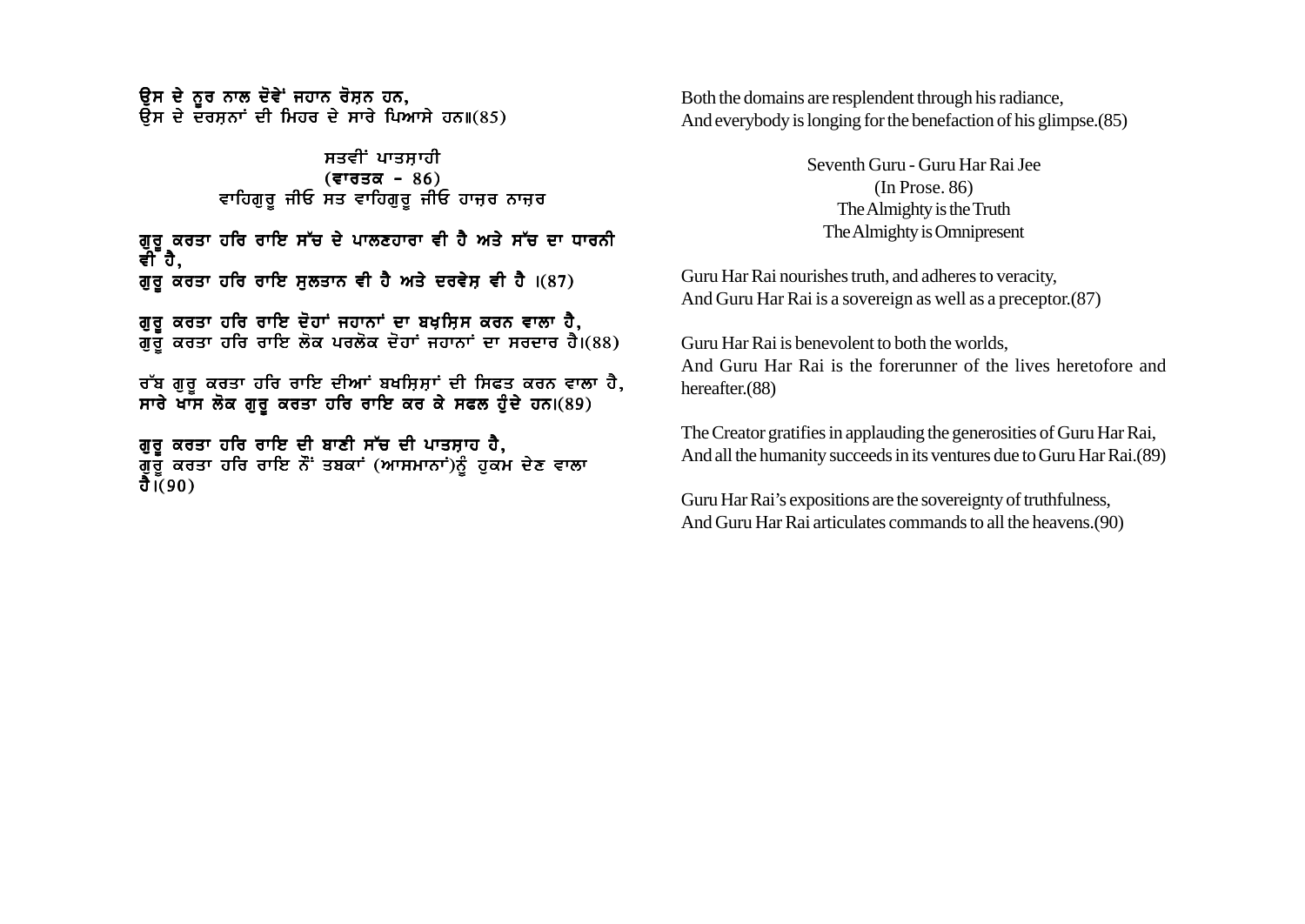ਉਸ ਦੇ ਨੂਰ ਨਾਲ ਦੋਵੇਂ ਜਹਾਨ ਰੋਸ਼ਨ ਹਨ,
ਉਸ ਦੇ ਦਰਸ਼ਨਾਂ ਦੀ ਮਿਹਰ ਦੇ ਸਾਰੇ ਪਿਆਸੇ ਹਨ॥(85)

ਸਤਵੀਂ ਪਾਤਸ਼ਾਹੀ
(ਵਾਰਤਕ - 86)
ਵਾਹਿਗੁਰੂ ਜੀਓ ਸਤ ਵਾਹਿਗੁਰੂ ਜੀਓ ਹਾਜ਼ਰ ਨਾਜ਼ਰ

ਗੁਰੂ ਕਰਤਾ ਹਰਿ ਰਾਇ ਸੱਚ ਦੇ ਪਾਲਣਹਾਰਾ ਵੀ ਹੈ ਅਤੇ ਸੱਚ ਦਾ ਧਾਰਨੀ ਵੀ ਹੈ,
ਗੁਰੂ ਕਰਤਾ ਹਰਿ ਰਾਇ ਸੁਲਤਾਨ ਵੀ ਹੈ ਅਤੇ ਦਰਵੇਸ਼ ਵੀ ਹੈ ।(87)

ਗੁਰੂ ਕਰਤਾ ਹਰਿ ਰਾਇ ਦੋਹਾਂ ਜਹਾਨਾਂ ਦਾ ਬਖ਼ਸ਼ਿਸ ਕਰਨ ਵਾਲਾ ਹੈ,
ਗੁਰੂ ਕਰਤਾ ਹਰਿ ਰਾਇ ਲੋਕ ਪਰਲੋਕ ਦੋਹਾਂ ਜਹਾਨਾਂ ਦਾ ਸਰਦਾਰ ਹੈ।(88)

ਰੱਬ ਗੁਰੂ ਕਰਤਾ ਹਰਿ ਰਾਇ ਦੀਆਂ ਬਖਸ਼ਿਸ਼ਾਂ ਦੀ ਸਿਫਤ ਕਰਨ ਵਾਲਾ ਹੈ,
ਸਾਰੇ ਖਾਸ ਲੋਕ ਗੁਰੂ ਕਰਤਾ ਹਰਿ ਰਾਇ ਕਰ ਕੇ ਸਫਲ ਹੁੰਦੇ ਹਨ।(89)

ਗੁਰੂ ਕਰਤਾ ਹਰਿ ਰਾਇ ਦੀ ਬਾਣੀ ਸੱਚ ਦੀ ਪਾਤਸ਼ਾਹ ਹੈ,
ਗੁਰੂ ਕਰਤਾ ਹਰਿ ਰਾਇ ਨੌਂ ਤਬਕਾਂ (ਆਸਮਾਨਾਂ)ਨੂੰ ਹੁਕਮ ਦੇਣ ਵਾਲਾ ਹੈ।(90)

Both the domains are resplendent through his radiance,
And everybody is longing for the benefaction of his glimpse.(85)

Seventh Guru - Guru Har Rai Jee
(In Prose. 86)
The Almighty is the Truth
The Almighty is Omnipresent

Guru Har Rai nourishes truth, and adheres to veracity,
And Guru Har Rai is a sovereign as well as a preceptor.(87)

Guru Har Rai is benevolent to both the worlds,
And Guru Har Rai is the forerunner of the lives heretofore and hereafter.(88)

The Creator gratifies in applauding the generosities of Guru Har Rai,
And all the humanity succeeds in its ventures due to Guru Har Rai.(89)

Guru Har Rai's expositions are the sovereignty of truthfulness,
And Guru Har Rai articulates commands to all the heavens.(90)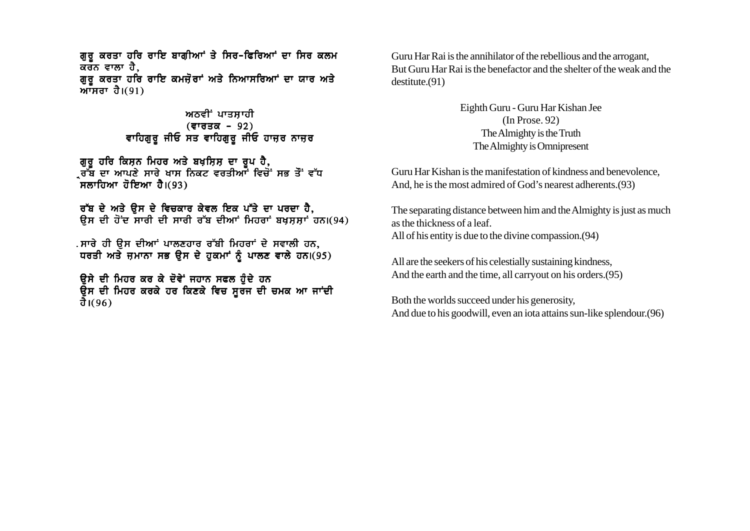ਗੁਰੂ ਕਰਤਾ ਹਰਿ ਰਾਇ ਬਾਗ਼ੀਆਂ ਤੇ ਸਿਰ-ਫਿਰਿਆਂ ਦਾ ਸਿਰ ਕਲਮ ਕਰਨ ਵਾਲਾ ਹੈ,
ਗੁਰੂ ਕਰਤਾ ਹਰਿ ਰਾਇ ਕਮਜ਼ੋਰਾਂ ਅਤੇ ਨਿਆਸਰਿਆਂ ਦਾ ਯਾਰ ਅਤੇ ਆਸਰਾ ਹੈ।(91)

ਅਠਵੀਂ ਪਾਤਸ਼ਾਹੀ
(ਵਾਰਤਕ - 92)
ਵਾਹਿਗੁਰੂ ਜੀਓ ਸਤ ਵਾਹਿਗੁਰੂ ਜੀਓ ਹਾਜ਼ਰ ਨਾਜ਼ਰ

ਗੁਰੂ ਹਰਿ ਕਿਸ਼ਨ ਮਿਹਰ ਅਤੇ ਬਖ਼ਸ਼ਿਸ਼ ਦਾ ਰੂਪ ਹੈ,
ਰੱਬ ਦਾ ਆਪਣੇ ਸਾਰੇ ਖਾਸ ਨਿਕਟ ਵਰਤੀਆਂ ਵਿਚੋਂ ਸਭ ਤੋਂ ਵੱਧ ਸਲਾਹਿਆ ਹੋਇਆ ਹੈ।(93)

ਰੱਬ ਦੇ ਅਤੇ ਉਸ ਦੇ ਵਿਚਕਾਰ ਕੇਵਲ ਇਕ ਪੱਤੇ ਦਾ ਪਰਦਾ ਹੈ,
ਉਸ ਦੀ ਹੋਂਦ ਸਾਰੀ ਦੀ ਸਾਰੀ ਰੱਬ ਦੀਆਂ ਮਿਹਰਾਂ ਬਖ਼ਸ਼ਸ਼ਾਂ ਹਨ।(94)

ਸਾਰੇ ਹੀ ਉਸ ਦੀਆਂ ਪਾਲਣਹਾਰ ਰੱਬੀ ਮਿਹਰਾਂ ਦੇ ਸਵਾਲੀ ਹਨ,
ਧਰਤੀ ਅਤੇ ਜ਼ਮਾਨਾ ਸਭ ਉਸ ਦੇ ਹੁਕਮਾਂ ਨੂੰ ਪਾਲਣ ਵਾਲੇ ਹਨ।(95)

ਉਸੇ ਦੀ ਮਿਹਰ ਕਰ ਕੇ ਦੋਵੇਂ ਜਹਾਨ ਸਫਲ ਹੁੰਦੇ ਹਨ
ਉਸ ਦੀ ਮਿਹਰ ਕਰਕੇ ਹਰ ਕਿਣਕੇ ਵਿਚ ਸੂਰਜ ਦੀ ਚਮਕ ਆ ਜਾਂਦੀ ਹੈ।(96)

Guru Har Rai is the annihilator of the rebellious and the arrogant,
But Guru Har Rai is the benefactor and the shelter of the weak and the destitute.(91)

Eighth Guru - Guru Har Kishan Jee
(In Prose. 92)
The Almighty is the Truth
The Almighty is Omnipresent

Guru Har Kishan is the manifestation of kindness and benevolence,
And, he is the most admired of God's nearest adherents.(93)

The separating distance between him and the Almighty is just as much as the thickness of a leaf.
All of his entity is due to the divine compassion.(94)

All are the seekers of his celestially sustaining kindness,
And the earth and the time, all carryout on his orders.(95)

Both the worlds succeed under his generosity,
And due to his goodwill, even an iota attains sun-like splendour.(96)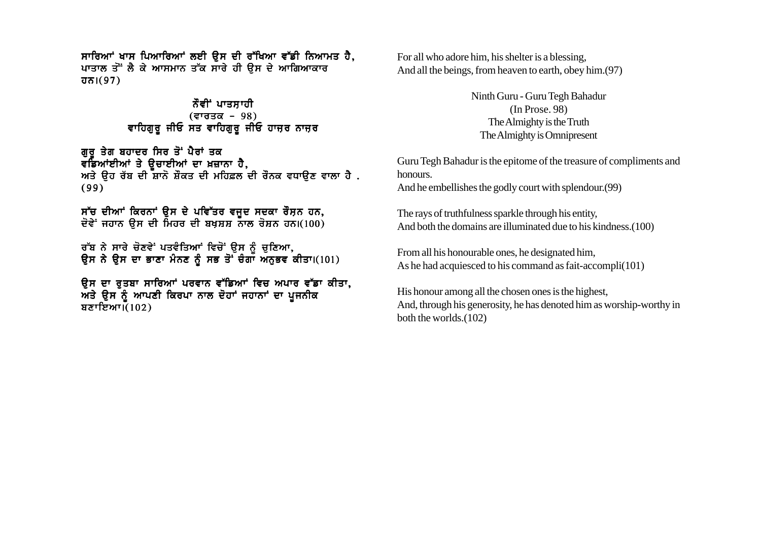ਸਾਰਿਆਂ ਖਾਸ ਪਿਆਰਿਆਂ ਲਈ ਉਸ ਦੀ ਰੱਖਿਆ ਵੱਡੀ ਨਿਆਮਤ ਹੈ,
ਪਾਤਾਲ ਤੋਂ ਲੈ ਕੇ ਆਸਮਾਨ ਤੱਕ ਸਾਰੇ ਹੀ ਉਸ ਦੇ ਆਗਿਆਕਾਰ ਹਨ।(97)

For all who adore him, his shelter is a blessing,
And all the beings, from heaven to earth, obey him.(97)

**ਨੌਵੀਂ ਪਾਤਸ਼ਾਹੀ**
(ਵਾਰਤਕ - 98)
**ਵਾਹਿਗੁਰੂ ਜੀਓ ਸਤ ਵਾਹਿਗੁਰੂ ਜੀਓ ਹਾਜ਼ਰ ਨਾਜ਼ਰ**

Ninth Guru - Guru Tegh Bahadur
(In Prose. 98)
The Almighty is the Truth
The Almighty is Omnipresent

ਗੁਰੂ ਤੇਗ ਬਹਾਦਰ ਸਿਰ ਤੋਂ ਪੈਰਾਂ ਤਕ
ਵਡਿਆਂਈਆਂ ਤੇ ਉਚਾਈਆਂ ਦਾ ਖ਼ਜ਼ਾਨਾ ਹੈ,
ਅਤੇ ਉਹ ਰੱਬ ਦੀ ਸ਼ਾਨੋ ਸ਼ੌਕਤ ਦੀ ਮਹਿਫ਼ਲ ਦੀ ਰੌਨਕ ਵਧਾਉਣ ਵਾਲਾ ਹੈ . (99)

Guru Tegh Bahadur is the epitome of the treasure of compliments and honours.
And he embellishes the godly court with splendour.(99)

ਸੱਚ ਦੀਆਂ ਕਿਰਨਾਂ ਉਸ ਦੇ ਪਵਿੱਤਰ ਵਜੂਦ ਸਦਕਾ ਰੌਸ਼ਨ ਹਨ,
ਦੋਵੇਂ ਜਹਾਨ ਉਸ ਦੀ ਮਿਹਰ ਦੀ ਬਖ਼ਸ਼ਸ਼ ਨਾਲ ਰੋਸ਼ਨ ਹਨ।(100)

The rays of truthfulness sparkle through his entity,
And both the domains are illuminated due to his kindness.(100)

ਰੱਬ ਨੇ ਸਾਰੇ ਚੋਣਵੇਂ ਪਤਵੰਤਿਆਂ ਵਿਚੋਂ ਉਸ ਨੂੰ ਚੁਣਿਆ,
ਉਸ ਨੇ ਉਸ ਦਾ ਭਾਣਾ ਮੰਨਣ ਨੂੰ ਸਭ ਤੋਂ ਚੰਗਾ ਅਨੁਭਵ ਕੀਤਾ।(101)

From all his honourable ones, he designated him,
As he had acquiesced to his command as fait-accompli(101)

ਉਸ ਦਾ ਰੁਤਬਾ ਸਾਰਿਆਂ ਪਰਵਾਨ ਵੱਡਿਆਂ ਵਿਚ ਅਪਾਰ ਵੱਡਾ ਕੀਤਾ,
ਅਤੇ ਉਸ ਨੂੰ ਆਪਣੀ ਕਿਰਪਾ ਨਾਲ ਦੋਹਾਂ ਜਹਾਨਾਂ ਦਾ ਪੂਜਨੀਕ ਬਣਾਇਆ।(102)

His honour among all the chosen ones is the highest,
And, through his generosity, he has denoted him as worship-worthy in both the worlds.(102)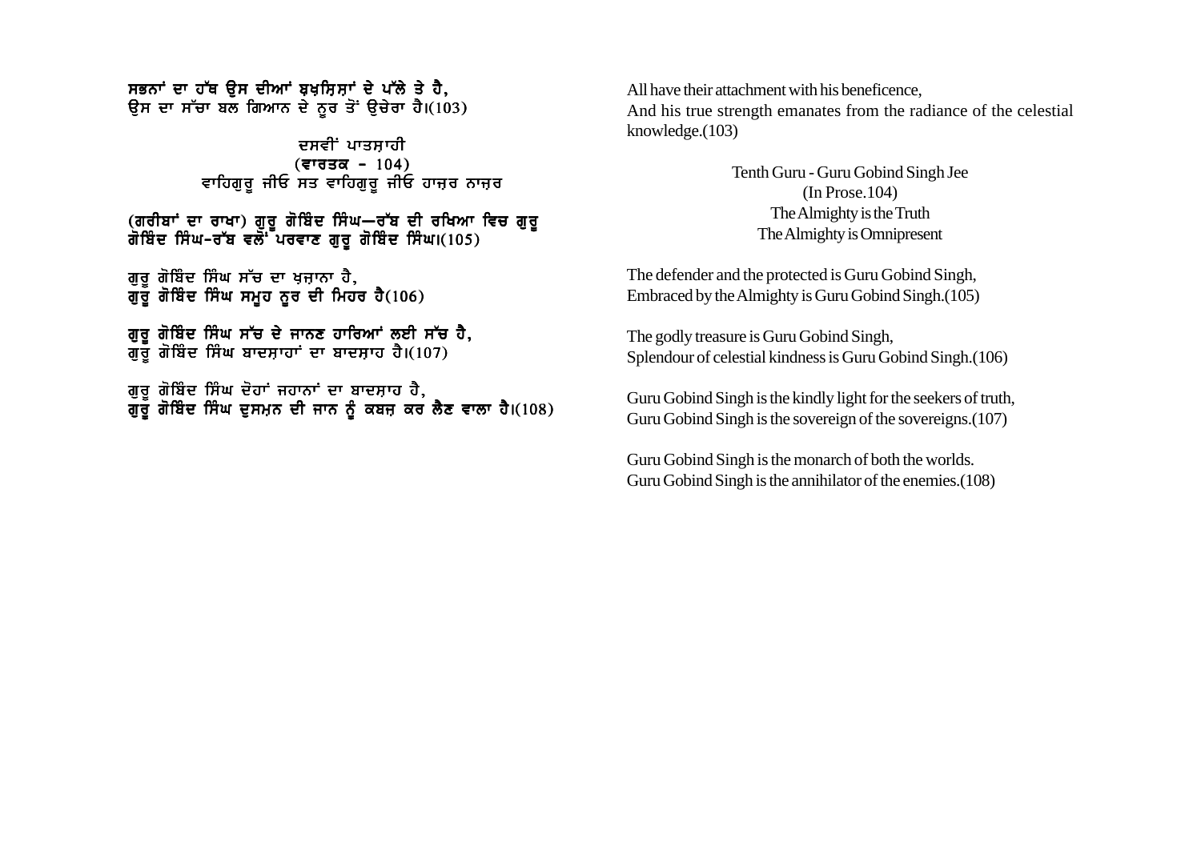ਸਭਨਾਂ ਦਾ ਹੱਥ ਉਸ ਦੀਆਂ ਬ਼ਖ਼ਸ਼ਿਸ਼ਾਂ ਦੇ ਪੱਲੇ ਤੇ ਹੈ,
ਉਸ ਦਾ ਸੱਚਾ ਬਲ ਗਿਆਨ ਦੇ ਨੂਰ ਤੋਂ ਉਚੇਰਾ ਹੈ।(103)

ਦਸਵੀਂ ਪਾਤਸ਼ਾਹੀ
(ਵਾਰਤਕ - 104)
ਵਾਹਿਗੁਰੂ ਜੀਓ ਸਤ ਵਾਹਿਗੁਰੂ ਜੀਓ ਹਾਜ਼ਰ ਨਾਜ਼ਰ

(ਗਰੀਬਾਂ ਦਾ ਰਾਖਾ) ਗੁਰੂ ਗੋਬਿੰਦ ਸਿੰਘ—ਰੱਬ ਦੀ ਰਖਿਆ ਵਿਚ ਗੁਰੂ ਗੋਬਿੰਦ ਸਿੰਘ-ਰੱਬ ਵਲੋਂ ਪਰਵਾਣ ਗੁਰੂ ਗੋਬਿੰਦ ਸਿੰਘ।(105)

ਗੁਰੂ ਗੋਬਿੰਦ ਸਿੰਘ ਸੱਚ ਦਾ ਖ਼ਜ਼ਾਨਾ ਹੈ,
ਗੁਰੂ ਗੋਬਿੰਦ ਸਿੰਘ ਸਮੂਹ ਨੂਰ ਦੀ ਮਿਹਰ ਹੈ(106)

ਗੁਰੂ ਗੋਬਿੰਦ ਸਿੰਘ ਸੱਚ ਦੇ ਜਾਨਣ ਹਾਰਿਆਂ ਲਈ ਸੱਚ ਹੈ,
ਗੁਰੂ ਗੋਬਿੰਦ ਸਿੰਘ ਬਾਦਸ਼ਾਹਾਂ ਦਾ ਬਾਦਸ਼ਾਹ ਹੈ।(107)

ਗੁਰੂ ਗੋਬਿੰਦ ਸਿੰਘ ਦੋਹਾਂ ਜਹਾਨਾਂ ਦਾ ਬਾਦਸ਼ਾਹ ਹੈ,
ਗੁਰੂ ਗੋਬਿੰਦ ਸਿੰਘ ਦੁਸਮ਼ਨ ਦੀ ਜਾਨ ਨੂੰ ਕਬਜ਼ ਕਰ ਲੈਣ ਵਾਲਾ ਹੈ।(108)

All have their attachment with his beneficence,
And his true strength emanates from the radiance of the celestial knowledge.(103)

Tenth Guru - Guru Gobind Singh Jee
(In Prose.104)
The Almighty is the Truth
The Almighty is Omnipresent

The defender and the protected is Guru Gobind Singh,
Embraced by the Almighty is Guru Gobind Singh.(105)

The godly treasure is Guru Gobind Singh,
Splendour of celestial kindness is Guru Gobind Singh.(106)

Guru Gobind Singh is the kindly light for the seekers of truth,
Guru Gobind Singh is the sovereign of the sovereigns.(107)

Guru Gobind Singh is the monarch of both the worlds.
Guru Gobind Singh is the annihilator of the enemies.(108)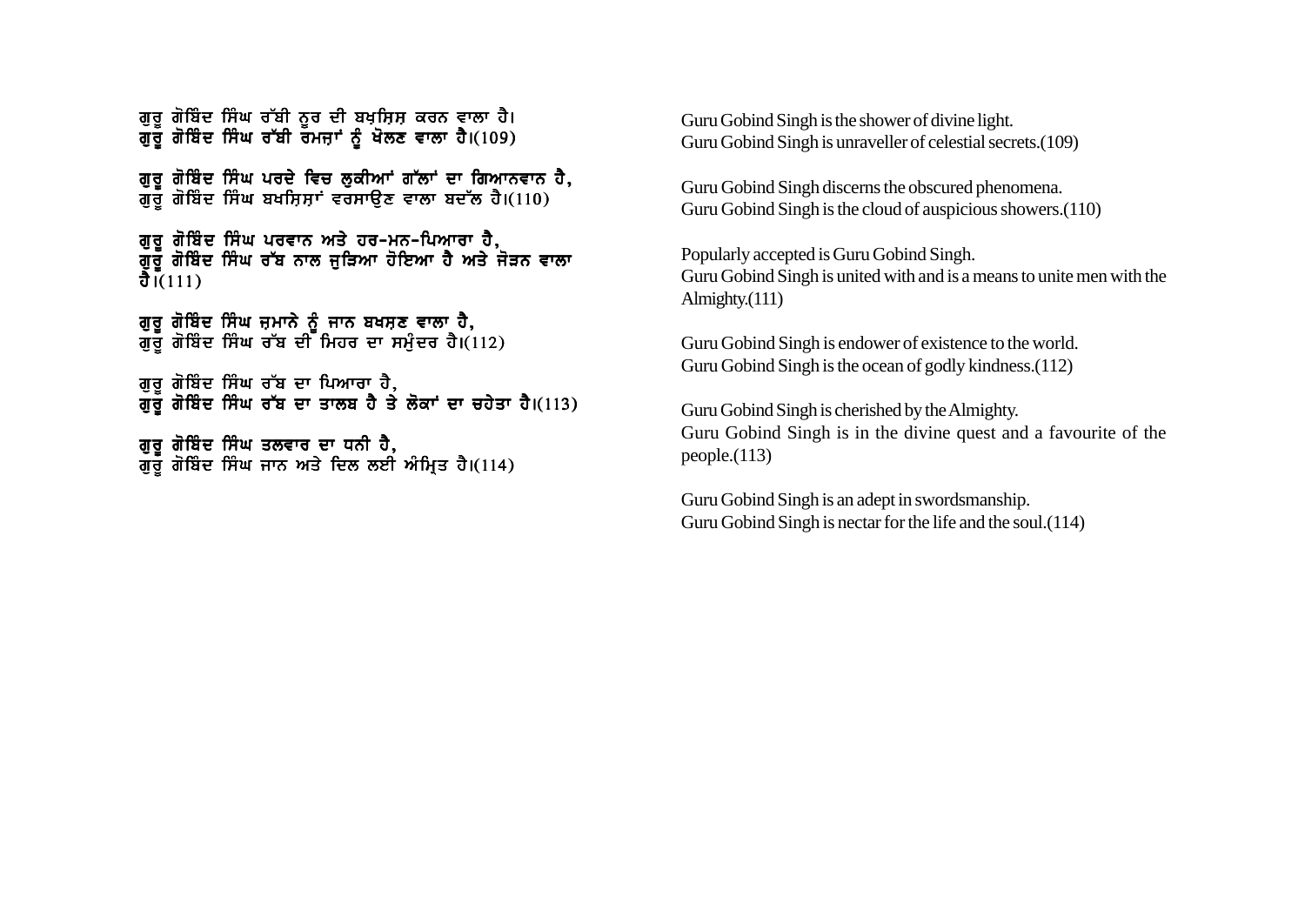ਗੁਰੂ ਗੋਬਿੰਦ ਸਿੰਘ ਰੱਬੀ ਨੂਰ ਦੀ ਬਖ਼ਸ਼ਿਸ਼ ਕਰਨ ਵਾਲਾ ਹੈ।
ਗੁਰੂ ਗੋਬਿੰਦ ਸਿੰਘ ਰੱਬੀ ਰਮਜ਼ਾਂ ਨੂੰ ਖੋਲਣ ਵਾਲਾ ਹੈ।(109)

ਗੁਰੂ ਗੋਬਿੰਦ ਸਿੰਘ ਪਰਦੇ ਵਿਚ ਲੁਕੀਆਂ ਗੱਲਾਂ ਦਾ ਗਿਆਨਵਾਨ ਹੈ,
ਗੁਰੂ ਗੋਬਿੰਦ ਸਿੰਘ ਬਖਸ਼ਿਸ਼ਾਂ ਵਰਸਾਉਣ ਵਾਲਾ ਬਦੱਲ ਹੈ।(110)

ਗੁਰੂ ਗੋਬਿੰਦ ਸਿੰਘ ਪਰਵਾਨ ਅਤੇ ਹਰ-ਮਨ-ਪਿਆਰਾ ਹੈ,
ਗੁਰੂ ਗੋਬਿੰਦ ਸਿੰਘ ਰੱਬ ਨਾਲ ਜੁੜਿਆ ਹੋਇਆ ਹੈ ਅਤੇ ਜੋੜਨ ਵਾਲਾ ਹੈ।(111)

ਗੁਰੂ ਗੋਬਿੰਦ ਸਿੰਘ ਜ਼ਮਾਨੇ ਨੂੰ ਜਾਨ ਬਖਸ਼ਣ ਵਾਲਾ ਹੈ,
ਗੁਰੂ ਗੋਬਿੰਦ ਸਿੰਘ ਰੱਬ ਦੀ ਮਿਹਰ ਦਾ ਸਮੁੰਦਰ ਹੈ।(112)

ਗੁਰੂ ਗੋਬਿੰਦ ਸਿੰਘ ਰੱਬ ਦਾ ਪਿਆਰਾ ਹੈ,
ਗੁਰੂ ਗੋਬਿੰਦ ਸਿੰਘ ਰੱਬ ਦਾ ਤਾਲਬ ਹੈ ਤੇ ਲੋਕਾਂ ਦਾ ਚਹੇਤਾ ਹੈ।(113)

ਗੁਰੂ ਗੋਬਿੰਦ ਸਿੰਘ ਤਲਵਾਰ ਦਾ ਧਨੀ ਹੈ,
ਗੁਰੂ ਗੋਬਿੰਦ ਸਿੰਘ ਜਾਨ ਅਤੇ ਦਿਲ ਲਈ ਅੰਮ੍ਰਿਤ ਹੈ।(114)

Guru Gobind Singh is the shower of divine light.
Guru Gobind Singh is unraveller of celestial secrets.(109)

Guru Gobind Singh discerns the obscured phenomena.
Guru Gobind Singh is the cloud of auspicious showers.(110)

Popularly accepted is Guru Gobind Singh.
Guru Gobind Singh is united with and is a means to unite men with the Almighty.(111)

Guru Gobind Singh is endower of existence to the world.
Guru Gobind Singh is the ocean of godly kindness.(112)

Guru Gobind Singh is cherished by the Almighty.
Guru Gobind Singh is in the divine quest and a favourite of the people.(113)

Guru Gobind Singh is an adept in swordsmanship.
Guru Gobind Singh is nectar for the life and the soul.(114)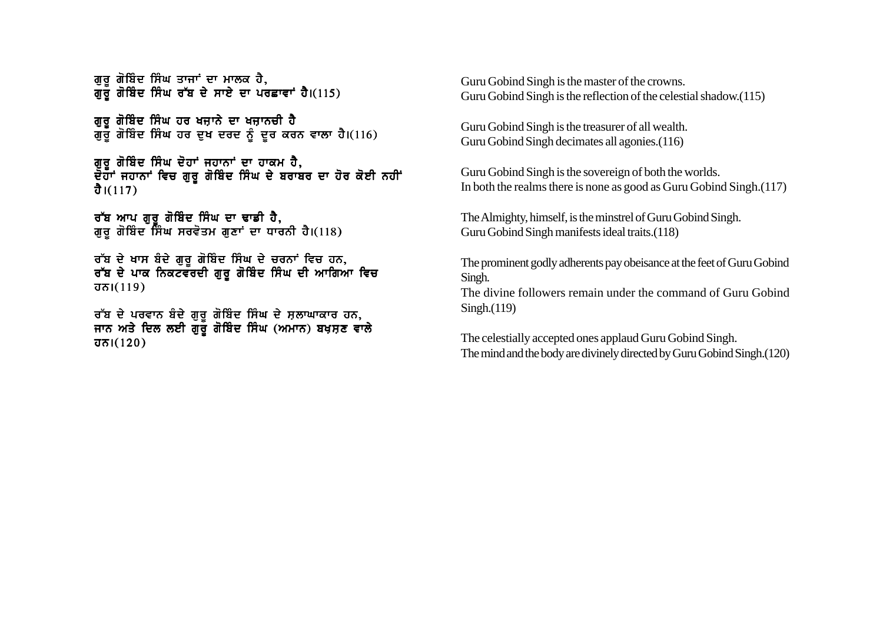ਗੁਰੂ ਗੋਬਿੰਦ ਸਿੰਘ ਤਾਜਾਂ ਦਾ ਮਾਲਕ ਹੈ,
ਗੁਰੂ ਗੋਬਿੰਦ ਸਿੰਘ ਰੱਬ ਦੇ ਸਾਏ ਦਾ ਪਰਛਾਵਾਂ ਹੈ।(115)

ਗੁਰੂ ਗੋਬਿੰਦ ਸਿੰਘ ਹਰ ਖਜ਼ਾਨੇ ਦਾ ਖਜ਼ਾਨਚੀ ਹੈ
ਗੁਰੂ ਗੋਬਿੰਦ ਸਿੰਘ ਹਰ ਦੁਖ ਦਰਦ ਨੂੰ ਦੂਰ ਕਰਨ ਵਾਲਾ ਹੈ।(116)

ਗੁਰੂ ਗੋਬਿੰਦ ਸਿੰਘ ਦੋਹਾਂ ਜਹਾਨਾਂ ਦਾ ਹਾਕਮ ਹੈ,
ਦੋਹਾਂ ਜਹਾਨਾਂ ਵਿਚ ਗੁਰੂ ਗੋਬਿੰਦ ਸਿੰਘ ਦੇ ਬਰਾਬਰ ਦਾ ਹੋਰ ਕੋਈ ਨਹੀਂ ਹੈ।(117)

ਰੱਬ ਆਪ ਗੁਰੂ ਗੋਬਿੰਦ ਸਿੰਘ ਦਾ ਢਾਡੀ ਹੈ,
ਗੁਰੂ ਗੋਬਿੰਦ ਸਿੰਘ ਸਰਵੋਤਮ ਗੁਣਾਂ ਦਾ ਧਾਰਨੀ ਹੈ।(118)

ਰੱਬ ਦੇ ਖਾਸ ਬੰਦੇ ਗੁਰੂ ਗੋਬਿੰਦ ਸਿੰਘ ਦੇ ਚਰਨਾਂ ਵਿਚ ਹਨ,
ਰੱਬ ਦੇ ਪਾਕ ਨਿਕਟਵਰਦੀ ਗੁਰੂ ਗੋਬਿੰਦ ਸਿੰਘ ਦੀ ਆਗਿਆ ਵਿਚ ਹਨ।(119)

ਰੱਬ ਦੇ ਪਰਵਾਨ ਬੰਦੇ ਗੁਰੂ ਗੋਬਿੰਦ ਸਿੰਘ ਦੇ ਸ਼ਲਾਘਾਕਾਰ ਹਨ,
ਜਾਨ ਅਤੇ ਦਿਲ ਲਈ ਗੁਰੂ ਗੋਬਿੰਦ ਸਿੰਘ (ਅਮਾਨ) ਬਖ਼ਸ਼ਣ ਵਾਲੇ ਹਨ।(120)

Guru Gobind Singh is the master of the crowns.
Guru Gobind Singh is the reflection of the celestial shadow.(115)

Guru Gobind Singh is the treasurer of all wealth.
Guru Gobind Singh decimates all agonies.(116)

Guru Gobind Singh is the sovereign of both the worlds.
In both the realms there is none as good as Guru Gobind Singh.(117)

The Almighty, himself, is the minstrel of Guru Gobind Singh.
Guru Gobind Singh manifests ideal traits.(118)

The prominent godly adherents pay obeisance at the feet of Guru Gobind Singh.
The divine followers remain under the command of Guru Gobind Singh.(119)

The celestially accepted ones applaud Guru Gobind Singh.
The mind and the body are divinely directed by Guru Gobind Singh.(120)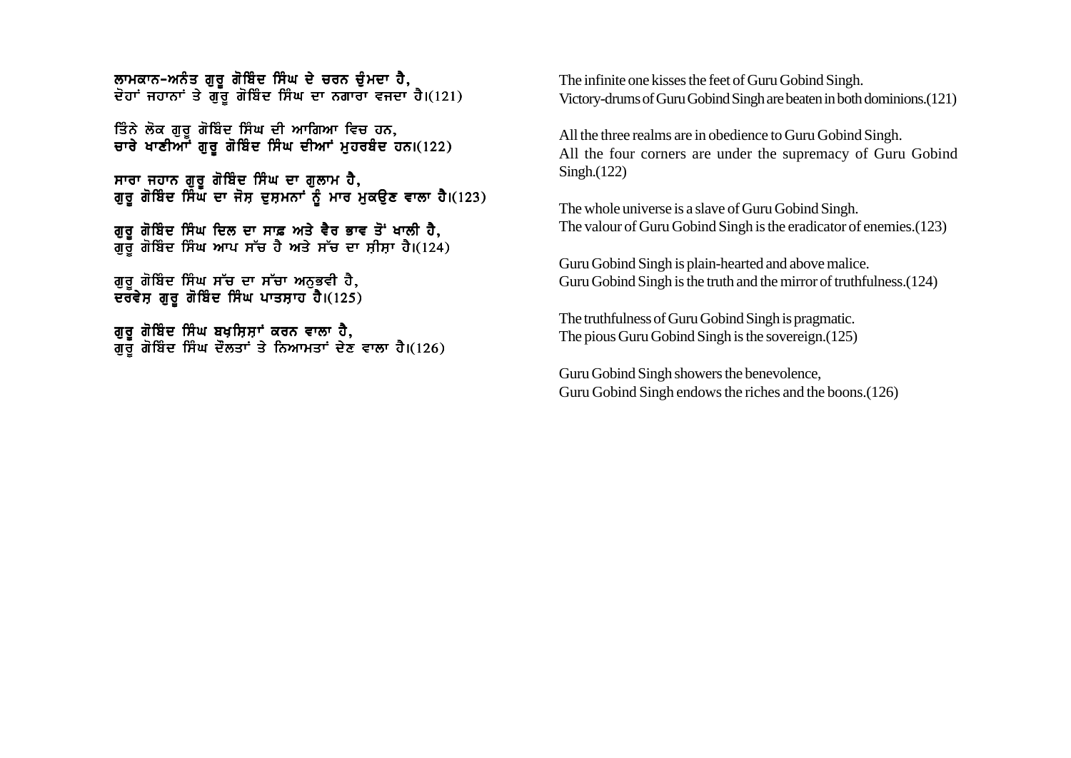ਲਾਮਕਾਨ-ਅਨੰਤ ਗੁਰੂ ਗੋਬਿੰਦ ਸਿੰਘ ਦੇ ਚਰਨ ਚੁੰਮਦਾ ਹੈ,
ਦੋਹਾਂ ਜਹਾਨਾਂ ਤੇ ਗੁਰੂ ਗੋਬਿੰਦ ਸਿੰਘ ਦਾ ਨਗਾਰਾ ਵਜਦਾ ਹੈ।(121)

ਤਿੰਨੇ ਲੋਕ ਗੁਰੂ ਗੋਬਿੰਦ ਸਿੰਘ ਦੀ ਆਗਿਆ ਵਿਚ ਹਨ,
ਚਾਰੇ ਖਾਣੀਆਂ ਗੁਰੂ ਗੋਬਿੰਦ ਸਿੰਘ ਦੀਆਂ ਮੁਹਰਬੰਦ ਹਨ।(122)

ਸਾਰਾ ਜਹਾਨ ਗੁਰੂ ਗੋਬਿੰਦ ਸਿੰਘ ਦਾ ਗੁਲਾਮ ਹੈ,
ਗੁਰੂ ਗੋਬਿੰਦ ਸਿੰਘ ਦਾ ਜੋਸ਼ ਦੁਸ਼ਮਨਾਂ ਨੂੰ ਮਾਰ ਮੁਕਉਣ ਵਾਲਾ ਹੈ।(123)

ਗੁਰੂ ਗੋਬਿੰਦ ਸਿੰਘ ਦਿਲ ਦਾ ਸਾਫ਼ ਅਤੇ ਵੈਰ ਭਾਵ ਤੋਂ ਖਾਲੀ ਹੈ,
ਗੁਰੂ ਗੋਬਿੰਦ ਸਿੰਘ ਆਪ ਸੱਚ ਹੈ ਅਤੇ ਸੱਚ ਦਾ ਸ਼ੀਸ਼ਾ ਹੈ।(124)

ਗੁਰੂ ਗੋਬਿੰਦ ਸਿੰਘ ਸੱਚ ਦਾ ਸੱਚਾ ਅਨੁਭਵੀ ਹੈ,
ਦਰਵੇਸ਼ ਗੁਰੂ ਗੋਬਿੰਦ ਸਿੰਘ ਪਾਤਸ਼ਾਹ ਹੈ।(125)

ਗੁਰੂ ਗੋਬਿੰਦ ਸਿੰਘ ਬਖ਼ਸ਼ਿਸ਼ਾਂ ਕਰਨ ਵਾਲਾ ਹੈ,
ਗੁਰੂ ਗੋਬਿੰਦ ਸਿੰਘ ਦੌਲਤਾਂ ਤੇ ਨਿਆਮਤਾਂ ਦੇਣ ਵਾਲਾ ਹੈ।(126)

The infinite one kisses the feet of Guru Gobind Singh.
Victory-drums of Guru Gobind Singh are beaten in both dominions.(121)

All the three realms are in obedience to Guru Gobind Singh.
All the four corners are under the supremacy of Guru Gobind Singh.(122)

The whole universe is a slave of Guru Gobind Singh.
The valour of Guru Gobind Singh is the eradicator of enemies.(123)

Guru Gobind Singh is plain-hearted and above malice.
Guru Gobind Singh is the truth and the mirror of truthfulness.(124)

The truthfulness of Guru Gobind Singh is pragmatic.
The pious Guru Gobind Singh is the sovereign.(125)

Guru Gobind Singh showers the benevolence,
Guru Gobind Singh endows the riches and the boons.(126)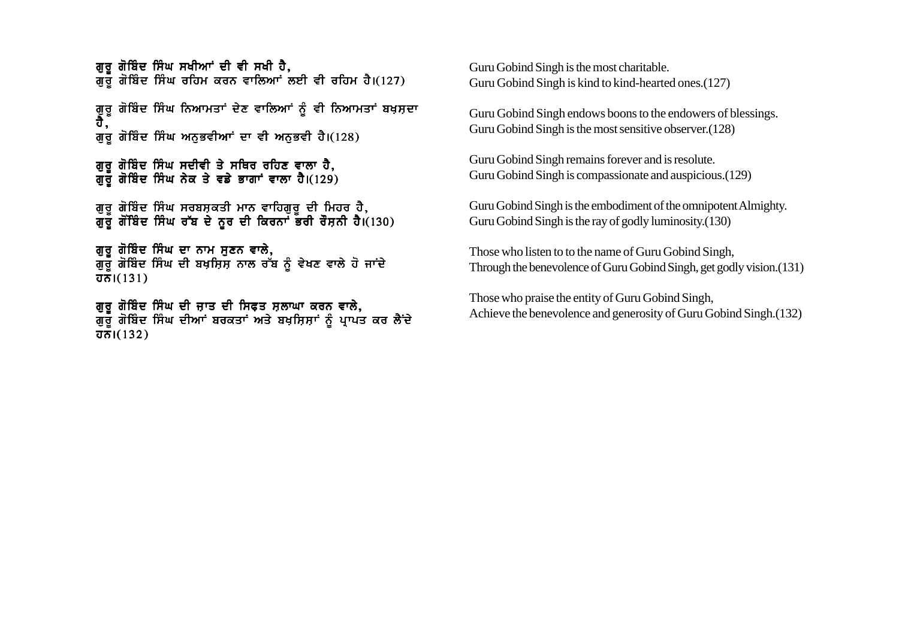ਗੁਰੂ ਗੋਬਿੰਦ ਸਿੰਘ ਸਖੀਆਂ ਦੀ ਵੀ ਸਖੀ ਹੈ,
ਗੁਰੂ ਗੋਬਿੰਦ ਸਿੰਘ ਰਹਿਮ ਕਰਨ ਵਾਲਿਆਂ ਲਈ ਵੀ ਰਹਿਮ ਹੈ।(127)

ਗੁਰੂ ਗੋਬਿੰਦ ਸਿੰਘ ਨਿਆਮਤਾਂ ਦੇਣ ਵਾਲਿਆਂ ਨੂੰ ਵੀ ਨਿਆਮਤਾਂ ਬਖ਼ਸ਼ਦਾ ਹੈ,
ਗੁਰੂ ਗੋਬਿੰਦ ਸਿੰਘ ਅਨੁਭਵੀਆਂ ਦਾ ਵੀ ਅਨੁਭਵੀ ਹੈ।(128)

ਗੁਰੂ ਗੋਬਿੰਦ ਸਿੰਘ ਸਦੀਵੀ ਤੇ ਸਥਿਰ ਰਹਿਣ ਵਾਲਾ ਹੈ,
ਗੁਰੂ ਗੋਬਿੰਦ ਸਿੰਘ ਨੇਕ ਤੇ ਵਡੇ ਭਾਗਾਂ ਵਾਲਾ ਹੈ।(129)

ਗੁਰੂ ਗੋਬਿੰਦ ਸਿੰਘ ਸਰਬਸ਼ਕਤੀ ਮਾਨ ਵਾਹਿਗੁਰੂ ਦੀ ਮਿਹਰ ਹੈ,
ਗੁਰੂ ਗੋਬਿੰਦ ਸਿੰਘ ਰੱਬ ਦੇ ਨੂਰ ਦੀ ਕਿਰਨਾਂ ਭਰੀ ਰੌਸ਼ਨੀ ਹੈ।(130)

ਗੁਰੂ ਗੋਬਿੰਦ ਸਿੰਘ ਦਾ ਨਾਮ ਸੁਣਨ ਵਾਲੇ,
ਗੁਰੂ ਗੋਬਿੰਦ ਸਿੰਘ ਦੀ ਬਖ਼ਸ਼ਿਸ਼ ਨਾਲ ਰੱਬ ਨੂੰ ਵੇਖਣ ਵਾਲੇ ਹੋ ਜਾਂਦੇ ਹਨ।(131)

ਗੁਰੂ ਗੋਬਿੰਦ ਸਿੰਘ ਦੀ ਜ਼ਾਤ ਦੀ ਸਿਫਤ ਸ਼ਲਾਘਾ ਕਰਨ ਵਾਲੇ,
ਗੁਰੂ ਗੋਬਿੰਦ ਸਿੰਘ ਦੀਆਂ ਬਰਕਤਾਂ ਅਤੇ ਬਖ਼ਸ਼ਿਸ਼ਾਂ ਨੂੰ ਪ੍ਰਾਪਤ ਕਰ ਲੈਂਦੇ ਹਨ।(132)

Guru Gobind Singh is the most charitable.
Guru Gobind Singh is kind to kind-hearted ones.(127)

Guru Gobind Singh endows boons to the endowers of blessings.
Guru Gobind Singh is the most sensitive observer.(128)

Guru Gobind Singh remains forever and is resolute.
Guru Gobind Singh is compassionate and auspicious.(129)

Guru Gobind Singh is the embodiment of the omnipotent Almighty.
Guru Gobind Singh is the ray of godly luminosity.(130)

Those who listen to to the name of Guru Gobind Singh,
Through the benevolence of Guru Gobind Singh, get godly vision.(131)

Those who praise the entity of Guru Gobind Singh,
Achieve the benevolence and generosity of Guru Gobind Singh.(132)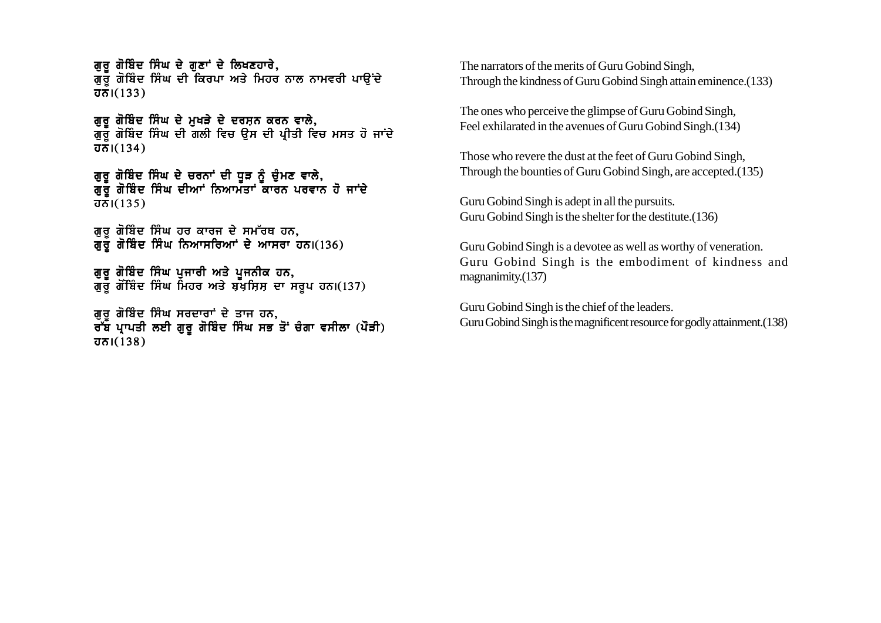ਗੁਰੂ ਗੋਬਿੰਦ ਸਿੰਘ ਦੇ ਗੁਣਾਂ ਦੇ ਲਿਖਣਹਾਰੇ,
ਗੁਰੂ ਗੋਬਿੰਦ ਸਿੰਘ ਦੀ ਕਿਰਪਾ ਅਤੇ ਮਿਹਰ ਨਾਲ ਨਾਮਵਰੀ ਪਾਉਂਦੇ ਹਨ।(133)

ਗੁਰੂ ਗੋਬਿੰਦ ਸਿੰਘ ਦੇ ਮੁਖੜੇ ਦੇ ਦਰਸ਼ਨ ਕਰਨ ਵਾਲੇ,
ਗੁਰੂ ਗੋਬਿੰਦ ਸਿੰਘ ਦੀ ਗਲੀ ਵਿਚ ਉਸ ਦੀ ਪ੍ਰੀਤੀ ਵਿਚ ਮਸਤ ਹੋ ਜਾਂਦੇ ਹਨ।(134)

ਗੁਰੂ ਗੋਬਿੰਦ ਸਿੰਘ ਦੇ ਚਰਨਾਂ ਦੀ ਧੂੜ ਨੂੰ ਚੁੰਮਣ ਵਾਲੇ,
ਗੁਰੂ ਗੋਬਿੰਦ ਸਿੰਘ ਦੀਆਂ ਨਿਆਮਤਾਂ ਕਾਰਨ ਪਰਵਾਨ ਹੋ ਜਾਂਦੇ ਹਨ।(135)

ਗੁਰੂ ਗੋਬਿੰਦ ਸਿੰਘ ਹਰ ਕਾਰਜ ਦੇ ਸਮੱਰਥ ਹਨ,
ਗੁਰੂ ਗੋਬਿੰਦ ਸਿੰਘ ਨਿਆਸਰਿਆਂ ਦੇ ਆਸਰਾ ਹਨ।(136)

ਗੁਰੂ ਗੋਬਿੰਦ ਸਿੰਘ ਪੁਜਾਰੀ ਅਤੇ ਪੂਜਨੀਕ ਹਨ,
ਗੁਰੂ ਗੋਬਿੰਦ ਸਿੰਘ ਮਿਹਰ ਅਤੇ ਬਖ਼ਸ਼ਿਸ਼ ਦਾ ਸਰੂਪ ਹਨ।(137)

ਗੁਰੂ ਗੋਬਿੰਦ ਸਿੰਘ ਸਰਦਾਰਾਂ ਦੇ ਤਾਜ ਹਨ,
ਰੱਬ ਪ੍ਰਾਪਤੀ ਲਈ ਗੁਰੂ ਗੋਬਿੰਦ ਸਿੰਘ ਸਭ ਤੋਂ ਚੰਗਾ ਵਸੀਲਾ (ਪੌੜੀ) ਹਨ।(138)

The narrators of the merits of Guru Gobind Singh,
Through the kindness of Guru Gobind Singh attain eminence.(133)

The ones who perceive the glimpse of Guru Gobind Singh,
Feel exhilarated in the avenues of Guru Gobind Singh.(134)

Those who revere the dust at the feet of Guru Gobind Singh,
Through the bounties of Guru Gobind Singh, are accepted.(135)

Guru Gobind Singh is adept in all the pursuits.
Guru Gobind Singh is the shelter for the destitute.(136)

Guru Gobind Singh is a devotee as well as worthy of veneration.
Guru Gobind Singh is the embodiment of kindness and magnanimity.(137)

Guru Gobind Singh is the chief of the leaders.
Guru Gobind Singh is the magnificent resource for godly attainment.(138)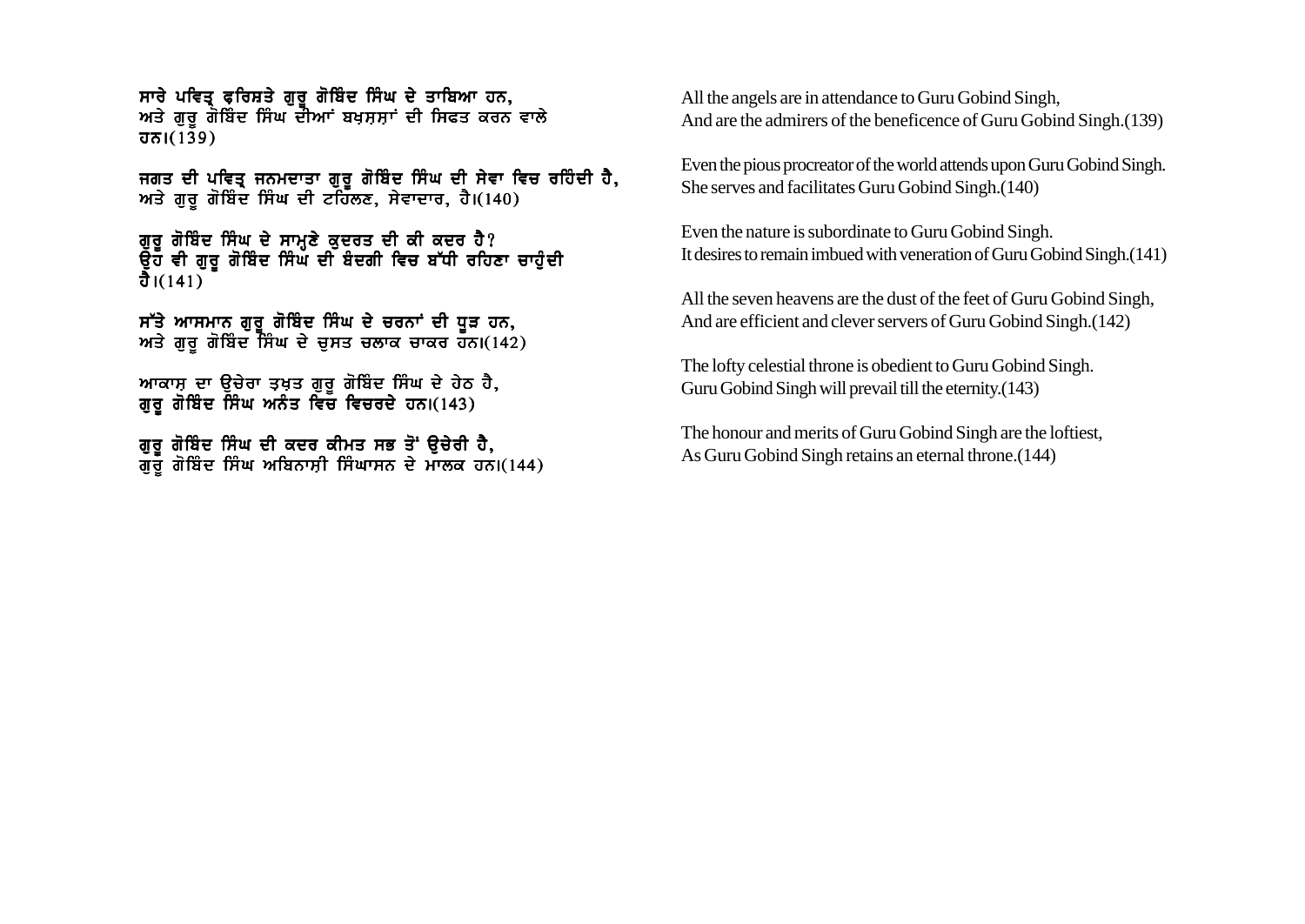ਸਾਰੇ ਪਵਿਤ੍ਰ ਫ਼ਰਿਸ਼ਤੇ ਗੁਰੂ ਗੋਬਿੰਦ ਸਿੰਘ ਦੇ ਤਾਬਿਆ ਹਨ,
ਅਤੇ ਗੁਰੂ ਗੋਬਿੰਦ ਸਿੰਘ ਦੀਆਂ ਬਖ਼ਸ਼ਸ਼ਾਂ ਦੀ ਸਿਫਤ ਕਰਨ ਵਾਲੇ ਹਨ।(139)

ਜਗਤ ਦੀ ਪਵਿਤ੍ਰ ਜਨਮਦਾਤਾ ਗੁਰੂ ਗੋਬਿੰਦ ਸਿੰਘ ਦੀ ਸੇਵਾ ਵਿਚ ਰਹਿੰਦੀ ਹੈ,
ਅਤੇ ਗੁਰੂ ਗੋਬਿੰਦ ਸਿੰਘ ਦੀ ਟਹਿਲਣ, ਸੇਵਾਦਾਰ, ਹੈ।(140)

ਗੁਰੂ ਗੋਬਿੰਦ ਸਿੰਘ ਦੇ ਸਾਮ੍ਹਣੇ ਕੁਦਰਤ ਦੀ ਕੀ ਕਦਰ ਹੈ?
ਉਹ ਵੀ ਗੁਰੂ ਗੋਬਿੰਦ ਸਿੰਘ ਦੀ ਬੰਦਗੀ ਵਿਚ ਬੱਧੀ ਰਹਿਣਾ ਚਾਹੁੰਦੀ ਹੈ।(141)

ਸੱਤੇ ਆਸਮਾਨ ਗੁਰੂ ਗੋਬਿੰਦ ਸਿੰਘ ਦੇ ਚਰਨਾਂ ਦੀ ਧੂੜ ਹਨ,
ਅਤੇ ਗੁਰੂ ਗੋਬਿੰਦ ਸਿੰਘ ਦੇ ਚੁਸਤ ਚਲਾਕ ਚਾਕਰ ਹਨ।(142)

ਆਕਾਸ਼ ਦਾ ਉਚੇਰਾ ਤਖ਼ਤ ਗੁਰੂ ਗੋਬਿੰਦ ਸਿੰਘ ਦੇ ਹੇਠ ਹੈ,
ਗੁਰੂ ਗੋਬਿੰਦ ਸਿੰਘ ਅਨੰਤ ਵਿਚ ਵਿਚਰਦੇ ਹਨ।(143)

ਗੁਰੂ ਗੋਬਿੰਦ ਸਿੰਘ ਦੀ ਕਦਰ ਕੀਮਤ ਸਭ ਤੋਂ ਉਚੇਰੀ ਹੈ,
ਗੁਰੂ ਗੋਬਿੰਦ ਸਿੰਘ ਅਬਿਨਾਸ਼ੀ ਸਿੰਘਾਸਨ ਦੇ ਮਾਲਕ ਹਨ।(144)

All the angels are in attendance to Guru Gobind Singh,
And are the admirers of the beneficence of Guru Gobind Singh.(139)

Even the pious procreator of the world attends upon Guru Gobind Singh.
She serves and facilitates Guru Gobind Singh.(140)

Even the nature is subordinate to Guru Gobind Singh.
It desires to remain imbued with veneration of Guru Gobind Singh.(141)

All the seven heavens are the dust of the feet of Guru Gobind Singh,
And are efficient and clever servers of Guru Gobind Singh.(142)

The lofty celestial throne is obedient to Guru Gobind Singh.
Guru Gobind Singh will prevail till the eternity.(143)

The honour and merits of Guru Gobind Singh are the loftiest,
As Guru Gobind Singh retains an eternal throne.(144)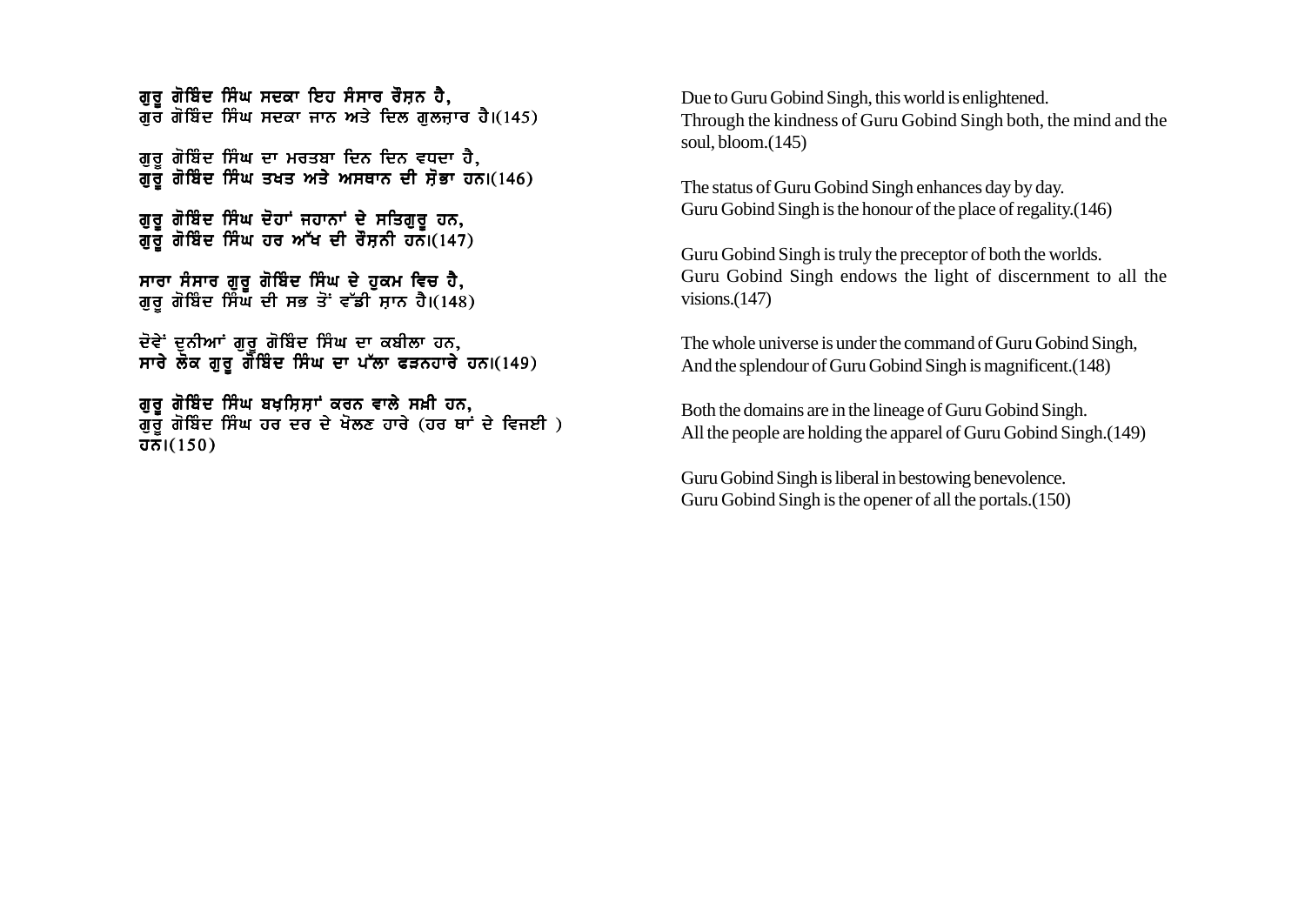ਗੁਰੂ ਗੋਬਿੰਦ ਸਿੰਘ ਸਦਕਾ ਇਹ ਸੰਸਾਰ ਰੌਸ਼ਨ ਹੈ,
ਗੁਰ ਗੋਬਿੰਦ ਸਿੰਘ ਸਦਕਾ ਜਾਨ ਅਤੇ ਦਿਲ ਗੁਲਜ਼ਾਰ ਹੈ।(145)

ਗੁਰੂ ਗੋਬਿੰਦ ਸਿੰਘ ਦਾ ਮਰਤਬਾ ਦਿਨ ਦਿਨ ਵਧਦਾ ਹੈ,
ਗੁਰੂ ਗੋਬਿੰਦ ਸਿੰਘ ਤਖਤ ਅਤੇ ਅਸਥਾਨ ਦੀ ਸ਼ੋਭਾ ਹਨ।(146)

ਗੁਰੂ ਗੋਬਿੰਦ ਸਿੰਘ ਦੋਹਾਂ ਜਹਾਨਾਂ ਦੇ ਸਤਿਗੁਰੂ ਹਨ,
ਗੁਰੂ ਗੋਬਿੰਦ ਸਿੰਘ ਹਰ ਅੱਖ ਦੀ ਰੌਸ਼ਨੀ ਹਨ।(147)

ਸਾਰਾ ਸੰਸਾਰ ਗੁਰੂ ਗੋਬਿੰਦ ਸਿੰਘ ਦੇ ਹੁਕਮ ਵਿਚ ਹੈ,
ਗੁਰੂ ਗੋਬਿੰਦ ਸਿੰਘ ਦੀ ਸਭ ਤੋਂ ਵੱਡੀ ਸ਼ਾਨ ਹੈ।(148)

ਦੋਵੇਂ ਦੁਨੀਆਂ ਗੁਰੂ ਗੋਬਿੰਦ ਸਿੰਘ ਦਾ ਕਬੀਲਾ ਹਨ,
ਸਾਰੇ ਲੋਕ ਗੁਰੂ ਗੋਬਿੰਦ ਸਿੰਘ ਦਾ ਪੱਲਾ ਫੜਨਹਾਰੇ ਹਨ।(149)

ਗੁਰੂ ਗੋਬਿੰਦ ਸਿੰਘ ਬਖ਼ਸ਼ਿਸ਼ਾਂ ਕਰਨ ਵਾਲੇ ਸਖ਼ੀ ਹਨ,
ਗੁਰੂ ਗੋਬਿੰਦ ਸਿੰਘ ਹਰ ਦਰ ਦੇ ਖੋਲਣ ਹਾਰੇ (ਹਰ ਥਾਂ ਦੇ ਵਿਜਈ ) ਹਨ।(150)

Due to Guru Gobind Singh, this world is enlightened.
Through the kindness of Guru Gobind Singh both, the mind and the soul, bloom.(145)

The status of Guru Gobind Singh enhances day by day.
Guru Gobind Singh is the honour of the place of regality.(146)

Guru Gobind Singh is truly the preceptor of both the worlds.
Guru Gobind Singh endows the light of discernment to all the visions.(147)

The whole universe is under the command of Guru Gobind Singh,
And the splendour of Guru Gobind Singh is magnificent.(148)

Both the domains are in the lineage of Guru Gobind Singh.
All the people are holding the apparel of Guru Gobind Singh.(149)

Guru Gobind Singh is liberal in bestowing benevolence.
Guru Gobind Singh is the opener of all the portals.(150)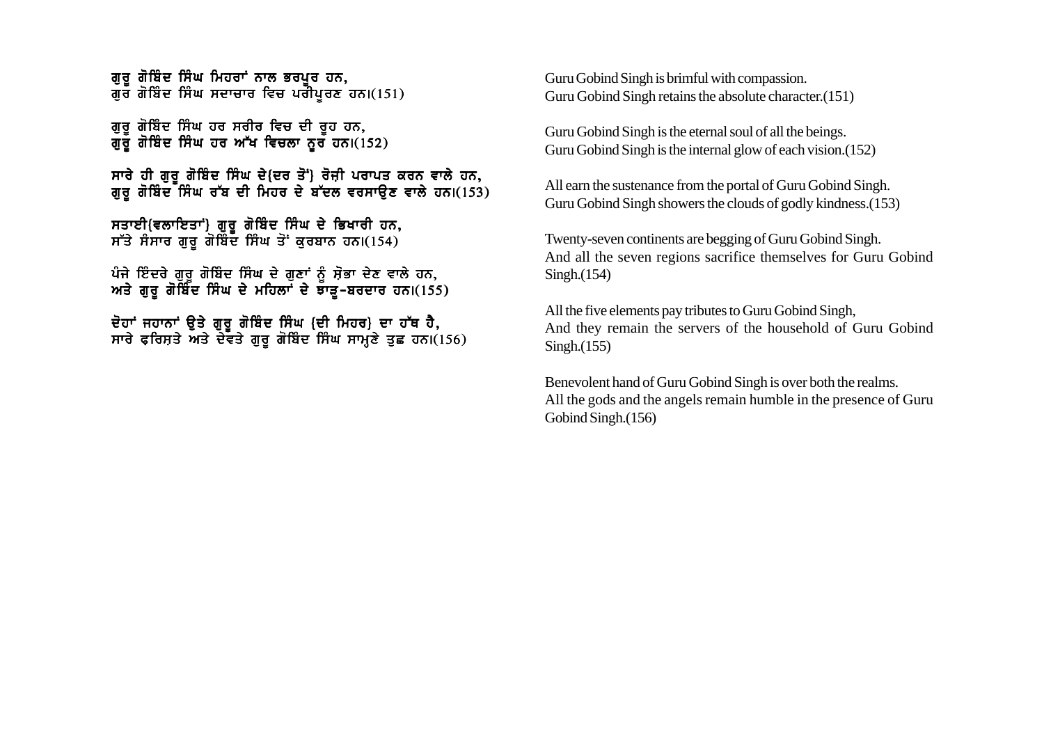ਗੁਰੂ ਗੋਬਿੰਦ ਸਿੰਘ ਮਿਹਰਾਂ ਨਾਲ ਭਰਪੂਰ ਹਨ,
ਗੁਰ ਗੋਬਿੰਦ ਸਿੰਘ ਸਦਾਚਾਰ ਵਿਚ ਪਰੀਪੂਰਣ ਹਨ।(151)

ਗੁਰੂ ਗੋਬਿੰਦ ਸਿੰਘ ਹਰ ਸਰੀਰ ਵਿਚ ਦੀ ਰੂਹ ਹਨ,
ਗੁਰੂ ਗੋਬਿੰਦ ਸਿੰਘ ਹਰ ਅੱਖ ਵਿਚਲਾ ਨੂਰ ਹਨ।(152)

ਸਾਰੇ ਹੀ ਗੁਰੂ ਗੋਬਿੰਦ ਸਿੰਘ ਦੇ(ਦਰ ਤੋਂ) ਰੋਜ਼ੀ ਪਰਾਪਤ ਕਰਨ ਵਾਲੇ ਹਨ,
ਗੁਰੂ ਗੋਬਿੰਦ ਸਿੰਘ ਰੱਬ ਦੀ ਮਿਹਰ ਦੇ ਬੱਦਲ ਵਰਸਾਉਣ ਵਾਲੇ ਹਨ।(153)

ਸਤਾਈ(ਵਲਾਇਤਾਂ) ਗੁਰੂ ਗੋਬਿੰਦ ਸਿੰਘ ਦੇ ਭਿਖਾਰੀ ਹਨ,
ਸੱਤੇ ਸੰਸਾਰ ਗੁਰੂ ਗੋਬਿੰਦ ਸਿੰਘ ਤੋਂ ਕੁਰਬਾਨ ਹਨ।(154)

ਪੰਜੇ ਇੰਦਰੇ ਗੁਰੂ ਗੋਬਿੰਦ ਸਿੰਘ ਦੇ ਗੁਣਾਂ ਨੂੰ ਸ਼ੋਭਾ ਦੇਣ ਵਾਲੇ ਹਨ,
ਅਤੇ ਗੁਰੂ ਗੋਬਿੰਦ ਸਿੰਘ ਦੇ ਮਹਿਲਾਂ ਦੇ ਝਾੜੂ-ਬਰਦਾਰ ਹਨ।(155)

ਦੋਹਾਂ ਜਹਾਨਾਂ ਉਤੇ ਗੁਰੂ ਗੋਬਿੰਦ ਸਿੰਘ (ਦੀ ਮਿਹਰ) ਦਾ ਹੱਥ ਹੈ,
ਸਾਰੇ ਫ਼ਰਿਸ਼ਤੇ ਅਤੇ ਦੇਵਤੇ ਗੁਰੂ ਗੋਬਿੰਦ ਸਿੰਘ ਸਾਮ੍ਹਣੇ ਤੁਛ ਹਨ।(156)

Guru Gobind Singh is brimful with compassion.
Guru Gobind Singh retains the absolute character.(151)

Guru Gobind Singh is the eternal soul of all the beings.
Guru Gobind Singh is the internal glow of each vision.(152)

All earn the sustenance from the portal of Guru Gobind Singh.
Guru Gobind Singh showers the clouds of godly kindness.(153)

Twenty-seven continents are begging of Guru Gobind Singh.
And all the seven regions sacrifice themselves for Guru Gobind Singh.(154)

All the five elements pay tributes to Guru Gobind Singh,
And they remain the servers of the household of Guru Gobind Singh.(155)

Benevolent hand of Guru Gobind Singh is over both the realms.
All the gods and the angels remain humble in the presence of Guru Gobind Singh.(156)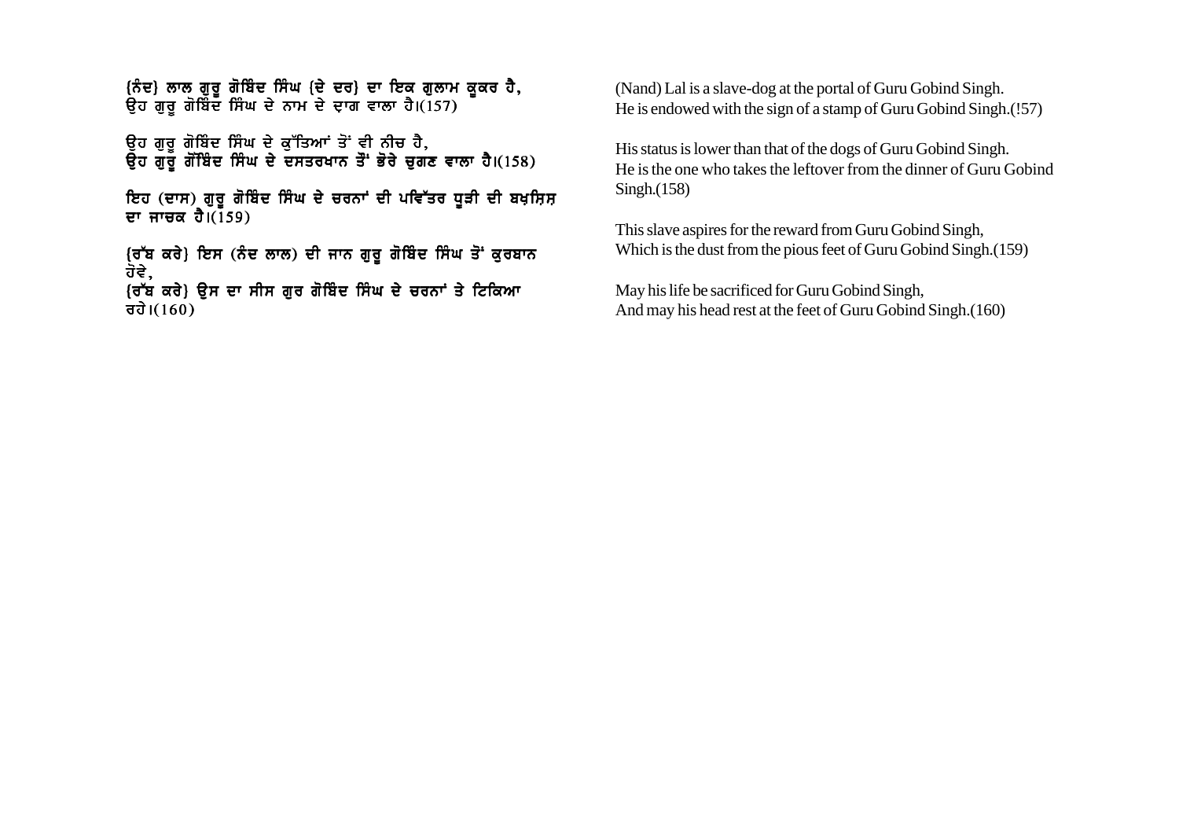{ਨੰਦ} ਲਾਲ ਗੁਰੂ ਗੋਬਿੰਦ ਸਿੰਘ {ਦੇ ਦਰ} ਦਾ ਇਕ ਗੁਲਾਮ ਕੂਕਰ ਹੈ,
ਉਹ ਗੁਰੂ ਗੋਬਿੰਦ ਸਿੰਘ ਦੇ ਨਾਮ ਦੇ ਦਾਗ ਵਾਲਾ ਹੈ।(157)

ਉਹ ਗੁਰੂ ਗੋਬਿੰਦ ਸਿੰਘ ਦੇ ਕੁੱਤਿਆਂ ਤੋਂ ਵੀ ਨੀਚ ਹੈ,
ਉਹ ਗੁਰੂ ਗੋਬਿੰਦ ਸਿੰਘ ਦੇ ਦਸਤਰਖਾਨ ਤੋਂ ਭੋਰੇ ਚੁਗਣ ਵਾਲਾ ਹੈ।(158)

ਇਹ (ਦਾਸ) ਗੁਰੂ ਗੋਬਿੰਦ ਸਿੰਘ ਦੇ ਚਰਨਾਂ ਦੀ ਪਵਿੱਤਰ ਧੂੜੀ ਦੀ ਬਖ਼ਸ਼ਿਸ਼ ਦਾ ਜਾਚਕ ਹੈ।(159)

{ਰੱਬ ਕਰੇ} ਇਸ (ਨੰਦ ਲਾਲ) ਦੀ ਜਾਨ ਗੁਰੂ ਗੋਬਿੰਦ ਸਿੰਘ ਤੋਂ ਕੁਰਬਾਨ ਹੋਵੇ,
{ਰੱਬ ਕਰੇ} ਉਸ ਦਾ ਸੀਸ ਗੁਰ ਗੋਬਿੰਦ ਸਿੰਘ ਦੇ ਚਰਨਾਂ ਤੇ ਟਿਕਿਆ ਰਹੇ।(160)

(Nand) Lal is a slave-dog at the portal of Guru Gobind Singh.
He is endowed with the sign of a stamp of Guru Gobind Singh.(!57)

His status is lower than that of the dogs of Guru Gobind Singh.
He is the one who takes the leftover from the dinner of Guru Gobind Singh.(158)

This slave aspires for the reward from Guru Gobind Singh,
Which is the dust from the pious feet of Guru Gobind Singh.(159)

May his life be sacrificed for Guru Gobind Singh,
And may his head rest at the feet of Guru Gobind Singh.(160)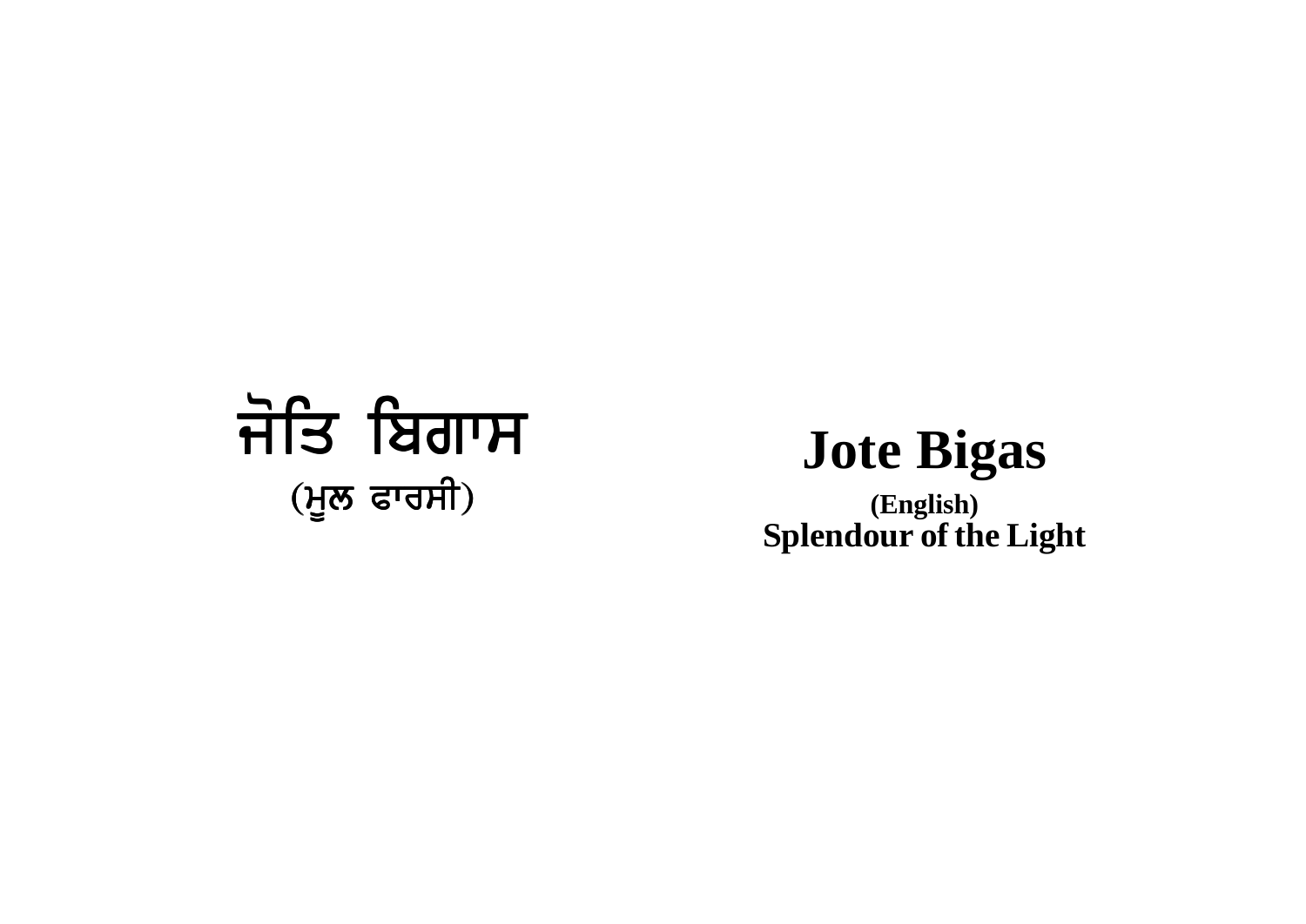# ਜੋਤਿ ਬਿਗਾਸ

**(ਮੂਲ ਫਾਰਸੀ)**

# Jote Bigas

**(English)**

**Splendour of the Light**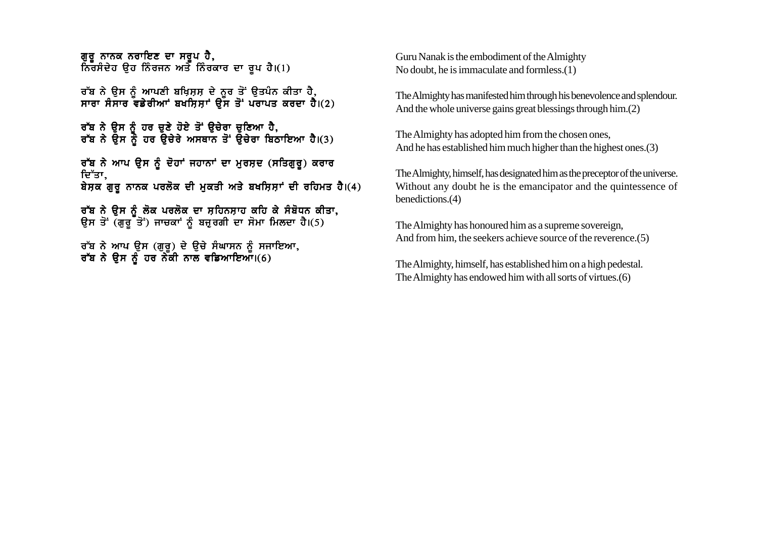ਗੁਰੂ ਨਾਨਕ ਨਰਾਇਣ ਦਾ ਸਰੂਪ ਹੈ,
ਨਿਰਸੰਦੇਹ ਉਹ ਨਿੰਰਜਨ ਅਤੇ ਨਿੰਰਕਾਰ ਦਾ ਰੂਪ ਹੈ।(1)

ਰੱਬ ਨੇ ਉਸ ਨੂੰ ਆਪਣੀ ਬਖ਼ਿਸ਼ਸ਼ ਦੇ ਨੂਰ ਤੋਂ ਉਤਪੰਨ ਕੀਤਾ ਹੈ,
ਸਾਰਾ ਸੰਸਾਰ ਵਡੇਰੀਆਂ ਬਖਸ਼ਿਸ਼ਾਂ ਉਸ ਤੋਂ ਪਰਾਪਤ ਕਰਦਾ ਹੈ।(2)

ਰੱਬ ਨੇ ਉਸ ਨੂੰ ਹਰ ਚੁਣੇ ਹੋਏ ਤੋਂ ਉਚੇਰਾ ਚੁਣਿਆ ਹੈ,
ਰੱਬ ਨੇ ਉਸ ਨੂੰ ਹਰ ਉਚੇਰੇ ਅਸਥਾਨ ਤੋਂ ਉਚੇਰਾ ਬਿਠਾਇਆ ਹੈ।(3)

ਰੱਬ ਨੇ ਆਪ ਉਸ ਨੂੰ ਦੋਹਾਂ ਜਹਾਨਾਂ ਦਾ ਮੁਰਸ਼ਦ (ਸਤਿਗੁਰੂ) ਕਰਾਰ ਦਿੱਤਾ,
ਬੇਸ਼ਕ ਗੁਰੂ ਨਾਨਕ ਪਰਲੋਕ ਦੀ ਮੁਕਤੀ ਅਤੇ ਬਖਸ਼ਿਸ਼ਾਂ ਦੀ ਰਹਿਮਤ ਹੈ।(4)

ਰੱਬ ਨੇ ਉਸ ਨੂੰ ਲੋਕ ਪਰਲੋਕ ਦਾ ਸ਼ਹਿਨਸ਼ਾਹ ਕਹਿ ਕੇ ਸੰਬੋਧਨ ਕੀਤਾ,
ਉਸ ਤੋਂ (ਗੁਰੂ ਤੋਂ) ਜਾਚਕਾਂ ਨੂੰ ਬਜ਼ੁਰਗੀ ਦਾ ਸੋਮਾ ਮਿਲਦਾ ਹੈ।(5)

ਰੱਬ ਨੇ ਆਪ ਉਸ (ਗੁਰੂ) ਦੇ ਉਚੇ ਸੰਘਾਸਨ ਨੂੰ ਸਜਾਇਆ,
ਰੱਬ ਨੇ ਉਸ ਨੂੰ ਹਰ ਨੇਕੀ ਨਾਲ ਵਡਿਆਇਆ।(6)

Guru Nanak is the embodiment of the Almighty
No doubt, he is immaculate and formless.(1)

The Almighty has manifested him through his benevolence and splendour.
And the whole universe gains great blessings through him.(2)

The Almighty has adopted him from the chosen ones,
And he has established him much higher than the highest ones.(3)

The Almighty, himself, has designated him as the preceptor of the universe.
Without any doubt he is the emancipator and the quintessence of benedictions.(4)

The Almighty has honoured him as a supreme sovereign,
And from him, the seekers achieve source of the reverence.(5)

The Almighty, himself, has established him on a high pedestal.
The Almighty has endowed him with all sorts of virtues.(6)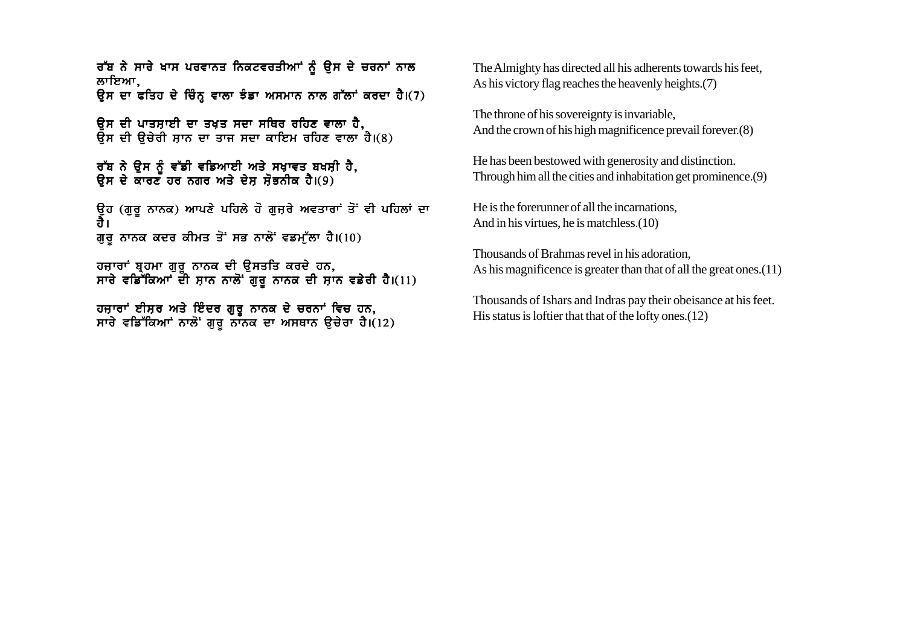ਰੱਬ ਨੇ ਸਾਰੇ ਖਾਸ ਪਰਵਾਨਤ ਨਿਕਟਵਰਤੀਆਂ ਨੂੰ ਉਸ ਦੇ ਚਰਨਾਂ ਨਾਲ ਲਾਇਆ,
ਉਸ ਦਾ ਫਤਿਹ ਦੇ ਚਿੰਨ੍ਹ ਵਾਲਾ ਝੰਡਾ ਅਸਮਾਨ ਨਾਲ ਗੱਲਾਂ ਕਰਦਾ ਹੈ।(7)

The Almighty has directed all his adherents towards his feet,
As his victory flag reaches the heavenly heights.(7)

ਉਸ ਦੀ ਪਾਤਸ਼ਾਹੀ ਦਾ ਤਖ਼ਤ ਸਦਾ ਸਥਿਰ ਰਹਿਣ ਵਾਲਾ ਹੈ,
ਉਸ ਦੀ ਉਚੇਰੀ ਸ਼ਾਨ ਦਾ ਤਾਜ ਸਦਾ ਕਾਇਮ ਰਹਿਣ ਵਾਲਾ ਹੈ।(8)

The throne of his sovereignty is invariable,
And the crown of his high magnificence prevail forever.(8)

ਰੱਬ ਨੇ ਉਸ ਨੂੰ ਵੱਡੀ ਵਡਿਆਈ ਅਤੇ ਸਖ਼ਾਵਤ ਬਖਸ਼ੀ ਹੈ,
ਉਸ ਦੇ ਕਾਰਣ ਹਰ ਨਗਰ ਅਤੇ ਦੇਸ਼ ਸ਼ੋਭਨੀਕ ਹੈ।(9)

He has been bestowed with generosity and distinction.
Through him all the cities and inhabitation get prominence.(9)

ਉਹ (ਗੁਰੂ ਨਾਨਕ) ਆਪਣੇ ਪਹਿਲੇ ਹੋ ਗੁਜ਼ਰੇ ਅਵਤਾਰਾਂ ਤੋਂ ਵੀ ਪਹਿਲਾਂ ਦਾ ਹੈ।
ਗੁਰੂ ਨਾਨਕ ਕਦਰ ਕੀਮਤ ਤੋਂ ਸਭ ਨਾਲੋਂ ਵਡਮੁੱਲਾ ਹੈ।(10)

He is the forerunner of all the incarnations,
And in his virtues, he is matchless.(10)

ਹਜ਼ਾਰਾਂ ਬ੍ਰਹਮਾ ਗੁਰੂ ਨਾਨਕ ਦੀ ਉਸਤਤਿ ਕਰਦੇ ਹਨ,
ਸਾਰੇ ਵਡਿੱਕਿਆਂ ਦੀ ਸ਼ਾਨ ਨਾਲੋਂ ਗੁਰੂ ਨਾਨਕ ਦੀ ਸ਼ਾਨ ਵਡੇਰੀ ਹੈ।(11)

Thousands of Brahmas revel in his adoration,
As his magnificence is greater than that of all the great ones.(11)

ਹਜ਼ਾਰਾਂ ਈਸ਼ਰ ਅਤੇ ਇੰਦਰ ਗੁਰੂ ਨਾਨਕ ਦੇ ਚਰਨਾਂ ਵਿਚ ਹਨ,
ਸਾਰੇ ਵਡਿੱਕਿਆਂ ਨਾਲੋਂ ਗੁਰੂ ਨਾਨਕ ਦਾ ਅਸਥਾਨ ਉਚੇਰਾ ਹੈ।(12)

Thousands of Ishars and Indras pay their obeisance at his feet.
His status is loftier that that of the lofty ones.(12)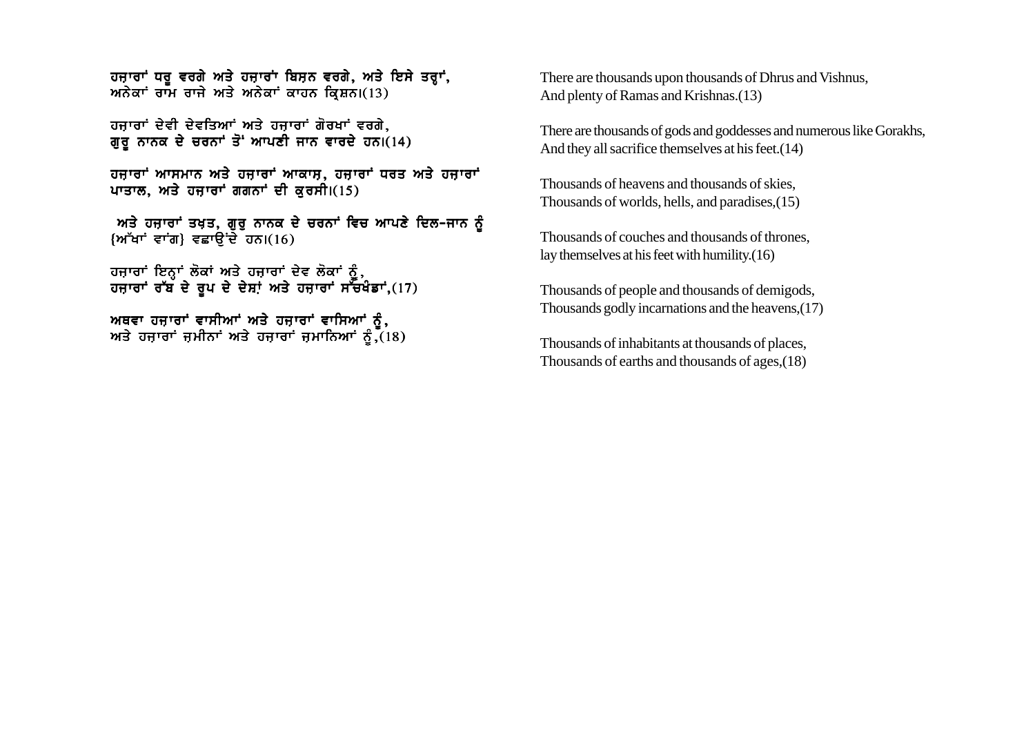ਹਜ਼ਾਰਾਂ ਧਰੂ ਵਰਗੇ ਅਤੇ ਹਜ਼ਾਰਾਂ ਬਿਸ਼ਨ ਵਰਗੇ, ਅਤੇ ਇਸੇ ਤਰ੍ਹਾਂ,
ਅਨੇਕਾਂ ਰਾਮ ਰਾਜੇ ਅਤੇ ਅਨੇਕਾਂ ਕਾਹਨ ਕ੍ਰਿਸ਼ਨ।(13)

ਹਜ਼ਾਰਾਂ ਦੇਵੀ ਦੇਵਤਿਆਂ ਅਤੇ ਹਜ਼ਾਰਾਂ ਗੋਰਖਾਂ ਵਰਗੇ,
ਗੁਰੂ ਨਾਨਕ ਦੇ ਚਰਨਾਂ ਤੋਂ ਆਪਣੀ ਜਾਨ ਵਾਰਦੇ ਹਨ।(14)

ਹਜ਼ਾਰਾਂ ਆਸਮਾਨ ਅਤੇ ਹਜ਼ਾਰਾਂ ਆਕਾਸ਼, ਹਜ਼ਾਰਾਂ ਧਰਤ ਅਤੇ ਹਜ਼ਾਰਾਂ
ਪਾਤਾਲ, ਅਤੇ ਹਜ਼ਾਰਾਂ ਗਗਨਾਂ ਦੀ ਕੁਰਸੀ।(15)

ਅਤੇ ਹਜ਼ਾਰਾਂ ਤਖ਼ਤ, ਗੁਰੂ ਨਾਨਕ ਦੇ ਚਰਨਾਂ ਵਿਚ ਆਪਣੇ ਦਿਲ-ਜਾਨ ਨੂੰ
{ਅੱਖਾਂ ਵਾਂਗ} ਵਛਾਉਂਦੇ ਹਨ।(16)

ਹਜ਼ਾਰਾਂ ਇਨ੍ਹਾਂ ਲੋਕਾਂ ਅਤੇ ਹਜ਼ਾਰਾਂ ਦੇਵ ਲੋਕਾਂ ਨੂੰ,
ਹਜ਼ਾਰਾਂ ਰੱਬ ਦੇ ਰੂਪ ਦੇ ਦੇਸ਼ਾਂ ਅਤੇ ਹਜ਼ਾਰਾਂ ਸੱਚਖੰਡਾਂ,(17)

ਅਥਵਾ ਹਜ਼ਾਰਾਂ ਵਾਸੀਆਂ ਅਤੇ ਹਜ਼ਾਰਾਂ ਵਾਸਿਆਂ ਨੂੰ,
ਅਤੇ ਹਜ਼ਾਰਾਂ ਜ਼ਮੀਨਾਂ ਅਤੇ ਹਜ਼ਾਰਾਂ ਜ਼ਮਾਨਿਆਂ ਨੂੰ,(18)

There are thousands upon thousands of Dhrus and Vishnus,
And plenty of Ramas and Krishnas.(13)

There are thousands of gods and goddesses and numerous like Gorakhs,
And they all sacrifice themselves at his feet.(14)

Thousands of heavens and thousands of skies,
Thousands of worlds, hells, and paradises,(15)

Thousands of couches and thousands of thrones,
lay themselves at his feet with humility.(16)

Thousands of people and thousands of demigods,
Thousands godly incarnations and the heavens,(17)

Thousands of inhabitants at thousands of places,
Thousands of earths and thousands of ages,(18)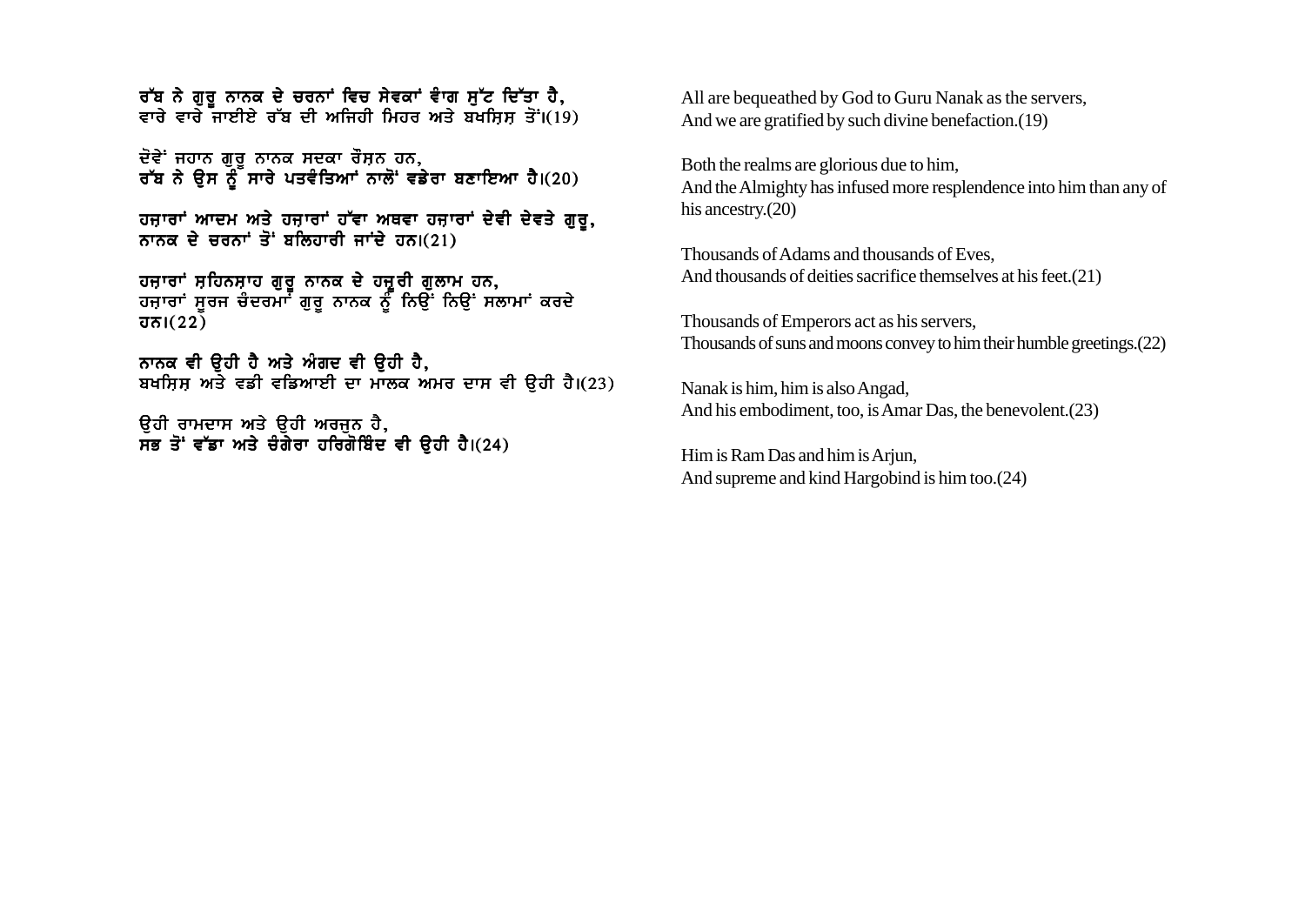ਰੱਬ ਨੇ ਗੁਰੂ ਨਾਨਕ ਦੇ ਚਰਨਾਂ ਵਿਚ ਸੇਵਕਾਂ ਵਾਂਗ ਸੁੱਟ ਦਿੱਤਾ ਹੈ,
ਵਾਰੇ ਵਾਰੇ ਜਾਈਏ ਰੱਬ ਦੀ ਅਜਿਹੀ ਮਿਹਰ ਅਤੇ ਬਖਸ਼ਿਸ਼ ਤੋਂ।(19)

ਦੋਵੇਂ ਜਹਾਨ ਗੁਰੂ ਨਾਨਕ ਸਦਕਾ ਰੌਸ਼ਨ ਹਨ,
ਰੱਬ ਨੇ ਉਸ ਨੂੰ ਸਾਰੇ ਪਤਵੰਤਿਆਂ ਨਾਲੋਂ ਵਡੇਰਾ ਬਣਾਇਆ ਹੈ।(20)

ਹਜ਼ਾਰਾਂ ਆਦਮ ਅਤੇ ਹਜ਼ਾਰਾਂ ਹੱਵਾ ਅਥਵਾ ਹਜ਼ਾਰਾਂ ਦੇਵੀ ਦੇਵਤੇ ਗੁਰੂ,
ਨਾਨਕ ਦੇ ਚਰਨਾਂ ਤੋਂ ਬਲਿਹਾਰੀ ਜਾਂਦੇ ਹਨ।(21)

ਹਜ਼ਾਰਾਂ ਸ਼ਹਿਨਸ਼ਾਹ ਗੁਰੂ ਨਾਨਕ ਦੇ ਹਜ਼ੂਰੀ ਗੁਲਾਮ ਹਨ,
ਹਜ਼ਾਰਾਂ ਸੂਰਜ ਚੰਦਰਮਾਂ ਗੁਰੂ ਨਾਨਕ ਨੂੰ ਨਿਉਂ ਨਿਉਂ ਸਲਾਮਾਂ ਕਰਦੇ ਹਨ।(22)

ਨਾਨਕ ਵੀ ਉਹੀ ਹੈ ਅਤੇ ਅੰਗਦ ਵੀ ਉਹੀ ਹੈ,
ਬਖਸ਼ਿਸ਼ ਅਤੇ ਵਡੀ ਵਡਿਆਈ ਦਾ ਮਾਲਕ ਅਮਰ ਦਾਸ ਵੀ ਉਹੀ ਹੈ।(23)

ਉਹੀ ਰਾਮਦਾਸ ਅਤੇ ਉਹੀ ਅਰਜੁਨ ਹੈ,
ਸਭ ਤੋਂ ਵੱਡਾ ਅਤੇ ਚੰਗੇਰਾ ਹਰਿਗੋਬਿੰਦ ਵੀ ਉਹੀ ਹੈ।(24)

All are bequeathed by God to Guru Nanak as the servers,
And we are gratified by such divine benefaction.(19)

Both the realms are glorious due to him,
And the Almighty has infused more resplendence into him than any of his ancestry.(20)

Thousands of Adams and thousands of Eves,
And thousands of deities sacrifice themselves at his feet.(21)

Thousands of Emperors act as his servers,
Thousands of suns and moons convey to him their humble greetings.(22)

Nanak is him, him is also Angad,
And his embodiment, too, is Amar Das, the benevolent.(23)

Him is Ram Das and him is Arjun,
And supreme and kind Hargobind is him too.(24)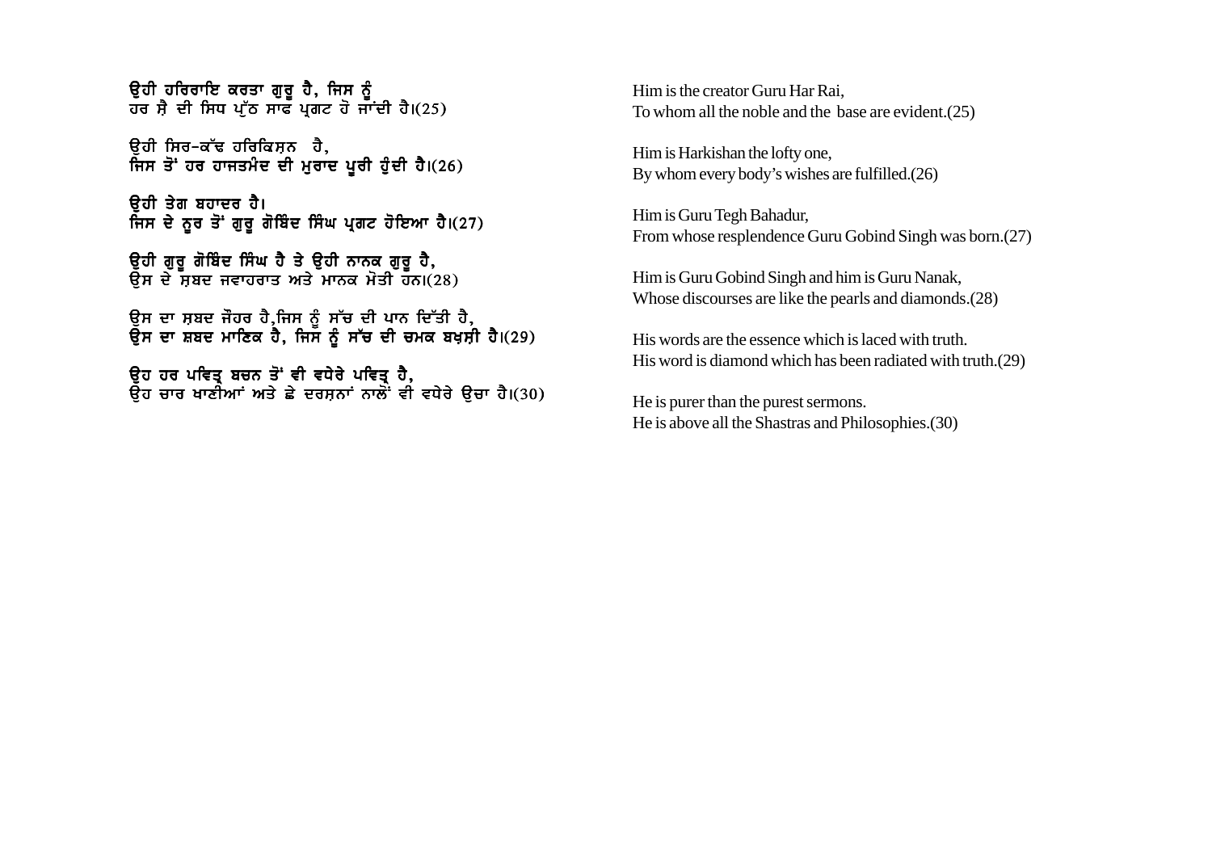ਉਹੀ ਹਰਿਰਾਇ ਕਰਤਾ ਗੁਰੂ ਹੈ, ਜਿਸ ਨੂੰ
ਹਰ ਸ਼ੈ ਦੀ ਸਿਧ ਪੁੱਠ ਸਾਫ ਪ੍ਰਗਟ ਹੋ ਜਾਂਦੀ ਹੈ।(25)

ਉਹੀ ਸਿਰ-ਕੱਢ ਹਰਿਕਿਸ਼ਨ ਹੈ,
ਜਿਸ ਤੋਂ ਹਰ ਹਾਜਤਮੰਦ ਦੀ ਮੁਰਾਦ ਪੂਰੀ ਹੁੰਦੀ ਹੈ।(26)

ਉਹੀ ਤੇਗ ਬਹਾਦਰ ਹੈ।
ਜਿਸ ਦੇ ਨੂਰ ਤੋਂ ਗੁਰੂ ਗੋਬਿੰਦ ਸਿੰਘ ਪ੍ਰਗਟ ਹੋਇਆ ਹੈ।(27)

ਉਹੀ ਗੁਰੂ ਗੋਬਿੰਦ ਸਿੰਘ ਹੈ ਤੇ ਉਹੀ ਨਾਨਕ ਗੁਰੂ ਹੈ,
ਉਸ ਦੇ ਸ਼ਬਦ ਜਵਾਹਰਾਤ ਅਤੇ ਮਾਨਕ ਮੋਤੀ ਹਨ।(28)

ਉਸ ਦਾ ਸ਼ਬਦ ਜੌਹਰ ਹੈ,ਜਿਸ ਨੂੰ ਸੱਚ ਦੀ ਪਾਨ ਦਿੱਤੀ ਹੈ,
ਉਸ ਦਾ ਸ਼ਬਦ ਮਾਣਿਕ ਹੈ, ਜਿਸ ਨੂੰ ਸੱਚ ਦੀ ਚਮਕ ਬਖ਼ਸ਼ੀ ਹੈ।(29)

ਉਹ ਹਰ ਪਵਿਤ੍ਰ ਬਚਨ ਤੋਂ ਵੀ ਵਧੇਰੇ ਪਵਿਤ੍ਰ ਹੈ,
ਉਹ ਚਾਰ ਖਾਣੀਆਂ ਅਤੇ ਛੇ ਦਰਸ਼ਨਾਂ ਨਾਲੋਂ ਵੀ ਵਧੇਰੇ ਉਚਾ ਹੈ।(30)

Him is the creator Guru Har Rai,
To whom all the noble and the base are evident.(25)

Him is Harkishan the lofty one,
By whom every body's wishes are fulfilled.(26)

Him is Guru Tegh Bahadur,
From whose resplendence Guru Gobind Singh was born.(27)

Him is Guru Gobind Singh and him is Guru Nanak,
Whose discourses are like the pearls and diamonds.(28)

His words are the essence which is laced with truth.
His word is diamond which has been radiated with truth.(29)

He is purer than the purest sermons.
He is above all the Shastras and Philosophies.(30)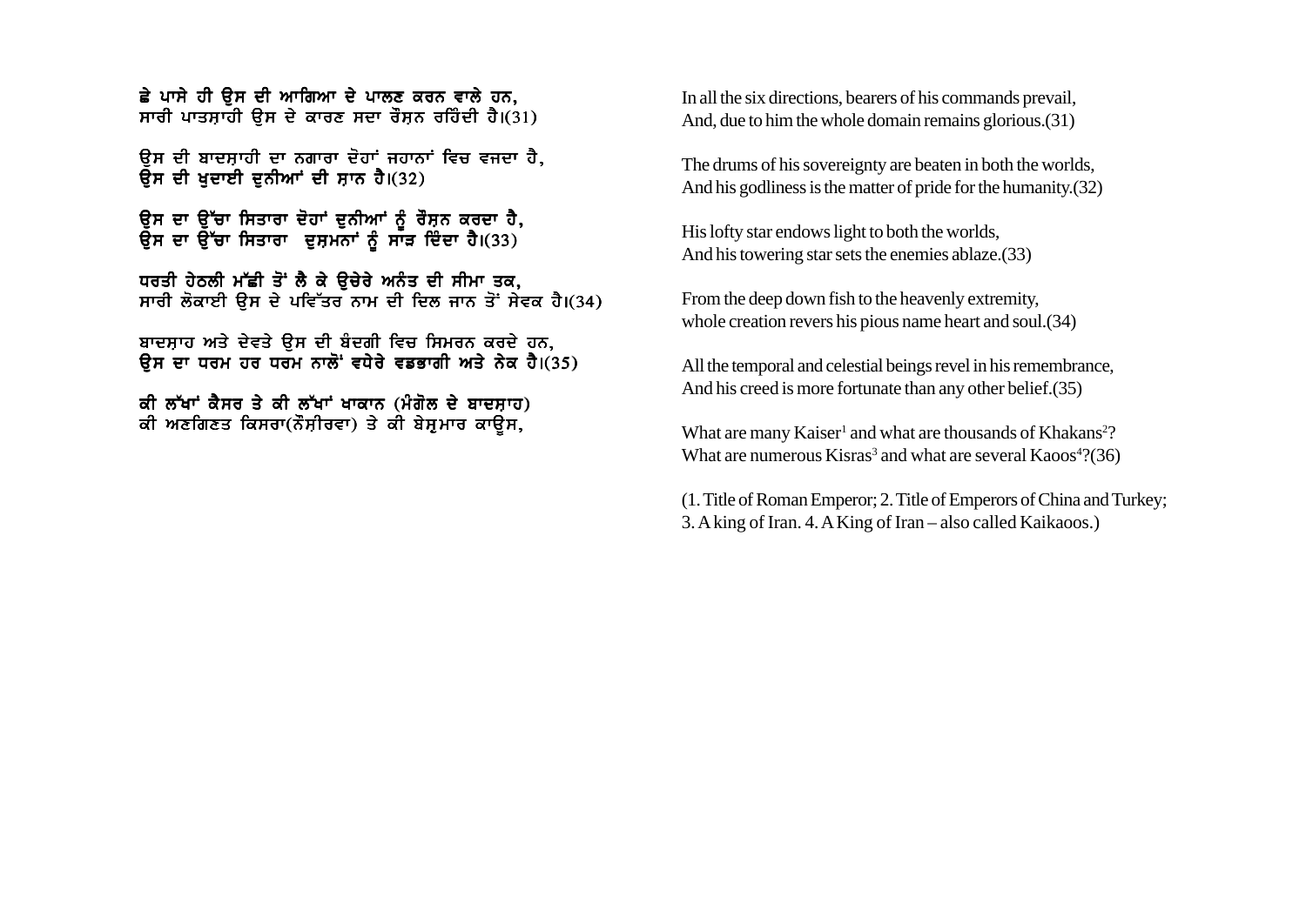ਛੇ ਪਾਸੇ ਹੀ ਉਸ ਦੀ ਆਗਿਆ ਦੇ ਪਾਲਣ ਕਰਨ ਵਾਲੇ ਹਨ,
ਸਾਰੀ ਪਾਤਸ਼ਾਹੀ ਉਸ ਦੇ ਕਾਰਣ ਸਦਾ ਰੌਸ਼ਨ ਰਹਿੰਦੀ ਹੈ।(31)

ਉਸ ਦੀ ਬਾਦਸ਼ਾਹੀ ਦਾ ਨਗਾਰਾ ਦੋਹਾਂ ਜਹਾਨਾਂ ਵਿਚ ਵਜਦਾ ਹੈ,
ਉਸ ਦੀ ਖੁਦਾਈ ਦੁਨੀਆਂ ਦੀ ਸ਼ਾਨ ਹੈ।(32)

ਉਸ ਦਾ ਉੱਚਾ ਸਿਤਾਰਾ ਦੋਹਾਂ ਦੁਨੀਆਂ ਨੂੰ ਰੌਸ਼ਨ ਕਰਦਾ ਹੈ,
ਉਸ ਦਾ ਉੱਚਾ ਸਿਤਾਰਾ ਦੁਸ਼ਮਨਾਂ ਨੂੰ ਸਾੜ ਦਿੰਦਾ ਹੈ।(33)

ਧਰਤੀ ਹੇਠਲੀ ਮੱਛੀ ਤੋਂ ਲੈ ਕੇ ਉਚੇਰੇ ਅਨੰਤ ਦੀ ਸੀਮਾ ਤਕ,
ਸਾਰੀ ਲੋਕਾਈ ਉਸ ਦੇ ਪਵਿੱਤਰ ਨਾਮ ਦੀ ਦਿਲ ਜਾਨ ਤੋਂ ਸੇਵਕ ਹੈ।(34)

ਬਾਦਸ਼ਾਹ ਅਤੇ ਦੇਵਤੇ ਉਸ ਦੀ ਬੰਦਗੀ ਵਿਚ ਸਿਮਰਨ ਕਰਦੇ ਹਨ,
ਉਸ ਦਾ ਧਰਮ ਹਰ ਧਰਮ ਨਾਲੋਂ ਵਧੇਰੇ ਵਡਭਾਗੀ ਅਤੇ ਨੇਕ ਹੈ।(35)

ਕੀ ਲੱਖਾਂ ਕੈਸਰ ਤੇ ਕੀ ਲੱਖਾਂ ਖਾਕਾਨ (ਮੰਗੋਲ ਦੇ ਬਾਦਸ਼ਾਹ)
ਕੀ ਅਣਗਿਣਤ ਕਿਸਰਾ(ਨੌਸ਼ੀਰਵਾ) ਤੇ ਕੀ ਬੇਸ਼ੁਮਾਰ ਕਾਊਸ,

In all the six directions, bearers of his commands prevail,
And, due to him the whole domain remains glorious.(31)

The drums of his sovereignty are beaten in both the worlds,
And his godliness is the matter of pride for the humanity.(32)

His lofty star endows light to both the worlds,
And his towering star sets the enemies ablaze.(33)

From the deep down fish to the heavenly extremity,
whole creation revers his pious name heart and soul.(34)

All the temporal and celestial beings revel in his remembrance,
And his creed is more fortunate than any other belief.(35)

What are many Kaiser[1] and what are thousands of Khakans[2]?
What are numerous Kisras[3] and what are several Kaoos[4]?(36)

(1. Title of Roman Emperor; 2. Title of Emperors of China and Turkey;
3. A king of Iran. 4. A King of Iran – also called Kaikaoos.)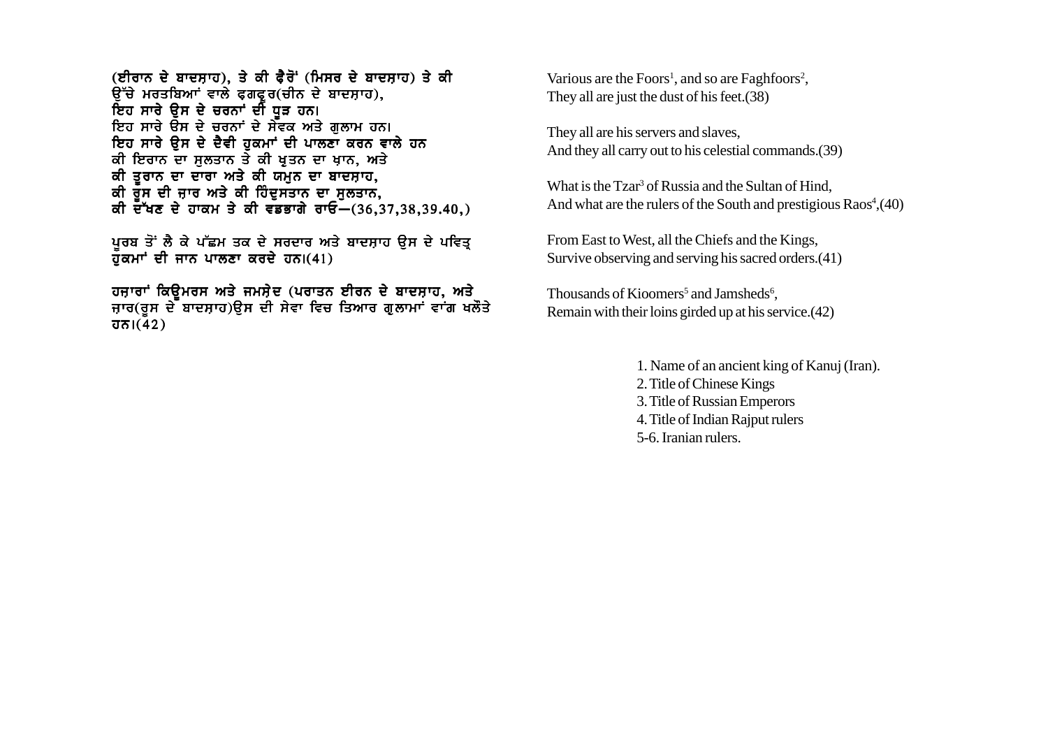(ਈਰਾਨ ਦੇ ਬਾਦਸ਼ਾਹ), ਤੇ ਕੀ ਫ਼ੈਰੋਂ (ਮਿਸਰ ਦੇ ਬਾਦਸ਼ਾਹ) ਤੇ ਕੀ ਉੱਚੇ ਮਰਤਬਿਆਂ ਵਾਲੇ ਫ਼ਗਫ਼ੂਰ(ਚੀਨ ਦੇ ਬਾਦਸ਼ਾਹ),
ਇਹ ਸਾਰੇ ਉਸ ਦੇ ਚਰਨਾਂ ਦੀ ਧੂੜ ਹਨ।
ਇਹ ਸਾਰੇ ਉਸ ਦੇ ਚਰਨਾਂ ਦੇ ਸੇਵਕ ਅਤੇ ਗੁਲਾਮ ਹਨ।
ਇਹ ਸਾਰੇ ਉਸ ਦੇ ਦੈਵੀ ਹੁਕਮਾਂ ਦੀ ਪਾਲਣਾ ਕਰਨ ਵਾਲੇ ਹਨ
ਕੀ ਇਰਾਨ ਦਾ ਸੁਲਤਾਨ ਤੇ ਕੀ ਖ਼ੁਤਨ ਦਾ ਖ਼ਾਨ, ਅਤੇ
ਕੀ ਤੂਰਾਨ ਦਾ ਦਾਰਾ ਅਤੇ ਕੀ ਯਮੁਨ ਦਾ ਬਾਦਸ਼ਾਹ,
ਕੀ ਰੂਸ ਦੀ ਜ਼ਾਰ ਅਤੇ ਕੀ ਹਿੰਦੁਸਤਾਨ ਦਾ ਸੁਲਤਾਨ,
ਕੀ ਦੱਖਣ ਦੇ ਹਾਕਮ ਤੇ ਕੀ ਵਡਭਾਗੇ ਰਾਓ—(36,37,38,39.40,)

ਪੂਰਬ ਤੋਂ ਲੈ ਕੇ ਪੱਛਮ ਤਕ ਦੇ ਸਰਦਾਰ ਅਤੇ ਬਾਦਸ਼ਾਹ ਉਸ ਦੇ ਪਵਿਤ੍ਰ ਹੁਕਮਾਂ ਦੀ ਜਾਨ ਪਾਲਣਾ ਕਰਦੇ ਹਨ।(41)

ਹਜ਼ਾਰਾਂ ਕਿਊਮਰਸ ਅਤੇ ਜਮਸ਼ੇਦ (ਪਰਾਤਨ ਈਰਨ ਦੇ ਬਾਦਸ਼ਾਹ, ਅਤੇ ਜ਼ਾਰ(ਰੂਸ ਦੇ ਬਾਦਸ਼ਾਹ)ਉਸ ਦੀ ਸੇਵਾ ਵਿਚ ਤਿਆਰ ਗੁਲਾਮਾਂ ਵਾਂਗ ਖਲੋਤੇ ਹਨ।(42)

Various are the Foors[1], and so are Faghfoors[2],
They all are just the dust of his feet.(38)

They all are his servers and slaves,
And they all carry out to his celestial commands.(39)

What is the Tzar[3] of Russia and the Sultan of Hind,
And what are the rulers of the South and prestigious Raos[4],(40)

From East to West, all the Chiefs and the Kings,
Survive observing and serving his sacred orders.(41)

Thousands of Kioomers[5] and Jamsheds[6],
Remain with their loins girded up at his service.(42)

1. Name of an ancient king of Kanuj (Iran).
2. Title of Chinese Kings
3. Title of Russian Emperors
4. Title of Indian Rajput rulers
5-6. Iranian rulers.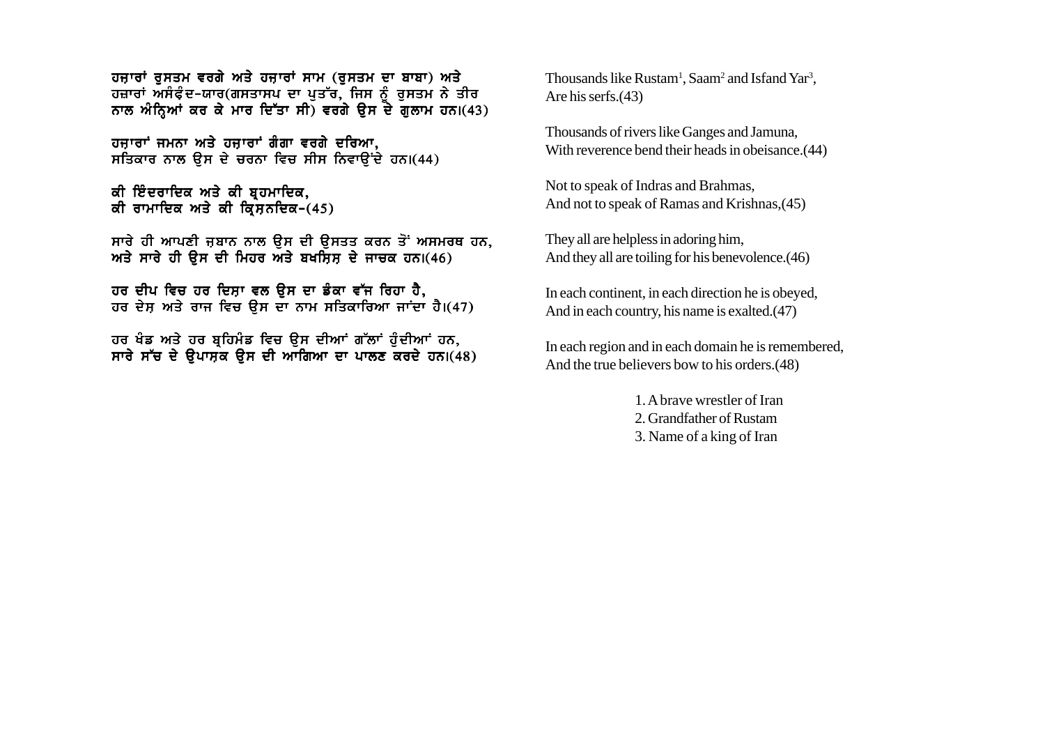ਹਜ਼ਾਰਾਂ ਰੁਸਤਮ ਵਰਗੇ ਅਤੇ ਹਜ਼ਾਰਾਂ ਸਾਮ (ਰੁਸਤਮ ਦਾ ਬਾਬਾ) ਅਤੇ
ਹਜ਼ਾਰਾਂ ਅਸੰਫੰਦ-ਯਾਰ(ਗਸਤਾਸਪ ਦਾ ਪੁਤੱਰ, ਜਿਸ ਨੂੰ ਰੁਸਤਮ ਨੇ ਤੀਰ
ਨਾਲ ਅੰਨ੍ਹਿਆਂ ਕਰ ਕੇ ਮਾਰ ਦਿੱਤਾ ਸੀ) ਵਰਗੇ ਉਸ ਦੇ ਗੁਲਾਮ ਹਨ।(43)

ਹਜ਼ਾਰਾਂ ਜਮਨਾ ਅਤੇ ਹਜ਼ਾਰਾਂ ਗੰਗਾ ਵਰਗੇ ਦਰਿਆ,
ਸਤਿਕਾਰ ਨਾਲ ਉਸ ਦੇ ਚਰਨਾ ਵਿਚ ਸੀਸ ਨਿਵਾਉਂਦੇ ਹਨ।(44)

ਕੀ ਇੰਦਰਾਦਿਕ ਅਤੇ ਕੀ ਬ੍ਰਹਮਾਦਿਕ,
ਕੀ ਰਾਮਾਦਿਕ ਅਤੇ ਕੀ ਕ੍ਰਿਸ਼ਨਦਿਕ-(45)

ਸਾਰੇ ਹੀ ਆਪਣੀ ਜ਼ਬਾਨ ਨਾਲ ਉਸ ਦੀ ਉਸਤਤ ਕਰਨ ਤੋਂ ਅਸਮਰਥ ਹਨ,
ਅਤੇ ਸਾਰੇ ਹੀ ਉਸ ਦੀ ਮਿਹਰ ਅਤੇ ਬਖਸ਼ਿਸ਼ ਦੇ ਜਾਚਕ ਹਨ।(46)

ਹਰ ਦੀਪ ਵਿਚ ਹਰ ਦਿਸ਼ਾ ਵਲ ਉਸ ਦਾ ਡੰਕਾ ਵੱਜ ਰਿਹਾ ਹੈ,
ਹਰ ਦੇਸ਼ ਅਤੇ ਰਾਜ ਵਿਚ ਉਸ ਦਾ ਨਾਮ ਸਤਿਕਾਰਿਆ ਜਾਂਦਾ ਹੈ।(47)

ਹਰ ਖੰਡ ਅਤੇ ਹਰ ਬ੍ਰਹਿਮੰਡ ਵਿਚ ਉਸ ਦੀਆਂ ਗੱਲਾਂ ਹੁੰਦੀਆਂ ਹਨ,
ਸਾਰੇ ਸੱਚ ਦੇ ਉਪਾਸ਼ਕ ਉਸ ਦੀ ਆਗਿਆ ਦਾ ਪਾਲਣ ਕਰਦੇ ਹਨ।(48)

Thousands like Rustam[1], Saam[2] and Isfand Yar[3],
Are his serfs.(43)

Thousands of rivers like Ganges and Jamuna,
With reverence bend their heads in obeisance.(44)

Not to speak of Indras and Brahmas,
And not to speak of Ramas and Krishnas,(45)

They all are helpless in adoring him,
And they all are toiling for his benevolence.(46)

In each continent, in each direction he is obeyed,
And in each country, his name is exalted.(47)

In each region and in each domain he is remembered,
And the true believers bow to his orders.(48)

1. A brave wrestler of Iran
2. Grandfather of Rustam
3. Name of a king of Iran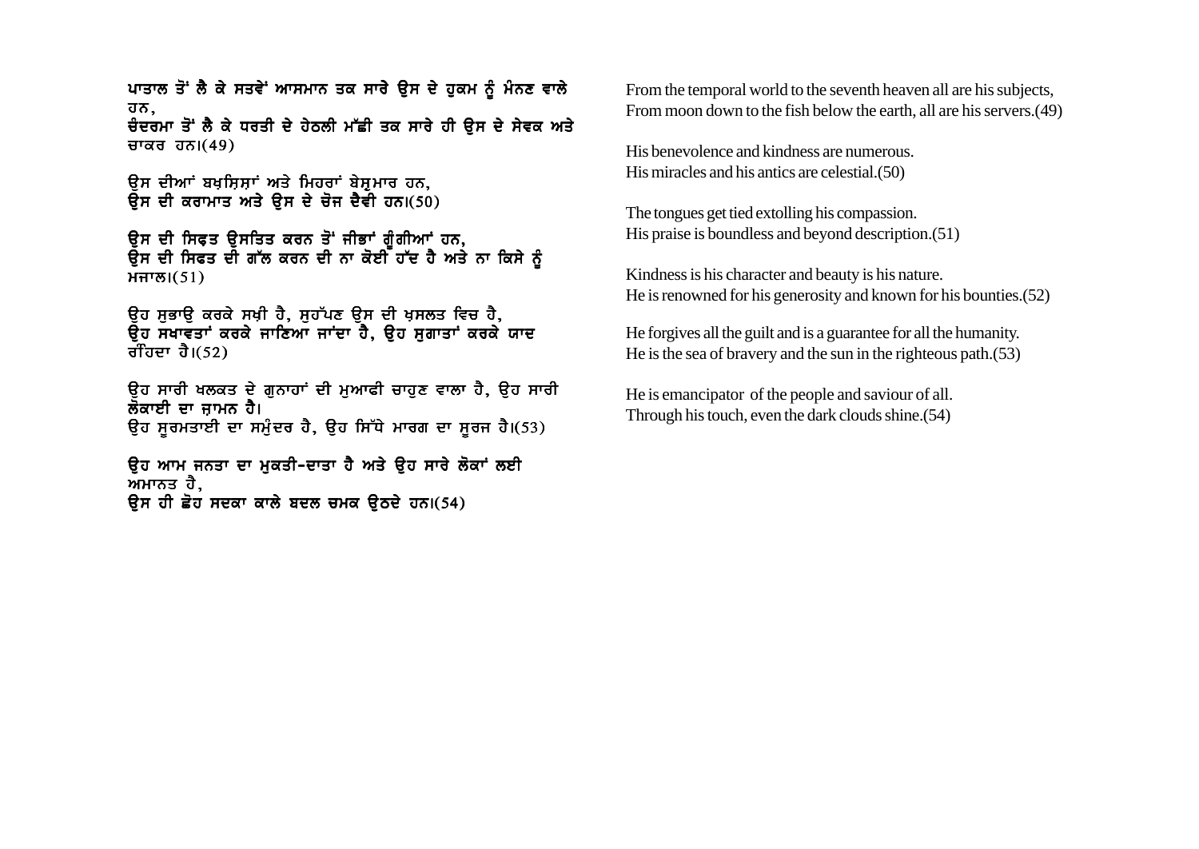ਪਾਤਾਲ ਤੋਂ ਲੈ ਕੇ ਸਤਵੇਂ ਆਸਮਾਨ ਤਕ ਸਾਰੇ ਉਸ ਦੇ ਹੁਕਮ ਨੂੰ ਮੰਨਣ ਵਾਲੇ ਹਨ,
ਚੰਦਰਮਾ ਤੋਂ ਲੈ ਕੇ ਧਰਤੀ ਦੇ ਹੇਠਲੀ ਮੱਛੀ ਤਕ ਸਾਰੇ ਹੀ ਉਸ ਦੇ ਸੇਵਕ ਅਤੇ ਚਾਕਰ ਹਨ।(49)

ਉਸ ਦੀਆਂ ਬਖ਼ਸ਼ਿਸ਼ਾਂ ਅਤੇ ਮਿਹਰਾਂ ਬੇਸ਼ੁਮਾਰ ਹਨ,
ਉਸ ਦੀ ਕਰਾਮਾਤ ਅਤੇ ਉਸ ਦੇ ਚੋਜ ਦੈਵੀ ਹਨ।(50)

ਉਸ ਦੀ ਸਿਫਤ ਉਸਤਿਤ ਕਰਨ ਤੋਂ ਜੀਭਾਂ ਗੂੰਗੀਆਂ ਹਨ,
ਉਸ ਦੀ ਸਿਫਤ ਦੀ ਗੱਲ ਕਰਨ ਦੀ ਨਾ ਕੋਈ ਹੱਦ ਹੈ ਅਤੇ ਨਾ ਕਿਸੇ ਨੂੰ ਮਜਾਲ।(51)

ਉਹ ਸੁਭਾਉ ਕਰਕੇ ਸਖ਼ੀ ਹੈ, ਸੁਹੱਪਣ ਉਸ ਦੀ ਖ਼ਸਲਤ ਵਿਚ ਹੈ,
ਉਹ ਸਖਾਵਤਾਂ ਕਰਕੇ ਜਾਣਿਆ ਜਾਂਦਾ ਹੈ, ਉਹ ਸੁਗਾਤਾਂ ਕਰਕੇ ਯਾਦ ਰਹਿੰਦਾ ਹੈ।(52)

ਉਹ ਸਾਰੀ ਖਲਕਤ ਦੇ ਗੁਨਾਹਾਂ ਦੀ ਮੁਆਫੀ ਚਾਹੁਣ ਵਾਲਾ ਹੈ, ਉਹ ਸਾਰੀ ਲੋਕਾਈ ਦਾ ਜ਼ਾਮਨ ਹੈ।
ਉਹ ਸੂਰਮਤਾਈ ਦਾ ਸਮੁੰਦਰ ਹੈ, ਉਹ ਸਿੱਧੇ ਮਾਰਗ ਦਾ ਸੂਰਜ ਹੈ।(53)

ਉਹ ਆਮ ਜਨਤਾ ਦਾ ਮੁਕਤੀ-ਦਾਤਾ ਹੈ ਅਤੇ ਉਹ ਸਾਰੇ ਲੋਕਾਂ ਲਈ ਅਮਾਨਤ ਹੈ,
ਉਸ ਹੀ ਛੋਹ ਸਦਕਾ ਕਾਲੇ ਬਦਲ ਚਮਕ ਉਠਦੇ ਹਨ।(54)

From the temporal world to the seventh heaven all are his subjects,
From moon down to the fish below the earth, all are his servers.(49)

His benevolence and kindness are numerous.
His miracles and his antics are celestial.(50)

The tongues get tied extolling his compassion.
His praise is boundless and beyond description.(51)

Kindness is his character and beauty is his nature.
He is renowned for his generosity and known for his bounties.(52)

He forgives all the guilt and is a guarantee for all the humanity.
He is the sea of bravery and the sun in the righteous path.(53)

He is emancipator of the people and saviour of all.
Through his touch, even the dark clouds shine.(54)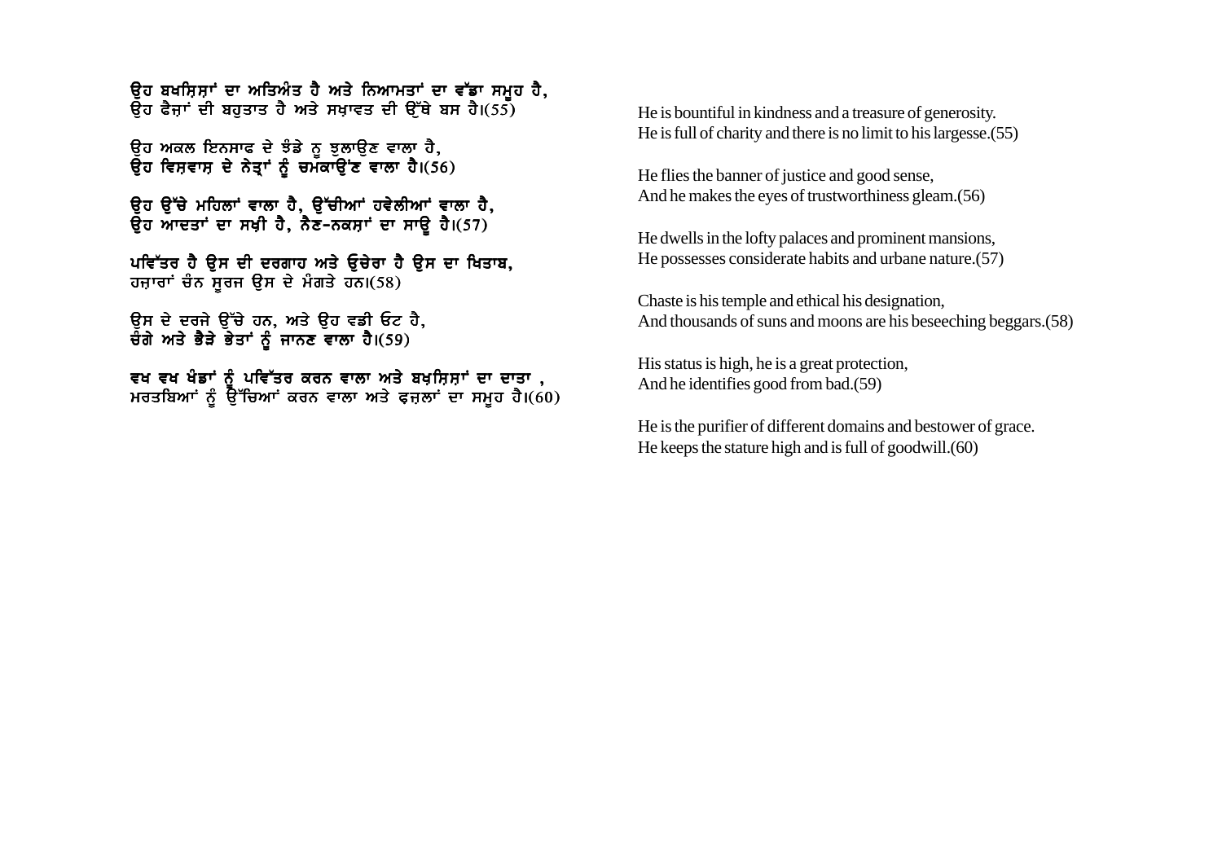ਉਹ ਬਖਸ਼ਿਸ਼ਾਂ ਦਾ ਅਤਿਅੰਤ ਹੈ ਅਤੇ ਨਿਆਮਤਾਂ ਦਾ ਵੱਡਾ ਸਮੂਹ ਹੈ,
ਉਹ ਫੈਜ਼ਾਂ ਦੀ ਬਹੁਤਾਤ ਹੈ ਅਤੇ ਸਖ਼ਾਵਤ ਦੀ ਉੱਥੇ ਬਸ ਹੈ।(55)

ਉਹ ਅਕਲ ਇਨਸਾਫ ਦੇ ਝੰਡੇ ਨੂ ਝੁਲਾਉਣ ਵਾਲਾ ਹੈ,
ਉਹ ਵਿਸ਼ਵਾਸ਼ ਦੇ ਨੇਤ੍ਰਾਂ ਨੂੰ ਚਮਕਾਉਂਣ ਵਾਲਾ ਹੈ।(56)

ਉਹ ਉੱਚੇ ਮਹਿਲਾਂ ਵਾਲਾ ਹੈ, ਉੱਚੀਆਂ ਹਵੇਲੀਆਂ ਵਾਲਾ ਹੈ,
ਉਹ ਆਦਤਾਂ ਦਾ ਸਖ਼ੀ ਹੈ, ਨੈਣ-ਨਕਸ਼ਾਂ ਦਾ ਸਾਊ ਹੈ।(57)

ਪਵਿੱਤਰ ਹੈ ਉਸ ਦੀ ਦਰਗਾਹ ਅਤੇ ਉਚੇਰਾ ਹੈ ਉਸ ਦਾ ਖਿਤਾਬ,
ਹਜ਼ਾਰਾਂ ਚੰਨ ਸੂਰਜ ਉਸ ਦੇ ਮੰਗਤੇ ਹਨ।(58)

ਉਸ ਦੇ ਦਰਜੇ ਉੱਚੇ ਹਨ, ਅਤੇ ਉਹ ਵਡੀ ਓਟ ਹੈ,
ਚੰਗੇ ਅਤੇ ਭੈੜੇ ਭੇਤਾਂ ਨੂੰ ਜਾਨਣ ਵਾਲਾ ਹੈ।(59)

ਵਖ ਵਖ ਖੰਡਾਂ ਨੂੰ ਪਵਿੱਤਰ ਕਰਨ ਵਾਲਾ ਅਤੇ ਬਖ਼ਸ਼ਿਸ਼ਾਂ ਦਾ ਦਾਤਾ ,
ਮਰਤਬਿਆਂ ਨੂੰ ਉੱਚਿਆਂ ਕਰਨ ਵਾਲਾ ਅਤੇ ਫਜ਼ਲਾਂ ਦਾ ਸਮੂਹ ਹੈ।(60)

He is bountiful in kindness and a treasure of generosity.
He is full of charity and there is no limit to his largesse.(55)

He flies the banner of justice and good sense,
And he makes the eyes of trustworthiness gleam.(56)

He dwells in the lofty palaces and prominent mansions,
He possesses considerate habits and urbane nature.(57)

Chaste is his temple and ethical his designation,
And thousands of suns and moons are his beseeching beggars.(58)

His status is high, he is a great protection,
And he identifies good from bad.(59)

He is the purifier of different domains and bestower of grace.
He keeps the stature high and is full of goodwill.(60)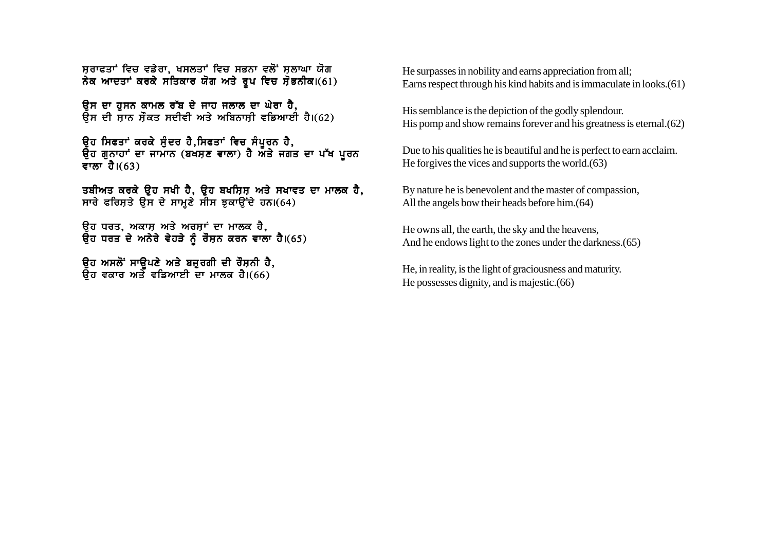ਸ਼ਰਾਫਤਾਂ ਵਿਚ ਵਡੇਰਾ, ਖਸਲਤਾਂ ਵਿਚ ਸਭਨਾ ਵਲੋਂ ਸ਼ਲਾਘਾ ਯੋਗ
ਨੇਕ ਆਦਤਾਂ ਕਰਕੇ ਸਤਿਕਾਰ ਯੋਗ ਅਤੇ ਰੂਪ ਵਿਚ ਸ਼ੋਭਨੀਕ।(61)

He surpasses in nobility and earns appreciation from all;
Earns respect through his kind habits and is immaculate in looks.(61)

ਉਸ ਦਾ ਹੁਸਨ ਕਾਮਲ ਰੱਬ ਦੇ ਜਾਹ ਜਲਾਲ ਦਾ ਘੇਰਾ ਹੈ,
ਉਸ ਦੀ ਸ਼ਾਨ ਸ਼ੌਕਤ ਸਦੀਵੀ ਅਤੇ ਅਬਿਨਾਸ਼ੀ ਵਡਿਆਈ ਹੈ।(62)

His semblance is the depiction of the godly splendour.
His pomp and show remains forever and his greatness is eternal.(62)

ਉਹ ਸਿਫਤਾਂ ਕਰਕੇ ਸੁੰਦਰ ਹੈ,ਸਿਫਤਾਂ ਵਿਚ ਸੰਪੂਰਨ ਹੈ,
ਉਹ ਗੁਨਾਹਾਂ ਦਾ ਜਾਮਾਨ (ਬਖਸ਼ਣ ਵਾਲਾ) ਹੈ ਅਤੇ ਜਗਤ ਦਾ ਪੱਖ ਪੂਰਨ ਵਾਲਾ ਹੈ।(63)

Due to his qualities he is beautiful and he is perfect to earn acclaim.
He forgives the vices and supports the world.(63)

ਤਬੀਅਤ ਕਰਕੇ ਉਹ ਸਖੀ ਹੈ, ਉਹ ਬਖਸ਼ਿਸ਼ ਅਤੇ ਸਖਾਵਤ ਦਾ ਮਾਲਕ ਹੈ,
ਸਾਰੇ ਫਰਿਸ਼ਤੇ ਉਸ ਦੇ ਸਾਮ੍ਹਣੇ ਸੀਸ ਝੁਕਾਉਂਦੇ ਹਨ।(64)

By nature he is benevolent and the master of compassion,
All the angels bow their heads before him.(64)

ਉਹ ਧਰਤ, ਅਕਾਸ਼ ਅਤੇ ਅਰਸ਼ਾਂ ਦਾ ਮਾਲਕ ਹੈ,
ਉਹ ਧਰਤ ਦੇ ਅਨੇਰੇ ਵੇਹੜੇ ਨੂੰ ਰੌਸ਼ਨ ਕਰਨ ਵਾਲਾ ਹੈ।(65)

He owns all, the earth, the sky and the heavens,
And he endows light to the zones under the darkness.(65)

ਉਹ ਅਸਲੋਂ ਸਾਊਪਣੇ ਅਤੇ ਬਜ਼ੁਰਗੀ ਦੀ ਰੌਸ਼ਨੀ ਹੈ,
ਉਹ ਵਕਾਰ ਅਤੇ ਵਡਿਆਈ ਦਾ ਮਾਲਕ ਹੈ।(66)

He, in reality, is the light of graciousness and maturity.
He possesses dignity, and is majestic.(66)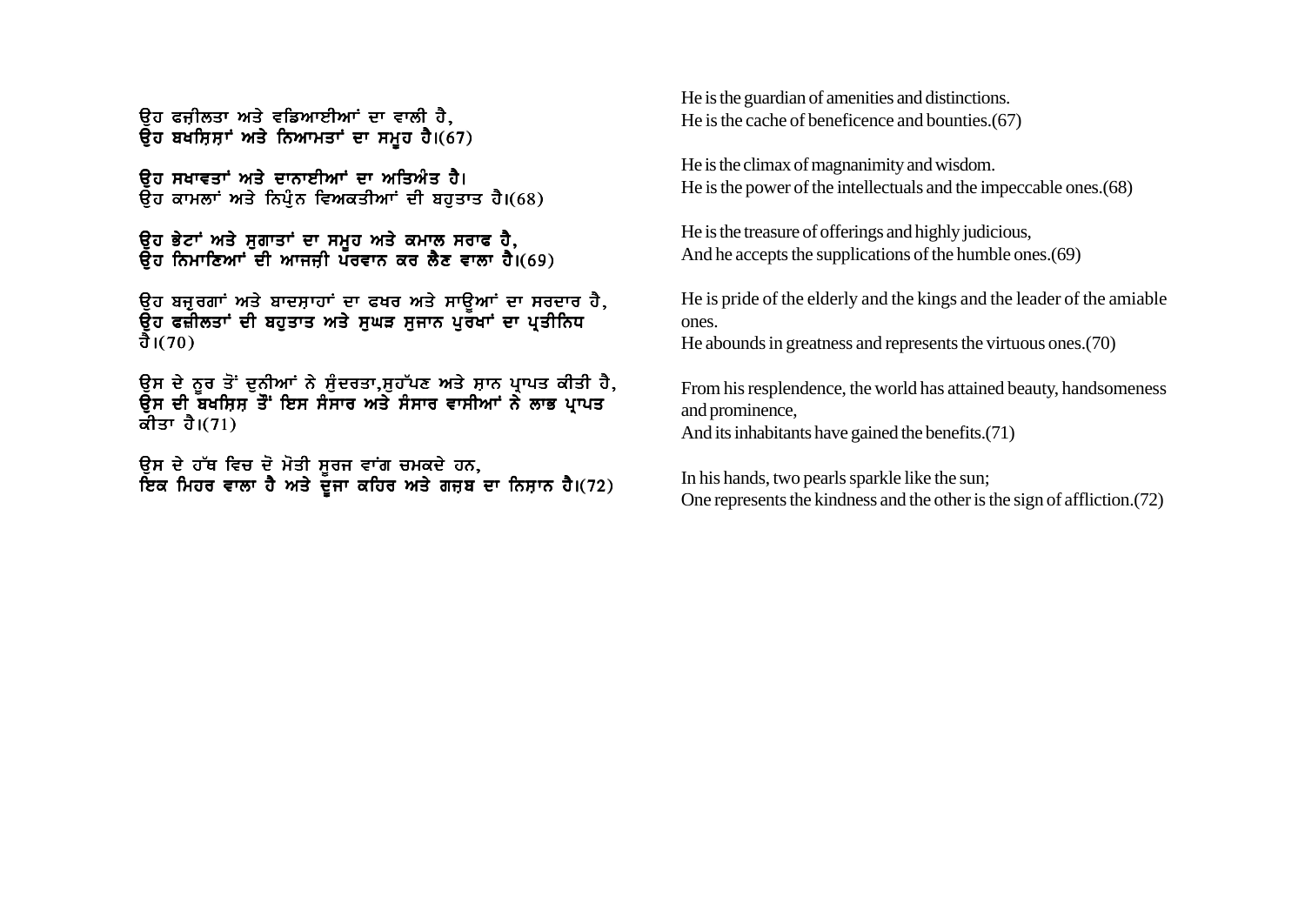ਉਹ ਫਜ਼ੀਲਤਾ ਅਤੇ ਵਡਿਆਈਆਂ ਦਾ ਵਾਲੀ ਹੈ,
ਉਹ ਬਖਸ਼ਿਸ਼ਾਂ ਅਤੇ ਨਿਆਮਤਾਂ ਦਾ ਸਮੂਹ ਹੈ।(67)

He is the guardian of amenities and distinctions.
He is the cache of beneficence and bounties.(67)

ਉਹ ਸਖਾਵਤਾਂ ਅਤੇ ਦਾਨਾਈਆਂ ਦਾ ਅਤਿਅੰਤ ਹੈ।
ਉਹ ਕਾਮਲਾਂ ਅਤੇ ਨਿਪੁੰਨ ਵਿਅਕਤੀਆਂ ਦੀ ਬਹੁਤਾਤ ਹੈ।(68)

He is the climax of magnanimity and wisdom.
He is the power of the intellectuals and the impeccable ones.(68)

ਉਹ ਭੇਟਾਂ ਅਤੇ ਸੁਗਾਤਾਂ ਦਾ ਸਮੂਹ ਅਤੇ ਕਮਾਲ ਸਰਾਫ ਹੈ,
ਉਹ ਨਿਮਾਣਿਆਂ ਦੀ ਆਜਜ਼ੀ ਪਰਵਾਨ ਕਰ ਲੈਣ ਵਾਲਾ ਹੈ।(69)

He is the treasure of offerings and highly judicious,
And he accepts the supplications of the humble ones.(69)

ਉਹ ਬਜ਼ੁਰਗਾਂ ਅਤੇ ਬਾਦਸ਼ਾਹਾਂ ਦਾ ਫਖਰ ਅਤੇ ਸਾਊਆਂ ਦਾ ਸਰਦਾਰ ਹੈ,
ਉਹ ਫਜ਼ੀਲਤਾਂ ਦੀ ਬਹੁਤਾਤ ਅਤੇ ਸੁਘੜ ਸੁਜਾਨ ਪੁਰਖਾਂ ਦਾ ਪ੍ਰਤੀਨਿਧ ਹੈ।(70)

He is pride of the elderly and the kings and the leader of the amiable ones.
He abounds in greatness and represents the virtuous ones.(70)

ਉਸ ਦੇ ਨੂਰ ਤੋਂ ਦੁਨੀਆਂ ਨੇ ਸੁੰਦਰਤਾ,ਸੁਹੱਪਣ ਅਤੇ ਸ਼ਾਨ ਪ੍ਰਾਪਤ ਕੀਤੀ ਹੈ,
ਉਸ ਦੀ ਬਖਸ਼ਿਸ਼ ਤੋਂ ਇਸ ਸੰਸਾਰ ਅਤੇ ਸੰਸਾਰ ਵਾਸੀਆਂ ਨੇ ਲਾਭ ਪ੍ਰਾਪਤ ਕੀਤਾ ਹੈ।(71)

From his resplendence, the world has attained beauty, handsomeness and prominence,
And its inhabitants have gained the benefits.(71)

ਉਸ ਦੇ ਹੱਥ ਵਿਚ ਦੋ ਮੋਤੀ ਸੂਰਜ ਵਾਂਗ ਚਮਕਦੇ ਹਨ,
ਇਕ ਮਿਹਰ ਵਾਲਾ ਹੈ ਅਤੇ ਦੂਜਾ ਕਹਿਰ ਅਤੇ ਗਜ਼ਬ ਦਾ ਨਿਸ਼ਾਨ ਹੈ।(72)

In his hands, two pearls sparkle like the sun;
One represents the kindness and the other is the sign of affliction.(72)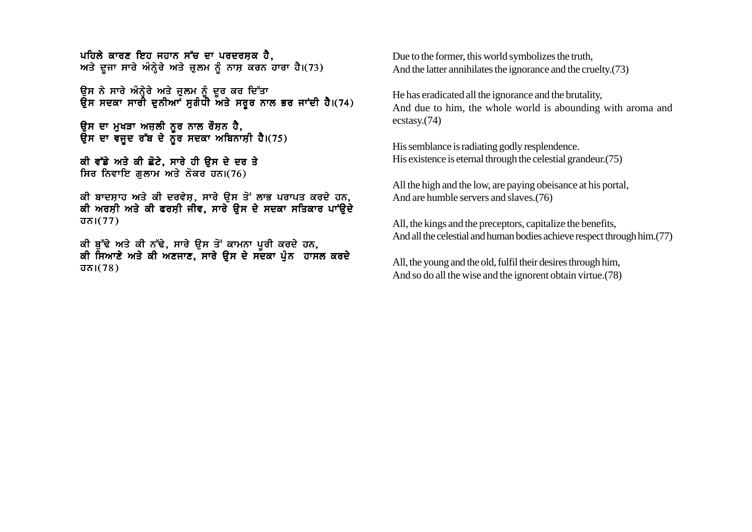ਪਹਿਲੇ ਕਾਰਣ ਇਹ ਜਹਾਨ ਸੱਚ ਦਾ ਪਰਦਰਸ਼ਕ ਹੈ,
ਅਤੇ ਦੂਜਾ ਸਾਰੇ ਅੰਨ੍ਹੇਰੇ ਅਤੇ ਜ਼ੁਲਮ ਨੂੰ ਨਾਸ਼ ਕਰਨ ਹਾਰਾ ਹੈ।(73)

ਉਸ ਨੇ ਸਾਰੇ ਅੰਨ੍ਹੇਰੇ ਅਤੇ ਜ਼ੁਲਮ ਨੂੰ ਦੂਰ ਕਰ ਦਿੱਤਾ
ਉਸ ਸਦਕਾ ਸਾਰੀ ਦੁਨੀਆਂ ਸੁਗੰਧੀ ਅਤੇ ਸਰੂਰ ਨਾਲ ਭਰ ਜਾਂਦੀ ਹੈ।(74)

ਉਸ ਦਾ ਮੁਖੜਾ ਅਜ਼ਲੀ ਨੂਰ ਨਾਲ ਰੌਸ਼ਨ ਹੈ,
ਉਸ ਦਾ ਵਜੂਦ ਰੱਬ ਦੇ ਨੂਰ ਸਦਕਾ ਅਬਿਨਾਸ਼ੀ ਹੈ।(75)

ਕੀ ਵੱਡੇ ਅਤੇ ਕੀ ਛੋਟੇ, ਸਾਰੇ ਹੀ ਉਸ ਦੇ ਦਰ ਤੇ
ਸਿਰ ਨਿਵਾਇ ਗੁਲਾਮ ਅਤੇ ਨੌਕਰ ਹਨ।(76)

ਕੀ ਬਾਦਸ਼ਾਹ ਅਤੇ ਕੀ ਦਰਵੇਸ਼, ਸਾਰੇ ਉਸ ਤੋਂ ਲਾਭ ਪਰਾਪਤ ਕਰਦੇ ਹਨ,
ਕੀ ਅਰਸ਼ੀ ਅਤੇ ਕੀ ਫਰਸ਼ੀ ਜੀਵ, ਸਾਰੇ ਉਸ ਦੇ ਸਦਕਾ ਸਤਿਕਾਰ ਪਾਂਉਦੇ ਹਨ।(77)

ਕੀ ਬੁੱਢੇ ਅਤੇ ਕੀ ਨੱਢੇ, ਸਾਰੇ ਉਸ ਤੋਂ ਕਾਮਨਾ ਪੂਰੀ ਕਰਦੇ ਹਨ,
ਕੀ ਸਿਆਣੇ ਅਤੇ ਕੀ ਅਣਜਾਣ, ਸਾਰੇ ਉਸ ਦੇ ਸਦਕਾ ਪੁੰਨ ਹਾਸਲ ਕਰਦੇ ਹਨ।(78)

Due to the former, this world symbolizes the truth,
And the latter annihilates the ignorance and the cruelty.(73)

He has eradicated all the ignorance and the brutality,
And due to him, the whole world is abounding with aroma and ecstasy.(74)

His semblance is radiating godly resplendence.
His existence is eternal through the celestial grandeur.(75)

All the high and the low, are paying obeisance at his portal,
And are humble servers and slaves.(76)

All, the kings and the preceptors, capitalize the benefits,
And all the celestial and human bodies achieve respect through him.(77)

All, the young and the old, fulfil their desires through him,
And so do all the wise and the ignorent obtain virtue.(78)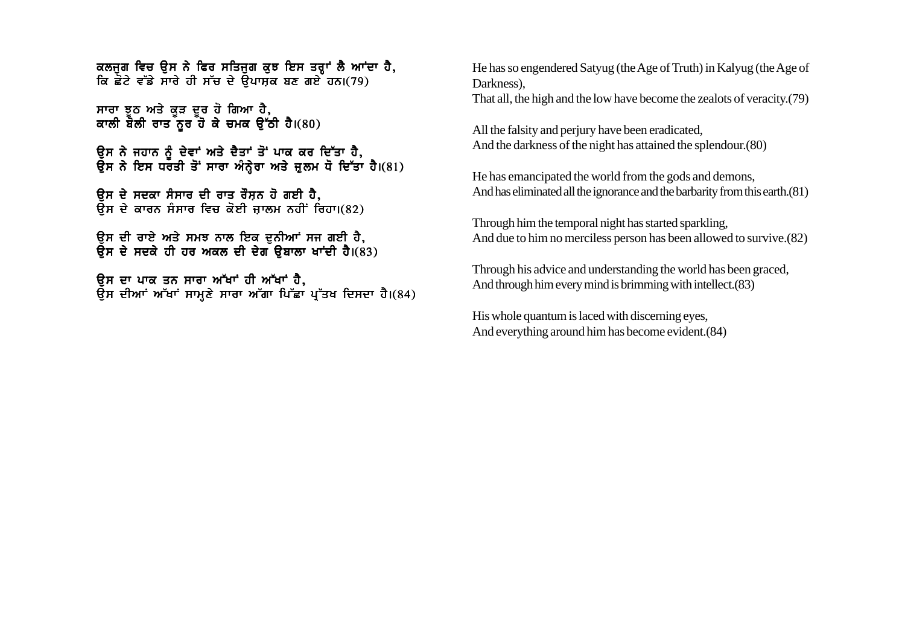ਕਲਜੁਗ ਵਿਚ ਉਸ ਨੇ ਫਿਰ ਸਤਿਜੁਗ ਕੁਝ ਇਸ ਤਰ੍ਹਾਂ ਲੈ ਆਂਦਾ ਹੈ,
ਕਿ ਛੋਟੇ ਵੱਡੇ ਸਾਰੇ ਹੀ ਸੱਚ ਦੇ ਉਪਾਸ਼ਕ ਬਣ ਗਏ ਹਨ।(79)

ਸਾਰਾ ਝੂਠ ਅਤੇ ਕੂੜ ਦੂਰ ਹੋ ਗਿਆ ਹੈ,
ਕਾਲੀ ਬੋਲੀ ਰਾਤ ਨੂਰ ਹੋ ਕੇ ਚਮਕ ਉੱਠੀ ਹੈ।(80)

ਉਸ ਨੇ ਜਹਾਨ ਨੂੰ ਦੇਵਾਂ ਅਤੇ ਦੈਤਾਂ ਤੋਂ ਪਾਕ ਕਰ ਦਿੱਤਾ ਹੈ,
ਉਸ ਨੇ ਇਸ ਧਰਤੀ ਤੋਂ ਸਾਰਾ ਅੰਨ੍ਹੇਰਾ ਅਤੇ ਜ਼ੁਲਮ ਧੋ ਦਿੱਤਾ ਹੈ।(81)

ਉਸ ਦੇ ਸਦਕਾ ਸੰਸਾਰ ਦੀ ਰਾਤ ਰੌਸ਼ਨ ਹੋ ਗਈ ਹੈ,
ਉਸ ਦੇ ਕਾਰਨ ਸੰਸਾਰ ਵਿਚ ਕੋਈ ਜ਼ਾਲਮ ਨਹੀਂ ਰਿਹਾ।(82)

ਉਸ ਦੀ ਰਾਏ ਅਤੇ ਸਮਝ ਨਾਲ ਇਕ ਦੁਨੀਆਂ ਸਜ ਗਈ ਹੈ,
ਉਸ ਦੇ ਸਦਕੇ ਹੀ ਹਰ ਅਕਲ ਦੀ ਦੇਗ ਉਬਾਲਾ ਖਾਂਦੀ ਹੈ।(83)

ਉਸ ਦਾ ਪਾਕ ਤਨ ਸਾਰਾ ਅੱਖਾਂ ਹੀ ਅੱਖਾਂ ਹੈ,
ਉਸ ਦੀਆਂ ਅੱਖਾਂ ਸਾਮ੍ਹਣੇ ਸਾਰਾ ਅੱਗਾ ਪਿੱਛਾ ਪ੍ਰੱਤਖ ਦਿਸਦਾ ਹੈ।(84)

He has so engendered Satyug (the Age of Truth) in Kalyug (the Age of Darkness),
That all, the high and the low have become the zealots of veracity.(79)

All the falsity and perjury have been eradicated,
And the darkness of the night has attained the splendour.(80)

He has emancipated the world from the gods and demons,
And has eliminated all the ignorance and the barbarity from this earth.(81)

Through him the temporal night has started sparkling,
And due to him no merciless person has been allowed to survive.(82)

Through his advice and understanding the world has been graced,
And through him every mind is brimming with intellect.(83)

His whole quantum is laced with discerning eyes,
And everything around him has become evident.(84)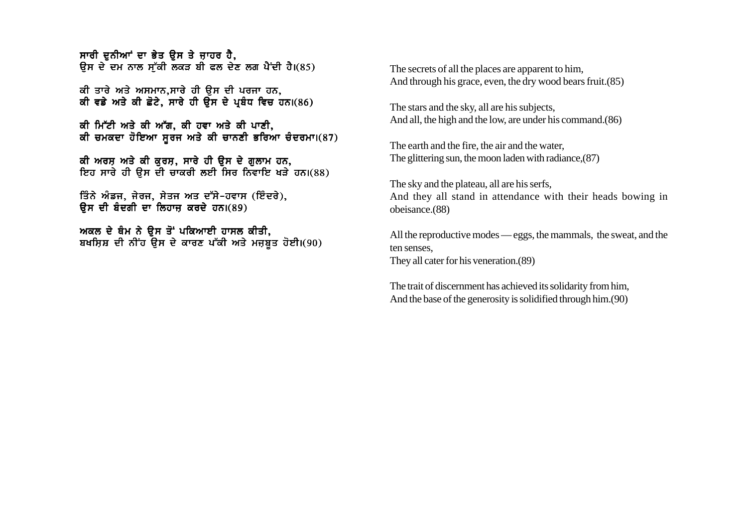ਸਾਰੀ ਦੁਨੀਆਂ ਦਾ ਭੇਤ ਉਸ ਤੇ ਜ਼ਾਹਰ ਹੈ,
ਉਸ ਦੇ ਦਮ ਨਾਲ ਸੁੱਕੀ ਲਕੜ ਬੀ ਫਲ ਦੇਣ ਲਗ ਪੈਂਦੀ ਹੈ।(85)

ਕੀ ਤਾਰੇ ਅਤੇ ਅਸਮਾਨ,ਸਾਰੇ ਹੀ ਉਸ ਦੀ ਪਰਜਾ ਹਨ,
ਕੀ ਵਡੇ ਅਤੇ ਕੀ ਛੋਟੇ, ਸਾਰੇ ਹੀ ਉਸ ਦੇ ਪ੍ਰਬੰਧ ਵਿਚ ਹਨ।(86)

ਕੀ ਮਿੱਟੀ ਅਤੇ ਕੀ ਅੱਗ, ਕੀ ਹਵਾ ਅਤੇ ਕੀ ਪਾਣੀ,
ਕੀ ਚਮਕਦਾ ਹੋਇਆ ਸੂਰਜ ਅਤੇ ਕੀ ਚਾਨਣੀ ਭਰਿਆ ਚੰਦਰਮਾ।(87)

ਕੀ ਅਰਸ਼ ਅਤੇ ਕੀ ਕੁਰਸ਼, ਸਾਰੇ ਹੀ ਉਸ ਦੇ ਗੁਲਾਮ ਹਨ,
ਇਹ ਸਾਰੇ ਹੀ ਉਸ ਦੀ ਚਾਕਰੀ ਲਈ ਸਿਰ ਨਿਵਾਇ ਖੜੇ ਹਨ।(88)

ਤਿੰਨੇ ਅੰਡਜ, ਜੇਰਜ, ਸੇਤਜ ਅਤ ਦੱਸੇ-ਹਵਾਸ (ਇੰਦਰੇ),
ਉਸ ਦੀ ਬੰਦਗੀ ਦਾ ਲਿਹਾਜ਼ ਕਰਦੇ ਹਨ।(89)

ਅਕਲ ਦੇ ਥੰਮ ਨੇ ਉਸ ਤੋਂ ਪਕਿਆਈ ਹਾਸਲ ਕੀਤੀ,
ਬਖਸ਼ਿਸ਼ ਦੀ ਨੀਂਹ ਉਸ ਦੇ ਕਾਰਣ ਪੱਕੀ ਅਤੇ ਮਜ਼ਬੂਤ ਹੋਈ।(90)

The secrets of all the places are apparent to him,
And through his grace, even, the dry wood bears fruit.(85)

The stars and the sky, all are his subjects,
And all, the high and the low, are under his command.(86)

The earth and the fire, the air and the water,
The glittering sun, the moon laden with radiance,(87)

The sky and the plateau, all are his serfs,
And they all stand in attendance with their heads bowing in obeisance.(88)

All the reproductive modes — eggs, the mammals, the sweat, and the ten senses,
They all cater for his veneration.(89)

The trait of discernment has achieved its solidarity from him,
And the base of the generosity is solidified through him.(90)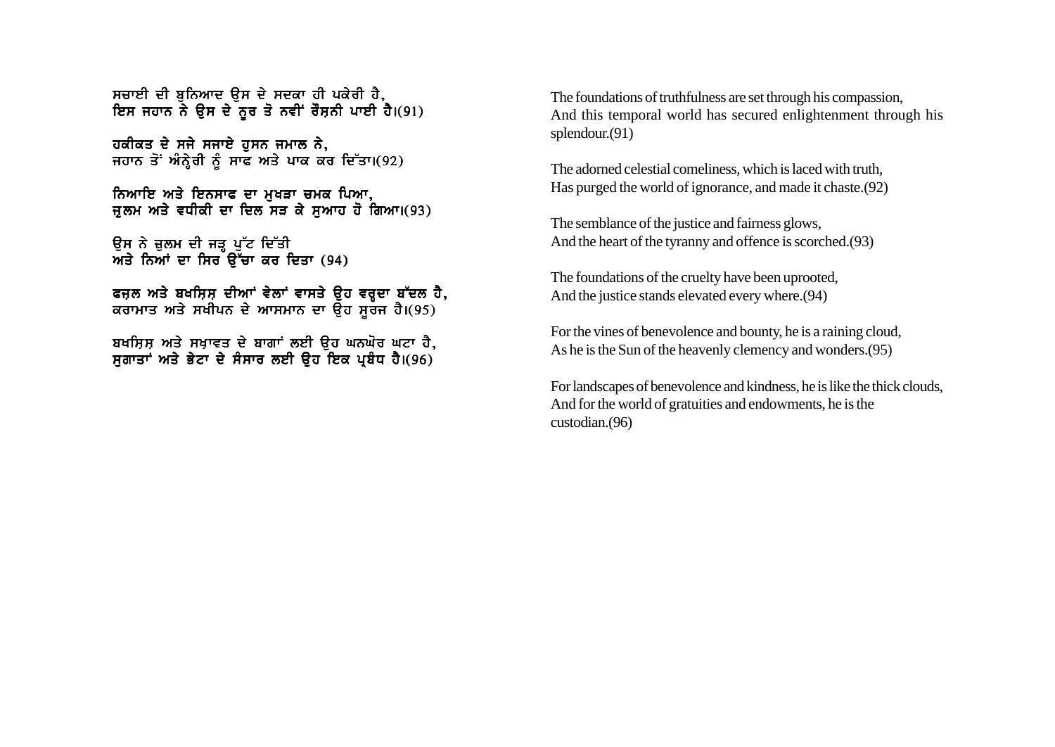ਸਚਾਈ ਦੀ ਬੁਨਿਆਦ ਉਸ ਦੇ ਸਦਕਾ ਹੀ ਪਕੇਰੀ ਹੈ,
ਇਸ ਜਹਾਨ ਨੇ ਉਸ ਦੇ ਨੂਰ ਤੋ ਨਵੀਂ ਰੌਸ਼ਨੀ ਪਾਈ ਹੈ।(91)

ਹਕੀਕਤ ਦੇ ਸਜੇ ਸਜਾਏ ਹੁਸਨ ਜਮਾਲ ਨੇ,
ਜਹਾਨ ਤੋਂ ਅੰਨ੍ਹੇਰੀ ਨੂੰ ਸਾਫ ਅਤੇ ਪਾਕ ਕਰ ਦਿੱਤਾ।(92)

ਨਿਆਇ ਅਤੇ ਇਨਸਾਫ ਦਾ ਮੁਖੜਾ ਚਮਕ ਪਿਆ,
ਜ਼ੁਲਮ ਅਤੇ ਵਧੀਕੀ ਦਾ ਦਿਲ ਸੜ ਕੇ ਸੁਆਹ ਹੋ ਗਿਆ।(93)

ਉਸ ਨੇ ਜ਼ੁਲਮ ਦੀ ਜੜ੍ਹ ਪੁੱਟ ਦਿੱਤੀ
ਅਤੇ ਨਿਆਂ ਦਾ ਸਿਰ ਉੱਚਾ ਕਰ ਦਿਤਾ (94)

ਫਜ਼ਲ ਅਤੇ ਬਖਸ਼ਿਸ਼ ਦੀਆਂ ਵੇਲਾਂ ਵਾਸਤੇ ਉਹ ਵਰ੍ਹਦਾ ਬੱਦਲ ਹੈ,
ਕਰਾਮਾਤ ਅਤੇ ਸਖੀਪਨ ਦੇ ਆਸਮਾਨ ਦਾ ਉਹ ਸੂਰਜ ਹੈ।(95)

ਬਖਸ਼ਿਸ਼ ਅਤੇ ਸਖ਼ਾਵਤ ਦੇ ਬਾਗਾਂ ਲਈ ਉਹ ਘਨਘੋਰ ਘਟਾ ਹੈ,
ਸੁਗਾਤਾਂ ਅਤੇ ਭੇਟਾ ਦੇ ਸੰਸਾਰ ਲਈ ਉਹ ਇਕ ਪ੍ਰਬੰਧ ਹੈ।(96)

The foundations of truthfulness are set through his compassion,
And this temporal world has secured enlightenment through his splendour.(91)

The adorned celestial comeliness, which is laced with truth,
Has purged the world of ignorance, and made it chaste.(92)

The semblance of the justice and fairness glows,
And the heart of the tyranny and offence is scorched.(93)

The foundations of the cruelty have been uprooted,
And the justice stands elevated every where.(94)

For the vines of benevolence and bounty, he is a raining cloud,
As he is the Sun of the heavenly clemency and wonders.(95)

For landscapes of benevolence and kindness, he is like the thick clouds,
And for the world of gratuities and endowments, he is the custodian.(96)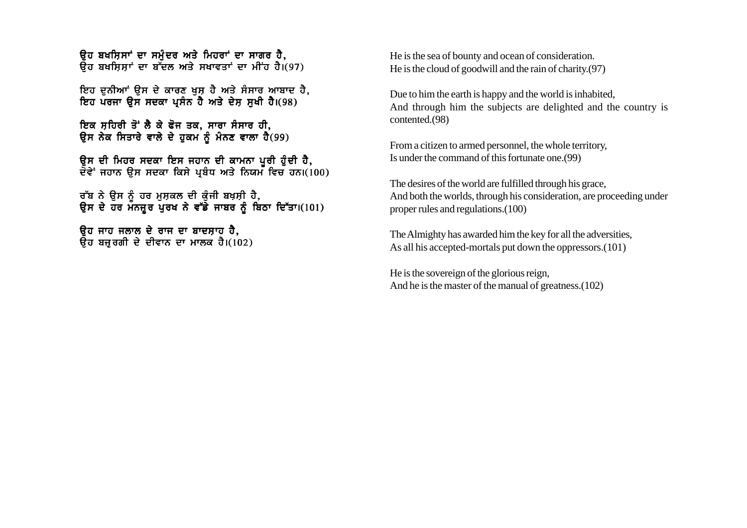ਉਹ ਬਖਸ਼ਿਸ਼ਾਂ ਦਾ ਸਮੁੰਦਰ ਅਤੇ ਮਿਹਰਾਂ ਦਾ ਸਾਗਰ ਹੈ,
ਉਹ ਬਖਸ਼ਿਸ਼ਾਂ ਦਾ ਬੱਦਲ ਅਤੇ ਸਖਾਵਤਾਂ ਦਾ ਮੀਂਹ ਹੈ।(97)

ਇਹ ਦੁਨੀਆਂ ਉਸ ਦੇ ਕਾਰਣ ਖੁਸ਼ ਹੈ ਅਤੇ ਸੰਸਾਰ ਆਬਾਦ ਹੈ,
ਇਹ ਪਰਜਾ ਉਸ ਸਦਕਾ ਪ੍ਰਸੰਨ ਹੈ ਅਤੇ ਦੇਸ਼ ਸੁਖੀ ਹੈ।(98)

ਇਕ ਸ਼ਹਿਰੀ ਤੋਂ ਲੈ ਕੇ ਫੌਜ ਤਕ, ਸਾਰਾ ਸੰਸਾਰ ਹੀ,
ਉਸ ਨੇਕ ਸਿਤਾਰੇ ਵਾਲੇ ਦੇ ਹੁਕਮ ਨੂੰ ਮੰਨਣ ਵਾਲਾ ਹੈ(99)

ਉਸ ਦੀ ਮਿਹਰ ਸਦਕਾ ਇਸ ਜਹਾਨ ਦੀ ਕਾਮਨਾ ਪੂਰੀ ਹੁੰਦੀ ਹੈ,
ਦੋਵੇਂ ਜਹਾਨ ਉਸ ਸਦਕਾ ਕਿਸੇ ਪ੍ਰਬੰਧ ਅਤੇ ਨਿਯਮ ਵਿਚ ਹਨ।(100)

ਰੱਬ ਨੇ ਉਸ ਨੂੰ ਹਰ ਮੁਸ਼ਕਲ ਦੀ ਕੁੰਜੀ ਬਖ਼ਸ਼ੀ ਹੈ,
ਉਸ ਦੇ ਹਰ ਮਨਜ਼ੂਰ ਪੁਰਖ ਨੇ ਵੱਡੇ ਜਾਬਰ ਨੂੰ ਬਿਠਾ ਦਿੱਤਾ।(101)

ਉਹ ਜਾਹ ਜਲਾਲ ਦੇ ਰਾਜ ਦਾ ਬਾਦਸ਼ਾਹ ਹੈ,
ਉਹ ਬਜ਼ੁਰਗੀ ਦੇ ਦੀਵਾਨ ਦਾ ਮਾਲਕ ਹੈ।(102)

He is the sea of bounty and ocean of consideration.
He is the cloud of goodwill and the rain of charity.(97)

Due to him the earth is happy and the world is inhabited,
And through him the subjects are delighted and the country is contented.(98)

From a citizen to armed personnel, the whole territory,
Is under the command of this fortunate one.(99)

The desires of the world are fulfilled through his grace,
And both the worlds, through his consideration, are proceeding under proper rules and regulations.(100)

The Almighty has awarded him the key for all the adversities,
As all his accepted-mortals put down the oppressors.(101)

He is the sovereign of the glorious reign,
And he is the master of the manual of greatness.(102)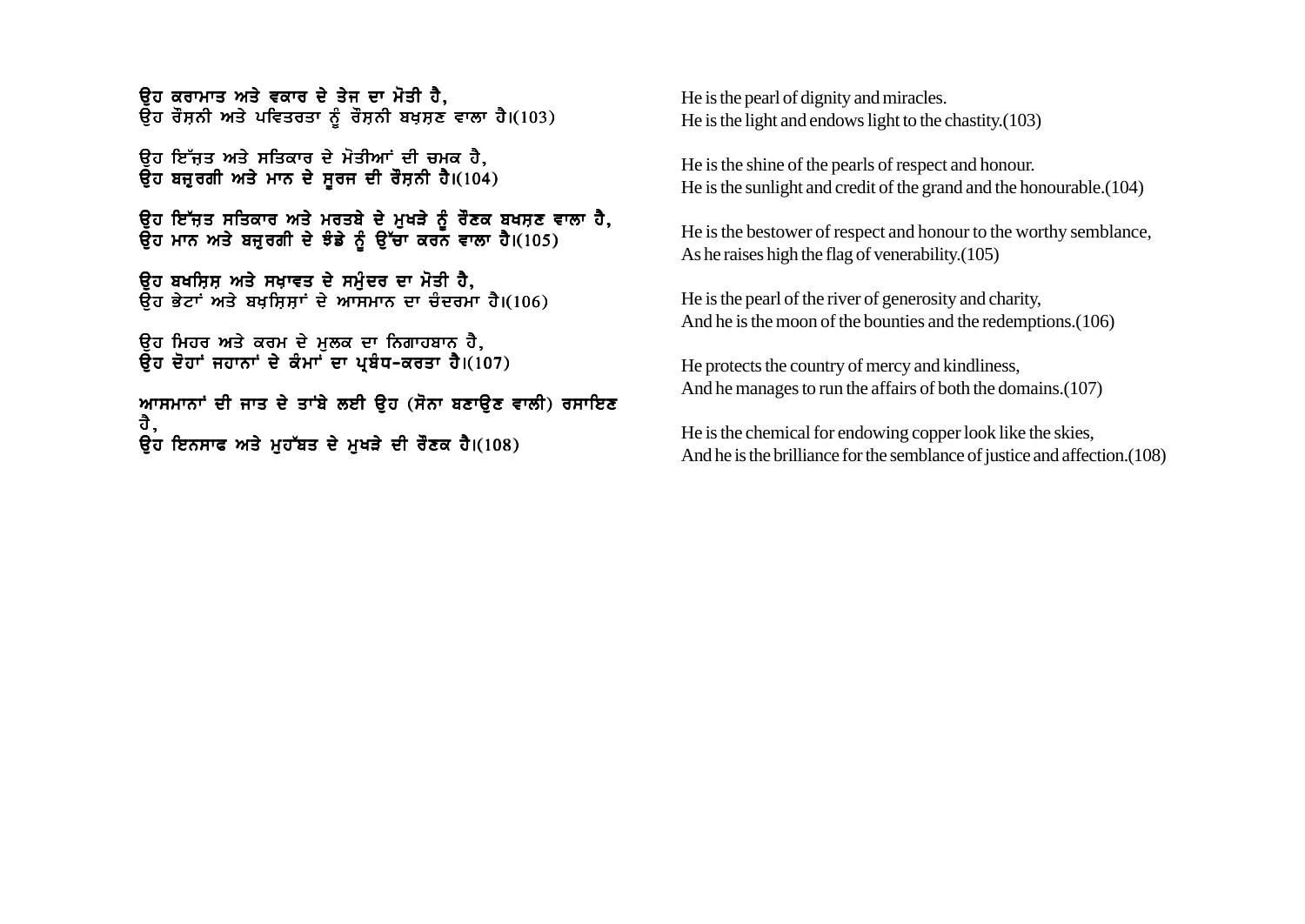ਉਹ ਕਰਾਮਾਤ ਅਤੇ ਵਕਾਰ ਦੇ ਤੇਜ ਦਾ ਮੋਤੀ ਹੈ,
ਉਹ ਰੌਸ਼ਨੀ ਅਤੇ ਪਵਿਤਰਤਾ ਨੂੰ ਰੌਸ਼ਨੀ ਬਖ਼ਸ਼ਣ ਵਾਲਾ ਹੈ।(103)

ਉਹ ਇੱਜ਼ਤ ਅਤੇ ਸਤਿਕਾਰ ਦੇ ਮੋਤੀਆਂ ਦੀ ਚਮਕ ਹੈ,
ਉਹ ਬਜ਼ੁਰਗੀ ਅਤੇ ਮਾਨ ਦੇ ਸੂਰਜ ਦੀ ਰੌਸ਼ਨੀ ਹੈ।(104)

ਉਹ ਇੱਜ਼ਤ ਸਤਿਕਾਰ ਅਤੇ ਮਰਤਬੇ ਦੇ ਮੁਖੜੇ ਨੂੰ ਰੌਣਕ ਬਖਸ਼ਣ ਵਾਲਾ ਹੈ,
ਉਹ ਮਾਨ ਅਤੇ ਬਜ਼ੁਰਗੀ ਦੇ ਝੰਡੇ ਨੂੰ ਉੱਚਾ ਕਰਨ ਵਾਲਾ ਹੈ।(105)

ਉਹ ਬਖਸ਼ਿਸ਼ ਅਤੇ ਸਖ਼ਾਵਤ ਦੇ ਸਮੁੰਦਰ ਦਾ ਮੋਤੀ ਹੈ,
ਉਹ ਭੇਟਾਂ ਅਤੇ ਬਖ਼ਸ਼ਿਸ਼ਾਂ ਦੇ ਆਸਮਾਨ ਦਾ ਚੰਦਰਮਾ ਹੈ।(106)

ਉਹ ਮਿਹਰ ਅਤੇ ਕਰਮ ਦੇ ਮੁਲਕ ਦਾ ਨਿਗਾਹਬਾਨ ਹੈ,
ਉਹ ਦੋਹਾਂ ਜਹਾਨਾਂ ਦੇ ਕੰਮਾਂ ਦਾ ਪ੍ਰਬੰਧ-ਕਰਤਾ ਹੈ।(107)

ਆਸਮਾਨਾਂ ਦੀ ਜਾਤ ਦੇ ਤਾਂਬੇ ਲਈ ਉਹ (ਸੋਨਾ ਬਣਾਉਣ ਵਾਲੀ) ਰਸਾਇਣ ਹੈ,
ਉਹ ਇਨਸਾਫ ਅਤੇ ਮੁਹੱਬਤ ਦੇ ਮੁਖੜੇ ਦੀ ਰੌਣਕ ਹੈ।(108)

He is the pearl of dignity and miracles.
He is the light and endows light to the chastity.(103)

He is the shine of the pearls of respect and honour.
He is the sunlight and credit of the grand and the honourable.(104)

He is the bestower of respect and honour to the worthy semblance,
As he raises high the flag of venerability.(105)

He is the pearl of the river of generosity and charity,
And he is the moon of the bounties and the redemptions.(106)

He protects the country of mercy and kindliness,
And he manages to run the affairs of both the domains.(107)

He is the chemical for endowing copper look like the skies,
And he is the brilliance for the semblance of justice and affection.(108)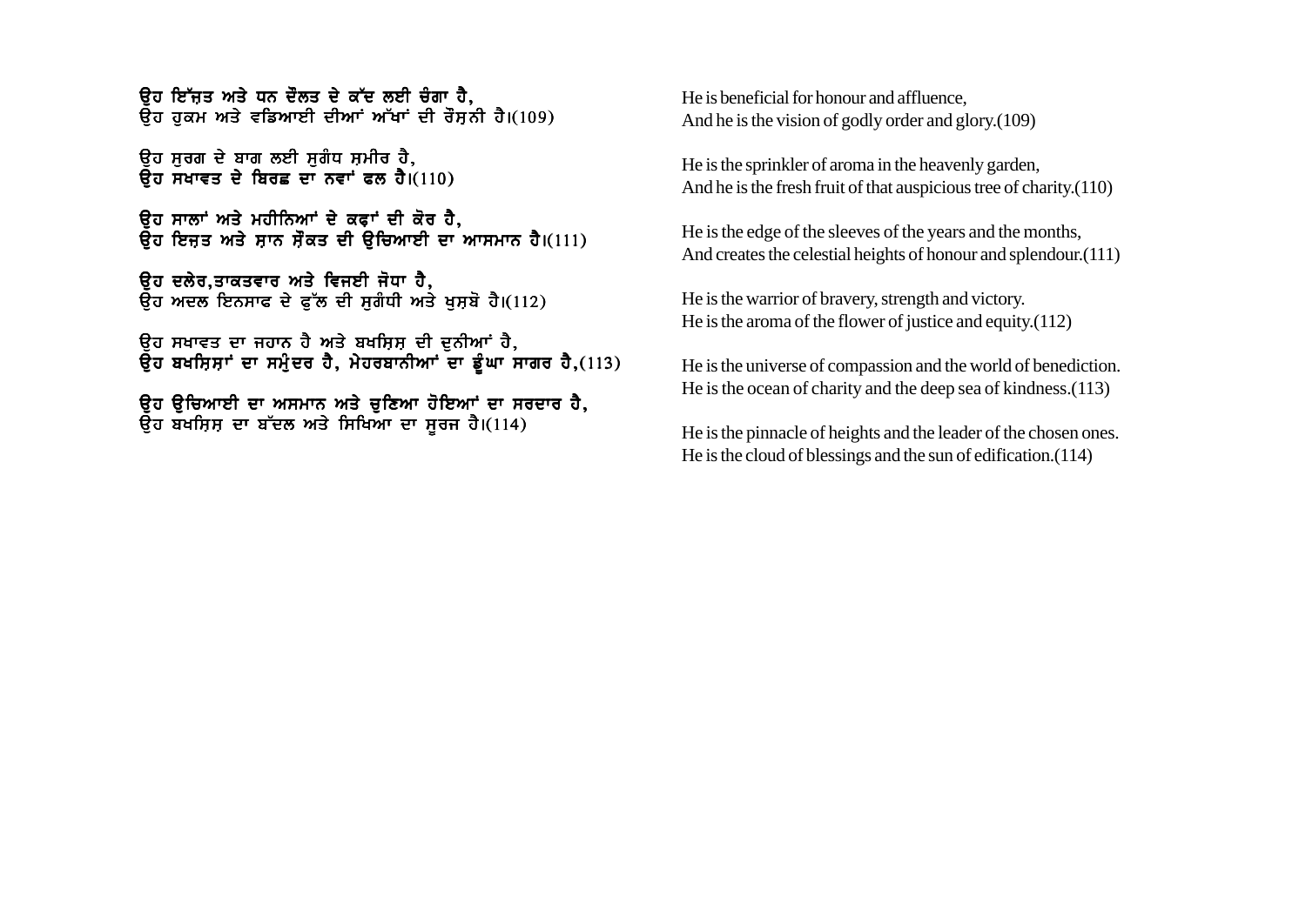ਉਹ ਇੱਜ਼ਤ ਅਤੇ ਧਨ ਦੌਲਤ ਦੇ ਕੱਦ ਲਈ ਚੰਗਾ ਹੈ,
ਉਹ ਹੁਕਮ ਅਤੇ ਵਡਿਆਈ ਦੀਆਂ ਅੱਖਾਂ ਦੀ ਰੌਸ਼ਨੀ ਹੈ।(109)

ਉਹ ਸੁਰਗ ਦੇ ਬਾਗ ਲਈ ਸੁਗੰਧ ਸ਼ਮੀਰ ਹੈ,
ਉਹ ਸਖਾਵਤ ਦੇ ਬਿਰਛ ਦਾ ਨਵਾਂ ਫਲ ਹੈ।(110)

ਉਹ ਸਾਲਾਂ ਅਤੇ ਮਹੀਨਿਆਂ ਦੇ ਕਫ਼ਾਂ ਦੀ ਕੋਰ ਹੈ,
ਉਹ ਇਜ਼ਤ ਅਤੇ ਸ਼ਾਨ ਸ਼ੌਕਤ ਦੀ ਉਚਿਆਈ ਦਾ ਆਸਮਾਨ ਹੈ।(111)

ਉਹ ਦਲੇਰ,ਤਾਕਤਵਾਰ ਅਤੇ ਵਿਜਈ ਜੋਧਾ ਹੈ,
ਉਹ ਅਦਲ ਇਨਸਾਫ ਦੇ ਫੁੱਲ ਦੀ ਸੁਗੰਧੀ ਅਤੇ ਖੁਸ਼ਬੋ ਹੈ।(112)

ਉਹ ਸਖਾਵਤ ਦਾ ਜਹਾਨ ਹੈ ਅਤੇ ਬਖਸ਼ਿਸ਼ ਦੀ ਦੁਨੀਆਂ ਹੈ,
ਉਹ ਬਖਸ਼ਿਸ਼ਾਂ ਦਾ ਸਮੁੰਦਰ ਹੈ, ਮੇਹਰਬਾਨੀਆਂ ਦਾ ਡੂੰਘਾ ਸਾਗਰ ਹੈ,(113)

ਉਹ ਉਚਿਆਈ ਦਾ ਅਸਮਾਨ ਅਤੇ ਚੁਣਿਆ ਹੋਇਆਂ ਦਾ ਸਰਦਾਰ ਹੈ,
ਉਹ ਬਖਸ਼ਿਸ਼ ਦਾ ਬੱਦਲ ਅਤੇ ਸਿਖਿਆ ਦਾ ਸੂਰਜ ਹੈ।(114)

He is beneficial for honour and affluence,
And he is the vision of godly order and glory.(109)

He is the sprinkler of aroma in the heavenly garden,
And he is the fresh fruit of that auspicious tree of charity.(110)

He is the edge of the sleeves of the years and the months,
And creates the celestial heights of honour and splendour.(111)

He is the warrior of bravery, strength and victory.
He is the aroma of the flower of justice and equity.(112)

He is the universe of compassion and the world of benediction.
He is the ocean of charity and the deep sea of kindness.(113)

He is the pinnacle of heights and the leader of the chosen ones.
He is the cloud of blessings and the sun of edification.(114)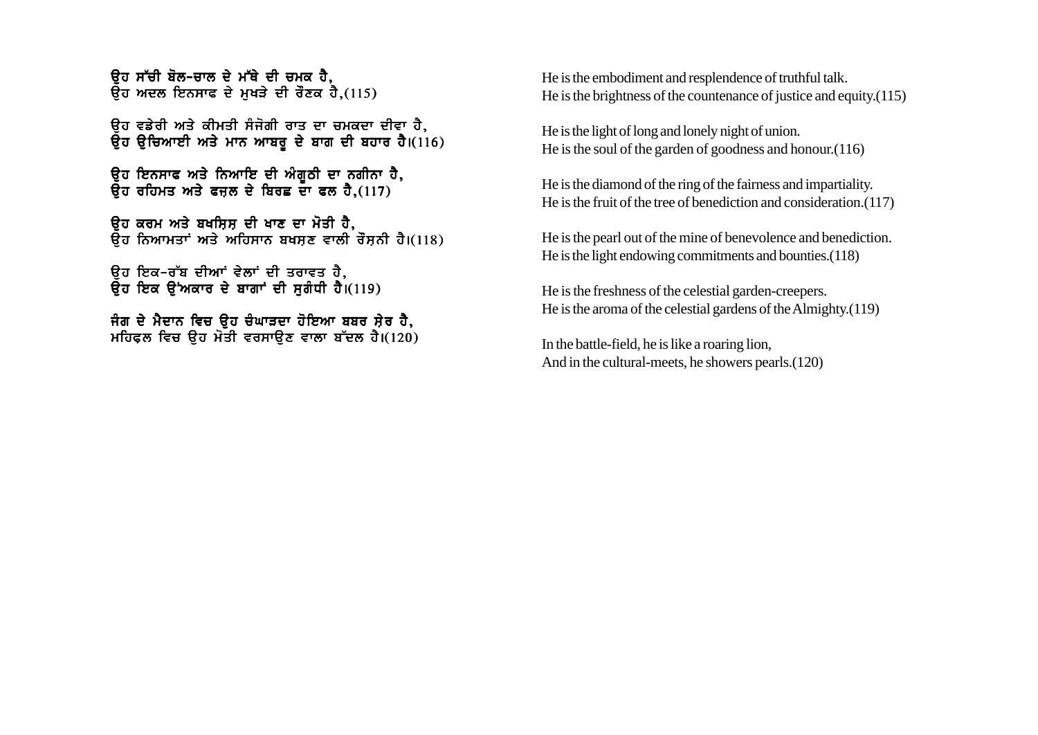ਉਹ ਸੱਚੀ ਬੋਲ-ਚਾਲ ਦੇ ਮੱਥੇ ਦੀ ਚਮਕ ਹੈ,
ਉਹ ਅਦਲ ਇਨਸਾਫ ਦੇ ਮੁਖੜੇ ਦੀ ਰੌਣਕ ਹੈ,(115)

ਉਹ ਵਡੇਰੀ ਅਤੇ ਕੀਮਤੀ ਸੰਜੋਗੀ ਰਾਤ ਦਾ ਚਮਕਦਾ ਦੀਵਾ ਹੈ,
ਉਹ ਉਚਿਆਈ ਅਤੇ ਮਾਨ ਆਬਰੂ ਦੇ ਬਾਗ ਦੀ ਬਹਾਰ ਹੈ।(116)

ਉਹ ਇਨਸਾਫ ਅਤੇ ਨਿਆਇ ਦੀ ਅੰਗੂਠੀ ਦਾ ਨਗੀਨਾ ਹੈ,
ਉਹ ਰਹਿਮਤ ਅਤੇ ਫਜ਼ਲ ਦੇ ਬਿਰਛ ਦਾ ਫਲ ਹੈ,(117)

ਉਹ ਕਰਮ ਅਤੇ ਬਖਸ਼ਿਸ਼ ਦੀ ਖਾਣ ਦਾ ਮੋਤੀ ਹੈ,
ਉਹ ਨਿਆਮਤਾਂ ਅਤੇ ਅਹਿਸਾਨ ਬਖਸ਼ਣ ਵਾਲੀ ਰੌਸ਼ਨੀ ਹੈ।(118)

ਉਹ ਇਕ-ਰੱਬ ਦੀਆਂ ਵੇਲਾਂ ਦੀ ਤਰਾਵਤ ਹੈ,
ਉਹ ਇਕ ਉਂਅਕਾਰ ਦੇ ਬਾਗਾਂ ਦੀ ਸੁਗੰਧੀ ਹੈ।(119)

ਜੰਗ ਦੇ ਮੈਦਾਨ ਵਿਚ ਉਹ ਚੰਘਾੜਦਾ ਹੋਇਆ ਬਬਰ ਸ਼ੇਰ ਹੈ,
ਮਹਿਫਲ ਵਿਚ ਉਹ ਮੋਤੀ ਵਰਸਾਉਣ ਵਾਲਾ ਬੱਦਲ ਹੈ।(120)

He is the embodiment and resplendence of truthful talk.
He is the brightness of the countenance of justice and equity.(115)

He is the light of long and lonely night of union.
He is the soul of the garden of goodness and honour.(116)

He is the diamond of the ring of the fairness and impartiality.
He is the fruit of the tree of benediction and consideration.(117)

He is the pearl out of the mine of benevolence and benediction.
He is the light endowing commitments and bounties.(118)

He is the freshness of the celestial garden-creepers.
He is the aroma of the celestial gardens of the Almighty.(119)

In the battle-field, he is like a roaring lion,
And in the cultural-meets, he showers pearls.(120)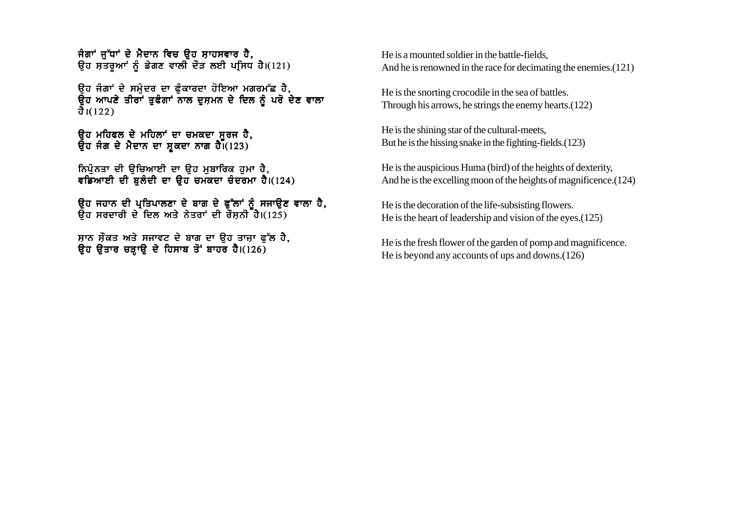ਜੰਗਾਂ ਜੁੱਧਾਂ ਦੇ ਮੈਦਾਨ ਵਿਚ ਉਹ ਸ਼ਾਹਸਵਾਰ ਹੈ,
ਉਹ ਸ਼ਤਰੂਆਂ ਨੂੰ ਡੇਗਣ ਵਾਲੀ ਦੌੜ ਲਈ ਪ੍ਰਸਿਧ ਹੈ।(121)

ਉਹ ਜੰਗਾਂ ਦੇ ਸਮੁੰਦਰ ਦਾ ਫੁੰਕਾਰਦਾ ਹੋਇਆ ਮਗਰਮੱਛ ਹੈ,
ਉਹ ਆਪਣੇ ਤੀਰਾਂ ਤੁਫੰਗਾਂ ਨਾਲ ਦੁਸ਼ਮਨ ਦੇ ਦਿਲ ਨੂੰ ਪਰੋ ਦੇਣ ਵਾਲਾ ਹੈ।(122)

ਉਹ ਮਹਿਫਲ ਦੇ ਮਹਿਲਾਂ ਦਾ ਚਮਕਦਾ ਸੂਰਜ ਹੈ,
ਉਹ ਜੰਗ ਦੇ ਮੈਦਾਨ ਦਾ ਸ਼ੂਕਦਾ ਨਾਗ ਹੈ।(123)

ਨਿਪੁੰਨਤਾ ਦੀ ਉਚਿਆਈ ਦਾ ਉਹ ਮੁਬਾਰਿਕ ਹੁਮਾ ਹੈ,
ਵਡਿਆਈ ਦੀ ਬੁਲੰਦੀ ਦਾ ਉਹ ਚਮਕਦਾ ਚੰਦਰਮਾ ਹੈ।(124)

ਉਹ ਜਹਾਨ ਦੀ ਪ੍ਰਤਿਪਾਲਣਾ ਦੇ ਬਾਗ ਦੇ ਫੁੱਲਾਂ ਨੂੰ ਸਜਾਉਣ ਵਾਲਾ ਹੈ,
ਉਹ ਸਰਦਾਰੀ ਦੇ ਦਿਲ ਅਤੇ ਨੇਤਰਾਂ ਦੀ ਰੌਸ਼ਨੀ ਹੈ।(125)

ਸ਼ਾਨ ਸ਼ੌਕਤ ਅਤੇ ਸਜਾਵਟ ਦੇ ਬਾਗ ਦਾ ਉਹ ਤਾਜ਼ਾ ਫੁੱਲ ਹੈ,
ਉਹ ਉਤਾਰ ਚੜ੍ਹਾਉ ਦੇ ਹਿਸਾਬ ਤੋਂ ਬਾਹਰ ਹੈ।(126)

He is a mounted soldier in the battle-fields,
And he is renowned in the race for decimating the enemies.(121)

He is the snorting crocodile in the sea of battles.
Through his arrows, he strings the enemy hearts.(122)

He is the shining star of the cultural-meets,
But he is the hissing snake in the fighting-fields.(123)

He is the auspicious Huma (bird) of the heights of dexterity,
And he is the excelling moon of the heights of magnificence.(124)

He is the decoration of the life-subsisting flowers.
He is the heart of leadership and vision of the eyes.(125)

He is the fresh flower of the garden of pomp and magnificence.
He is beyond any accounts of ups and downs.(126)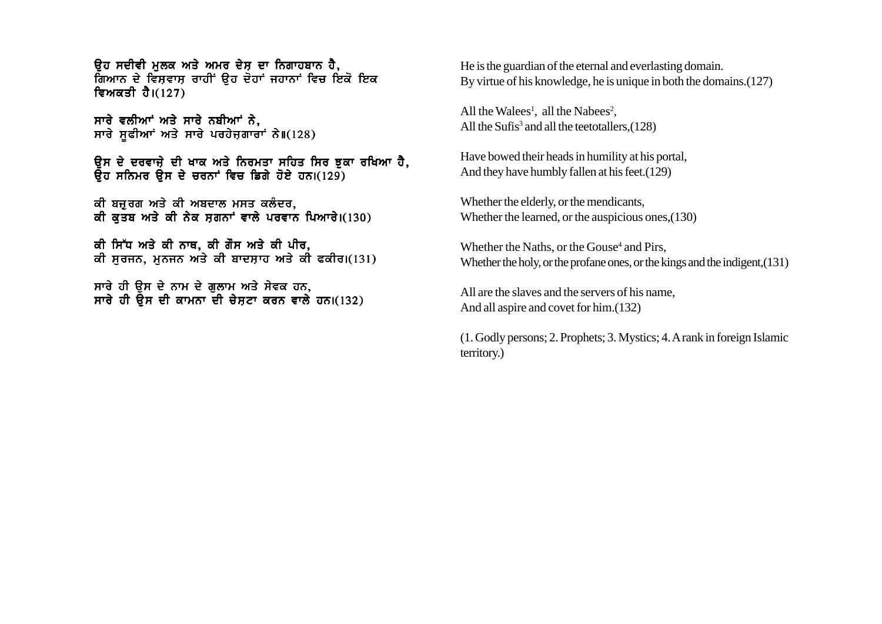ਉਹ ਸਦੀਵੀ ਮੁਲਕ ਅਤੇ ਅਮਰ ਦੇਸ਼ ਦਾ ਨਿਗਾਹਬਾਨ ਹੈ,
ਗਿਆਨ ਦੇ ਵਿਸ਼ਵਾਸ਼ ਰਾਹੀਂ ਉਹ ਦੋਹਾਂ ਜਹਾਨਾਂ ਵਿਚ ਇਕੋ ਇਕ ਵਿਅਕਤੀ ਹੈ।(127)

ਸਾਰੇ ਵਲੀਆਂ ਅਤੇ ਸਾਰੇ ਨਬੀਆਂ ਨੇ,
ਸਾਰੇ ਸੂਫੀਆਂ ਅਤੇ ਸਾਰੇ ਪਰਹੇਜ਼ਗਾਰਾਂ ਨੇ॥(128)

ਉਸ ਦੇ ਦਰਵਾਜ਼ੇ ਦੀ ਖਾਕ ਅਤੇ ਨਿਰਮਤਾ ਸਹਿਤ ਸਿਰ ਝੁਕਾ ਰਖਿਆ ਹੈ,
ਉਹ ਸਨਿਮਰ ਉਸ ਦੇ ਚਰਨਾਂ ਵਿਚ ਡਿਗੇ ਹੋਏ ਹਨ।(129)

ਕੀ ਬਜ਼ੁਰਗ ਅਤੇ ਕੀ ਅਬਦਾਲ ਮਸਤ ਕਲੰਦਰ,
ਕੀ ਕੁਤਬ ਅਤੇ ਕੀ ਨੇਕ ਸ਼ਗਨਾਂ ਵਾਲੇ ਪਰਵਾਨ ਪਿਆਰੇ।(130)

ਕੀ ਸਿੱਧ ਅਤੇ ਕੀ ਨਾਥ, ਕੀ ਗੌਸ ਅਤੇ ਕੀ ਪੀਰ,
ਕੀ ਸੁਰਜਨ, ਮੁਨਜਨ ਅਤੇ ਕੀ ਬਾਦਸ਼ਾਹ ਅਤੇ ਕੀ ਫਕੀਰ।(131)

ਸਾਰੇ ਹੀ ਉਸ ਦੇ ਨਾਮ ਦੇ ਗੁਲਾਮ ਅਤੇ ਸੇਵਕ ਹਨ,
ਸਾਰੇ ਹੀ ਉਸ ਦੀ ਕਾਮਨਾ ਦੀ ਚੇਸ਼ਟਾ ਕਰਨ ਵਾਲੇ ਹਨ।(132)

He is the guardian of the eternal and everlasting domain.
By virtue of his knowledge, he is unique in both the domains.(127)

All the Walees[1], all the Nabees[2],
All the Sufis[3] and all the teetotallers,(128)

Have bowed their heads in humility at his portal,
And they have humbly fallen at his feet.(129)

Whether the elderly, or the mendicants,
Whether the learned, or the auspicious ones,(130)

Whether the Naths, or the Gouse[4] and Pirs,
Whether the holy, or the profane ones, or the kings and the indigent,(131)

All are the slaves and the servers of his name,
And all aspire and covet for him.(132)

(1. Godly persons; 2. Prophets; 3. Mystics; 4. A rank in foreign Islamic territory.)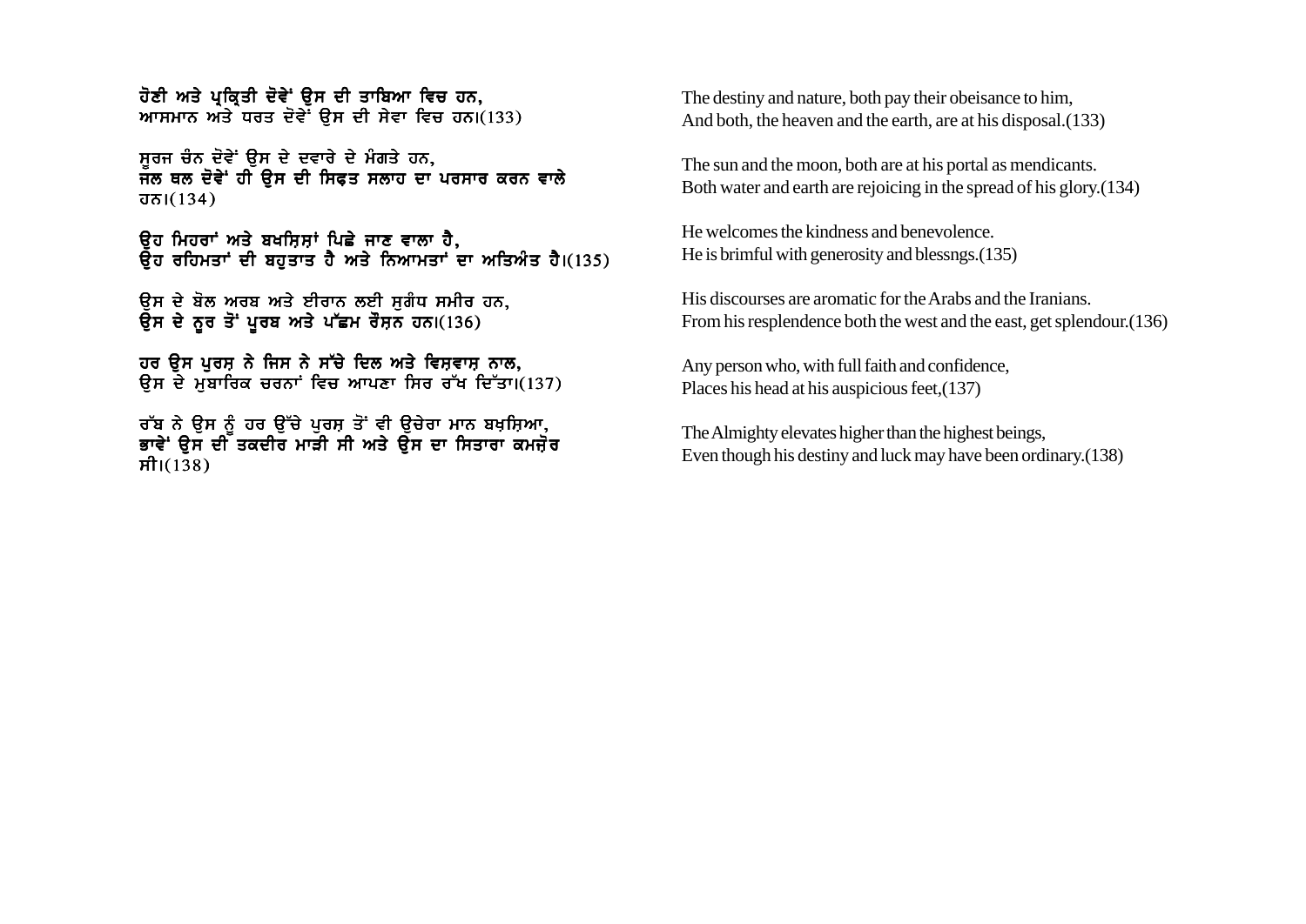ਹੋਣੀ ਅਤੇ ਪ੍ਰਕ੍ਰਿਤੀ ਦੋਵੇਂ ਉਸ ਦੀ ਤਾਬਿਆ ਵਿਚ ਹਨ,
ਆਸਮਾਨ ਅਤੇ ਧਰਤ ਦੋਵੇਂ ਉਸ ਦੀ ਸੇਵਾ ਵਿਚ ਹਨ।(133)

ਸੂਰਜ ਚੰਨ ਦੋਵੇਂ ਉਸ ਦੇ ਦਵਾਰੇ ਦੇ ਮੰਗਤੇ ਹਨ,
ਜਲ ਥਲ ਦੋਵੇਂ ਹੀ ਉਸ ਦੀ ਸਿਫਤ ਸਲਾਹ ਦਾ ਪਰਸਾਰ ਕਰਨ ਵਾਲੇ ਹਨ।(134)

ਉਹ ਮਿਹਰਾਂ ਅਤੇ ਬਖਸ਼ਿਸ਼ਾਂ ਪਿਛੇ ਜਾਣ ਵਾਲਾ ਹੈ,
ਉਹ ਰਹਿਮਤਾਂ ਦੀ ਬਹੁਤਾਤ ਹੈ ਅਤੇ ਨਿਆਮਤਾਂ ਦਾ ਅਤਿਅੰਤ ਹੈ।(135)

ਉਸ ਦੇ ਬੋਲ ਅਰਬ ਅਤੇ ਈਰਾਨ ਲਈ ਸੁਗੰਧ ਸਮੀਰ ਹਨ,
ਉਸ ਦੇ ਨੂਰ ਤੋਂ ਪੂਰਬ ਅਤੇ ਪੱਛਮ ਰੌਸ਼ਨ ਹਨ।(136)

ਹਰ ਉਸ ਪੁਰਸ਼ ਨੇ ਜਿਸ ਨੇ ਸੱਚੇ ਦਿਲ ਅਤੇ ਵਿਸ਼ਵਾਸ਼ ਨਾਲ,
ਉਸ ਦੇ ਮੁਬਾਰਿਕ ਚਰਨਾਂ ਵਿਚ ਆਪਣਾ ਸਿਰ ਰੱਖ ਦਿੱਤਾ।(137)

ਰੱਬ ਨੇ ਉਸ ਨੂੰ ਹਰ ਉੱਚੇ ਪੁਰਸ਼ ਤੋਂ ਵੀ ਉਚੇਰਾ ਮਾਨ ਬਖਸ਼ਿਆ,
ਭਾਵੇਂ ਉਸ ਦੀ ਤਕਦੀਰ ਮਾੜੀ ਸੀ ਅਤੇ ਉਸ ਦਾ ਸਿਤਾਰਾ ਕਮਜ਼ੋਰ ਸੀ।(138)

The destiny and nature, both pay their obeisance to him,
And both, the heaven and the earth, are at his disposal.(133)

The sun and the moon, both are at his portal as mendicants.
Both water and earth are rejoicing in the spread of his glory.(134)

He welcomes the kindness and benevolence.
He is brimful with generosity and blessngs.(135)

His discourses are aromatic for the Arabs and the Iranians.
From his resplendence both the west and the east, get splendour.(136)

Any person who, with full faith and confidence,
Places his head at his auspicious feet,(137)

The Almighty elevates higher than the highest beings,
Even though his destiny and luck may have been ordinary.(138)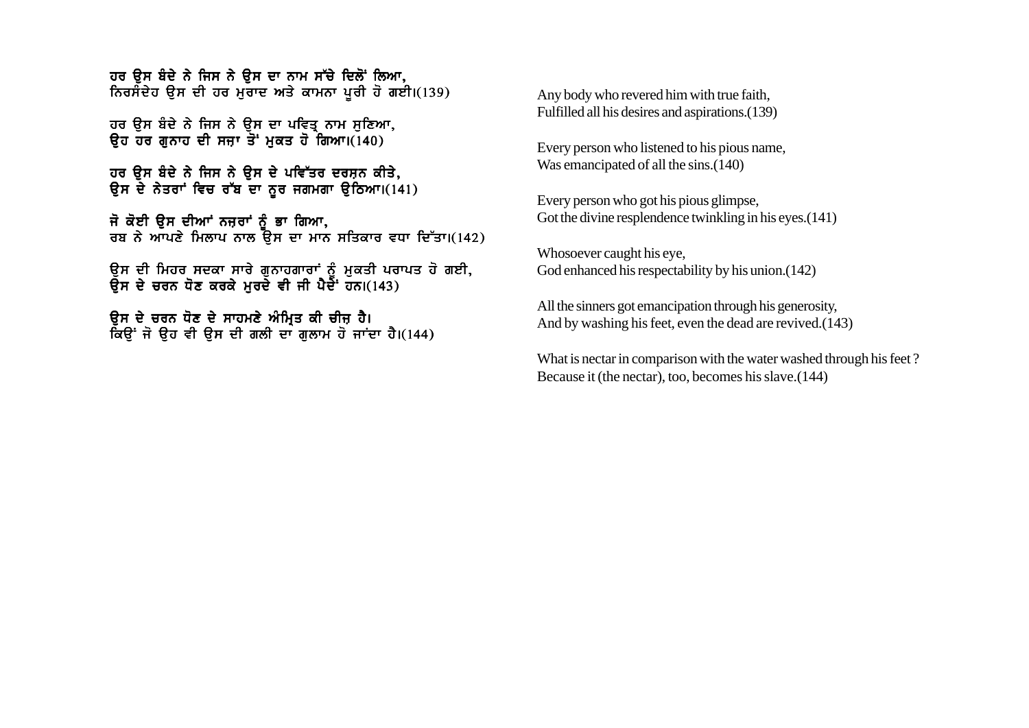ਹਰ ਉਸ ਬੰਦੇ ਨੇ ਜਿਸ ਨੇ ਉਸ ਦਾ ਨਾਮ ਸੱਚੇ ਦਿਲੋਂ ਲਿਆ,
ਨਿਰਸੰਦੇਹ ਉਸ ਦੀ ਹਰ ਮੁਰਾਦ ਅਤੇ ਕਾਮਨਾ ਪੂਰੀ ਹੋ ਗਈ।(139)

ਹਰ ਉਸ ਬੰਦੇ ਨੇ ਜਿਸ ਨੇ ਉਸ ਦਾ ਪਵਿਤ੍ਰ ਨਾਮ ਸੁਣਿਆ,
ਉਹ ਹਰ ਗੁਨਾਹ ਦੀ ਸਜ਼ਾ ਤੋਂ ਮੁਕਤ ਹੋ ਗਿਆ।(140)

ਹਰ ਉਸ ਬੰਦੇ ਨੇ ਜਿਸ ਨੇ ਉਸ ਦੇ ਪਵਿੱਤਰ ਦਰਸ਼ਨ ਕੀਤੇ,
ਉਸ ਦੇ ਨੇਤਰਾਂ ਵਿਚ ਰੱਬ ਦਾ ਨੂਰ ਜਗਮਗਾ ਉਠਿਆ।(141)

ਜੋ ਕੋਈ ਉਸ ਦੀਆਂ ਨਜ਼ਰਾਂ ਨੂੰ ਭਾ ਗਿਆ,
ਰਬ ਨੇ ਆਪਣੇ ਮਿਲਾਪ ਨਾਲ ਉਸ ਦਾ ਮਾਨ ਸਤਿਕਾਰ ਵਧਾ ਦਿੱਤਾ।(142)

ਉਸ ਦੀ ਮਿਹਰ ਸਦਕਾ ਸਾਰੇ ਗੁਨਾਹਗਾਰਾਂ ਨੂੰ ਮੁਕਤੀ ਪਰਾਪਤ ਹੋ ਗਈ,
ਉਸ ਦੇ ਚਰਨ ਧੋਣ ਕਰਕੇ ਮੁਰਦੇ ਵੀ ਜੀ ਪੈਂਦੇ ਹਨ।(143)

ਉਸ ਦੇ ਚਰਨ ਧੋਣ ਦੇ ਸਾਹਮਣੇ ਅੰਮ੍ਰਿਤ ਕੀ ਚੀਜ਼ ਹੈ।
ਕਿਉਂ ਜੋ ਉਹ ਵੀ ਉਸ ਦੀ ਗਲੀ ਦਾ ਗੁਲਾਮ ਹੋ ਜਾਂਦਾ ਹੈ।(144)

Any body who revered him with true faith,
Fulfilled all his desires and aspirations.(139)

Every person who listened to his pious name,
Was emancipated of all the sins.(140)

Every person who got his pious glimpse,
Got the divine resplendence twinkling in his eyes.(141)

Whosoever caught his eye,
God enhanced his respectability by his union.(142)

All the sinners got emancipation through his generosity,
And by washing his feet, even the dead are revived.(143)

What is nectar in comparison with the water washed through his feet ?
Because it (the nectar), too, becomes his slave.(144)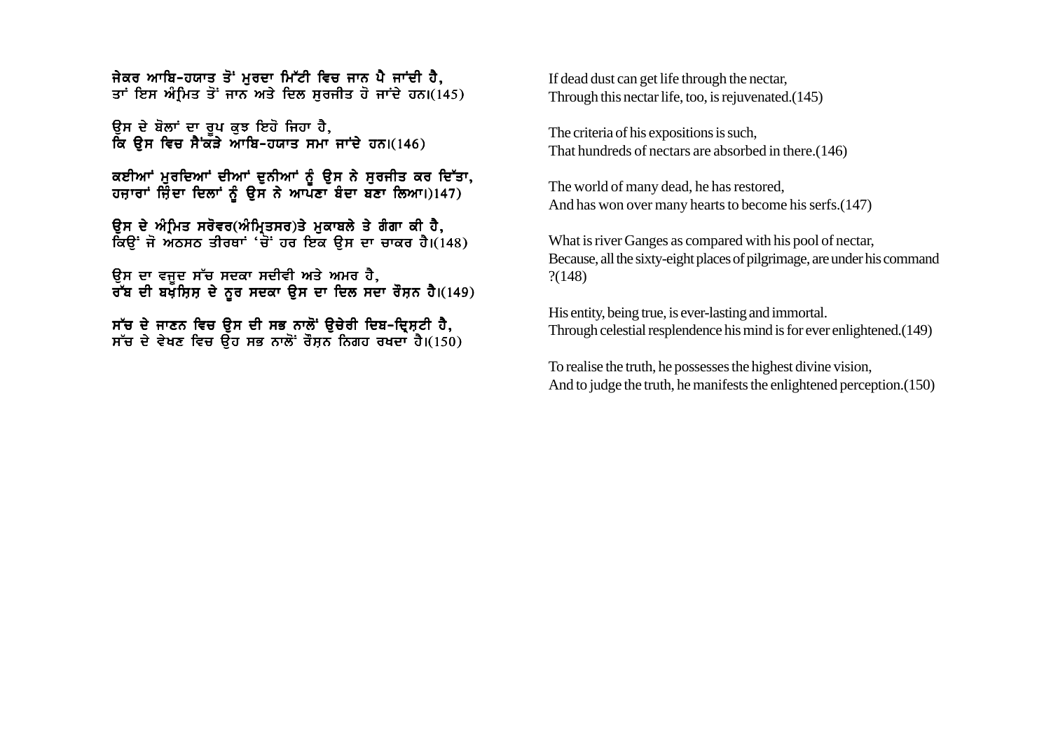ਜੇਕਰ ਆਬਿ-ਹਯਾਤ ਤੋਂ ਮੁਰਦਾ ਮਿੱਟੀ ਵਿਚ ਜਾਨ ਪੈ ਜਾਂਦੀ ਹੈ,
ਤਾਂ ਇਸ ਅੰਮ੍ਰਿਤ ਤੋਂ ਜਾਨ ਅਤੇ ਦਿਲ ਸੁਰਜੀਤ ਹੋ ਜਾਂਦੇ ਹਨ।(145)

ਉਸ ਦੇ ਬੋਲਾਂ ਦਾ ਰੂਪ ਕੁਝ ਇਹੋ ਜਿਹਾ ਹੈ,
ਕਿ ਉਸ ਵਿਚ ਸੈਂਕੜੇ ਆਬਿ-ਹਯਾਤ ਸਮਾ ਜਾਂਦੇ ਹਨ।(146)

ਕਈਆਂ ਮੁਰਦਿਆਂ ਦੀਆਂ ਦੁਨੀਆਂ ਨੂੰ ਉਸ ਨੇ ਸੁਰਜੀਤ ਕਰ ਦਿੱਤਾ,
ਹਜ਼ਾਰਾਂ ਜ਼ਿੰਦਾ ਦਿਲਾਂ ਨੂੰ ਉਸ ਨੇ ਆਪਣਾ ਬੰਦਾ ਬਣਾ ਲਿਆ।)147)

ਉਸ ਦੇ ਅੰਮ੍ਰਿਤ ਸਰੋਵਰ(ਅੰਮ੍ਰਿਤਸਰ)ਤੇ ਮੁਕਾਬਲੇ ਤੇ ਗੰਗਾ ਕੀ ਹੈ,
ਕਿਉਂ ਜੋ ਅਠਸਠ ਤੀਰਥਾਂ 'ਚੋਂ ਹਰ ਇਕ ਉਸ ਦਾ ਚਾਕਰ ਹੈ।(148)

ਉਸ ਦਾ ਵਜੂਦ ਸੱਚ ਸਦਕਾ ਸਦੀਵੀ ਅਤੇ ਅਮਰ ਹੈ,
ਰੱਬ ਦੀ ਬਖ਼ਸ਼ਿਸ਼ ਦੇ ਨੂਰ ਸਦਕਾ ਉਸ ਦਾ ਦਿਲ ਸਦਾ ਰੌਸ਼ਨ ਹੈ।(149)

ਸੱਚ ਦੇ ਜਾਣਨ ਵਿਚ ਉਸ ਦੀ ਸਭ ਨਾਲੋਂ ਉਚੇਰੀ ਦਿਬ-ਦ੍ਰਿਸ਼ਟੀ ਹੈ,
ਸੱਚ ਦੇ ਵੇਖਣ ਵਿਚ ਉਹ ਸਭ ਨਾਲੋਂ ਰੌਸ਼ਨ ਨਿਗਹ ਰਖਦਾ ਹੈ।(150)

If dead dust can get life through the nectar,
Through this nectar life, too, is rejuvenated.(145)

The criteria of his expositions is such,
That hundreds of nectars are absorbed in there.(146)

The world of many dead, he has restored,
And has won over many hearts to become his serfs.(147)

What is river Ganges as compared with his pool of nectar,
Because, all the sixty-eight places of pilgrimage, are under his command ?(148)

His entity, being true, is ever-lasting and immortal.
Through celestial resplendence his mind is for ever enlightened.(149)

To realise the truth, he possesses the highest divine vision,
And to judge the truth, he manifests the enlightened perception.(150)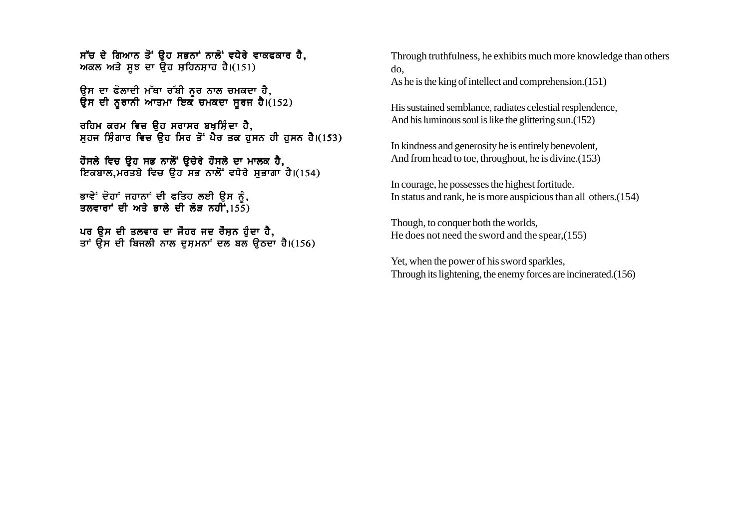ਸੱਚ ਦੇ ਗਿਆਨ ਤੋਂ ਉਹ ਸਭਨਾਂ ਨਾਲੋਂ ਵਧੇਰੇ ਵਾਕਫਕਾਰ ਹੈ,
ਅਕਲ ਅਤੇ ਸੂਝ ਦਾ ਉਹ ਸ਼ਹਿਨਸ਼ਾਹ ਹੈ।(151)

ਉਸ ਦਾ ਫੋਲਾਦੀ ਮੱਥਾ ਰੱਬੀ ਨੂਰ ਨਾਲ ਚਮਕਦਾ ਹੈ,
ਉਸ ਦੀ ਨੂਰਾਨੀ ਆਤਮਾ ਇਕ ਚਮਕਦਾ ਸੂਰਜ ਹੈ।(152)

ਰਹਿਮ ਕਰਮ ਵਿਚ ਉਹ ਸਰਾਸਰ ਬਖ਼ਸ਼ਿੰਦਾ ਹੈ,
ਸੁਹਜ ਸ਼ਿੰਗਾਰ ਵਿਚ ਉਹ ਸਿਰ ਤੋਂ ਪੈਰ ਤਕ ਹੁਸਨ ਹੀ ਹੁਸਨ ਹੈ।(153)

ਹੌਸਲੇ ਵਿਚ ਉਹ ਸਭ ਨਾਲੋਂ ਉਚੇਰੇ ਹੌਸਲੇ ਦਾ ਮਾਲਕ ਹੈ,
ਇਕਬਾਲ,ਮਰਤਬੇ ਵਿਚ ਉਹ ਸਭ ਨਾਲੋਂ ਵਧੇਰੇ ਸੁਭਾਗਾ ਹੈ।(154)

ਭਾਵੇਂ ਦੋਹਾਂ ਜਹਾਨਾਂ ਦੀ ਫਤਿਹ ਲਈ ਉਸ ਨੂੰ,
ਤਲਵਾਰਾਂ ਦੀ ਅਤੇ ਭਾਲੇ ਦੀ ਲੋੜ ਨਹੀਂ,155)

ਪਰ ਉਸ ਦੀ ਤਲਵਾਰ ਦਾ ਜੌਹਰ ਜਦ ਰੌਸ਼ਨ ਹੁੰਦਾ ਹੈ,
ਤਾਂ ਉਸ ਦੀ ਬਿਜਲੀ ਨਾਲ ਦੁਸ਼ਮਨਾਂ ਦਲ ਬਲ ਉਠਦਾ ਹੈ।(156)

Through truthfulness, he exhibits much more knowledge than others do,
As he is the king of intellect and comprehension.(151)

His sustained semblance, radiates celestial resplendence,
And his luminous soul is like the glittering sun.(152)

In kindness and generosity he is entirely benevolent,
And from head to toe, throughout, he is divine.(153)

In courage, he possesses the highest fortitude.
In status and rank, he is more auspicious than all others.(154)

Though, to conquer both the worlds,
He does not need the sword and the spear,(155)

Yet, when the power of his sword sparkles,
Through its lightening, the enemy forces are incinerated.(156)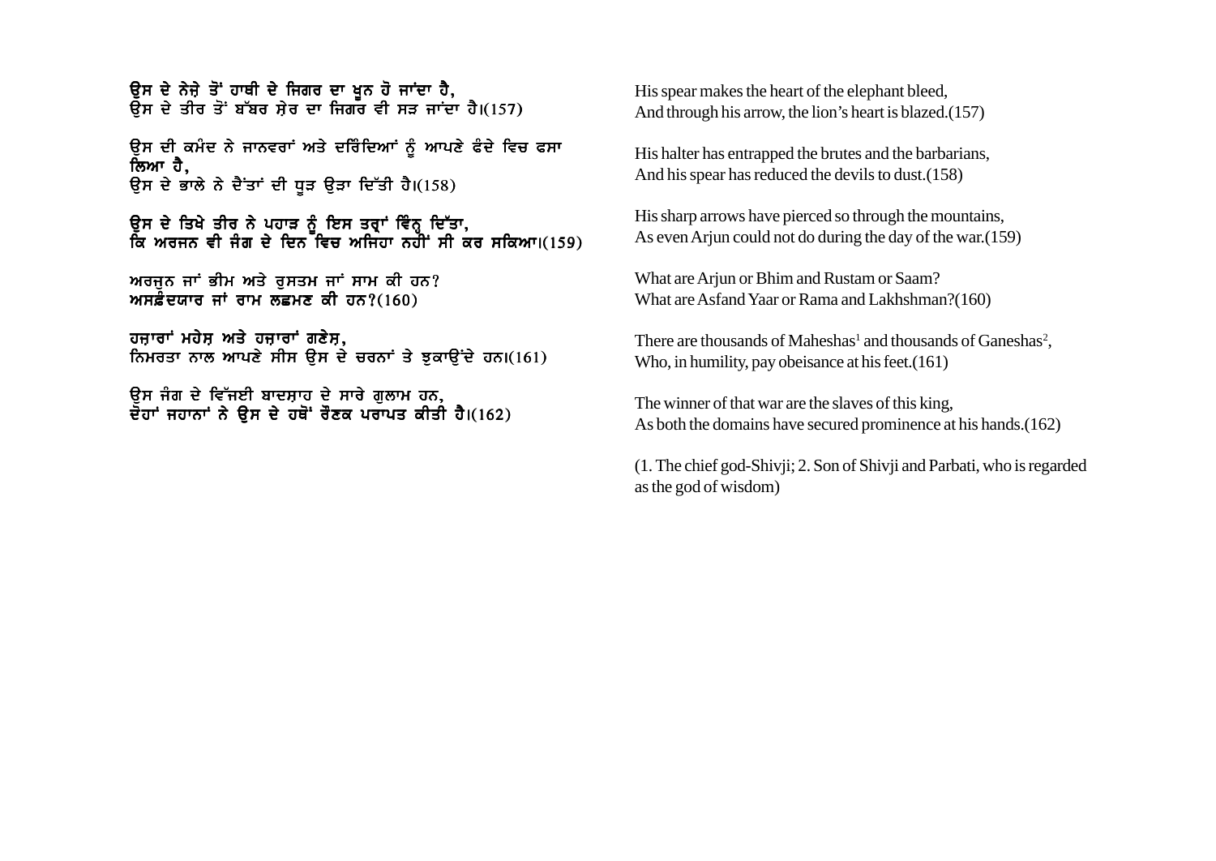ਉਸ ਦੇ ਨੇਜ਼ੇ ਤੋਂ ਹਾਥੀ ਦੇ ਜਿਗਰ ਦਾ ਖੂਨ ਹੋ ਜਾਂਦਾ ਹੈ,
ਉਸ ਦੇ ਤੀਰ ਤੋਂ ਬੱਬਰ ਸ਼ੇਰ ਦਾ ਜਿਗਰ ਵੀ ਸੜ ਜਾਂਦਾ ਹੈ।(157)

ਉਸ ਦੀ ਕਮੰਦ ਨੇ ਜਾਨਵਰਾਂ ਅਤੇ ਦਰਿੰਦਿਆਂ ਨੂੰ ਆਪਣੇ ਫੰਦੇ ਵਿਚ ਫਸਾ ਲਿਆ ਹੈ,
ਉਸ ਦੇ ਭਾਲੇ ਨੇ ਦੈਂਤਾਂ ਦੀ ਧੂੜ ਉੜਾ ਦਿੱਤੀ ਹੈ।(158)

ਉਸ ਦੇ ਤਿਖੇ ਤੀਰ ਨੇ ਪਹਾੜ ਨੂੰ ਇਸ ਤਰ੍ਹਾਂ ਵਿੰਨ੍ਹ ਦਿੱਤਾ,
ਕਿ ਅਰਜਨ ਵੀ ਜੰਗ ਦੇ ਦਿਨ ਵਿਚ ਅਜਿਹਾ ਨਹੀਂ ਸੀ ਕਰ ਸਕਿਆ।(159)

ਅਰਜੁਨ ਜਾਂ ਭੀਮ ਅਤੇ ਰੁਸਤਮ ਜਾਂ ਸਾਮ ਕੀ ਹਨ?
ਅਸਫ਼ੰਦਯਾਰ ਜਾਂ ਰਾਮ ਲਛਮਣ ਕੀ ਹਨ?(160)

ਹਜ਼ਾਰਾਂ ਮਹੇਸ਼ ਅਤੇ ਹਜ਼ਾਰਾਂ ਗਣੇਸ਼,
ਨਿਮਰਤਾ ਨਾਲ ਆਪਣੇ ਸੀਸ ਉਸ ਦੇ ਚਰਨਾਂ ਤੇ ਝੁਕਾਉਂਦੇ ਹਨ।(161)

ਉਸ ਜੰਗ ਦੇ ਵਿੱਜਈ ਬਾਦਸ਼ਾਹ ਦੇ ਸਾਰੇ ਗੁਲਾਮ ਹਨ,
ਦੋਹਾਂ ਜਹਾਨਾਂ ਨੇ ਉਸ ਦੇ ਹਥੋਂ ਰੌਣਕ ਪਰਾਪਤ ਕੀਤੀ ਹੈ।(162)

His spear makes the heart of the elephant bleed,
And through his arrow, the lion's heart is blazed.(157)

His halter has entrapped the brutes and the barbarians,
And his spear has reduced the devils to dust.(158)

His sharp arrows have pierced so through the mountains,
As even Arjun could not do during the day of the war.(159)

What are Arjun or Bhim and Rustam or Saam?
What are Asfand Yaar or Rama and Lakhshman?(160)

There are thousands of Maheshas[1] and thousands of Ganeshas[2],
Who, in humility, pay obeisance at his feet.(161)

The winner of that war are the slaves of this king,
As both the domains have secured prominence at his hands.(162)

(1. The chief god-Shivji; 2. Son of Shivji and Parbati, who is regarded as the god of wisdom)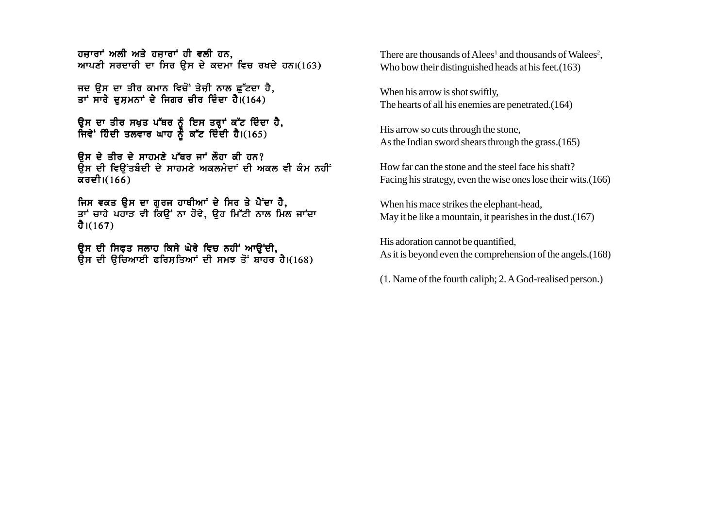ਹਜ਼ਾਰਾਂ ਅਲੀ ਅਤੇ ਹਜ਼ਾਰਾਂ ਹੀ ਵਲੀ ਹਨ,
ਆਪਣੀ ਸਰਦਾਰੀ ਦਾ ਸਿਰ ਉਸ ਦੇ ਕਦਮਾ ਵਿਚ ਰਖਦੇ ਹਨ।(163)

ਜਦ ਉਸ ਦਾ ਤੀਰ ਕਮਾਨ ਵਿਚੋਂ ਤੇਜ਼ੀ ਨਾਲ ਛੁੱਟਦਾ ਹੈ,
ਤਾਂ ਸਾਰੇ ਦੁਸ਼ਮਨਾਂ ਦੇ ਜਿਗਰ ਚੀਰ ਦਿੰਦਾ ਹੈ।(164)

ਉਸ ਦਾ ਤੀਰ ਸਖ਼ਤ ਪੱਥਰ ਨੂੰ ਇਸ ਤਰ੍ਹਾਂ ਕੱਟ ਦਿੰਦਾ ਹੈ,
ਜਿਵੇਂ ਹਿੰਦੀ ਤਲਵਾਰ ਘਾਹ ਨੂੰ ਕੱਟ ਦਿੰਦੀ ਹੈ।(165)

ਉਸ ਦੇ ਤੀਰ ਦੇ ਸਾਹਮਣੇ ਪੱਥਰ ਜਾਂ ਲੋਹਾ ਕੀ ਹਨ?
ਉਸ ਦੀ ਵਿਉਂਤਬੰਦੀ ਦੇ ਸਾਹਮਣੇ ਅਕਲਮੰਦਾਂ ਦੀ ਅਕਲ ਵੀ ਕੰਮ ਨਹੀਂ ਕਰਦੀ।(166)

ਜਿਸ ਵਕਤ ਉਸ ਦਾ ਗੁਰਜ ਹਾਥੀਆਂ ਦੇ ਸਿਰ ਤੇ ਪੈਂਦਾ ਹੈ,
ਤਾਂ ਚਾਹੇ ਪਹਾੜ ਵੀ ਕਿਉਂ ਨਾ ਹੋਵੇ, ਉਹ ਮਿੱਟੀ ਨਾਲ ਮਿਲ ਜਾਂਦਾ ਹੈ।(167)

ਉਸ ਦੀ ਸਿਫਤ ਸਲਾਹ ਕਿਸੇ ਘੇਰੇ ਵਿਚ ਨਹੀਂ ਆਉਂਦੀ,
ਉਸ ਦੀ ਉਚਿਆਈ ਫਰਿਸ਼ਤਿਆਂ ਦੀ ਸਮਝ ਤੋਂ ਬਾਹਰ ਹੈ।(168)

There are thousands of Alees[1] and thousands of Walees[2],
Who bow their distinguished heads at his feet.(163)

When his arrow is shot swiftly,
The hearts of all his enemies are penetrated.(164)

His arrow so cuts through the stone,
As the Indian sword shears through the grass.(165)

How far can the stone and the steel face his shaft?
Facing his strategy, even the wise ones lose their wits.(166)

When his mace strikes the elephant-head,
May it be like a mountain, it pearishes in the dust.(167)

His adoration cannot be quantified,
As it is beyond even the comprehension of the angels.(168)

(1. Name of the fourth caliph; 2. A God-realised person.)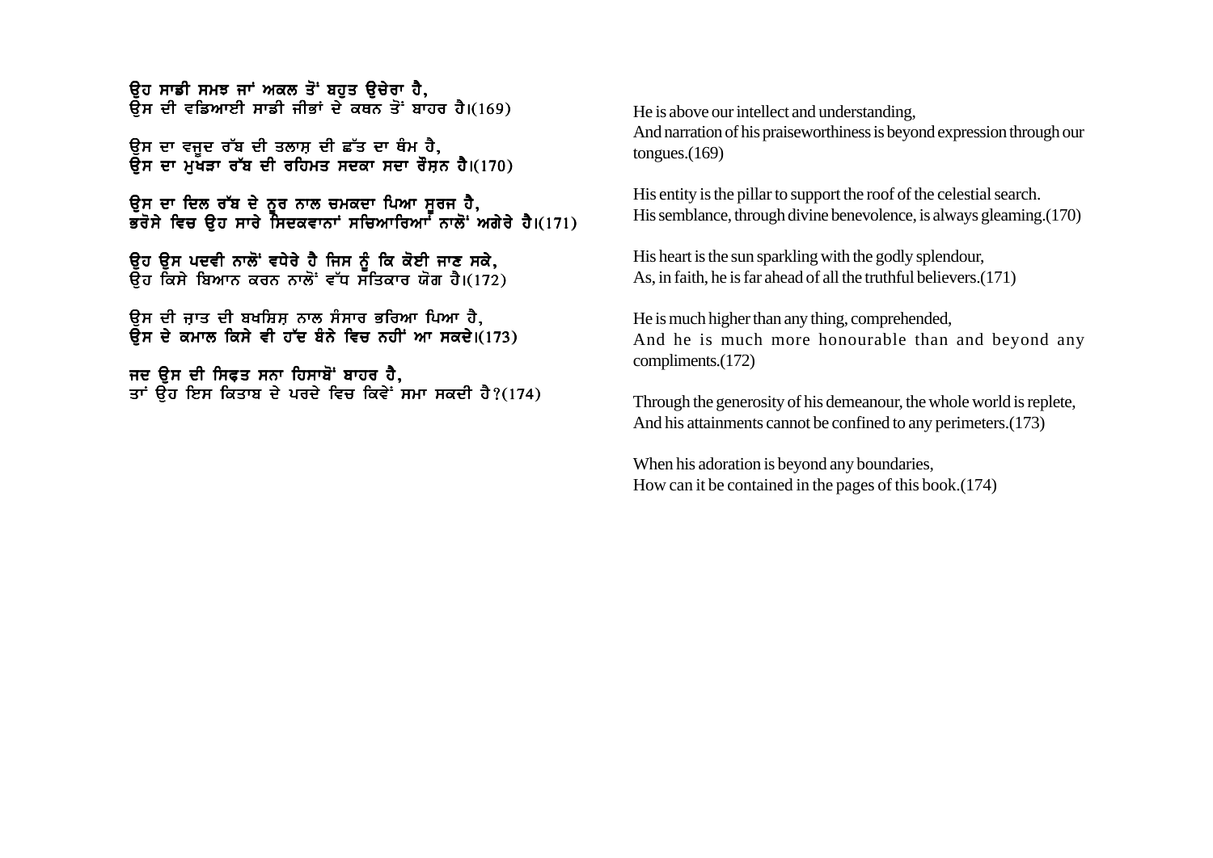ਉਹ ਸਾਡੀ ਸਮਝ ਜਾਂ ਅਕਲ ਤੋਂ ਬਹੁਤ ਉਚੇਰਾ ਹੈ,
ਉਸ ਦੀ ਵਡਿਆਈ ਸਾਡੀ ਜੀਭਾਂ ਦੇ ਕਥਨ ਤੋਂ ਬਾਹਰ ਹੈ।(169)

ਉਸ ਦਾ ਵਜੂਦ ਰੱਬ ਦੀ ਤਲਾਸ਼ ਦੀ ਛੱਤ ਦਾ ਥੰਮ ਹੈ,
ਉਸ ਦਾ ਮੁਖੜਾ ਰੱਬ ਦੀ ਰਹਿਮਤ ਸਦਕਾ ਸਦਾ ਰੌਸ਼ਨ ਹੈ।(170)

ਉਸ ਦਾ ਦਿਲ ਰੱਬ ਦੇ ਨੂਰ ਨਾਲ ਚਮਕਦਾ ਪਿਆ ਸੂਰਜ ਹੈ,
ਭਰੋਸੇ ਵਿਚ ਉਹ ਸਾਰੇ ਸਿਦਕਵਾਨਾਂ ਸਚਿਆਰਿਆਂ ਨਾਲੋਂ ਅਗੇਰੇ ਹੈ।(171)

ਉਹ ਉਸ ਪਦਵੀ ਨਾਲੋਂ ਵਧੇਰੇ ਹੈ ਜਿਸ ਨੂੰ ਕਿ ਕੋਈ ਜਾਣ ਸਕੇ,
ਉਹ ਕਿਸੇ ਬਿਆਨ ਕਰਨ ਨਾਲੋਂ ਵੱਧ ਸਤਿਕਾਰ ਯੋਗ ਹੈ।(172)

ਉਸ ਦੀ ਜ਼ਾਤ ਦੀ ਬਖਸ਼ਿਸ਼ ਨਾਲ ਸੰਸਾਰ ਭਰਿਆ ਪਿਆ ਹੈ,
ਉਸ ਦੇ ਕਮਾਲ ਕਿਸੇ ਵੀ ਹੱਦ ਬੰਨੇ ਵਿਚ ਨਹੀਂ ਆ ਸਕਦੇ।(173)

ਜਦ ਉਸ ਦੀ ਸਿਫਤ ਸਨਾ ਹਿਸਾਬੋਂ ਬਾਹਰ ਹੈ,
ਤਾਂ ਉਹ ਇਸ ਕਿਤਾਬ ਦੇ ਪਰਦੇ ਵਿਚ ਕਿਵੇਂ ਸਮਾ ਸਕਦੀ ਹੈ?(174)

He is above our intellect and understanding,
And narration of his praiseworthiness is beyond expression through our tongues.(169)

His entity is the pillar to support the roof of the celestial search.
His semblance, through divine benevolence, is always gleaming.(170)

His heart is the sun sparkling with the godly splendour,
As, in faith, he is far ahead of all the truthful believers.(171)

He is much higher than any thing, comprehended,
And he is much more honourable than and beyond any compliments.(172)

Through the generosity of his demeanour, the whole world is replete,
And his attainments cannot be confined to any perimeters.(173)

When his adoration is beyond any boundaries,
How can it be contained in the pages of this book.(174)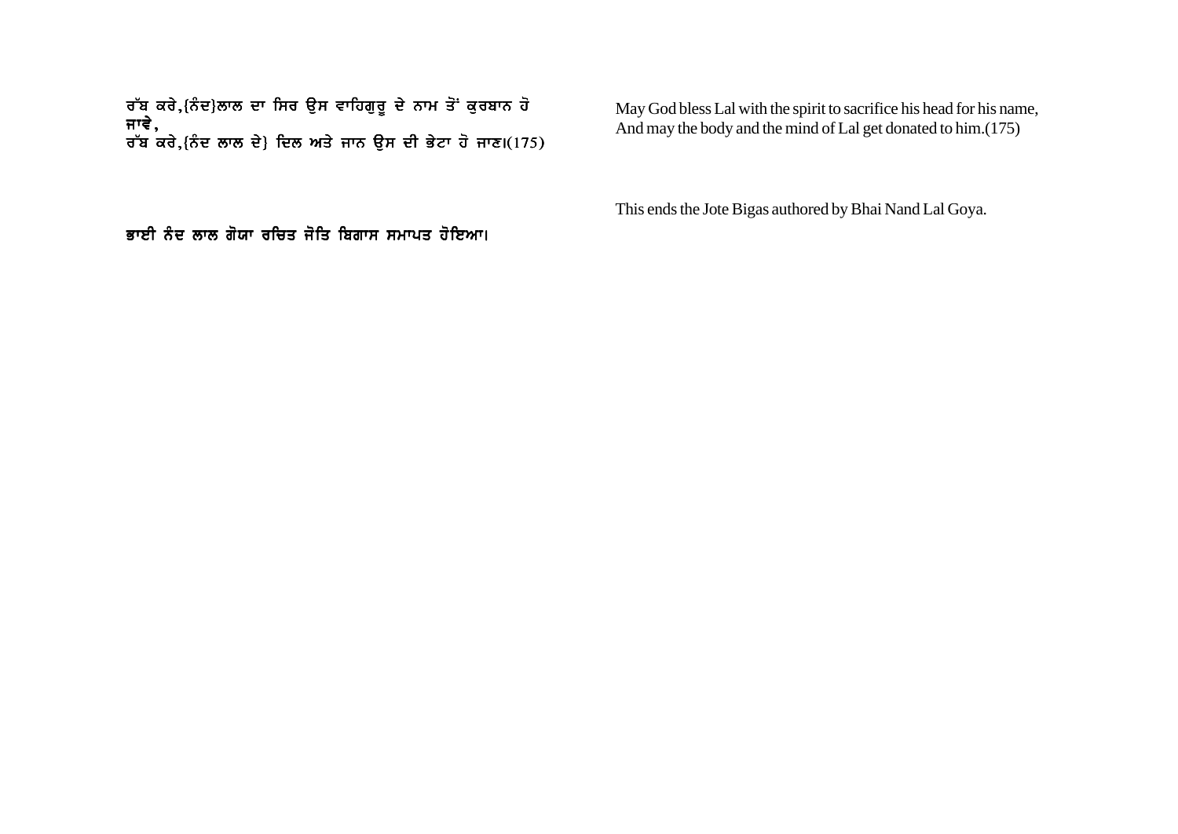ਰੱਬ ਕਰੇ,{ਨੰਦ}ਲਾਲ ਦਾ ਸਿਰ ਉਸ ਵਾਹਿਗੁਰੂ ਦੇ ਨਾਮ ਤੋਂ ਕੁਰਬਾਨ ਹੋ ਜਾਵੇ,
ਰੱਬ ਕਰੇ,{ਨੰਦ ਲਾਲ ਦੇ} ਦਿਲ ਅਤੇ ਜਾਨ ਉਸ ਦੀ ਭੇਟਾ ਹੋ ਜਾਣ।(175)

May God bless Lal with the spirit to sacrifice his head for his name,
And may the body and the mind of Lal get donated to him.(175)

ਭਾਈ ਨੰਦ ਲਾਲ ਗੋਯਾ ਰਚਿਤ ਜੋਤਿ ਬਿਗਾਸ ਸਮਾਪਤ ਹੋਇਆ।

This ends the Jote Bigas authored by Bhai Nand Lal Goya.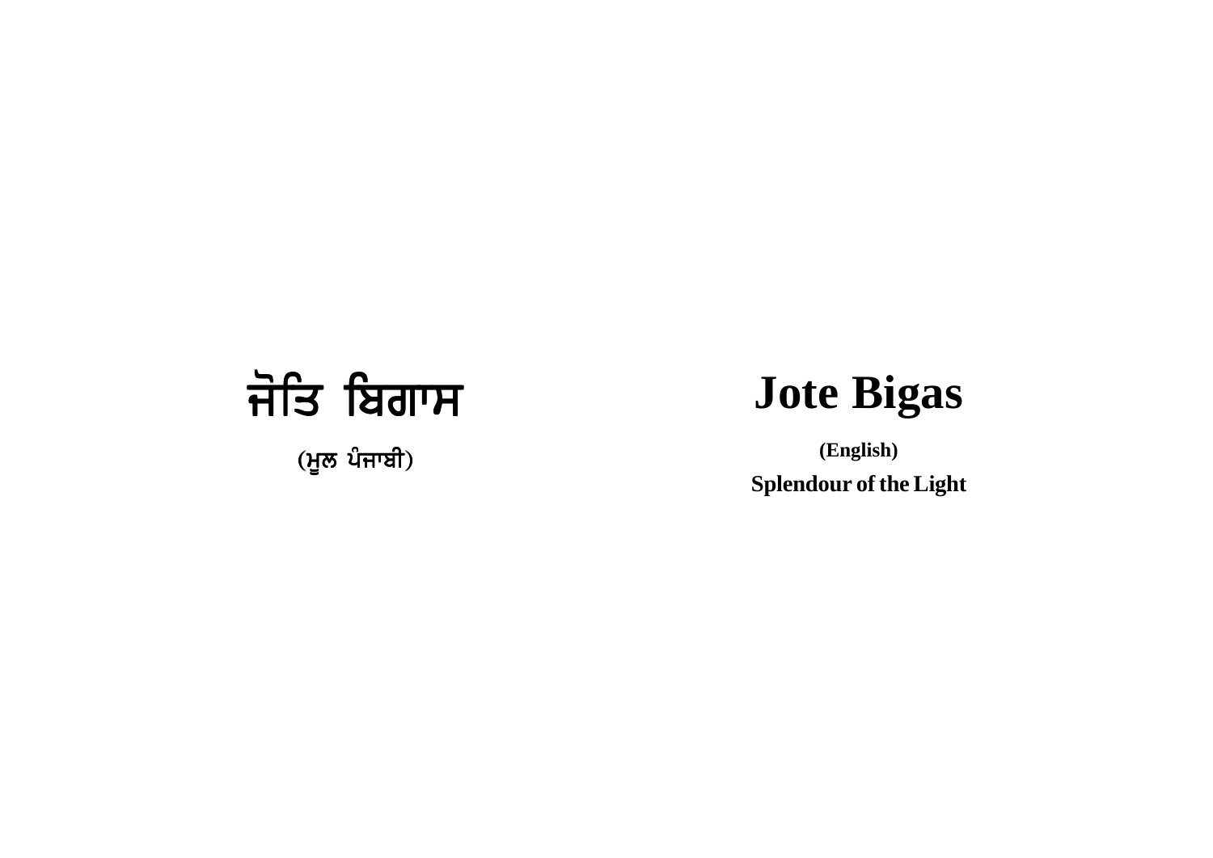# ਜੋਤਿ ਬਿਗਾਸ

(ਮੂਲ ਪੰਜਾਬੀ)

# Jote Bigas

**(English)**

**Splendour of the Light**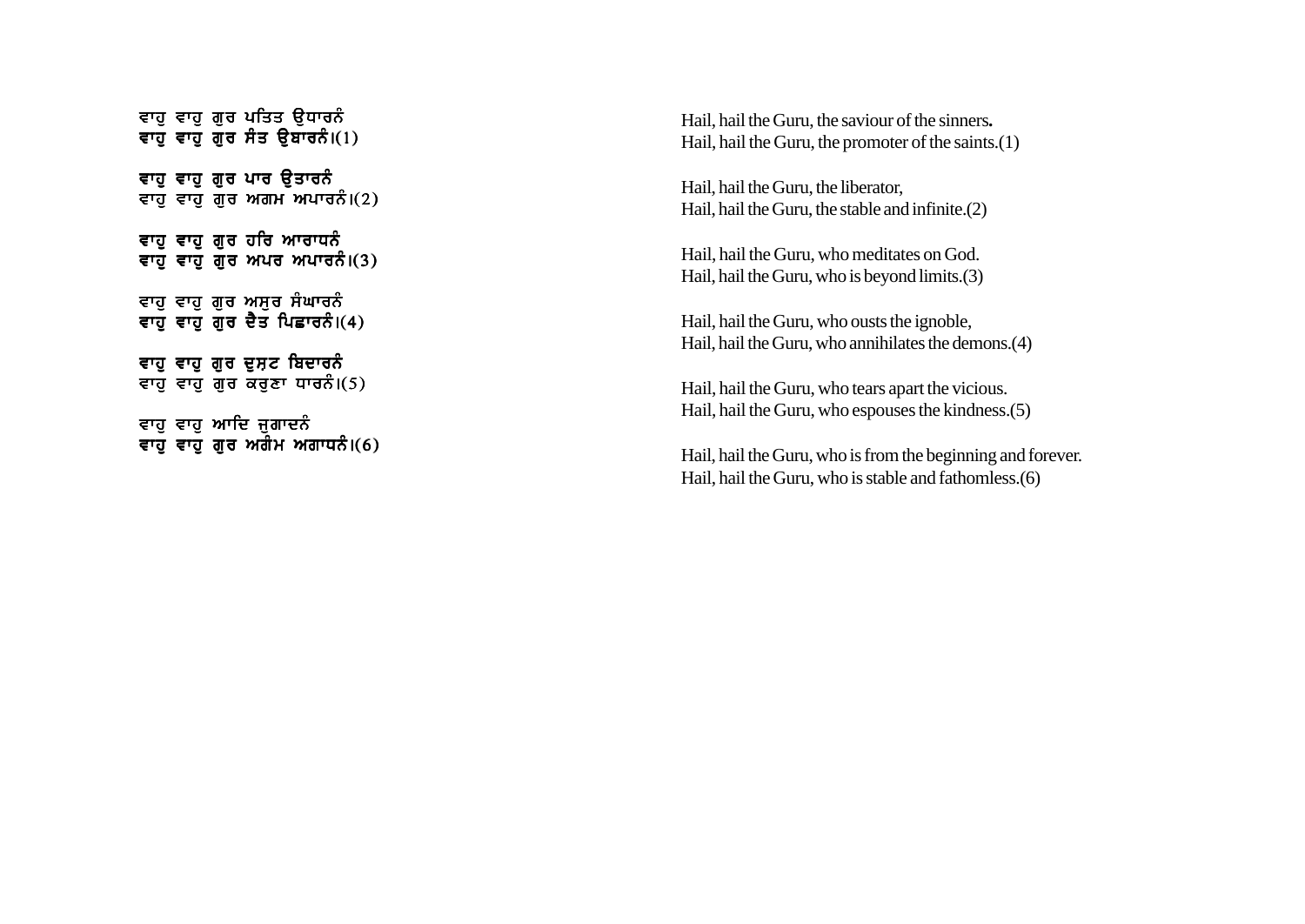ਵਾਹੁ ਵਾਹੁ ਗੁਰ ਪਤਿਤ ਉਧਾਰਨੰ
ਵਾਹੁ ਵਾਹੁ ਗੁਰ ਸੰਤ ਉਬਾਰਨੰ।(1)

ਵਾਹੁ ਵਾਹੁ ਗੁਰ ਪਾਰ ਉਤਾਰਨੰ
ਵਾਹੁ ਵਾਹੁ ਗੁਰ ਅਗਮ ਅਪਾਰਨੰ।(2)

ਵਾਹੁ ਵਾਹੁ ਗੁਰ ਹਰਿ ਆਰਾਧਨੰ
ਵਾਹੁ ਵਾਹੁ ਗੁਰ ਅਪਰ ਅਪਾਰਨੰ।(3)

ਵਾਹੁ ਵਾਹੁ ਗੁਰ ਅਸੁਰ ਸੰਘਾਰਨੰ
ਵਾਹੁ ਵਾਹੁ ਗੁਰ ਦੈਤ ਪਿਛਾਰਨੰ।(4)

ਵਾਹੁ ਵਾਹੁ ਗੁਰ ਦੁਸ਼ਟ ਬਿਦਾਰਨੰ
ਵਾਹੁ ਵਾਹੁ ਗੁਰ ਕਰੁਣਾ ਧਾਰਨੰ।(5)

ਵਾਹੁ ਵਾਹੁ ਆਦਿ ਜੁਗਾਦਨੰ
ਵਾਹੁ ਵਾਹੁ ਗੁਰ ਅਗੰਮ ਅਗਾਧਨੰ।(6)

Hail, hail the Guru, the saviour of the sinners.
Hail, hail the Guru, the promoter of the saints.(1)

Hail, hail the Guru, the liberator,
Hail, hail the Guru, the stable and infinite.(2)

Hail, hail the Guru, who meditates on God.
Hail, hail the Guru, who is beyond limits.(3)

Hail, hail the Guru, who ousts the ignoble,
Hail, hail the Guru, who annihilates the demons.(4)

Hail, hail the Guru, who tears apart the vicious.
Hail, hail the Guru, who espouses the kindness.(5)

Hail, hail the Guru, who is from the beginning and forever.
Hail, hail the Guru, who is stable and fathomless.(6)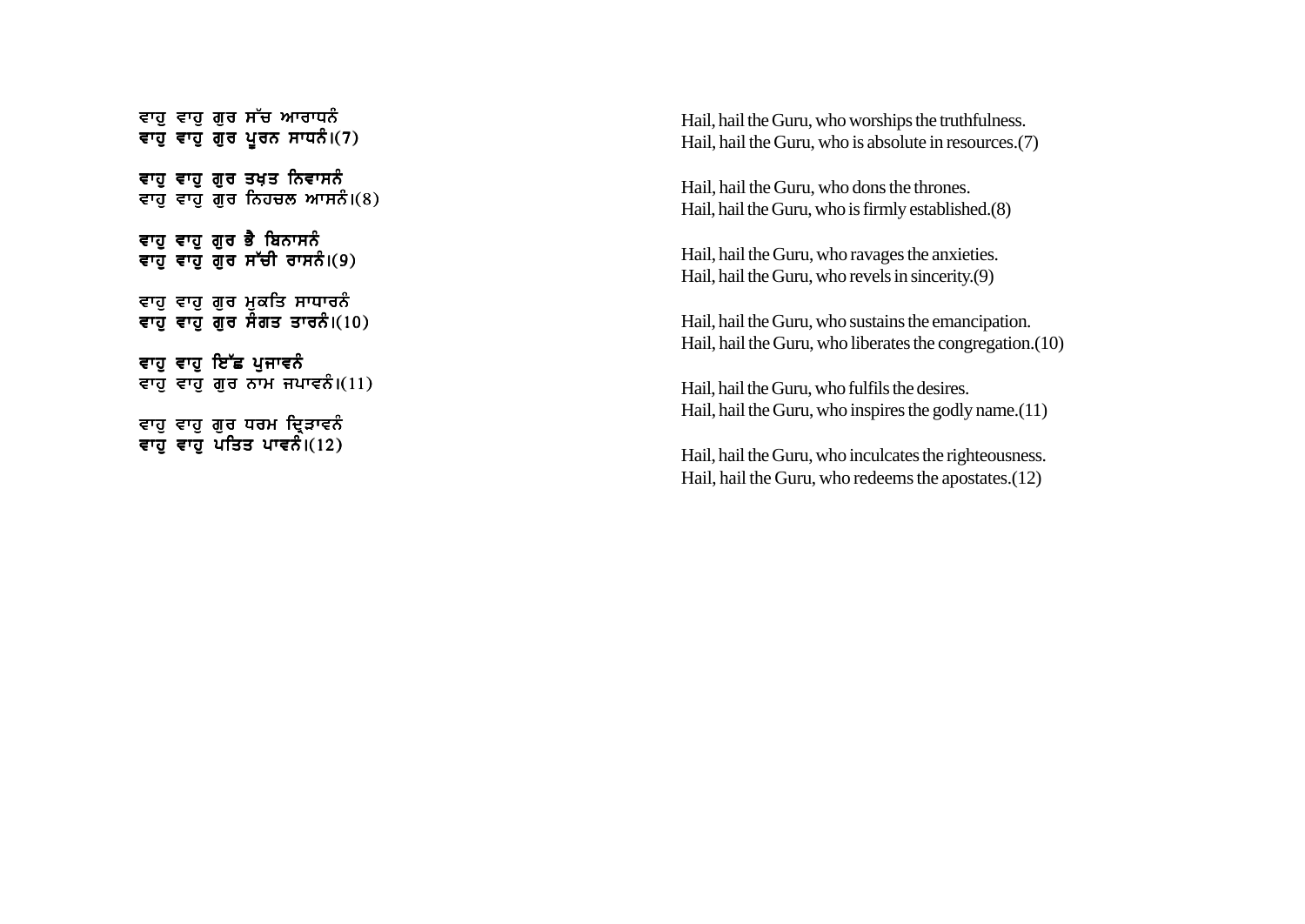ਵਾਹੁ ਵਾਹੁ ਗੁਰ ਸੱਚ ਆਰਾਧਨੰ
ਵਾਹੁ ਵਾਹੁ ਗੁਰ ਪੂਰਨ ਸਾਧਨੰ।(7)

ਵਾਹੁ ਵਾਹੁ ਗੁਰ ਤਖ਼ਤ ਨਿਵਾਸਨੰ
ਵਾਹੁ ਵਾਹੁ ਗੁਰ ਨਿਹਚਲ ਆਸਨੰ।(8)

ਵਾਹੁ ਵਾਹੁ ਗੁਰ ਭੈ ਬਿਨਾਸਨੰ
ਵਾਹੁ ਵਾਹੁ ਗੁਰ ਸੱਚੀ ਰਾਸਨੰ।(9)

ਵਾਹੁ ਵਾਹੁ ਗੁਰ ਮੁਕਤਿ ਸਾਧਾਰਨੰ
ਵਾਹੁ ਵਾਹੁ ਗੁਰ ਸੰਗਤ ਤਾਰਨੰ।(10)

ਵਾਹੁ ਵਾਹੁ ਇੱਛ ਪੁਜਾਵਨੰ
ਵਾਹੁ ਵਾਹੁ ਗੁਰ ਨਾਮ ਜਪਾਵਨੰ।(11)

ਵਾਹੁ ਵਾਹੁ ਗੁਰ ਧਰਮ ਦ੍ਰਿੜਾਵਨੰ
ਵਾਹੁ ਵਾਹੁ ਪਤਿਤ ਪਾਵਨੰ।(12)

Hail, hail the Guru, who worships the truthfulness.
Hail, hail the Guru, who is absolute in resources.(7)

Hail, hail the Guru, who dons the thrones.
Hail, hail the Guru, who is firmly established.(8)

Hail, hail the Guru, who ravages the anxieties.
Hail, hail the Guru, who revels in sincerity.(9)

Hail, hail the Guru, who sustains the emancipation.
Hail, hail the Guru, who liberates the congregation.(10)

Hail, hail the Guru, who fulfils the desires.
Hail, hail the Guru, who inspires the godly name.(11)

Hail, hail the Guru, who inculcates the righteousness.
Hail, hail the Guru, who redeems the apostates.(12)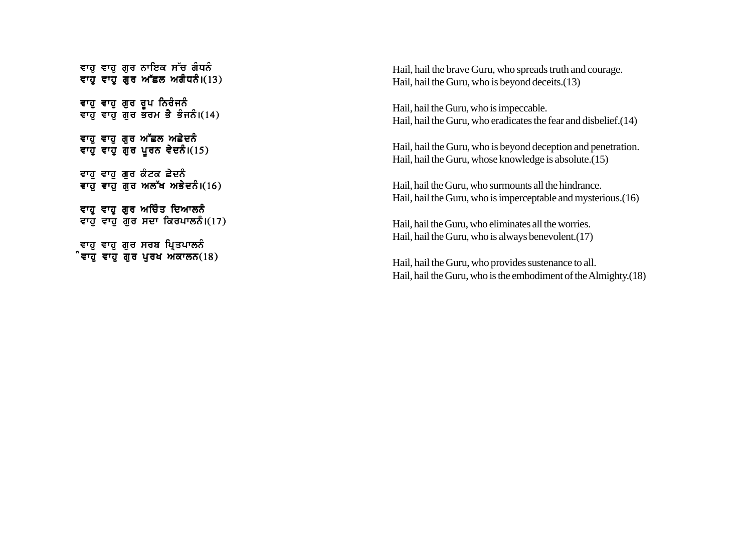ਵਾਹੁ ਵਾਹੁ ਗੁਰ ਨਾਇਕ ਸੱਚ ਗੰਧਨੰ
ਵਾਹੁ ਵਾਹੁ ਗੁਰ ਅੱਛਲ ਅਗੰਧਨੰ।(13)

ਵਾਹੁ ਵਾਹੁ ਗੁਰ ਰੂਪ ਨਿਰੰਜਨੰ
ਵਾਹੁ ਵਾਹੁ ਗੁਰ ਭਰਮ ਭੈ ਭੰਜਨੰ।(14)

ਵਾਹੁ ਵਾਹੁ ਗੁਰ ਅੱਛਲ ਅਛੇਦਨੰ
ਵਾਹੁ ਵਾਹੁ ਗੁਰ ਪੂਰਨ ਵੇਦਨੰ।(15)

ਵਾਹੁ ਵਾਹੁ ਗੁਰ ਕੰਟਕ ਛੇਦਨੰ
ਵਾਹੁ ਵਾਹੁ ਗੁਰ ਅਲੱਖ ਅਭੇਦਨੰ।(16)

ਵਾਹੁ ਵਾਹੁ ਗੁਰ ਅਚਿੰਤ ਦਿਆਲਨੰ
ਵਾਹੁ ਵਾਹੁ ਗੁਰ ਸਦਾ ਕਿਰਪਾਲਨੰ।(17)

ਵਾਹੁ ਵਾਹੁ ਗੁਰ ਸਰਬ ਪ੍ਰਿਤਪਾਲਨੰ
ਵਾਹੁ ਵਾਹੁ ਗੁਰ ਪੁਰਖ ਅਕਾਲਨ(18)

Hail, hail the brave Guru, who spreads truth and courage.
Hail, hail the Guru, who is beyond deceits.(13)

Hail, hail the Guru, who is impeccable.
Hail, hail the Guru, who eradicates the fear and disbelief.(14)

Hail, hail the Guru, who is beyond deception and penetration.
Hail, hail the Guru, whose knowledge is absolute.(15)

Hail, hail the Guru, who surmounts all the hindrance.
Hail, hail the Guru, who is imperceptable and mysterious.(16)

Hail, hail the Guru, who eliminates all the worries.
Hail, hail the Guru, who is always benevolent.(17)

Hail, hail the Guru, who provides sustenance to all.
Hail, hail the Guru, who is the embodiment of the Almighty.(18)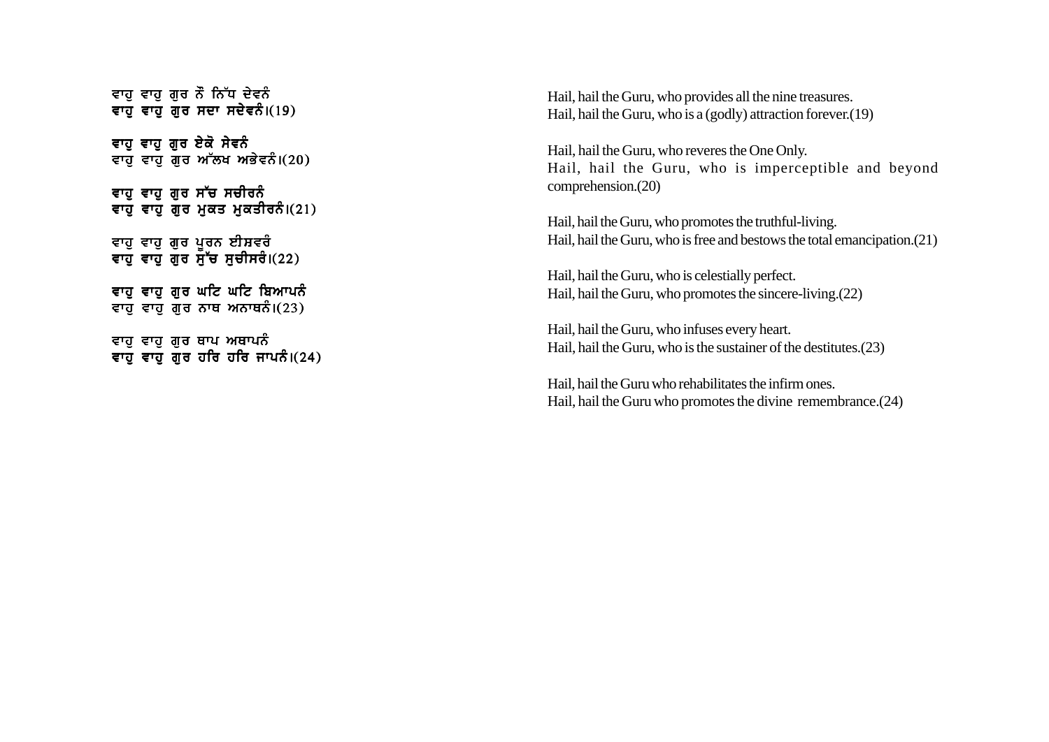ਵਾਹੁ ਵਾਹੁ ਗੁਰ ਨੌ ਨਿੱਧ ਦੇਵਨੰ
**ਵਾਹੁ ਵਾਹੁ ਗੁਰ ਸਦਾ ਸਦੇਵਨੰ।(19)**

**ਵਾਹੁ ਵਾਹੁ ਗੁਰ ਏਕੋ ਸੇਵਨੰ**
ਵਾਹੁ ਵਾਹੁ ਗੁਰ ਅੱਲਖ ਅਭੇਵਨੰ।(20)

**ਵਾਹੁ ਵਾਹੁ ਗੁਰ ਸੱਚ ਸਚੀਰਨੰ**
**ਵਾਹੁ ਵਾਹੁ ਗੁਰ ਮੁਕਤ ਮੁਕਤੀਰਨੰ।(21)**

ਵਾਹੁ ਵਾਹੁ ਗੁਰ ਪੂਰਨ ਈਸ਼ਵਰੰ
**ਵਾਹੁ ਵਾਹੁ ਗੁਰ ਸੁੱਚ ਸੁਚੀਸਰੰ।(22)**

**ਵਾਹੁ ਵਾਹੁ ਗੁਰ ਘਟਿ ਘਟਿ ਬਿਆਪਨੰ**
ਵਾਹੁ ਵਾਹੁ ਗੁਰ ਨਾਥ ਅਨਾਥਨੰ।(23)

ਵਾਹੁ ਵਾਹੁ ਗੁਰ ਥਾਪ ਅਥਾਪਨੰ
**ਵਾਹੁ ਵਾਹੁ ਗੁਰ ਹਰਿ ਹਰਿ ਜਾਪਨੰ।(24)**

Hail, hail the Guru, who provides all the nine treasures.
Hail, hail the Guru, who is a (godly) attraction forever.(19)

Hail, hail the Guru, who reveres the One Only.
Hail, hail the Guru, who is imperceptible and beyond comprehension.(20)

Hail, hail the Guru, who promotes the truthful-living.
Hail, hail the Guru, who is free and bestows the total emancipation.(21)

Hail, hail the Guru, who is celestially perfect.
Hail, hail the Guru, who promotes the sincere-living.(22)

Hail, hail the Guru, who infuses every heart.
Hail, hail the Guru, who is the sustainer of the destitutes.(23)

Hail, hail the Guru who rehabilitates the infirm ones.
Hail, hail the Guru who promotes the divine remembrance.(24)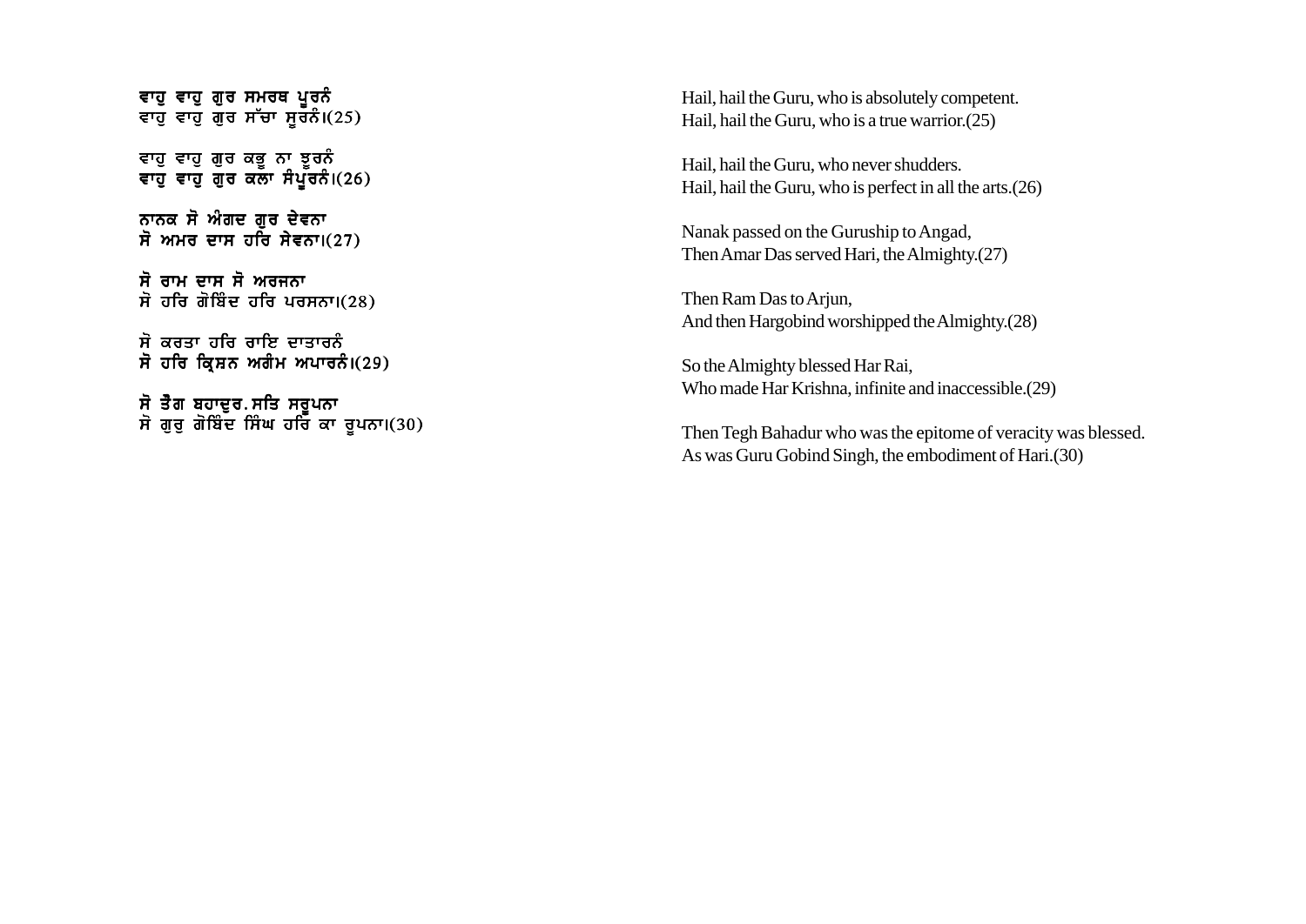ਵਾਹੁ ਵਾਹੁ ਗੁਰ ਸਮਰਥ ਪੂਰਨੰ
ਵਾਹੁ ਵਾਹੁ ਗੁਰ ਸੱਚਾ ਸੂਰਨੰ।(25)

ਵਾਹੁ ਵਾਹੁ ਗੁਰ ਕਭੂ ਨਾ ਝੂਰਨੰ
ਵਾਹੁ ਵਾਹੁ ਗੁਰ ਕਲਾ ਸੰਪੂਰਨੰ।(26)

ਨਾਨਕ ਸੋ ਅੰਗਦ ਗੁਰ ਦੇਵਨਾ
ਸੋ ਅਮਰ ਦਾਸ ਹਰਿ ਸੇਵਨਾ।(27)

ਸੋ ਰਾਮ ਦਾਸ ਸੋ ਅਰਜਨਾ
ਸੋ ਹਰਿ ਗੋਬਿੰਦ ਹਰਿ ਪਰਸਨਾ।(28)

ਸੋ ਕਰਤਾ ਹਰਿ ਰਾਇ ਦਾਤਾਰਨੰ
ਸੋ ਹਰਿ ਕ੍ਰਿਸ਼ਨ ਅਗੰਮ ਅਪਾਰਨੰ।(29)

ਸੋ ਤੇਗ ਬਹਾਦੁਰ. ਸਤਿ ਸਰੂਪਨਾ
ਸੋ ਗੁਰੁ ਗੋਬਿੰਦ ਸਿੰਘ ਹਰਿ ਕਾ ਰੂਪਨਾ।(30)

Hail, hail the Guru, who is absolutely competent.
Hail, hail the Guru, who is a true warrior.(25)

Hail, hail the Guru, who never shudders.
Hail, hail the Guru, who is perfect in all the arts.(26)

Nanak passed on the Guruship to Angad,
Then Amar Das served Hari, the Almighty.(27)

Then Ram Das to Arjun,
And then Hargobind worshipped the Almighty.(28)

So the Almighty blessed Har Rai,
Who made Har Krishna, infinite and inaccessible.(29)

Then Tegh Bahadur who was the epitome of veracity was blessed.
As was Guru Gobind Singh, the embodiment of Hari.(30)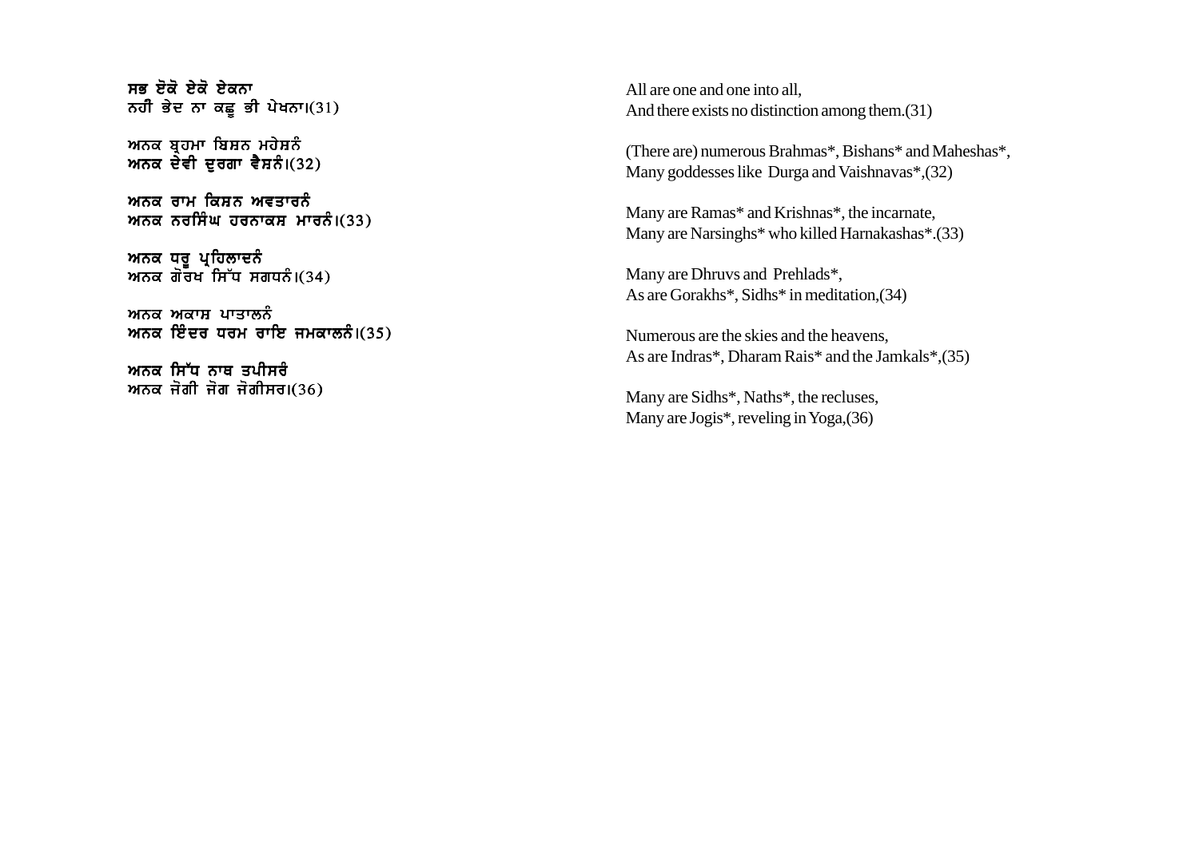ਸਭ ਏਕੋ ਏਕੋ ਏਕਨਾ
ਨਹੀ ਭੇਦ ਨਾ ਕਛੂ ਭੀ ਪੇਖਨਾ।(31)

ਅਨਕ ਬ੍ਰਹਮਾ ਬਿਸ਼ਨ ਮਹੇਸ਼ਨੰ
ਅਨਕ ਦੇਵੀ ਦੁਰਗਾ ਵੈਸ਼ਨੰ।(32)

ਅਨਕ ਰਾਮ ਕਿਸ਼ਨ ਅਵਤਾਰਨੰ
ਅਨਕ ਨਰਸਿੰਘ ਹਰਨਾਕਸ਼ ਮਾਰਨੰ।(33)

ਅਨਕ ਧਰੂ ਪ੍ਰਹਿਲਾਦਨੰ
ਅਨਕ ਗੋਰਖ ਸਿੱਧ ਸਗਧਨੰ।(34)

ਅਨਕ ਅਕਾਸ਼ ਪਾਤਾਲਨੰ
ਅਨਕ ਇੰਦਰ ਧਰਮ ਰਾਇ ਜਮਕਾਲਨੰ।(35)

ਅਨਕ ਸਿੱਧ ਨਾਥ ਤਪੀਸਰੰ
ਅਨਕ ਜੋਗੀ ਜੋਗ ਜੋਗੀਸਰ।(36)

All are one and one into all,
And there exists no distinction among them.(31)

(There are) numerous Brahmas*, Bishans* and Maheshas*,
Many goddesses like Durga and Vaishnavas*,(32)

Many are Ramas* and Krishnas*, the incarnate,
Many are Narsinghs* who killed Harnakashas*.(33)

Many are Dhruvs and Prehlads*,
As are Gorakhs*, Sidhs* in meditation,(34)

Numerous are the skies and the heavens,
As are Indras*, Dharam Rais* and the Jamkals*,(35)

Many are Sidhs*, Naths*, the recluses,
Many are Jogis*, reveling in Yoga,(36)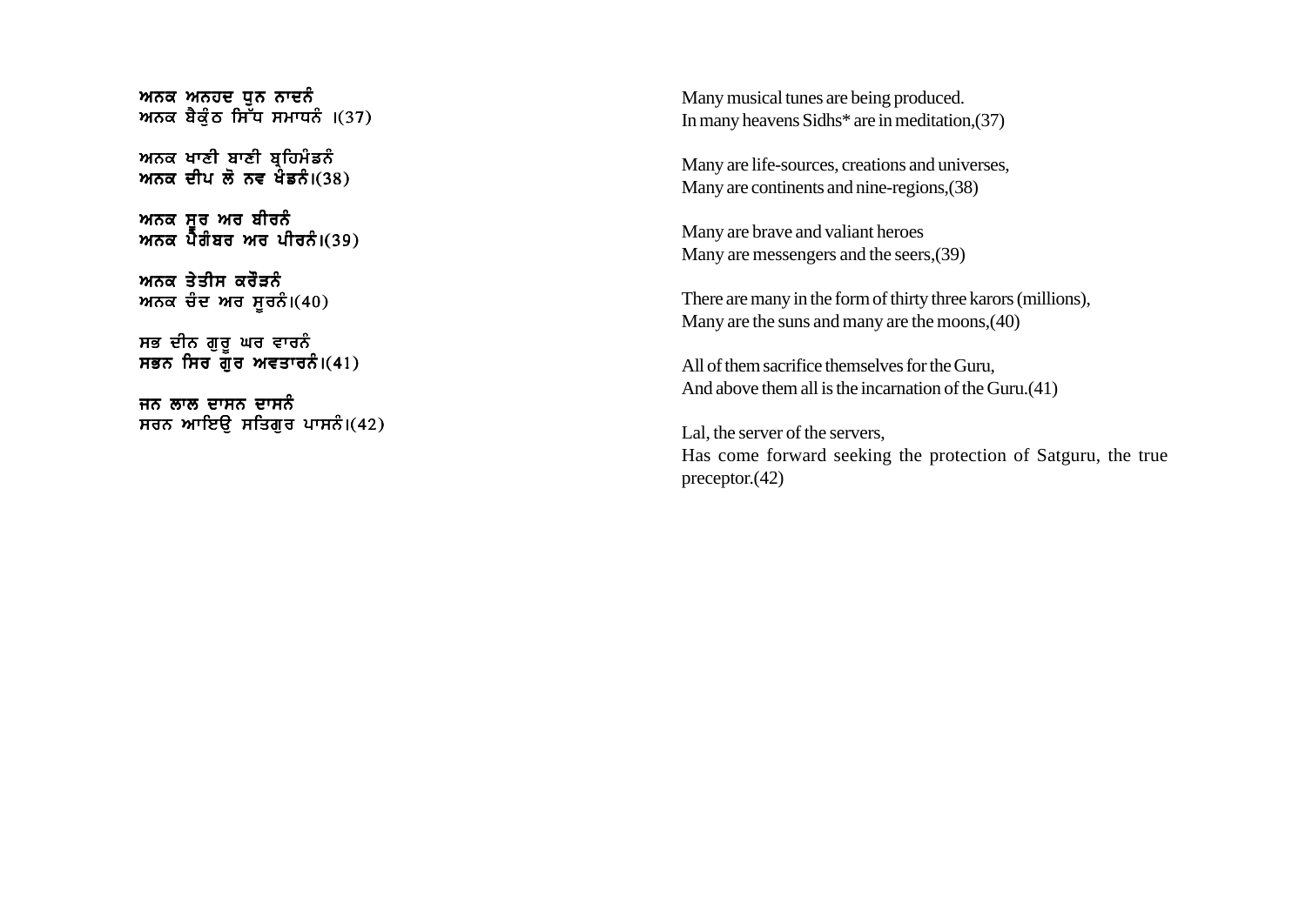ਅਨਕ ਅਨਹਦ ਧੁਨ ਨਾਦਨੰ
ਅਨਕ ਬੈਕੁੰਠ ਸਿੱਧ ਸਮਾਧਨੰ ।(37)

ਅਨਕ ਖਾਣੀ ਬਾਣੀ ਬ੍ਰਹਿਮੰਡਨੰ
ਅਨਕ ਦੀਪ ਲੋ ਨਵ ਖੰਡਨੰ।(38)

ਅਨਕ ਸੂਰ ਅਰ ਬੀਰਨੰ
ਅਨਕ ਪੈਗੰਬਰ ਅਰ ਪੀਰਨੰ।(39)

ਅਨਕ ਤੇਤੀਸ ਕਰੋੜਨੰ
ਅਨਕ ਚੰਦ ਅਰ ਸੂਰਨੰ।(40)

ਸਭ ਦੀਨ ਗੁਰੂ ਘਰ ਵਾਰਨੰ
ਸਭਨ ਸਿਰ ਗੁਰ ਅਵਤਾਰਨੰ।(41)

ਜਨ ਲਾਲ ਦਾਸਨ ਦਾਸਨੰ
ਸਰਨ ਆਇਉ ਸਤਿਗੁਰ ਪਾਸਨੰ।(42)

Many musical tunes are being produced.
In many heavens Sidhs* are in meditation,(37)

Many are life-sources, creations and universes,
Many are continents and nine-regions,(38)

Many are brave and valiant heroes
Many are messengers and the seers,(39)

There are many in the form of thirty three karors (millions),
Many are the suns and many are the moons,(40)

All of them sacrifice themselves for the Guru,
And above them all is the incarnation of the Guru.(41)

Lal, the server of the servers,
Has come forward seeking the protection of Satguru, the true preceptor.(42)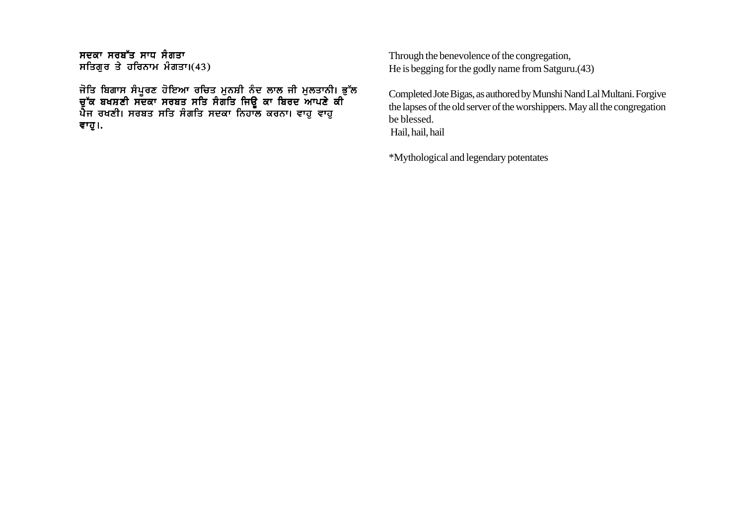ਸਦਕਾ ਸਰਬੱਤ ਸਾਧ ਸੰਗਤਾ
ਸਤਿਗੁਰ ਤੇ ਹਰਿਨਾਮ ਮੰਗਤਾ।(43)

ਜੋਤਿ ਬਿਗਾਸ ਸੰਪੂਰਣ ਹੋਇਆ ਰਚਿਤ ਮੁਨਸ਼ੀ ਨੰਦ ਲਾਲ ਜੀ ਮੁਲਤਾਨੀ। ਭੁੱਲ ਚੁੱਕ ਬਖਸ਼ਣੀ ਸਦਕਾ ਸਰਬਤ ਸਤਿ ਸੰਗਤਿ ਜਿਊ ਕਾ ਬਿਰਦ ਆਪਣੇ ਕੀ ਪੈਜ ਰਖਣੀ। ਸਰਬਤ ਸਤਿ ਸੰਗਤਿ ਸਦਕਾ ਨਿਹਾਲ ਕਰਨਾ। ਵਾਹੁ ਵਾਹੁ ਵਾਹੁ।.

Through the benevolence of the congregation,
He is begging for the godly name from Satguru.(43)

Completed Jote Bigas, as authored by Munshi Nand Lal Multani. Forgive the lapses of the old server of the worshippers. May all the congregation be blessed.
Hail, hail, hail

*Mythological and legendary potentates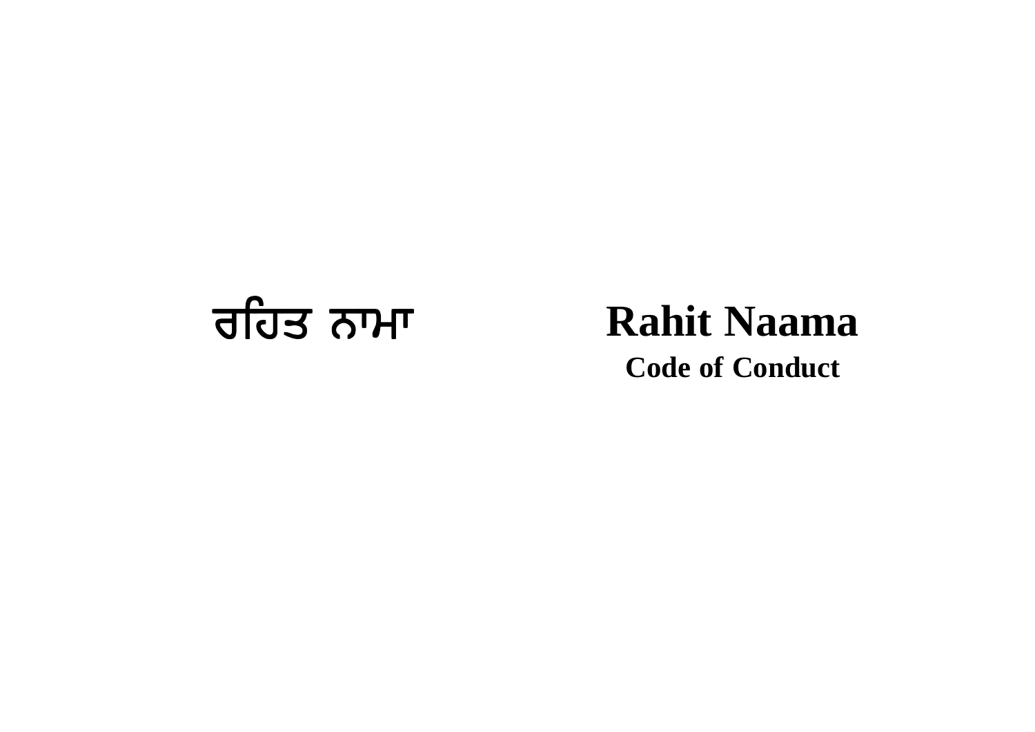# ਰਹਿਤ ਨਾਮਾ

# Rahit Naama

**Code of Conduct**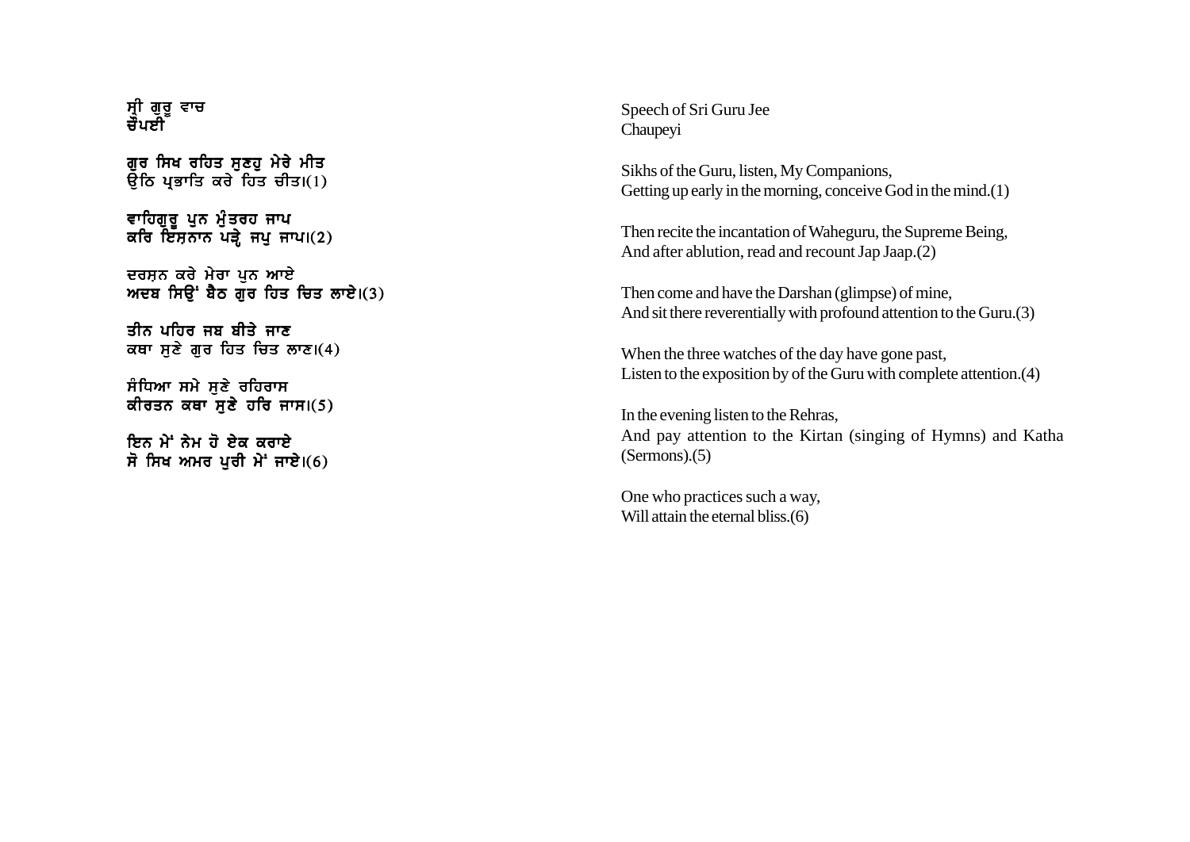ਸ੍ਰੀ ਗੁਰੂ ਵਾਚ
ਚੌਪਈ

ਗੁਰ ਸਿਖ ਰਹਿਤ ਸੁਣਹੁ ਮੇਰੇ ਮੀਤ
ੳਠਿ ਪ੍ਰਭਾਤਿ ਕਰੇ ਹਿਤ ਚੀਤ।(1)

ਵਾਹਿਗੁਰੂ ਪੁਨ ਮੰਤ੍ਰਹ ਜਾਪ
ਕਰਿ ਇਸ਼ਨਾਨ ਪੜ੍ਹੇ ਜਪੁ ਜਾਪ।(2)

ਦਰਸ਼ਨ ਕਰੇ ਮੇਰਾ ਪੁਨ ਆਏ
ਅਦਬ ਸਿਉਂ ਬੈਠ ਗੁਰ ਹਿਤ ਚਿਤ ਲਾਏ।(3)

ਤੀਨ ਪਹਿਰ ਜਬ ਬੀਤੇ ਜਾਣ
ਕਥਾ ਸੁਣੇ ਗੁਰ ਹਿਤ ਚਿਤ ਲਾਣ।(4)

ਸੰਧਿਆ ਸਮੇ ਸੁਣੇ ਰਹਿਰਾਸ
ਕੀਰਤਨ ਕਥਾ ਸੁਣੇ ਹਰਿ ਜਾਸ।(5)

ਇਨ ਮੇਂ ਨੇਮ ਹੋ ਏਕ ਕਰਾਏ
ਸੋ ਸਿਖ ਅਮਰ ਪੁਰੀ ਮੇਂ ਜਾਏ।(6)

Speech of Sri Guru Jee
Chaupeyi

Sikhs of the Guru, listen, My Companions,
Getting up early in the morning, conceive God in the mind.(1)

Then recite the incantation of Waheguru, the Supreme Being,
And after ablution, read and recount Jap Jaap.(2)

Then come and have the Darshan (glimpse) of mine,
And sit there reverentially with profound attention to the Guru.(3)

When the three watches of the day have gone past,
Listen to the exposition by of the Guru with complete attention.(4)

In the evening listen to the Rehras,
And pay attention to the Kirtan (singing of Hymns) and Katha (Sermons).(5)

One who practices such a way,
Will attain the eternal bliss.(6)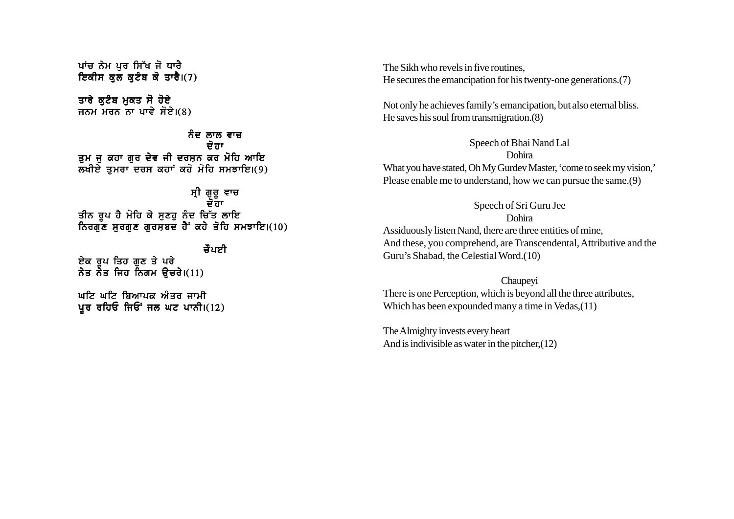ਪਾਂਚ ਨੇਮ ਪੁਰ ਸਿੱਖ ਜੋ ਧਾਰੈ
**ਇਕੀਸ ਕੁਲ ਕੁਟੰਬ ਕੋ ਤਾਰੈ।**(7)

**ਤਾਰੇ ਕੁਟੰਬ ਮੁਕਤ ਸੋ ਹੋਏ**
ਜਨਮ ਮਰਨ ਨਾ ਪਾਵੇ ਸੋਏ।(8)

**ਨੰਦ ਲਾਲ ਵਾਚ**
**ਦੋਹਾ**

**ਤੁਮ ਜੁ ਕਹਾ ਗੁਰ ਦੇਵ ਜੀ ਦਰਸ਼ਨ ਕਰ ਮੋਹਿ ਆਇ**
ਲਖੀਏ ਤੁਮਰਾ ਦਰਸ ਕਹਾਂ ਕਹੋ ਮੋਹਿ ਸਮਝਾਇ।(9)

ਸ੍ਰੀ ਗੁਰੂ ਵਾਚ
**ਦੋਹਾ**

ਤੀਨ ਰੂਪ ਹੈ ਮੋਹਿ ਕੇ ਸੁਣਹੁ ਨੰਦ ਚਿੱਤ ਲਾਇ
**ਨਿਰਗੁਣ ਸੁਰਗੁਣ ਗੁਰਸ਼ਬਦ ਹੈਂ ਕਹੇ ਤੋਹਿ ਸਮਝਾਇ।**(10)

**ਚੌਪਈ**

ਏਕ ਰੂਪ ਤਿਹ ਗੁਣ ਤੇ ਪਰੇ
**ਨੇਤ ਨੇਤ ਜਿਹ ਨਿਗਮ ਉਚਰੇ।**(11)

ਘਟਿ ਘਟਿ ਬਿਆਪਕ ਅੰਤਰ ਜਾਮੀ
**ਪੂਰ ਰਹਿਓ ਜਿਓਂ ਜਲ ਘਟ ਪਾਨੀ।**(12)

The Sikh who revels in five routines,
He secures the emancipation for his twenty-one generations.(7)

Not only he achieves family's emancipation, but also eternal bliss.
He saves his soul from transmigration.(8)

Speech of Bhai Nand Lal
Dohira

What you have stated, Oh My Gurdev Master, 'come to seek my vision,'
Please enable me to understand, how we can pursue the same.(9)

Speech of Sri Guru Jee
Dohira

Assiduously listen Nand, there are three entities of mine,
And these, you comprehend, are Transcendental, Attributive and the Guru's Shabad, the Celestial Word.(10)

Chaupeyi

There is one Perception, which is beyond all the three attributes,
Which has been expounded many a time in Vedas,(11)

The Almighty invests every heart
And is indivisible as water in the pitcher,(12)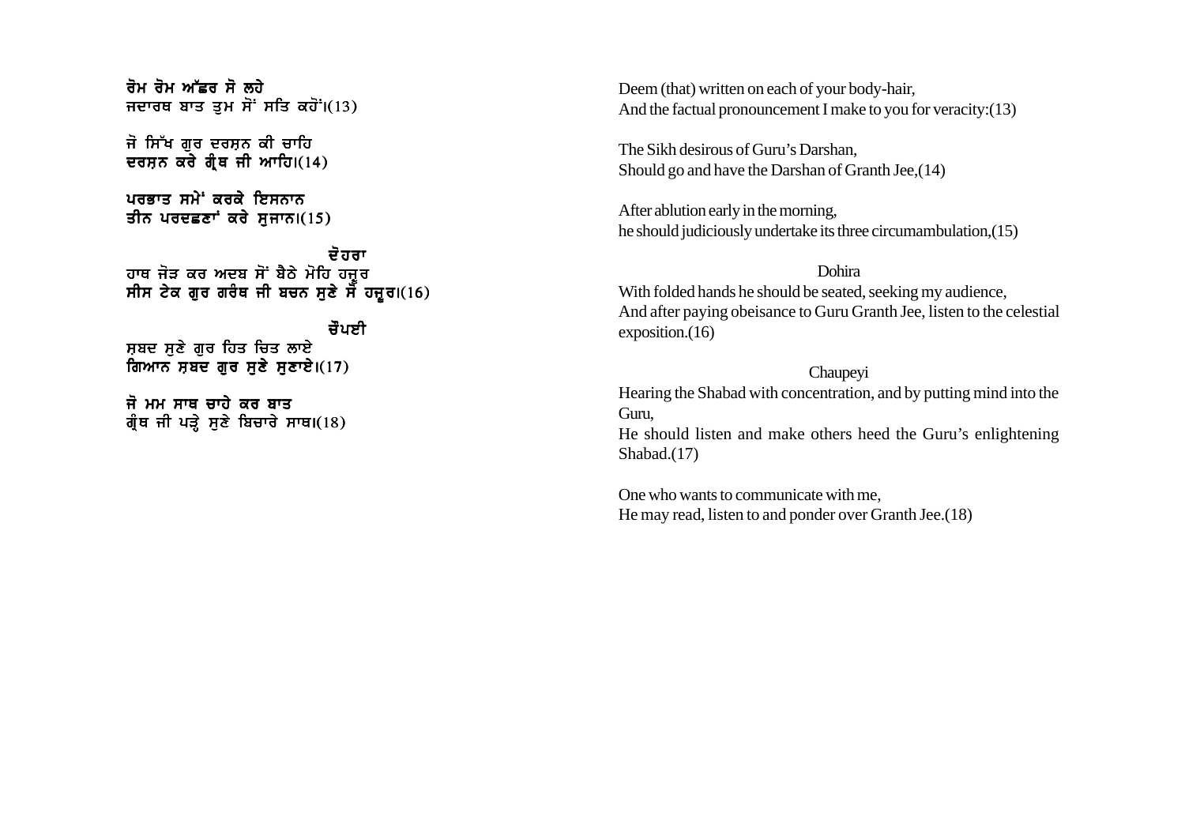ਰੋਮ ਰੋਮ ਅੱਛਰ ਸੋ ਲਹੇ
ਜਦਾਰਥ ਬਾਤ ਤੁਮ ਸੋਂ ਸਤਿ ਕਹੋਂ।(13)

Deem (that) written on each of your body-hair,
And the factual pronouncement I make to you for veracity:(13)

ਜੋ ਸਿੱਖ ਗੁਰ ਦਰਸ਼ਨ ਕੀ ਚਾਹਿ
ਦਰਸ਼ਨ ਕਰੇ ਗ੍ਰੰਥ ਜੀ ਆਹਿ।(14)

The Sikh desirous of Guru's Darshan,
Should go and have the Darshan of Granth Jee,(14)

ਪਰਭਾਤ ਸਮੇਂ ਕਰਕੇ ਇਸਨਾਨ
ਤੀਨ ਪਰਦਛਣਾਂ ਕਰੇ ਸੁਜਾਨ।(15)

After ablution early in the morning,
he should judiciously undertake its three circumambulation,(15)

ਦੋਹਰਾ

ਹਾਥ ਜੋੜ ਕਰ ਅਦਬ ਸੋਂ ਬੈਠੇ ਮੋਹਿ ਹਜ਼ੂਰ
ਸੀਸ ਟੇਕ ਗੁਰ ਗਰੰਥ ਜੀ ਬਚਨ ਸੁਣੇ ਸੰ ਹਜ਼ੂਰ।(16)

Dohira

With folded hands he should be seated, seeking my audience,
And after paying obeisance to Guru Granth Jee, listen to the celestial exposition.(16)

ਚੌਪਈ

ਸ਼ਬਦ ਸੁਣੇ ਗੁਰ ਹਿਤ ਚਿਤ ਲਾਏ
ਗਿਆਨ ਸ਼ਬਦ ਗੁਰ ਸੁਣੇ ਸੁਣਾਏ।(17)

Chaupeyi

Hearing the Shabad with concentration, and by putting mind into the Guru,
He should listen and make others heed the Guru's enlightening Shabad.(17)

ਜੋ ਮਮ ਸਾਥ ਚਾਹੇ ਕਰ ਬਾਤ
ਗ੍ਰੰਥ ਜੀ ਪੜ੍ਹੇ ਸੁਣੇ ਬਿਚਾਰੇ ਸਾਥ।(18)

One who wants to communicate with me,
He may read, listen to and ponder over Granth Jee.(18)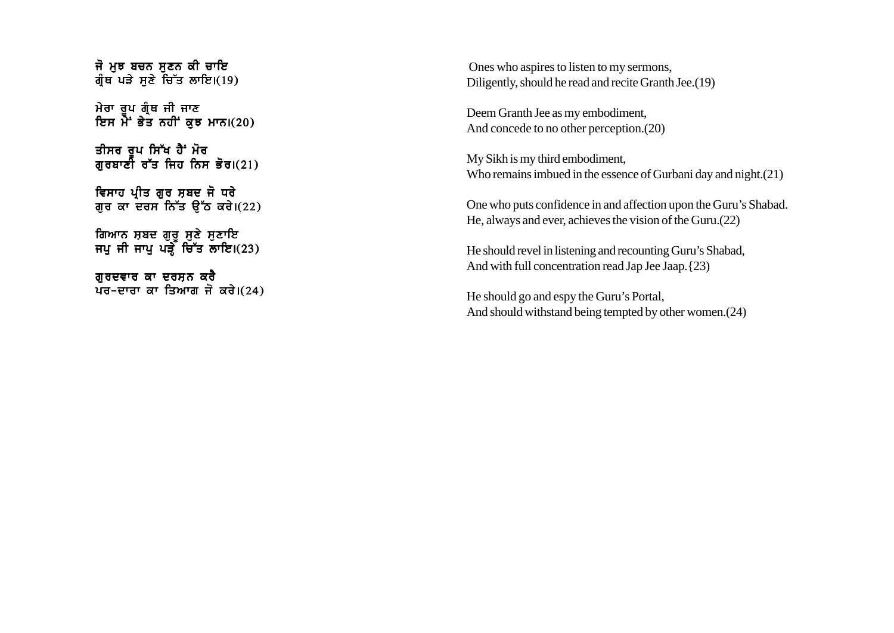ਜੋ ਮੁਝ ਬਚਨ ਸੁਣਨ ਕੀ ਚਾਇ
ਗ੍ਰੰਥ ਪੜੇ ਸੁਣੇ ਚਿੱਤ ਲਾਇ।(19)

ਮੇਰਾ ਰੂਪ ਗ੍ਰੰਥ ਜੀ ਜਾਣ
ਇਸ ਮੇਂ ਭੇਤ ਨਹੀਂ ਕੁਝ ਮਾਨ।(20)

ਤੀਸਰ ਰੂਪ ਸਿੱਖ ਹੈਂ ਮੋਰ
ਗੁਰਬਾਣੀ ਰੱਤ ਜਿਹ ਨਿਸ ਭੋਰ।(21)

ਵਿਸਾਹ ਪ੍ਰੀਤ ਗੁਰ ਸ਼ਬਦ ਜੋ ਧਰੇ
ਗੁਰ ਕਾ ਦਰਸ ਨਿੱਤ ਉੱਠ ਕਰੇ।(22)

ਗਿਆਨ ਸ਼ਬਦ ਗੁਰੂ ਸੁਣੇ ਸੁਣਾਇ
ਜਪੁ ਜੀ ਜਾਪੁ ਪੜ੍ਹੇ ਚਿੱਤ ਲਾਇ।(23)

ਗੁਰਦਵਾਰ ਕਾ ਦਰਸ਼ਨ ਕਰੈ
ਪਰ-ਦਾਰਾ ਕਾ ਤਿਆਗ ਜੋ ਕਰੇ।(24)

Ones who aspires to listen to my sermons,
Diligently, should he read and recite Granth Jee.(19)

Deem Granth Jee as my embodiment,
And concede to no other perception.(20)

My Sikh is my third embodiment,
Who remains imbued in the essence of Gurbani day and night.(21)

One who puts confidence in and affection upon the Guru's Shabad.
He, always and ever, achieves the vision of the Guru.(22)

He should revel in listening and recounting Guru's Shabad,
And with full concentration read Jap Jee Jaap.{23)

He should go and espy the Guru's Portal,
And should withstand being tempted by other women.(24)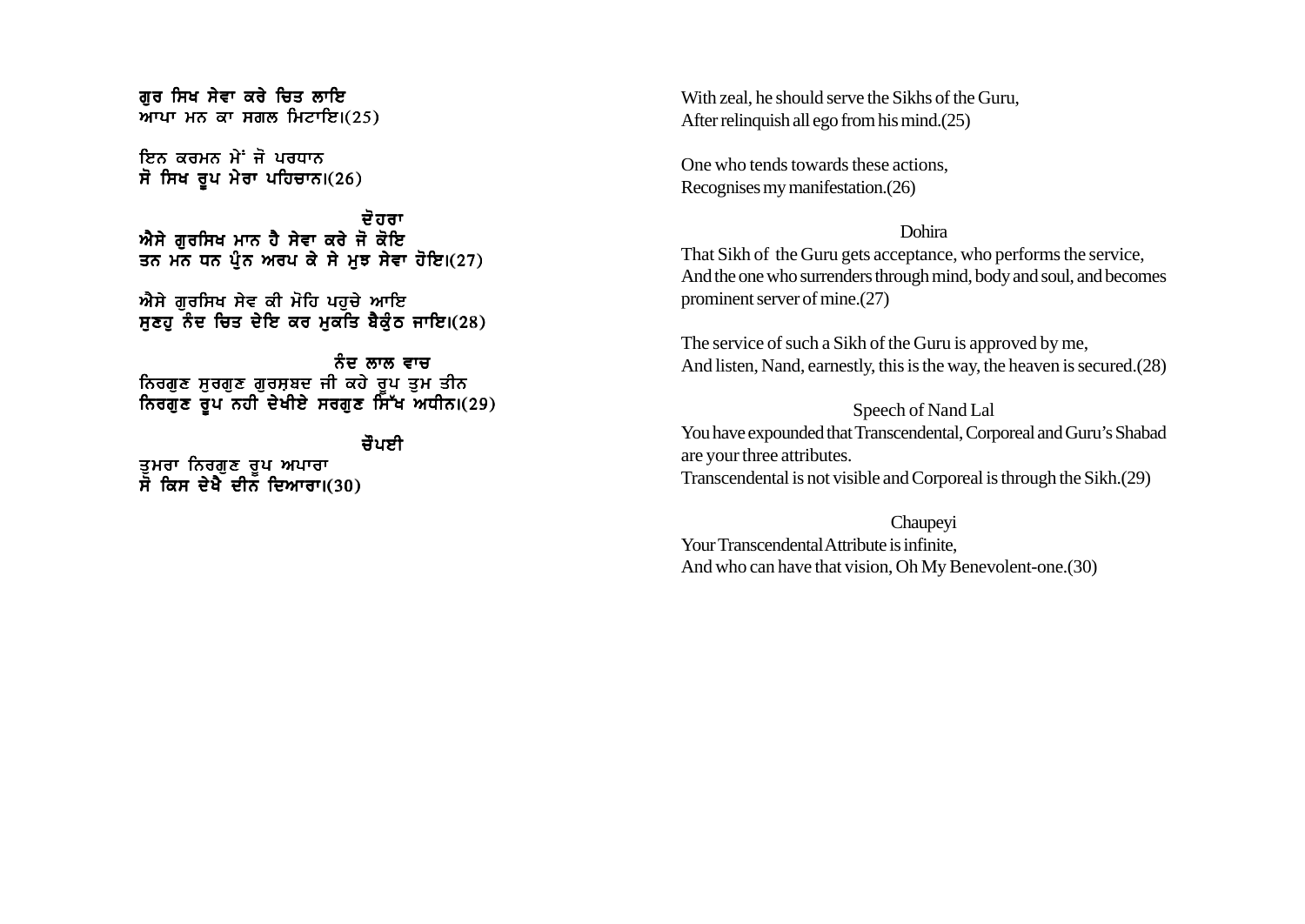ਗੁਰ ਸਿਖ ਸੇਵਾ ਕਰੇ ਚਿਤ ਲਾਇ
ਆਪਾ ਮਨ ਕਾ ਸਗਲ ਮਿਟਾਇ।(25)

ਇਨ ਕਰਮਨ ਮੇਂ ਜੋ ਪਰਧਾਨ
ਸੋ ਸਿਖ ਰੂਪ ਮੇਰਾ ਪਹਿਚਾਨ।(26)

ਦੋਹਰਾ

ਐਸੇ ਗੁਰਸਿਖ ਮਾਨ ਹੈ ਸੇਵਾ ਕਰੇ ਜੋ ਕੋਇ
ਤਨ ਮਨ ਧਨ ਪੁੰਨ ਅਰਪ ਕੇ ਸੇ ਮੁਝ ਸੇਵਾ ਹੋਇ।(27)

ਐਸੇ ਗੁਰਸਿਖ ਸੇਵ ਕੀ ਮੋਹਿ ਪਹੁਚੇ ਆਇ
ਸੁਣਹੁ ਨੰਦ ਚਿਤ ਦੇਇ ਕਰ ਮੁਕਤਿ ਬੈਕੁੰਠ ਜਾਇ।(28)

ਨੰਦ ਲਾਲ ਵਾਚ

ਨਿਰਗੁਣ ਸੁਰਗੁਣ ਗੁਰਸ਼ਬਦ ਜੀ ਕਹੇ ਰੂਪ ਤੁਮ ਤੀਨ
ਨਿਰਗੁਣ ਰੂਪ ਨਹੀ ਦੇਖੀਏ ਸਰਗੁਣ ਸਿੱਖ ਅਧੀਨ।(29)

ਚੌਪਈ

ਤੁਮਰਾ ਨਿਰਗੁਣ ਰੂਪ ਅਪਾਰਾ
ਸੋ ਕਿਸ ਦੇਖੈ ਦੀਨ ਦਿਆਰਾ।(30)

With zeal, he should serve the Sikhs of the Guru,
After relinquish all ego from his mind.(25)

One who tends towards these actions,
Recognises my manifestation.(26)

Dohira

That Sikh of the Guru gets acceptance, who performs the service,
And the one who surrenders through mind, body and soul, and becomes prominent server of mine.(27)

The service of such a Sikh of the Guru is approved by me,
And listen, Nand, earnestly, this is the way, the heaven is secured.(28)

Speech of Nand Lal

You have expounded that Transcendental, Corporeal and Guru's Shabad are your three attributes.
Transcendental is not visible and Corporeal is through the Sikh.(29)

Chaupeyi

Your Transcendental Attribute is infinite,
And who can have that vision, Oh My Benevolent-one.(30)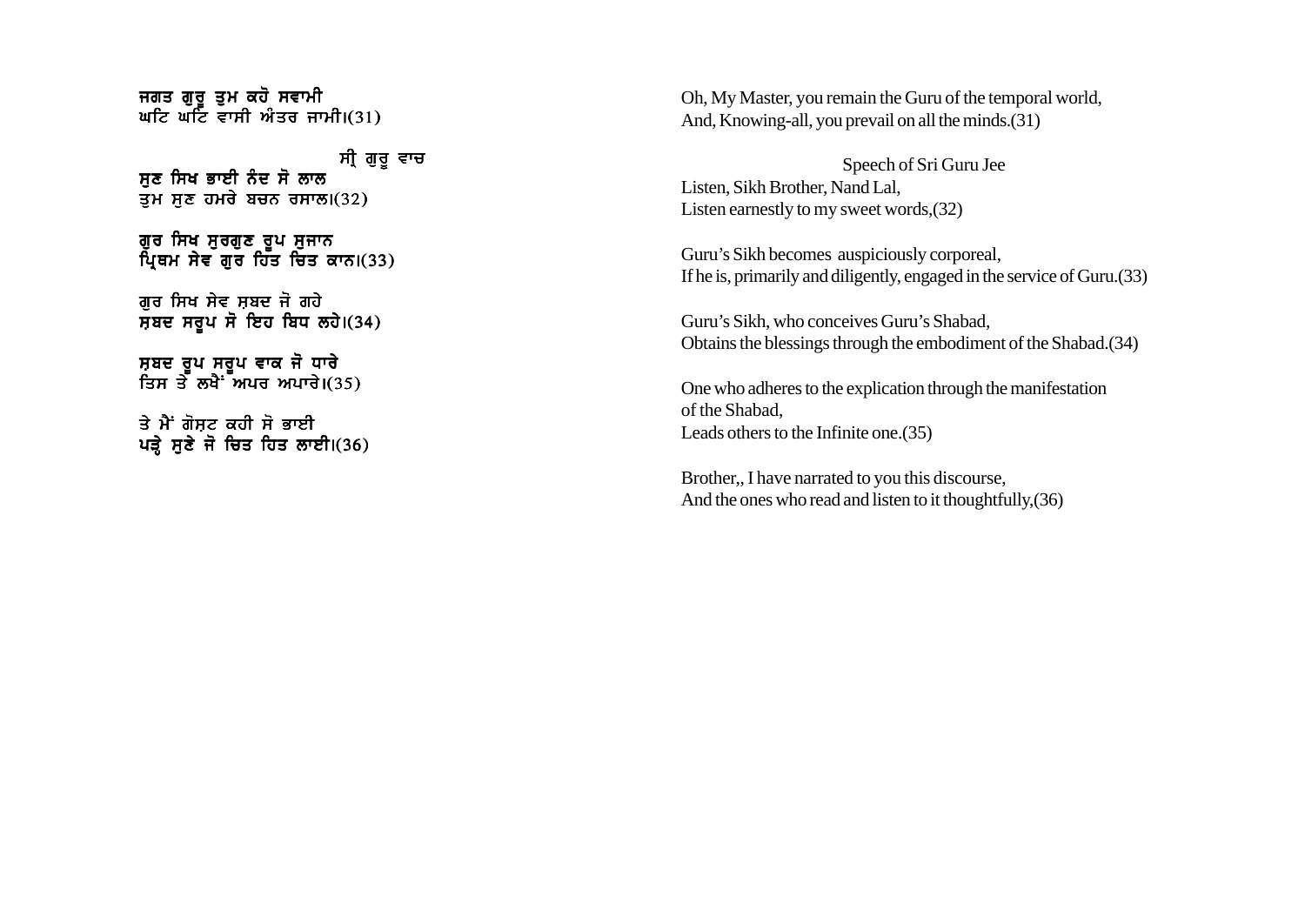ਜਗਤ ਗੁਰੂ ਤੁਮ ਕਹੋ ਸਵਾਮੀ
ਘਟਿ ਘਟਿ ਵਾਸੀ ਅੰਤਰ ਜਾਮੀ।(31)

Oh, My Master, you remain the Guru of the temporal world,
And, Knowing-all, you prevail on all the minds.(31)

ਸ੍ਰੀ ਗੁਰੂ ਵਾਚ

Speech of Sri Guru Jee

ਸੁਣ ਸਿਖ ਭਾਈ ਨੰਦ ਸੋ ਲਾਲ
ਤੁਮ ਸੁਣ ਹਮਰੇ ਬਚਨ ਰਸਾਲ।(32)

Listen, Sikh Brother, Nand Lal,
Listen earnestly to my sweet words,(32)

ਗੁਰ ਸਿਖ ਸੁਰਗੁਣ ਰੂਪ ਸੁਜਾਨ
ਪ੍ਰਿਥਮ ਸੇਵ ਗੁਰ ਹਿਤ ਚਿਤ ਕਾਨ।(33)

Guru's Sikh becomes auspiciously corporeal,
If he is, primarily and diligently, engaged in the service of Guru.(33)

ਸ਼ਬਦ ਸਰੂਪ ਸੋ ਇਹ ਬਿਧ ਲਹੇ।(34)

ਗੁਰ ਸਿਖ ਸੇਵ ਸ਼ਬਦ ਜੋ ਗਹੇ

Guru's Sikh, who conceives Guru's Shabad,
Obtains the blessings through the embodiment of the Shabad.(34)

ਸ਼ਬਦ ਰੂਪ ਸਰੂਪ ਵਾਕ ਜੋ ਧਾਰੇ
ਤਿਸ ਤੇ ਲਖੈਂ ਅਪਰ ਅਪਾਰੇ।(35)

One who adheres to the explication through the manifestation of the Shabad,
Leads others to the Infinite one.(35)

ਤੇ ਮੈਂ ਗੋਸ਼ਟ ਕਹੀ ਸੋ ਭਾਈ
ਪੜ੍ਹੇ ਸੁਣੇ ਜੋ ਚਿਤ ਹਿਤ ਲਾਈ।(36)

Brother,, I have narrated to you this discourse,
And the ones who read and listen to it thoughtfully,(36)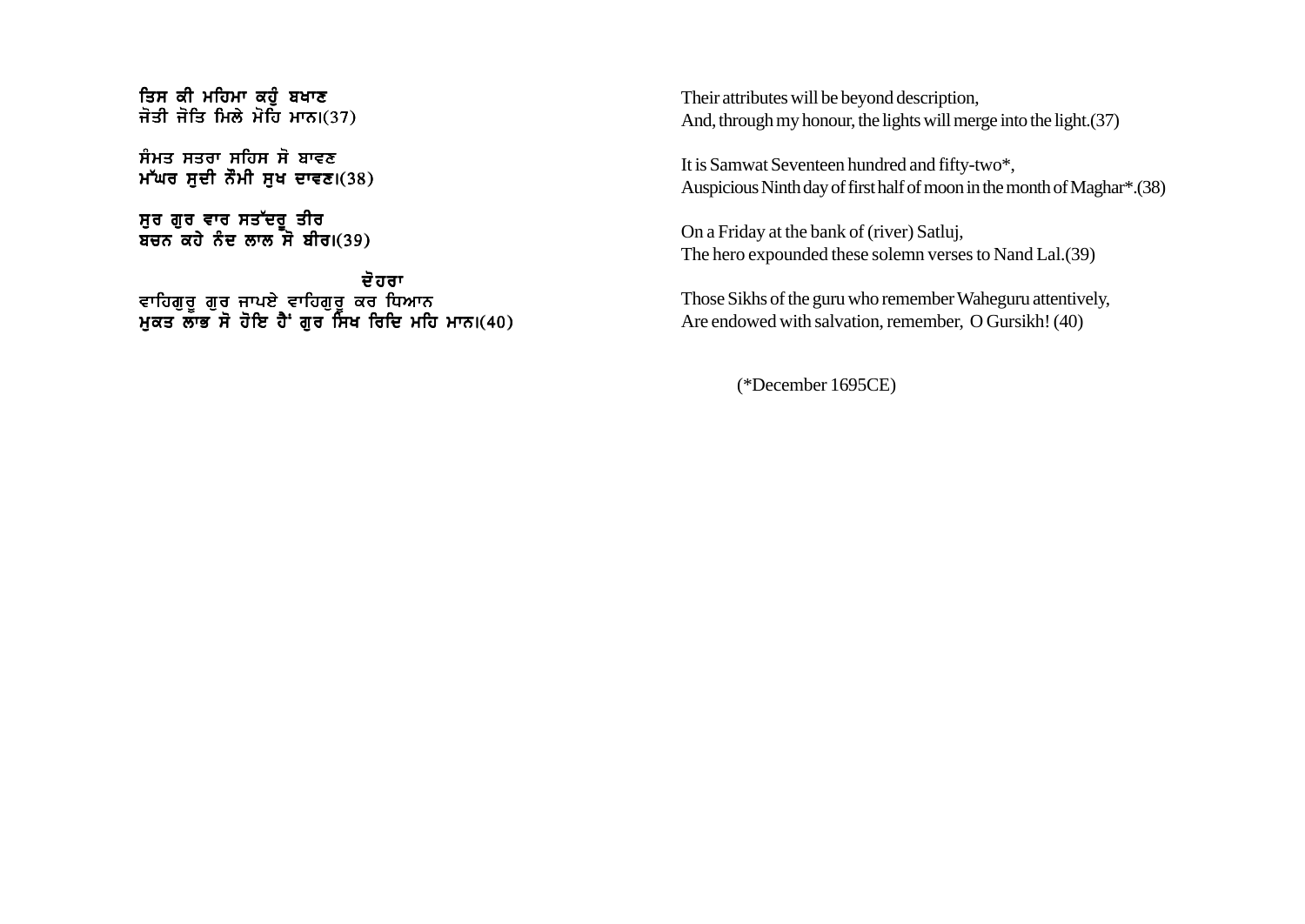ਤਿਸ ਕੀ ਮਹਿਮਾ ਕਹੁੰ ਬਖਾਣ
ਜੋਤੀ ਜੋਤਿ ਮਿਲੇ ਮੋਹਿ ਮਾਨ।(37)

ਸੰਮਤ ਸਤਰਾ ਸਹਿਸ ਸੋ ਬਾਵਣ
ਮੱਘਰ ਸੁਦੀ ਨੌਮੀ ਸੁਖ ਦਾਵਣ।(38)

ਸੁਰ ਗੁਰ ਵਾਰ ਸਤੱਦਰੂ ਤੀਰ
ਬਚਨ ਕਹੇ ਨੰਦ ਲਾਲ ਸੋ ਬੀਰ।(39)

ਦੋਹਰਾ

ਵਾਹਿਗੁਰੂ ਗੁਰ ਜਾਪਏ ਵਾਹਿਗੁਰੂ ਕਰ ਧਿਆਨ
ਮੁਕਤ ਲਾਭ ਸੋ ਹੋਇ ਹੈਂ ਗੁਰ ਸਿਖ ਰਿਦਿ ਮਹਿ ਮਾਨ।(40)

Their attributes will be beyond description,
And, through my honour, the lights will merge into the light.(37)

It is Samwat Seventeen hundred and fifty-two*,
Auspicious Ninth day of first half of moon in the month of Maghar*.(38)

On a Friday at the bank of (river) Satluj,
The hero expounded these solemn verses to Nand Lal.(39)

Those Sikhs of the guru who remember Waheguru attentively,
Are endowed with salvation, remember, O Gursikh! (40)

(*December 1695CE)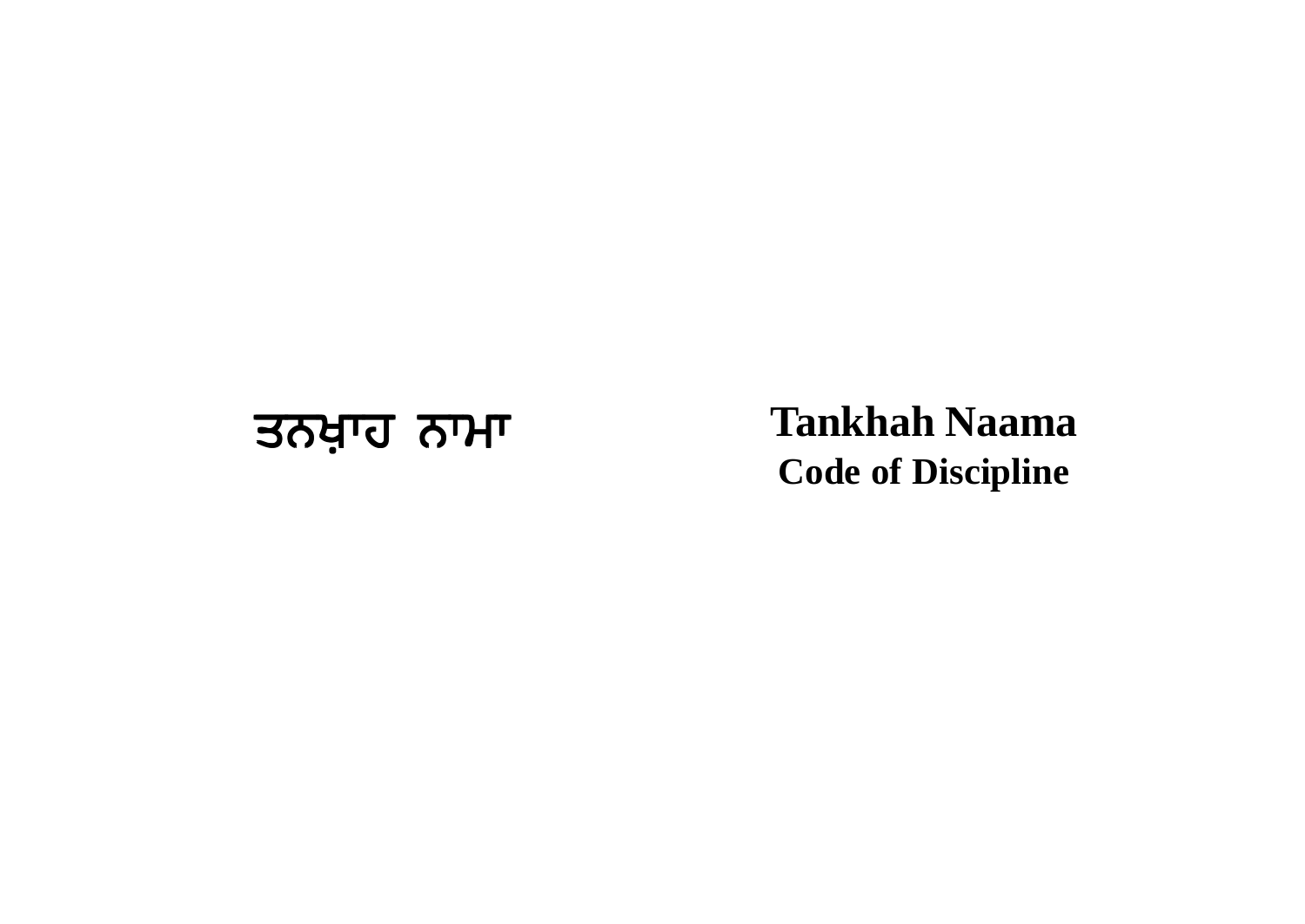# ਤਨਖ਼ਾਹ ਨਾਮਾ

# Tankhah Naama

## Code of Discipline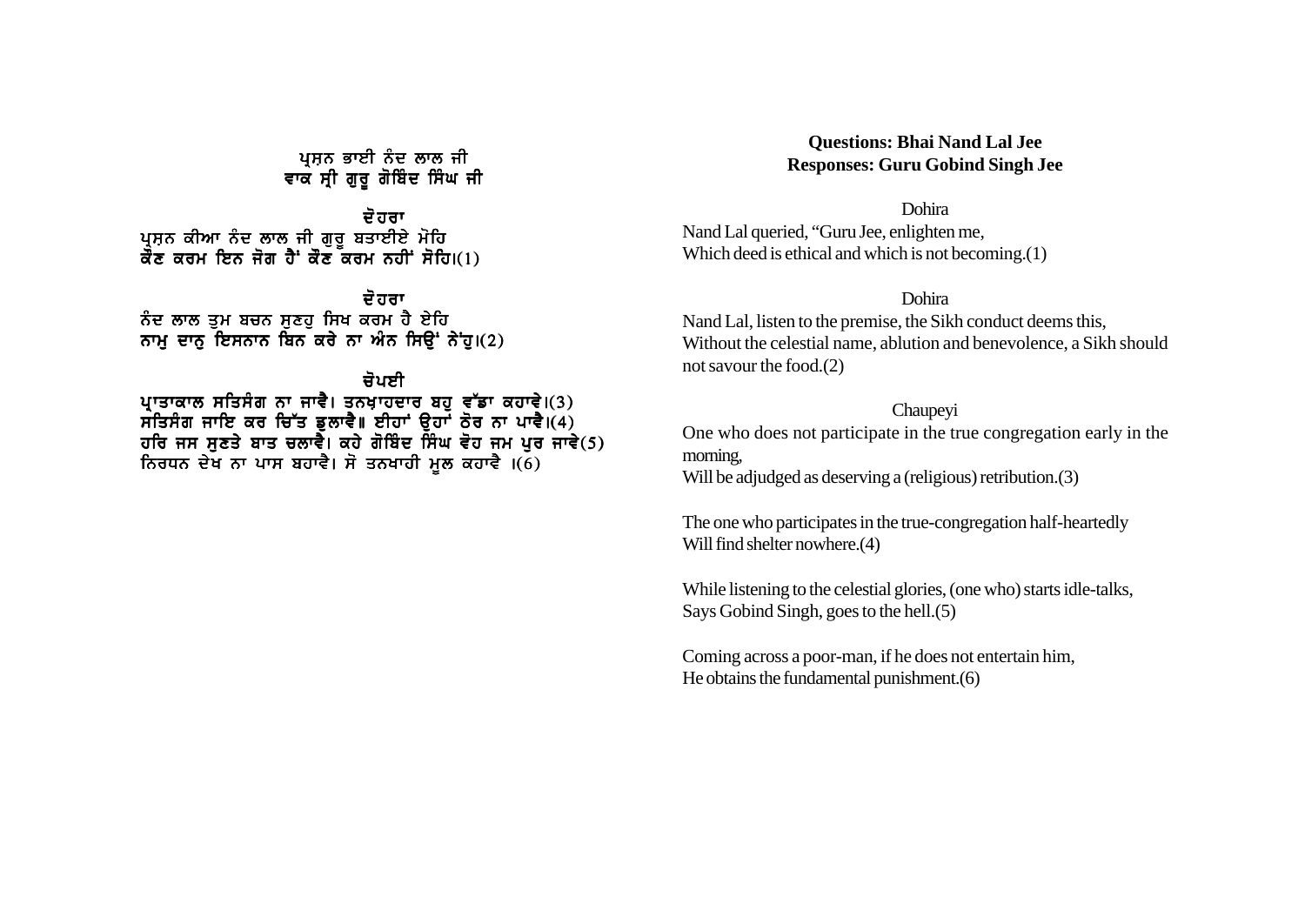**ਪ੍ਰਸ਼ਨ ਭਾਈ ਨੰਦ ਲਾਲ ਜੀ**
**ਵਾਕ ਸ੍ਰੀ ਗੁਰੂ ਗੋਬਿੰਦ ਸਿੰਘ ਜੀ**

**ਦੋਹਰਾ**

ਪ੍ਰਸ਼ਨ ਕੀਆ ਨੰਦ ਲਾਲ ਜੀ ਗੁਰੂ ਬਤਾਈਏ ਮੋਹਿ
ਕੌਣ ਕਰਮ ਇਨ ਜੋਗ ਹੈਂ ਕੌਣ ਕਰਮ ਨਹੀਂ ਸੋਹਿ।(1)

**ਦੋਹਰਾ**

ਨੰਦ ਲਾਲ ਤੁਮ ਬਚਨ ਸੁਣਹੁ ਸਿਖ ਕਰਮ ਹੈ ਏਹਿ
ਨਾਮੁ ਦਾਨੁ ਇਸਨਾਨ ਬਿਨ ਕਰੇ ਨਾ ਅੰਨ ਸਿਉਂ ਨੇਂਹੁ।(2)

**ਚੋਪਈ**

ਪ੍ਰਾਤਾਕਾਲ ਸਤਿਸੰਗ ਨਾ ਜਾਵੈ। ਤਨਖ਼ਾਹਦਾਰ ਬਹੁ ਵੱਡਾ ਕਹਾਵੇ।(3)
ਸਤਿਸੰਗ ਜਾਇ ਕਰ ਚਿੱਤ ਡੁਲਾਵੈ॥ ਈਹਾਂ ਉਹਾਂ ਠੋਰ ਨਾ ਪਾਵੈ।(4)
ਹਰਿ ਜਸ ਸੁਣਤੇ ਬਾਤ ਚਲਾਵੈ। ਕਹੇ ਗੋਬਿੰਦ ਸਿੰਘ ਵੋਹ ਜਮ ਪੁਰ ਜਾਵੇ(5)
ਨਿਰਧਨ ਦੇਖ ਨਾ ਪਾਸ ਬਹਾਵੈ। ਸੋ ਤਨਖਾਹੀ ਮੂਲ ਕਹਾਵੈ ।(6)

**Questions: Bhai Nand Lal Jee**
**Responses: Guru Gobind Singh Jee**

Dohira

Nand Lal queried, "Guru Jee, enlighten me,
Which deed is ethical and which is not becoming.(1)

Dohira

Nand Lal, listen to the premise, the Sikh conduct deems this,
Without the celestial name, ablution and benevolence, a Sikh should not savour the food.(2)

Chaupeyi

One who does not participate in the true congregation early in the morning,
Will be adjudged as deserving a (religious) retribution.(3)

The one who participates in the true-congregation half-heartedly
Will find shelter nowhere.(4)

While listening to the celestial glories, (one who) starts idle-talks,
Says Gobind Singh, goes to the hell.(5)

Coming across a poor-man, if he does not entertain him,
He obtains the fundamental punishment.(6)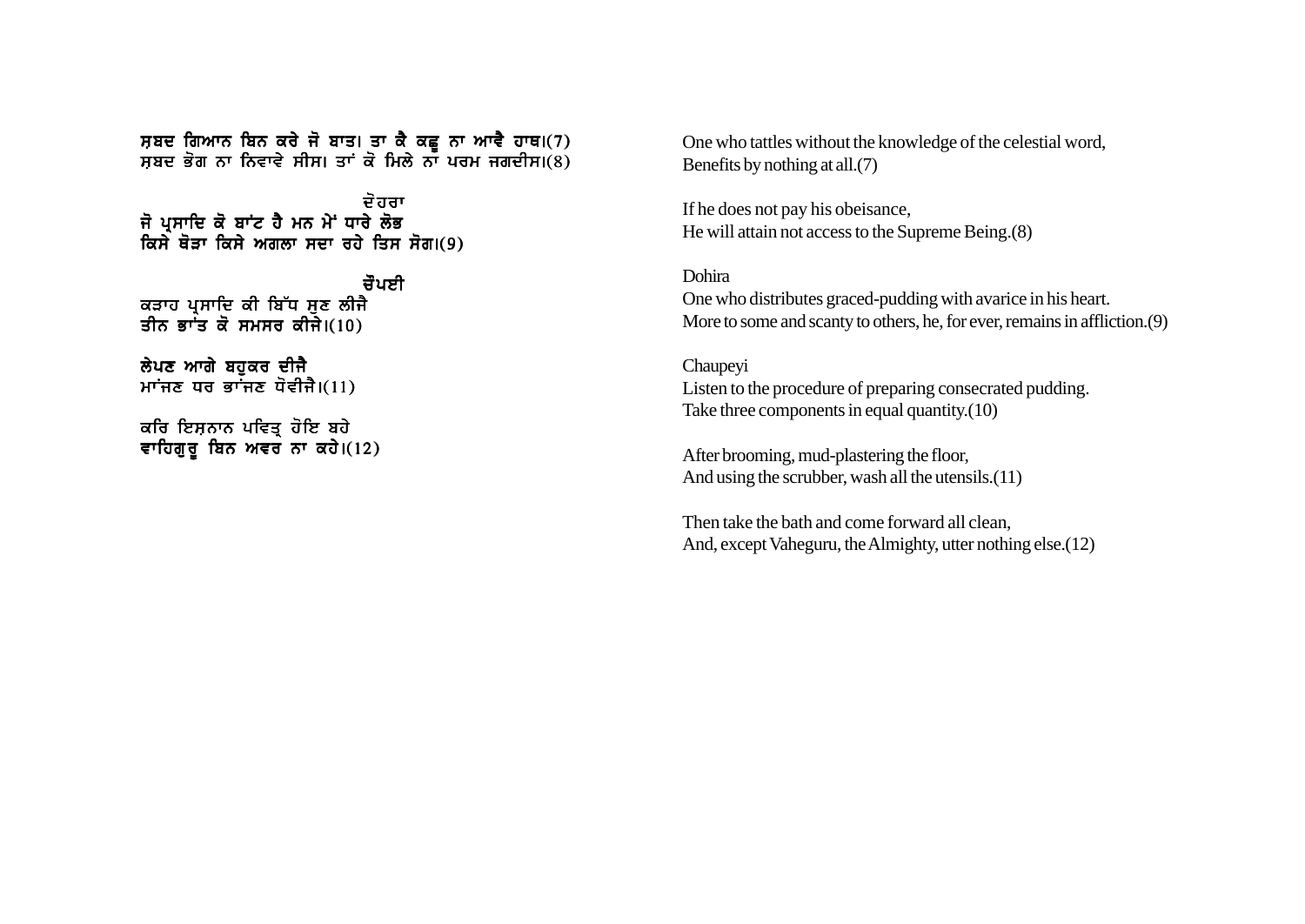ਸ਼ਬਦ ਗਿਆਨ ਬਿਨ ਕਰੇ ਜੋ ਬਾਤ। ਤਾ ਕੈ ਕਛੂ ਨਾ ਆਵੈ ਹਾਥ।(7)
ਸ਼ਬਦ ਭੋਗ ਨਾ ਨਿਵਾਵੇ ਸੀਸ। ਤਾਂ ਕੋ ਮਿਲੇ ਨਾ ਪਰਮ ਜਗਦੀਸ।(8)

ਦੋਹਰਾ

ਜੋ ਪ੍ਰਸਾਦਿ ਕੋ ਬਾਂਟ ਹੈ ਮਨ ਮੇਂ ਧਾਰੇ ਲੋਭ
ਕਿਸੇ ਥੋੜਾ ਕਿਸੇ ਅਗਲਾ ਸਦਾ ਰਹੇ ਤਿਸ ਸੋਗ।(9)

ਚੌਪਈ

ਕੜਾਹ ਪ੍ਰਸਾਦਿ ਕੀ ਬਿੱਧ ਸੁਣ ਲੀਜੈ
ਤੀਨ ਭਾਂਤ ਕੋ ਸਮਸਰ ਕੀਜੈ।(10)

ਲੇਪਣ ਆਗੇ ਬਹੁਕਰ ਦੀਜੈ
ਮਾਂਜਣ ਧਰ ਭਾਂਜਣ ਧੋਵੀਜੈ।(11)

ਕਰਿ ਇਸ਼ਨਾਨ ਪਵਿਤ੍ਰ ਹੋਇ ਬਹੇ
ਵਾਹਿਗੁਰੂ ਬਿਨ ਅਵਰ ਨਾ ਕਹੇ।(12)

One who tattles without the knowledge of the celestial word,
Benefits by nothing at all.(7)

If he does not pay his obeisance,
He will attain not access to the Supreme Being.(8)

Dohira

One who distributes graced-pudding with avarice in his heart.
More to some and scanty to others, he, for ever, remains in affliction.(9)

Chaupeyi

Listen to the procedure of preparing consecrated pudding.
Take three components in equal quantity.(10)

After brooming, mud-plastering the floor,
And using the scrubber, wash all the utensils.(11)

Then take the bath and come forward all clean,
And, except Vaheguru, the Almighty, utter nothing else.(12)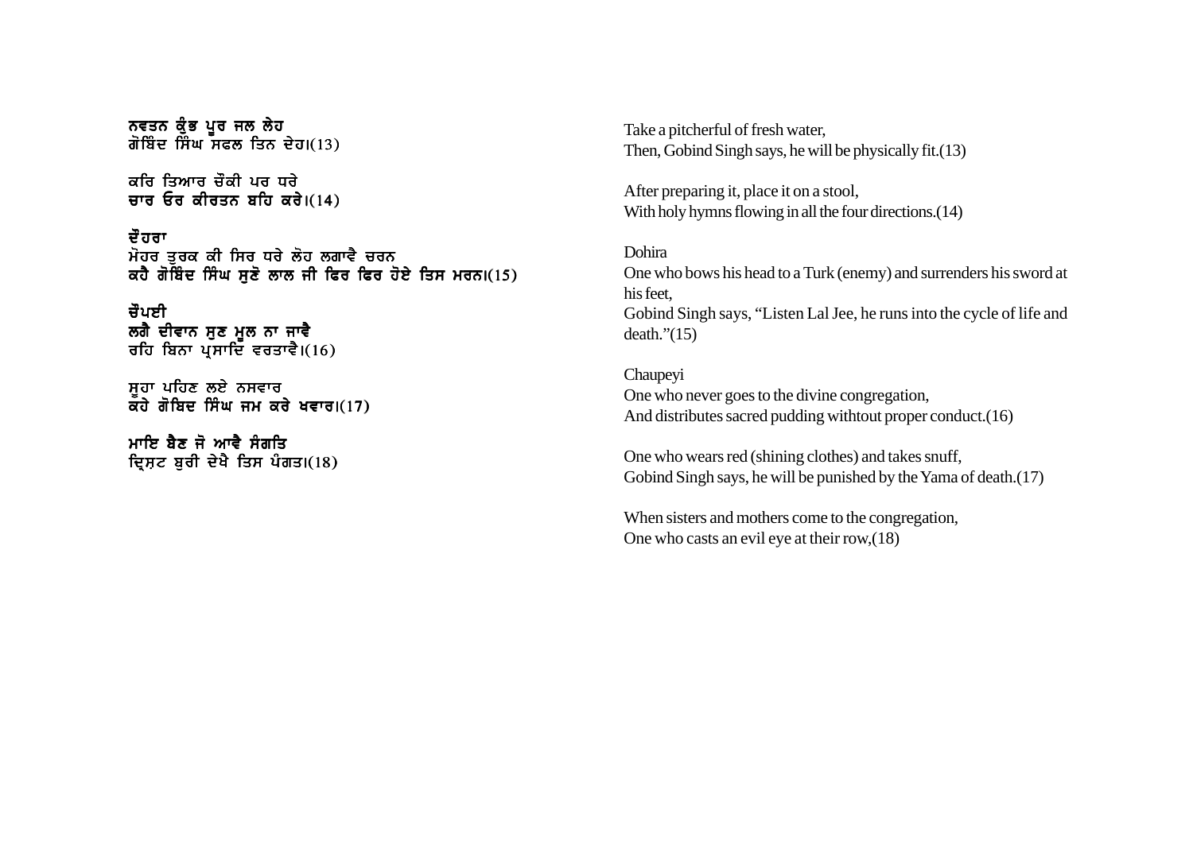ਨਵਤਨ ਕੁੰਭ ਪੂਰ ਜਲ ਲੇਹ
ਗੋਬਿੰਦ ਸਿੰਘ ਸਫਲ ਤਿਨ ਦੇਹ।(13)

ਕਰਿ ਤਿਆਰ ਚੌਕੀ ਪਰ ਧਰੇ
ਚਾਰ ਓਰ ਕੀਰਤਨ ਬਹਿ ਕਰੇ।(14)

**ਦੋਹਰਾ**
ਮੋਹਰ ਤੁਰਕ ਕੀ ਸਿਰ ਧਰੇ ਲੋਹ ਲਗਾਵੈ ਚਰਨ
ਕਹੈ ਗੋਬਿੰਦ ਸਿੰਘ ਸੁਣੋ ਲਾਲ ਜੀ ਫਿਰ ਫਿਰ ਹੋਏ ਤਿਸ ਮਰਨ।(15)

**ਚੌਪਈ**
ਲਗੈ ਦੀਵਾਨ ਸੁਣ ਮੂਲ ਨਾ ਜਾਵੈ
ਰਹਿ ਬਿਨਾ ਪ੍ਰਸਾਦਿ ਵਰਤਾਵੈ।(16)

ਸੂਹਾ ਪਹਿਣ ਲਏ ਨਸਵਾਰ
ਕਹੇ ਗੋਬਿਦ ਸਿੰਘ ਜਮ ਕਰੇ ਖਵਾਰ।(17)

ਮਾਇ ਬੈਣ ਜੋ ਆਵੈ ਸੰਗਤਿ
ਦ੍ਰਿਸ਼ਟ ਬੁਰੀ ਦੇਖੈ ਤਿਸ ਪੰਗਤ।(18)

Take a pitcherful of fresh water,
Then, Gobind Singh says, he will be physically fit.(13)

After preparing it, place it on a stool,
With holy hymns flowing in all the four directions.(14)

Dohira
One who bows his head to a Turk (enemy) and surrenders his sword at his feet,
Gobind Singh says, "Listen Lal Jee, he runs into the cycle of life and death."(15)

Chaupeyi
One who never goes to the divine congregation,
And distributes sacred pudding withtout proper conduct.(16)

One who wears red (shining clothes) and takes snuff,
Gobind Singh says, he will be punished by the Yama of death.(17)

When sisters and mothers come to the congregation,
One who casts an evil eye at their row,(18)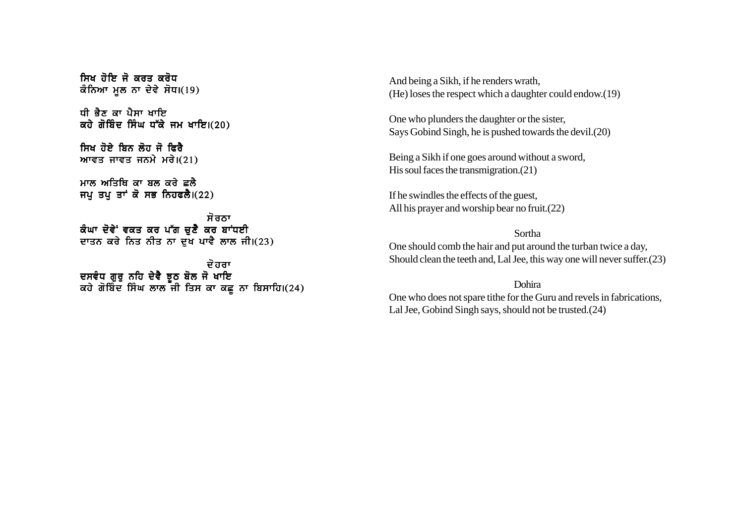ਸਿਖ ਹੋਇ ਜੋ ਕਰਤ ਕਰੋਧ
ਕੰਨਿਆ ਮੂਲ ਨਾ ਦੇਵੇ ਸੋਧ।(19)

ਧੀ ਭੈਣ ਕਾ ਪੈਸਾ ਖਾਇ
ਕਹੇ ਗੋਬਿੰਦ ਸਿੰਘ ਧੱਕੇ ਜਮ ਖਾਇ।(20)

ਸਿਖ ਹੋਏ ਬਿਨ ਲੋਹ ਜੋ ਫਿਰੈ
ਆਵਤ ਜਾਵਤ ਜਨਮੇ ਮਰੇ।(21)

ਮਾਲ ਅਤਿਥਿ ਕਾ ਬਲ ਕਰੇ ਛਲੈ
ਜਪੁ ਤਪੁ ਤਾਂ ਕੋ ਸਭ ਨਿਹਫਲੈ।(22)

ਸੋਰਠਾ

ਕੰਘਾ ਦੋਵੇਂ ਵਕਤ ਕਰ ਪੱਗ ਚੁਣੈ ਕਰ ਬਾਂਧਈ
ਦਾਤਨ ਕਰੇ ਨਿਤ ਨੀਤ ਨਾ ਦੁਖ ਪਾਵੈ ਲਾਲ ਜੀ।(23)

ਦੋਹਰਾ

ਦਸਵੰਧ ਗੁਰੁ ਨਹਿ ਦੇਵੈ ਝੂਠ ਬੋਲ ਜੋ ਖਾਇ
ਕਹੇ ਗੋਬਿੰਦ ਸਿੰਘ ਲਾਲ ਜੀ ਤਿਸ ਕਾ ਕਛੂ ਨਾ ਬਿਸਾਹਿ।(24)

And being a Sikh, if he renders wrath,
(He) loses the respect which a daughter could endow.(19)

One who plunders the daughter or the sister,
Says Gobind Singh, he is pushed towards the devil.(20)

Being a Sikh if one goes around without a sword,
His soul faces the transmigration.(21)

If he swindles the effects of the guest,
All his prayer and worship bear no fruit.(22)

Sortha

One should comb the hair and put around the turban twice a day,
Should clean the teeth and, Lal Jee, this way one will never suffer.(23)

Dohira

One who does not spare tithe for the Guru and revels in fabrications,
Lal Jee, Gobind Singh says, should not be trusted.(24)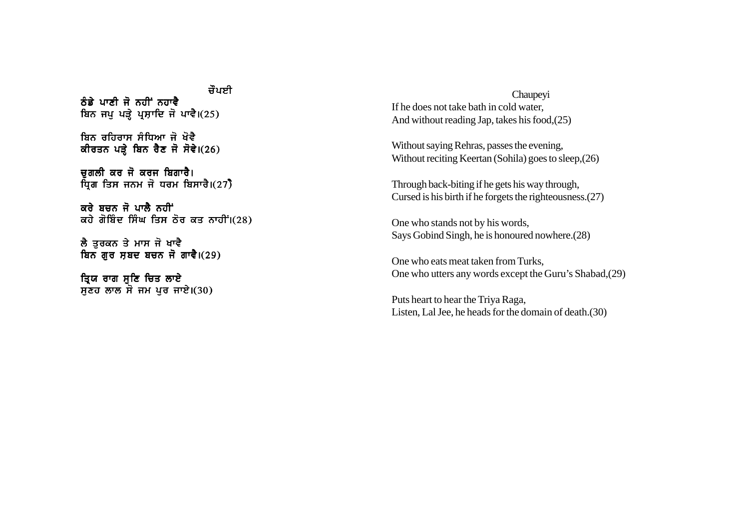ਚੌਪਈ

ਠੰਡੇ ਪਾਣੀ ਜੋ ਨਹੀਂ ਨਹਾਵੈ
ਬਿਨ ਜਪੁ ਪੜ੍ਹੇ ਪ੍ਰਸ਼ਾਦਿ ਜੋ ਪਾਵੈ।(25)

ਬਿਨ ਰਹਿਰਾਸ ਸੰਧਿਆ ਜੋ ਖੋਵੈ
ਕੀਰਤਨ ਪੜ੍ਹੇ ਬਿਨ ਰੈਣ ਜੋ ਸੋਵੇ।(26)

ਚੁਗਲੀ ਕਰ ਜੋ ਕਰਜ ਬਿਗਾਰੈ।
ਧ੍ਰਿਗ ਤਿਸ ਜਨਮ ਜੋ ਧਰਮ ਬਿਸਾਰੈ।(27)

ਕਰੇ ਬਚਨ ਜੋ ਪਾਲੈ ਨਹੀਂ
ਕਹੇ ਗੋਬਿੰਦ ਸਿੰਘ ਤਿਸ ਠੋਰ ਕਤ ਨਾਹੀਂ।(28)

ਲੈ ਤੁਰਕਨ ਤੇ ਮਾਸ ਜੋ ਖਾਵੈ
ਬਿਨ ਗੁਰ ਸ਼ਬਦ ਬਚਨ ਜੋ ਗਾਵੈ।(29)

ਤ੍ਰਿਯ ਰਾਗ ਸੁਣਿ ਚਿਤ ਲਾਏ
ਸੁਣਹ ਲਾਲ ਸੋ ਜਮ ਪੁਰ ਜਾਏ।(30)

Chaupeyi

If he does not take bath in cold water,
And without reading Jap, takes his food,(25)

Without saying Rehras, passes the evening,
Without reciting Keertan (Sohila) goes to sleep,(26)

Through back-biting if he gets his way through,
Cursed is his birth if he forgets the righteousness.(27)

One who stands not by his words,
Says Gobind Singh, he is honoured nowhere.(28)

One who eats meat taken from Turks,
One who utters any words except the Guru's Shabad,(29)

Puts heart to hear the Triya Raga,
Listen, Lal Jee, he heads for the domain of death.(30)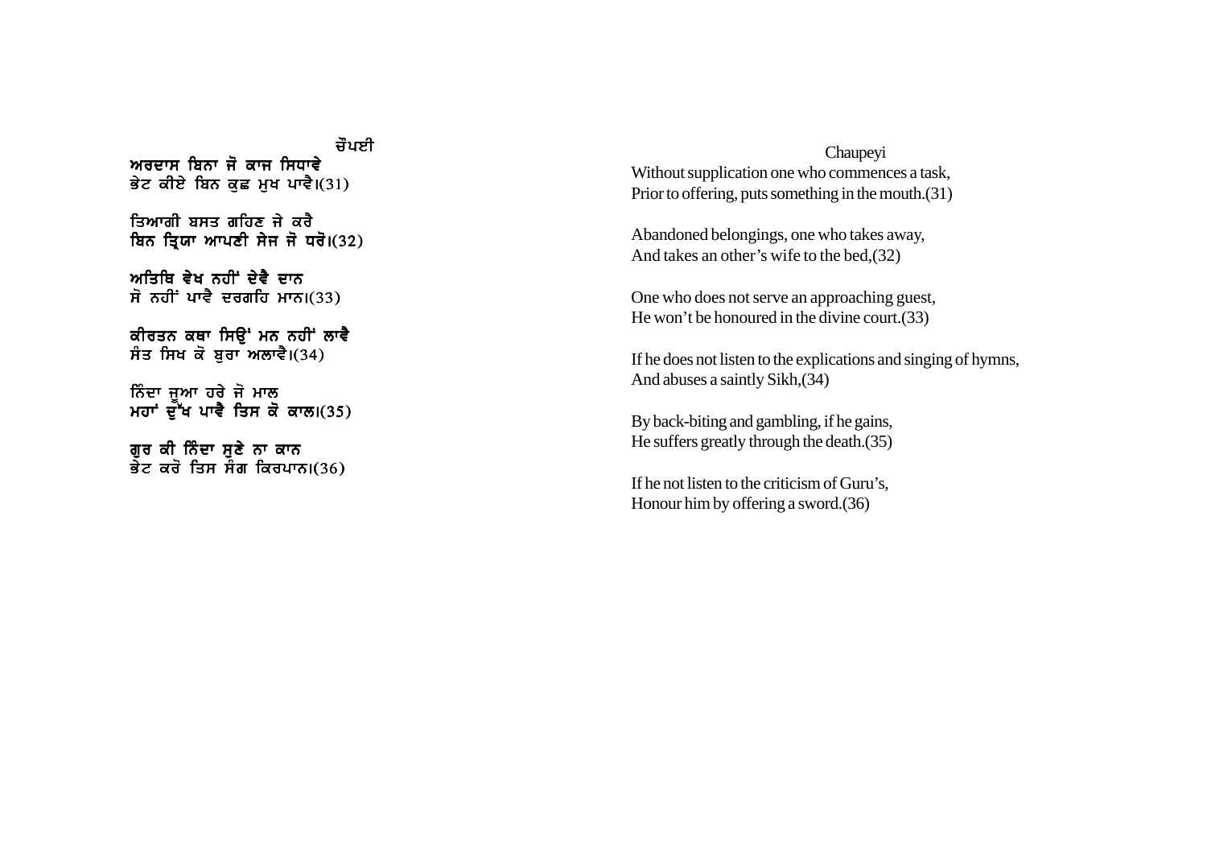ਚੌਪਈ

ਅਰਦਾਸ ਬਿਨਾ ਜੋ ਕਾਜ ਸਿਧਾਵੇ
ਭੇਟ ਕੀਏ ਬਿਨ ਕੁਛ ਮੁਖ ਪਾਵੈ।(31)

ਤਿਆਗੀ ਬਸਤ ਗਹਿਣ ਜੇ ਕਰੈ
ਬਿਨ ਤ੍ਰਿਯਾ ਆਪਣੀ ਸੇਜ ਜੋ ਧਰੋ।(32)

ਅਤਿਥਿ ਵੇਖ ਨਹੀਂ ਦੇਵੈ ਦਾਨ
ਸੋ ਨਹੀਂ ਪਾਵੈ ਦਰਗਹਿ ਮਾਨ।(33)

ਕੀਰਤਨ ਕਥਾ ਸਿਉਂ ਮਨ ਨਹੀਂ ਲਾਵੈ
ਸੰਤ ਸਿਖ ਕੋ ਬੁਰਾ ਅਲਾਵੈ।(34)

ਨਿੰਦਾ ਜੂਆ ਹਰੇ ਜੋ ਮਾਲ
ਮਹਾਂ ਦੁੱਖ ਪਾਵੈ ਤਿਸ ਕੋ ਕਾਲ।(35)

ਗੁਰ ਕੀ ਨਿੰਦਾ ਸੁਣੇ ਨਾ ਕਾਨ
ਭੇਟ ਕਰੋ ਤਿਸ ਸੰਗ ਕਿਰਪਾਨ।(36)

Chaupeyi

Without supplication one who commences a task,
Prior to offering, puts something in the mouth.(31)

Abandoned belongings, one who takes away,
And takes an other's wife to the bed,(32)

One who does not serve an approaching guest,
He won't be honoured in the divine court.(33)

If he does not listen to the explications and singing of hymns,
And abuses a saintly Sikh,(34)

By back-biting and gambling, if he gains,
He suffers greatly through the death.(35)

If he not listen to the criticism of Guru's,
Honour him by offering a sword.(36)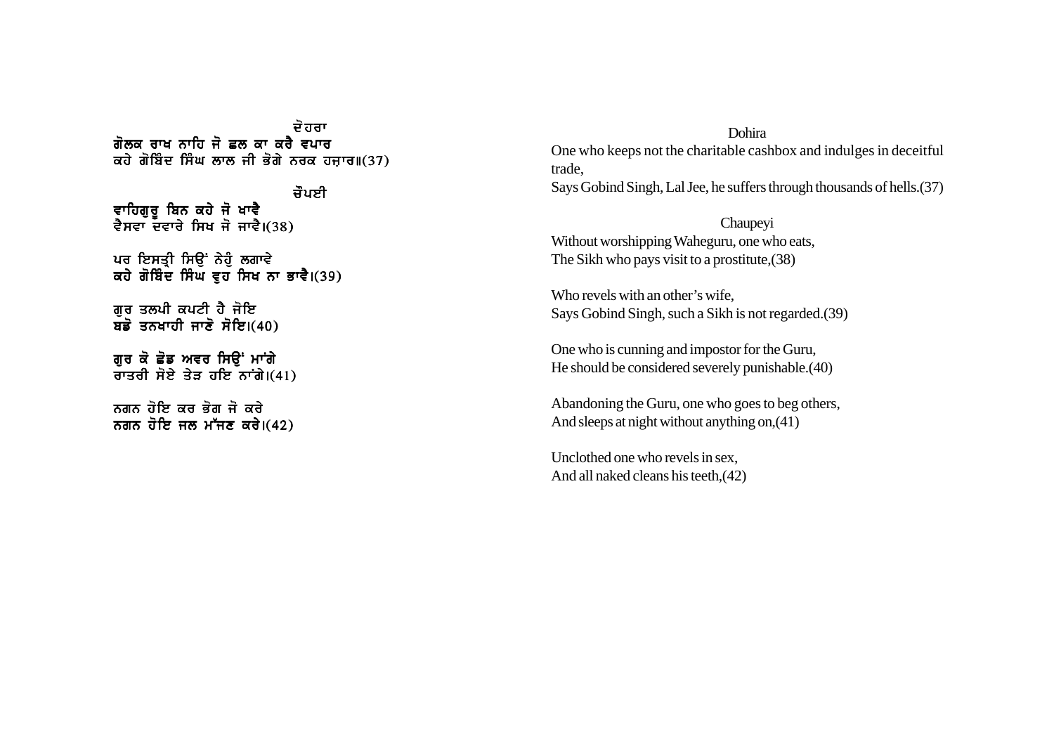ਦੋਹਰਾ

**ਗੋਲਕ ਰਾਖ ਨਾਹਿ ਜੋ ਛਲ ਕਾ ਕਰੈ ਵਪਾਰ**
ਕਹੇ ਗੋਬਿੰਦ ਸਿੰਘ ਲਾਲ ਜੀ ਭੋਗੇ ਨਰਕ ਹਜ਼ਾਰ॥(37)

ਚੌਪਈ

**ਵਾਹਿਗੁਰੂ ਬਿਨ ਕਹੇ ਜੋ ਖਾਵੈ**
ਵੈਸਵਾ ਦਵਾਰੇ ਸਿਖ ਜੋ ਜਾਵੈ।(38)

ਪਰ ਇਸਤ੍ਰੀ ਸਿਉਂ ਨੇਹੁੰ ਲਗਾਵੇ
**ਕਹੇ ਗੋਬਿੰਦ ਸਿੰਘ ਵੁਹ ਸਿਖ ਨਾ ਭਾਵੈ**।(39)

ਗੁਰ ਤਲਪੀ ਕਪਟੀ ਹੈ ਜੋਇ
**ਬਡੋ ਤਨਖਾਹੀ ਜਾਣੋ ਸੋਇ**।(40)

**ਗੁਰ ਕੋ ਛੋਡ ਅਵਰ ਸਿਉਂ ਮਾਂਗੇ**
ਰਾਤਰੀ ਸੋਏ ਤੇੜ ਹਇ ਨਾਂਗੇ।(41)

ਨਗਨ ਹੋਇ ਕਰ ਭੋਗ ਜੋ ਕਰੇ
**ਨਗਨ ਹੋਇ ਜਲ ਮੱਜਣ ਕਰੇ**।(42)

Dohira

One who keeps not the charitable cashbox and indulges in deceitful trade,
Says Gobind Singh, Lal Jee, he suffers through thousands of hells.(37)

Chaupeyi

Without worshipping Waheguru, one who eats,
The Sikh who pays visit to a prostitute,(38)

Who revels with an other's wife,
Says Gobind Singh, such a Sikh is not regarded.(39)

One who is cunning and impostor for the Guru,
He should be considered severely punishable.(40)

Abandoning the Guru, one who goes to beg others,
And sleeps at night without anything on,(41)

Unclothed one who revels in sex,
And all naked cleans his teeth,(42)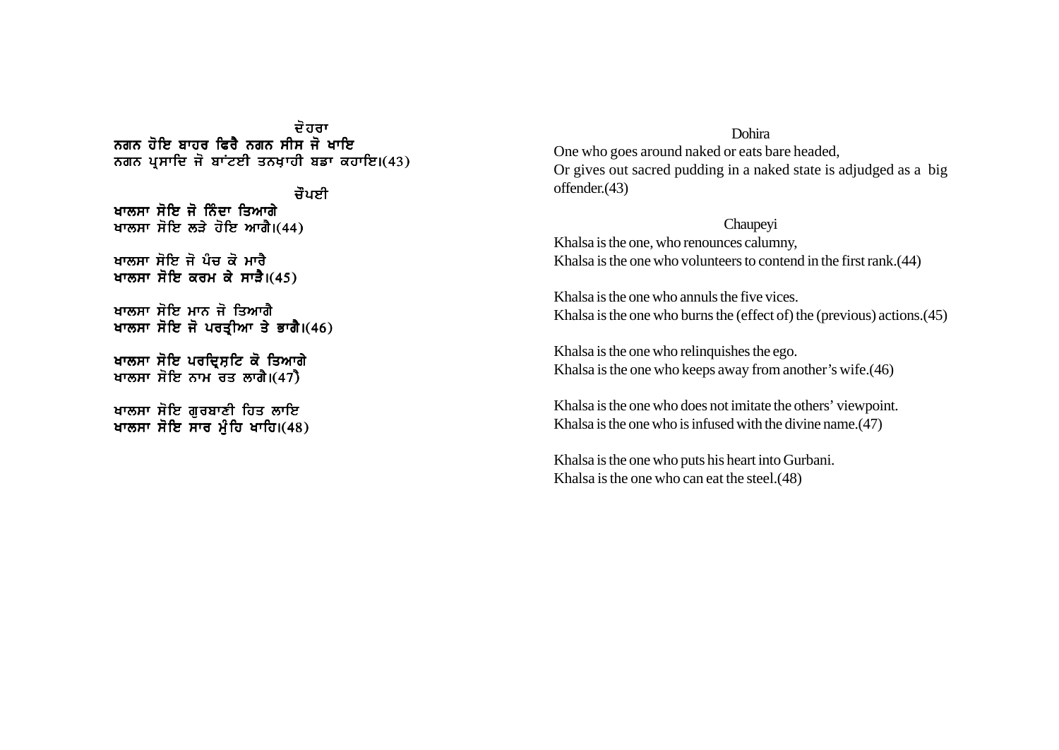ਦੋਹਰਾ

**ਨਗਨ ਹੋਇ ਬਾਹਰ ਫਿਰੈ ਨਗਨ ਸੀਸ ਜੋ ਖਾਇ**
ਨਗਨ ਪ੍ਰਸਾਦਿ ਜੋ ਬਾਂਟਈ ਤਨਖ਼ਾਹੀ ਬਡਾ ਕਹਾਇ।(43)

ਚੌਪਈ

**ਖਾਲਸਾ ਸੋਇ ਜੋ ਨਿੰਦਾ ਤਿਆਗੇ**
ਖਾਲਸਾ ਸੋਇ ਲੜੇ ਹੋਇ ਆਗੈ।(44)

ਖਾਲਸਾ ਸੋਇ ਜੋ ਪੰਚ ਕੋ ਮਾਰੈ
**ਖਾਲਸਾ ਸੋਇ ਕਰਮ ਕੇ ਸਾੜੈ।(45)**

ਖਾਲਸਾ ਸੋਇ ਮਾਨ ਜੋ ਤਿਆਗੈ
**ਖਾਲਸਾ ਸੋਇ ਜੋ ਪਰਤ੍ਰੀਆ ਤੇ ਭਾਗੈ।(46)**

**ਖਾਲਸਾ ਸੋਇ ਪਰਦ੍ਰਿਸ਼ਟਿ ਕੋ ਤਿਆਗੇ**
ਖਾਲਸਾ ਸੋਇ ਨਾਮ ਰਤ ਲਾਗੈ।(47)

ਖਾਲਸਾ ਸੋਇ ਗੁਰਬਾਣੀ ਹਿਤ ਲਾਇ
**ਖਾਲਸਾ ਸੋਇ ਸਾਰ ਮੁੰਹਿ ਖਾਹਿ।(48)**

Dohira

One who goes around naked or eats bare headed,
Or gives out sacred pudding in a naked state is adjudged as a big offender.(43)

Chaupeyi

Khalsa is the one, who renounces calumny,
Khalsa is the one who volunteers to contend in the first rank.(44)

Khalsa is the one who annuls the five vices.
Khalsa is the one who burns the (effect of) the (previous) actions.(45)

Khalsa is the one who relinquishes the ego.
Khalsa is the one who keeps away from another's wife.(46)

Khalsa is the one who does not imitate the others' viewpoint.
Khalsa is the one who is infused with the divine name.(47)

Khalsa is the one who puts his heart into Gurbani.
Khalsa is the one who can eat the steel.(48)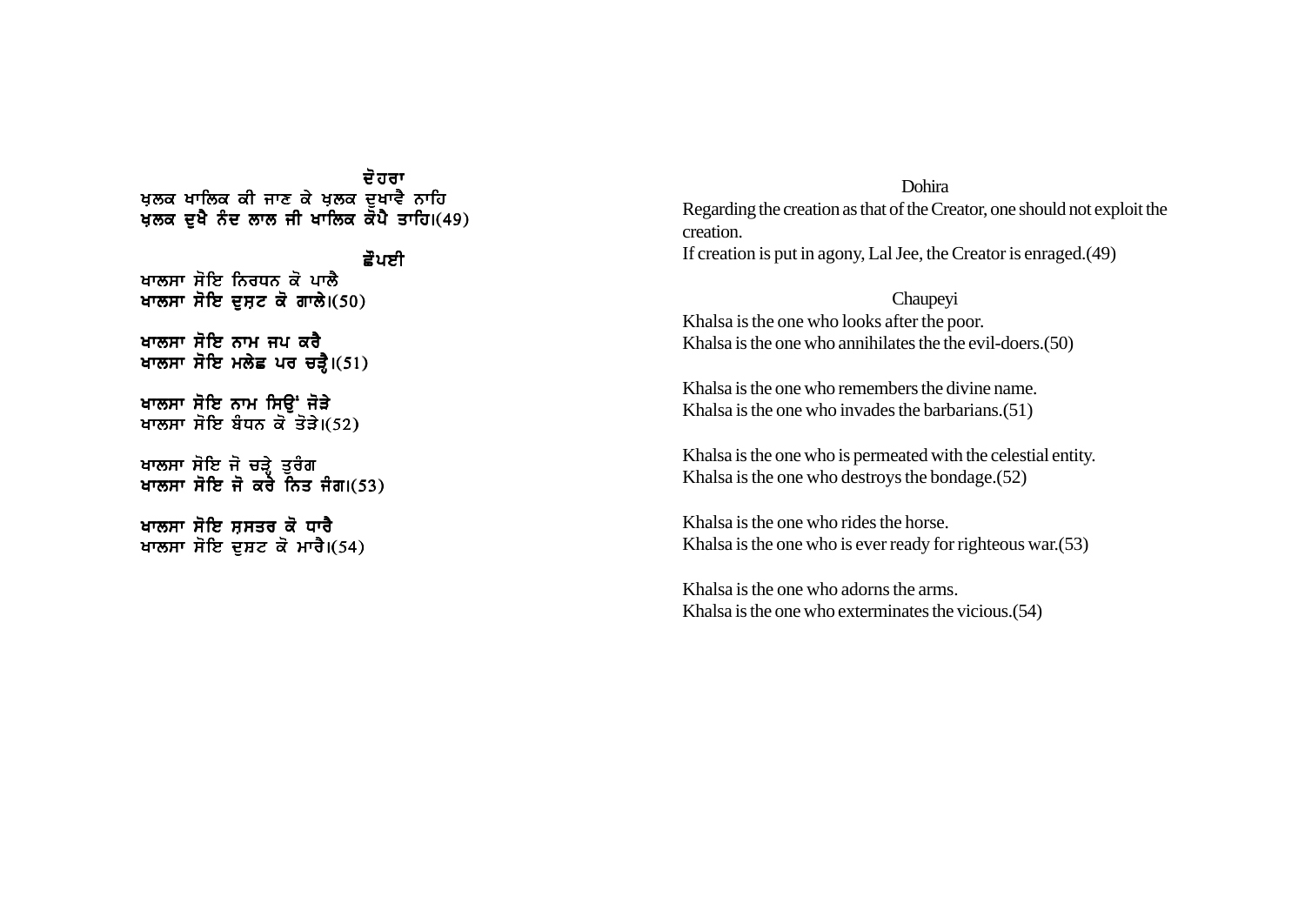ਦੋਹਰਾ

ਖ਼ਲਕ ਖਾਲਿਕ ਕੀ ਜਾਣ ਕੇ ਖ਼ਲਕ ਦੁਖਾਵੈ ਨਾਹਿ
ਖ਼ਲਕ ਦੁਖੈ ਨੰਦ ਲਾਲ ਜੀ ਖਾਲਿਕ ਕੋਪੈ ਤਾਹਿ।(49)

ਚੌਪਈ

ਖਾਲਸਾ ਸੋਇ ਨਿਰਧਨ ਕੋ ਪਾਲੈ
ਖਾਲਸਾ ਸੋਇ ਦੁਸ਼ਟ ਕੋ ਗਾਲੇ।(50)

ਖਾਲਸਾ ਸੋਇ ਨਾਮ ਜਪ ਕਰੈ
ਖਾਲਸਾ ਸੋਇ ਮਲੇਛ ਪਰ ਚੜ੍ਹੈ।(51)

ਖਾਲਸਾ ਸੋਇ ਨਾਮ ਸਿਉਂ ਜੋੜੇ
ਖਾਲਸਾ ਸੋਇ ਬੰਧਨ ਕੋ ਤੋੜੇ।(52)

ਖਾਲਸਾ ਸੋਇ ਜੋ ਚੜ੍ਹੇ ਤੁਰੰਗ
ਖਾਲਸਾ ਸੋਇ ਜੋ ਕਰੇ ਨਿਤ ਜੰਗ।(53)

ਖਾਲਸਾ ਸੋਇ ਸ਼ਸਤਰ ਕੋ ਧਾਰੈ
ਖਾਲਸਾ ਸੋਇ ਦੁਸ਼ਟ ਕੋ ਮਾਰੈ।(54)

Dohira

Regarding the creation as that of the Creator, one should not exploit the creation.
If creation is put in agony, Lal Jee, the Creator is enraged.(49)

Chaupeyi

Khalsa is the one who looks after the poor.
Khalsa is the one who annihilates the the evil-doers.(50)

Khalsa is the one who remembers the divine name.
Khalsa is the one who invades the barbarians.(51)

Khalsa is the one who is permeated with the celestial entity.
Khalsa is the one who destroys the bondage.(52)

Khalsa is the one who rides the horse.
Khalsa is the one who is ever ready for righteous war.(53)

Khalsa is the one who adorns the arms.
Khalsa is the one who exterminates the vicious.(54)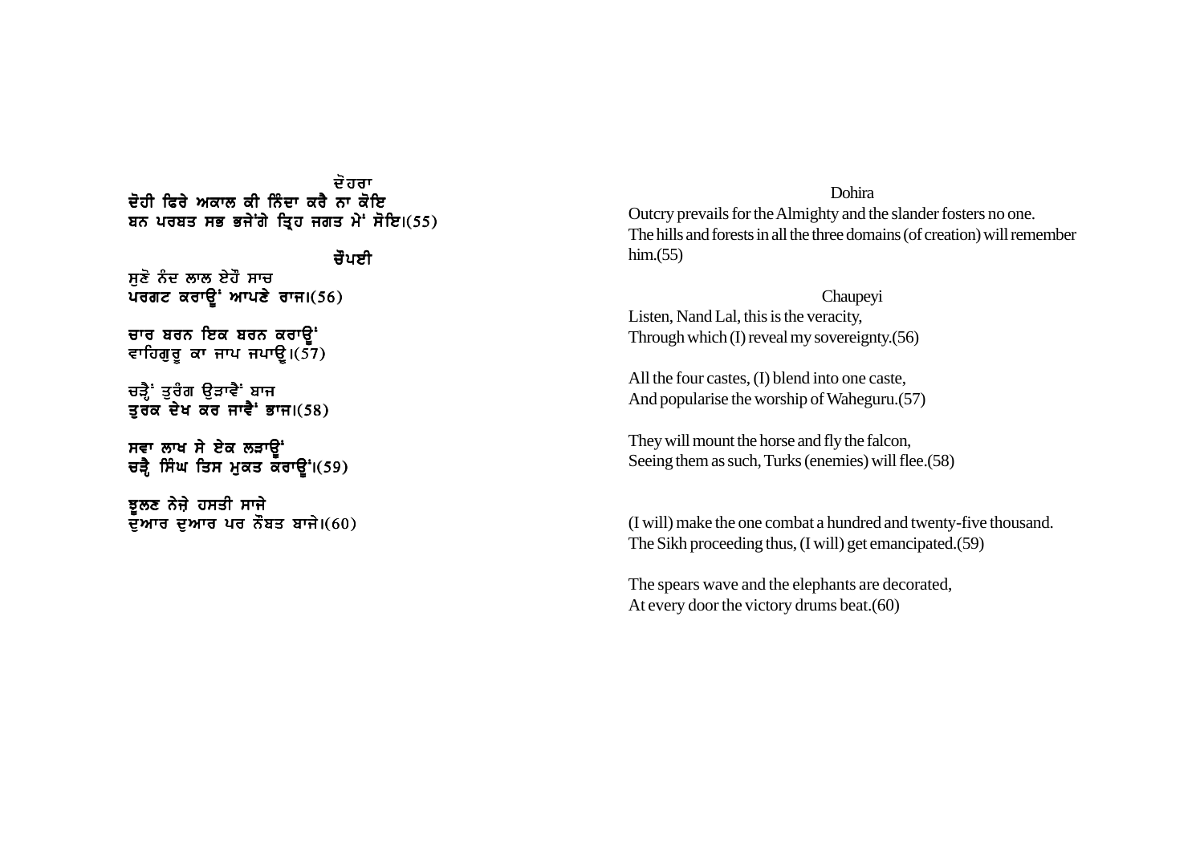ਦੋਹਰਾ

ਦੋਹੀ ਫਿਰੇ ਅਕਾਲ ਕੀ ਨਿੰਦਾ ਕਰੈ ਨਾ ਕੋਇ
ਬਨ ਪਰਬਤ ਸਭ ਭਜੇਂਗੇ ਤ੍ਰਿਹ ਜਗਤ ਮੇਂ ਸੋਇ।(55)

ਚੌਪਈ

ਸੁਣੋ ਨੰਦ ਲਾਲ ਏਹੋ ਸਾਚ
ਪਰਗਟ ਕਰਾਊਂ ਆਪਨੇ ਰਾਜ।(56)

ਚਾਰ ਬਰਨ ਇਕ ਬਰਨ ਕਰਾਊਂ
ਵਾਹਿਗੁਰੂ ਕਾ ਜਾਪ ਜਪਾਊ।(57)

ਚੜ੍ਹੈਂ ਤੁਰੰਗ ਉੜਾਵੈਂ ਬਾਜ
ਤੁਰਕ ਦੇਖ ਕਰ ਜਾਵੈਂ ਭਾਜ।(58)

ਸਵਾ ਲਾਖ ਸੇ ਏਕ ਲੜਾਊਂ
ਚੜ੍ਹੈ ਸਿੰਘ ਤਿਸ ਮੁਕਤ ਕਰਾਊਂ।(59)

ਝੂਲਣ ਨੇਜ਼ੇ ਹਸਤੀ ਸਾਜੇ
ਦੁਆਰ ਦੁਆਰ ਪਰ ਨੌਬਤ ਬਾਜੇ।(60)

Dohira

Outcry prevails for the Almighty and the slander fosters no one.
The hills and forests in all the three domains (of creation) will remember him.(55)

Chaupeyi

Listen, Nand Lal, this is the veracity,
Through which (I) reveal my sovereignty.(56)

All the four castes, (I) blend into one caste,
And popularise the worship of Waheguru.(57)

They will mount the horse and fly the falcon,
Seeing them as such, Turks (enemies) will flee.(58)

(I will) make the one combat a hundred and twenty-five thousand.
The Sikh proceeding thus, (I will) get emancipated.(59)

The spears wave and the elephants are decorated,
At every door the victory drums beat.(60)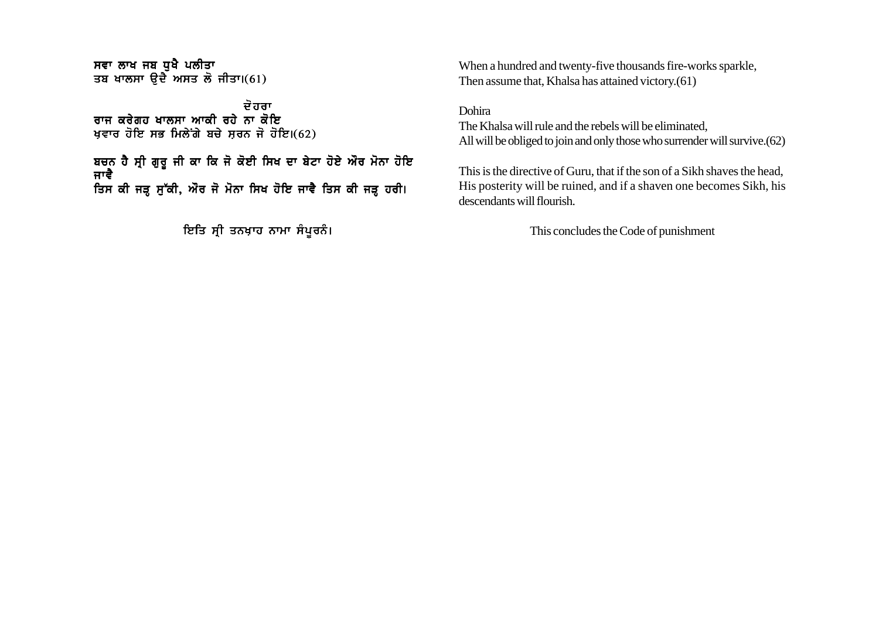ਸਵਾ ਲਾਖ ਜਬ ਧੁਖੈ ਪਲੀਤਾ
ਤਬ ਖਾਲਸਾ ਉਦੈ ਅਸਤ ਲੋ ਜੀਤਾ।(61)

When a hundred and twenty-five thousands fire-works sparkle,
Then assume that, Khalsa has attained victory.(61)

ਦੋਹਰਾ

ਰਾਜ ਕਰੇਗਹ ਖਾਲਸਾ ਆਕੀ ਰਹੇ ਨਾ ਕੋਇ
ਖ਼ਵਾਰ ਹੋਇ ਸਭ ਮਿਲੇਂਗੇ ਬਚੇ ਸ਼ਰਨ ਜੋ ਹੋਇ।(62)

Dohira

The Khalsa will rule and the rebels will be eliminated,
All will be obliged to join and only those who surrender will survive.(62)

ਬਚਨ ਹੈ ਸ੍ਰੀ ਗੁਰੂ ਜੀ ਕਾ ਕਿ ਜੋ ਕੋਈ ਸਿਖ ਦਾ ਬੇਟਾ ਹੋਏ ਔਰ ਮੋਨਾ ਹੋਇ ਜਾਵੈ
ਤਿਸ ਕੀ ਜੜ੍ਹ ਸੁੱਕੀ, ਔਰ ਜੋ ਮੋਨਾ ਸਿਖ ਹੋਇ ਜਾਵੈ ਤਿਸ ਕੀ ਜੜ੍ਹ ਹਰੀ।

This is the directive of Guru, that if the son of a Sikh shaves the head,
His posterity will be ruined, and if a shaven one becomes Sikh, his descendants will flourish.

ਇਤਿ ਸ੍ਰੀ ਤਨਖ਼ਾਹ ਨਾਮਾ ਸੰਪੂਰਨੰ।

This concludes the Code of punishment